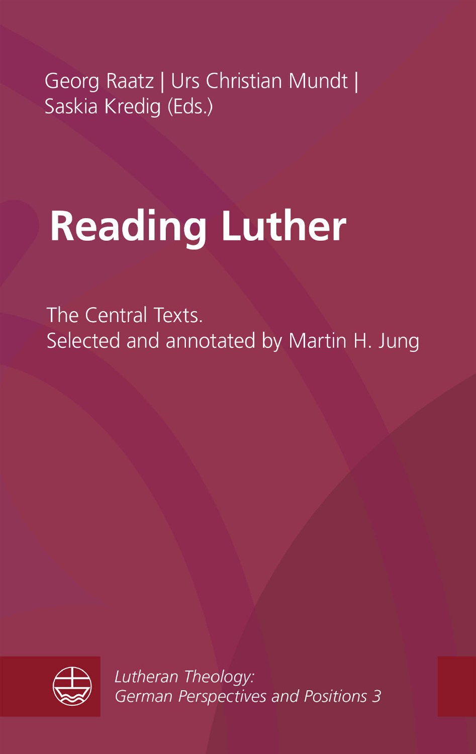Georg Raatz | Urs Christian Mundt | Saskia Kredig (Eds.)

# Reading Luther

The Central Texts.
Selected and annotated by Martin H. Jung

*Lutheran Theology: German Perspectives and Positions 3*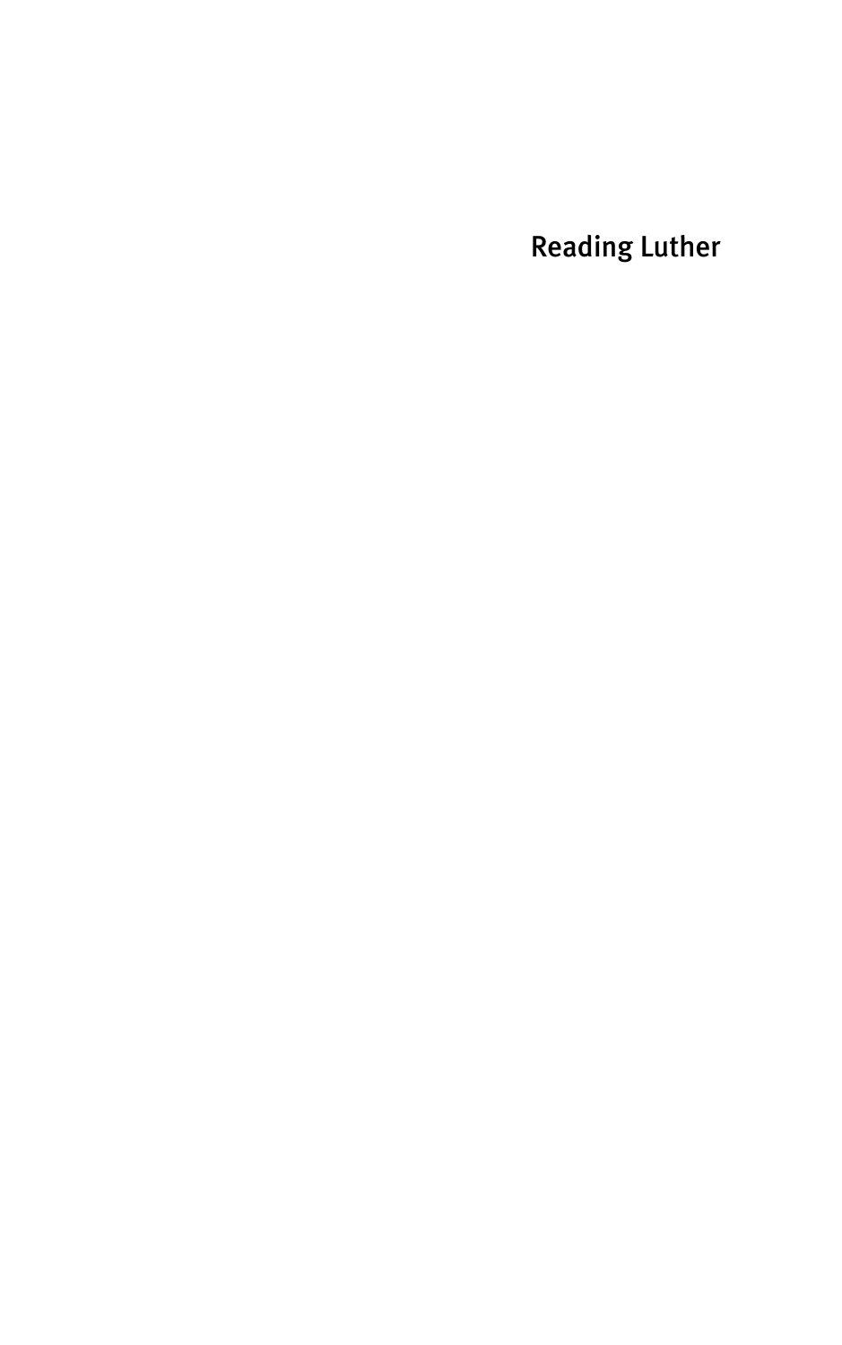# Reading Luther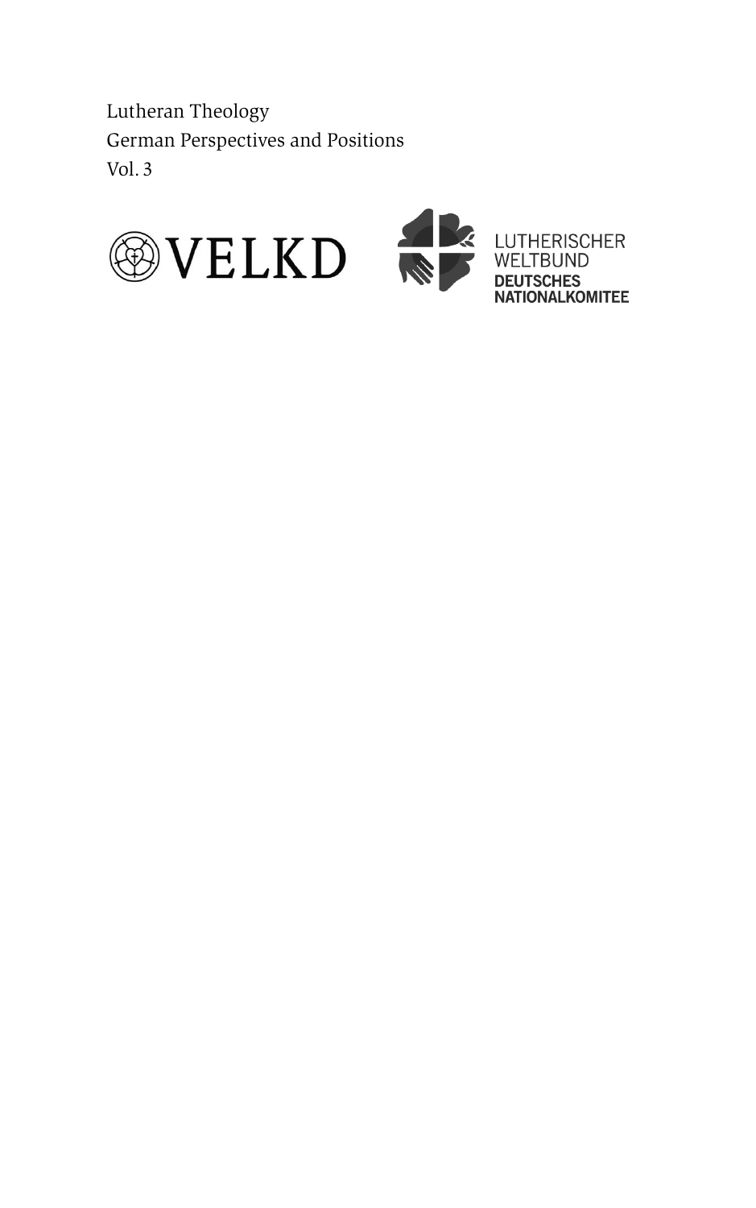Lutheran Theology
German Perspectives and Positions
Vol. 3

VELKD

LUTHERISCHER
WELTBUND
DEUTSCHES
NATIONALKOMITEE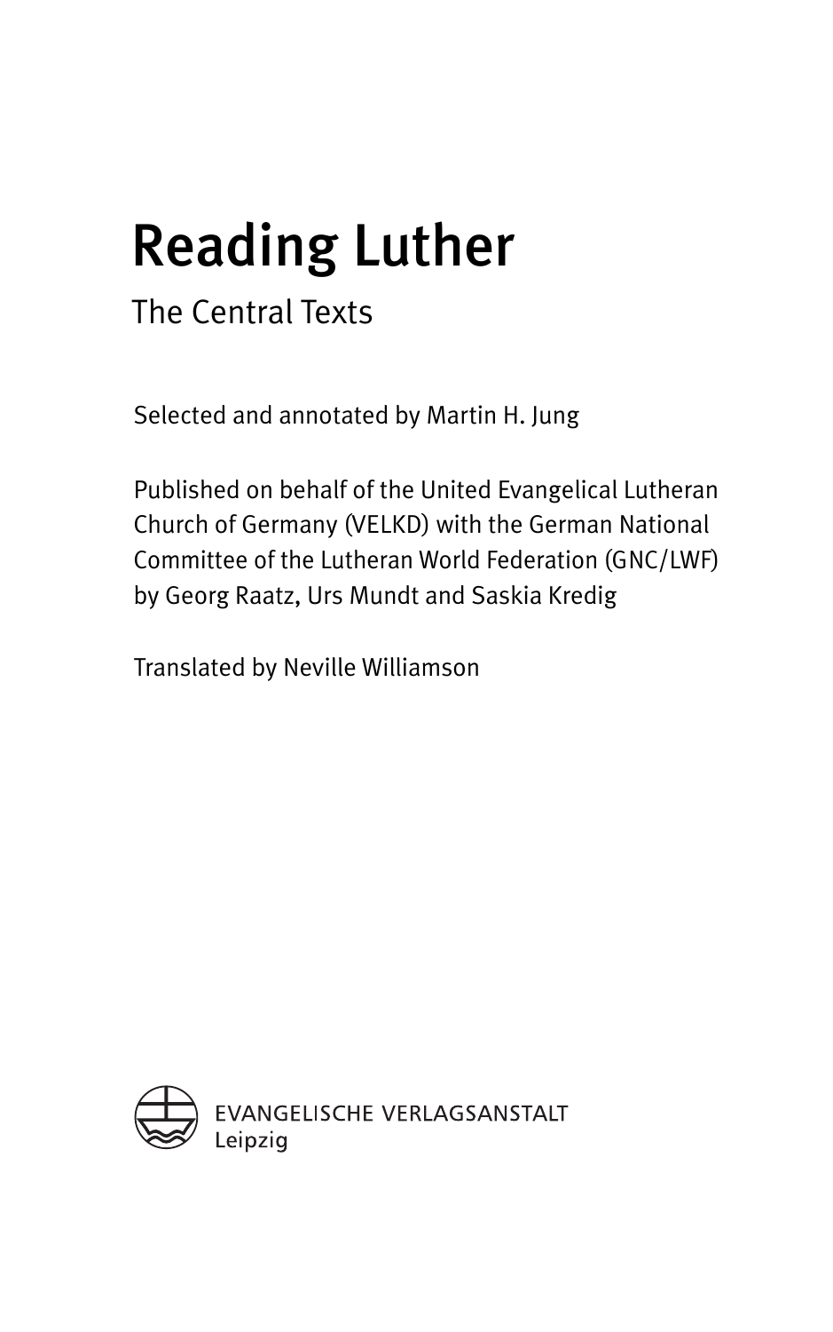# Reading Luther

## The Central Texts

Selected and annotated by Martin H. Jung

Published on behalf of the United Evangelical Lutheran Church of Germany (VELKD) with the German National Committee of the Lutheran World Federation (GNC/LWF) by Georg Raatz, Urs Mundt and Saskia Kredig

Translated by Neville Williamson

EVANGELISCHE VERLAGSANSTALT
Leipzig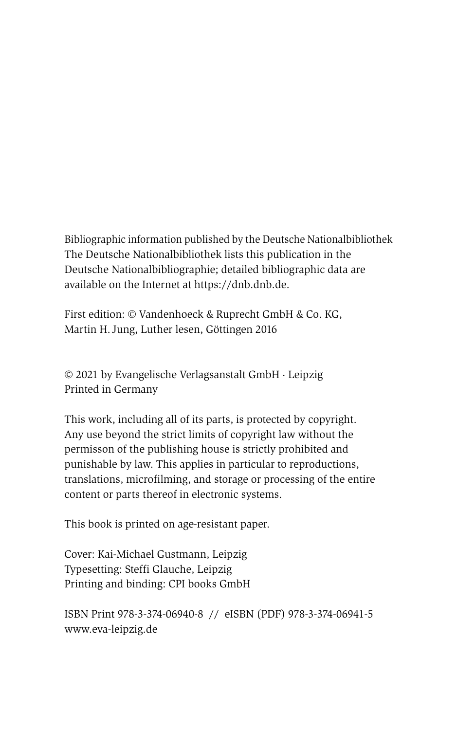Bibliographic information published by the Deutsche Nationalbibliothek
The Deutsche Nationalbibliothek lists this publication in the Deutsche Nationalbibliographie; detailed bibliographic data are available on the Internet at https://dnb.dnb.de.

First edition: © Vandenhoeck & Ruprecht GmbH & Co. KG, Martin H. Jung, Luther lesen, Göttingen 2016

© 2021 by Evangelische Verlagsanstalt GmbH · Leipzig
Printed in Germany

This work, including all of its parts, is protected by copyright. Any use beyond the strict limits of copyright law without the permisson of the publishing house is strictly prohibited and punishable by law. This applies in particular to reproductions, translations, microfilming, and storage or processing of the entire content or parts thereof in electronic systems.

This book is printed on age-resistant paper.

Cover: Kai-Michael Gustmann, Leipzig
Typesetting: Steffi Glauche, Leipzig
Printing and binding: CPI books GmbH

ISBN Print 978-3-374-06940-8 // eISBN (PDF) 978-3-374-06941-5
www.eva-leipzig.de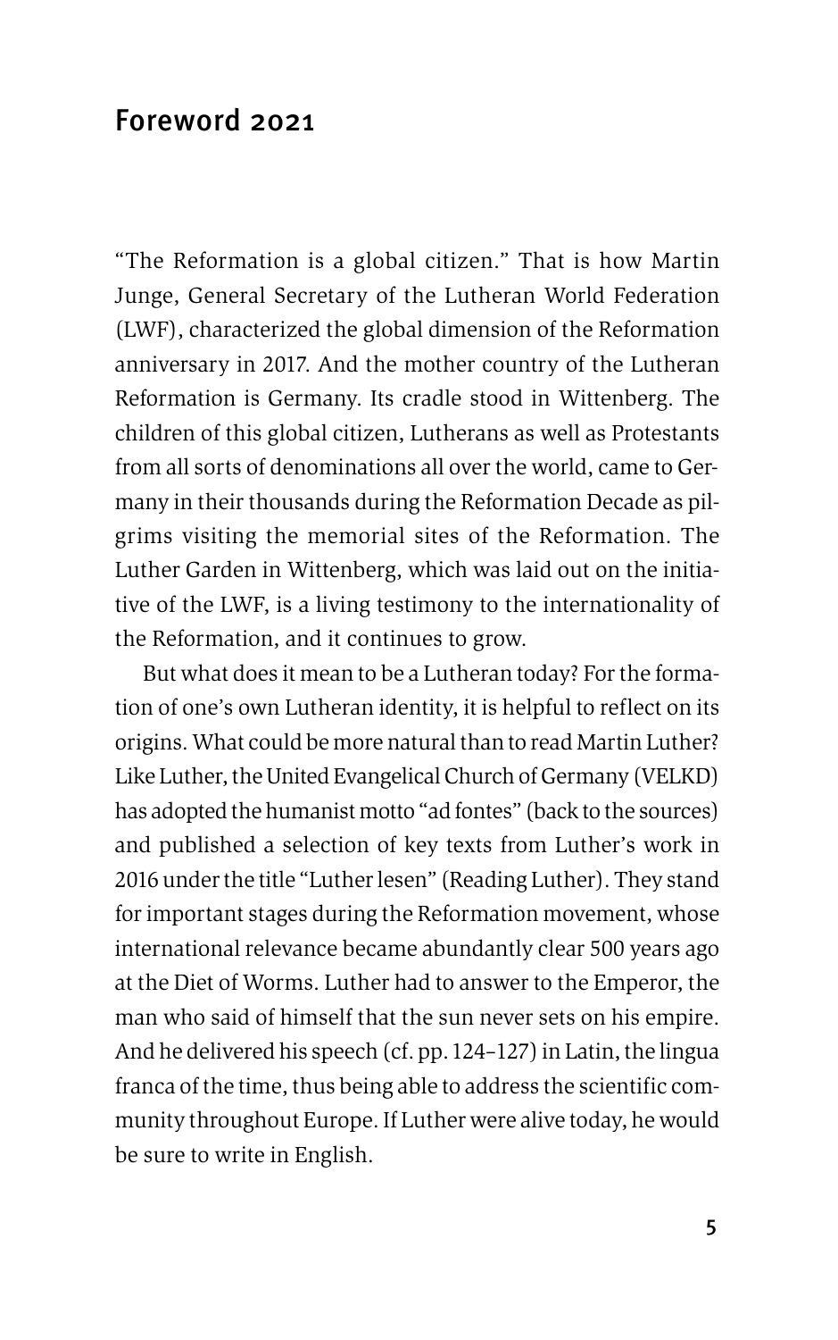## Foreword 2021

"The Reformation is a global citizen." That is how Martin Junge, General Secretary of the Lutheran World Federation (LWF), characterized the global dimension of the Reformation anniversary in 2017. And the mother country of the Lutheran Reformation is Germany. Its cradle stood in Wittenberg. The children of this global citizen, Lutherans as well as Protestants from all sorts of denominations all over the world, came to Germany in their thousands during the Reformation Decade as pilgrims visiting the memorial sites of the Reformation. The Luther Garden in Wittenberg, which was laid out on the initiative of the LWF, is a living testimony to the internationality of the Reformation, and it continues to grow.

But what does it mean to be a Lutheran today? For the formation of one's own Lutheran identity, it is helpful to reflect on its origins. What could be more natural than to read Martin Luther? Like Luther, the United Evangelical Church of Germany (VELKD) has adopted the humanist motto "ad fontes" (back to the sources) and published a selection of key texts from Luther's work in 2016 under the title "Luther lesen" (Reading Luther). They stand for important stages during the Reformation movement, whose international relevance became abundantly clear 500 years ago at the Diet of Worms. Luther had to answer to the Emperor, the man who said of himself that the sun never sets on his empire. And he delivered his speech (cf. pp. 124–127) in Latin, the lingua franca of the time, thus being able to address the scientific community throughout Europe. If Luther were alive today, he would be sure to write in English.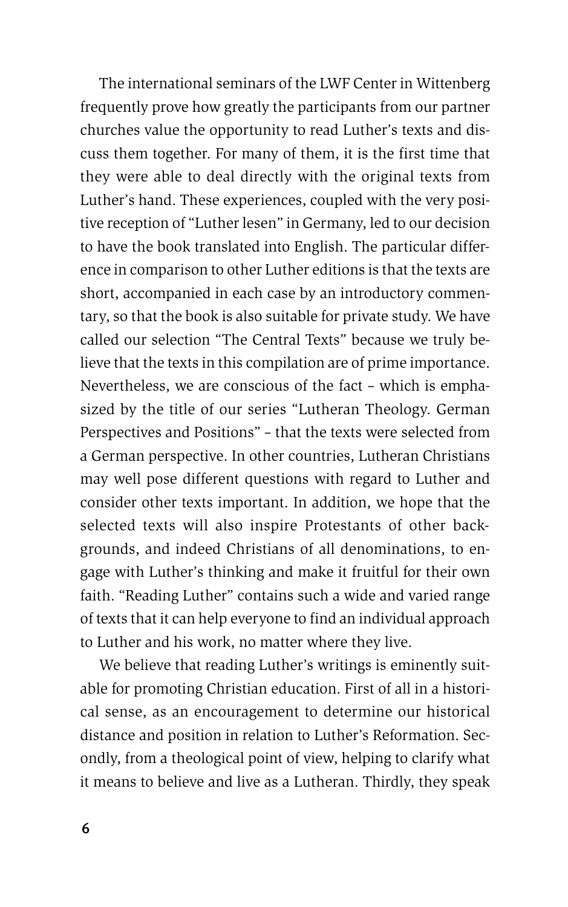The international seminars of the LWF Center in Wittenberg frequently prove how greatly the participants from our partner churches value the opportunity to read Luther's texts and discuss them together. For many of them, it is the first time that they were able to deal directly with the original texts from Luther's hand. These experiences, coupled with the very positive reception of "Luther lesen" in Germany, led to our decision to have the book translated into English. The particular difference in comparison to other Luther editions is that the texts are short, accompanied in each case by an introductory commentary, so that the book is also suitable for private study. We have called our selection "The Central Texts" because we truly believe that the texts in this compilation are of prime importance. Nevertheless, we are conscious of the fact – which is emphasized by the title of our series "Lutheran Theology. German Perspectives and Positions" – that the texts were selected from a German perspective. In other countries, Lutheran Christians may well pose different questions with regard to Luther and consider other texts important. In addition, we hope that the selected texts will also inspire Protestants of other backgrounds, and indeed Christians of all denominations, to engage with Luther's thinking and make it fruitful for their own faith. "Reading Luther" contains such a wide and varied range of texts that it can help everyone to find an individual approach to Luther and his work, no matter where they live.

We believe that reading Luther's writings is eminently suitable for promoting Christian education. First of all in a historical sense, as an encouragement to determine our historical distance and position in relation to Luther's Reformation. Secondly, from a theological point of view, helping to clarify what it means to believe and live as a Lutheran. Thirdly, they speak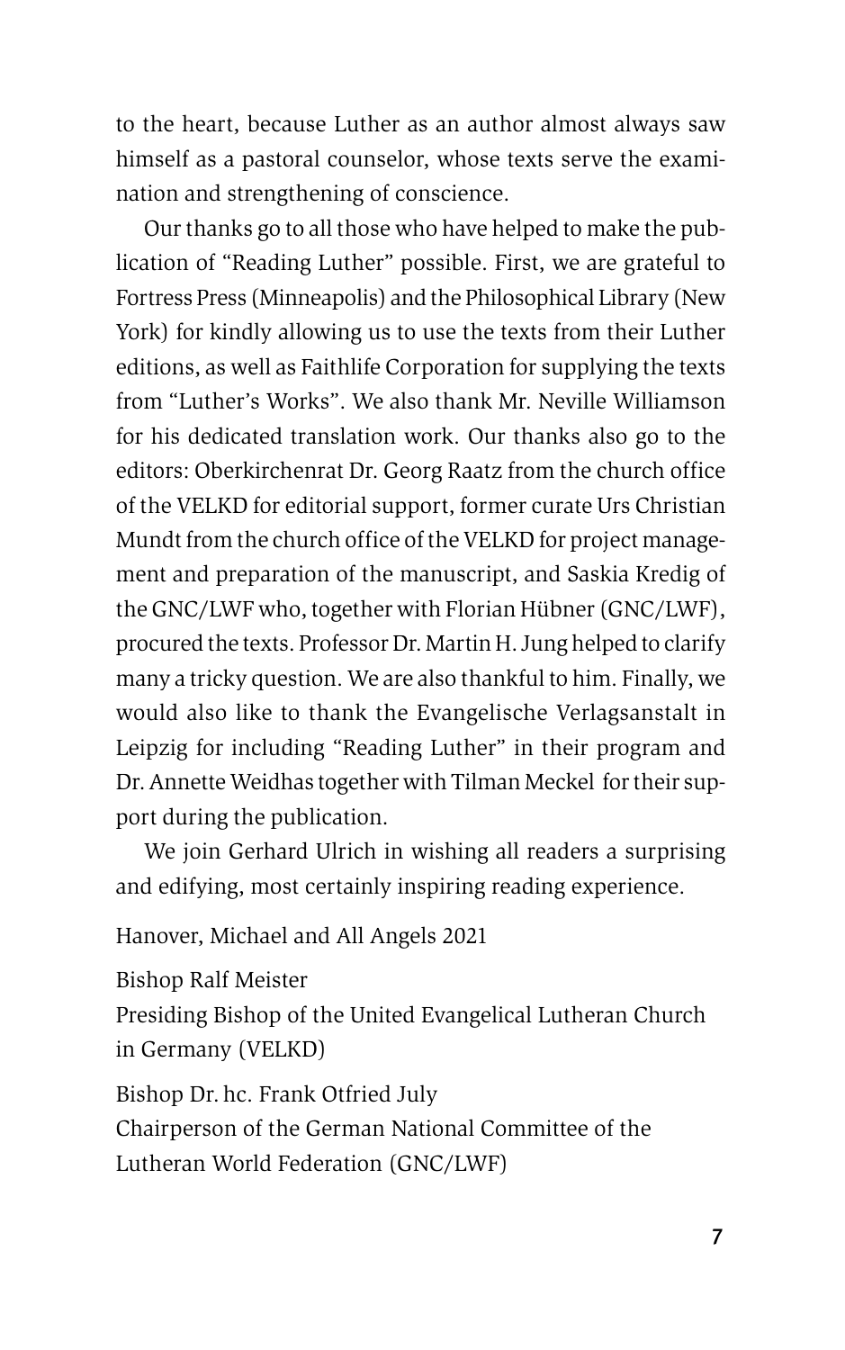to the heart, because Luther as an author almost always saw himself as a pastoral counselor, whose texts serve the examination and strengthening of conscience.

Our thanks go to all those who have helped to make the publication of "Reading Luther" possible. First, we are grateful to Fortress Press (Minneapolis) and the Philosophical Library (New York) for kindly allowing us to use the texts from their Luther editions, as well as Faithlife Corporation for supplying the texts from "Luther's Works". We also thank Mr. Neville Williamson for his dedicated translation work. Our thanks also go to the editors: Oberkirchenrat Dr. Georg Raatz from the church office of the VELKD for editorial support, former curate Urs Christian Mundt from the church office of the VELKD for project management and preparation of the manuscript, and Saskia Kredig of the GNC/LWF who, together with Florian Hübner (GNC/LWF), procured the texts. Professor Dr. Martin H. Jung helped to clarify many a tricky question. We are also thankful to him. Finally, we would also like to thank the Evangelische Verlagsanstalt in Leipzig for including "Reading Luther" in their program and Dr. Annette Weidhas together with Tilman Meckel for their support during the publication.

We join Gerhard Ulrich in wishing all readers a surprising and edifying, most certainly inspiring reading experience.

Hanover, Michael and All Angels 2021

Bishop Ralf Meister
Presiding Bishop of the United Evangelical Lutheran Church in Germany (VELKD)

Bishop Dr. hc. Frank Otfried July
Chairperson of the German National Committee of the Lutheran World Federation (GNC/LWF)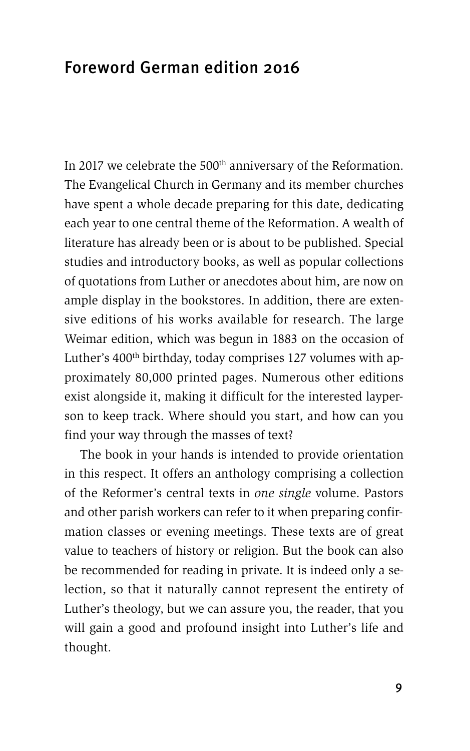## Foreword German edition 2016

In 2017 we celebrate the 500th anniversary of the Reformation. The Evangelical Church in Germany and its member churches have spent a whole decade preparing for this date, dedicating each year to one central theme of the Reformation. A wealth of literature has already been or is about to be published. Special studies and introductory books, as well as popular collections of quotations from Luther or anecdotes about him, are now on ample display in the bookstores. In addition, there are extensive editions of his works available for research. The large Weimar edition, which was begun in 1883 on the occasion of Luther's 400th birthday, today comprises 127 volumes with approximately 80,000 printed pages. Numerous other editions exist alongside it, making it difficult for the interested layperson to keep track. Where should you start, and how can you find your way through the masses of text?

The book in your hands is intended to provide orientation in this respect. It offers an anthology comprising a collection of the Reformer's central texts in *one single* volume. Pastors and other parish workers can refer to it when preparing confirmation classes or evening meetings. These texts are of great value to teachers of history or religion. But the book can also be recommended for reading in private. It is indeed only a selection, so that it naturally cannot represent the entirety of Luther's theology, but we can assure you, the reader, that you will gain a good and profound insight into Luther's life and thought.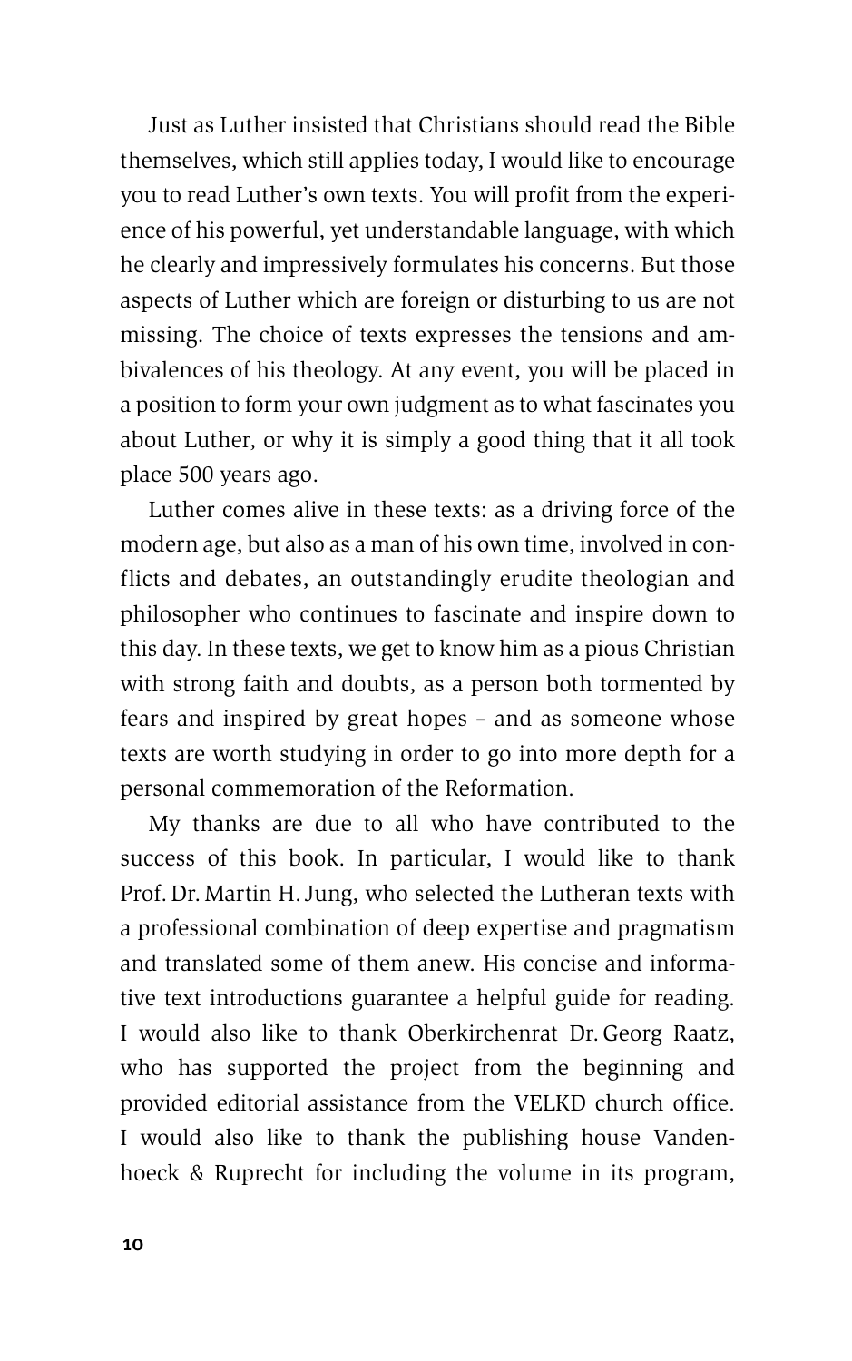Just as Luther insisted that Christians should read the Bible themselves, which still applies today, I would like to encourage you to read Luther's own texts. You will profit from the experience of his powerful, yet understandable language, with which he clearly and impressively formulates his concerns. But those aspects of Luther which are foreign or disturbing to us are not missing. The choice of texts expresses the tensions and ambivalences of his theology. At any event, you will be placed in a position to form your own judgment as to what fascinates you about Luther, or why it is simply a good thing that it all took place 500 years ago.

Luther comes alive in these texts: as a driving force of the modern age, but also as a man of his own time, involved in conflicts and debates, an outstandingly erudite theologian and philosopher who continues to fascinate and inspire down to this day. In these texts, we get to know him as a pious Christian with strong faith and doubts, as a person both tormented by fears and inspired by great hopes – and as someone whose texts are worth studying in order to go into more depth for a personal commemoration of the Reformation.

My thanks are due to all who have contributed to the success of this book. In particular, I would like to thank Prof. Dr. Martin H. Jung, who selected the Lutheran texts with a professional combination of deep expertise and pragmatism and translated some of them anew. His concise and informative text introductions guarantee a helpful guide for reading. I would also like to thank Oberkirchenrat Dr. Georg Raatz, who has supported the project from the beginning and provided editorial assistance from the VELKD church office. I would also like to thank the publishing house Vandenhoeck & Ruprecht for including the volume in its program,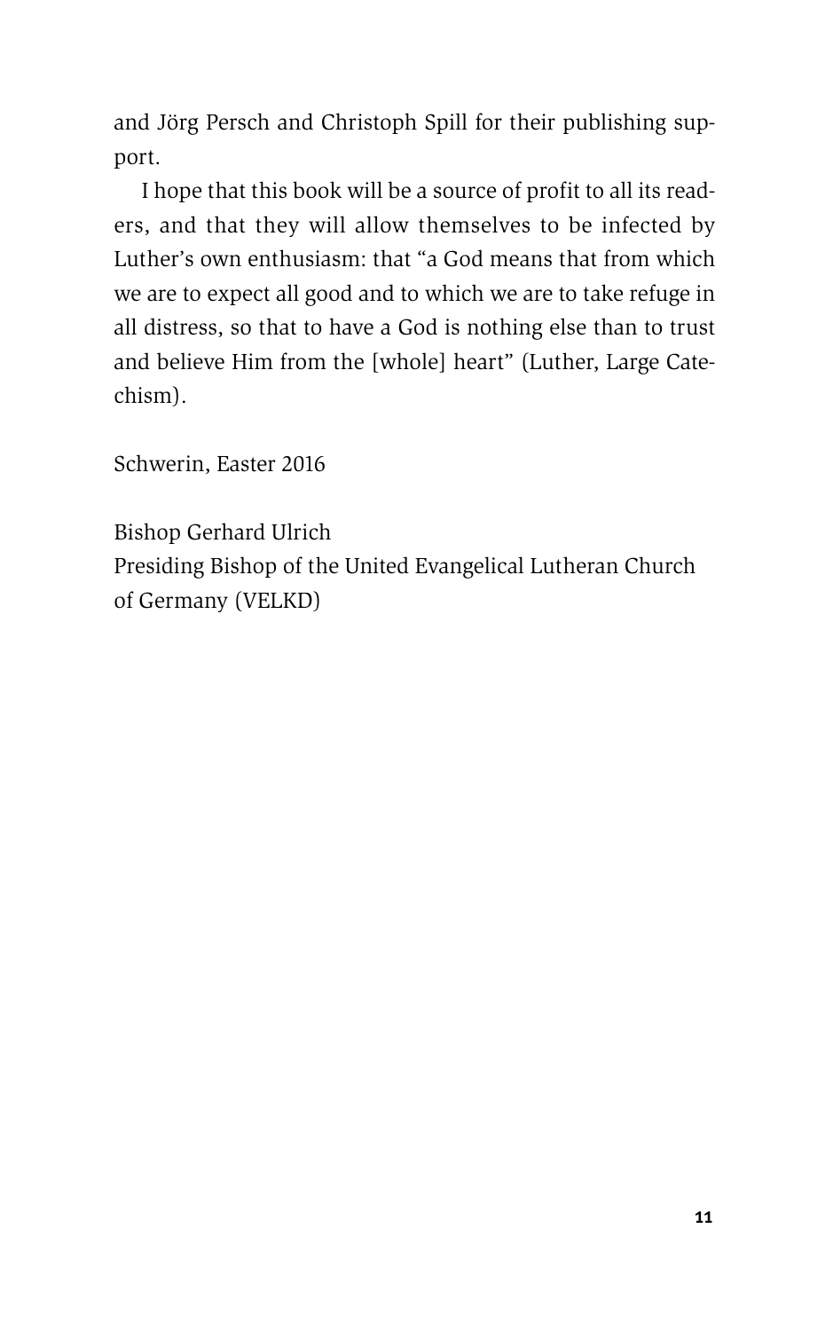and Jörg Persch and Christoph Spill for their publishing support.

I hope that this book will be a source of profit to all its readers, and that they will allow themselves to be infected by Luther's own enthusiasm: that "a God means that from which we are to expect all good and to which we are to take refuge in all distress, so that to have a God is nothing else than to trust and believe Him from the [whole] heart" (Luther, Large Catechism).

Schwerin, Easter 2016

Bishop Gerhard Ulrich
Presiding Bishop of the United Evangelical Lutheran Church of Germany (VELKD)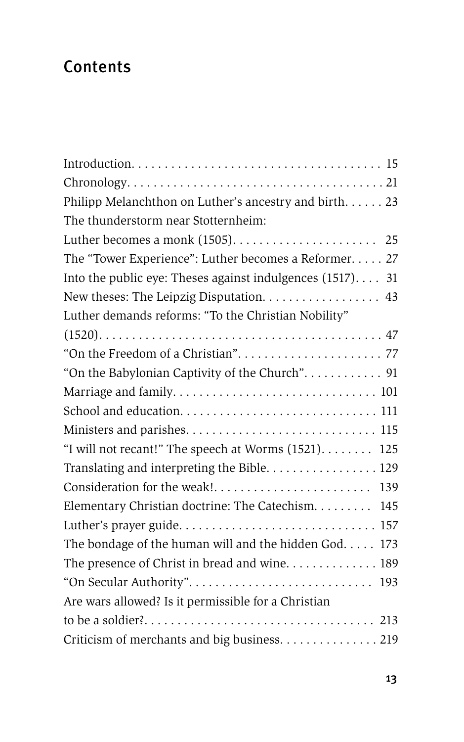# Contents

Introduction. . . . . . . . . . . . . . . . . . . . . . . . . . . . . . . . . . . . . . 15
Chronology. . . . . . . . . . . . . . . . . . . . . . . . . . . . . . . . . . . . . . 21
Philipp Melanchthon on Luther's ancestry and birth. . . . . . 23
The thunderstorm near Stotternheim:
Luther becomes a monk (1505). . . . . . . . . . . . . . . . . . . . . . 25
The "Tower Experience": Luther becomes a Reformer. . . . . 27
Into the public eye: Theses against indulgences (1517). . . . 31
New theses: The Leipzig Disputation. . . . . . . . . . . . . . . . . . 43
Luther demands reforms: "To the Christian Nobility"
(1520). . . . . . . . . . . . . . . . . . . . . . . . . . . . . . . . . . . . . . . . . . 47
"On the Freedom of a Christian". . . . . . . . . . . . . . . . . . . . . . 77
"On the Babylonian Captivity of the Church". . . . . . . . . . . . 91
Marriage and family. . . . . . . . . . . . . . . . . . . . . . . . . . . . . . 101
School and education. . . . . . . . . . . . . . . . . . . . . . . . . . . . . 111
Ministers and parishes. . . . . . . . . . . . . . . . . . . . . . . . . . . . 115
"I will not recant!" The speech at Worms (1521). . . . . . . . 125
Translating and interpreting the Bible. . . . . . . . . . . . . . . . 129
Consideration for the weak!. . . . . . . . . . . . . . . . . . . . . . . . 139
Elementary Christian doctrine: The Catechism. . . . . . . . . 145
Luther's prayer guide. . . . . . . . . . . . . . . . . . . . . . . . . . . . . 157
The bondage of the human will and the hidden God. . . . . 173
The presence of Christ in bread and wine. . . . . . . . . . . . . . 189
"On Secular Authority". . . . . . . . . . . . . . . . . . . . . . . . . . . . 193
Are wars allowed? Is it permissible for a Christian
to be a soldier?. . . . . . . . . . . . . . . . . . . . . . . . . . . . . . . . . . 213
Criticism of merchants and big business. . . . . . . . . . . . . . . 219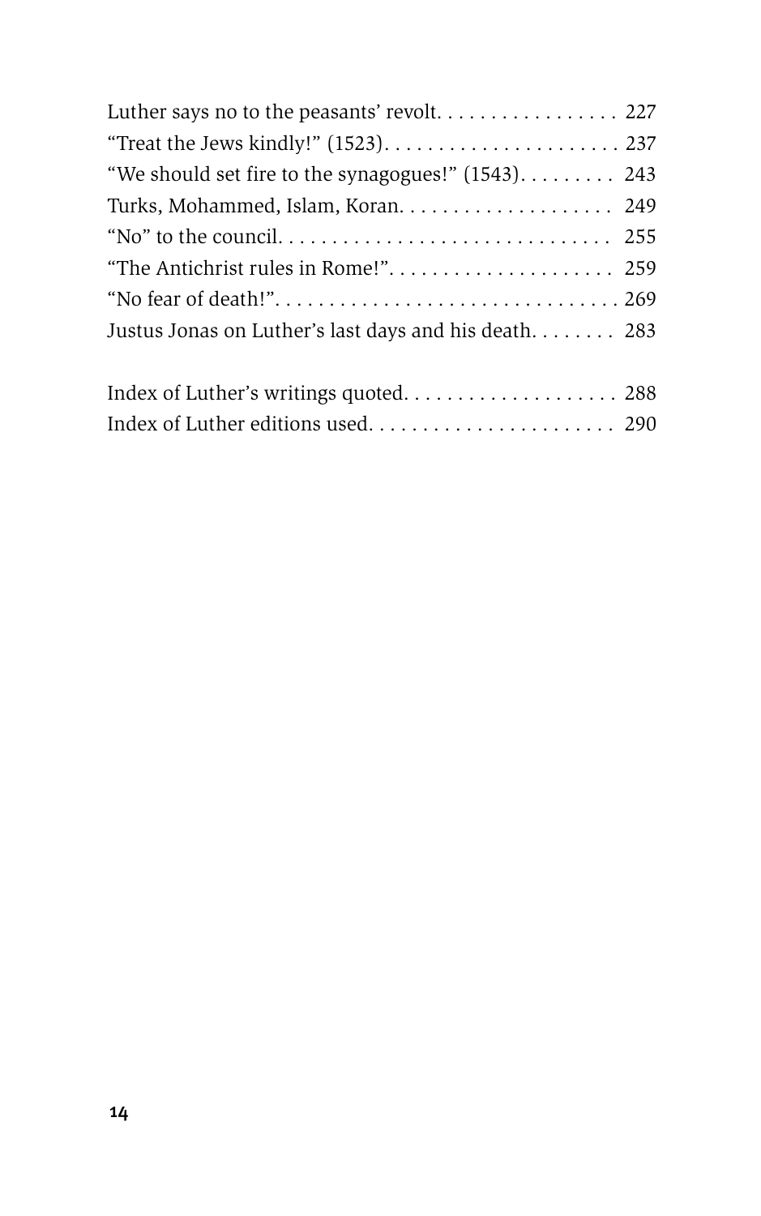Luther says no to the peasants' revolt. . . . . . . . . . . . . . . . . 227
"Treat the Jews kindly!" (1523). . . . . . . . . . . . . . . . . . . . . . 237
"We should set fire to the synagogues!" (1543). . . . . . . . . 243
Turks, Mohammed, Islam, Koran. . . . . . . . . . . . . . . . . . . . 249
"No" to the council. . . . . . . . . . . . . . . . . . . . . . . . . . . . . . 255
"The Antichrist rules in Rome!". . . . . . . . . . . . . . . . . . . . . 259
"No fear of death!". . . . . . . . . . . . . . . . . . . . . . . . . . . . . . . 269
Justus Jonas on Luther's last days and his death. . . . . . . . 283

Index of Luther's writings quoted. . . . . . . . . . . . . . . . . . . . 288
Index of Luther editions used. . . . . . . . . . . . . . . . . . . . . . . 290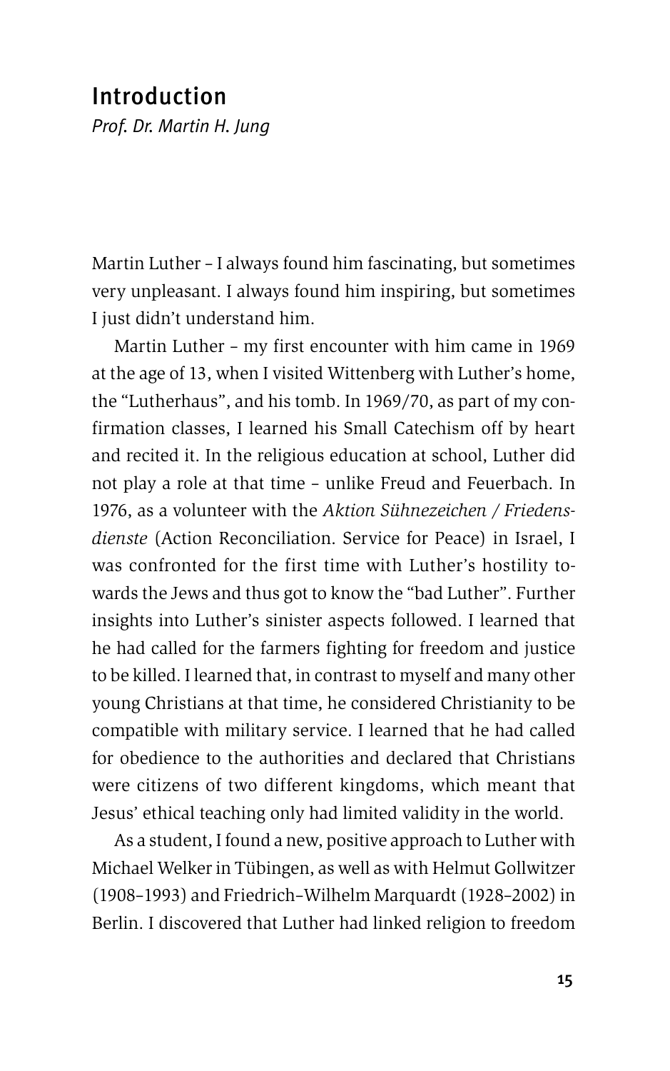# Introduction

*Prof. Dr. Martin H. Jung*

Martin Luther – I always found him fascinating, but sometimes very unpleasant. I always found him inspiring, but sometimes I just didn't understand him.

Martin Luther – my first encounter with him came in 1969 at the age of 13, when I visited Wittenberg with Luther's home, the "Lutherhaus", and his tomb. In 1969/70, as part of my confirmation classes, I learned his Small Catechism off by heart and recited it. In the religious education at school, Luther did not play a role at that time – unlike Freud and Feuerbach. In 1976, as a volunteer with the *Aktion Sühnezeichen / Friedensdienste* (Action Reconciliation. Service for Peace) in Israel, I was confronted for the first time with Luther's hostility towards the Jews and thus got to know the "bad Luther". Further insights into Luther's sinister aspects followed. I learned that he had called for the farmers fighting for freedom and justice to be killed. I learned that, in contrast to myself and many other young Christians at that time, he considered Christianity to be compatible with military service. I learned that he had called for obedience to the authorities and declared that Christians were citizens of two different kingdoms, which meant that Jesus' ethical teaching only had limited validity in the world.

As a student, I found a new, positive approach to Luther with Michael Welker in Tübingen, as well as with Helmut Gollwitzer (1908–1993) and Friedrich-Wilhelm Marquardt (1928–2002) in Berlin. I discovered that Luther had linked religion to freedom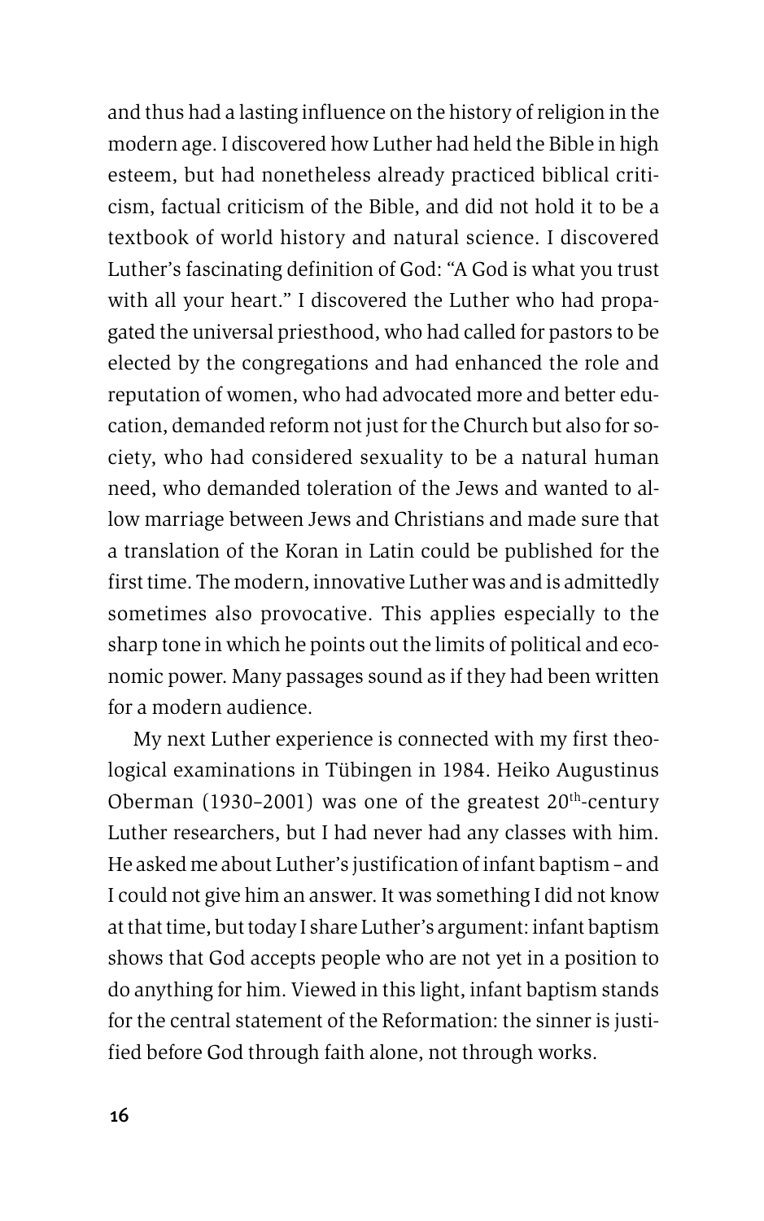and thus had a lasting influence on the history of religion in the modern age. I discovered how Luther had held the Bible in high esteem, but had nonetheless already practiced biblical criticism, factual criticism of the Bible, and did not hold it to be a textbook of world history and natural science. I discovered Luther's fascinating definition of God: "A God is what you trust with all your heart." I discovered the Luther who had propagated the universal priesthood, who had called for pastors to be elected by the congregations and had enhanced the role and reputation of women, who had advocated more and better education, demanded reform not just for the Church but also for society, who had considered sexuality to be a natural human need, who demanded toleration of the Jews and wanted to allow marriage between Jews and Christians and made sure that a translation of the Koran in Latin could be published for the first time. The modern, innovative Luther was and is admittedly sometimes also provocative. This applies especially to the sharp tone in which he points out the limits of political and economic power. Many passages sound as if they had been written for a modern audience.

My next Luther experience is connected with my first theological examinations in Tübingen in 1984. Heiko Augustinus Oberman (1930–2001) was one of the greatest 20th-century Luther researchers, but I had never had any classes with him. He asked me about Luther's justification of infant baptism – and I could not give him an answer. It was something I did not know at that time, but today I share Luther's argument: infant baptism shows that God accepts people who are not yet in a position to do anything for him. Viewed in this light, infant baptism stands for the central statement of the Reformation: the sinner is justified before God through faith alone, not through works.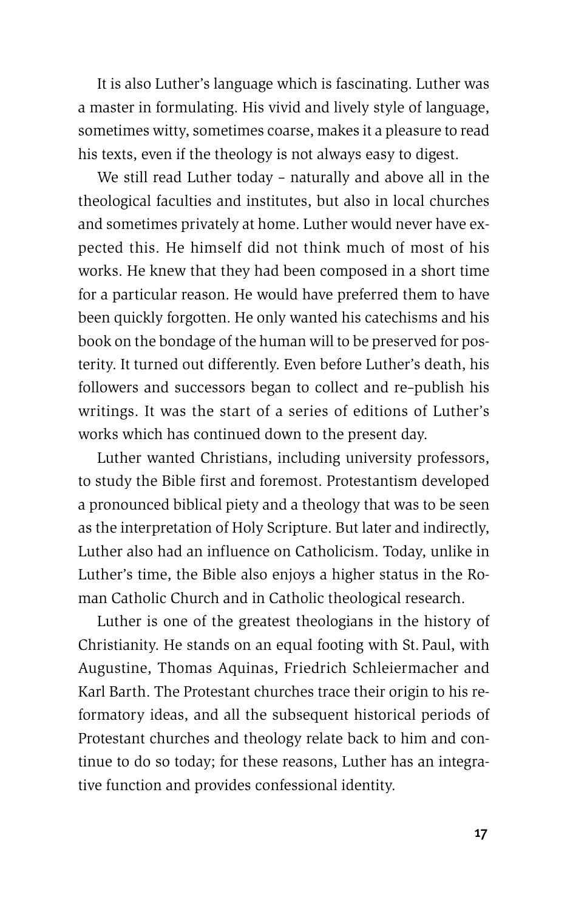It is also Luther's language which is fascinating. Luther was a master in formulating. His vivid and lively style of language, sometimes witty, sometimes coarse, makes it a pleasure to read his texts, even if the theology is not always easy to digest.

We still read Luther today – naturally and above all in the theological faculties and institutes, but also in local churches and sometimes privately at home. Luther would never have expected this. He himself did not think much of most of his works. He knew that they had been composed in a short time for a particular reason. He would have preferred them to have been quickly forgotten. He only wanted his catechisms and his book on the bondage of the human will to be preserved for posterity. It turned out differently. Even before Luther's death, his followers and successors began to collect and re-publish his writings. It was the start of a series of editions of Luther's works which has continued down to the present day.

Luther wanted Christians, including university professors, to study the Bible first and foremost. Protestantism developed a pronounced biblical piety and a theology that was to be seen as the interpretation of Holy Scripture. But later and indirectly, Luther also had an influence on Catholicism. Today, unlike in Luther's time, the Bible also enjoys a higher status in the Roman Catholic Church and in Catholic theological research.

Luther is one of the greatest theologians in the history of Christianity. He stands on an equal footing with St. Paul, with Augustine, Thomas Aquinas, Friedrich Schleiermacher and Karl Barth. The Protestant churches trace their origin to his reformatory ideas, and all the subsequent historical periods of Protestant churches and theology relate back to him and continue to do so today; for these reasons, Luther has an integrative function and provides confessional identity.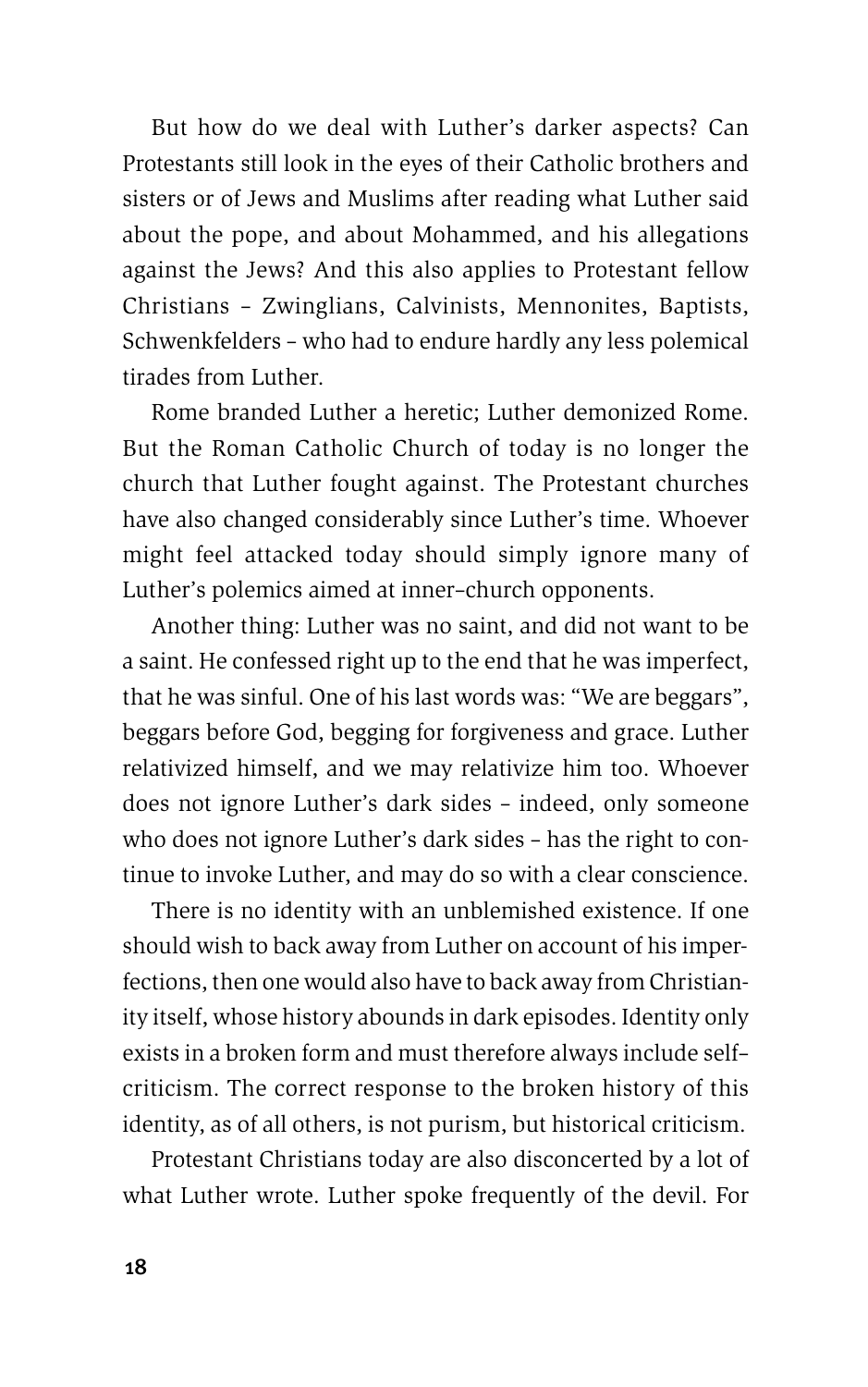But how do we deal with Luther's darker aspects? Can Protestants still look in the eyes of their Catholic brothers and sisters or of Jews and Muslims after reading what Luther said about the pope, and about Mohammed, and his allegations against the Jews? And this also applies to Protestant fellow Christians – Zwinglians, Calvinists, Mennonites, Baptists, Schwenkfelders – who had to endure hardly any less polemical tirades from Luther.

Rome branded Luther a heretic; Luther demonized Rome. But the Roman Catholic Church of today is no longer the church that Luther fought against. The Protestant churches have also changed considerably since Luther's time. Whoever might feel attacked today should simply ignore many of Luther's polemics aimed at inner-church opponents.

Another thing: Luther was no saint, and did not want to be a saint. He confessed right up to the end that he was imperfect, that he was sinful. One of his last words was: "We are beggars", beggars before God, begging for forgiveness and grace. Luther relativized himself, and we may relativize him too. Whoever does not ignore Luther's dark sides – indeed, only someone who does not ignore Luther's dark sides – has the right to continue to invoke Luther, and may do so with a clear conscience.

There is no identity with an unblemished existence. If one should wish to back away from Luther on account of his imperfections, then one would also have to back away from Christianity itself, whose history abounds in dark episodes. Identity only exists in a broken form and must therefore always include self-criticism. The correct response to the broken history of this identity, as of all others, is not purism, but historical criticism.

Protestant Christians today are also disconcerted by a lot of what Luther wrote. Luther spoke frequently of the devil. For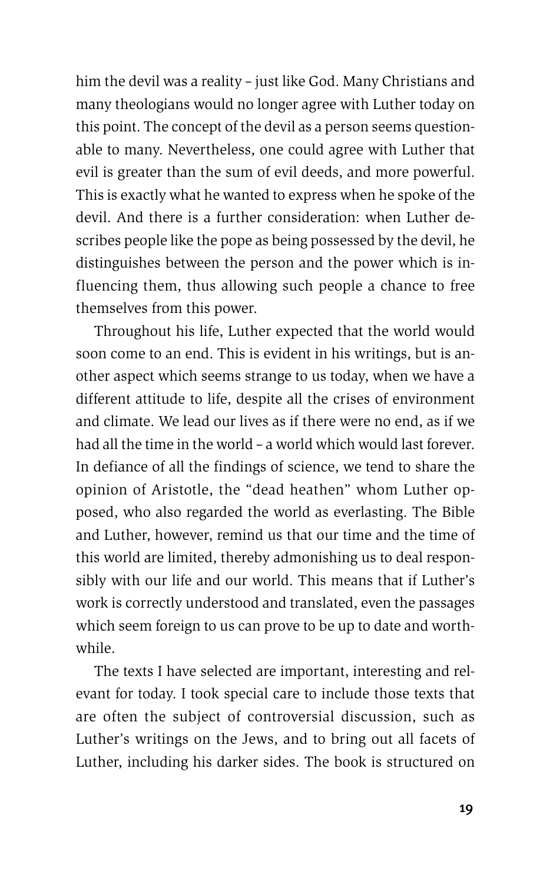him the devil was a reality – just like God. Many Christians and many theologians would no longer agree with Luther today on this point. The concept of the devil as a person seems questionable to many. Nevertheless, one could agree with Luther that evil is greater than the sum of evil deeds, and more powerful. This is exactly what he wanted to express when he spoke of the devil. And there is a further consideration: when Luther describes people like the pope as being possessed by the devil, he distinguishes between the person and the power which is influencing them, thus allowing such people a chance to free themselves from this power.

Throughout his life, Luther expected that the world would soon come to an end. This is evident in his writings, but is another aspect which seems strange to us today, when we have a different attitude to life, despite all the crises of environment and climate. We lead our lives as if there were no end, as if we had all the time in the world – a world which would last forever. In defiance of all the findings of science, we tend to share the opinion of Aristotle, the "dead heathen" whom Luther opposed, who also regarded the world as everlasting. The Bible and Luther, however, remind us that our time and the time of this world are limited, thereby admonishing us to deal responsibly with our life and our world. This means that if Luther's work is correctly understood and translated, even the passages which seem foreign to us can prove to be up to date and worthwhile.

The texts I have selected are important, interesting and relevant for today. I took special care to include those texts that are often the subject of controversial discussion, such as Luther's writings on the Jews, and to bring out all facets of Luther, including his darker sides. The book is structured on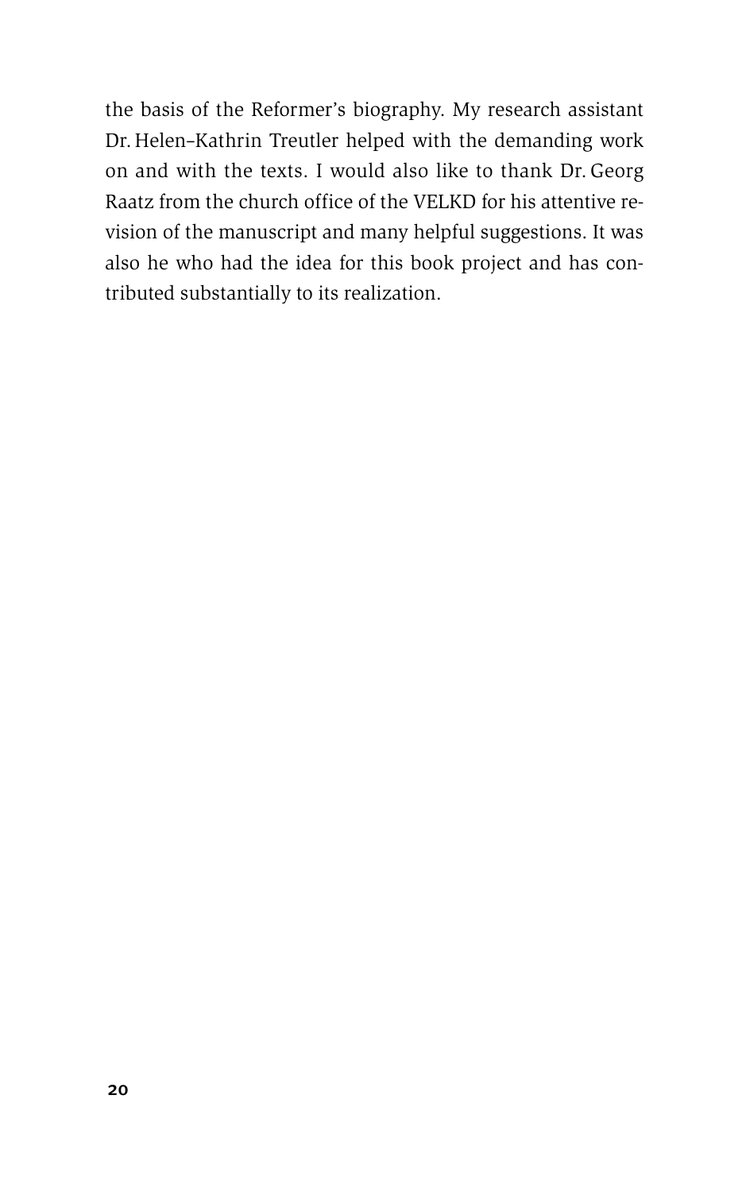the basis of the Reformer's biography. My research assistant Dr. Helen-Kathrin Treutler helped with the demanding work on and with the texts. I would also like to thank Dr. Georg Raatz from the church office of the VELKD for his attentive revision of the manuscript and many helpful suggestions. It was also he who had the idea for this book project and has contributed substantially to its realization.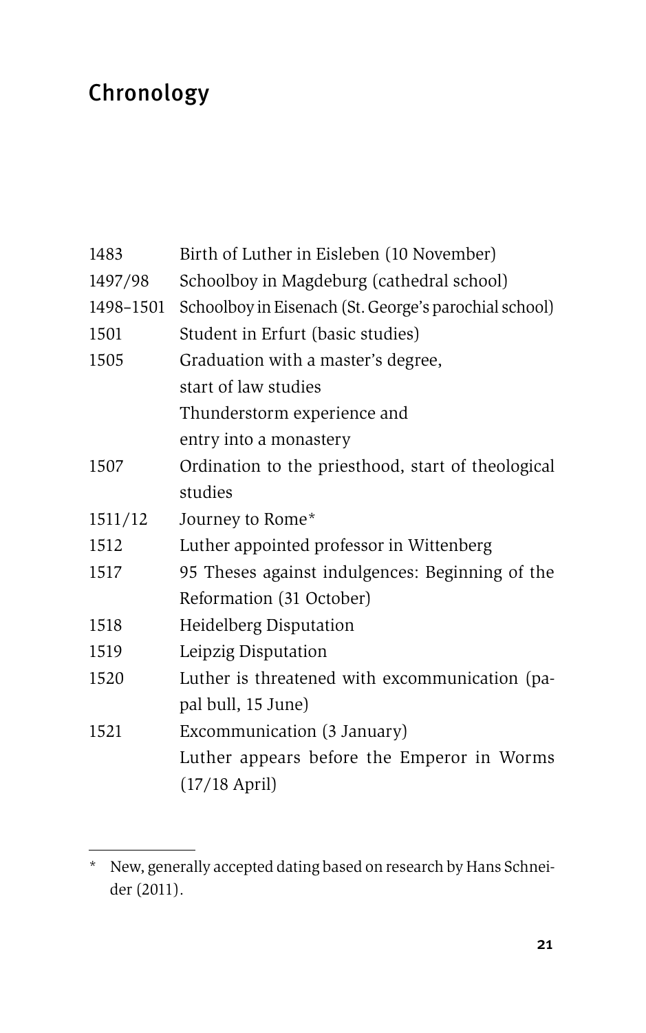# Chronology

| | |
|---|---|
| 1483 | Birth of Luther in Eisleben (10 November) |
| 1497/98 | Schoolboy in Magdeburg (cathedral school) |
| 1498–1501 | Schoolboy in Eisenach (St. George's parochial school) |
| 1501 | Student in Erfurt (basic studies) |
| 1505 | Graduation with a master's degree, start of law studies<br>Thunderstorm experience and entry into a monastery |
| 1507 | Ordination to the priesthood, start of theological studies |
| 1511/12 | Journey to Rome* |
| 1512 | Luther appointed professor in Wittenberg |
| 1517 | 95 Theses against indulgences: Beginning of the Reformation (31 October) |
| 1518 | Heidelberg Disputation |
| 1519 | Leipzig Disputation |
| 1520 | Luther is threatened with excommunication (papal bull, 15 June) |
| 1521 | Excommunication (3 January)<br>Luther appears before the Emperor in Worms (17/18 April) |

---

* New, generally accepted dating based on research by Hans Schneider (2011).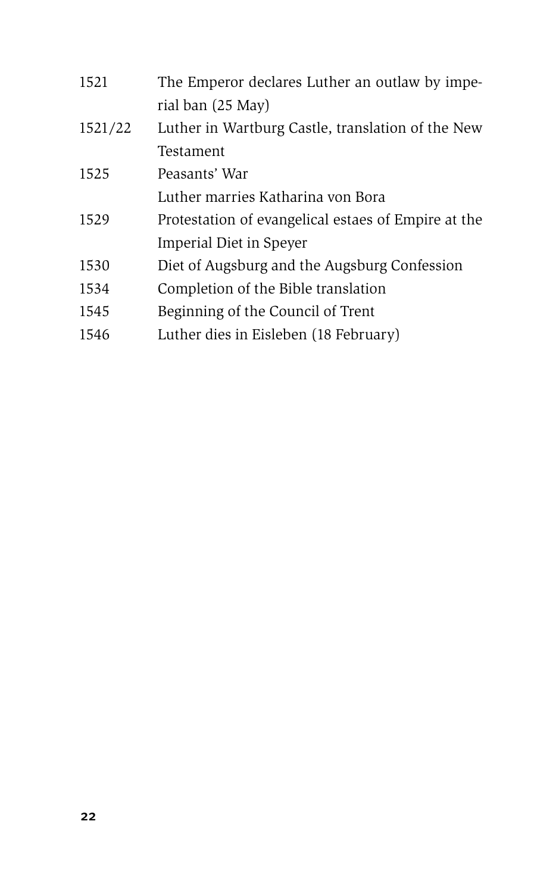| | |
|---|---|
| 1521 | The Emperor declares Luther an outlaw by imperial ban (25 May) |
| 1521/22 | Luther in Wartburg Castle, translation of the New Testament |
| 1525 | Peasants' War |
| | Luther marries Katharina von Bora |
| 1529 | Protestation of evangelical estaes of Empire at the Imperial Diet in Speyer |
| 1530 | Diet of Augsburg and the Augsburg Confession |
| 1534 | Completion of the Bible translation |
| 1545 | Beginning of the Council of Trent |
| 1546 | Luther dies in Eisleben (18 February) |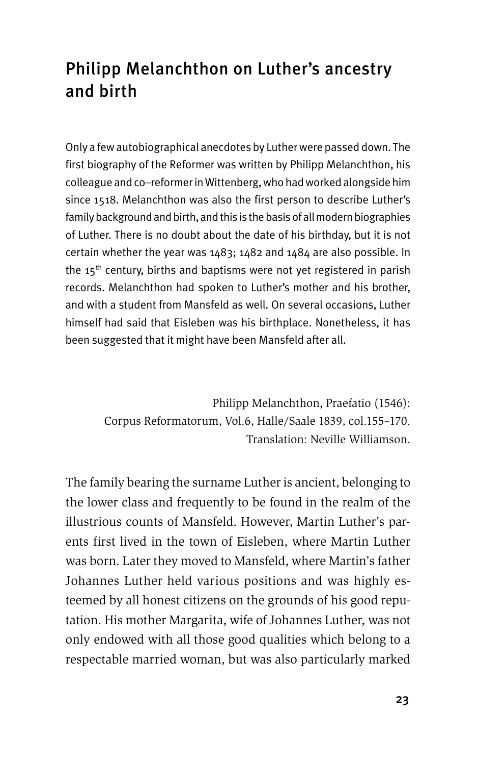# Philipp Melanchthon on Luther's ancestry and birth

Only a few autobiographical anecdotes by Luther were passed down. The first biography of the Reformer was written by Philipp Melanchthon, his colleague and co–reformer in Wittenberg, who had worked alongside him since 1518. Melanchthon was also the first person to describe Luther's family background and birth, and this is the basis of all modern biographies of Luther. There is no doubt about the date of his birthday, but it is not certain whether the year was 1483; 1482 and 1484 are also possible. In the 15th century, births and baptisms were not yet registered in parish records. Melanchthon had spoken to Luther's mother and his brother, and with a student from Mansfeld as well. On several occasions, Luther himself had said that Eisleben was his birthplace. Nonetheless, it has been suggested that it might have been Mansfeld after all.

Philipp Melanchthon, Praefatio (1546):
Corpus Reformatorum, Vol.6, Halle/Saale 1839, col.155–170.
Translation: Neville Williamson.

The family bearing the surname Luther is ancient, belonging to the lower class and frequently to be found in the realm of the illustrious counts of Mansfeld. However, Martin Luther's parents first lived in the town of Eisleben, where Martin Luther was born. Later they moved to Mansfeld, where Martin's father Johannes Luther held various positions and was highly esteemed by all honest citizens on the grounds of his good reputation. His mother Margarita, wife of Johannes Luther, was not only endowed with all those good qualities which belong to a respectable married woman, but was also particularly marked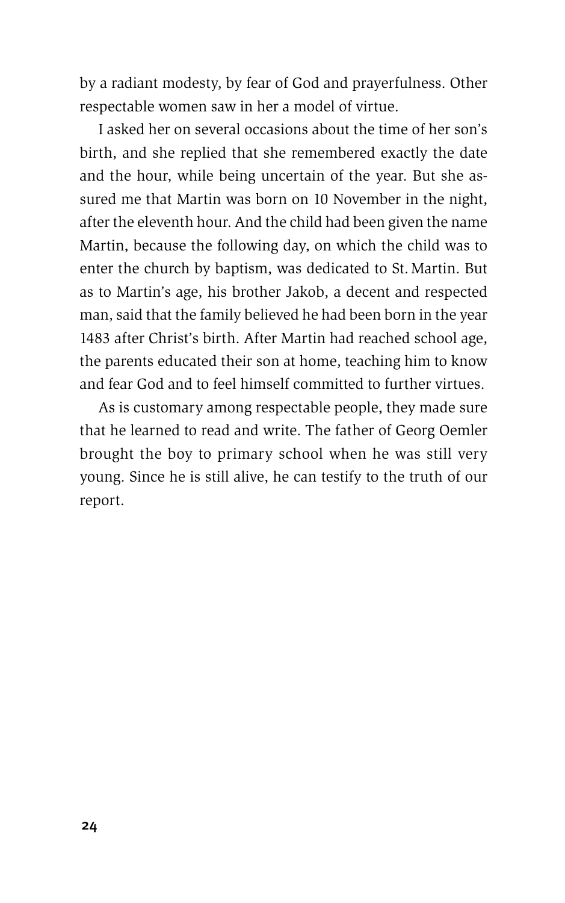by a radiant modesty, by fear of God and prayerfulness. Other respectable women saw in her a model of virtue.

I asked her on several occasions about the time of her son's birth, and she replied that she remembered exactly the date and the hour, while being uncertain of the year. But she assured me that Martin was born on 10 November in the night, after the eleventh hour. And the child had been given the name Martin, because the following day, on which the child was to enter the church by baptism, was dedicated to St. Martin. But as to Martin's age, his brother Jakob, a decent and respected man, said that the family believed he had been born in the year 1483 after Christ's birth. After Martin had reached school age, the parents educated their son at home, teaching him to know and fear God and to feel himself committed to further virtues.

As is customary among respectable people, they made sure that he learned to read and write. The father of Georg Oemler brought the boy to primary school when he was still very young. Since he is still alive, he can testify to the truth of our report.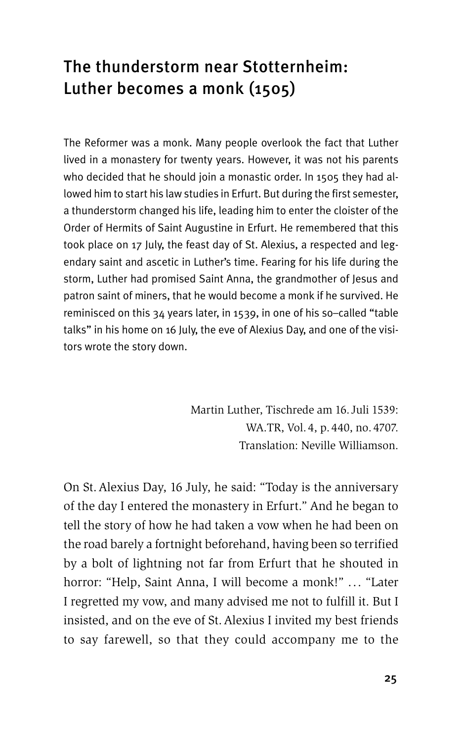# The thunderstorm near Stotternheim: Luther becomes a monk (1505)

The Reformer was a monk. Many people overlook the fact that Luther lived in a monastery for twenty years. However, it was not his parents who decided that he should join a monastic order. In 1505 they had allowed him to start his law studies in Erfurt. But during the first semester, a thunderstorm changed his life, leading him to enter the cloister of the Order of Hermits of Saint Augustine in Erfurt. He remembered that this took place on 17 July, the feast day of St. Alexius, a respected and legendary saint and ascetic in Luther's time. Fearing for his life during the storm, Luther had promised Saint Anna, the grandmother of Jesus and patron saint of miners, that he would become a monk if he survived. He reminisced on this 34 years later, in 1539, in one of his so–called "table talks" in his home on 16 July, the eve of Alexius Day, and one of the visitors wrote the story down.

Martin Luther, Tischrede am 16. Juli 1539:
WA.TR, Vol. 4, p. 440, no. 4707.
Translation: Neville Williamson.

On St. Alexius Day, 16 July, he said: "Today is the anniversary of the day I entered the monastery in Erfurt." And he began to tell the story of how he had taken a vow when he had been on the road barely a fortnight beforehand, having been so terrified by a bolt of lightning not far from Erfurt that he shouted in horror: "Help, Saint Anna, I will become a monk!" … "Later I regretted my vow, and many advised me not to fulfill it. But I insisted, and on the eve of St. Alexius I invited my best friends to say farewell, so that they could accompany me to the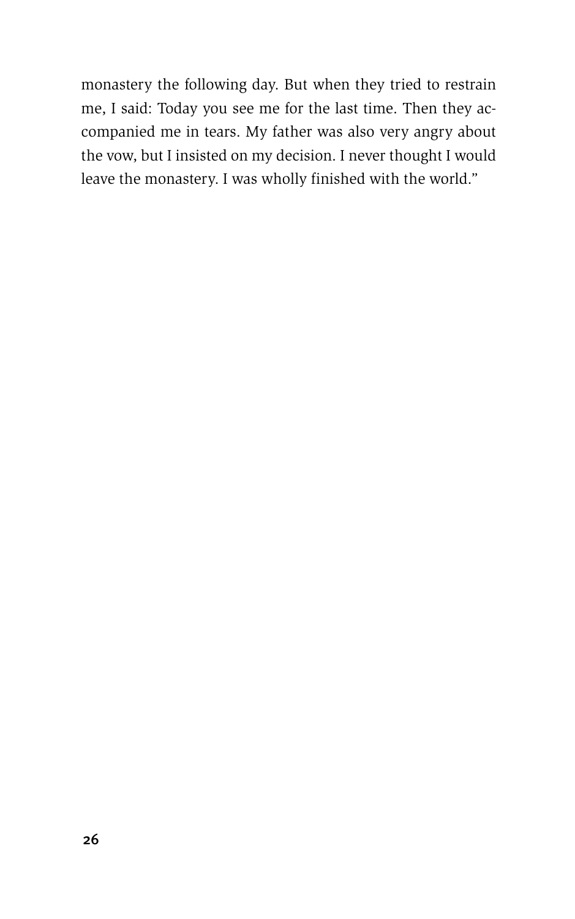monastery the following day. But when they tried to restrain me, I said: Today you see me for the last time. Then they accompanied me in tears. My father was also very angry about the vow, but I insisted on my decision. I never thought I would leave the monastery. I was wholly finished with the world."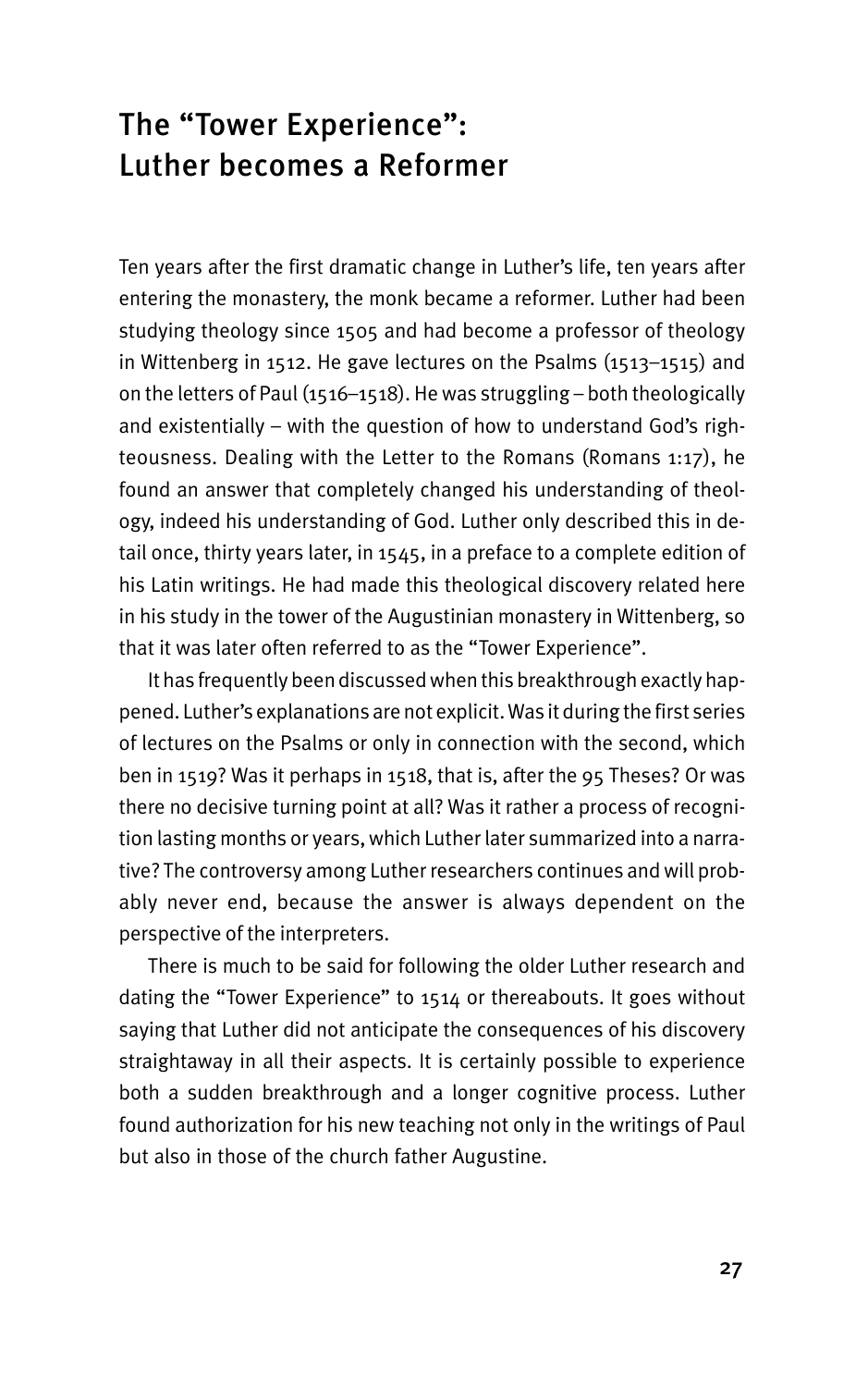# The "Tower Experience": Luther becomes a Reformer

Ten years after the first dramatic change in Luther's life, ten years after entering the monastery, the monk became a reformer. Luther had been studying theology since 1505 and had become a professor of theology in Wittenberg in 1512. He gave lectures on the Psalms (1513–1515) and on the letters of Paul (1516–1518). He was struggling – both theologically and existentially – with the question of how to understand God's righteousness. Dealing with the Letter to the Romans (Romans 1:17), he found an answer that completely changed his understanding of theology, indeed his understanding of God. Luther only described this in detail once, thirty years later, in 1545, in a preface to a complete edition of his Latin writings. He had made this theological discovery related here in his study in the tower of the Augustinian monastery in Wittenberg, so that it was later often referred to as the "Tower Experience".

It has frequently been discussed when this breakthrough exactly happened. Luther's explanations are not explicit. Was it during the first series of lectures on the Psalms or only in connection with the second, which ben in 1519? Was it perhaps in 1518, that is, after the 95 Theses? Or was there no decisive turning point at all? Was it rather a process of recognition lasting months or years, which Luther later summarized into a narrative? The controversy among Luther researchers continues and will probably never end, because the answer is always dependent on the perspective of the interpreters.

There is much to be said for following the older Luther research and dating the "Tower Experience" to 1514 or thereabouts. It goes without saying that Luther did not anticipate the consequences of his discovery straightaway in all their aspects. It is certainly possible to experience both a sudden breakthrough and a longer cognitive process. Luther found authorization for his new teaching not only in the writings of Paul but also in those of the church father Augustine.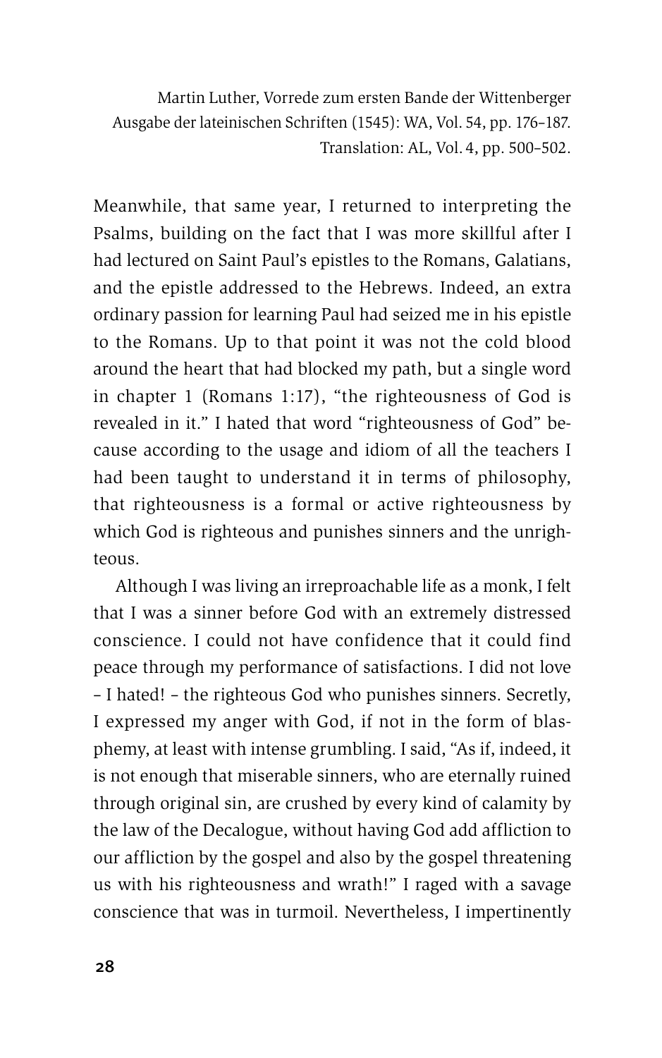Martin Luther, Vorrede zum ersten Bande der Wittenberger Ausgabe der lateinischen Schriften (1545): WA, Vol. 54, pp. 176–187. Translation: AL, Vol. 4, pp. 500–502.

Meanwhile, that same year, I returned to interpreting the Psalms, building on the fact that I was more skillful after I had lectured on Saint Paul's epistles to the Romans, Galatians, and the epistle addressed to the Hebrews. Indeed, an extra ordinary passion for learning Paul had seized me in his epistle to the Romans. Up to that point it was not the cold blood around the heart that had blocked my path, but a single word in chapter 1 (Romans 1:17), "the righteousness of God is revealed in it." I hated that word "righteousness of God" because according to the usage and idiom of all the teachers I had been taught to understand it in terms of philosophy, that righteousness is a formal or active righteousness by which God is righteous and punishes sinners and the unrighteous.

Although I was living an irreproachable life as a monk, I felt that I was a sinner before God with an extremely distressed conscience. I could not have confidence that it could find peace through my performance of satisfactions. I did not love – I hated! – the righteous God who punishes sinners. Secretly, I expressed my anger with God, if not in the form of blasphemy, at least with intense grumbling. I said, "As if, indeed, it is not enough that miserable sinners, who are eternally ruined through original sin, are crushed by every kind of calamity by the law of the Decalogue, without having God add affliction to our affliction by the gospel and also by the gospel threatening us with his righteousness and wrath!" I raged with a savage conscience that was in turmoil. Nevertheless, I impertinently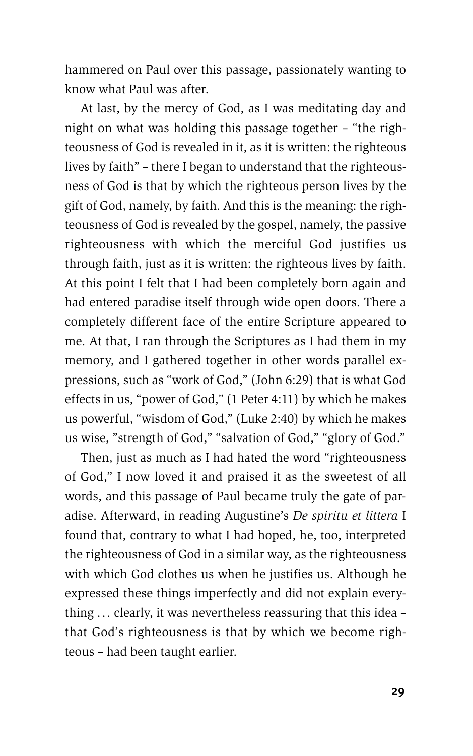hammered on Paul over this passage, passionately wanting to know what Paul was after.

At last, by the mercy of God, as I was meditating day and night on what was holding this passage together – "the righteousness of God is revealed in it, as it is written: the righteous lives by faith" – there I began to understand that the righteousness of God is that by which the righteous person lives by the gift of God, namely, by faith. And this is the meaning: the righteousness of God is revealed by the gospel, namely, the passive righteousness with which the merciful God justifies us through faith, just as it is written: the righteous lives by faith. At this point I felt that I had been completely born again and had entered paradise itself through wide open doors. There a completely different face of the entire Scripture appeared to me. At that, I ran through the Scriptures as I had them in my memory, and I gathered together in other words parallel expressions, such as "work of God," (John 6:29) that is what God effects in us, "power of God," (1 Peter 4:11) by which he makes us powerful, "wisdom of God," (Luke 2:40) by which he makes us wise, "strength of God," "salvation of God," "glory of God."

Then, just as much as I had hated the word "righteousness of God," I now loved it and praised it as the sweetest of all words, and this passage of Paul became truly the gate of paradise. Afterward, in reading Augustine's *De spiritu et littera* I found that, contrary to what I had hoped, he, too, interpreted the righteousness of God in a similar way, as the righteousness with which God clothes us when he justifies us. Although he expressed these things imperfectly and did not explain everything … clearly, it was nevertheless reassuring that this idea – that God's righteousness is that by which we become righteous – had been taught earlier.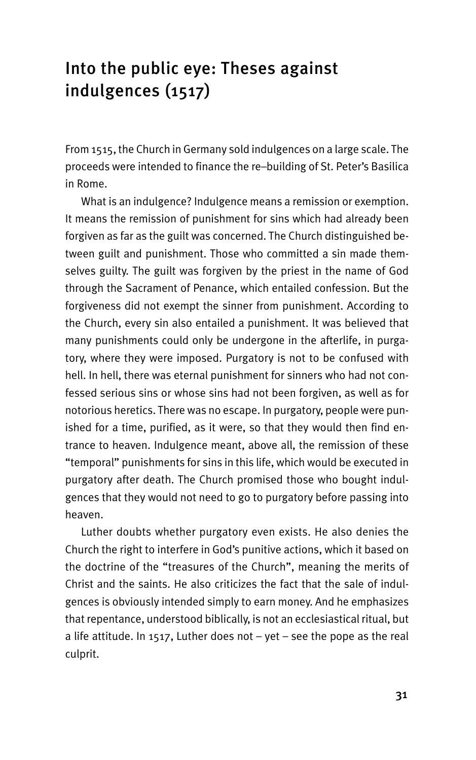# Into the public eye: Theses against indulgences (1517)

From 1515, the Church in Germany sold indulgences on a large scale. The proceeds were intended to finance the re–building of St. Peter's Basilica in Rome.

What is an indulgence? Indulgence means a remission or exemption. It means the remission of punishment for sins which had already been forgiven as far as the guilt was concerned. The Church distinguished between guilt and punishment. Those who committed a sin made themselves guilty. The guilt was forgiven by the priest in the name of God through the Sacrament of Penance, which entailed confession. But the forgiveness did not exempt the sinner from punishment. According to the Church, every sin also entailed a punishment. It was believed that many punishments could only be undergone in the afterlife, in purgatory, where they were imposed. Purgatory is not to be confused with hell. In hell, there was eternal punishment for sinners who had not confessed serious sins or whose sins had not been forgiven, as well as for notorious heretics. There was no escape. In purgatory, people were punished for a time, purified, as it were, so that they would then find entrance to heaven. Indulgence meant, above all, the remission of these "temporal" punishments for sins in this life, which would be executed in purgatory after death. The Church promised those who bought indulgences that they would not need to go to purgatory before passing into heaven.

Luther doubts whether purgatory even exists. He also denies the Church the right to interfere in God's punitive actions, which it based on the doctrine of the "treasures of the Church", meaning the merits of Christ and the saints. He also criticizes the fact that the sale of indulgences is obviously intended simply to earn money. And he emphasizes that repentance, understood biblically, is not an ecclesiastical ritual, but a life attitude. In 1517, Luther does not – yet – see the pope as the real culprit.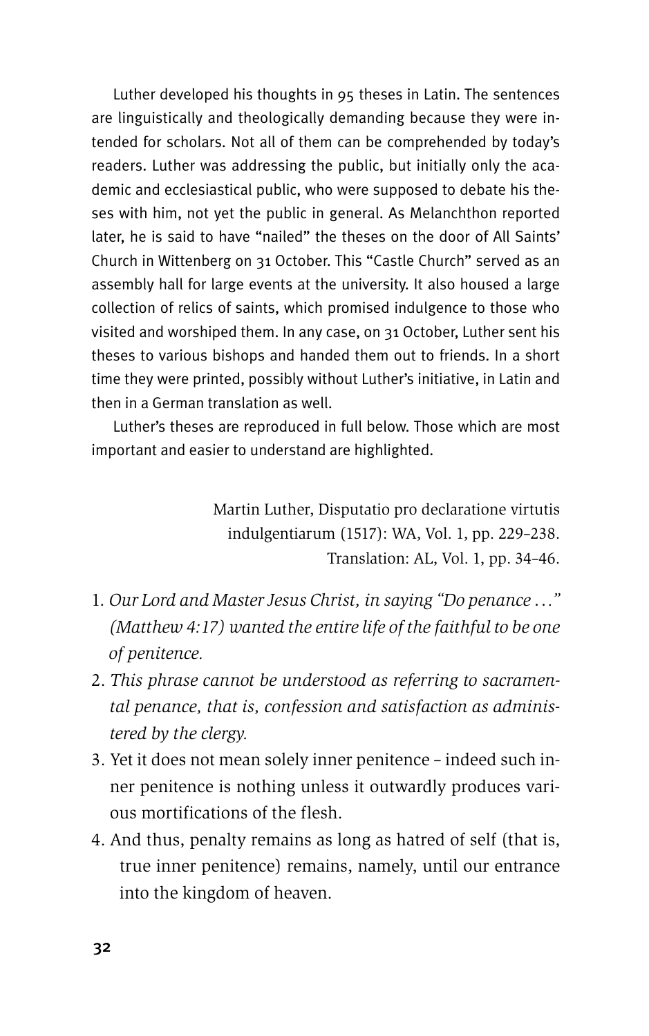Luther developed his thoughts in 95 theses in Latin. The sentences are linguistically and theologically demanding because they were intended for scholars. Not all of them can be comprehended by today's readers. Luther was addressing the public, but initially only the academic and ecclesiastical public, who were supposed to debate his theses with him, not yet the public in general. As Melanchthon reported later, he is said to have "nailed" the theses on the door of All Saints' Church in Wittenberg on 31 October. This "Castle Church" served as an assembly hall for large events at the university. It also housed a large collection of relics of saints, which promised indulgence to those who visited and worshiped them. In any case, on 31 October, Luther sent his theses to various bishops and handed them out to friends. In a short time they were printed, possibly without Luther's initiative, in Latin and then in a German translation as well.

Luther's theses are reproduced in full below. Those which are most important and easier to understand are highlighted.

Martin Luther, Disputatio pro declaratione virtutis indulgentiarum (1517): WA, Vol. 1, pp. 229–238.
Translation: AL, Vol. 1, pp. 34–46.

1. *Our Lord and Master Jesus Christ, in saying "Do penance …" (Matthew 4:17) wanted the entire life of the faithful to be one of penitence.*
2. *This phrase cannot be understood as referring to sacramental penance, that is, confession and satisfaction as administered by the clergy.*
3. Yet it does not mean solely inner penitence – indeed such inner penitence is nothing unless it outwardly produces various mortifications of the flesh.
4. And thus, penalty remains as long as hatred of self (that is, true inner penitence) remains, namely, until our entrance into the kingdom of heaven.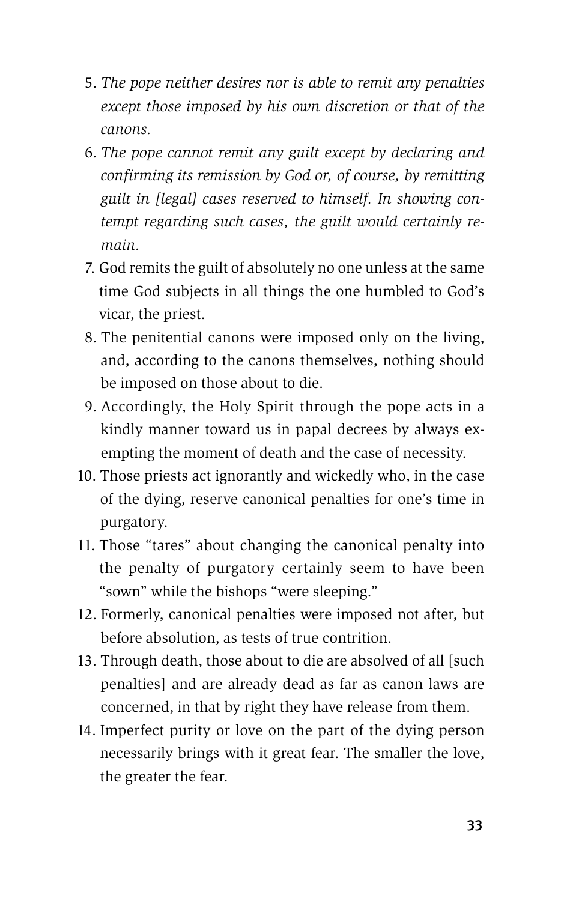5. *The pope neither desires nor is able to remit any penalties except those imposed by his own discretion or that of the canons.*
6. *The pope cannot remit any guilt except by declaring and confirming its remission by God or, of course, by remitting guilt in [legal] cases reserved to himself. In showing contempt regarding such cases, the guilt would certainly remain.*
7. God remits the guilt of absolutely no one unless at the same time God subjects in all things the one humbled to God's vicar, the priest.
8. The penitential canons were imposed only on the living, and, according to the canons themselves, nothing should be imposed on those about to die.
9. Accordingly, the Holy Spirit through the pope acts in a kindly manner toward us in papal decrees by always exempting the moment of death and the case of necessity.
10. Those priests act ignorantly and wickedly who, in the case of the dying, reserve canonical penalties for one's time in purgatory.
11. Those "tares" about changing the canonical penalty into the penalty of purgatory certainly seem to have been "sown" while the bishops "were sleeping."
12. Formerly, canonical penalties were imposed not after, but before absolution, as tests of true contrition.
13. Through death, those about to die are absolved of all [such penalties] and are already dead as far as canon laws are concerned, in that by right they have release from them.
14. Imperfect purity or love on the part of the dying person necessarily brings with it great fear. The smaller the love, the greater the fear.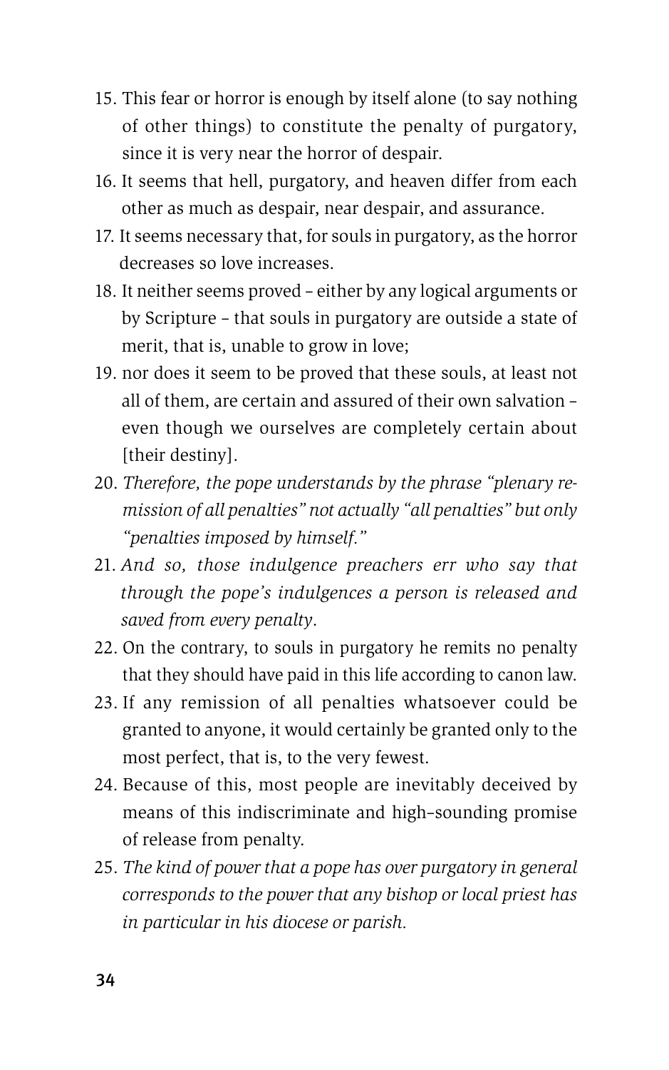15. This fear or horror is enough by itself alone (to say nothing of other things) to constitute the penalty of purgatory, since it is very near the horror of despair.
16. It seems that hell, purgatory, and heaven differ from each other as much as despair, near despair, and assurance.
17. It seems necessary that, for souls in purgatory, as the horror decreases so love increases.
18. It neither seems proved – either by any logical arguments or by Scripture – that souls in purgatory are outside a state of merit, that is, unable to grow in love;
19. nor does it seem to be proved that these souls, at least not all of them, are certain and assured of their own salvation – even though we ourselves are completely certain about [their destiny].
20. *Therefore, the pope understands by the phrase "plenary remission of all penalties" not actually "all penalties" but only "penalties imposed by himself."*
21. *And so, those indulgence preachers err who say that through the pope's indulgences a person is released and saved from every penalty.*
22. On the contrary, to souls in purgatory he remits no penalty that they should have paid in this life according to canon law.
23. If any remission of all penalties whatsoever could be granted to anyone, it would certainly be granted only to the most perfect, that is, to the very fewest.
24. Because of this, most people are inevitably deceived by means of this indiscriminate and high-sounding promise of release from penalty.
25. *The kind of power that a pope has over purgatory in general corresponds to the power that any bishop or local priest has in particular in his diocese or parish.*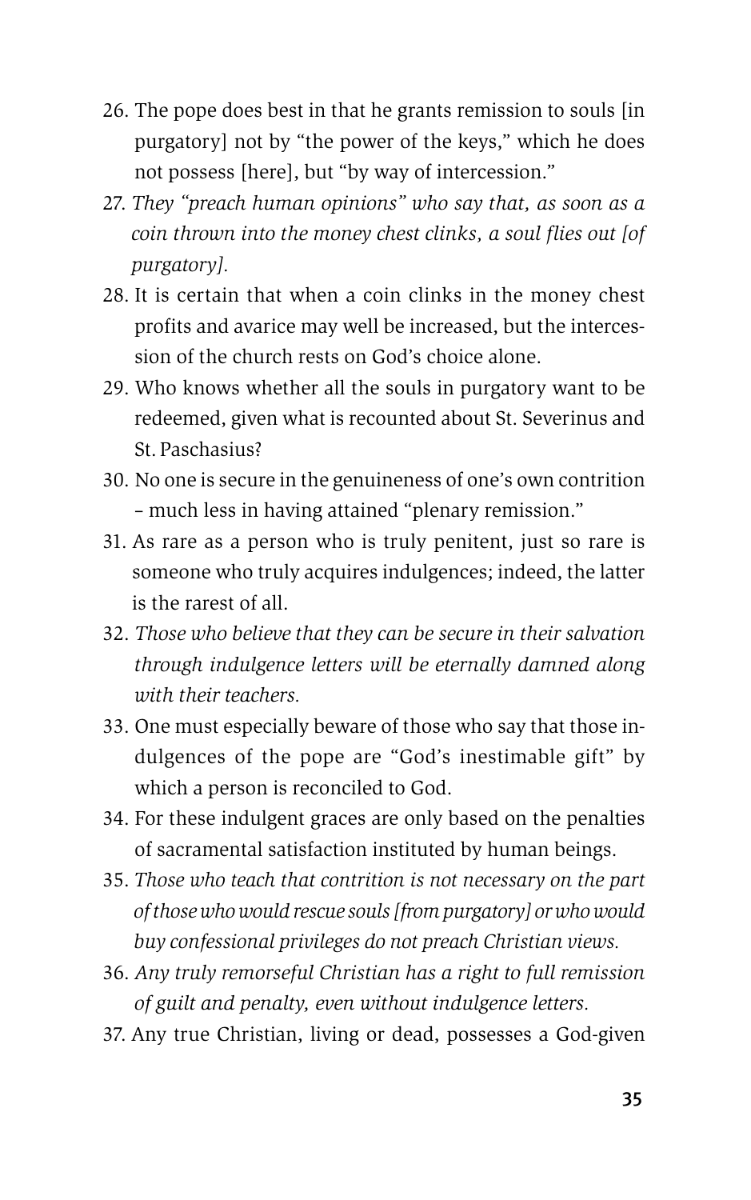26. The pope does best in that he grants remission to souls [in purgatory] not by "the power of the keys," which he does not possess [here], but "by way of intercession."
27. *They "preach human opinions" who say that, as soon as a coin thrown into the money chest clinks, a soul flies out [of purgatory].*
28. It is certain that when a coin clinks in the money chest profits and avarice may well be increased, but the intercession of the church rests on God's choice alone.
29. Who knows whether all the souls in purgatory want to be redeemed, given what is recounted about St. Severinus and St. Paschasius?
30. No one is secure in the genuineness of one's own contrition – much less in having attained "plenary remission."
31. As rare as a person who is truly penitent, just so rare is someone who truly acquires indulgences; indeed, the latter is the rarest of all.
32. *Those who believe that they can be secure in their salvation through indulgence letters will be eternally damned along with their teachers.*
33. One must especially beware of those who say that those indulgences of the pope are "God's inestimable gift" by which a person is reconciled to God.
34. For these indulgent graces are only based on the penalties of sacramental satisfaction instituted by human beings.
35. *Those who teach that contrition is not necessary on the part of those who would rescue souls [from purgatory] or who would buy confessional privileges do not preach Christian views.*
36. *Any truly remorseful Christian has a right to full remission of guilt and penalty, even without indulgence letters.*
37. Any true Christian, living or dead, possesses a God-given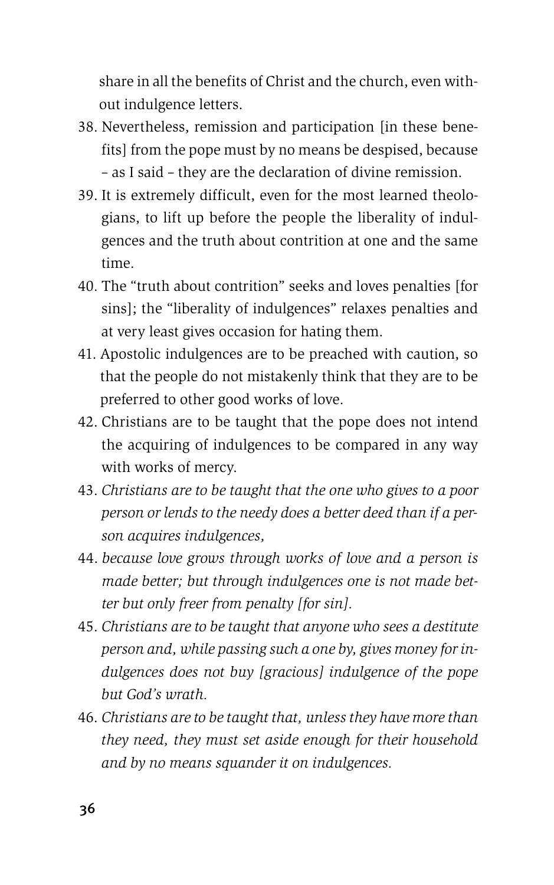share in all the benefits of Christ and the church, even without indulgence letters.

38. Nevertheless, remission and participation [in these benefits] from the pope must by no means be despised, because – as I said – they are the declaration of divine remission.
39. It is extremely difficult, even for the most learned theologians, to lift up before the people the liberality of indulgences and the truth about contrition at one and the same time.
40. The "truth about contrition" seeks and loves penalties [for sins]; the "liberality of indulgences" relaxes penalties and at very least gives occasion for hating them.
41. Apostolic indulgences are to be preached with caution, so that the people do not mistakenly think that they are to be preferred to other good works of love.
42. Christians are to be taught that the pope does not intend the acquiring of indulgences to be compared in any way with works of mercy.
43. *Christians are to be taught that the one who gives to a poor person or lends to the needy does a better deed than if a person acquires indulgences,*
44. *because love grows through works of love and a person is made better; but through indulgences one is not made better but only freer from penalty [for sin].*
45. *Christians are to be taught that anyone who sees a destitute person and, while passing such a one by, gives money for indulgences does not buy [gracious] indulgence of the pope but God's wrath.*
46. *Christians are to be taught that, unless they have more than they need, they must set aside enough for their household and by no means squander it on indulgences.*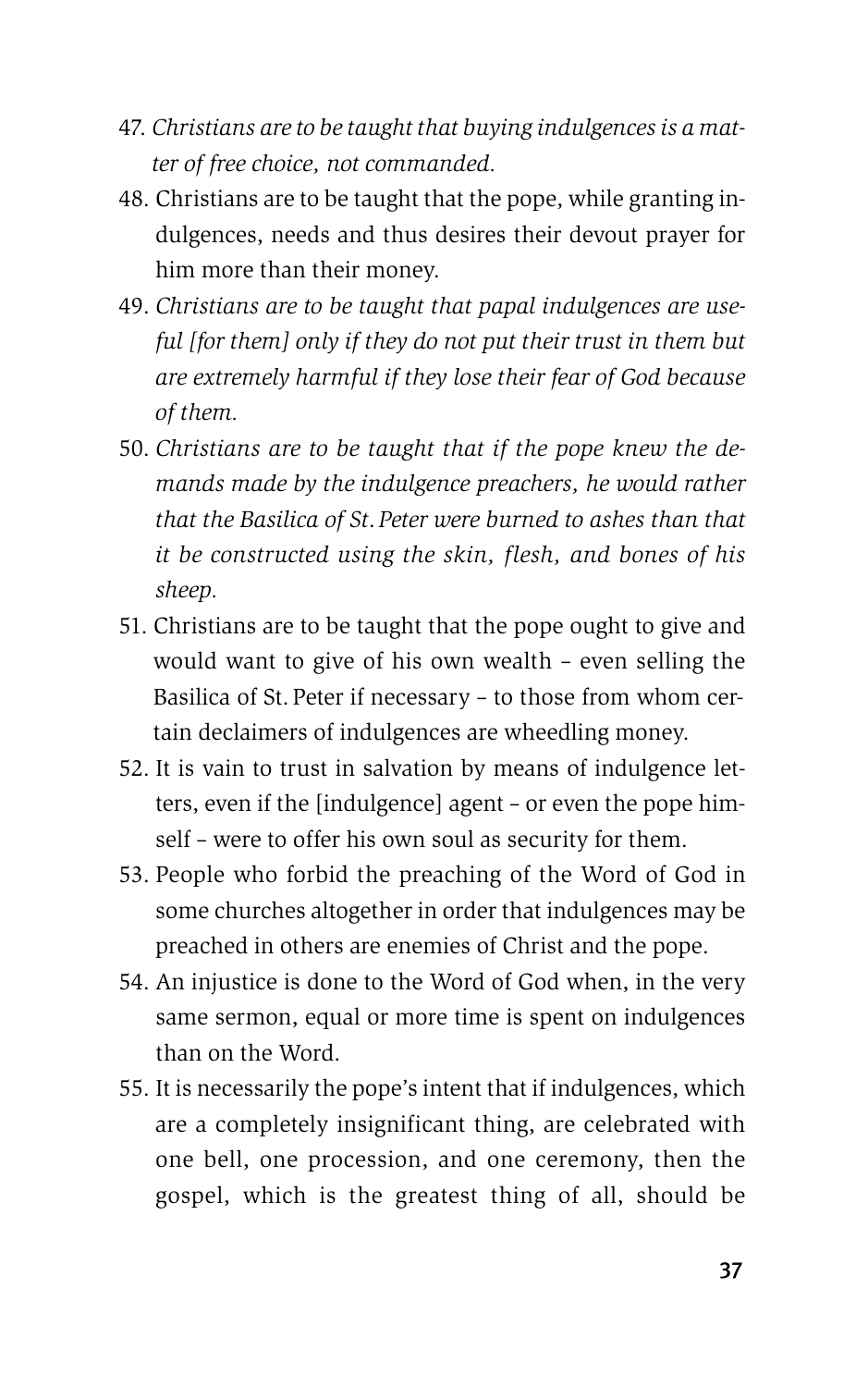47. *Christians are to be taught that buying indulgences is a matter of free choice, not commanded.*
48. Christians are to be taught that the pope, while granting indulgences, needs and thus desires their devout prayer for him more than their money.
49. *Christians are to be taught that papal indulgences are useful [for them] only if they do not put their trust in them but are extremely harmful if they lose their fear of God because of them.*
50. *Christians are to be taught that if the pope knew the demands made by the indulgence preachers, he would rather that the Basilica of St. Peter were burned to ashes than that it be constructed using the skin, flesh, and bones of his sheep.*
51. Christians are to be taught that the pope ought to give and would want to give of his own wealth – even selling the Basilica of St. Peter if necessary – to those from whom certain declaimers of indulgences are wheedling money.
52. It is vain to trust in salvation by means of indulgence letters, even if the [indulgence] agent – or even the pope himself – were to offer his own soul as security for them.
53. People who forbid the preaching of the Word of God in some churches altogether in order that indulgences may be preached in others are enemies of Christ and the pope.
54. An injustice is done to the Word of God when, in the very same sermon, equal or more time is spent on indulgences than on the Word.
55. It is necessarily the pope's intent that if indulgences, which are a completely insignificant thing, are celebrated with one bell, one procession, and one ceremony, then the gospel, which is the greatest thing of all, should be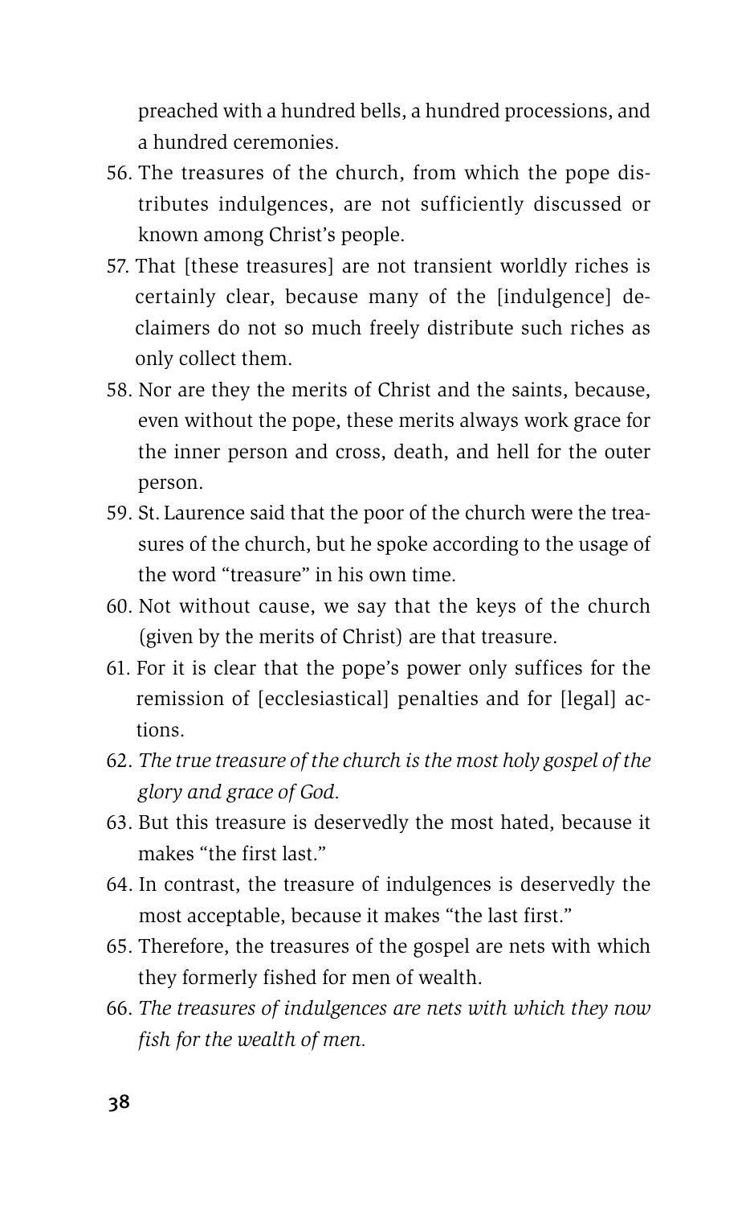preached with a hundred bells, a hundred processions, and a hundred ceremonies.

56. The treasures of the church, from which the pope distributes indulgences, are not sufficiently discussed or known among Christ's people.
57. That [these treasures] are not transient worldly riches is certainly clear, because many of the [indulgence] declaimers do not so much freely distribute such riches as only collect them.
58. Nor are they the merits of Christ and the saints, because, even without the pope, these merits always work grace for the inner person and cross, death, and hell for the outer person.
59. St. Laurence said that the poor of the church were the treasures of the church, but he spoke according to the usage of the word "treasure" in his own time.
60. Not without cause, we say that the keys of the church (given by the merits of Christ) are that treasure.
61. For it is clear that the pope's power only suffices for the remission of [ecclesiastical] penalties and for [legal] actions.
62. *The true treasure of the church is the most holy gospel of the glory and grace of God.*
63. But this treasure is deservedly the most hated, because it makes "the first last."
64. In contrast, the treasure of indulgences is deservedly the most acceptable, because it makes "the last first."
65. Therefore, the treasures of the gospel are nets with which they formerly fished for men of wealth.
66. *The treasures of indulgences are nets with which they now fish for the wealth of men.*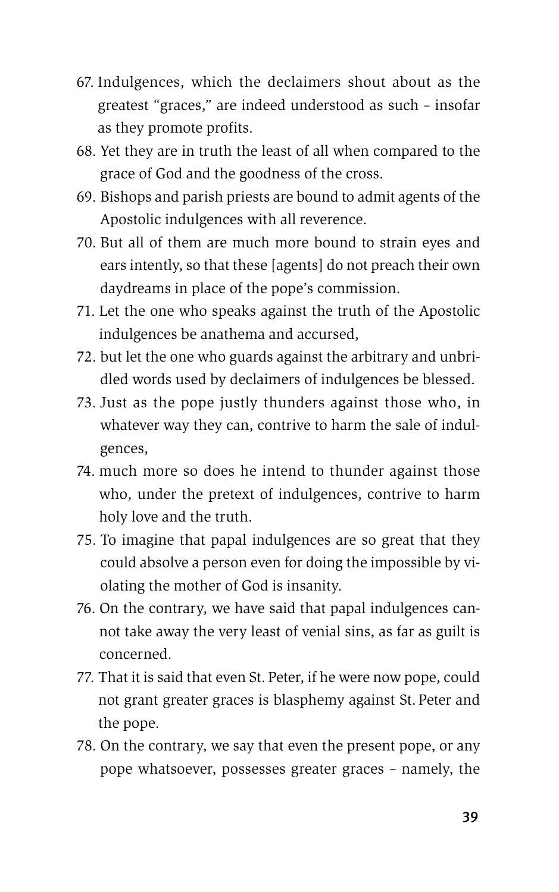67. Indulgences, which the declaimers shout about as the greatest "graces," are indeed understood as such – insofar as they promote profits.
68. Yet they are in truth the least of all when compared to the grace of God and the goodness of the cross.
69. Bishops and parish priests are bound to admit agents of the Apostolic indulgences with all reverence.
70. But all of them are much more bound to strain eyes and ears intently, so that these [agents] do not preach their own daydreams in place of the pope's commission.
71. Let the one who speaks against the truth of the Apostolic indulgences be anathema and accursed,
72. but let the one who guards against the arbitrary and unbridled words used by declaimers of indulgences be blessed.
73. Just as the pope justly thunders against those who, in whatever way they can, contrive to harm the sale of indulgences,
74. much more so does he intend to thunder against those who, under the pretext of indulgences, contrive to harm holy love and the truth.
75. To imagine that papal indulgences are so great that they could absolve a person even for doing the impossible by violating the mother of God is insanity.
76. On the contrary, we have said that papal indulgences cannot take away the very least of venial sins, as far as guilt is concerned.
77. That it is said that even St. Peter, if he were now pope, could not grant greater graces is blasphemy against St. Peter and the pope.
78. On the contrary, we say that even the present pope, or any pope whatsoever, possesses greater graces – namely, the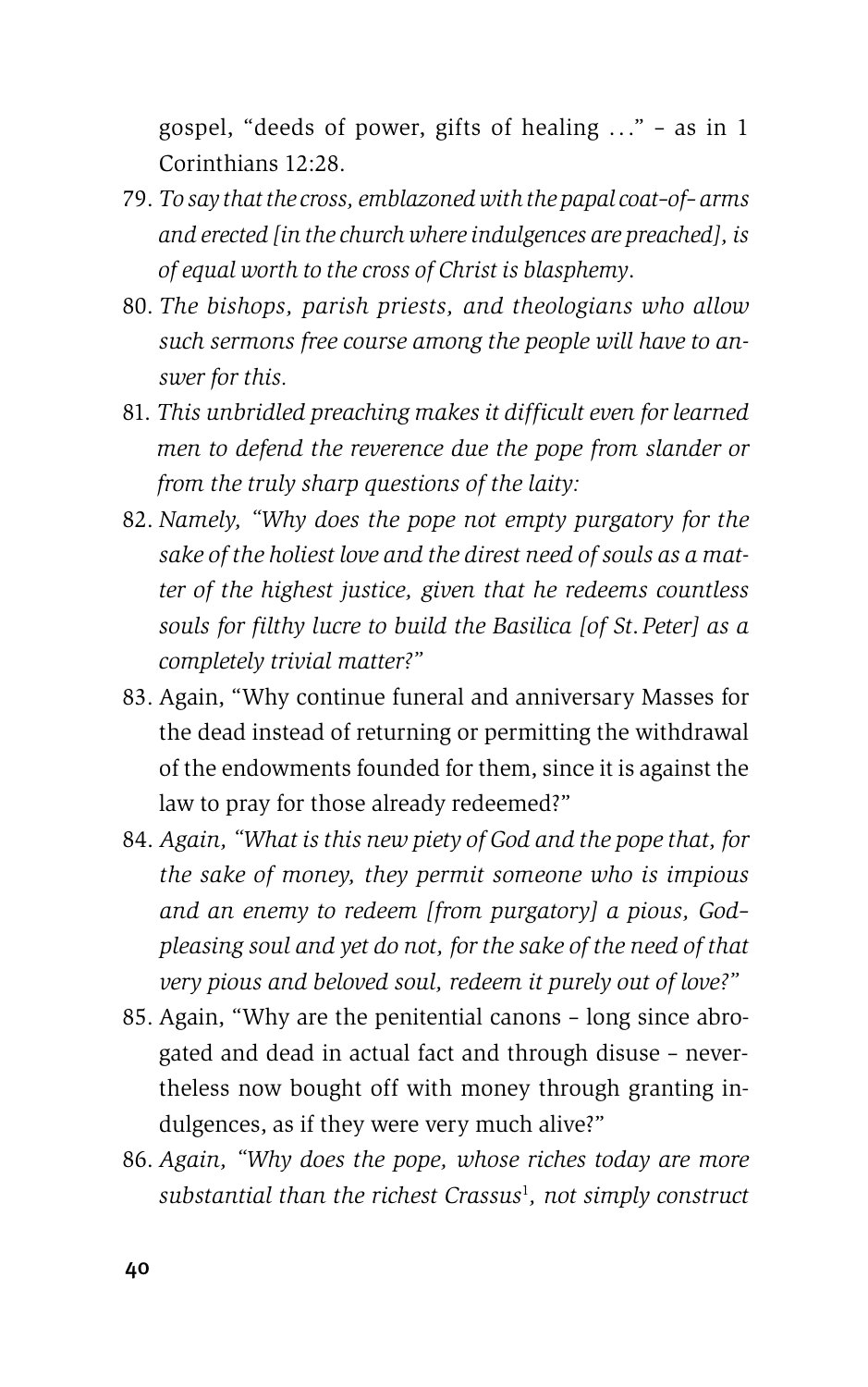gospel, "deeds of power, gifts of healing ..." – as in 1 Corinthians 12:28.

79. *To say that the cross, emblazoned with the papal coat-of- arms and erected [in the church where indulgences are preached], is of equal worth to the cross of Christ is blasphemy.*
80. *The bishops, parish priests, and theologians who allow such sermons free course among the people will have to answer for this.*
81. *This unbridled preaching makes it difficult even for learned men to defend the reverence due the pope from slander or from the truly sharp questions of the laity:*
82. *Namely, "Why does the pope not empty purgatory for the sake of the holiest love and the direst need of souls as a matter of the highest justice, given that he redeems countless souls for filthy lucre to build the Basilica [of St. Peter] as a completely trivial matter?"*
83. Again, "Why continue funeral and anniversary Masses for the dead instead of returning or permitting the withdrawal of the endowments founded for them, since it is against the law to pray for those already redeemed?"
84. *Again, "What is this new piety of God and the pope that, for the sake of money, they permit someone who is impious and an enemy to redeem [from purgatory] a pious, God-pleasing soul and yet do not, for the sake of the need of that very pious and beloved soul, redeem it purely out of love?"*
85. Again, "Why are the penitential canons – long since abrogated and dead in actual fact and through disuse – nevertheless now bought off with money through granting indulgences, as if they were very much alive?"
86. *Again, "Why does the pope, whose riches today are more substantial than the richest Crassus*[1]*, not simply construct*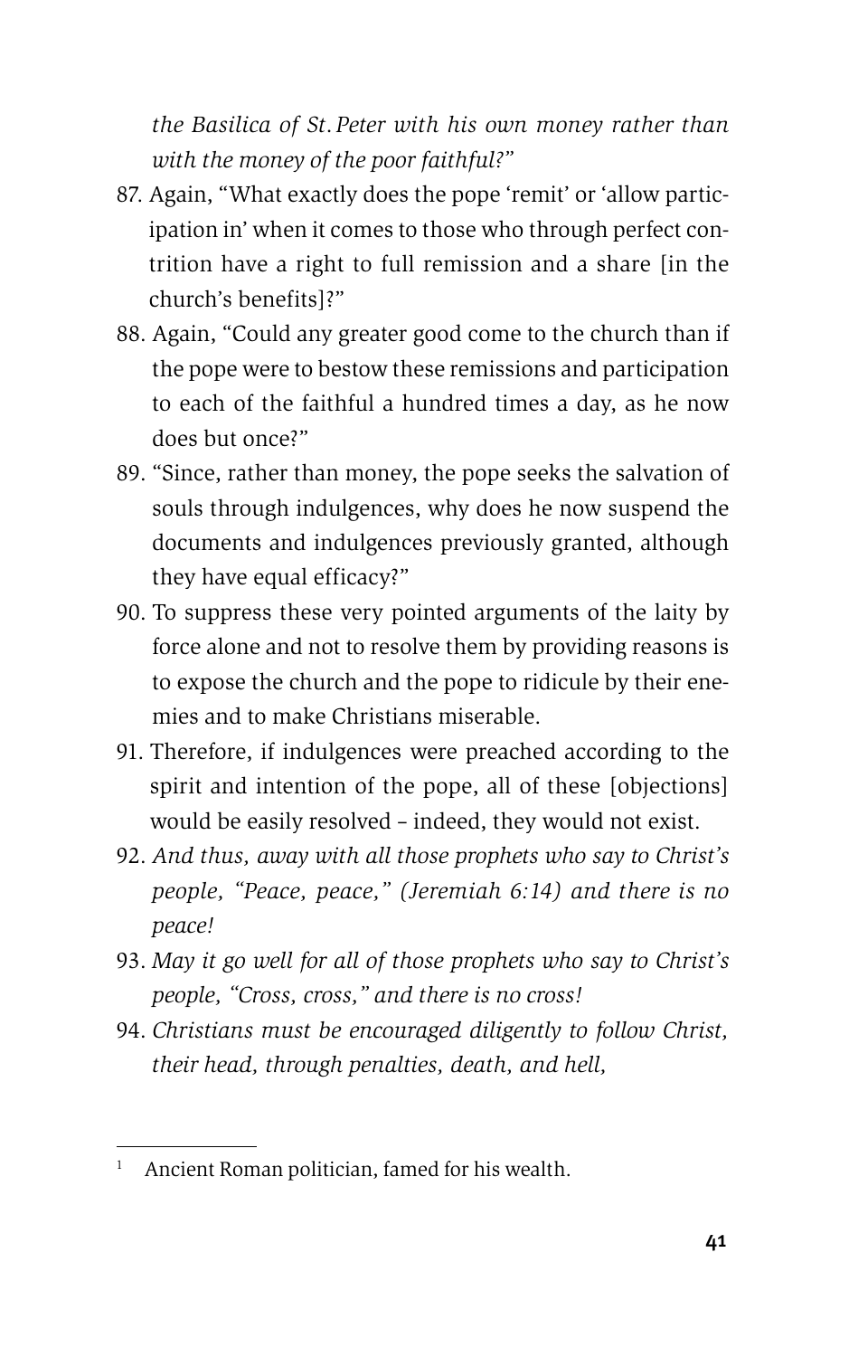*the Basilica of St. Peter with his own money rather than with the money of the poor faithful?"*

87. Again, "What exactly does the pope 'remit' or 'allow participation in' when it comes to those who through perfect contrition have a right to full remission and a share [in the church's benefits]?"
88. Again, "Could any greater good come to the church than if the pope were to bestow these remissions and participation to each of the faithful a hundred times a day, as he now does but once?"
89. "Since, rather than money, the pope seeks the salvation of souls through indulgences, why does he now suspend the documents and indulgences previously granted, although they have equal efficacy?"
90. To suppress these very pointed arguments of the laity by force alone and not to resolve them by providing reasons is to expose the church and the pope to ridicule by their enemies and to make Christians miserable.
91. Therefore, if indulgences were preached according to the spirit and intention of the pope, all of these [objections] would be easily resolved – indeed, they would not exist.
92. *And thus, away with all those prophets who say to Christ's people, "Peace, peace," (Jeremiah 6:14) and there is no peace!*
93. *May it go well for all of those prophets who say to Christ's people, "Cross, cross," and there is no cross!*
94. *Christians must be encouraged diligently to follow Christ, their head, through penalties, death, and hell,*

---

[1] Ancient Roman politician, famed for his wealth.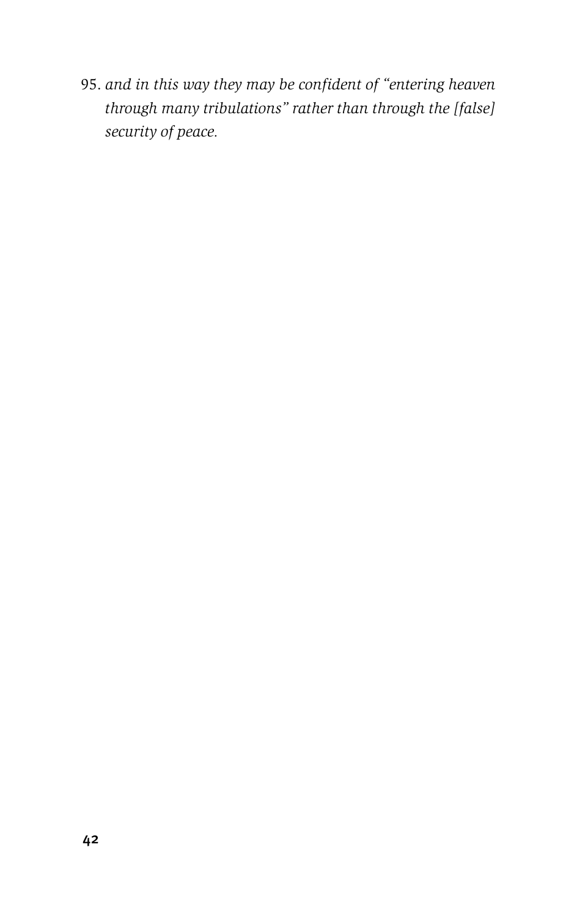95. *and in this way they may be confident of "entering heaven through many tribulations" rather than through the [false] security of peace.*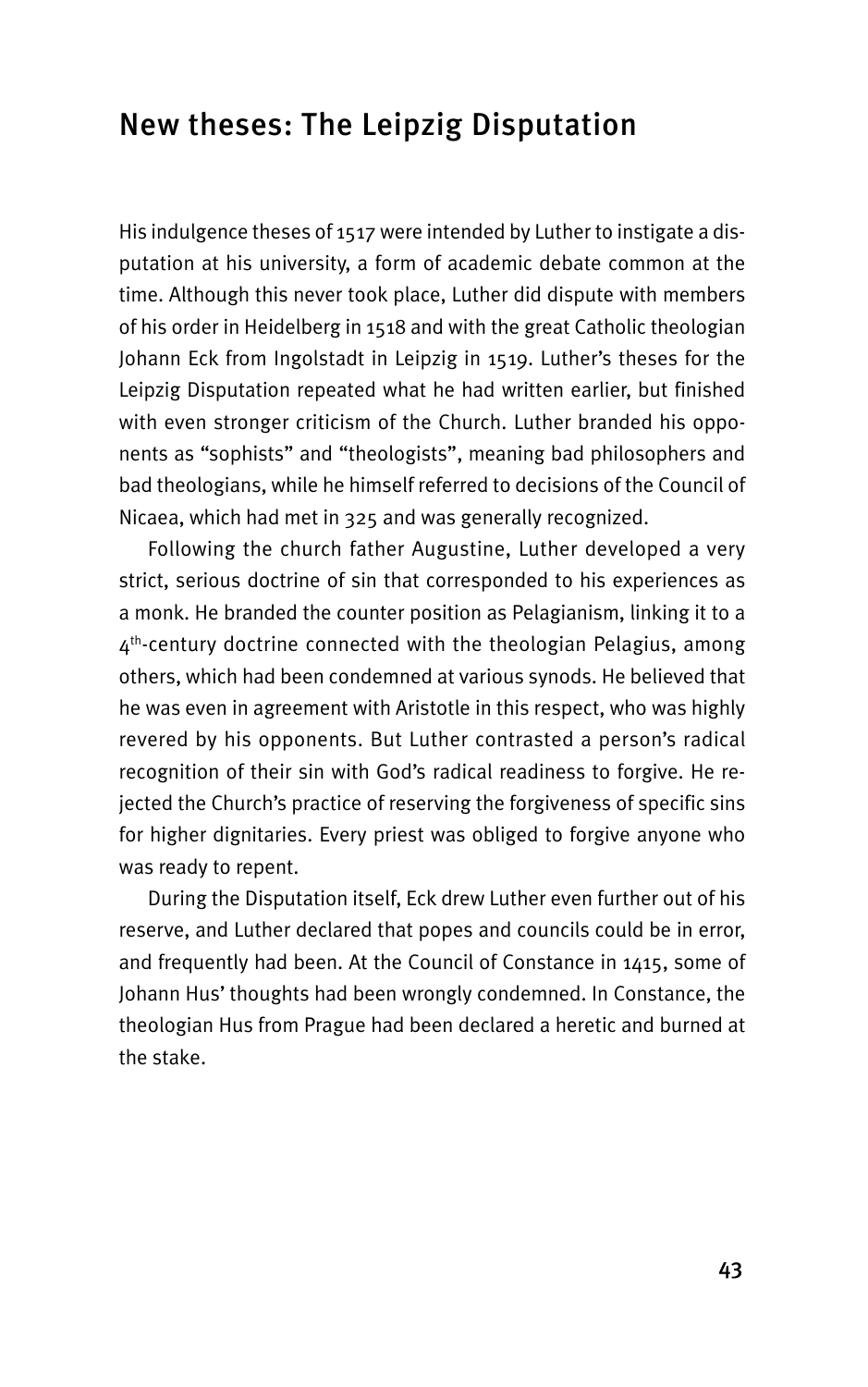## New theses: The Leipzig Disputation

His indulgence theses of 1517 were intended by Luther to instigate a disputation at his university, a form of academic debate common at the time. Although this never took place, Luther did dispute with members of his order in Heidelberg in 1518 and with the great Catholic theologian Johann Eck from Ingolstadt in Leipzig in 1519. Luther's theses for the Leipzig Disputation repeated what he had written earlier, but finished with even stronger criticism of the Church. Luther branded his opponents as "sophists" and "theologists", meaning bad philosophers and bad theologians, while he himself referred to decisions of the Council of Nicaea, which had met in 325 and was generally recognized.

Following the church father Augustine, Luther developed a very strict, serious doctrine of sin that corresponded to his experiences as a monk. He branded the counter position as Pelagianism, linking it to a 4th-century doctrine connected with the theologian Pelagius, among others, which had been condemned at various synods. He believed that he was even in agreement with Aristotle in this respect, who was highly revered by his opponents. But Luther contrasted a person's radical recognition of their sin with God's radical readiness to forgive. He rejected the Church's practice of reserving the forgiveness of specific sins for higher dignitaries. Every priest was obliged to forgive anyone who was ready to repent.

During the Disputation itself, Eck drew Luther even further out of his reserve, and Luther declared that popes and councils could be in error, and frequently had been. At the Council of Constance in 1415, some of Johann Hus' thoughts had been wrongly condemned. In Constance, the theologian Hus from Prague had been declared a heretic and burned at the stake.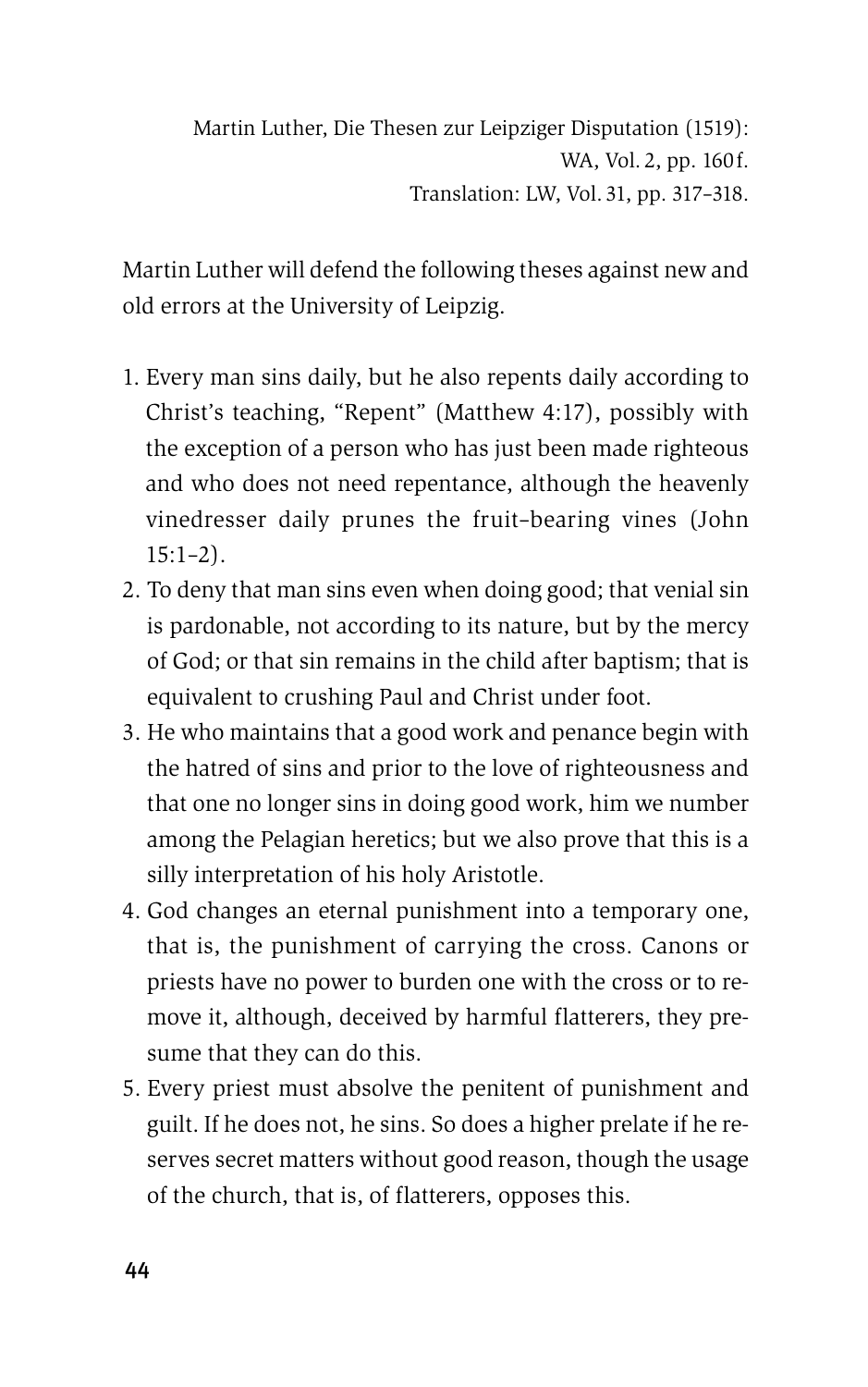Martin Luther, Die Thesen zur Leipziger Disputation (1519): WA, Vol. 2, pp. 160 f.
Translation: LW, Vol. 31, pp. 317–318.

Martin Luther will defend the following theses against new and old errors at the University of Leipzig.

1. Every man sins daily, but he also repents daily according to Christ's teaching, "Repent" (Matthew 4:17), possibly with the exception of a person who has just been made righteous and who does not need repentance, although the heavenly vinedresser daily prunes the fruit-bearing vines (John 15:1–2).
2. To deny that man sins even when doing good; that venial sin is pardonable, not according to its nature, but by the mercy of God; or that sin remains in the child after baptism; that is equivalent to crushing Paul and Christ under foot.
3. He who maintains that a good work and penance begin with the hatred of sins and prior to the love of righteousness and that one no longer sins in doing good work, him we number among the Pelagian heretics; but we also prove that this is a silly interpretation of his holy Aristotle.
4. God changes an eternal punishment into a temporary one, that is, the punishment of carrying the cross. Canons or priests have no power to burden one with the cross or to remove it, although, deceived by harmful flatterers, they presume that they can do this.
5. Every priest must absolve the penitent of punishment and guilt. If he does not, he sins. So does a higher prelate if he reserves secret matters without good reason, though the usage of the church, that is, of flatterers, opposes this.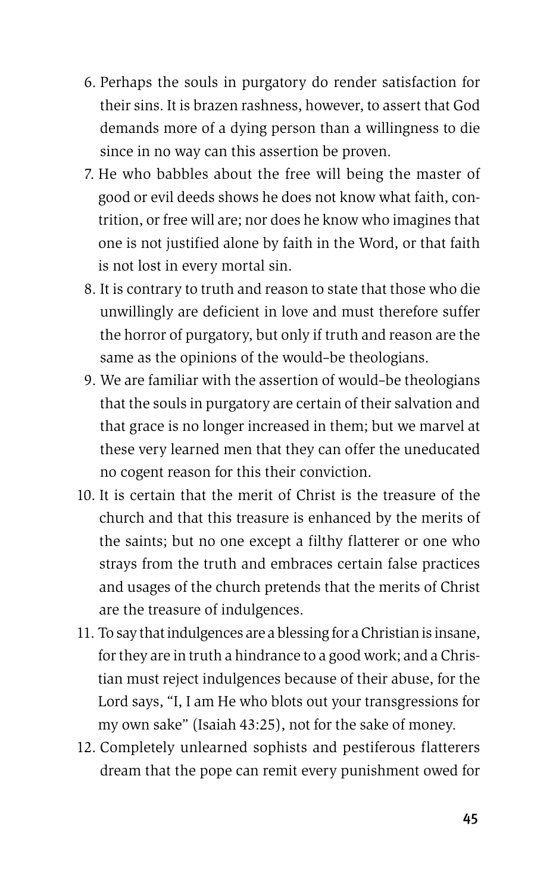6. Perhaps the souls in purgatory do render satisfaction for their sins. It is brazen rashness, however, to assert that God demands more of a dying person than a willingness to die since in no way can this assertion be proven.
7. He who babbles about the free will being the master of good or evil deeds shows he does not know what faith, contrition, or free will are; nor does he know who imagines that one is not justified alone by faith in the Word, or that faith is not lost in every mortal sin.
8. It is contrary to truth and reason to state that those who die unwillingly are deficient in love and must therefore suffer the horror of purgatory, but only if truth and reason are the same as the opinions of the would-be theologians.
9. We are familiar with the assertion of would-be theologians that the souls in purgatory are certain of their salvation and that grace is no longer increased in them; but we marvel at these very learned men that they can offer the uneducated no cogent reason for this their conviction.
10. It is certain that the merit of Christ is the treasure of the church and that this treasure is enhanced by the merits of the saints; but no one except a filthy flatterer or one who strays from the truth and embraces certain false practices and usages of the church pretends that the merits of Christ are the treasure of indulgences.
11. To say that indulgences are a blessing for a Christian is insane, for they are in truth a hindrance to a good work; and a Christian must reject indulgences because of their abuse, for the Lord says, "I, I am He who blots out your transgressions for my own sake" (Isaiah 43:25), not for the sake of money.
12. Completely unlearned sophists and pestiferous flatterers dream that the pope can remit every punishment owed for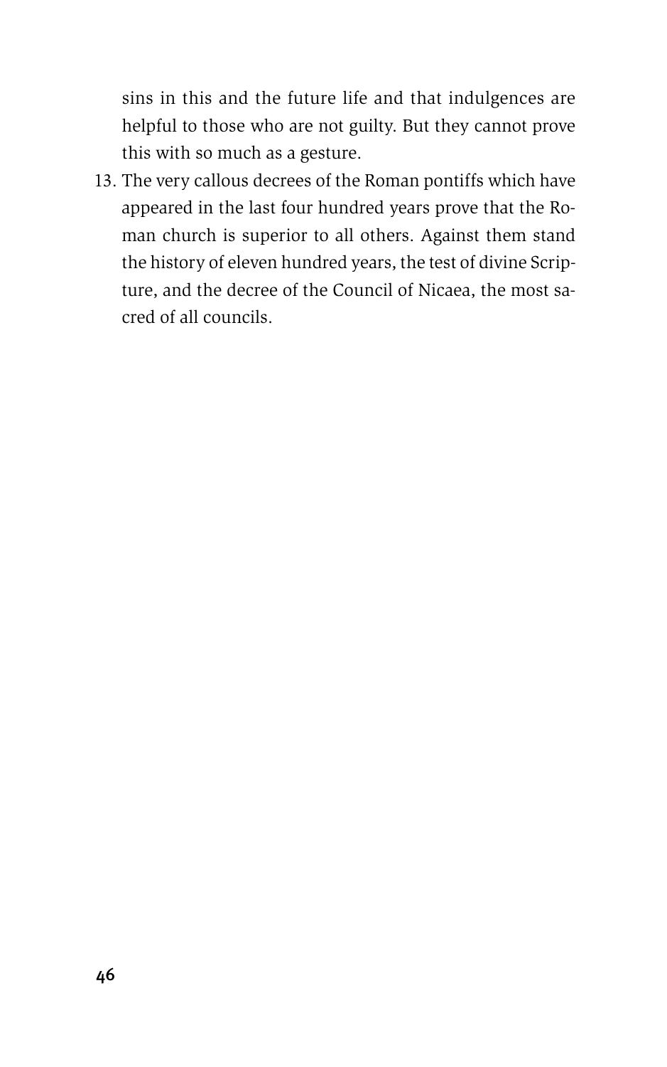sins in this and the future life and that indulgences are helpful to those who are not guilty. But they cannot prove this with so much as a gesture.

13. The very callous decrees of the Roman pontiffs which have appeared in the last four hundred years prove that the Roman church is superior to all others. Against them stand the history of eleven hundred years, the test of divine Scripture, and the decree of the Council of Nicaea, the most sacred of all councils.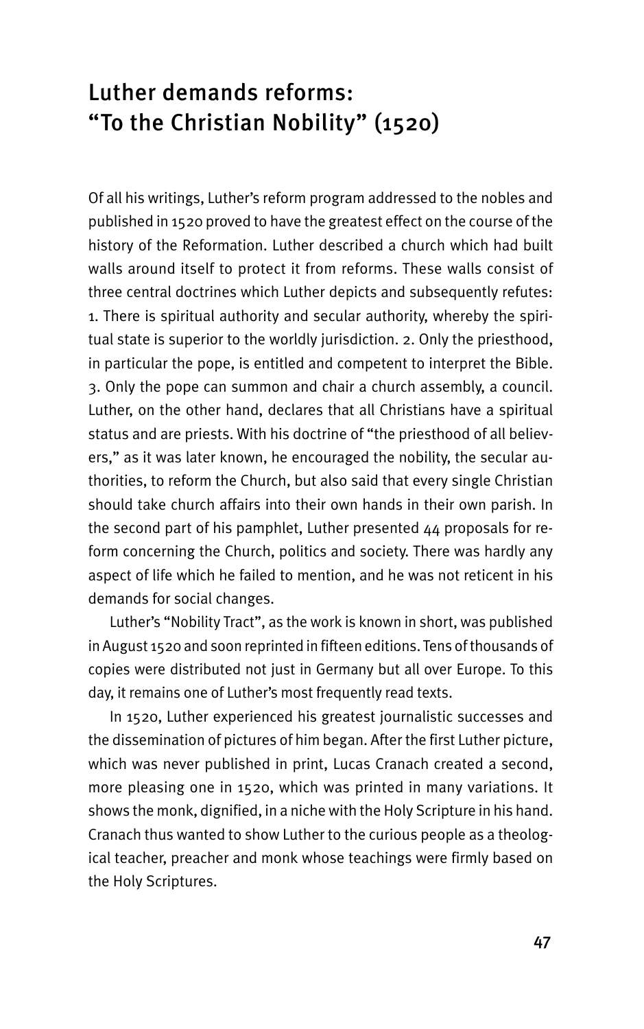# Luther demands reforms: "To the Christian Nobility" (1520)

Of all his writings, Luther's reform program addressed to the nobles and published in 1520 proved to have the greatest effect on the course of the history of the Reformation. Luther described a church which had built walls around itself to protect it from reforms. These walls consist of three central doctrines which Luther depicts and subsequently refutes: 1. There is spiritual authority and secular authority, whereby the spiritual state is superior to the worldly jurisdiction. 2. Only the priesthood, in particular the pope, is entitled and competent to interpret the Bible. 3. Only the pope can summon and chair a church assembly, a council. Luther, on the other hand, declares that all Christians have a spiritual status and are priests. With his doctrine of "the priesthood of all believers," as it was later known, he encouraged the nobility, the secular authorities, to reform the Church, but also said that every single Christian should take church affairs into their own hands in their own parish. In the second part of his pamphlet, Luther presented 44 proposals for reform concerning the Church, politics and society. There was hardly any aspect of life which he failed to mention, and he was not reticent in his demands for social changes.

Luther's "Nobility Tract", as the work is known in short, was published in August 1520 and soon reprinted in fifteen editions. Tens of thousands of copies were distributed not just in Germany but all over Europe. To this day, it remains one of Luther's most frequently read texts.

In 1520, Luther experienced his greatest journalistic successes and the dissemination of pictures of him began. After the first Luther picture, which was never published in print, Lucas Cranach created a second, more pleasing one in 1520, which was printed in many variations. It shows the monk, dignified, in a niche with the Holy Scripture in his hand. Cranach thus wanted to show Luther to the curious people as a theological teacher, preacher and monk whose teachings were firmly based on the Holy Scriptures.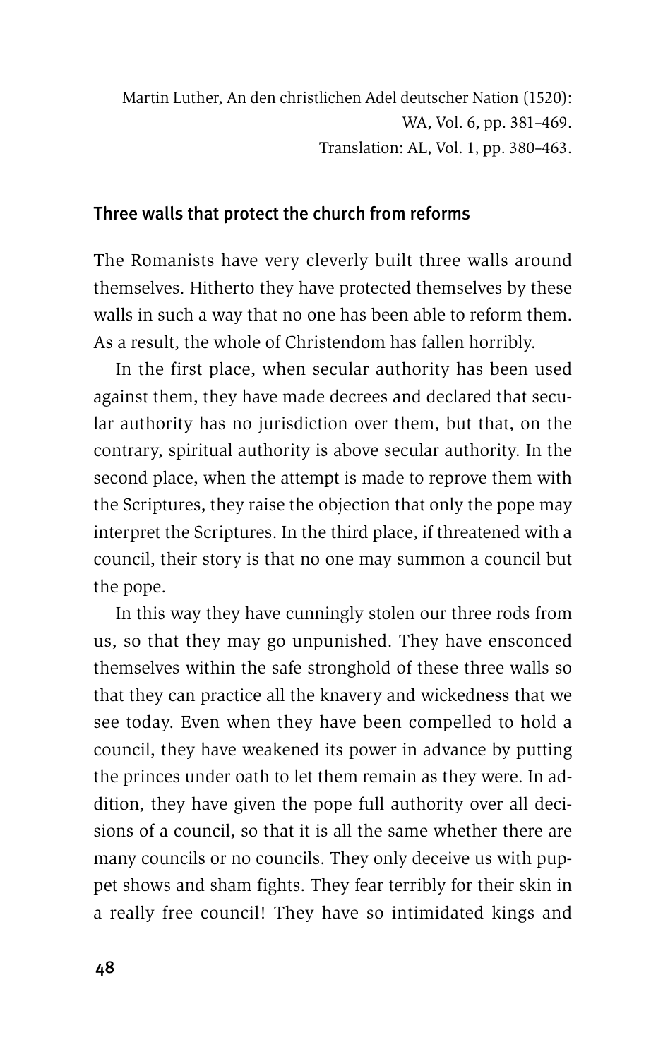Martin Luther, An den christlichen Adel deutscher Nation (1520): WA, Vol. 6, pp. 381–469.
Translation: AL, Vol. 1, pp. 380–463.

## Three walls that protect the church from reforms

The Romanists have very cleverly built three walls around themselves. Hitherto they have protected themselves by these walls in such a way that no one has been able to reform them. As a result, the whole of Christendom has fallen horribly.

In the first place, when secular authority has been used against them, they have made decrees and declared that secular authority has no jurisdiction over them, but that, on the contrary, spiritual authority is above secular authority. In the second place, when the attempt is made to reprove them with the Scriptures, they raise the objection that only the pope may interpret the Scriptures. In the third place, if threatened with a council, their story is that no one may summon a council but the pope.

In this way they have cunningly stolen our three rods from us, so that they may go unpunished. They have ensconced themselves within the safe stronghold of these three walls so that they can practice all the knavery and wickedness that we see today. Even when they have been compelled to hold a council, they have weakened its power in advance by putting the princes under oath to let them remain as they were. In addition, they have given the pope full authority over all decisions of a council, so that it is all the same whether there are many councils or no councils. They only deceive us with puppet shows and sham fights. They fear terribly for their skin in a really free council! They have so intimidated kings and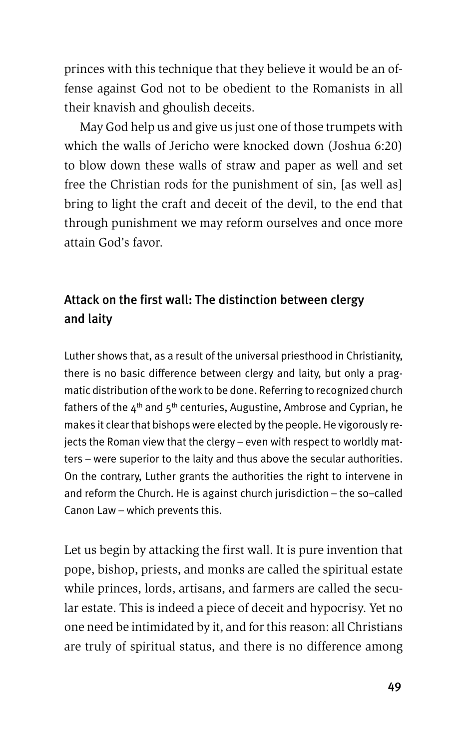princes with this technique that they believe it would be an offense against God not to be obedient to the Romanists in all their knavish and ghoulish deceits.

May God help us and give us just one of those trumpets with which the walls of Jericho were knocked down (Joshua 6:20) to blow down these walls of straw and paper as well and set free the Christian rods for the punishment of sin, [as well as] bring to light the craft and deceit of the devil, to the end that through punishment we may reform ourselves and once more attain God's favor.

## Attack on the first wall: The distinction between clergy and laity

Luther shows that, as a result of the universal priesthood in Christianity, there is no basic difference between clergy and laity, but only a pragmatic distribution of the work to be done. Referring to recognized church fathers of the 4th and 5th centuries, Augustine, Ambrose and Cyprian, he makes it clear that bishops were elected by the people. He vigorously rejects the Roman view that the clergy – even with respect to worldly matters – were superior to the laity and thus above the secular authorities. On the contrary, Luther grants the authorities the right to intervene in and reform the Church. He is against church jurisdiction – the so–called Canon Law – which prevents this.

Let us begin by attacking the first wall. It is pure invention that pope, bishop, priests, and monks are called the spiritual estate while princes, lords, artisans, and farmers are called the secular estate. This is indeed a piece of deceit and hypocrisy. Yet no one need be intimidated by it, and for this reason: all Christians are truly of spiritual status, and there is no difference among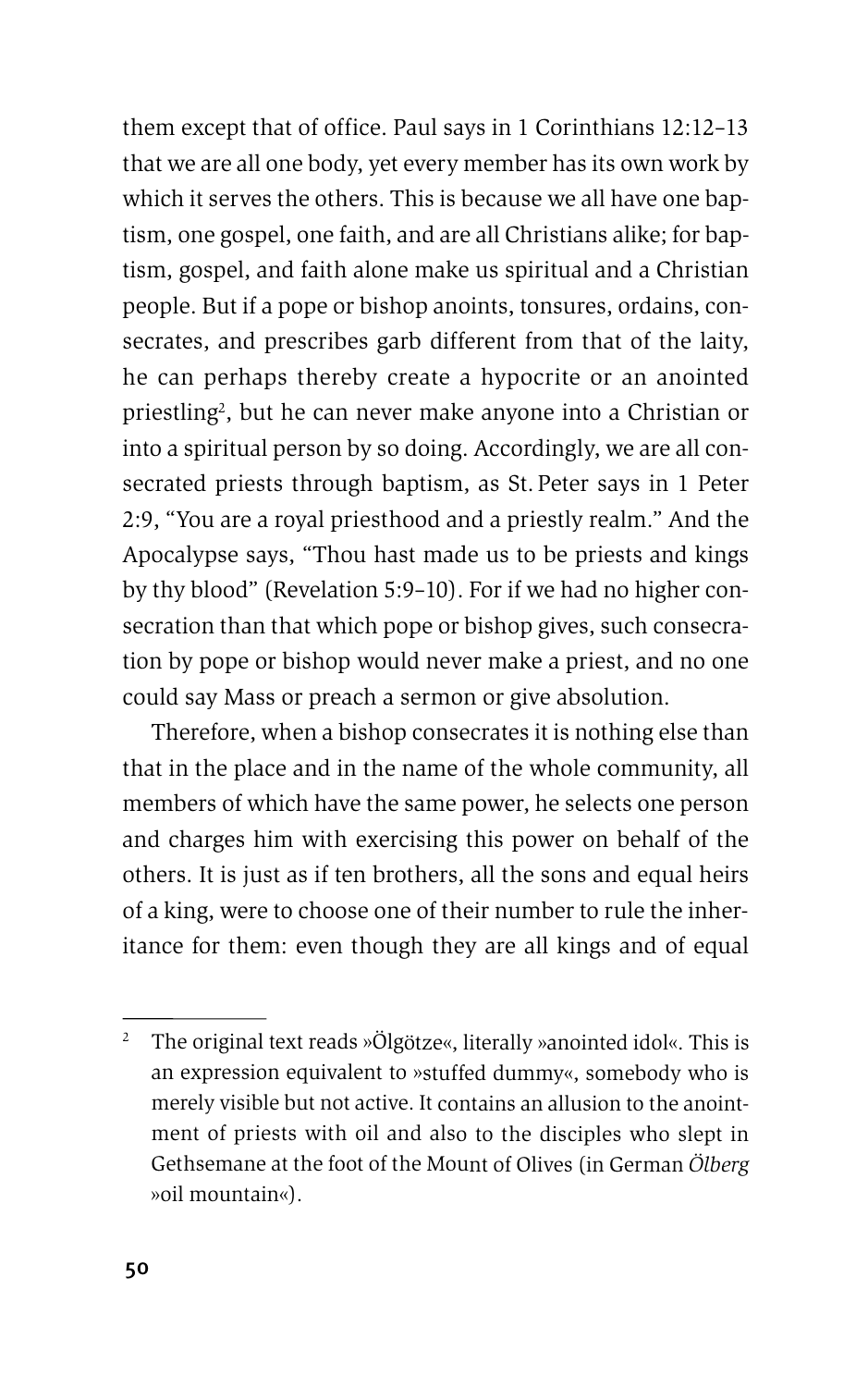them except that of office. Paul says in 1 Corinthians 12:12–13 that we are all one body, yet every member has its own work by which it serves the others. This is because we all have one baptism, one gospel, one faith, and are all Christians alike; for baptism, gospel, and faith alone make us spiritual and a Christian people. But if a pope or bishop anoints, tonsures, ordains, consecrates, and prescribes garb different from that of the laity, he can perhaps thereby create a hypocrite or an anointed priestling[2], but he can never make anyone into a Christian or into a spiritual person by so doing. Accordingly, we are all consecrated priests through baptism, as St. Peter says in 1 Peter 2:9, "You are a royal priesthood and a priestly realm." And the Apocalypse says, "Thou hast made us to be priests and kings by thy blood" (Revelation 5:9–10). For if we had no higher consecration than that which pope or bishop gives, such consecration by pope or bishop would never make a priest, and no one could say Mass or preach a sermon or give absolution.

Therefore, when a bishop consecrates it is nothing else than that in the place and in the name of the whole community, all members of which have the same power, he selects one person and charges him with exercising this power on behalf of the others. It is just as if ten brothers, all the sons and equal heirs of a king, were to choose one of their number to rule the inheritance for them: even though they are all kings and of equal

---

[2] The original text reads »Ölgötze«, literally »anointed idol«. This is an expression equivalent to »stuffed dummy«, somebody who is merely visible but not active. It contains an allusion to the anointment of priests with oil and also to the disciples who slept in Gethsemane at the foot of the Mount of Olives (in German *Ölberg* »oil mountain«).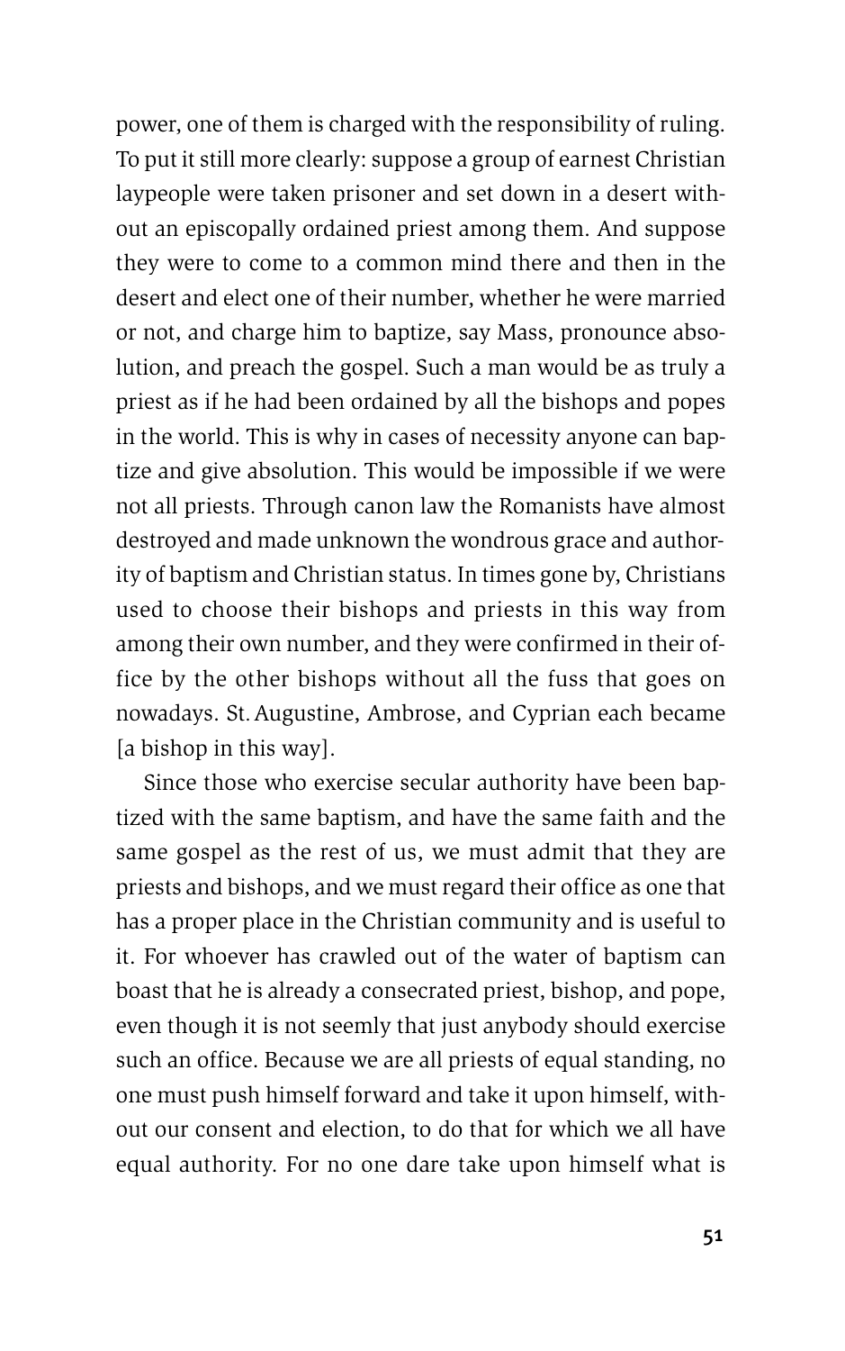power, one of them is charged with the responsibility of ruling. To put it still more clearly: suppose a group of earnest Christian laypeople were taken prisoner and set down in a desert without an episcopally ordained priest among them. And suppose they were to come to a common mind there and then in the desert and elect one of their number, whether he were married or not, and charge him to baptize, say Mass, pronounce absolution, and preach the gospel. Such a man would be as truly a priest as if he had been ordained by all the bishops and popes in the world. This is why in cases of necessity anyone can baptize and give absolution. This would be impossible if we were not all priests. Through canon law the Romanists have almost destroyed and made unknown the wondrous grace and authority of baptism and Christian status. In times gone by, Christians used to choose their bishops and priests in this way from among their own number, and they were confirmed in their office by the other bishops without all the fuss that goes on nowadays. St. Augustine, Ambrose, and Cyprian each became [a bishop in this way].

Since those who exercise secular authority have been baptized with the same baptism, and have the same faith and the same gospel as the rest of us, we must admit that they are priests and bishops, and we must regard their office as one that has a proper place in the Christian community and is useful to it. For whoever has crawled out of the water of baptism can boast that he is already a consecrated priest, bishop, and pope, even though it is not seemly that just anybody should exercise such an office. Because we are all priests of equal standing, no one must push himself forward and take it upon himself, without our consent and election, to do that for which we all have equal authority. For no one dare take upon himself what is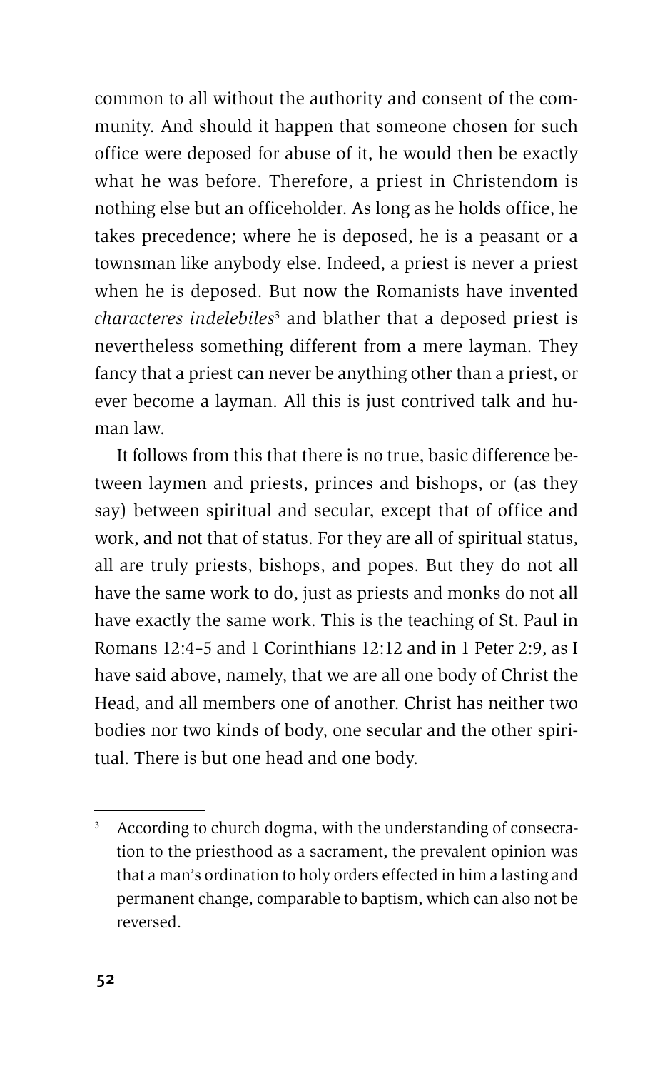common to all without the authority and consent of the community. And should it happen that someone chosen for such office were deposed for abuse of it, he would then be exactly what he was before. Therefore, a priest in Christendom is nothing else but an officeholder. As long as he holds office, he takes precedence; where he is deposed, he is a peasant or a townsman like anybody else. Indeed, a priest is never a priest when he is deposed. But now the Romanists have invented *characteres indelebiles*[3] and blather that a deposed priest is nevertheless something different from a mere layman. They fancy that a priest can never be anything other than a priest, or ever become a layman. All this is just contrived talk and human law.

It follows from this that there is no true, basic difference between laymen and priests, princes and bishops, or (as they say) between spiritual and secular, except that of office and work, and not that of status. For they are all of spiritual status, all are truly priests, bishops, and popes. But they do not all have the same work to do, just as priests and monks do not all have exactly the same work. This is the teaching of St. Paul in Romans 12:4–5 and 1 Corinthians 12:12 and in 1 Peter 2:9, as I have said above, namely, that we are all one body of Christ the Head, and all members one of another. Christ has neither two bodies nor two kinds of body, one secular and the other spiritual. There is but one head and one body.

---

[3] According to church dogma, with the understanding of consecration to the priesthood as a sacrament, the prevalent opinion was that a man's ordination to holy orders effected in him a lasting and permanent change, comparable to baptism, which can also not be reversed.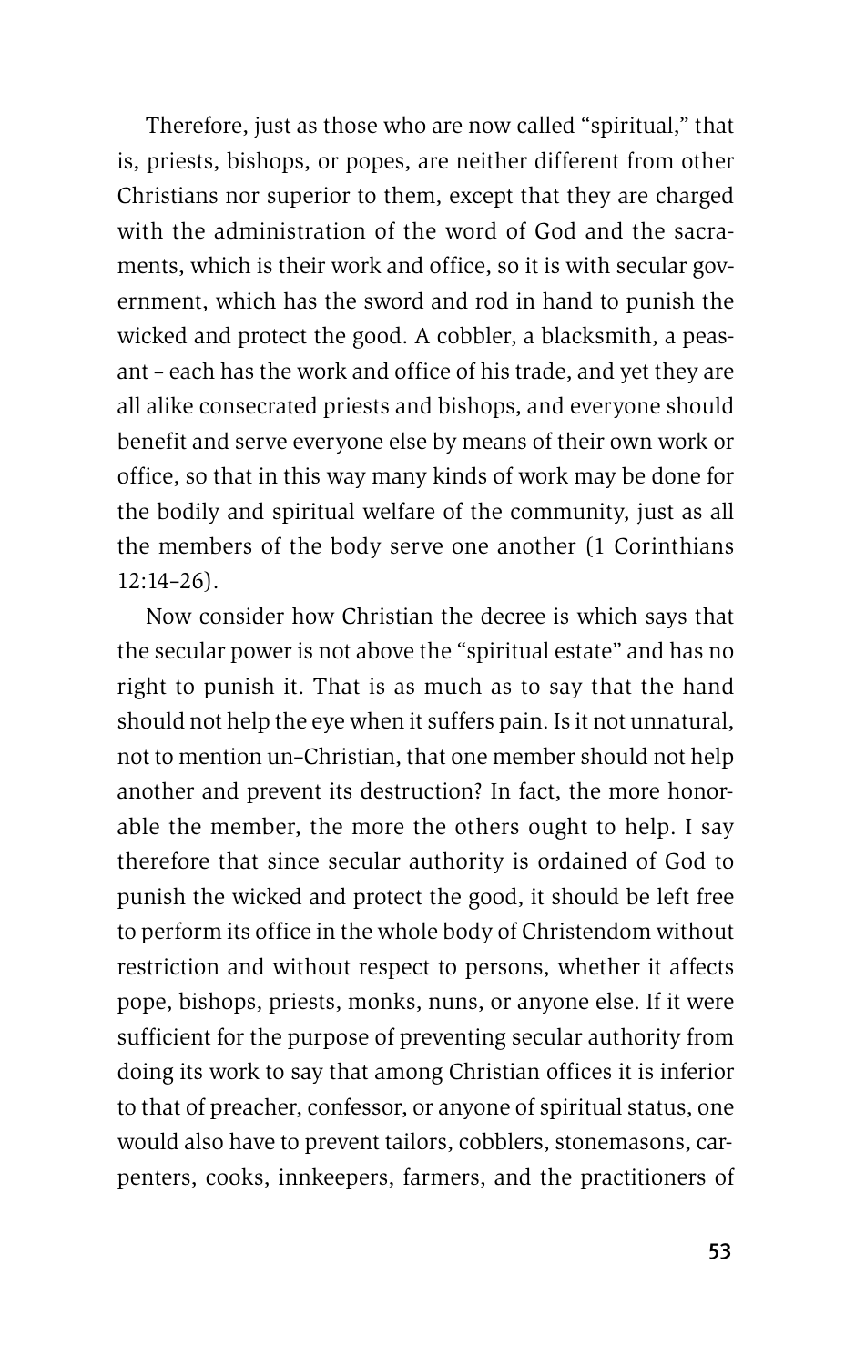Therefore, just as those who are now called "spiritual," that is, priests, bishops, or popes, are neither different from other Christians nor superior to them, except that they are charged with the administration of the word of God and the sacraments, which is their work and office, so it is with secular government, which has the sword and rod in hand to punish the wicked and protect the good. A cobbler, a blacksmith, a peasant – each has the work and office of his trade, and yet they are all alike consecrated priests and bishops, and everyone should benefit and serve everyone else by means of their own work or office, so that in this way many kinds of work may be done for the bodily and spiritual welfare of the community, just as all the members of the body serve one another (1 Corinthians 12:14–26).

Now consider how Christian the decree is which says that the secular power is not above the "spiritual estate" and has no right to punish it. That is as much as to say that the hand should not help the eye when it suffers pain. Is it not unnatural, not to mention un-Christian, that one member should not help another and prevent its destruction? In fact, the more honorable the member, the more the others ought to help. I say therefore that since secular authority is ordained of God to punish the wicked and protect the good, it should be left free to perform its office in the whole body of Christendom without restriction and without respect to persons, whether it affects pope, bishops, priests, monks, nuns, or anyone else. If it were sufficient for the purpose of preventing secular authority from doing its work to say that among Christian offices it is inferior to that of preacher, confessor, or anyone of spiritual status, one would also have to prevent tailors, cobblers, stonemasons, carpenters, cooks, innkeepers, farmers, and the practitioners of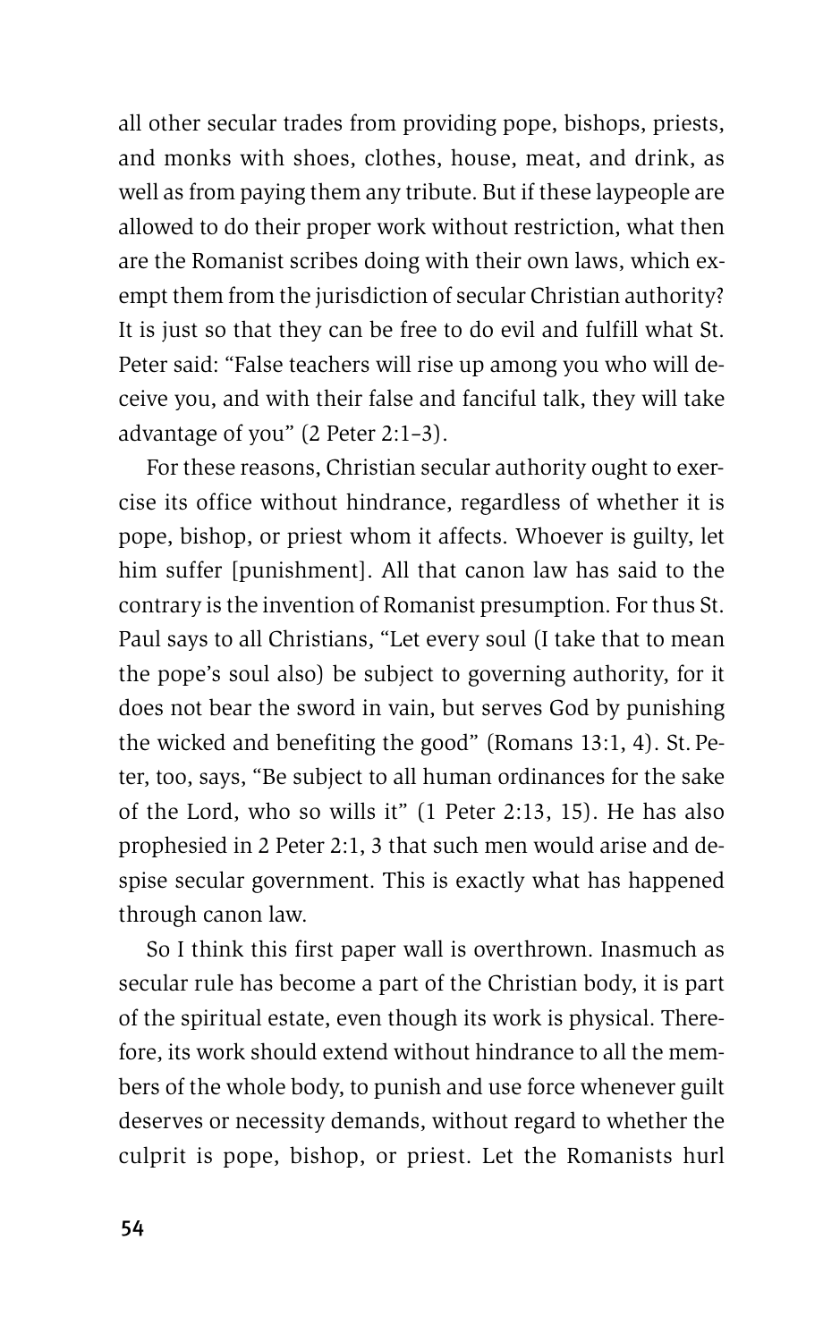all other secular trades from providing pope, bishops, priests, and monks with shoes, clothes, house, meat, and drink, as well as from paying them any tribute. But if these laypeople are allowed to do their proper work without restriction, what then are the Romanist scribes doing with their own laws, which exempt them from the jurisdiction of secular Christian authority? It is just so that they can be free to do evil and fulfill what St. Peter said: "False teachers will rise up among you who will deceive you, and with their false and fanciful talk, they will take advantage of you" (2 Peter 2:1–3).

For these reasons, Christian secular authority ought to exercise its office without hindrance, regardless of whether it is pope, bishop, or priest whom it affects. Whoever is guilty, let him suffer [punishment]. All that canon law has said to the contrary is the invention of Romanist presumption. For thus St. Paul says to all Christians, "Let every soul (I take that to mean the pope's soul also) be subject to governing authority, for it does not bear the sword in vain, but serves God by punishing the wicked and benefiting the good" (Romans 13:1, 4). St. Peter, too, says, "Be subject to all human ordinances for the sake of the Lord, who so wills it" (1 Peter 2:13, 15). He has also prophesied in 2 Peter 2:1, 3 that such men would arise and despise secular government. This is exactly what has happened through canon law.

So I think this first paper wall is overthrown. Inasmuch as secular rule has become a part of the Christian body, it is part of the spiritual estate, even though its work is physical. Therefore, its work should extend without hindrance to all the members of the whole body, to punish and use force whenever guilt deserves or necessity demands, without regard to whether the culprit is pope, bishop, or priest. Let the Romanists hurl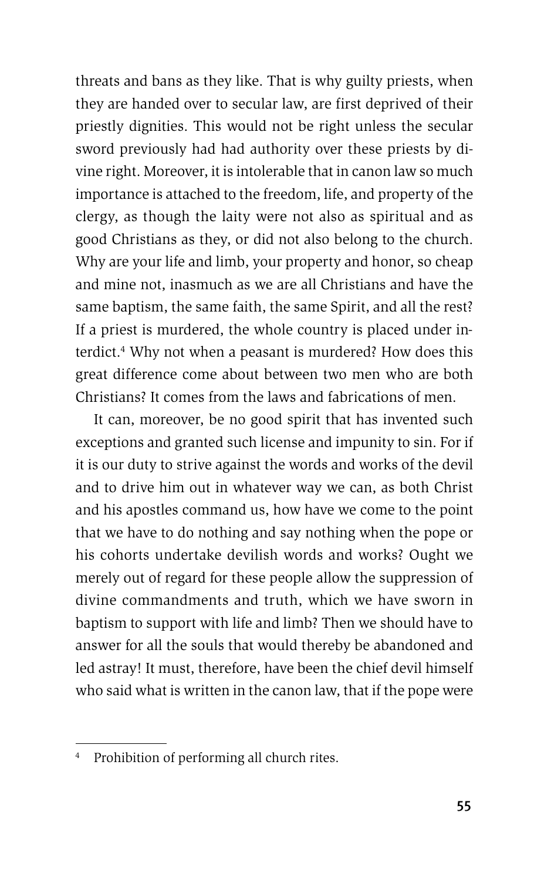threats and bans as they like. That is why guilty priests, when they are handed over to secular law, are first deprived of their priestly dignities. This would not be right unless the secular sword previously had had authority over these priests by divine right. Moreover, it is intolerable that in canon law so much importance is attached to the freedom, life, and property of the clergy, as though the laity were not also as spiritual and as good Christians as they, or did not also belong to the church. Why are your life and limb, your property and honor, so cheap and mine not, inasmuch as we are all Christians and have the same baptism, the same faith, the same Spirit, and all the rest? If a priest is murdered, the whole country is placed under interdict.[4] Why not when a peasant is murdered? How does this great difference come about between two men who are both Christians? It comes from the laws and fabrications of men.

It can, moreover, be no good spirit that has invented such exceptions and granted such license and impunity to sin. For if it is our duty to strive against the words and works of the devil and to drive him out in whatever way we can, as both Christ and his apostles command us, how have we come to the point that we have to do nothing and say nothing when the pope or his cohorts undertake devilish words and works? Ought we merely out of regard for these people allow the suppression of divine commandments and truth, which we have sworn in baptism to support with life and limb? Then we should have to answer for all the souls that would thereby be abandoned and led astray! It must, therefore, have been the chief devil himself who said what is written in the canon law, that if the pope were

---

[4] Prohibition of performing all church rites.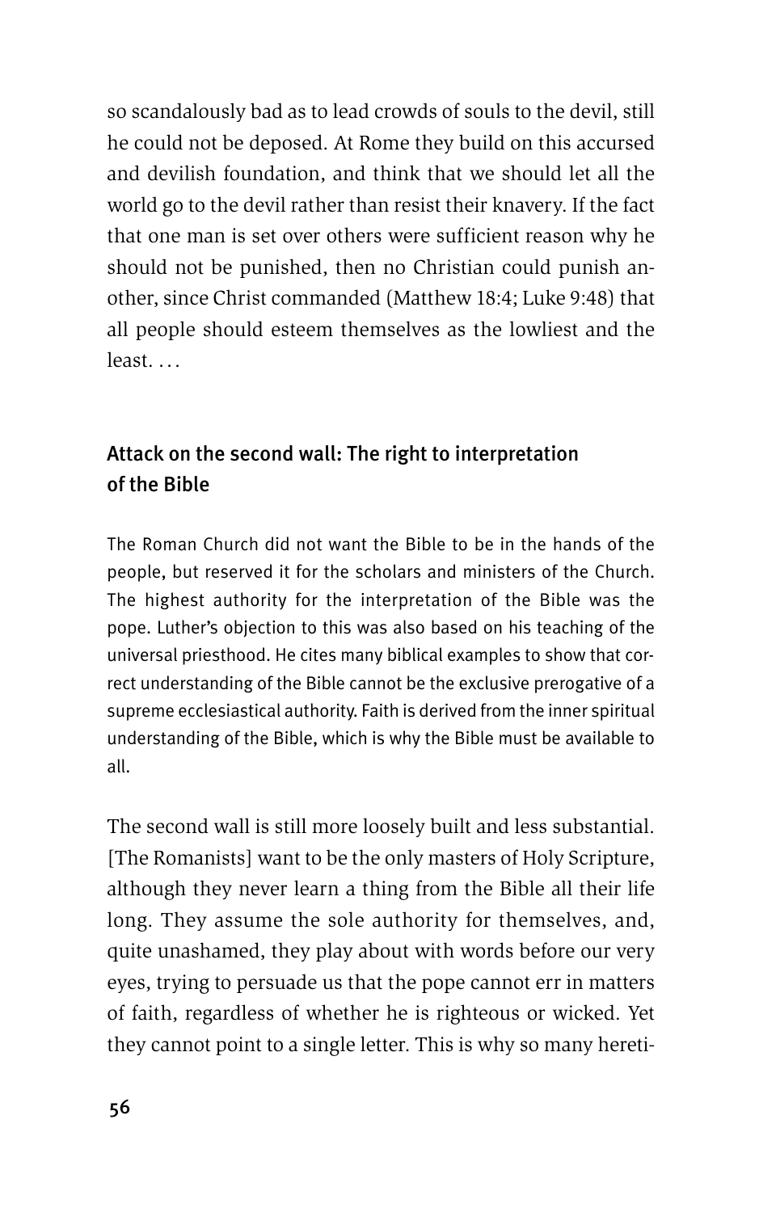so scandalously bad as to lead crowds of souls to the devil, still he could not be deposed. At Rome they build on this accursed and devilish foundation, and think that we should let all the world go to the devil rather than resist their knavery. If the fact that one man is set over others were sufficient reason why he should not be punished, then no Christian could punish another, since Christ commanded (Matthew 18:4; Luke 9:48) that all people should esteem themselves as the lowliest and the least. . . .

## Attack on the second wall: The right to interpretation of the Bible

The Roman Church did not want the Bible to be in the hands of the people, but reserved it for the scholars and ministers of the Church. The highest authority for the interpretation of the Bible was the pope. Luther's objection to this was also based on his teaching of the universal priesthood. He cites many biblical examples to show that correct understanding of the Bible cannot be the exclusive prerogative of a supreme ecclesiastical authority. Faith is derived from the inner spiritual understanding of the Bible, which is why the Bible must be available to all.

The second wall is still more loosely built and less substantial. [The Romanists] want to be the only masters of Holy Scripture, although they never learn a thing from the Bible all their life long. They assume the sole authority for themselves, and, quite unashamed, they play about with words before our very eyes, trying to persuade us that the pope cannot err in matters of faith, regardless of whether he is righteous or wicked. Yet they cannot point to a single letter. This is why so many hereti-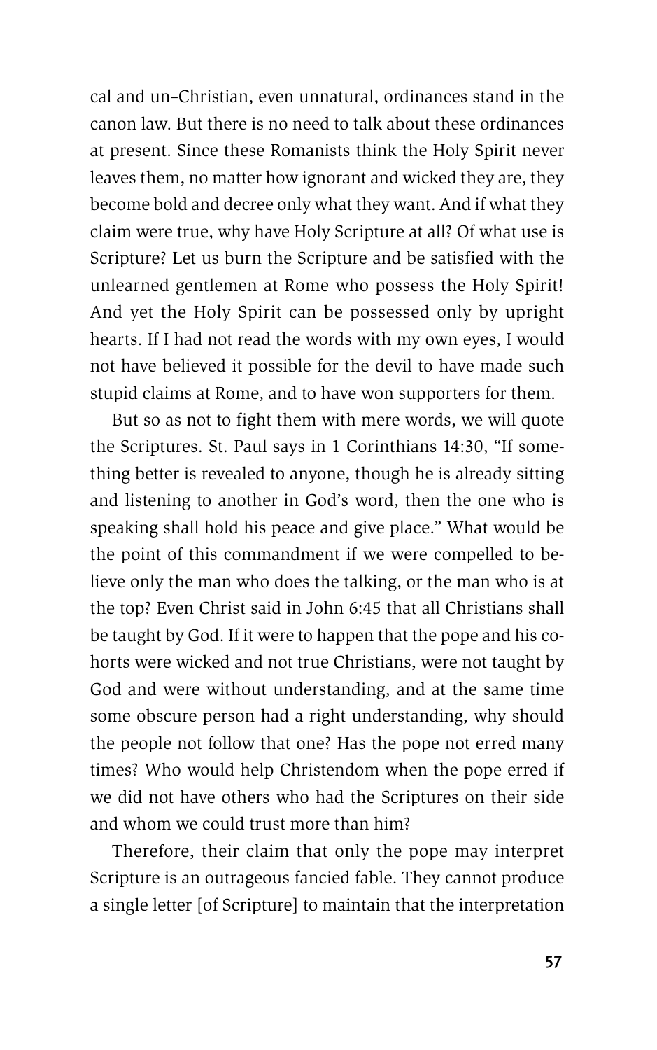cal and un–Christian, even unnatural, ordinances stand in the canon law. But there is no need to talk about these ordinances at present. Since these Romanists think the Holy Spirit never leaves them, no matter how ignorant and wicked they are, they become bold and decree only what they want. And if what they claim were true, why have Holy Scripture at all? Of what use is Scripture? Let us burn the Scripture and be satisfied with the unlearned gentlemen at Rome who possess the Holy Spirit! And yet the Holy Spirit can be possessed only by upright hearts. If I had not read the words with my own eyes, I would not have believed it possible for the devil to have made such stupid claims at Rome, and to have won supporters for them.

But so as not to fight them with mere words, we will quote the Scriptures. St. Paul says in 1 Corinthians 14:30, "If something better is revealed to anyone, though he is already sitting and listening to another in God's word, then the one who is speaking shall hold his peace and give place." What would be the point of this commandment if we were compelled to believe only the man who does the talking, or the man who is at the top? Even Christ said in John 6:45 that all Christians shall be taught by God. If it were to happen that the pope and his cohorts were wicked and not true Christians, were not taught by God and were without understanding, and at the same time some obscure person had a right understanding, why should the people not follow that one? Has the pope not erred many times? Who would help Christendom when the pope erred if we did not have others who had the Scriptures on their side and whom we could trust more than him?

Therefore, their claim that only the pope may interpret Scripture is an outrageous fancied fable. They cannot produce a single letter [of Scripture] to maintain that the interpretation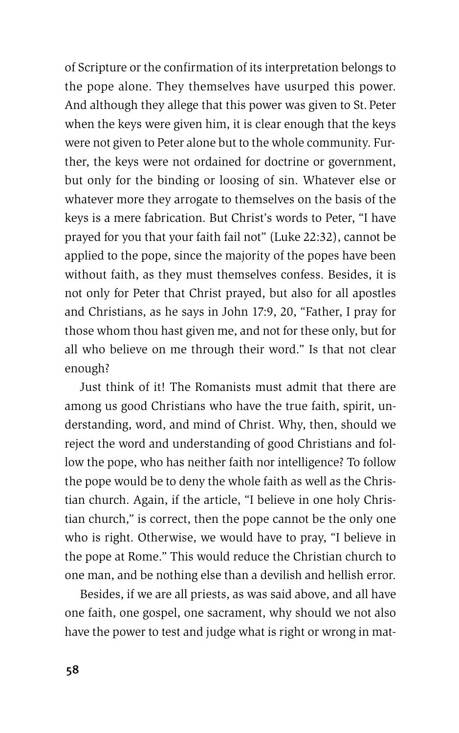of Scripture or the confirmation of its interpretation belongs to the pope alone. They themselves have usurped this power. And although they allege that this power was given to St. Peter when the keys were given him, it is clear enough that the keys were not given to Peter alone but to the whole community. Further, the keys were not ordained for doctrine or government, but only for the binding or loosing of sin. Whatever else or whatever more they arrogate to themselves on the basis of the keys is a mere fabrication. But Christ's words to Peter, "I have prayed for you that your faith fail not" (Luke 22:32), cannot be applied to the pope, since the majority of the popes have been without faith, as they must themselves confess. Besides, it is not only for Peter that Christ prayed, but also for all apostles and Christians, as he says in John 17:9, 20, "Father, I pray for those whom thou hast given me, and not for these only, but for all who believe on me through their word." Is that not clear enough?

Just think of it! The Romanists must admit that there are among us good Christians who have the true faith, spirit, understanding, word, and mind of Christ. Why, then, should we reject the word and understanding of good Christians and follow the pope, who has neither faith nor intelligence? To follow the pope would be to deny the whole faith as well as the Christian church. Again, if the article, "I believe in one holy Christian church," is correct, then the pope cannot be the only one who is right. Otherwise, we would have to pray, "I believe in the pope at Rome." This would reduce the Christian church to one man, and be nothing else than a devilish and hellish error.

Besides, if we are all priests, as was said above, and all have one faith, one gospel, one sacrament, why should we not also have the power to test and judge what is right or wrong in mat-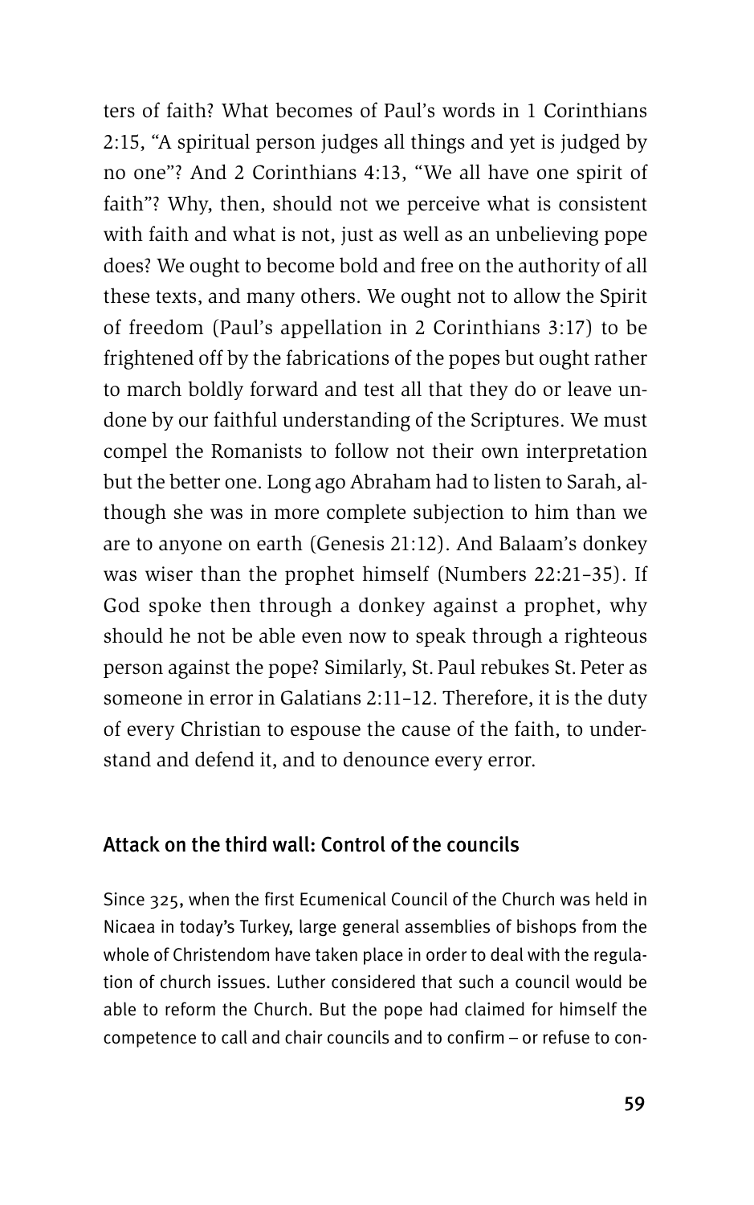ters of faith? What becomes of Paul's words in 1 Corinthians 2:15, "A spiritual person judges all things and yet is judged by no one"? And 2 Corinthians 4:13, "We all have one spirit of faith"? Why, then, should not we perceive what is consistent with faith and what is not, just as well as an unbelieving pope does? We ought to become bold and free on the authority of all these texts, and many others. We ought not to allow the Spirit of freedom (Paul's appellation in 2 Corinthians 3:17) to be frightened off by the fabrications of the popes but ought rather to march boldly forward and test all that they do or leave undone by our faithful understanding of the Scriptures. We must compel the Romanists to follow not their own interpretation but the better one. Long ago Abraham had to listen to Sarah, although she was in more complete subjection to him than we are to anyone on earth (Genesis 21:12). And Balaam's donkey was wiser than the prophet himself (Numbers 22:21–35). If God spoke then through a donkey against a prophet, why should he not be able even now to speak through a righteous person against the pope? Similarly, St. Paul rebukes St. Peter as someone in error in Galatians 2:11–12. Therefore, it is the duty of every Christian to espouse the cause of the faith, to understand and defend it, and to denounce every error.

### Attack on the third wall: Control of the councils

Since 325, when the first Ecumenical Council of the Church was held in Nicaea in today's Turkey, large general assemblies of bishops from the whole of Christendom have taken place in order to deal with the regulation of church issues. Luther considered that such a council would be able to reform the Church. But the pope had claimed for himself the competence to call and chair councils and to confirm – or refuse to con-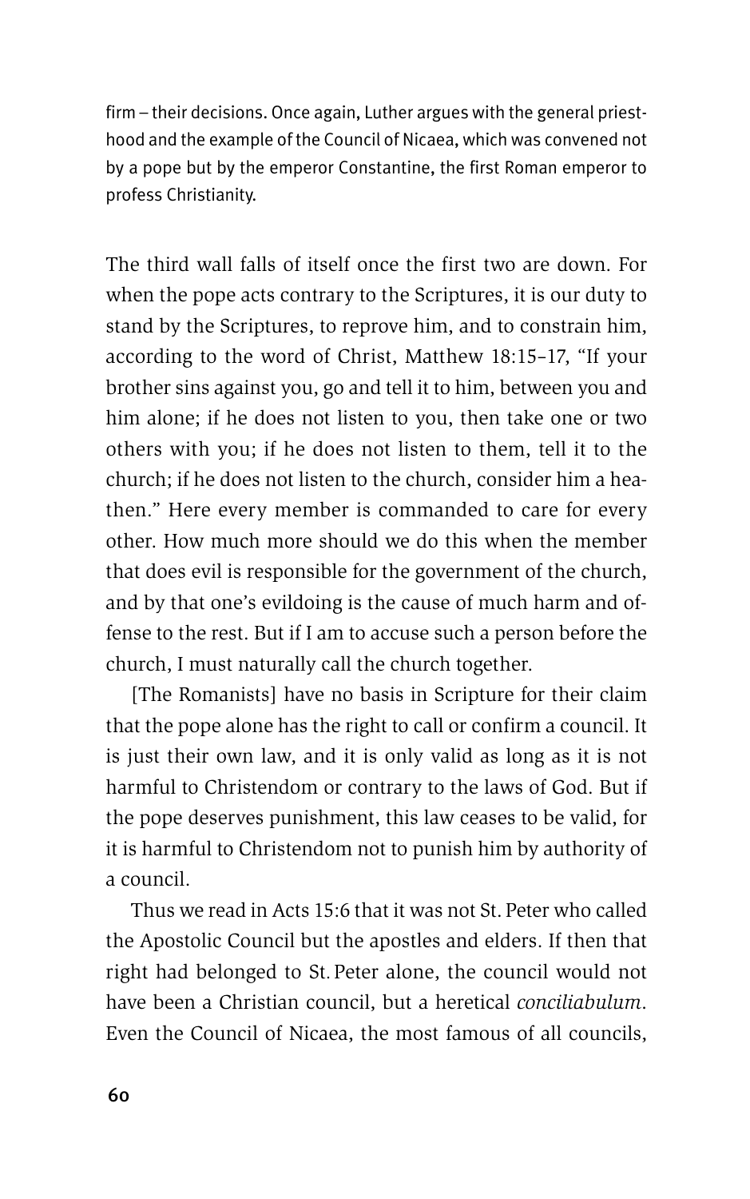firm – their decisions. Once again, Luther argues with the general priesthood and the example of the Council of Nicaea, which was convened not by a pope but by the emperor Constantine, the first Roman emperor to profess Christianity.

The third wall falls of itself once the first two are down. For when the pope acts contrary to the Scriptures, it is our duty to stand by the Scriptures, to reprove him, and to constrain him, according to the word of Christ, Matthew 18:15–17, "If your brother sins against you, go and tell it to him, between you and him alone; if he does not listen to you, then take one or two others with you; if he does not listen to them, tell it to the church; if he does not listen to the church, consider him a heathen." Here every member is commanded to care for every other. How much more should we do this when the member that does evil is responsible for the government of the church, and by that one's evildoing is the cause of much harm and offense to the rest. But if I am to accuse such a person before the church, I must naturally call the church together.

[The Romanists] have no basis in Scripture for their claim that the pope alone has the right to call or confirm a council. It is just their own law, and it is only valid as long as it is not harmful to Christendom or contrary to the laws of God. But if the pope deserves punishment, this law ceases to be valid, for it is harmful to Christendom not to punish him by authority of a council.

Thus we read in Acts 15:6 that it was not St. Peter who called the Apostolic Council but the apostles and elders. If then that right had belonged to St. Peter alone, the council would not have been a Christian council, but a heretical *conciliabulum*. Even the Council of Nicaea, the most famous of all councils,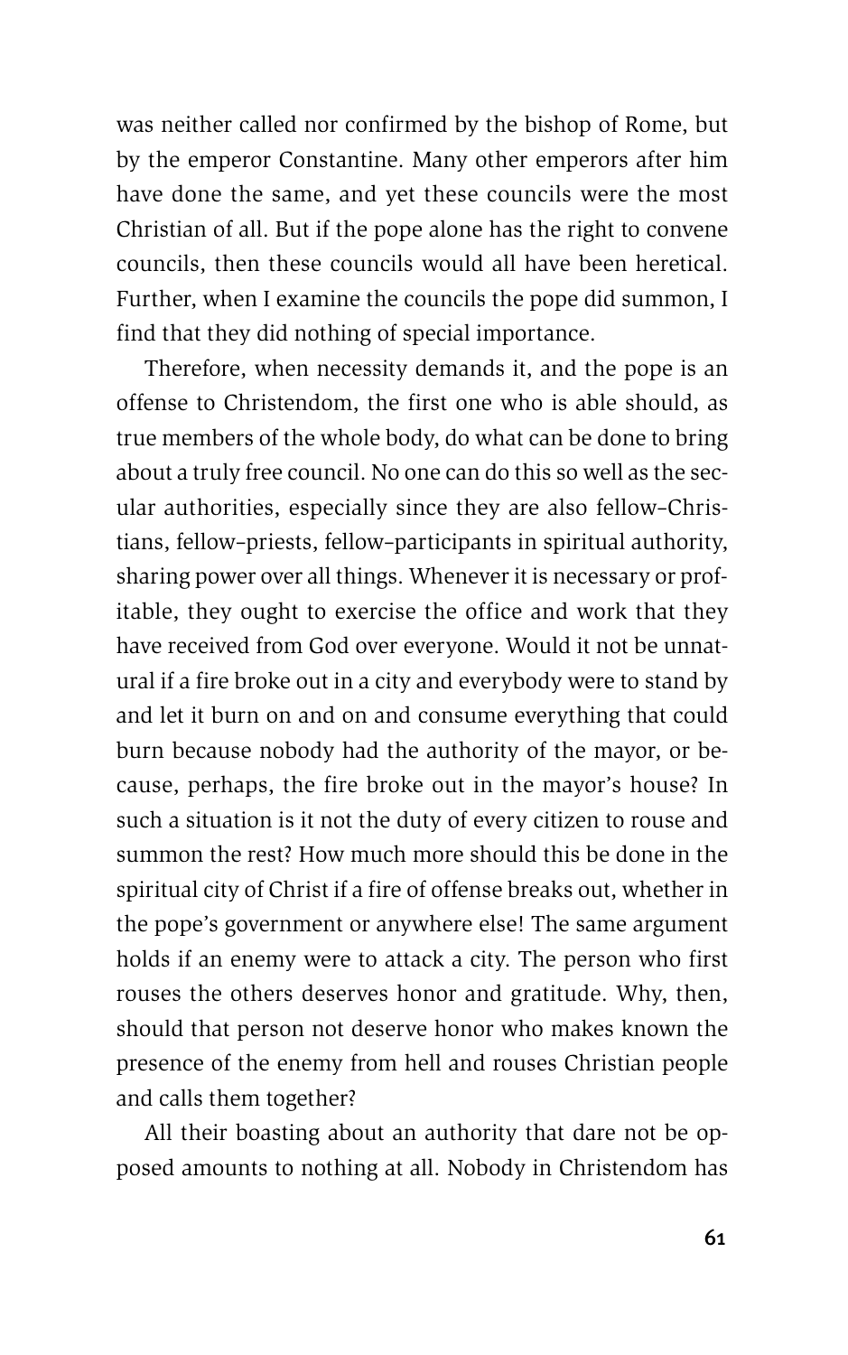was neither called nor confirmed by the bishop of Rome, but by the emperor Constantine. Many other emperors after him have done the same, and yet these councils were the most Christian of all. But if the pope alone has the right to convene councils, then these councils would all have been heretical. Further, when I examine the councils the pope did summon, I find that they did nothing of special importance.

Therefore, when necessity demands it, and the pope is an offense to Christendom, the first one who is able should, as true members of the whole body, do what can be done to bring about a truly free council. No one can do this so well as the secular authorities, especially since they are also fellow-Christians, fellow-priests, fellow-participants in spiritual authority, sharing power over all things. Whenever it is necessary or profitable, they ought to exercise the office and work that they have received from God over everyone. Would it not be unnatural if a fire broke out in a city and everybody were to stand by and let it burn on and on and consume everything that could burn because nobody had the authority of the mayor, or because, perhaps, the fire broke out in the mayor's house? In such a situation is it not the duty of every citizen to rouse and summon the rest? How much more should this be done in the spiritual city of Christ if a fire of offense breaks out, whether in the pope's government or anywhere else! The same argument holds if an enemy were to attack a city. The person who first rouses the others deserves honor and gratitude. Why, then, should that person not deserve honor who makes known the presence of the enemy from hell and rouses Christian people and calls them together?

All their boasting about an authority that dare not be opposed amounts to nothing at all. Nobody in Christendom has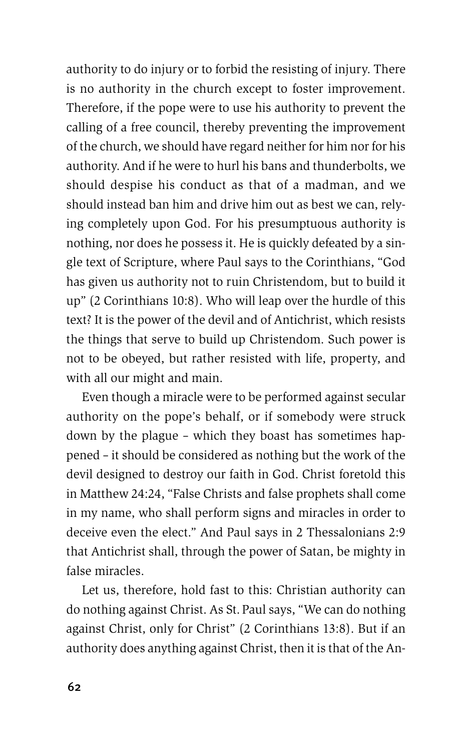authority to do injury or to forbid the resisting of injury. There is no authority in the church except to foster improvement. Therefore, if the pope were to use his authority to prevent the calling of a free council, thereby preventing the improvement of the church, we should have regard neither for him nor for his authority. And if he were to hurl his bans and thunderbolts, we should despise his conduct as that of a madman, and we should instead ban him and drive him out as best we can, relying completely upon God. For his presumptuous authority is nothing, nor does he possess it. He is quickly defeated by a single text of Scripture, where Paul says to the Corinthians, "God has given us authority not to ruin Christendom, but to build it up" (2 Corinthians 10:8). Who will leap over the hurdle of this text? It is the power of the devil and of Antichrist, which resists the things that serve to build up Christendom. Such power is not to be obeyed, but rather resisted with life, property, and with all our might and main.

Even though a miracle were to be performed against secular authority on the pope's behalf, or if somebody were struck down by the plague – which they boast has sometimes happened – it should be considered as nothing but the work of the devil designed to destroy our faith in God. Christ foretold this in Matthew 24:24, "False Christs and false prophets shall come in my name, who shall perform signs and miracles in order to deceive even the elect." And Paul says in 2 Thessalonians 2:9 that Antichrist shall, through the power of Satan, be mighty in false miracles.

Let us, therefore, hold fast to this: Christian authority can do nothing against Christ. As St. Paul says, "We can do nothing against Christ, only for Christ" (2 Corinthians 13:8). But if an authority does anything against Christ, then it is that of the An-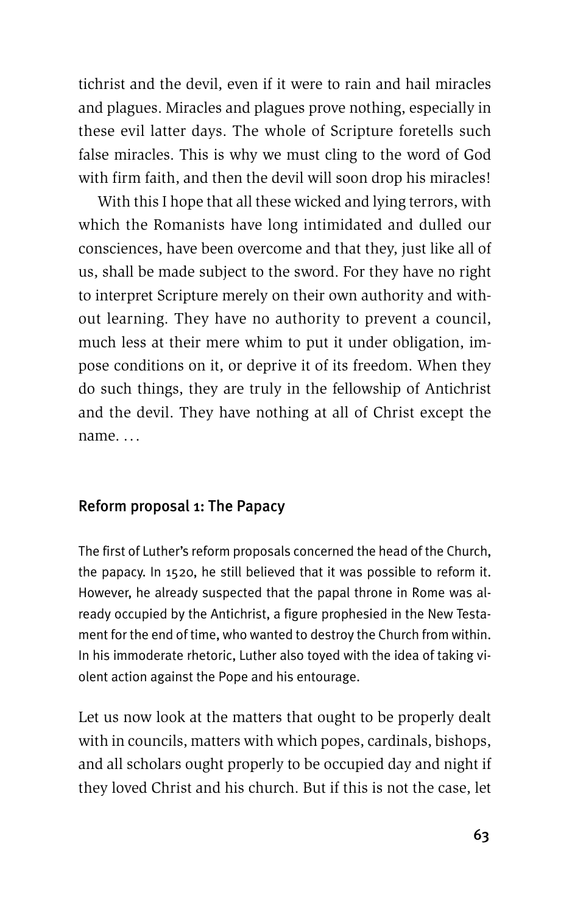tichrist and the devil, even if it were to rain and hail miracles and plagues. Miracles and plagues prove nothing, especially in these evil latter days. The whole of Scripture foretells such false miracles. This is why we must cling to the word of God with firm faith, and then the devil will soon drop his miracles!

With this I hope that all these wicked and lying terrors, with which the Romanists have long intimidated and dulled our consciences, have been overcome and that they, just like all of us, shall be made subject to the sword. For they have no right to interpret Scripture merely on their own authority and without learning. They have no authority to prevent a council, much less at their mere whim to put it under obligation, impose conditions on it, or deprive it of its freedom. When they do such things, they are truly in the fellowship of Antichrist and the devil. They have nothing at all of Christ except the name. …

## Reform proposal 1: The Papacy

The first of Luther's reform proposals concerned the head of the Church, the papacy. In 1520, he still believed that it was possible to reform it. However, he already suspected that the papal throne in Rome was already occupied by the Antichrist, a figure prophesied in the New Testament for the end of time, who wanted to destroy the Church from within. In his immoderate rhetoric, Luther also toyed with the idea of taking violent action against the Pope and his entourage.

Let us now look at the matters that ought to be properly dealt with in councils, matters with which popes, cardinals, bishops, and all scholars ought properly to be occupied day and night if they loved Christ and his church. But if this is not the case, let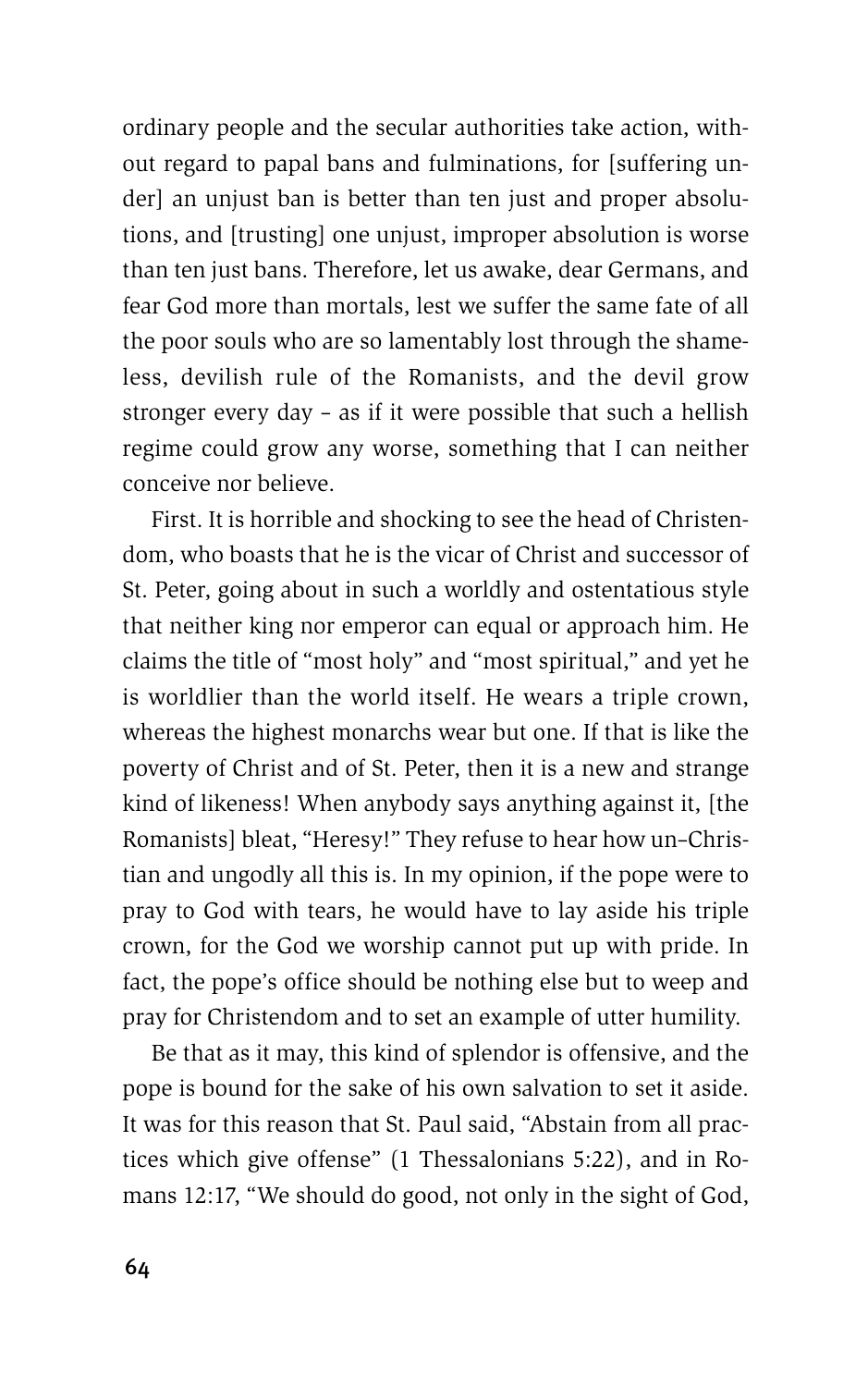ordinary people and the secular authorities take action, without regard to papal bans and fulminations, for [suffering under] an unjust ban is better than ten just and proper absolutions, and [trusting] one unjust, improper absolution is worse than ten just bans. Therefore, let us awake, dear Germans, and fear God more than mortals, lest we suffer the same fate of all the poor souls who are so lamentably lost through the shameless, devilish rule of the Romanists, and the devil grow stronger every day – as if it were possible that such a hellish regime could grow any worse, something that I can neither conceive nor believe.

First. It is horrible and shocking to see the head of Christendom, who boasts that he is the vicar of Christ and successor of St. Peter, going about in such a worldly and ostentatious style that neither king nor emperor can equal or approach him. He claims the title of "most holy" and "most spiritual," and yet he is worldlier than the world itself. He wears a triple crown, whereas the highest monarchs wear but one. If that is like the poverty of Christ and of St. Peter, then it is a new and strange kind of likeness! When anybody says anything against it, [the Romanists] bleat, "Heresy!" They refuse to hear how un-Christian and ungodly all this is. In my opinion, if the pope were to pray to God with tears, he would have to lay aside his triple crown, for the God we worship cannot put up with pride. In fact, the pope's office should be nothing else but to weep and pray for Christendom and to set an example of utter humility.

Be that as it may, this kind of splendor is offensive, and the pope is bound for the sake of his own salvation to set it aside. It was for this reason that St. Paul said, "Abstain from all practices which give offense" (1 Thessalonians 5:22), and in Romans 12:17, "We should do good, not only in the sight of God,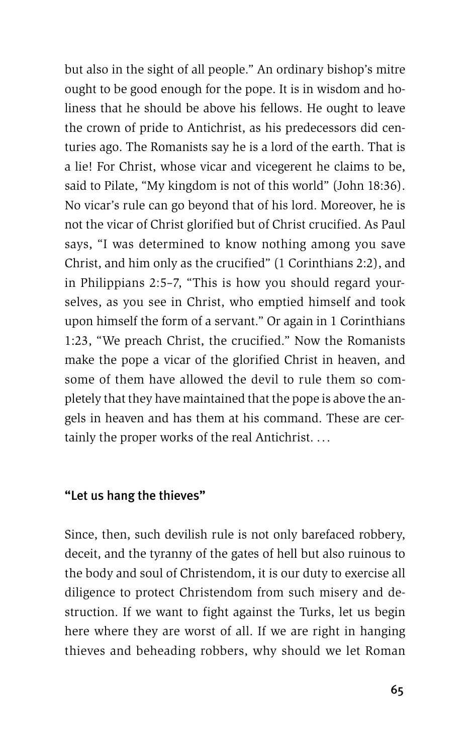but also in the sight of all people." An ordinary bishop's mitre ought to be good enough for the pope. It is in wisdom and holiness that he should be above his fellows. He ought to leave the crown of pride to Antichrist, as his predecessors did centuries ago. The Romanists say he is a lord of the earth. That is a lie! For Christ, whose vicar and vicegerent he claims to be, said to Pilate, "My kingdom is not of this world" (John 18:36). No vicar's rule can go beyond that of his lord. Moreover, he is not the vicar of Christ glorified but of Christ crucified. As Paul says, "I was determined to know nothing among you save Christ, and him only as the crucified" (1 Corinthians 2:2), and in Philippians 2:5–7, "This is how you should regard yourselves, as you see in Christ, who emptied himself and took upon himself the form of a servant." Or again in 1 Corinthians 1:23, "We preach Christ, the crucified." Now the Romanists make the pope a vicar of the glorified Christ in heaven, and some of them have allowed the devil to rule them so completely that they have maintained that the pope is above the angels in heaven and has them at his command. These are certainly the proper works of the real Antichrist. …

### "Let us hang the thieves"

Since, then, such devilish rule is not only barefaced robbery, deceit, and the tyranny of the gates of hell but also ruinous to the body and soul of Christendom, it is our duty to exercise all diligence to protect Christendom from such misery and destruction. If we want to fight against the Turks, let us begin here where they are worst of all. If we are right in hanging thieves and beheading robbers, why should we let Roman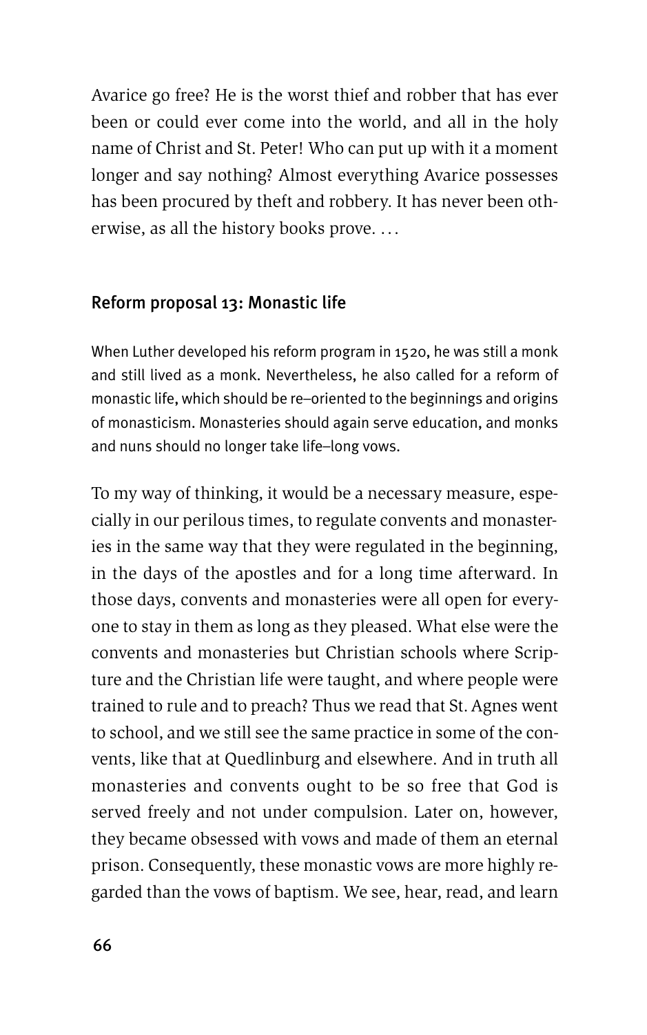Avarice go free? He is the worst thief and robber that has ever been or could ever come into the world, and all in the holy name of Christ and St. Peter! Who can put up with it a moment longer and say nothing? Almost everything Avarice possesses has been procured by theft and robbery. It has never been otherwise, as all the history books prove. …

### Reform proposal 13: Monastic life

When Luther developed his reform program in 1520, he was still a monk and still lived as a monk. Nevertheless, he also called for a reform of monastic life, which should be re–oriented to the beginnings and origins of monasticism. Monasteries should again serve education, and monks and nuns should no longer take life–long vows.

To my way of thinking, it would be a necessary measure, especially in our perilous times, to regulate convents and monasteries in the same way that they were regulated in the beginning, in the days of the apostles and for a long time afterward. In those days, convents and monasteries were all open for everyone to stay in them as long as they pleased. What else were the convents and monasteries but Christian schools where Scripture and the Christian life were taught, and where people were trained to rule and to preach? Thus we read that St. Agnes went to school, and we still see the same practice in some of the convents, like that at Quedlinburg and elsewhere. And in truth all monasteries and convents ought to be so free that God is served freely and not under compulsion. Later on, however, they became obsessed with vows and made of them an eternal prison. Consequently, these monastic vows are more highly regarded than the vows of baptism. We see, hear, read, and learn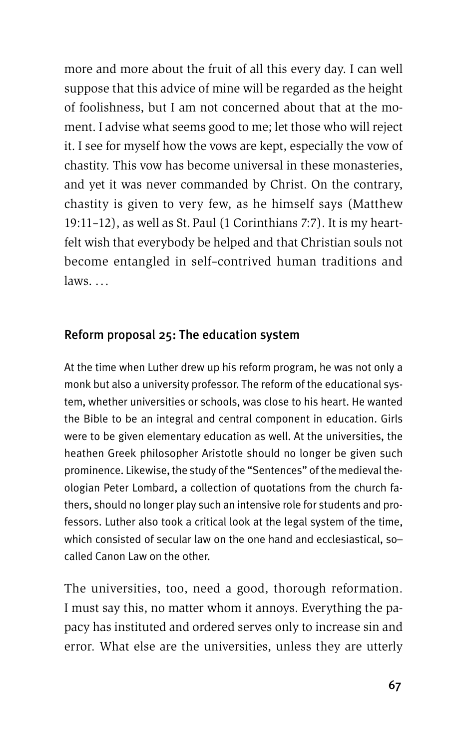more and more about the fruit of all this every day. I can well suppose that this advice of mine will be regarded as the height of foolishness, but I am not concerned about that at the moment. I advise what seems good to me; let those who will reject it. I see for myself how the vows are kept, especially the vow of chastity. This vow has become universal in these monasteries, and yet it was never commanded by Christ. On the contrary, chastity is given to very few, as he himself says (Matthew 19:11–12), as well as St. Paul (1 Corinthians 7:7). It is my heartfelt wish that everybody be helped and that Christian souls not become entangled in self-contrived human traditions and laws. …

### Reform proposal 25: The education system

At the time when Luther drew up his reform program, he was not only a monk but also a university professor. The reform of the educational system, whether universities or schools, was close to his heart. He wanted the Bible to be an integral and central component in education. Girls were to be given elementary education as well. At the universities, the heathen Greek philosopher Aristotle should no longer be given such prominence. Likewise, the study of the "Sentences" of the medieval theologian Peter Lombard, a collection of quotations from the church fathers, should no longer play such an intensive role for students and professors. Luther also took a critical look at the legal system of the time, which consisted of secular law on the one hand and ecclesiastical, so-called Canon Law on the other.

The universities, too, need a good, thorough reformation. I must say this, no matter whom it annoys. Everything the papacy has instituted and ordered serves only to increase sin and error. What else are the universities, unless they are utterly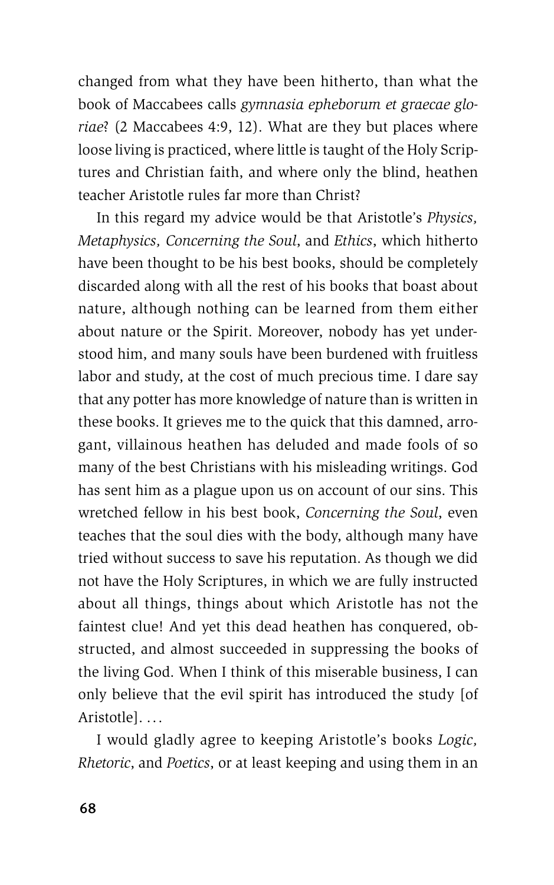changed from what they have been hitherto, than what the book of Maccabees calls *gymnasia epheborum et graecae gloriae*? (2 Maccabees 4:9, 12). What are they but places where loose living is practiced, where little is taught of the Holy Scriptures and Christian faith, and where only the blind, heathen teacher Aristotle rules far more than Christ?

In this regard my advice would be that Aristotle's *Physics, Metaphysics, Concerning the Soul*, and *Ethics*, which hitherto have been thought to be his best books, should be completely discarded along with all the rest of his books that boast about nature, although nothing can be learned from them either about nature or the Spirit. Moreover, nobody has yet understood him, and many souls have been burdened with fruitless labor and study, at the cost of much precious time. I dare say that any potter has more knowledge of nature than is written in these books. It grieves me to the quick that this damned, arrogant, villainous heathen has deluded and made fools of so many of the best Christians with his misleading writings. God has sent him as a plague upon us on account of our sins. This wretched fellow in his best book, *Concerning the Soul*, even teaches that the soul dies with the body, although many have tried without success to save his reputation. As though we did not have the Holy Scriptures, in which we are fully instructed about all things, things about which Aristotle has not the faintest clue! And yet this dead heathen has conquered, obstructed, and almost succeeded in suppressing the books of the living God. When I think of this miserable business, I can only believe that the evil spirit has introduced the study [of Aristotle]. . . .

I would gladly agree to keeping Aristotle's books *Logic, Rhetoric*, and *Poetics*, or at least keeping and using them in an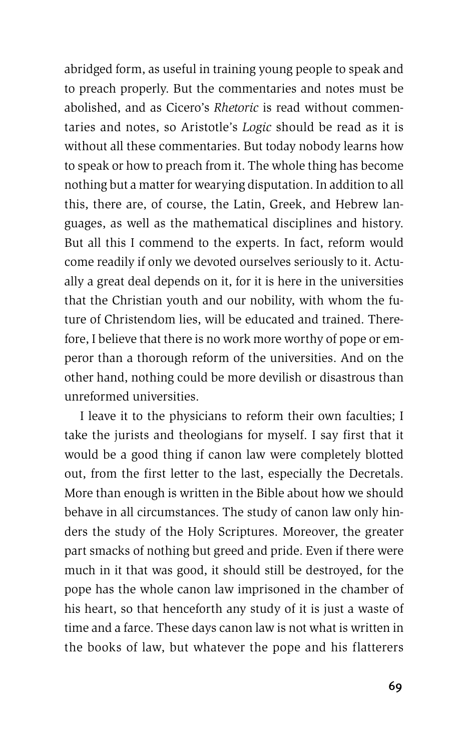abridged form, as useful in training young people to speak and to preach properly. But the commentaries and notes must be abolished, and as Cicero's *Rhetoric* is read without commentaries and notes, so Aristotle's *Logic* should be read as it is without all these commentaries. But today nobody learns how to speak or how to preach from it. The whole thing has become nothing but a matter for wearying disputation. In addition to all this, there are, of course, the Latin, Greek, and Hebrew languages, as well as the mathematical disciplines and history. But all this I commend to the experts. In fact, reform would come readily if only we devoted ourselves seriously to it. Actually a great deal depends on it, for it is here in the universities that the Christian youth and our nobility, with whom the future of Christendom lies, will be educated and trained. Therefore, I believe that there is no work more worthy of pope or emperor than a thorough reform of the universities. And on the other hand, nothing could be more devilish or disastrous than unreformed universities.

I leave it to the physicians to reform their own faculties; I take the jurists and theologians for myself. I say first that it would be a good thing if canon law were completely blotted out, from the first letter to the last, especially the Decretals. More than enough is written in the Bible about how we should behave in all circumstances. The study of canon law only hinders the study of the Holy Scriptures. Moreover, the greater part smacks of nothing but greed and pride. Even if there were much in it that was good, it should still be destroyed, for the pope has the whole canon law imprisoned in the chamber of his heart, so that henceforth any study of it is just a waste of time and a farce. These days canon law is not what is written in the books of law, but whatever the pope and his flatterers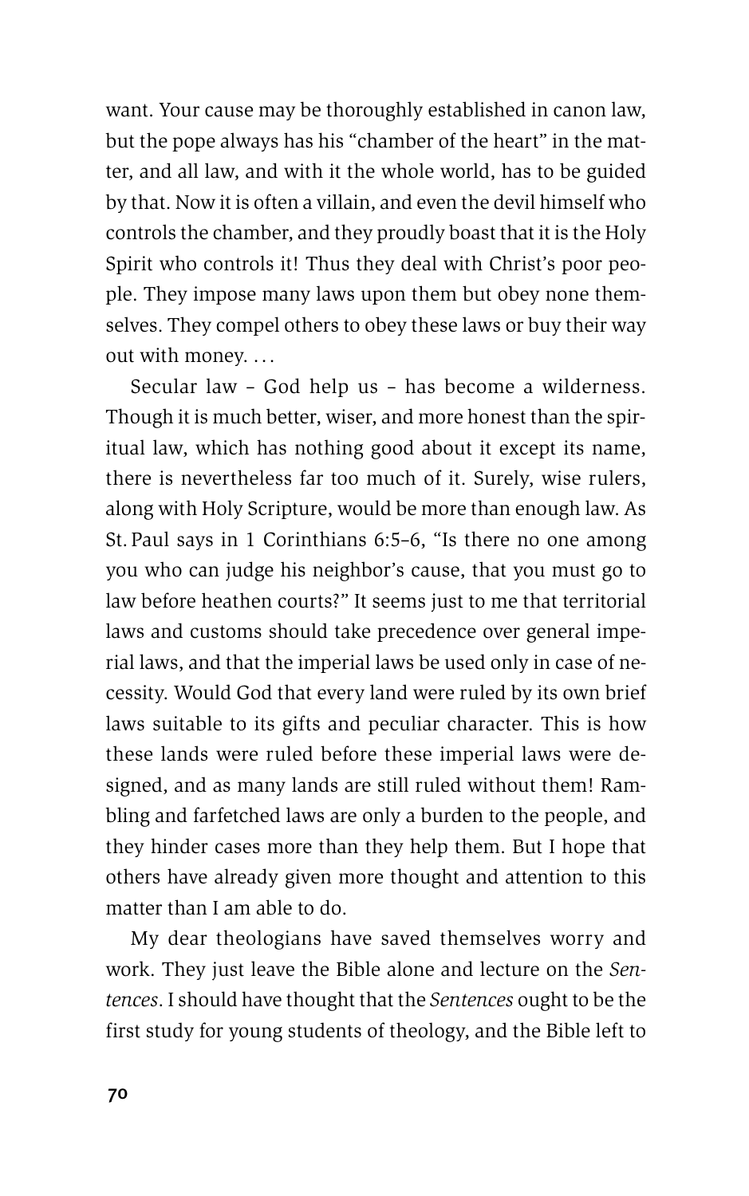want. Your cause may be thoroughly established in canon law, but the pope always has his "chamber of the heart" in the matter, and all law, and with it the whole world, has to be guided by that. Now it is often a villain, and even the devil himself who controls the chamber, and they proudly boast that it is the Holy Spirit who controls it! Thus they deal with Christ's poor people. They impose many laws upon them but obey none themselves. They compel others to obey these laws or buy their way out with money. . . .

Secular law – God help us – has become a wilderness. Though it is much better, wiser, and more honest than the spiritual law, which has nothing good about it except its name, there is nevertheless far too much of it. Surely, wise rulers, along with Holy Scripture, would be more than enough law. As St. Paul says in 1 Corinthians 6:5–6, "Is there no one among you who can judge his neighbor's cause, that you must go to law before heathen courts?" It seems just to me that territorial laws and customs should take precedence over general imperial laws, and that the imperial laws be used only in case of necessity. Would God that every land were ruled by its own brief laws suitable to its gifts and peculiar character. This is how these lands were ruled before these imperial laws were designed, and as many lands are still ruled without them! Rambling and farfetched laws are only a burden to the people, and they hinder cases more than they help them. But I hope that others have already given more thought and attention to this matter than I am able to do.

My dear theologians have saved themselves worry and work. They just leave the Bible alone and lecture on the *Sentences*. I should have thought that the *Sentences* ought to be the first study for young students of theology, and the Bible left to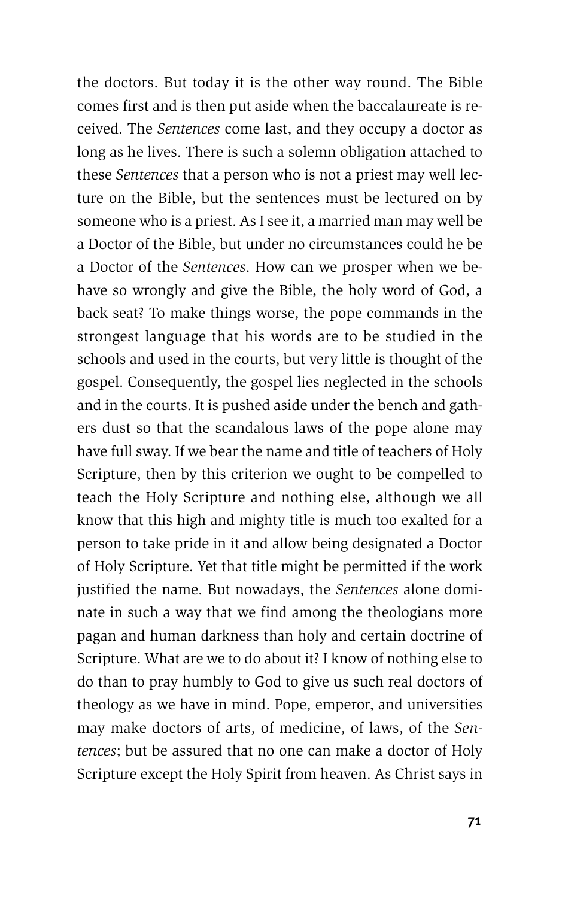the doctors. But today it is the other way round. The Bible comes first and is then put aside when the baccalaureate is received. The *Sentences* come last, and they occupy a doctor as long as he lives. There is such a solemn obligation attached to these *Sentences* that a person who is not a priest may well lecture on the Bible, but the sentences must be lectured on by someone who is a priest. As I see it, a married man may well be a Doctor of the Bible, but under no circumstances could he be a Doctor of the *Sentences*. How can we prosper when we behave so wrongly and give the Bible, the holy word of God, a back seat? To make things worse, the pope commands in the strongest language that his words are to be studied in the schools and used in the courts, but very little is thought of the gospel. Consequently, the gospel lies neglected in the schools and in the courts. It is pushed aside under the bench and gathers dust so that the scandalous laws of the pope alone may have full sway. If we bear the name and title of teachers of Holy Scripture, then by this criterion we ought to be compelled to teach the Holy Scripture and nothing else, although we all know that this high and mighty title is much too exalted for a person to take pride in it and allow being designated a Doctor of Holy Scripture. Yet that title might be permitted if the work justified the name. But nowadays, the *Sentences* alone dominate in such a way that we find among the theologians more pagan and human darkness than holy and certain doctrine of Scripture. What are we to do about it? I know of nothing else to do than to pray humbly to God to give us such real doctors of theology as we have in mind. Pope, emperor, and universities may make doctors of arts, of medicine, of laws, of the *Sentences*; but be assured that no one can make a doctor of Holy Scripture except the Holy Spirit from heaven. As Christ says in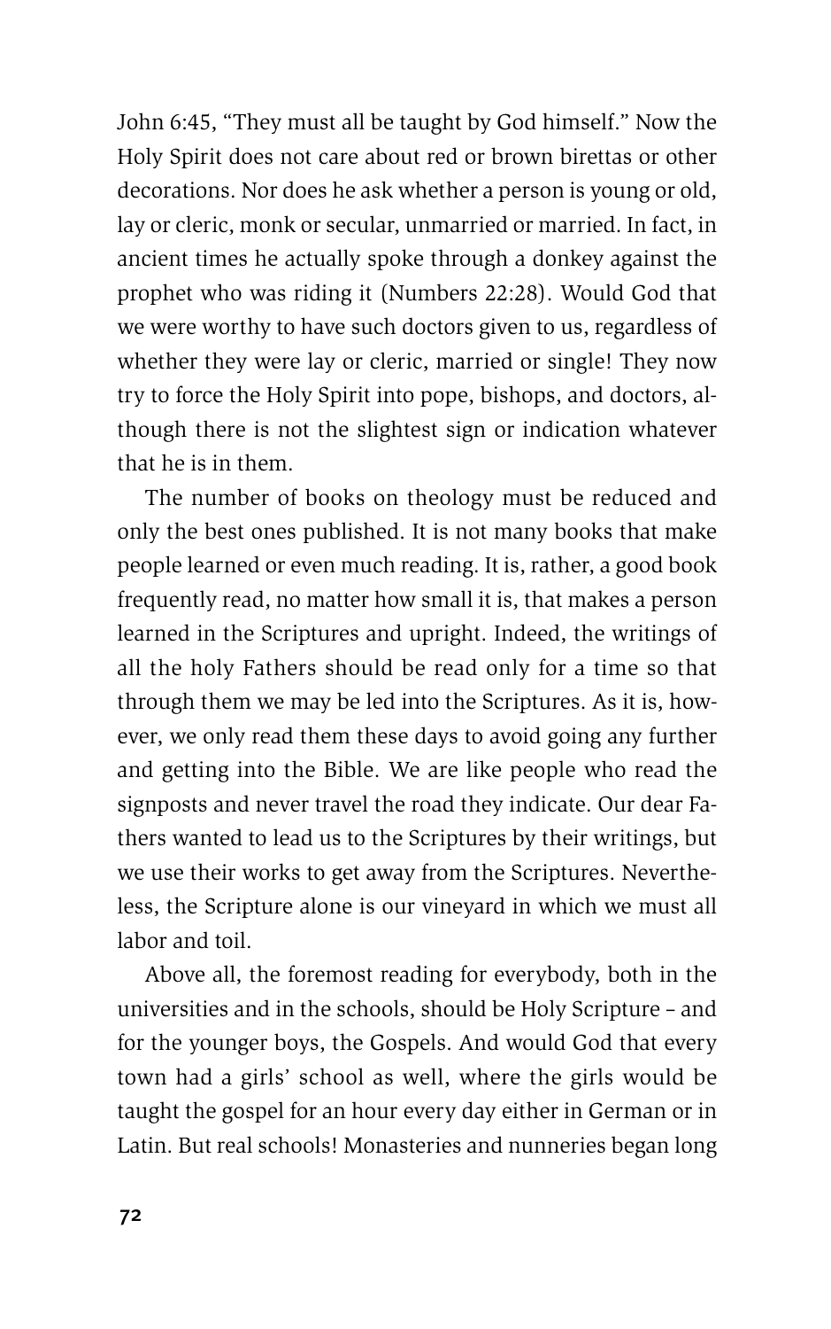John 6:45, "They must all be taught by God himself." Now the Holy Spirit does not care about red or brown birettas or other decorations. Nor does he ask whether a person is young or old, lay or cleric, monk or secular, unmarried or married. In fact, in ancient times he actually spoke through a donkey against the prophet who was riding it (Numbers 22:28). Would God that we were worthy to have such doctors given to us, regardless of whether they were lay or cleric, married or single! They now try to force the Holy Spirit into pope, bishops, and doctors, although there is not the slightest sign or indication whatever that he is in them.

The number of books on theology must be reduced and only the best ones published. It is not many books that make people learned or even much reading. It is, rather, a good book frequently read, no matter how small it is, that makes a person learned in the Scriptures and upright. Indeed, the writings of all the holy Fathers should be read only for a time so that through them we may be led into the Scriptures. As it is, however, we only read them these days to avoid going any further and getting into the Bible. We are like people who read the signposts and never travel the road they indicate. Our dear Fathers wanted to lead us to the Scriptures by their writings, but we use their works to get away from the Scriptures. Nevertheless, the Scripture alone is our vineyard in which we must all labor and toil.

Above all, the foremost reading for everybody, both in the universities and in the schools, should be Holy Scripture – and for the younger boys, the Gospels. And would God that every town had a girls' school as well, where the girls would be taught the gospel for an hour every day either in German or in Latin. But real schools! Monasteries and nunneries began long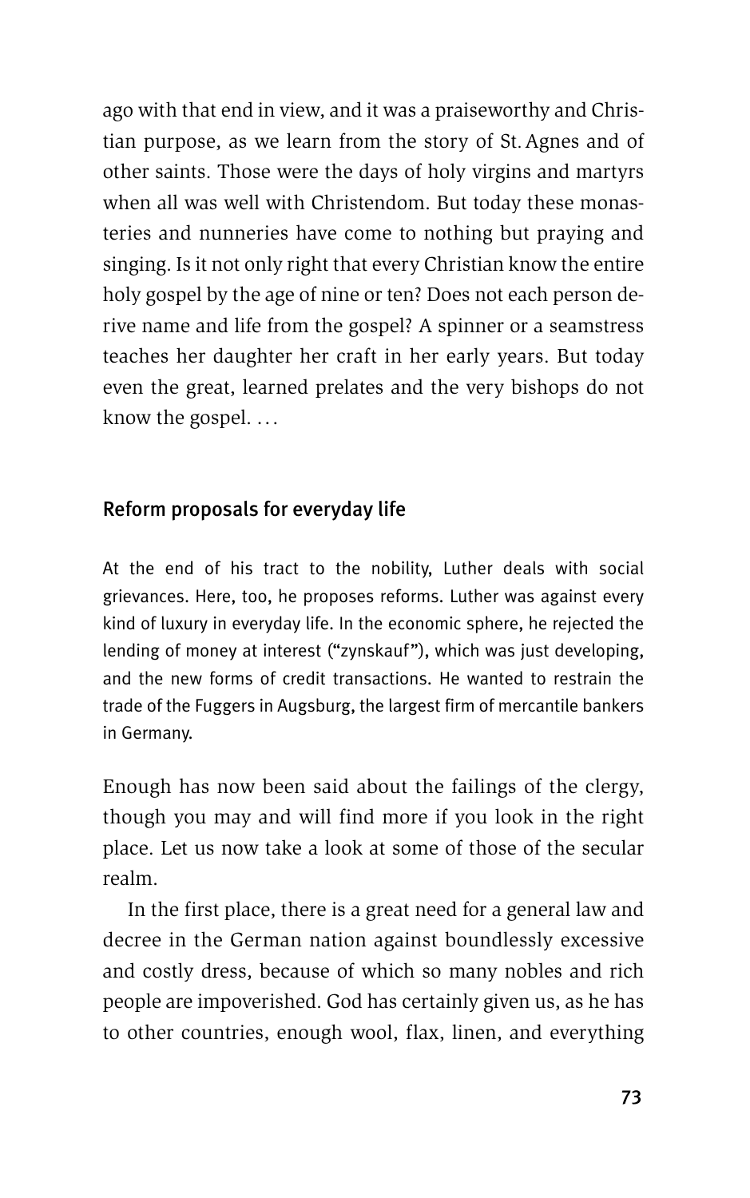ago with that end in view, and it was a praiseworthy and Christian purpose, as we learn from the story of St. Agnes and of other saints. Those were the days of holy virgins and martyrs when all was well with Christendom. But today these monasteries and nunneries have come to nothing but praying and singing. Is it not only right that every Christian know the entire holy gospel by the age of nine or ten? Does not each person derive name and life from the gospel? A spinner or a seamstress teaches her daughter her craft in her early years. But today even the great, learned prelates and the very bishops do not know the gospel. …

## Reform proposals for everyday life

At the end of his tract to the nobility, Luther deals with social grievances. Here, too, he proposes reforms. Luther was against every kind of luxury in everyday life. In the economic sphere, he rejected the lending of money at interest ("zynskauf"), which was just developing, and the new forms of credit transactions. He wanted to restrain the trade of the Fuggers in Augsburg, the largest firm of mercantile bankers in Germany.

Enough has now been said about the failings of the clergy, though you may and will find more if you look in the right place. Let us now take a look at some of those of the secular realm.

In the first place, there is a great need for a general law and decree in the German nation against boundlessly excessive and costly dress, because of which so many nobles and rich people are impoverished. God has certainly given us, as he has to other countries, enough wool, flax, linen, and everything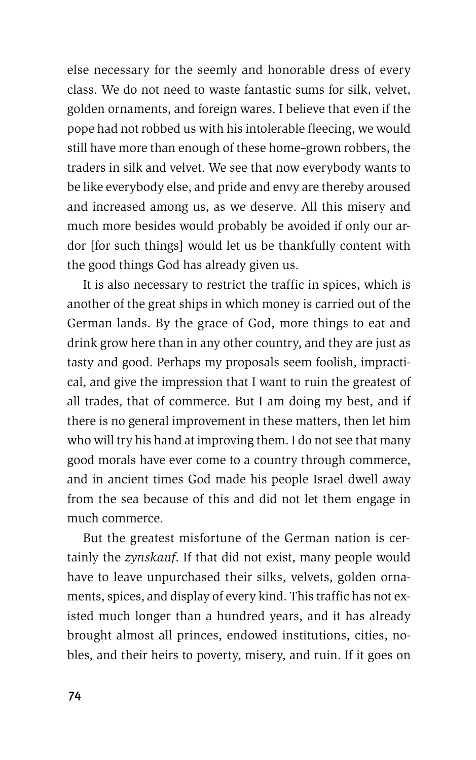else necessary for the seemly and honorable dress of every class. We do not need to waste fantastic sums for silk, velvet, golden ornaments, and foreign wares. I believe that even if the pope had not robbed us with his intolerable fleecing, we would still have more than enough of these home-grown robbers, the traders in silk and velvet. We see that now everybody wants to be like everybody else, and pride and envy are thereby aroused and increased among us, as we deserve. All this misery and much more besides would probably be avoided if only our ardor [for such things] would let us be thankfully content with the good things God has already given us.

It is also necessary to restrict the traffic in spices, which is another of the great ships in which money is carried out of the German lands. By the grace of God, more things to eat and drink grow here than in any other country, and they are just as tasty and good. Perhaps my proposals seem foolish, impractical, and give the impression that I want to ruin the greatest of all trades, that of commerce. But I am doing my best, and if there is no general improvement in these matters, then let him who will try his hand at improving them. I do not see that many good morals have ever come to a country through commerce, and in ancient times God made his people Israel dwell away from the sea because of this and did not let them engage in much commerce.

But the greatest misfortune of the German nation is certainly the *zynskauf*. If that did not exist, many people would have to leave unpurchased their silks, velvets, golden ornaments, spices, and display of every kind. This traffic has not existed much longer than a hundred years, and it has already brought almost all princes, endowed institutions, cities, nobles, and their heirs to poverty, misery, and ruin. If it goes on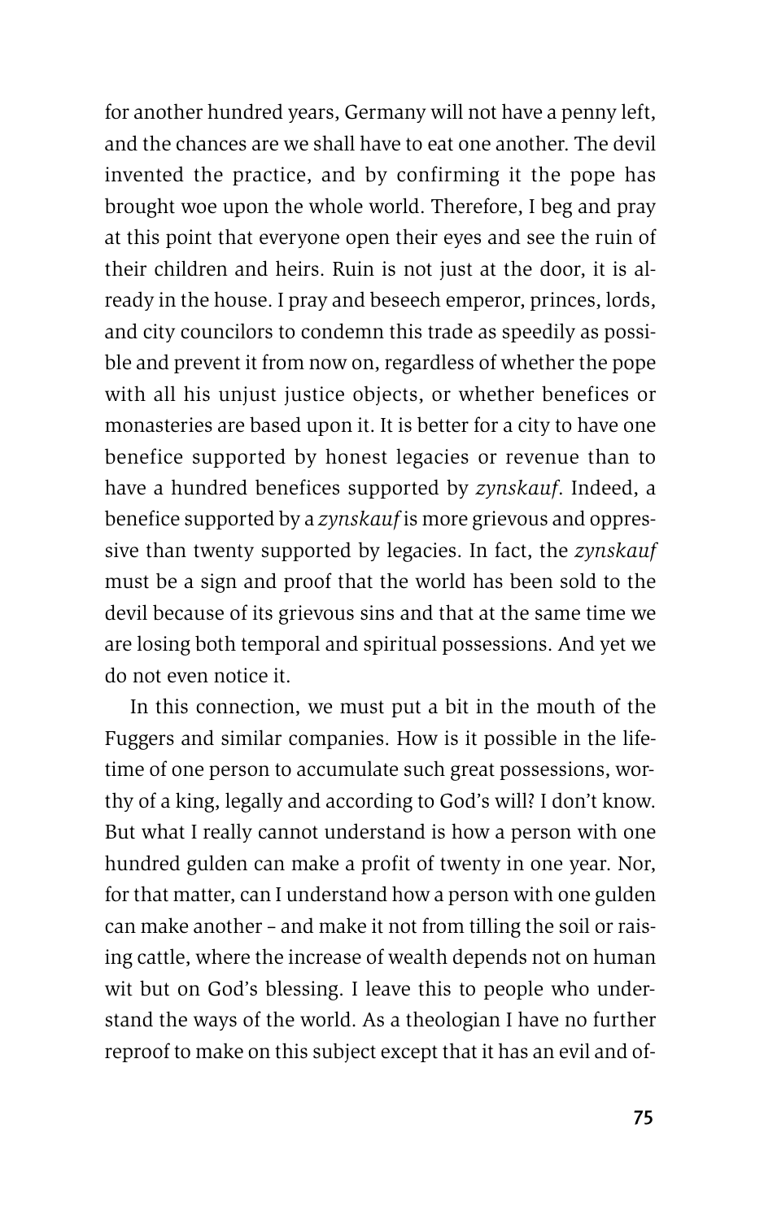for another hundred years, Germany will not have a penny left, and the chances are we shall have to eat one another. The devil invented the practice, and by confirming it the pope has brought woe upon the whole world. Therefore, I beg and pray at this point that everyone open their eyes and see the ruin of their children and heirs. Ruin is not just at the door, it is already in the house. I pray and beseech emperor, princes, lords, and city councilors to condemn this trade as speedily as possible and prevent it from now on, regardless of whether the pope with all his unjust justice objects, or whether benefices or monasteries are based upon it. It is better for a city to have one benefice supported by honest legacies or revenue than to have a hundred benefices supported by *zynskauf*. Indeed, a benefice supported by a *zynskauf* is more grievous and oppressive than twenty supported by legacies. In fact, the *zynskauf* must be a sign and proof that the world has been sold to the devil because of its grievous sins and that at the same time we are losing both temporal and spiritual possessions. And yet we do not even notice it.

In this connection, we must put a bit in the mouth of the Fuggers and similar companies. How is it possible in the lifetime of one person to accumulate such great possessions, worthy of a king, legally and according to God's will? I don't know. But what I really cannot understand is how a person with one hundred gulden can make a profit of twenty in one year. Nor, for that matter, can I understand how a person with one gulden can make another – and make it not from tilling the soil or raising cattle, where the increase of wealth depends not on human wit but on God's blessing. I leave this to people who understand the ways of the world. As a theologian I have no further reproof to make on this subject except that it has an evil and of-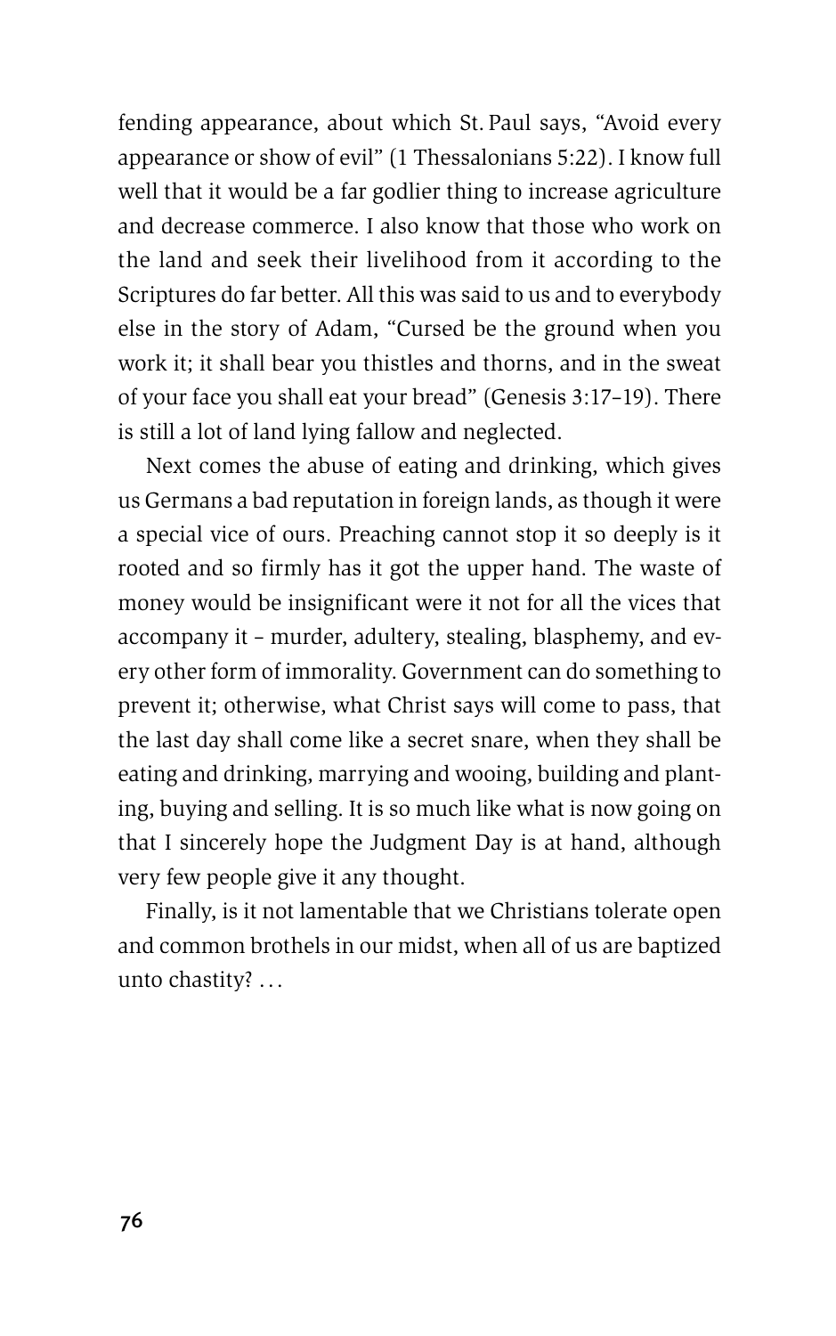fending appearance, about which St. Paul says, "Avoid every appearance or show of evil" (1 Thessalonians 5:22). I know full well that it would be a far godlier thing to increase agriculture and decrease commerce. I also know that those who work on the land and seek their livelihood from it according to the Scriptures do far better. All this was said to us and to everybody else in the story of Adam, "Cursed be the ground when you work it; it shall bear you thistles and thorns, and in the sweat of your face you shall eat your bread" (Genesis 3:17–19). There is still a lot of land lying fallow and neglected.

Next comes the abuse of eating and drinking, which gives us Germans a bad reputation in foreign lands, as though it were a special vice of ours. Preaching cannot stop it so deeply is it rooted and so firmly has it got the upper hand. The waste of money would be insignificant were it not for all the vices that accompany it – murder, adultery, stealing, blasphemy, and every other form of immorality. Government can do something to prevent it; otherwise, what Christ says will come to pass, that the last day shall come like a secret snare, when they shall be eating and drinking, marrying and wooing, building and planting, buying and selling. It is so much like what is now going on that I sincerely hope the Judgment Day is at hand, although very few people give it any thought.

Finally, is it not lamentable that we Christians tolerate open and common brothels in our midst, when all of us are baptized unto chastity? . . .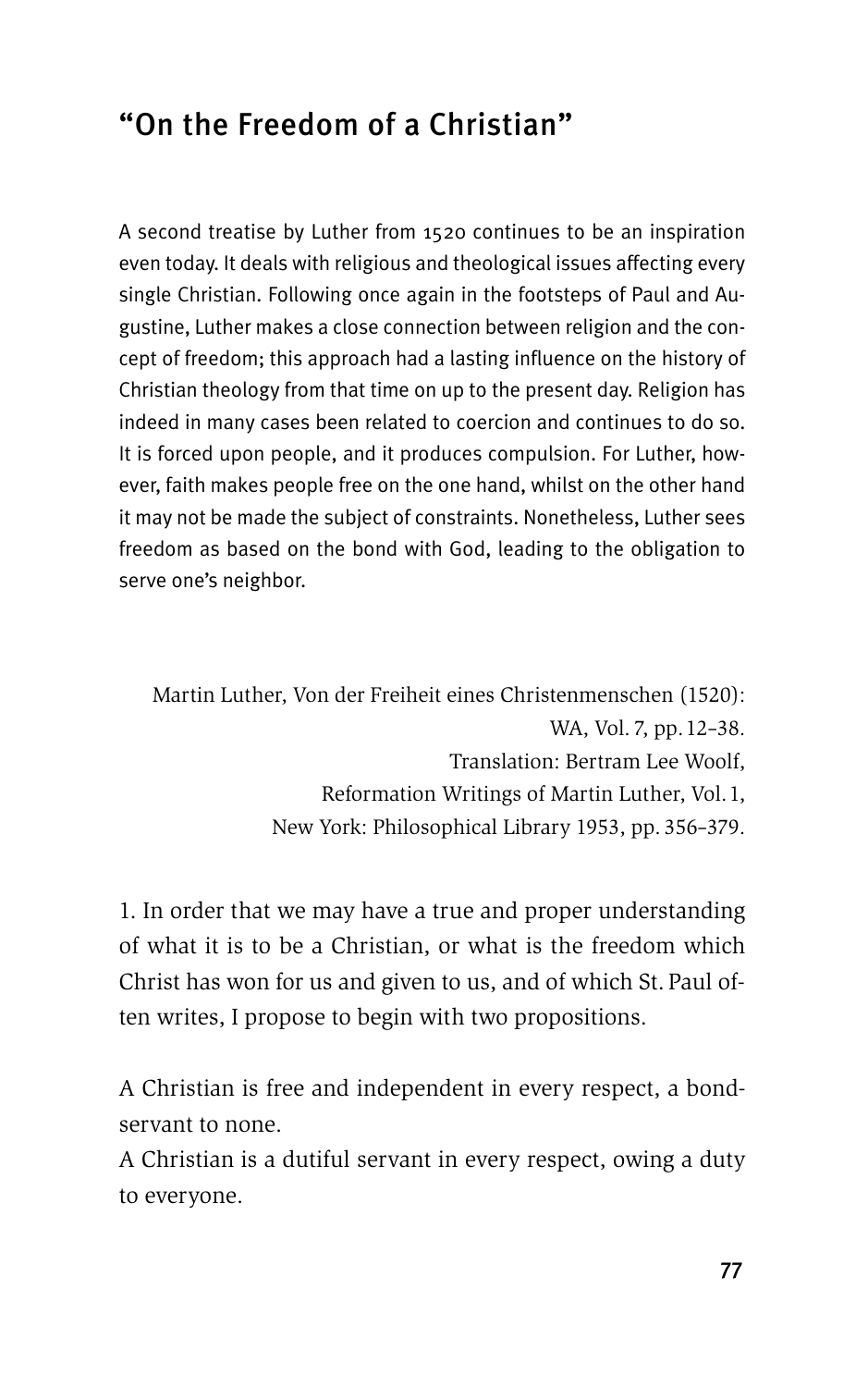## “On the Freedom of a Christian”

A second treatise by Luther from 1520 continues to be an inspiration even today. It deals with religious and theological issues affecting every single Christian. Following once again in the footsteps of Paul and Augustine, Luther makes a close connection between religion and the concept of freedom; this approach had a lasting influence on the history of Christian theology from that time on up to the present day. Religion has indeed in many cases been related to coercion and continues to do so. It is forced upon people, and it produces compulsion. For Luther, however, faith makes people free on the one hand, whilst on the other hand it may not be made the subject of constraints. Nonetheless, Luther sees freedom as based on the bond with God, leading to the obligation to serve one’s neighbor.

Martin Luther, Von der Freiheit eines Christenmenschen (1520):
WA, Vol. 7, pp. 12–38.
Translation: Bertram Lee Woolf,
Reformation Writings of Martin Luther, Vol. 1,
New York: Philosophical Library 1953, pp. 356–379.

1. In order that we may have a true and proper understanding of what it is to be a Christian, or what is the freedom which Christ has won for us and given to us, and of which St. Paul often writes, I propose to begin with two propositions.

A Christian is free and independent in every respect, a bondservant to none.
A Christian is a dutiful servant in every respect, owing a duty to everyone.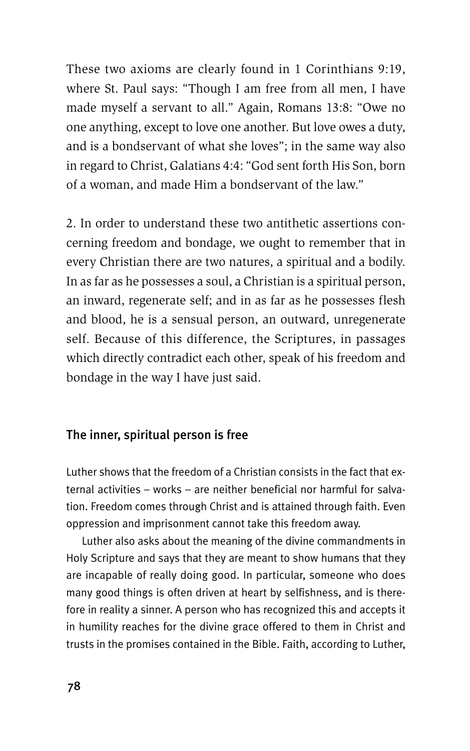These two axioms are clearly found in 1 Corinthians 9:19, where St. Paul says: "Though I am free from all men, I have made myself a servant to all." Again, Romans 13:8: "Owe no one anything, except to love one another. But love owes a duty, and is a bondservant of what she loves"; in the same way also in regard to Christ, Galatians 4:4: "God sent forth His Son, born of a woman, and made Him a bondservant of the law."

2. In order to understand these two antithetic assertions concerning freedom and bondage, we ought to remember that in every Christian there are two natures, a spiritual and a bodily. In as far as he possesses a soul, a Christian is a spiritual person, an inward, regenerate self; and in as far as he possesses flesh and blood, he is a sensual person, an outward, unregenerate self. Because of this difference, the Scriptures, in passages which directly contradict each other, speak of his freedom and bondage in the way I have just said.

## The inner, spiritual person is free

Luther shows that the freedom of a Christian consists in the fact that external activities – works – are neither beneficial nor harmful for salvation. Freedom comes through Christ and is attained through faith. Even oppression and imprisonment cannot take this freedom away.

Luther also asks about the meaning of the divine commandments in Holy Scripture and says that they are meant to show humans that they are incapable of really doing good. In particular, someone who does many good things is often driven at heart by selfishness, and is therefore in reality a sinner. A person who has recognized this and accepts it in humility reaches for the divine grace offered to them in Christ and trusts in the promises contained in the Bible. Faith, according to Luther,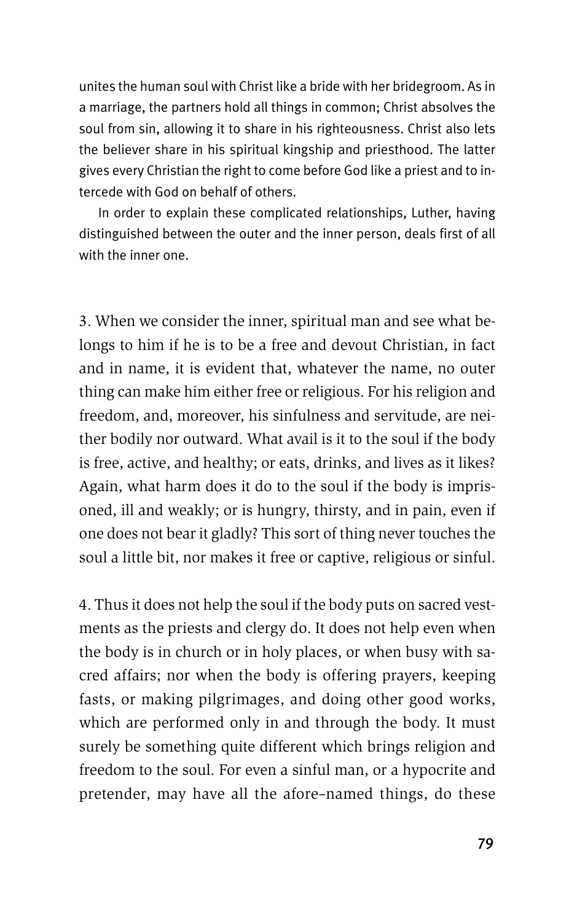unites the human soul with Christ like a bride with her bridegroom. As in a marriage, the partners hold all things in common; Christ absolves the soul from sin, allowing it to share in his righteousness. Christ also lets the believer share in his spiritual kingship and priesthood. The latter gives every Christian the right to come before God like a priest and to intercede with God on behalf of others.

In order to explain these complicated relationships, Luther, having distinguished between the outer and the inner person, deals first of all with the inner one.

3. When we consider the inner, spiritual man and see what belongs to him if he is to be a free and devout Christian, in fact and in name, it is evident that, whatever the name, no outer thing can make him either free or religious. For his religion and freedom, and, moreover, his sinfulness and servitude, are neither bodily nor outward. What avail is it to the soul if the body is free, active, and healthy; or eats, drinks, and lives as it likes? Again, what harm does it do to the soul if the body is imprisoned, ill and weakly; or is hungry, thirsty, and in pain, even if one does not bear it gladly? This sort of thing never touches the soul a little bit, nor makes it free or captive, religious or sinful.

4. Thus it does not help the soul if the body puts on sacred vestments as the priests and clergy do. It does not help even when the body is in church or in holy places, or when busy with sacred affairs; nor when the body is offering prayers, keeping fasts, or making pilgrimages, and doing other good works, which are performed only in and through the body. It must surely be something quite different which brings religion and freedom to the soul. For even a sinful man, or a hypocrite and pretender, may have all the afore-named things, do these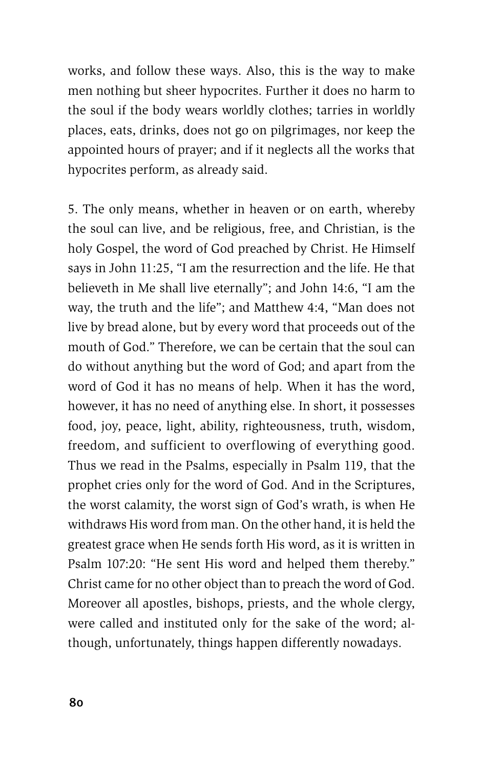works, and follow these ways. Also, this is the way to make men nothing but sheer hypocrites. Further it does no harm to the soul if the body wears worldly clothes; tarries in worldly places, eats, drinks, does not go on pilgrimages, nor keep the appointed hours of prayer; and if it neglects all the works that hypocrites perform, as already said.

5. The only means, whether in heaven or on earth, whereby the soul can live, and be religious, free, and Christian, is the holy Gospel, the word of God preached by Christ. He Himself says in John 11:25, "I am the resurrection and the life. He that believeth in Me shall live eternally"; and John 14:6, "I am the way, the truth and the life"; and Matthew 4:4, "Man does not live by bread alone, but by every word that proceeds out of the mouth of God." Therefore, we can be certain that the soul can do without anything but the word of God; and apart from the word of God it has no means of help. When it has the word, however, it has no need of anything else. In short, it possesses food, joy, peace, light, ability, righteousness, truth, wisdom, freedom, and sufficient to overflowing of everything good. Thus we read in the Psalms, especially in Psalm 119, that the prophet cries only for the word of God. And in the Scriptures, the worst calamity, the worst sign of God's wrath, is when He withdraws His word from man. On the other hand, it is held the greatest grace when He sends forth His word, as it is written in Psalm 107:20: "He sent His word and helped them thereby." Christ came for no other object than to preach the word of God. Moreover all apostles, bishops, priests, and the whole clergy, were called and instituted only for the sake of the word; although, unfortunately, things happen differently nowadays.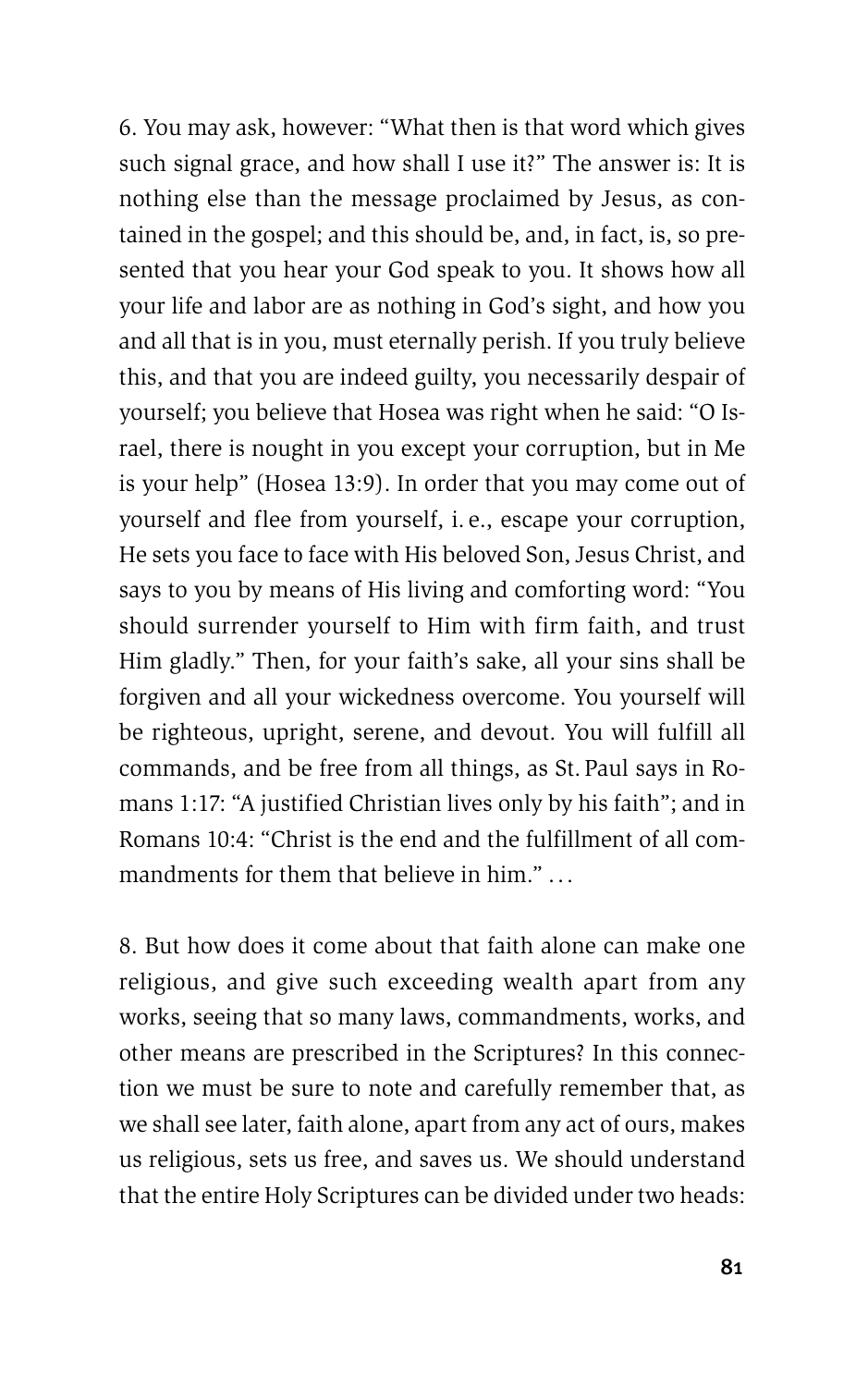6. You may ask, however: "What then is that word which gives such signal grace, and how shall I use it?" The answer is: It is nothing else than the message proclaimed by Jesus, as contained in the gospel; and this should be, and, in fact, is, so presented that you hear your God speak to you. It shows how all your life and labor are as nothing in God's sight, and how you and all that is in you, must eternally perish. If you truly believe this, and that you are indeed guilty, you necessarily despair of yourself; you believe that Hosea was right when he said: "O Israel, there is nought in you except your corruption, but in Me is your help" (Hosea 13:9). In order that you may come out of yourself and flee from yourself, i. e., escape your corruption, He sets you face to face with His beloved Son, Jesus Christ, and says to you by means of His living and comforting word: "You should surrender yourself to Him with firm faith, and trust Him gladly." Then, for your faith's sake, all your sins shall be forgiven and all your wickedness overcome. You yourself will be righteous, upright, serene, and devout. You will fulfill all commands, and be free from all things, as St. Paul says in Romans 1:17: "A justified Christian lives only by his faith"; and in Romans 10:4: "Christ is the end and the fulfillment of all commandments for them that believe in him." …

8. But how does it come about that faith alone can make one religious, and give such exceeding wealth apart from any works, seeing that so many laws, commandments, works, and other means are prescribed in the Scriptures? In this connection we must be sure to note and carefully remember that, as we shall see later, faith alone, apart from any act of ours, makes us religious, sets us free, and saves us. We should understand that the entire Holy Scriptures can be divided under two heads: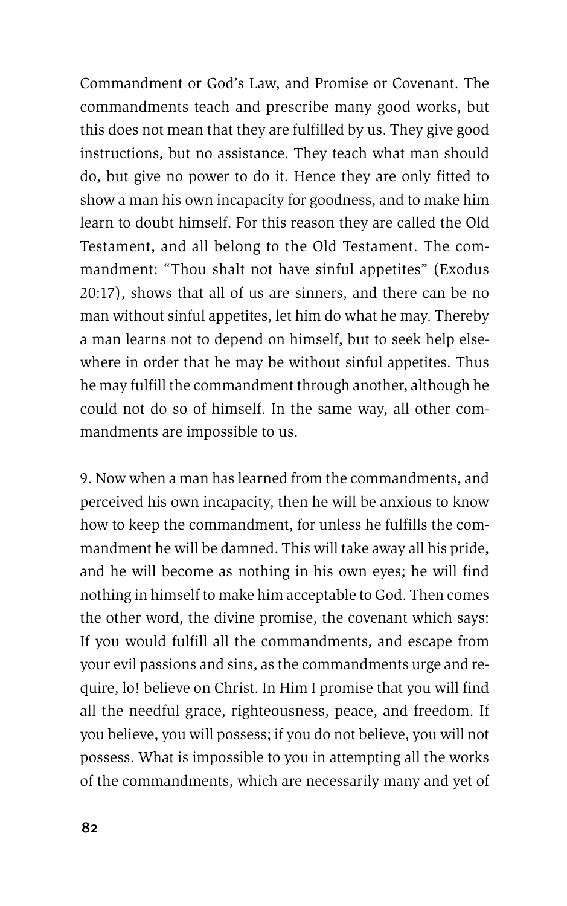Commandment or God's Law, and Promise or Covenant. The commandments teach and prescribe many good works, but this does not mean that they are fulfilled by us. They give good instructions, but no assistance. They teach what man should do, but give no power to do it. Hence they are only fitted to show a man his own incapacity for goodness, and to make him learn to doubt himself. For this reason they are called the Old Testament, and all belong to the Old Testament. The commandment: "Thou shalt not have sinful appetites" (Exodus 20:17), shows that all of us are sinners, and there can be no man without sinful appetites, let him do what he may. Thereby a man learns not to depend on himself, but to seek help elsewhere in order that he may be without sinful appetites. Thus he may fulfill the commandment through another, although he could not do so of himself. In the same way, all other commandments are impossible to us.

9. Now when a man has learned from the commandments, and perceived his own incapacity, then he will be anxious to know how to keep the commandment, for unless he fulfills the commandment he will be damned. This will take away all his pride, and he will become as nothing in his own eyes; he will find nothing in himself to make him acceptable to God. Then comes the other word, the divine promise, the covenant which says: If you would fulfill all the commandments, and escape from your evil passions and sins, as the commandments urge and require, lo! believe on Christ. In Him I promise that you will find all the needful grace, righteousness, peace, and freedom. If you believe, you will possess; if you do not believe, you will not possess. What is impossible to you in attempting all the works of the commandments, which are necessarily many and yet of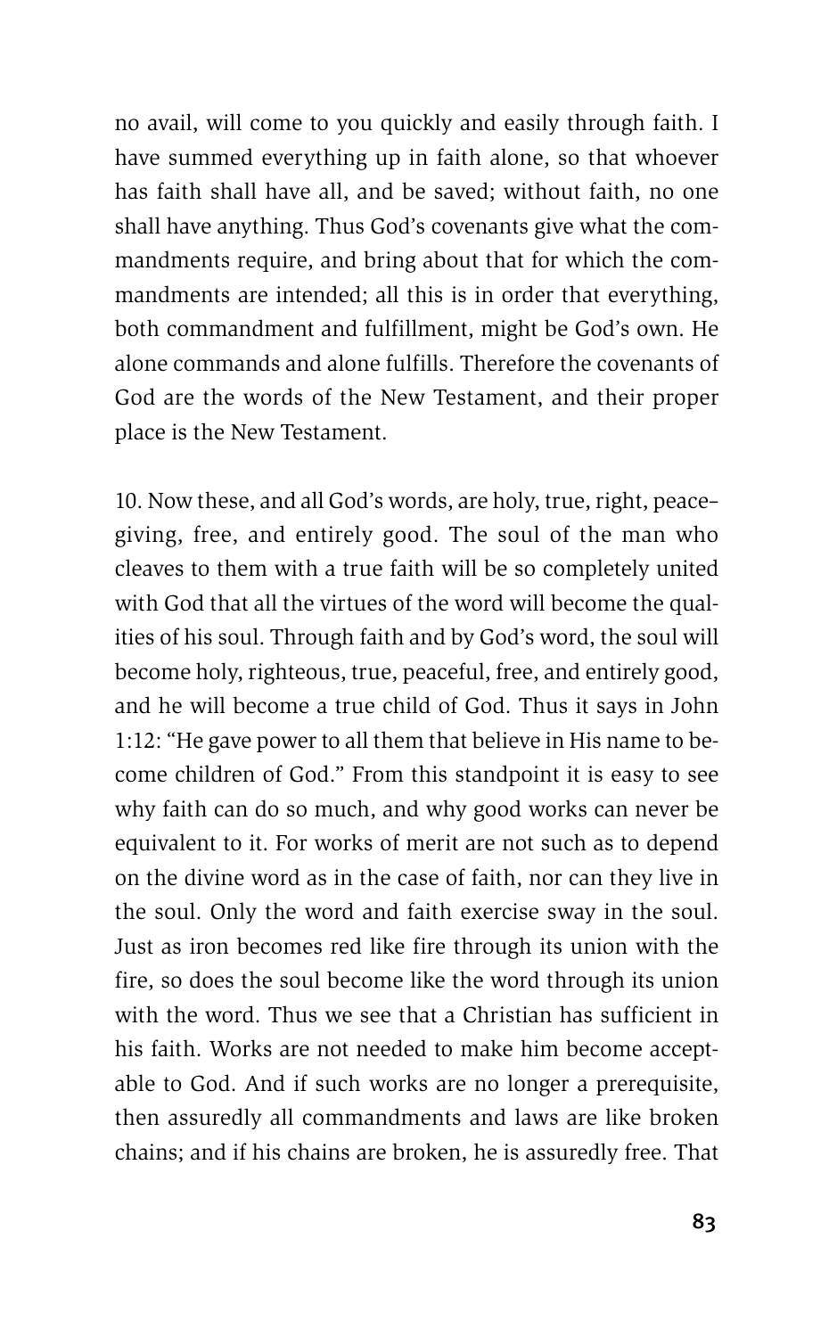no avail, will come to you quickly and easily through faith. I have summed everything up in faith alone, so that whoever has faith shall have all, and be saved; without faith, no one shall have anything. Thus God's covenants give what the commandments require, and bring about that for which the commandments are intended; all this is in order that everything, both commandment and fulfillment, might be God's own. He alone commands and alone fulfills. Therefore the covenants of God are the words of the New Testament, and their proper place is the New Testament.

10. Now these, and all God's words, are holy, true, right, peace-giving, free, and entirely good. The soul of the man who cleaves to them with a true faith will be so completely united with God that all the virtues of the word will become the qualities of his soul. Through faith and by God's word, the soul will become holy, righteous, true, peaceful, free, and entirely good, and he will become a true child of God. Thus it says in John 1:12: "He gave power to all them that believe in His name to become children of God." From this standpoint it is easy to see why faith can do so much, and why good works can never be equivalent to it. For works of merit are not such as to depend on the divine word as in the case of faith, nor can they live in the soul. Only the word and faith exercise sway in the soul. Just as iron becomes red like fire through its union with the fire, so does the soul become like the word through its union with the word. Thus we see that a Christian has sufficient in his faith. Works are not needed to make him become acceptable to God. And if such works are no longer a prerequisite, then assuredly all commandments and laws are like broken chains; and if his chains are broken, he is assuredly free. That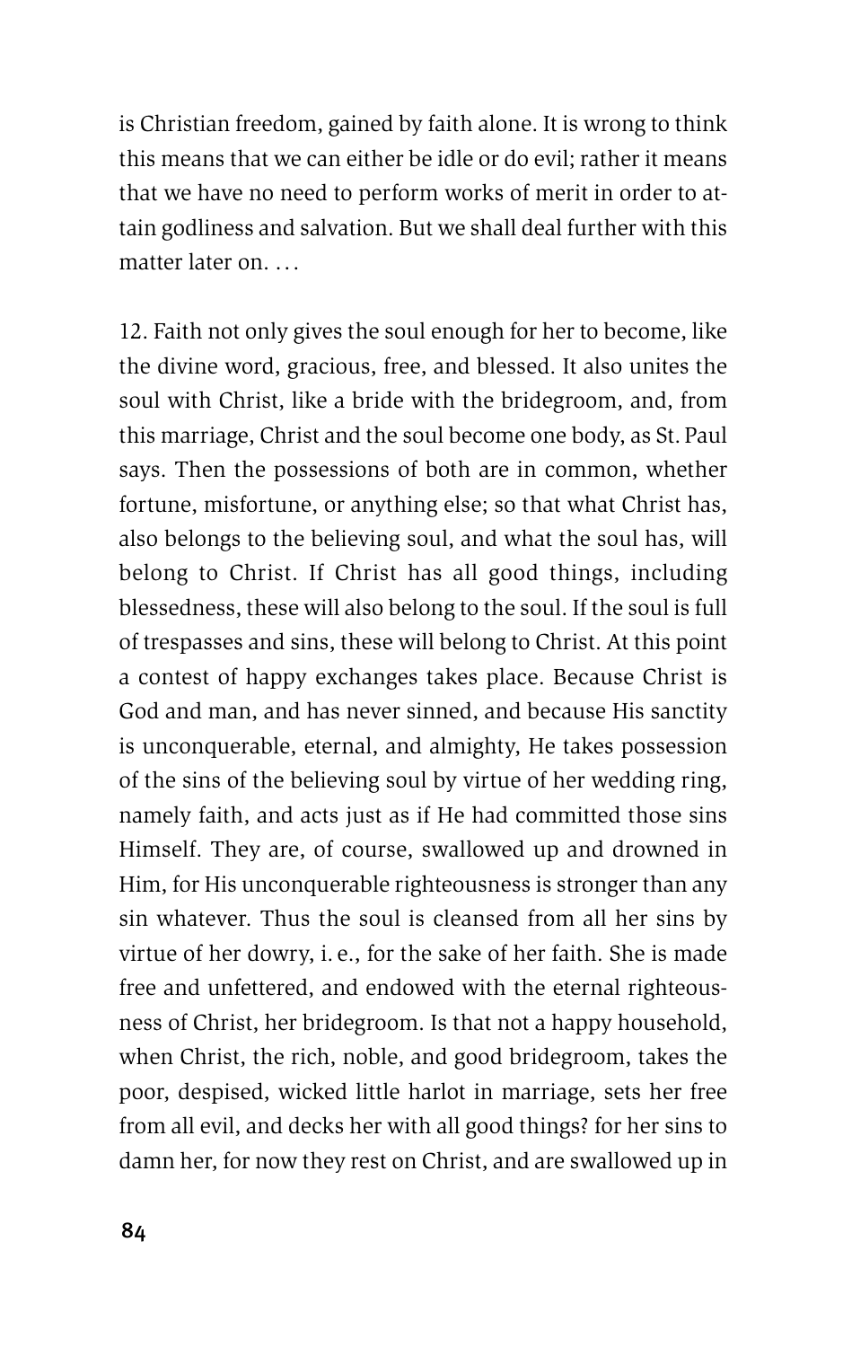is Christian freedom, gained by faith alone. It is wrong to think this means that we can either be idle or do evil; rather it means that we have no need to perform works of merit in order to attain godliness and salvation. But we shall deal further with this matter later on. …

12. Faith not only gives the soul enough for her to become, like the divine word, gracious, free, and blessed. It also unites the soul with Christ, like a bride with the bridegroom, and, from this marriage, Christ and the soul become one body, as St. Paul says. Then the possessions of both are in common, whether fortune, misfortune, or anything else; so that what Christ has, also belongs to the believing soul, and what the soul has, will belong to Christ. If Christ has all good things, including blessedness, these will also belong to the soul. If the soul is full of trespasses and sins, these will belong to Christ. At this point a contest of happy exchanges takes place. Because Christ is God and man, and has never sinned, and because His sanctity is unconquerable, eternal, and almighty, He takes possession of the sins of the believing soul by virtue of her wedding ring, namely faith, and acts just as if He had committed those sins Himself. They are, of course, swallowed up and drowned in Him, for His unconquerable righteousness is stronger than any sin whatever. Thus the soul is cleansed from all her sins by virtue of her dowry, i. e., for the sake of her faith. She is made free and unfettered, and endowed with the eternal righteousness of Christ, her bridegroom. Is that not a happy household, when Christ, the rich, noble, and good bridegroom, takes the poor, despised, wicked little harlot in marriage, sets her free from all evil, and decks her with all good things? for her sins to damn her, for now they rest on Christ, and are swallowed up in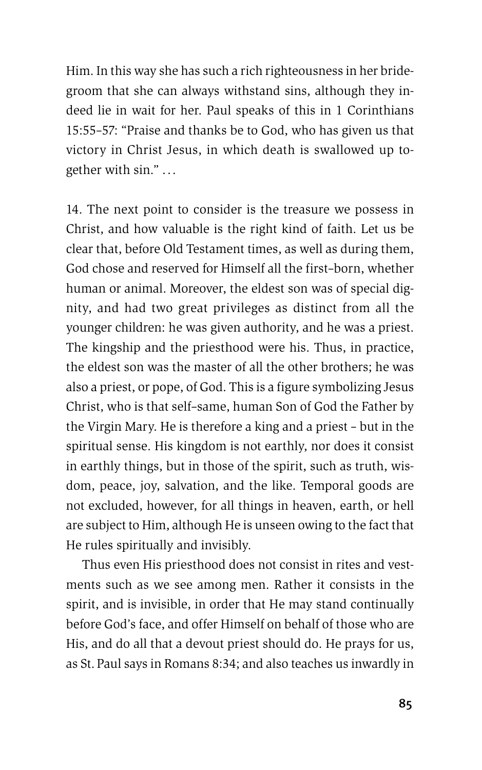Him. In this way she has such a rich righteousness in her bridegroom that she can always withstand sins, although they indeed lie in wait for her. Paul speaks of this in 1 Corinthians 15:55–57: "Praise and thanks be to God, who has given us that victory in Christ Jesus, in which death is swallowed up together with sin." . . .

14. The next point to consider is the treasure we possess in Christ, and how valuable is the right kind of faith. Let us be clear that, before Old Testament times, as well as during them, God chose and reserved for Himself all the first-born, whether human or animal. Moreover, the eldest son was of special dignity, and had two great privileges as distinct from all the younger children: he was given authority, and he was a priest. The kingship and the priesthood were his. Thus, in practice, the eldest son was the master of all the other brothers; he was also a priest, or pope, of God. This is a figure symbolizing Jesus Christ, who is that self-same, human Son of God the Father by the Virgin Mary. He is therefore a king and a priest – but in the spiritual sense. His kingdom is not earthly, nor does it consist in earthly things, but in those of the spirit, such as truth, wisdom, peace, joy, salvation, and the like. Temporal goods are not excluded, however, for all things in heaven, earth, or hell are subject to Him, although He is unseen owing to the fact that He rules spiritually and invisibly.

Thus even His priesthood does not consist in rites and vestments such as we see among men. Rather it consists in the spirit, and is invisible, in order that He may stand continually before God's face, and offer Himself on behalf of those who are His, and do all that a devout priest should do. He prays for us, as St. Paul says in Romans 8:34; and also teaches us inwardly in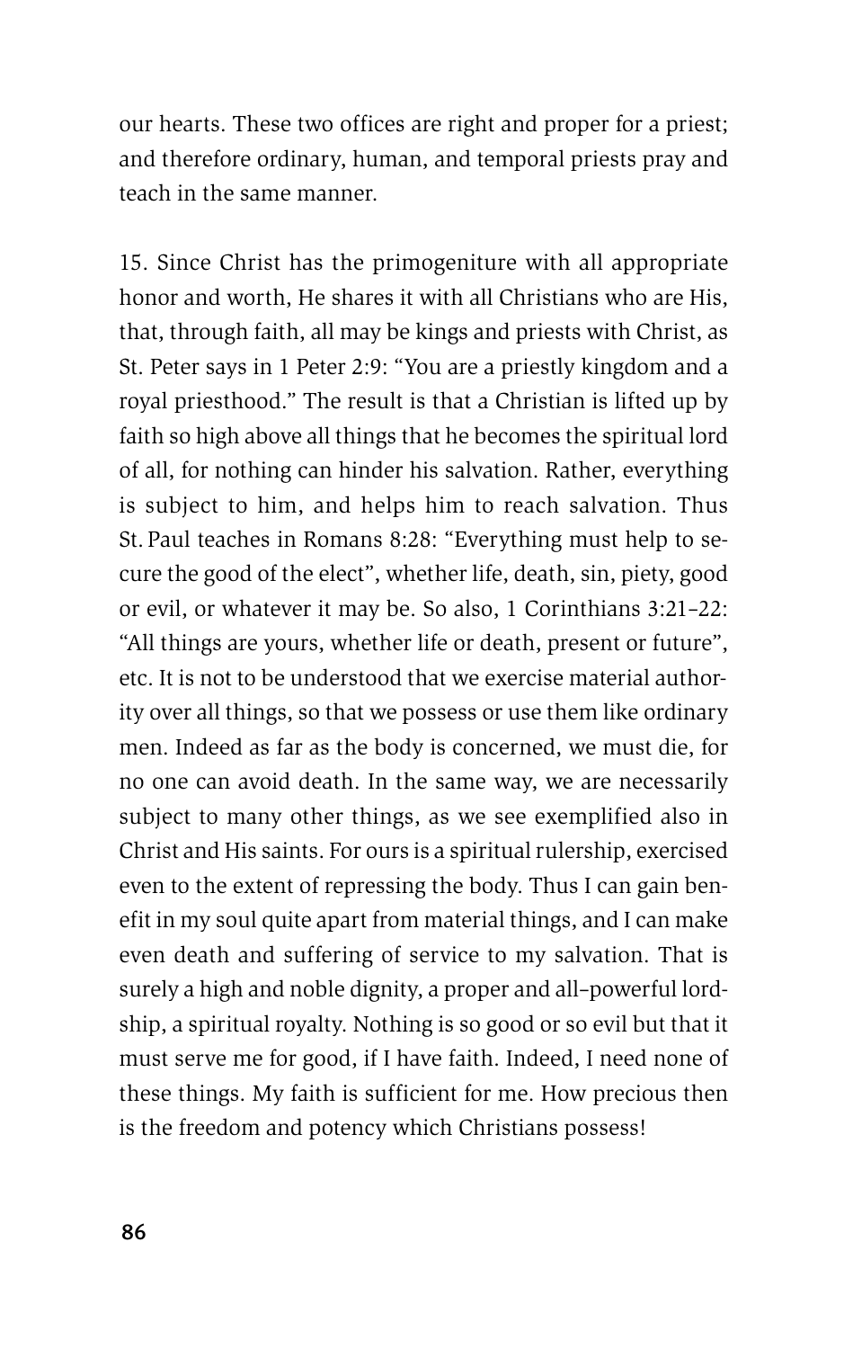our hearts. These two offices are right and proper for a priest; and therefore ordinary, human, and temporal priests pray and teach in the same manner.

15. Since Christ has the primogeniture with all appropriate honor and worth, He shares it with all Christians who are His, that, through faith, all may be kings and priests with Christ, as St. Peter says in 1 Peter 2:9: "You are a priestly kingdom and a royal priesthood." The result is that a Christian is lifted up by faith so high above all things that he becomes the spiritual lord of all, for nothing can hinder his salvation. Rather, everything is subject to him, and helps him to reach salvation. Thus St. Paul teaches in Romans 8:28: "Everything must help to secure the good of the elect", whether life, death, sin, piety, good or evil, or whatever it may be. So also, 1 Corinthians 3:21–22: "All things are yours, whether life or death, present or future", etc. It is not to be understood that we exercise material authority over all things, so that we possess or use them like ordinary men. Indeed as far as the body is concerned, we must die, for no one can avoid death. In the same way, we are necessarily subject to many other things, as we see exemplified also in Christ and His saints. For ours is a spiritual rulership, exercised even to the extent of repressing the body. Thus I can gain benefit in my soul quite apart from material things, and I can make even death and suffering of service to my salvation. That is surely a high and noble dignity, a proper and all-powerful lordship, a spiritual royalty. Nothing is so good or so evil but that it must serve me for good, if I have faith. Indeed, I need none of these things. My faith is sufficient for me. How precious then is the freedom and potency which Christians possess!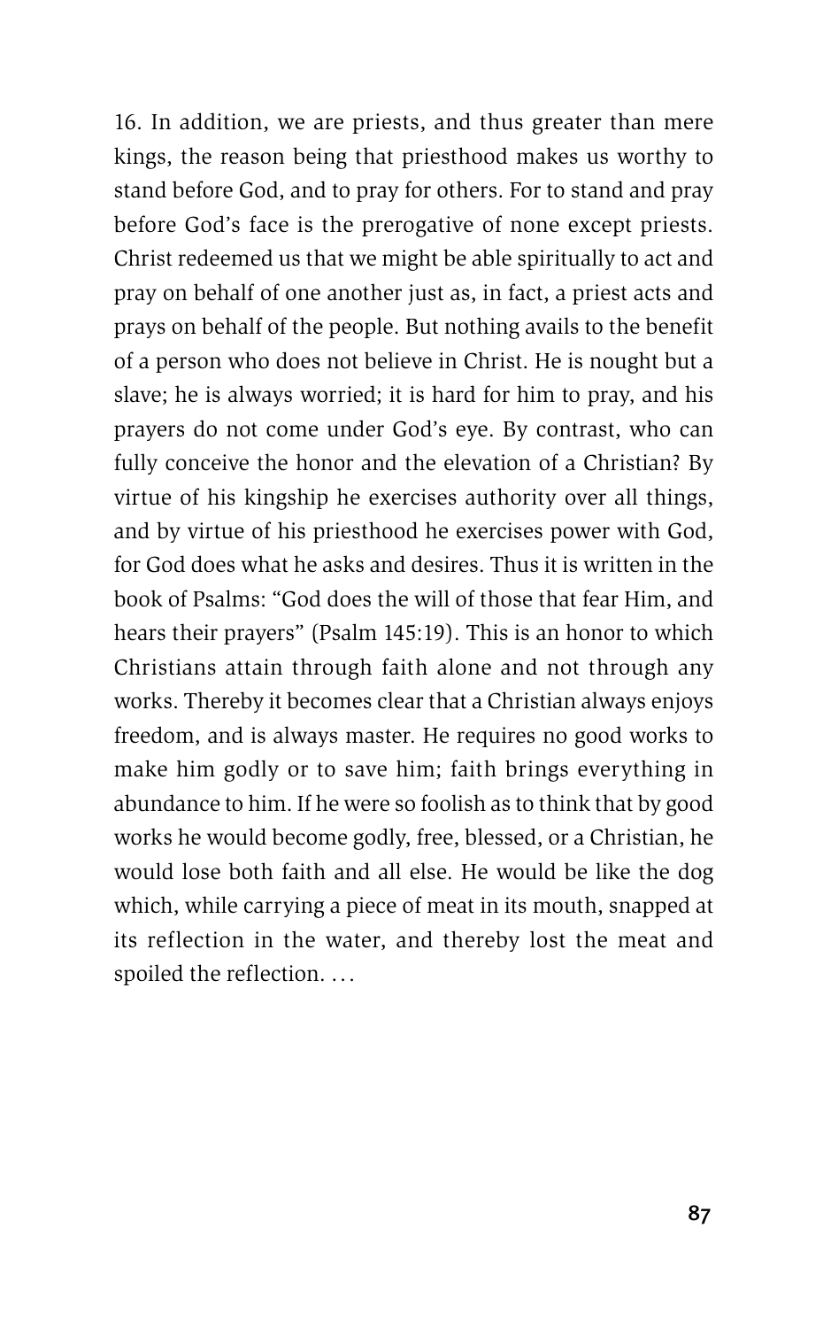16. In addition, we are priests, and thus greater than mere kings, the reason being that priesthood makes us worthy to stand before God, and to pray for others. For to stand and pray before God's face is the prerogative of none except priests. Christ redeemed us that we might be able spiritually to act and pray on behalf of one another just as, in fact, a priest acts and prays on behalf of the people. But nothing avails to the benefit of a person who does not believe in Christ. He is nought but a slave; he is always worried; it is hard for him to pray, and his prayers do not come under God's eye. By contrast, who can fully conceive the honor and the elevation of a Christian? By virtue of his kingship he exercises authority over all things, and by virtue of his priesthood he exercises power with God, for God does what he asks and desires. Thus it is written in the book of Psalms: "God does the will of those that fear Him, and hears their prayers" (Psalm 145:19). This is an honor to which Christians attain through faith alone and not through any works. Thereby it becomes clear that a Christian always enjoys freedom, and is always master. He requires no good works to make him godly or to save him; faith brings everything in abundance to him. If he were so foolish as to think that by good works he would become godly, free, blessed, or a Christian, he would lose both faith and all else. He would be like the dog which, while carrying a piece of meat in its mouth, snapped at its reflection in the water, and thereby lost the meat and spoiled the reflection. ...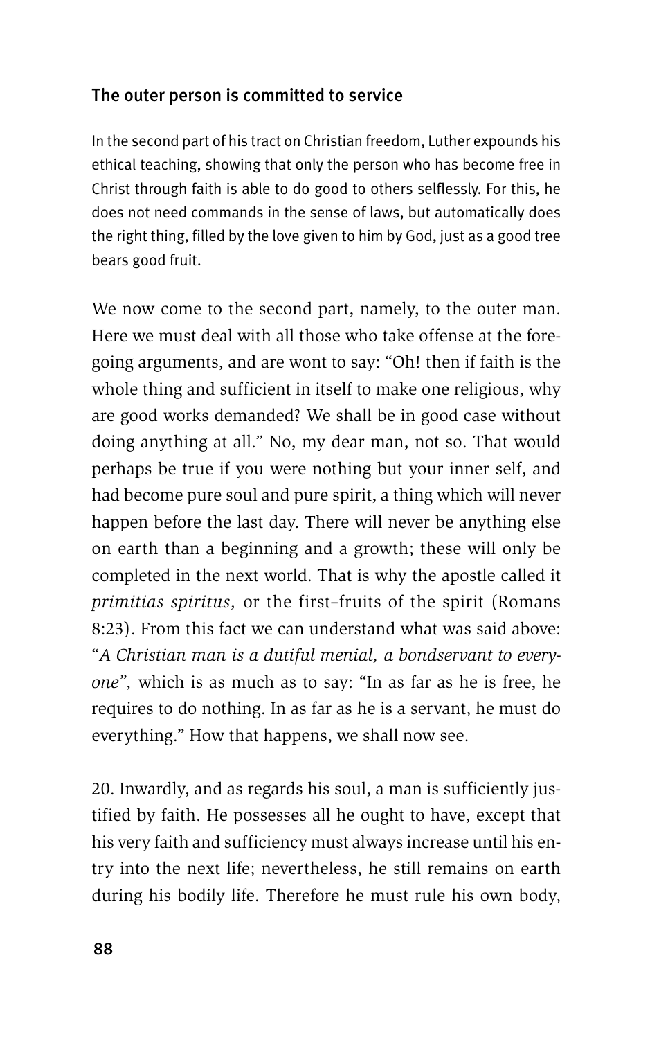### The outer person is committed to service

In the second part of his tract on Christian freedom, Luther expounds his ethical teaching, showing that only the person who has become free in Christ through faith is able to do good to others selflessly. For this, he does not need commands in the sense of laws, but automatically does the right thing, filled by the love given to him by God, just as a good tree bears good fruit.

We now come to the second part, namely, to the outer man. Here we must deal with all those who take offense at the foregoing arguments, and are wont to say: "Oh! then if faith is the whole thing and sufficient in itself to make one religious, why are good works demanded? We shall be in good case without doing anything at all." No, my dear man, not so. That would perhaps be true if you were nothing but your inner self, and had become pure soul and pure spirit, a thing which will never happen before the last day. There will never be anything else on earth than a beginning and a growth; these will only be completed in the next world. That is why the apostle called it *primitias spiritus,* or the first-fruits of the spirit (Romans 8:23). From this fact we can understand what was said above: "*A Christian man is a dutiful menial, a bondservant to everyone",* which is as much as to say: "In as far as he is free, he requires to do nothing. In as far as he is a servant, he must do everything." How that happens, we shall now see.

20. Inwardly, and as regards his soul, a man is sufficiently justified by faith. He possesses all he ought to have, except that his very faith and sufficiency must always increase until his entry into the next life; nevertheless, he still remains on earth during his bodily life. Therefore he must rule his own body,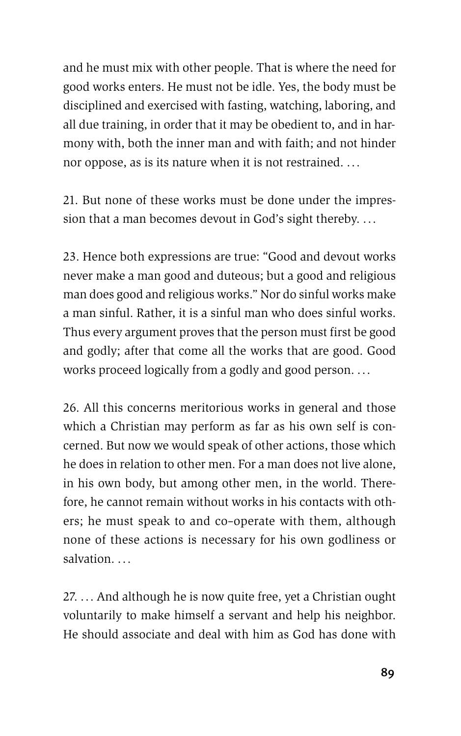and he must mix with other people. That is where the need for good works enters. He must not be idle. Yes, the body must be disciplined and exercised with fasting, watching, laboring, and all due training, in order that it may be obedient to, and in harmony with, both the inner man and with faith; and not hinder nor oppose, as is its nature when it is not restrained. . . .

21. But none of these works must be done under the impression that a man becomes devout in God's sight thereby. . . .

23. Hence both expressions are true: "Good and devout works never make a man good and duteous; but a good and religious man does good and religious works." Nor do sinful works make a man sinful. Rather, it is a sinful man who does sinful works. Thus every argument proves that the person must first be good and godly; after that come all the works that are good. Good works proceed logically from a godly and good person. . . .

26. All this concerns meritorious works in general and those which a Christian may perform as far as his own self is concerned. But now we would speak of other actions, those which he does in relation to other men. For a man does not live alone, in his own body, but among other men, in the world. Therefore, he cannot remain without works in his contacts with others; he must speak to and co-operate with them, although none of these actions is necessary for his own godliness or salvation. . . .

27. . . . And although he is now quite free, yet a Christian ought voluntarily to make himself a servant and help his neighbor. He should associate and deal with him as God has done with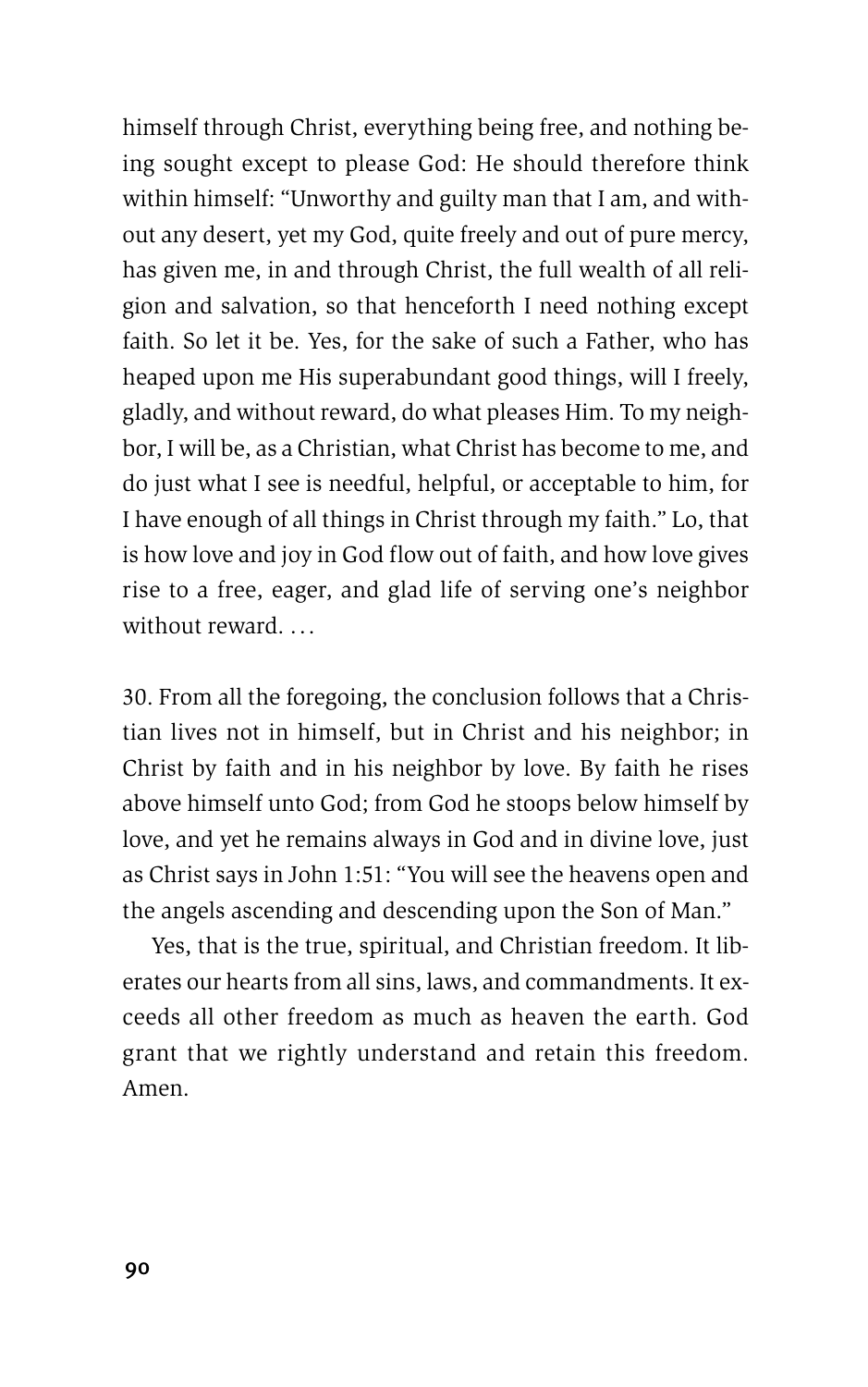himself through Christ, everything being free, and nothing being sought except to please God: He should therefore think within himself: "Unworthy and guilty man that I am, and without any desert, yet my God, quite freely and out of pure mercy, has given me, in and through Christ, the full wealth of all religion and salvation, so that henceforth I need nothing except faith. So let it be. Yes, for the sake of such a Father, who has heaped upon me His superabundant good things, will I freely, gladly, and without reward, do what pleases Him. To my neighbor, I will be, as a Christian, what Christ has become to me, and do just what I see is needful, helpful, or acceptable to him, for I have enough of all things in Christ through my faith." Lo, that is how love and joy in God flow out of faith, and how love gives rise to a free, eager, and glad life of serving one's neighbor without reward. . . .

30. From all the foregoing, the conclusion follows that a Christian lives not in himself, but in Christ and his neighbor; in Christ by faith and in his neighbor by love. By faith he rises above himself unto God; from God he stoops below himself by love, and yet he remains always in God and in divine love, just as Christ says in John 1:51: "You will see the heavens open and the angels ascending and descending upon the Son of Man."

Yes, that is the true, spiritual, and Christian freedom. It liberates our hearts from all sins, laws, and commandments. It exceeds all other freedom as much as heaven the earth. God grant that we rightly understand and retain this freedom. Amen.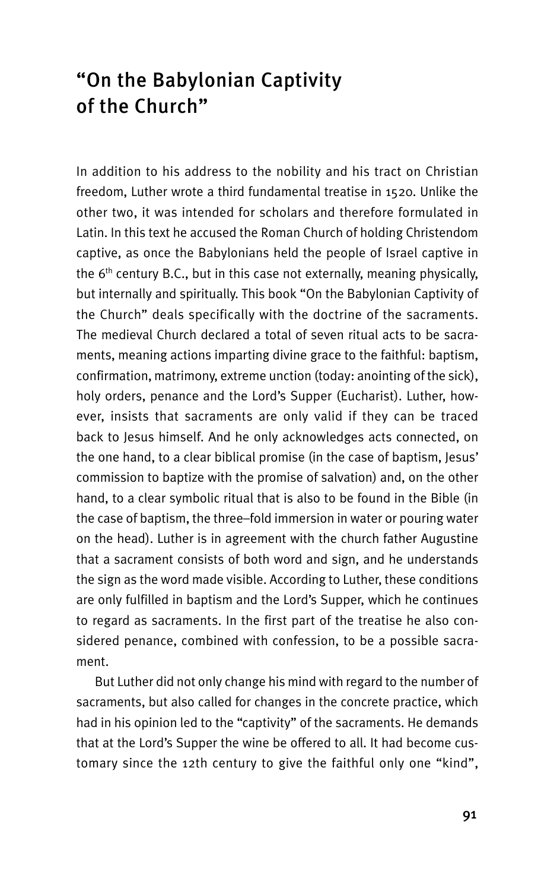# "On the Babylonian Captivity of the Church"

In addition to his address to the nobility and his tract on Christian freedom, Luther wrote a third fundamental treatise in 1520. Unlike the other two, it was intended for scholars and therefore formulated in Latin. In this text he accused the Roman Church of holding Christendom captive, as once the Babylonians held the people of Israel captive in the 6th century B.C., but in this case not externally, meaning physically, but internally and spiritually. This book "On the Babylonian Captivity of the Church" deals specifically with the doctrine of the sacraments. The medieval Church declared a total of seven ritual acts to be sacraments, meaning actions imparting divine grace to the faithful: baptism, confirmation, matrimony, extreme unction (today: anointing of the sick), holy orders, penance and the Lord's Supper (Eucharist). Luther, however, insists that sacraments are only valid if they can be traced back to Jesus himself. And he only acknowledges acts connected, on the one hand, to a clear biblical promise (in the case of baptism, Jesus' commission to baptize with the promise of salvation) and, on the other hand, to a clear symbolic ritual that is also to be found in the Bible (in the case of baptism, the three–fold immersion in water or pouring water on the head). Luther is in agreement with the church father Augustine that a sacrament consists of both word and sign, and he understands the sign as the word made visible. According to Luther, these conditions are only fulfilled in baptism and the Lord's Supper, which he continues to regard as sacraments. In the first part of the treatise he also considered penance, combined with confession, to be a possible sacrament.

But Luther did not only change his mind with regard to the number of sacraments, but also called for changes in the concrete practice, which had in his opinion led to the "captivity" of the sacraments. He demands that at the Lord's Supper the wine be offered to all. It had become customary since the 12th century to give the faithful only one "kind",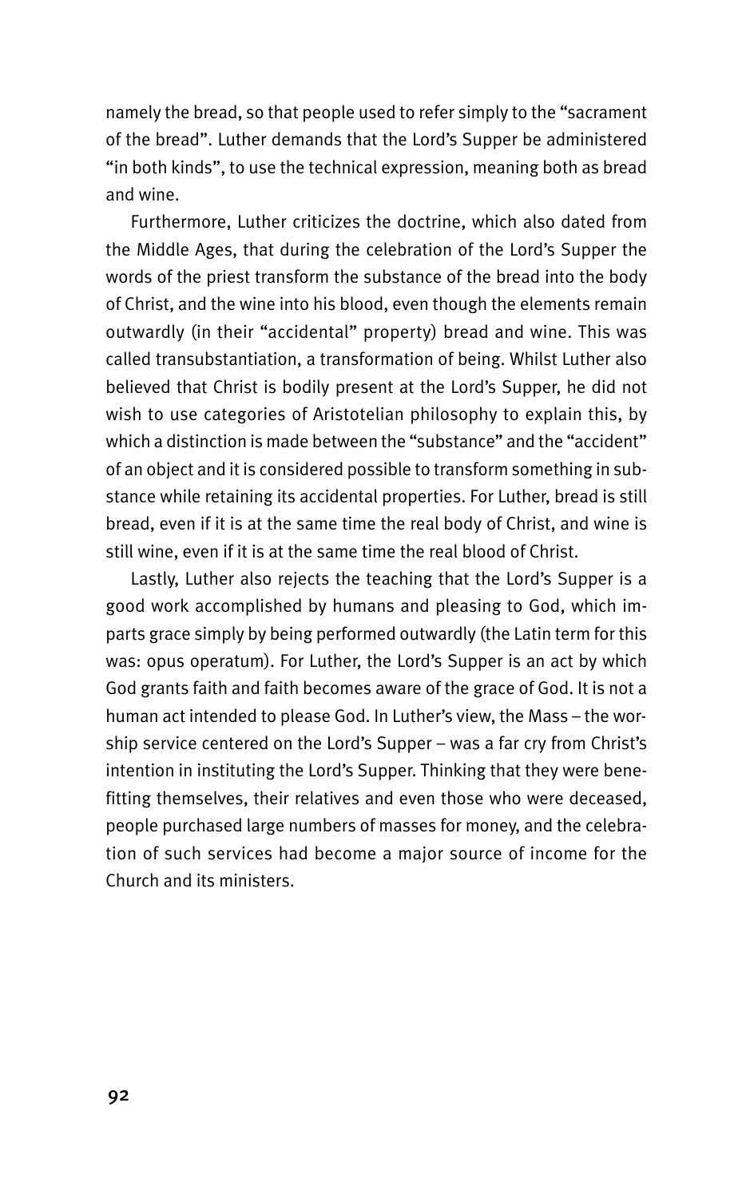namely the bread, so that people used to refer simply to the "sacrament of the bread". Luther demands that the Lord's Supper be administered "in both kinds", to use the technical expression, meaning both as bread and wine.

Furthermore, Luther criticizes the doctrine, which also dated from the Middle Ages, that during the celebration of the Lord's Supper the words of the priest transform the substance of the bread into the body of Christ, and the wine into his blood, even though the elements remain outwardly (in their "accidental" property) bread and wine. This was called transubstantiation, a transformation of being. Whilst Luther also believed that Christ is bodily present at the Lord's Supper, he did not wish to use categories of Aristotelian philosophy to explain this, by which a distinction is made between the "substance" and the "accident" of an object and it is considered possible to transform something in substance while retaining its accidental properties. For Luther, bread is still bread, even if it is at the same time the real body of Christ, and wine is still wine, even if it is at the same time the real blood of Christ.

Lastly, Luther also rejects the teaching that the Lord's Supper is a good work accomplished by humans and pleasing to God, which imparts grace simply by being performed outwardly (the Latin term for this was: opus operatum). For Luther, the Lord's Supper is an act by which God grants faith and faith becomes aware of the grace of God. It is not a human act intended to please God. In Luther's view, the Mass – the worship service centered on the Lord's Supper – was a far cry from Christ's intention in instituting the Lord's Supper. Thinking that they were benefitting themselves, their relatives and even those who were deceased, people purchased large numbers of masses for money, and the celebration of such services had become a major source of income for the Church and its ministers.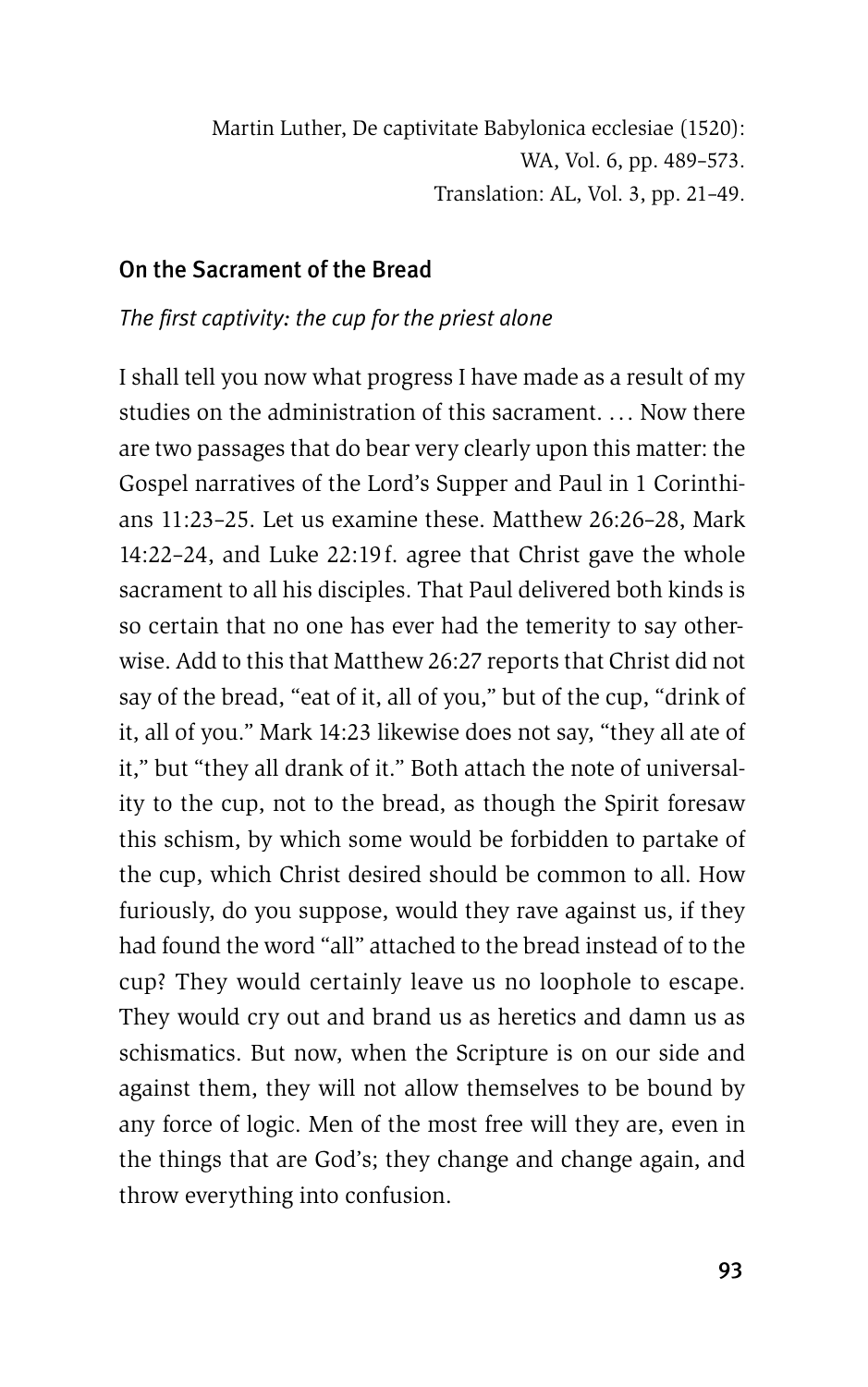Martin Luther, De captivitate Babylonica ecclesiae (1520):
WA, Vol. 6, pp. 489–573.
Translation: AL, Vol. 3, pp. 21–49.

## On the Sacrament of the Bread

*The first captivity: the cup for the priest alone*

I shall tell you now what progress I have made as a result of my studies on the administration of this sacrament. … Now there are two passages that do bear very clearly upon this matter: the Gospel narratives of the Lord's Supper and Paul in 1 Corinthians 11:23–25. Let us examine these. Matthew 26:26–28, Mark 14:22–24, and Luke 22:19 f. agree that Christ gave the whole sacrament to all his disciples. That Paul delivered both kinds is so certain that no one has ever had the temerity to say otherwise. Add to this that Matthew 26:27 reports that Christ did not say of the bread, "eat of it, all of you," but of the cup, "drink of it, all of you." Mark 14:23 likewise does not say, "they all ate of it," but "they all drank of it." Both attach the note of universality to the cup, not to the bread, as though the Spirit foresaw this schism, by which some would be forbidden to partake of the cup, which Christ desired should be common to all. How furiously, do you suppose, would they rave against us, if they had found the word "all" attached to the bread instead of to the cup? They would certainly leave us no loophole to escape. They would cry out and brand us as heretics and damn us as schismatics. But now, when the Scripture is on our side and against them, they will not allow themselves to be bound by any force of logic. Men of the most free will they are, even in the things that are God's; they change and change again, and throw everything into confusion.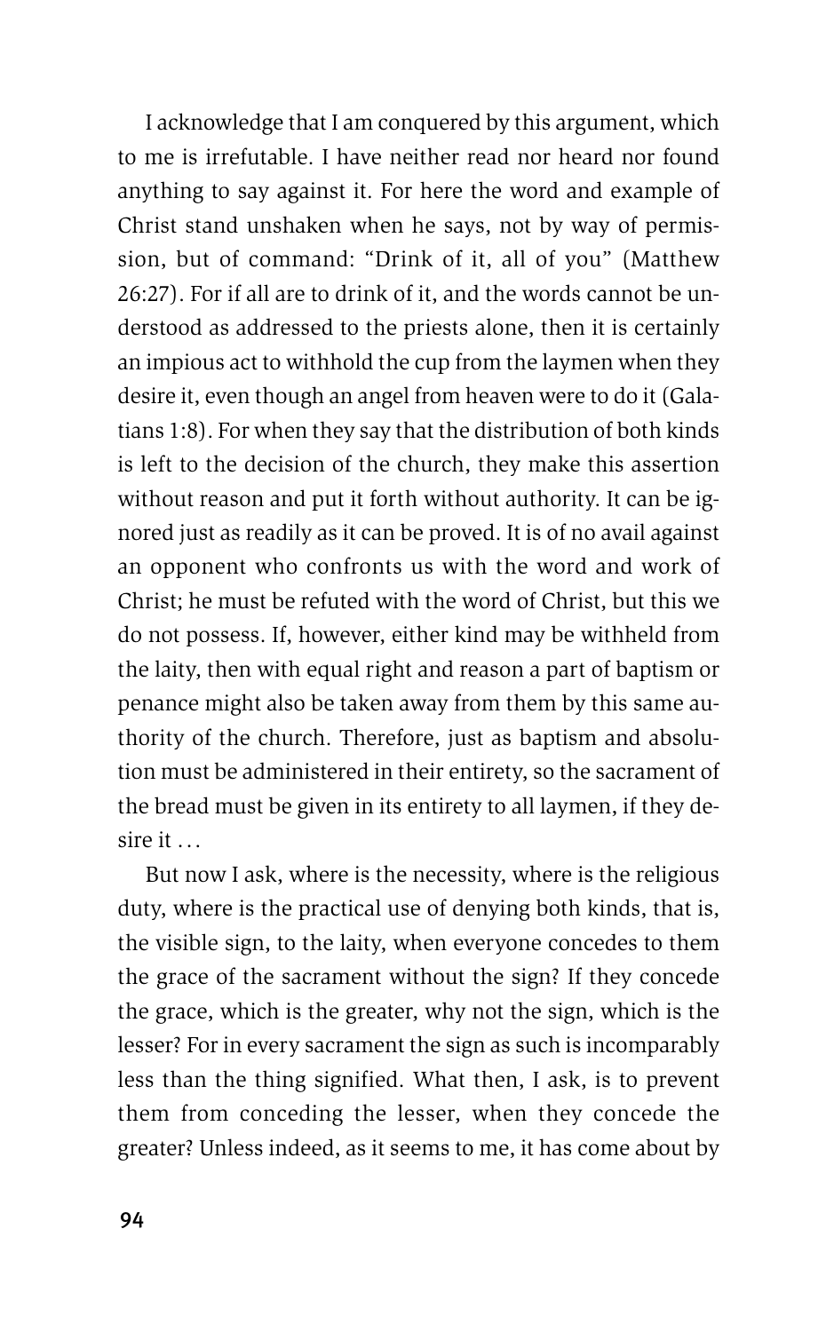I acknowledge that I am conquered by this argument, which to me is irrefutable. I have neither read nor heard nor found anything to say against it. For here the word and example of Christ stand unshaken when he says, not by way of permission, but of command: "Drink of it, all of you" (Matthew 26:27). For if all are to drink of it, and the words cannot be understood as addressed to the priests alone, then it is certainly an impious act to withhold the cup from the laymen when they desire it, even though an angel from heaven were to do it (Galatians 1:8). For when they say that the distribution of both kinds is left to the decision of the church, they make this assertion without reason and put it forth without authority. It can be ignored just as readily as it can be proved. It is of no avail against an opponent who confronts us with the word and work of Christ; he must be refuted with the word of Christ, but this we do not possess. If, however, either kind may be withheld from the laity, then with equal right and reason a part of baptism or penance might also be taken away from them by this same authority of the church. Therefore, just as baptism and absolution must be administered in their entirety, so the sacrament of the bread must be given in its entirety to all laymen, if they desire it . . .

But now I ask, where is the necessity, where is the religious duty, where is the practical use of denying both kinds, that is, the visible sign, to the laity, when everyone concedes to them the grace of the sacrament without the sign? If they concede the grace, which is the greater, why not the sign, which is the lesser? For in every sacrament the sign as such is incomparably less than the thing signified. What then, I ask, is to prevent them from conceding the lesser, when they concede the greater? Unless indeed, as it seems to me, it has come about by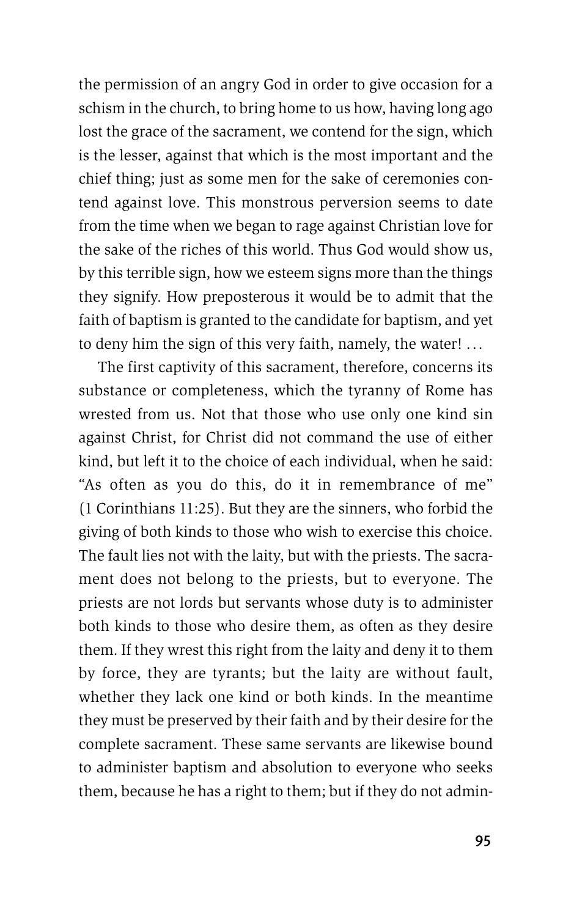the permission of an angry God in order to give occasion for a schism in the church, to bring home to us how, having long ago lost the grace of the sacrament, we contend for the sign, which is the lesser, against that which is the most important and the chief thing; just as some men for the sake of ceremonies contend against love. This monstrous perversion seems to date from the time when we began to rage against Christian love for the sake of the riches of this world. Thus God would show us, by this terrible sign, how we esteem signs more than the things they signify. How preposterous it would be to admit that the faith of baptism is granted to the candidate for baptism, and yet to deny him the sign of this very faith, namely, the water! . . .

The first captivity of this sacrament, therefore, concerns its substance or completeness, which the tyranny of Rome has wrested from us. Not that those who use only one kind sin against Christ, for Christ did not command the use of either kind, but left it to the choice of each individual, when he said: "As often as you do this, do it in remembrance of me" (1 Corinthians 11:25). But they are the sinners, who forbid the giving of both kinds to those who wish to exercise this choice. The fault lies not with the laity, but with the priests. The sacrament does not belong to the priests, but to everyone. The priests are not lords but servants whose duty is to administer both kinds to those who desire them, as often as they desire them. If they wrest this right from the laity and deny it to them by force, they are tyrants; but the laity are without fault, whether they lack one kind or both kinds. In the meantime they must be preserved by their faith and by their desire for the complete sacrament. These same servants are likewise bound to administer baptism and absolution to everyone who seeks them, because he has a right to them; but if they do not admin-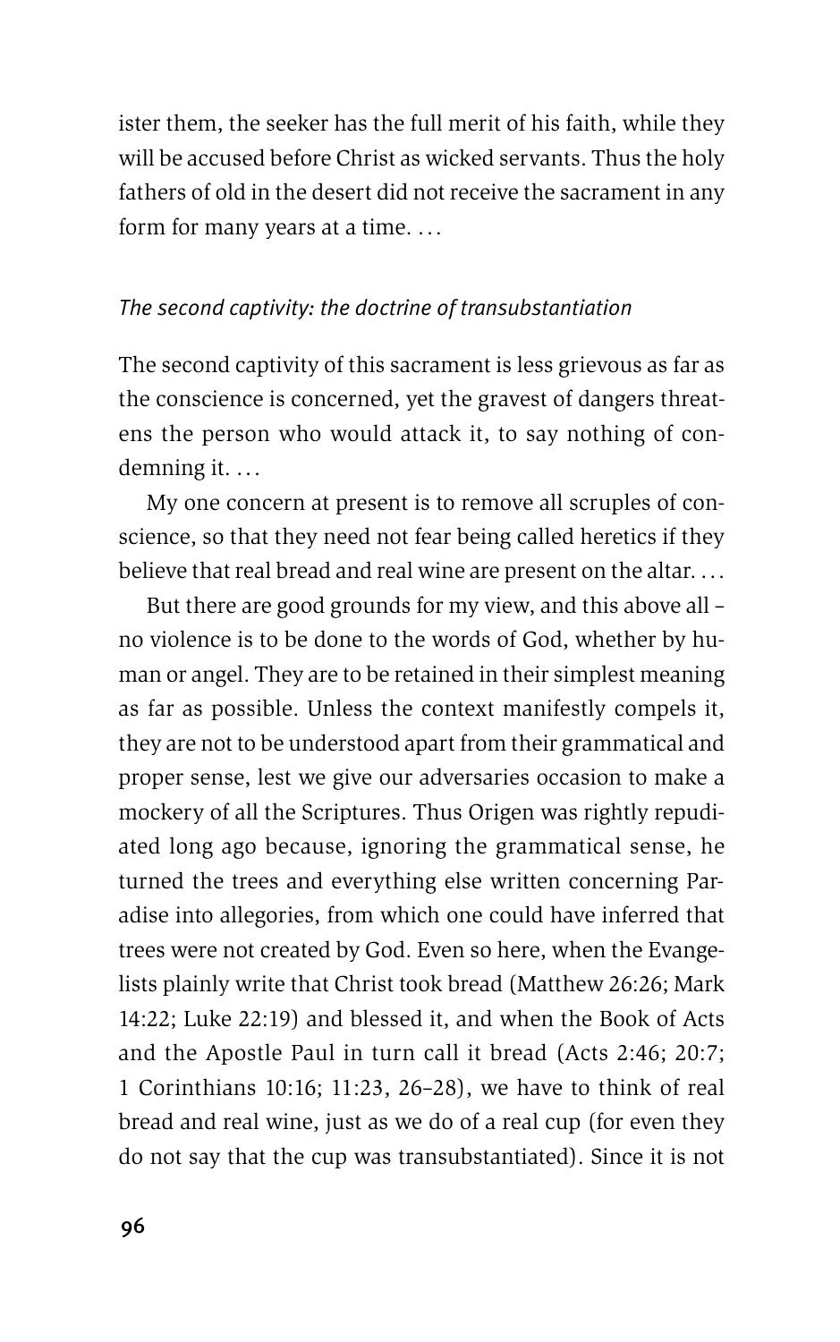ister them, the seeker has the full merit of his faith, while they will be accused before Christ as wicked servants. Thus the holy fathers of old in the desert did not receive the sacrament in any form for many years at a time. …

### *The second captivity: the doctrine of transubstantiation*

The second captivity of this sacrament is less grievous as far as the conscience is concerned, yet the gravest of dangers threatens the person who would attack it, to say nothing of condemning it. …

My one concern at present is to remove all scruples of conscience, so that they need not fear being called heretics if they believe that real bread and real wine are present on the altar. …

But there are good grounds for my view, and this above all – no violence is to be done to the words of God, whether by human or angel. They are to be retained in their simplest meaning as far as possible. Unless the context manifestly compels it, they are not to be understood apart from their grammatical and proper sense, lest we give our adversaries occasion to make a mockery of all the Scriptures. Thus Origen was rightly repudiated long ago because, ignoring the grammatical sense, he turned the trees and everything else written concerning Paradise into allegories, from which one could have inferred that trees were not created by God. Even so here, when the Evangelists plainly write that Christ took bread (Matthew 26:26; Mark 14:22; Luke 22:19) and blessed it, and when the Book of Acts and the Apostle Paul in turn call it bread (Acts 2:46; 20:7; 1 Corinthians 10:16; 11:23, 26–28), we have to think of real bread and real wine, just as we do of a real cup (for even they do not say that the cup was transubstantiated). Since it is not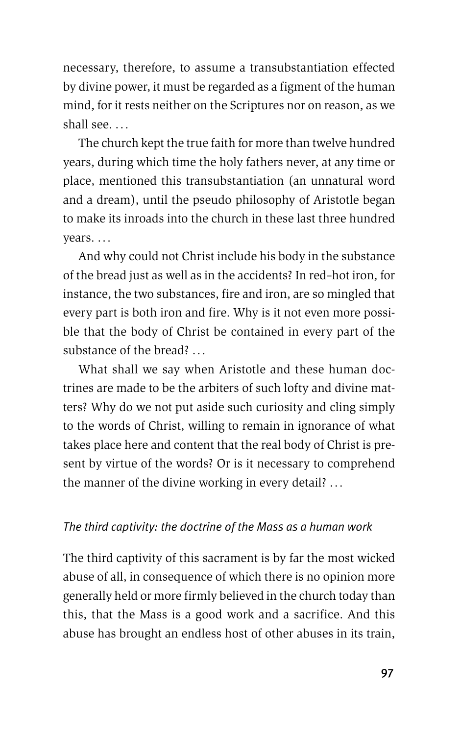necessary, therefore, to assume a transubstantiation effected by divine power, it must be regarded as a figment of the human mind, for it rests neither on the Scriptures nor on reason, as we shall see. …

The church kept the true faith for more than twelve hundred years, during which time the holy fathers never, at any time or place, mentioned this transubstantiation (an unnatural word and a dream), until the pseudo philosophy of Aristotle began to make its inroads into the church in these last three hundred years. …

And why could not Christ include his body in the substance of the bread just as well as in the accidents? In red-hot iron, for instance, the two substances, fire and iron, are so mingled that every part is both iron and fire. Why is it not even more possible that the body of Christ be contained in every part of the substance of the bread? …

What shall we say when Aristotle and these human doctrines are made to be the arbiters of such lofty and divine matters? Why do we not put aside such curiosity and cling simply to the words of Christ, willing to remain in ignorance of what takes place here and content that the real body of Christ is present by virtue of the words? Or is it necessary to comprehend the manner of the divine working in every detail? …

### *The third captivity: the doctrine of the Mass as a human work*

The third captivity of this sacrament is by far the most wicked abuse of all, in consequence of which there is no opinion more generally held or more firmly believed in the church today than this, that the Mass is a good work and a sacrifice. And this abuse has brought an endless host of other abuses in its train,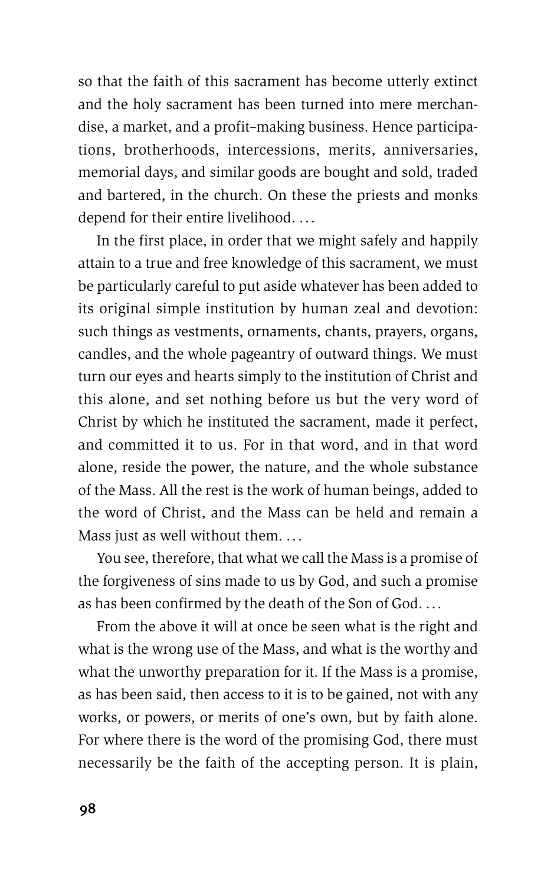so that the faith of this sacrament has become utterly extinct and the holy sacrament has been turned into mere merchandise, a market, and a profit-making business. Hence participations, brotherhoods, intercessions, merits, anniversaries, memorial days, and similar goods are bought and sold, traded and bartered, in the church. On these the priests and monks depend for their entire livelihood. . . .

In the first place, in order that we might safely and happily attain to a true and free knowledge of this sacrament, we must be particularly careful to put aside whatever has been added to its original simple institution by human zeal and devotion: such things as vestments, ornaments, chants, prayers, organs, candles, and the whole pageantry of outward things. We must turn our eyes and hearts simply to the institution of Christ and this alone, and set nothing before us but the very word of Christ by which he instituted the sacrament, made it perfect, and committed it to us. For in that word, and in that word alone, reside the power, the nature, and the whole substance of the Mass. All the rest is the work of human beings, added to the word of Christ, and the Mass can be held and remain a Mass just as well without them. . . .

You see, therefore, that what we call the Mass is a promise of the forgiveness of sins made to us by God, and such a promise as has been confirmed by the death of the Son of God. . . .

From the above it will at once be seen what is the right and what is the wrong use of the Mass, and what is the worthy and what the unworthy preparation for it. If the Mass is a promise, as has been said, then access to it is to be gained, not with any works, or powers, or merits of one's own, but by faith alone. For where there is the word of the promising God, there must necessarily be the faith of the accepting person. It is plain,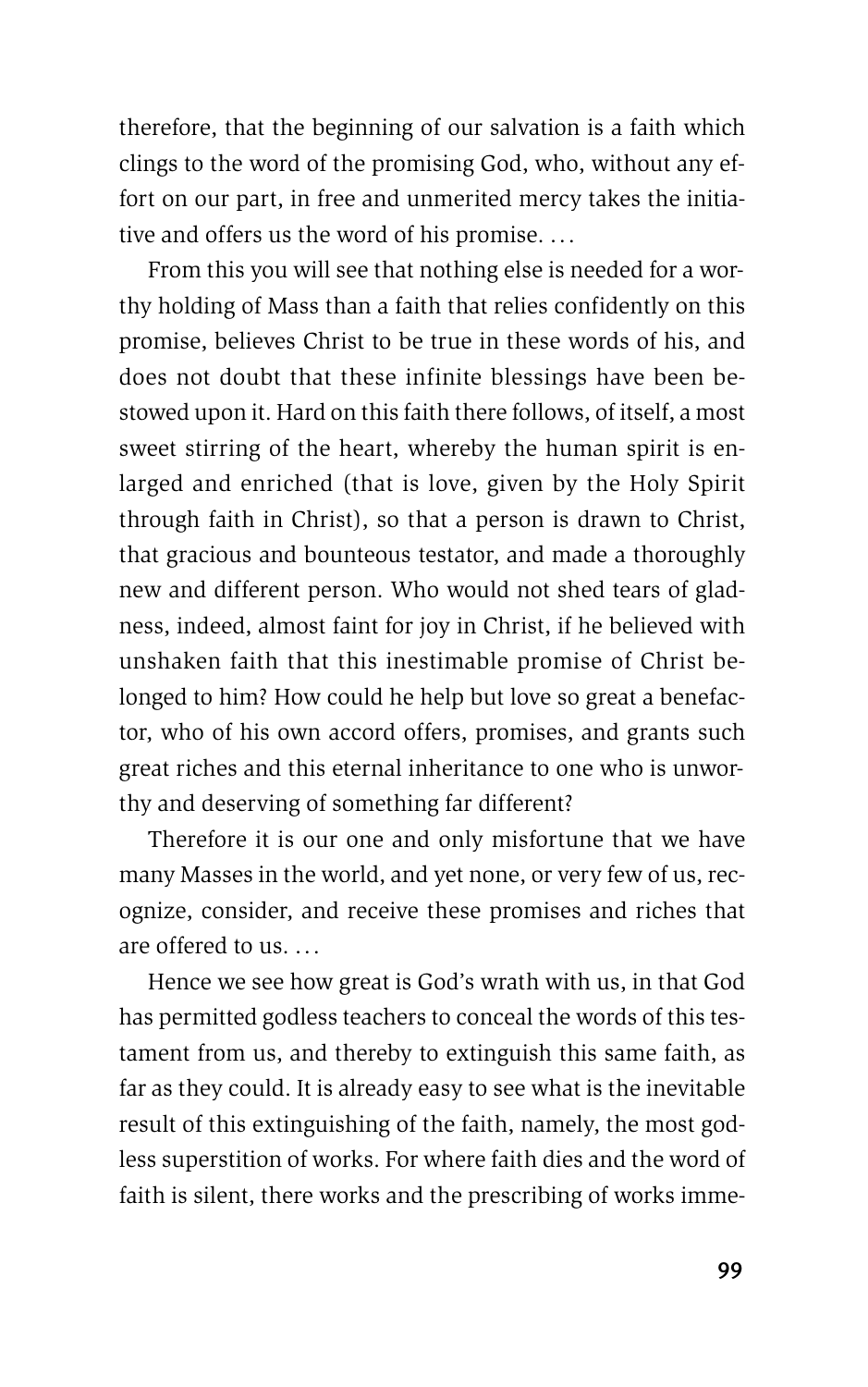therefore, that the beginning of our salvation is a faith which clings to the word of the promising God, who, without any effort on our part, in free and unmerited mercy takes the initiative and offers us the word of his promise. . . .

From this you will see that nothing else is needed for a worthy holding of Mass than a faith that relies confidently on this promise, believes Christ to be true in these words of his, and does not doubt that these infinite blessings have been bestowed upon it. Hard on this faith there follows, of itself, a most sweet stirring of the heart, whereby the human spirit is enlarged and enriched (that is love, given by the Holy Spirit through faith in Christ), so that a person is drawn to Christ, that gracious and bounteous testator, and made a thoroughly new and different person. Who would not shed tears of gladness, indeed, almost faint for joy in Christ, if he believed with unshaken faith that this inestimable promise of Christ belonged to him? How could he help but love so great a benefactor, who of his own accord offers, promises, and grants such great riches and this eternal inheritance to one who is unworthy and deserving of something far different?

Therefore it is our one and only misfortune that we have many Masses in the world, and yet none, or very few of us, recognize, consider, and receive these promises and riches that are offered to us. . . .

Hence we see how great is God's wrath with us, in that God has permitted godless teachers to conceal the words of this testament from us, and thereby to extinguish this same faith, as far as they could. It is already easy to see what is the inevitable result of this extinguishing of the faith, namely, the most godless superstition of works. For where faith dies and the word of faith is silent, there works and the prescribing of works imme-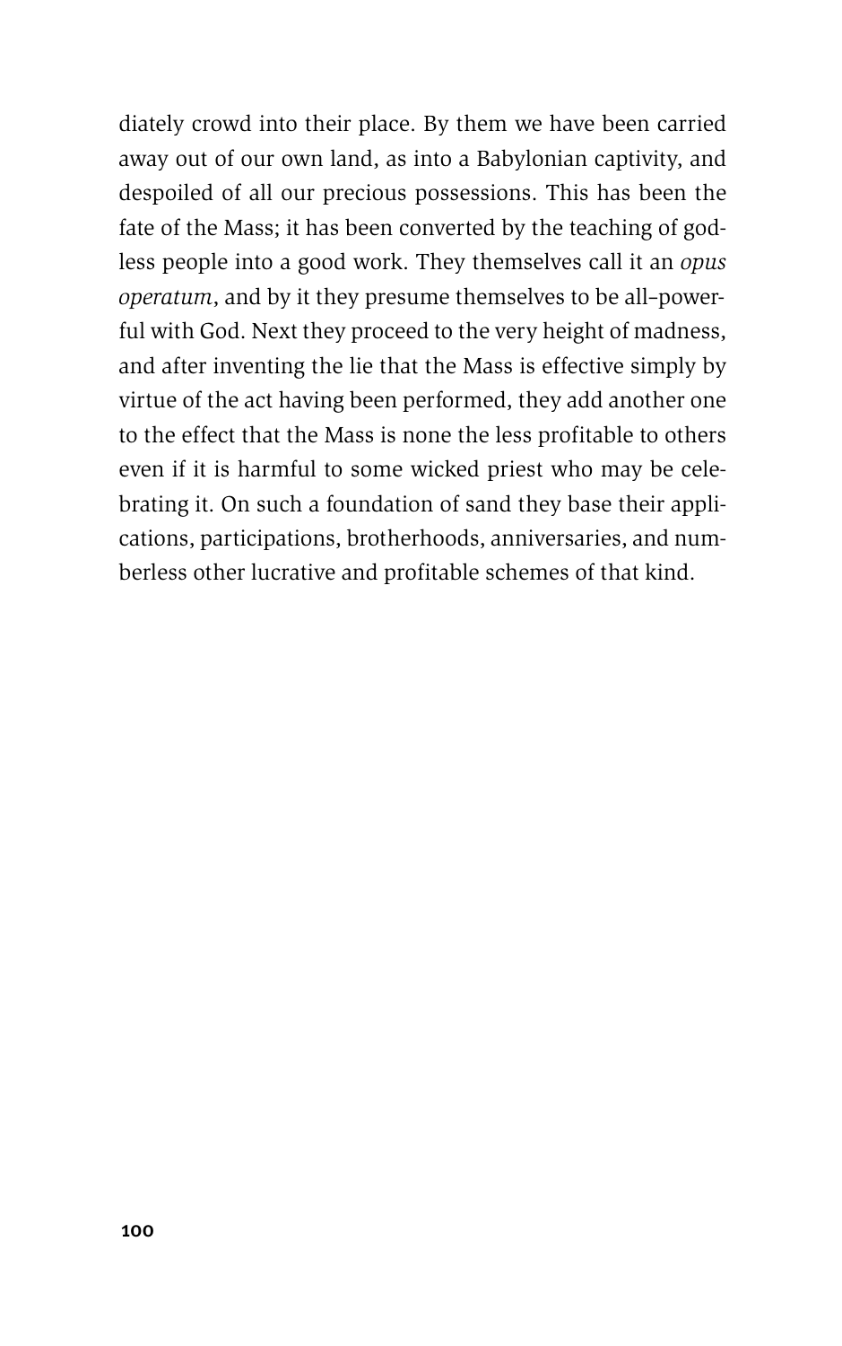diately crowd into their place. By them we have been carried away out of our own land, as into a Babylonian captivity, and despoiled of all our precious possessions. This has been the fate of the Mass; it has been converted by the teaching of godless people into a good work. They themselves call it an *opus operatum*, and by it they presume themselves to be all-powerful with God. Next they proceed to the very height of madness, and after inventing the lie that the Mass is effective simply by virtue of the act having been performed, they add another one to the effect that the Mass is none the less profitable to others even if it is harmful to some wicked priest who may be celebrating it. On such a foundation of sand they base their applications, participations, brotherhoods, anniversaries, and numberless other lucrative and profitable schemes of that kind.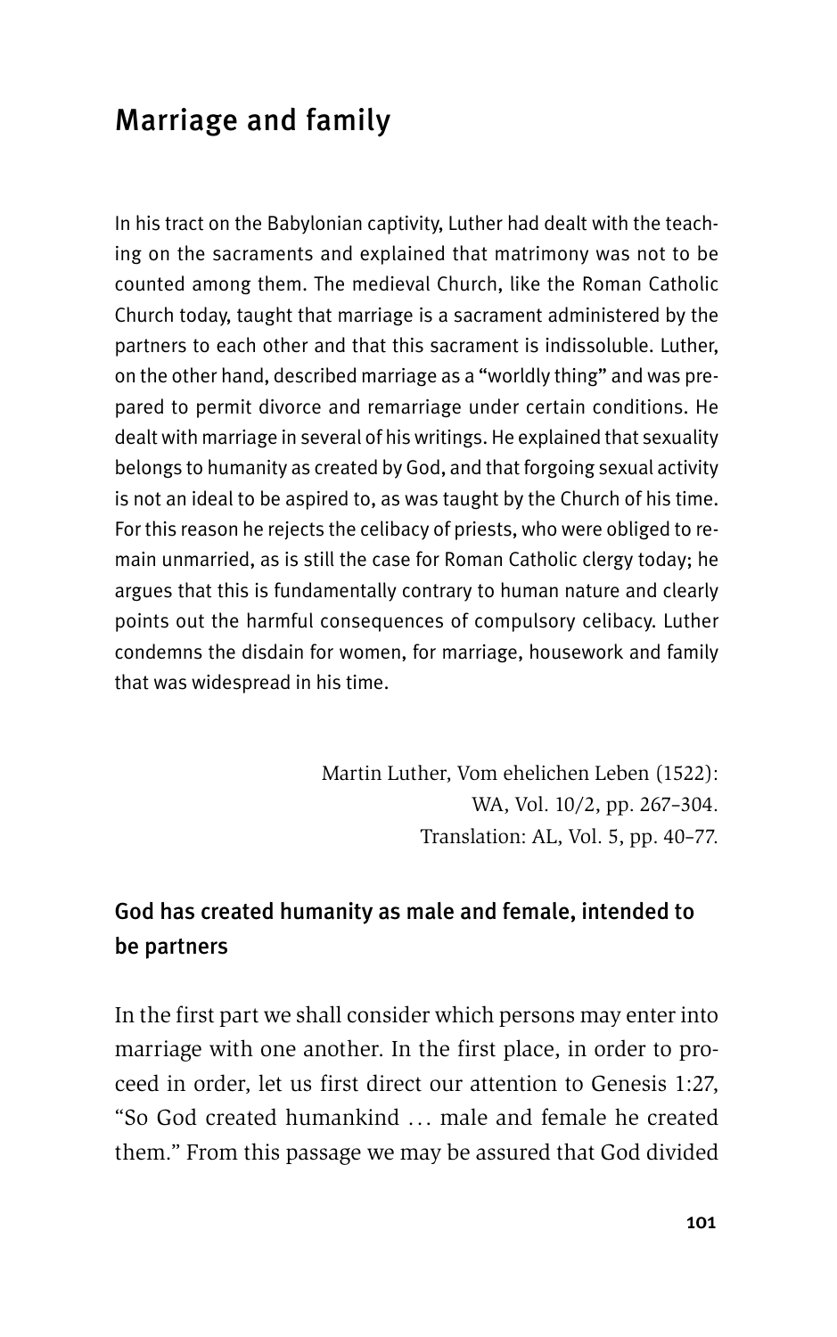## Marriage and family

In his tract on the Babylonian captivity, Luther had dealt with the teaching on the sacraments and explained that matrimony was not to be counted among them. The medieval Church, like the Roman Catholic Church today, taught that marriage is a sacrament administered by the partners to each other and that this sacrament is indissoluble. Luther, on the other hand, described marriage as a "worldly thing" and was prepared to permit divorce and remarriage under certain conditions. He dealt with marriage in several of his writings. He explained that sexuality belongs to humanity as created by God, and that forgoing sexual activity is not an ideal to be aspired to, as was taught by the Church of his time. For this reason he rejects the celibacy of priests, who were obliged to remain unmarried, as is still the case for Roman Catholic clergy today; he argues that this is fundamentally contrary to human nature and clearly points out the harmful consequences of compulsory celibacy. Luther condemns the disdain for women, for marriage, housework and family that was widespread in his time.

<div align="right">

Martin Luther, Vom ehelichen Leben (1522):
WA, Vol. 10/2, pp. 267–304.
Translation: AL, Vol. 5, pp. 40–77.

</div>

### God has created humanity as male and female, intended to be partners

In the first part we shall consider which persons may enter into marriage with one another. In the first place, in order to proceed in order, let us first direct our attention to Genesis 1:27, "So God created humankind … male and female he created them." From this passage we may be assured that God divided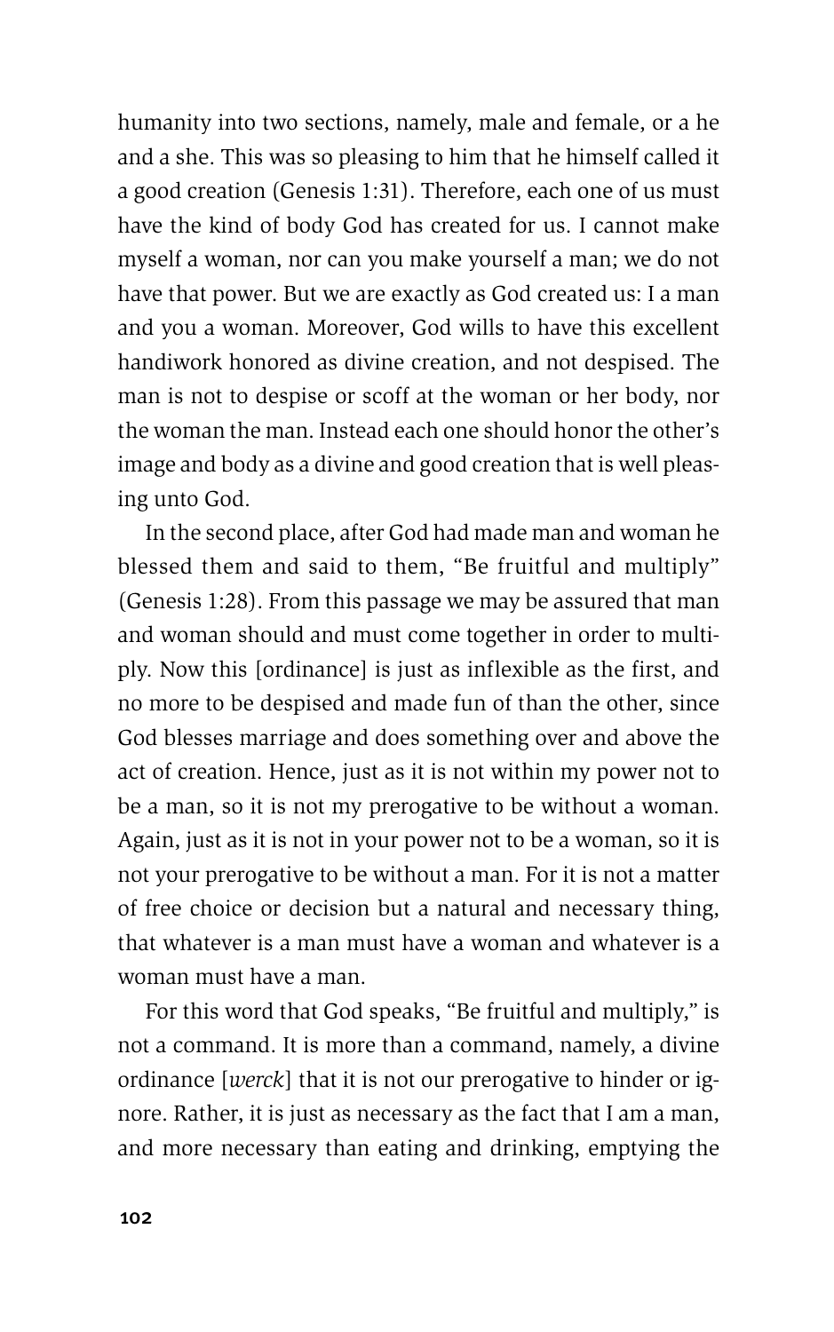humanity into two sections, namely, male and female, or a he and a she. This was so pleasing to him that he himself called it a good creation (Genesis 1:31). Therefore, each one of us must have the kind of body God has created for us. I cannot make myself a woman, nor can you make yourself a man; we do not have that power. But we are exactly as God created us: I a man and you a woman. Moreover, God wills to have this excellent handiwork honored as divine creation, and not despised. The man is not to despise or scoff at the woman or her body, nor the woman the man. Instead each one should honor the other's image and body as a divine and good creation that is well pleasing unto God.

In the second place, after God had made man and woman he blessed them and said to them, "Be fruitful and multiply" (Genesis 1:28). From this passage we may be assured that man and woman should and must come together in order to multiply. Now this [ordinance] is just as inflexible as the first, and no more to be despised and made fun of than the other, since God blesses marriage and does something over and above the act of creation. Hence, just as it is not within my power not to be a man, so it is not my prerogative to be without a woman. Again, just as it is not in your power not to be a woman, so it is not your prerogative to be without a man. For it is not a matter of free choice or decision but a natural and necessary thing, that whatever is a man must have a woman and whatever is a woman must have a man.

For this word that God speaks, "Be fruitful and multiply," is not a command. It is more than a command, namely, a divine ordinance [*werck*] that it is not our prerogative to hinder or ignore. Rather, it is just as necessary as the fact that I am a man, and more necessary than eating and drinking, emptying the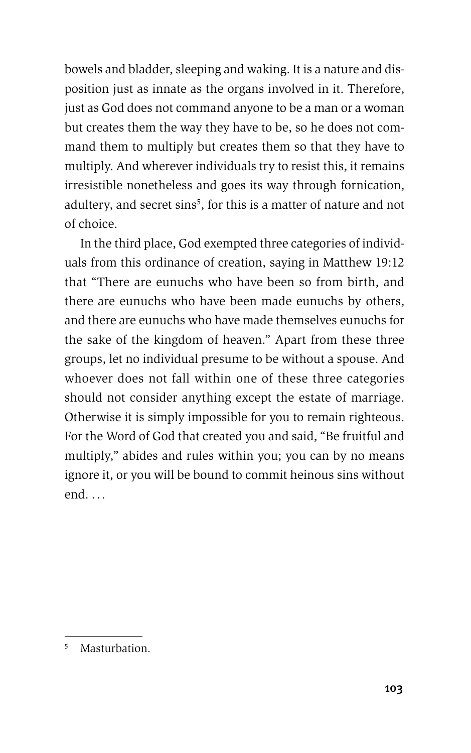bowels and bladder, sleeping and waking. It is a nature and disposition just as innate as the organs involved in it. Therefore, just as God does not command anyone to be a man or a woman but creates them the way they have to be, so he does not command them to multiply but creates them so that they have to multiply. And wherever individuals try to resist this, it remains irresistible nonetheless and goes its way through fornication, adultery, and secret sins[5], for this is a matter of nature and not of choice.

In the third place, God exempted three categories of individuals from this ordinance of creation, saying in Matthew 19:12 that "There are eunuchs who have been so from birth, and there are eunuchs who have been made eunuchs by others, and there are eunuchs who have made themselves eunuchs for the sake of the kingdom of heaven." Apart from these three groups, let no individual presume to be without a spouse. And whoever does not fall within one of these three categories should not consider anything except the estate of marriage. Otherwise it is simply impossible for you to remain righteous. For the Word of God that created you and said, "Be fruitful and multiply," abides and rules within you; you can by no means ignore it, or you will be bound to commit heinous sins without end. . . .

---

[5] Masturbation.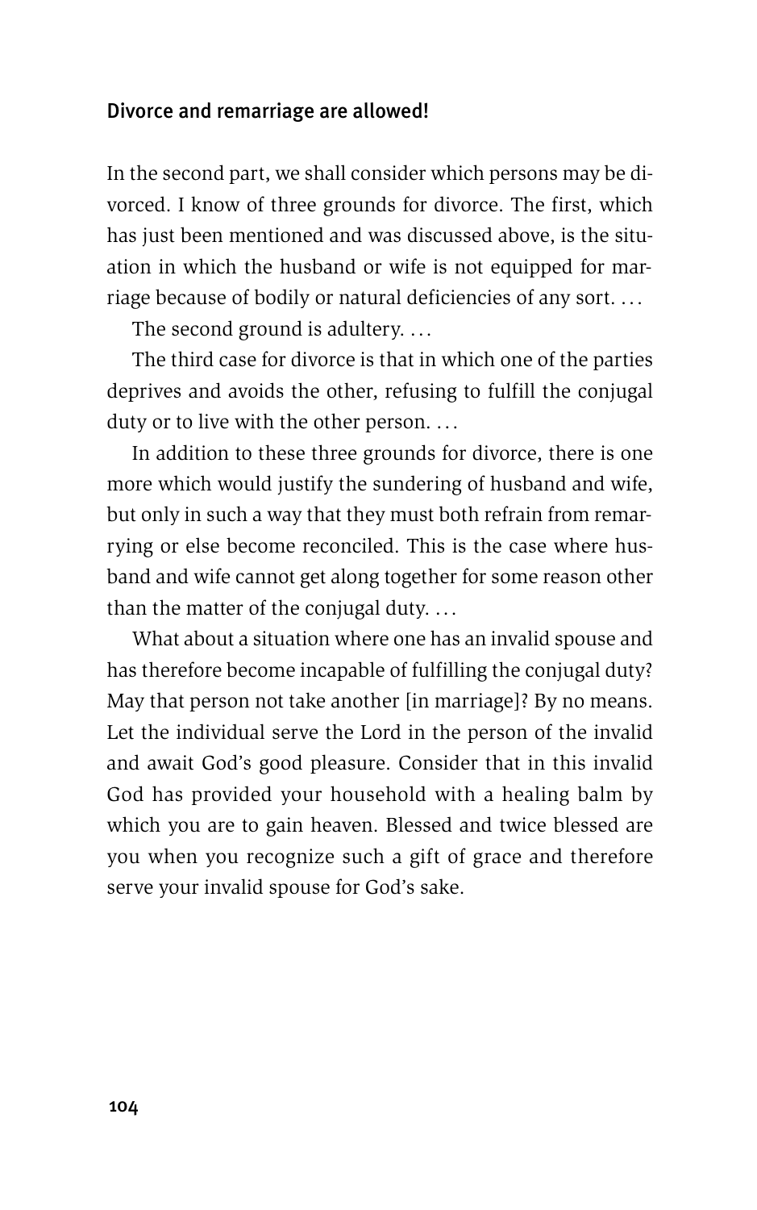### Divorce and remarriage are allowed!

In the second part, we shall consider which persons may be divorced. I know of three grounds for divorce. The first, which has just been mentioned and was discussed above, is the situation in which the husband or wife is not equipped for marriage because of bodily or natural deficiencies of any sort. …

The second ground is adultery. …

The third case for divorce is that in which one of the parties deprives and avoids the other, refusing to fulfill the conjugal duty or to live with the other person. …

In addition to these three grounds for divorce, there is one more which would justify the sundering of husband and wife, but only in such a way that they must both refrain from remarrying or else become reconciled. This is the case where husband and wife cannot get along together for some reason other than the matter of the conjugal duty. …

What about a situation where one has an invalid spouse and has therefore become incapable of fulfilling the conjugal duty? May that person not take another [in marriage]? By no means. Let the individual serve the Lord in the person of the invalid and await God's good pleasure. Consider that in this invalid God has provided your household with a healing balm by which you are to gain heaven. Blessed and twice blessed are you when you recognize such a gift of grace and therefore serve your invalid spouse for God's sake.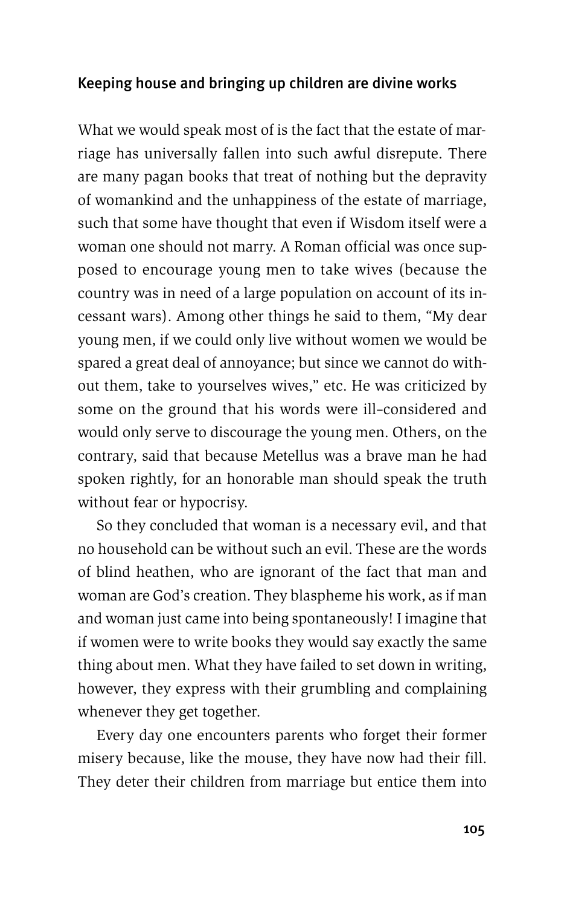## Keeping house and bringing up children are divine works

What we would speak most of is the fact that the estate of marriage has universally fallen into such awful disrepute. There are many pagan books that treat of nothing but the depravity of womankind and the unhappiness of the estate of marriage, such that some have thought that even if Wisdom itself were a woman one should not marry. A Roman official was once supposed to encourage young men to take wives (because the country was in need of a large population on account of its incessant wars). Among other things he said to them, "My dear young men, if we could only live without women we would be spared a great deal of annoyance; but since we cannot do without them, take to yourselves wives," etc. He was criticized by some on the ground that his words were ill-considered and would only serve to discourage the young men. Others, on the contrary, said that because Metellus was a brave man he had spoken rightly, for an honorable man should speak the truth without fear or hypocrisy.

So they concluded that woman is a necessary evil, and that no household can be without such an evil. These are the words of blind heathen, who are ignorant of the fact that man and woman are God's creation. They blaspheme his work, as if man and woman just came into being spontaneously! I imagine that if women were to write books they would say exactly the same thing about men. What they have failed to set down in writing, however, they express with their grumbling and complaining whenever they get together.

Every day one encounters parents who forget their former misery because, like the mouse, they have now had their fill. They deter their children from marriage but entice them into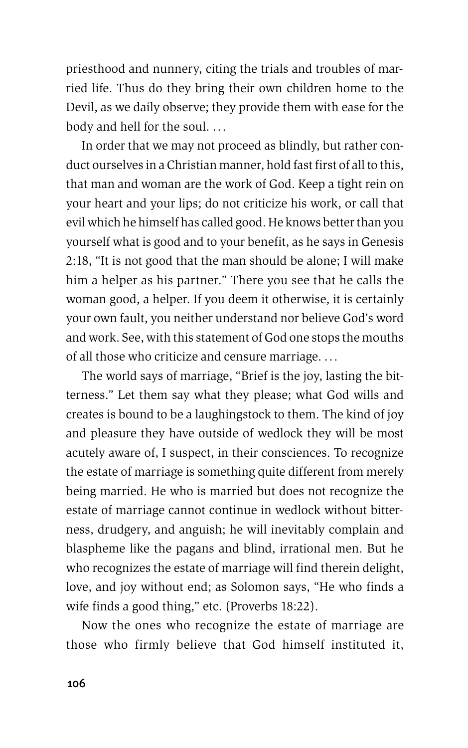priesthood and nunnery, citing the trials and troubles of married life. Thus do they bring their own children home to the Devil, as we daily observe; they provide them with ease for the body and hell for the soul. . . .

In order that we may not proceed as blindly, but rather conduct ourselves in a Christian manner, hold fast first of all to this, that man and woman are the work of God. Keep a tight rein on your heart and your lips; do not criticize his work, or call that evil which he himself has called good. He knows better than you yourself what is good and to your benefit, as he says in Genesis 2:18, "It is not good that the man should be alone; I will make him a helper as his partner." There you see that he calls the woman good, a helper. If you deem it otherwise, it is certainly your own fault, you neither understand nor believe God's word and work. See, with this statement of God one stops the mouths of all those who criticize and censure marriage. . . .

The world says of marriage, "Brief is the joy, lasting the bitterness." Let them say what they please; what God wills and creates is bound to be a laughingstock to them. The kind of joy and pleasure they have outside of wedlock they will be most acutely aware of, I suspect, in their consciences. To recognize the estate of marriage is something quite different from merely being married. He who is married but does not recognize the estate of marriage cannot continue in wedlock without bitterness, drudgery, and anguish; he will inevitably complain and blaspheme like the pagans and blind, irrational men. But he who recognizes the estate of marriage will find therein delight, love, and joy without end; as Solomon says, "He who finds a wife finds a good thing," etc. (Proverbs 18:22).

Now the ones who recognize the estate of marriage are those who firmly believe that God himself instituted it,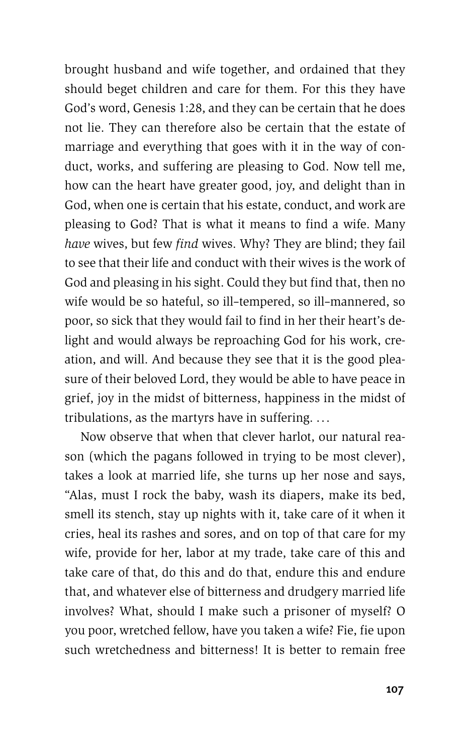brought husband and wife together, and ordained that they should beget children and care for them. For this they have God's word, Genesis 1:28, and they can be certain that he does not lie. They can therefore also be certain that the estate of marriage and everything that goes with it in the way of conduct, works, and suffering are pleasing to God. Now tell me, how can the heart have greater good, joy, and delight than in God, when one is certain that his estate, conduct, and work are pleasing to God? That is what it means to find a wife. Many *have* wives, but few *find* wives. Why? They are blind; they fail to see that their life and conduct with their wives is the work of God and pleasing in his sight. Could they but find that, then no wife would be so hateful, so ill-tempered, so ill-mannered, so poor, so sick that they would fail to find in her their heart's delight and would always be reproaching God for his work, creation, and will. And because they see that it is the good pleasure of their beloved Lord, they would be able to have peace in grief, joy in the midst of bitterness, happiness in the midst of tribulations, as the martyrs have in suffering. . . .

Now observe that when that clever harlot, our natural reason (which the pagans followed in trying to be most clever), takes a look at married life, she turns up her nose and says, "Alas, must I rock the baby, wash its diapers, make its bed, smell its stench, stay up nights with it, take care of it when it cries, heal its rashes and sores, and on top of that care for my wife, provide for her, labor at my trade, take care of this and take care of that, do this and do that, endure this and endure that, and whatever else of bitterness and drudgery married life involves? What, should I make such a prisoner of myself? O you poor, wretched fellow, have you taken a wife? Fie, fie upon such wretchedness and bitterness! It is better to remain free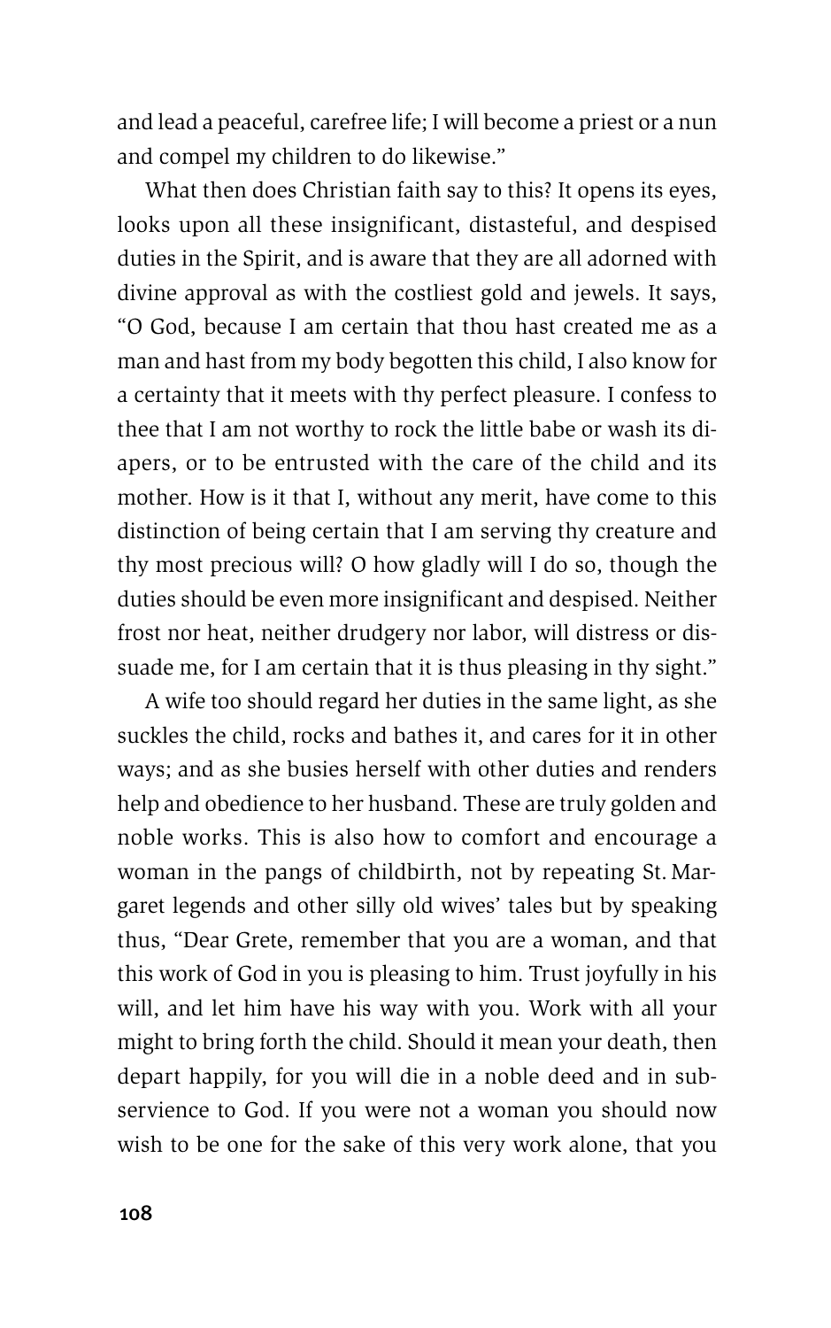and lead a peaceful, carefree life; I will become a priest or a nun and compel my children to do likewise."

What then does Christian faith say to this? It opens its eyes, looks upon all these insignificant, distasteful, and despised duties in the Spirit, and is aware that they are all adorned with divine approval as with the costliest gold and jewels. It says, "O God, because I am certain that thou hast created me as a man and hast from my body begotten this child, I also know for a certainty that it meets with thy perfect pleasure. I confess to thee that I am not worthy to rock the little babe or wash its diapers, or to be entrusted with the care of the child and its mother. How is it that I, without any merit, have come to this distinction of being certain that I am serving thy creature and thy most precious will? O how gladly will I do so, though the duties should be even more insignificant and despised. Neither frost nor heat, neither drudgery nor labor, will distress or dissuade me, for I am certain that it is thus pleasing in thy sight."

A wife too should regard her duties in the same light, as she suckles the child, rocks and bathes it, and cares for it in other ways; and as she busies herself with other duties and renders help and obedience to her husband. These are truly golden and noble works. This is also how to comfort and encourage a woman in the pangs of childbirth, not by repeating St. Margaret legends and other silly old wives' tales but by speaking thus, "Dear Grete, remember that you are a woman, and that this work of God in you is pleasing to him. Trust joyfully in his will, and let him have his way with you. Work with all your might to bring forth the child. Should it mean your death, then depart happily, for you will die in a noble deed and in subservience to God. If you were not a woman you should now wish to be one for the sake of this very work alone, that you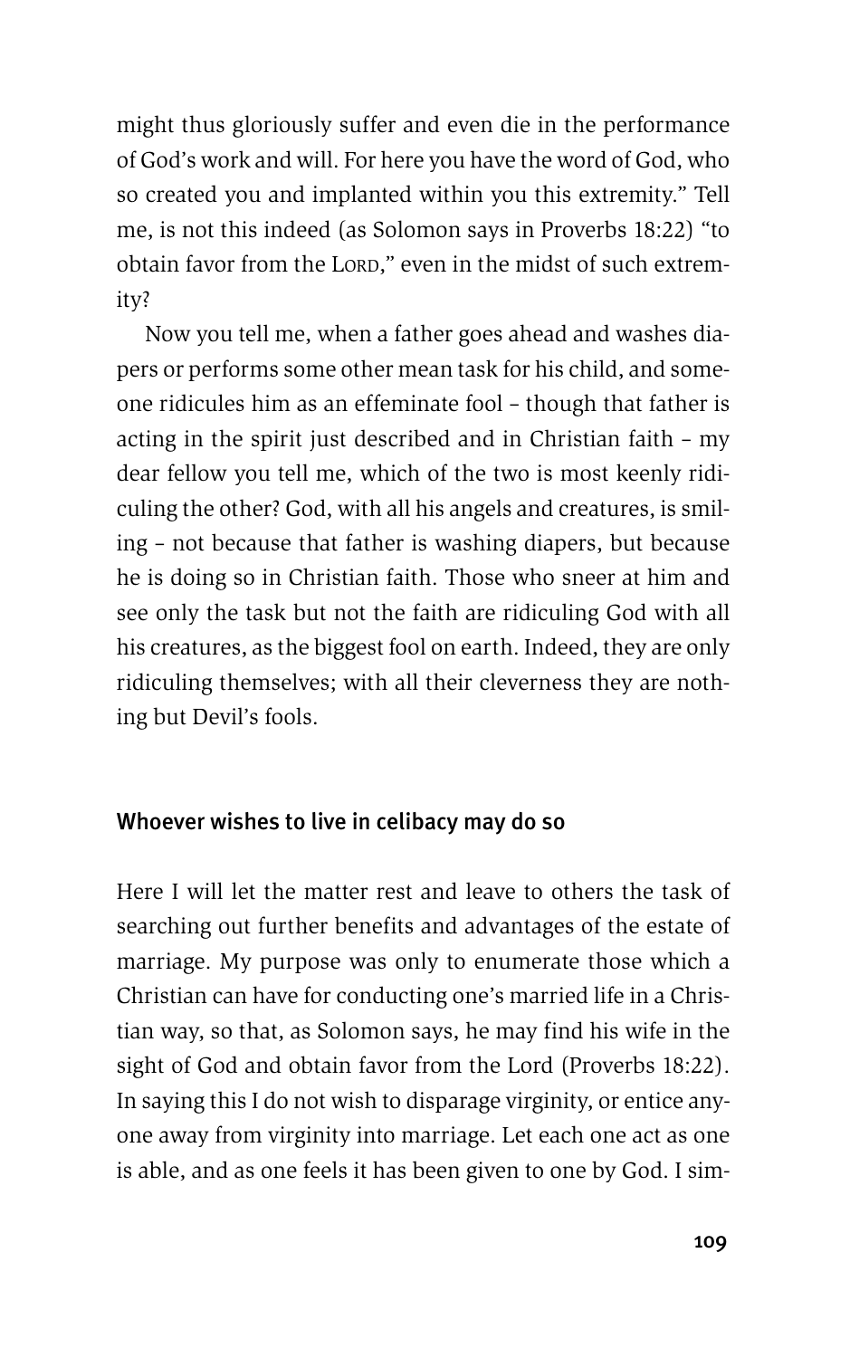might thus gloriously suffer and even die in the performance of God's work and will. For here you have the word of God, who so created you and implanted within you this extremity." Tell me, is not this indeed (as Solomon says in Proverbs 18:22) "to obtain favor from the LORD," even in the midst of such extremity?

Now you tell me, when a father goes ahead and washes diapers or performs some other mean task for his child, and someone ridicules him as an effeminate fool – though that father is acting in the spirit just described and in Christian faith – my dear fellow you tell me, which of the two is most keenly ridiculing the other? God, with all his angels and creatures, is smiling – not because that father is washing diapers, but because he is doing so in Christian faith. Those who sneer at him and see only the task but not the faith are ridiculing God with all his creatures, as the biggest fool on earth. Indeed, they are only ridiculing themselves; with all their cleverness they are nothing but Devil's fools.

### Whoever wishes to live in celibacy may do so

Here I will let the matter rest and leave to others the task of searching out further benefits and advantages of the estate of marriage. My purpose was only to enumerate those which a Christian can have for conducting one's married life in a Christian way, so that, as Solomon says, he may find his wife in the sight of God and obtain favor from the Lord (Proverbs 18:22). In saying this I do not wish to disparage virginity, or entice anyone away from virginity into marriage. Let each one act as one is able, and as one feels it has been given to one by God. I sim-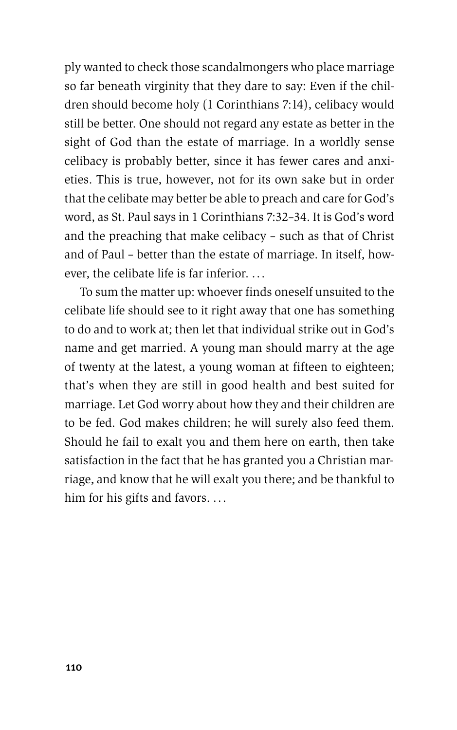ply wanted to check those scandalmongers who place marriage so far beneath virginity that they dare to say: Even if the children should become holy (1 Corinthians 7:14), celibacy would still be better. One should not regard any estate as better in the sight of God than the estate of marriage. In a worldly sense celibacy is probably better, since it has fewer cares and anxieties. This is true, however, not for its own sake but in order that the celibate may better be able to preach and care for God's word, as St. Paul says in 1 Corinthians 7:32–34. It is God's word and the preaching that make celibacy – such as that of Christ and of Paul – better than the estate of marriage. In itself, however, the celibate life is far inferior. …

To sum the matter up: whoever finds oneself unsuited to the celibate life should see to it right away that one has something to do and to work at; then let that individual strike out in God's name and get married. A young man should marry at the age of twenty at the latest, a young woman at fifteen to eighteen; that's when they are still in good health and best suited for marriage. Let God worry about how they and their children are to be fed. God makes children; he will surely also feed them. Should he fail to exalt you and them here on earth, then take satisfaction in the fact that he has granted you a Christian marriage, and know that he will exalt you there; and be thankful to him for his gifts and favors. …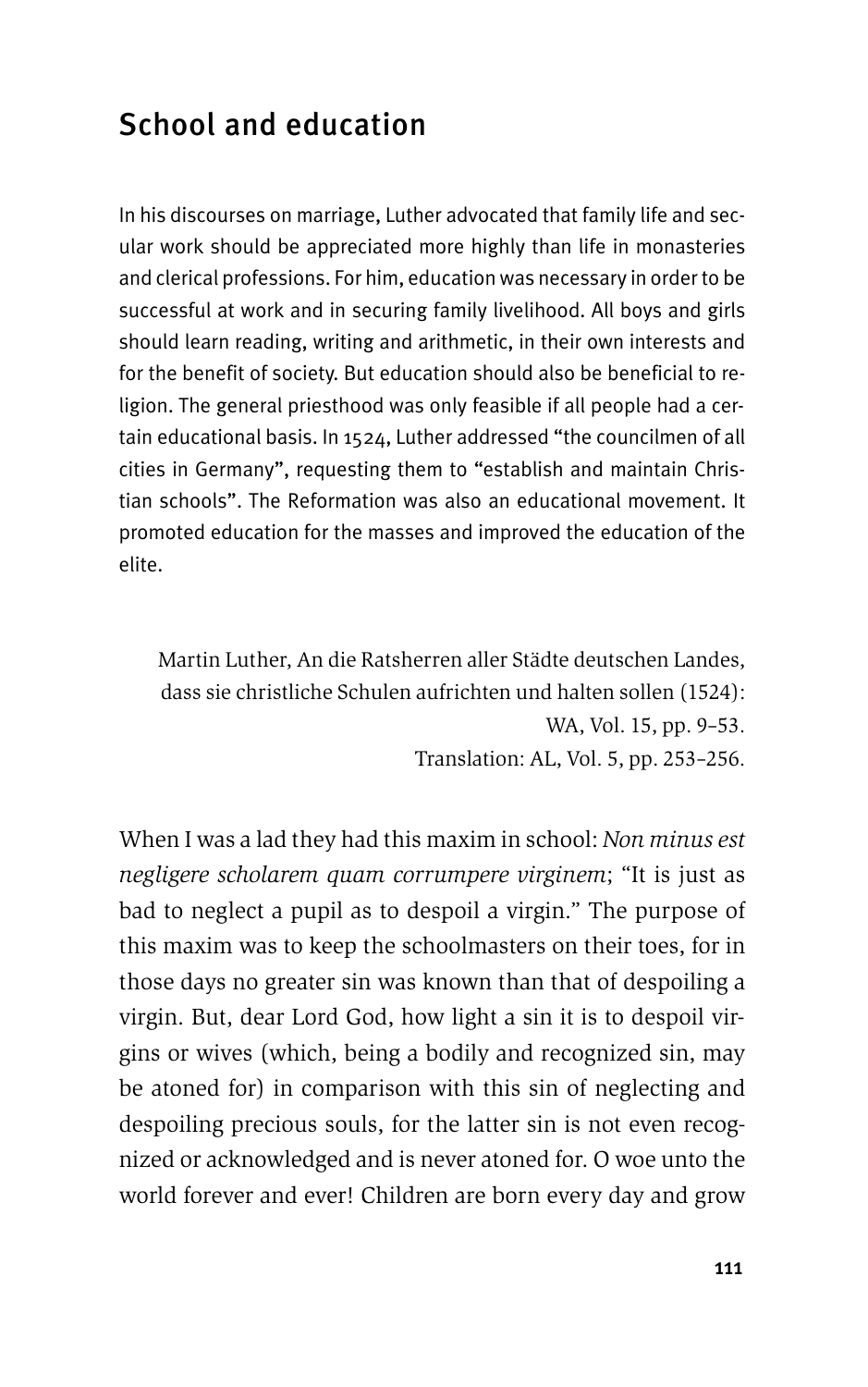## School and education

In his discourses on marriage, Luther advocated that family life and secular work should be appreciated more highly than life in monasteries and clerical professions. For him, education was necessary in order to be successful at work and in securing family livelihood. All boys and girls should learn reading, writing and arithmetic, in their own interests and for the benefit of society. But education should also be beneficial to religion. The general priesthood was only feasible if all people had a certain educational basis. In 1524, Luther addressed "the councilmen of all cities in Germany", requesting them to "establish and maintain Christian schools". The Reformation was also an educational movement. It promoted education for the masses and improved the education of the elite.

Martin Luther, An die Ratsherren aller Städte deutschen Landes, dass sie christliche Schulen aufrichten und halten sollen (1524): WA, Vol. 15, pp. 9–53.
Translation: AL, Vol. 5, pp. 253–256.

When I was a lad they had this maxim in school: *Non minus est negligere scholarem quam corrumpere virginem*; "It is just as bad to neglect a pupil as to despoil a virgin." The purpose of this maxim was to keep the schoolmasters on their toes, for in those days no greater sin was known than that of despoiling a virgin. But, dear Lord God, how light a sin it is to despoil virgins or wives (which, being a bodily and recognized sin, may be atoned for) in comparison with this sin of neglecting and despoiling precious souls, for the latter sin is not even recognized or acknowledged and is never atoned for. O woe unto the world forever and ever! Children are born every day and grow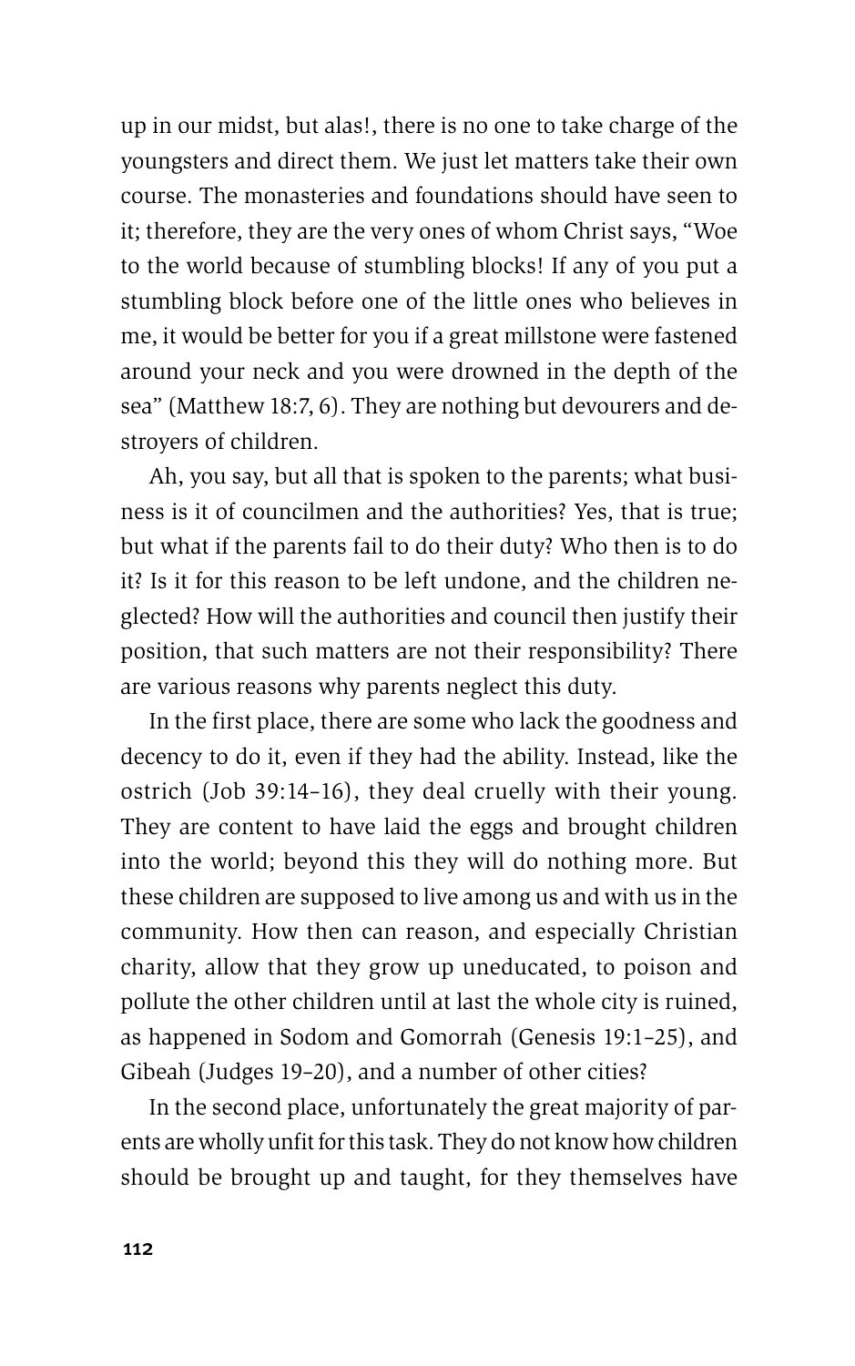up in our midst, but alas!, there is no one to take charge of the youngsters and direct them. We just let matters take their own course. The monasteries and foundations should have seen to it; therefore, they are the very ones of whom Christ says, "Woe to the world because of stumbling blocks! If any of you put a stumbling block before one of the little ones who believes in me, it would be better for you if a great millstone were fastened around your neck and you were drowned in the depth of the sea" (Matthew 18:7, 6). They are nothing but devourers and destroyers of children.

Ah, you say, but all that is spoken to the parents; what business is it of councilmen and the authorities? Yes, that is true; but what if the parents fail to do their duty? Who then is to do it? Is it for this reason to be left undone, and the children neglected? How will the authorities and council then justify their position, that such matters are not their responsibility? There are various reasons why parents neglect this duty.

In the first place, there are some who lack the goodness and decency to do it, even if they had the ability. Instead, like the ostrich (Job 39:14–16), they deal cruelly with their young. They are content to have laid the eggs and brought children into the world; beyond this they will do nothing more. But these children are supposed to live among us and with us in the community. How then can reason, and especially Christian charity, allow that they grow up uneducated, to poison and pollute the other children until at last the whole city is ruined, as happened in Sodom and Gomorrah (Genesis 19:1–25), and Gibeah (Judges 19–20), and a number of other cities?

In the second place, unfortunately the great majority of parents are wholly unfit for this task. They do not know how children should be brought up and taught, for they themselves have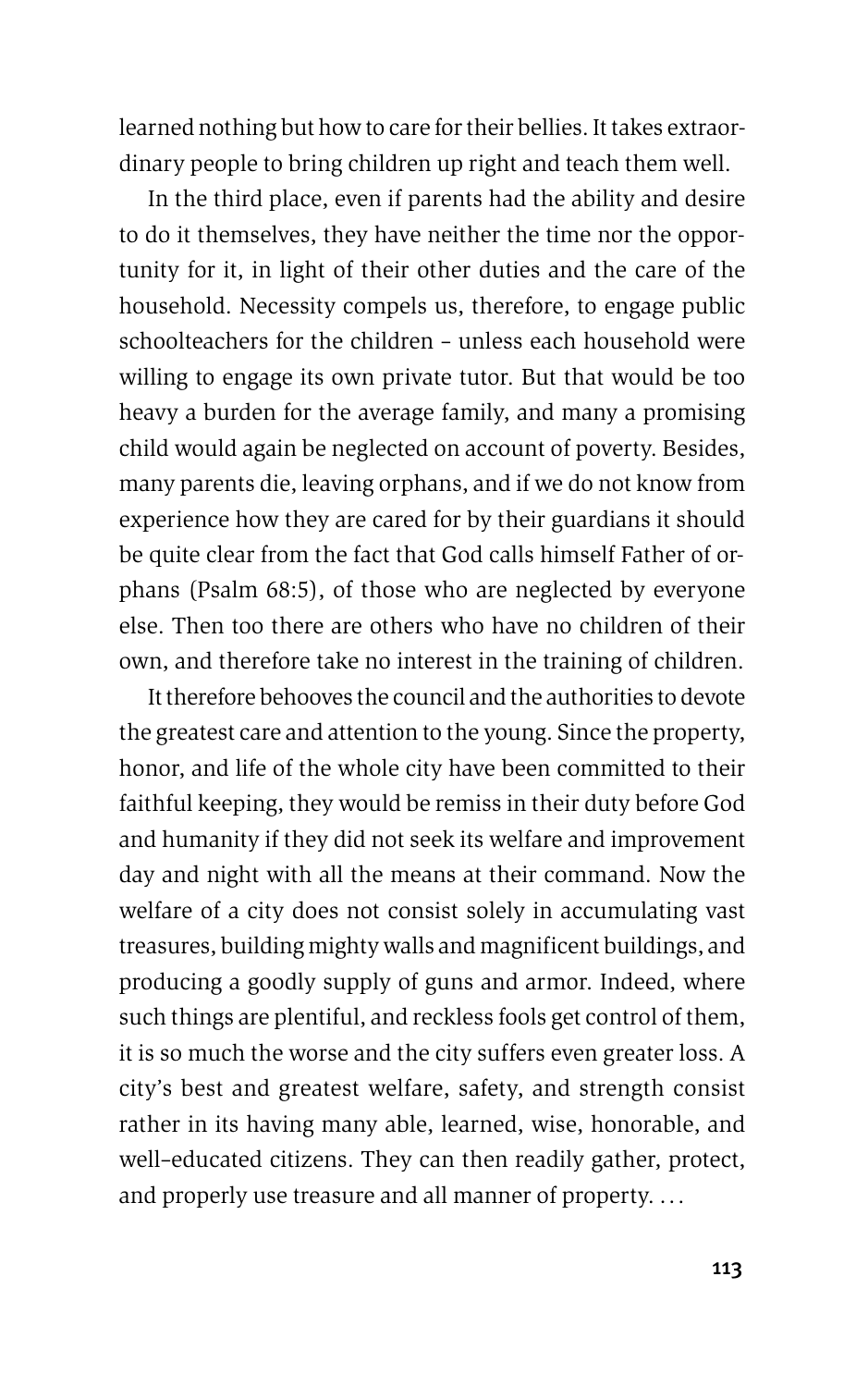learned nothing but how to care for their bellies. It takes extraordinary people to bring children up right and teach them well.

In the third place, even if parents had the ability and desire to do it themselves, they have neither the time nor the opportunity for it, in light of their other duties and the care of the household. Necessity compels us, therefore, to engage public schoolteachers for the children – unless each household were willing to engage its own private tutor. But that would be too heavy a burden for the average family, and many a promising child would again be neglected on account of poverty. Besides, many parents die, leaving orphans, and if we do not know from experience how they are cared for by their guardians it should be quite clear from the fact that God calls himself Father of orphans (Psalm 68:5), of those who are neglected by everyone else. Then too there are others who have no children of their own, and therefore take no interest in the training of children.

It therefore behooves the council and the authorities to devote the greatest care and attention to the young. Since the property, honor, and life of the whole city have been committed to their faithful keeping, they would be remiss in their duty before God and humanity if they did not seek its welfare and improvement day and night with all the means at their command. Now the welfare of a city does not consist solely in accumulating vast treasures, building mighty walls and magnificent buildings, and producing a goodly supply of guns and armor. Indeed, where such things are plentiful, and reckless fools get control of them, it is so much the worse and the city suffers even greater loss. A city's best and greatest welfare, safety, and strength consist rather in its having many able, learned, wise, honorable, and well-educated citizens. They can then readily gather, protect, and properly use treasure and all manner of property. . . .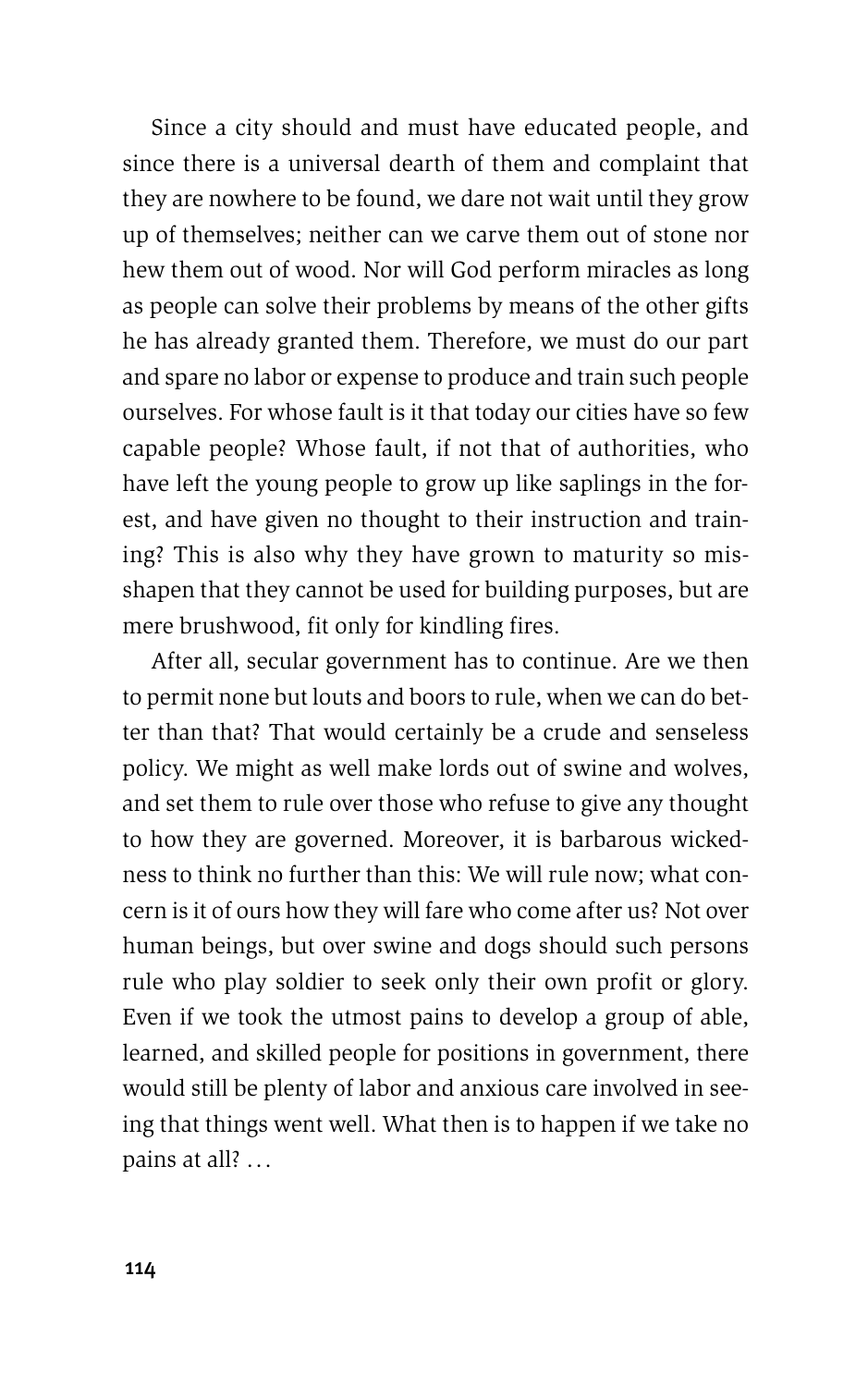Since a city should and must have educated people, and since there is a universal dearth of them and complaint that they are nowhere to be found, we dare not wait until they grow up of themselves; neither can we carve them out of stone nor hew them out of wood. Nor will God perform miracles as long as people can solve their problems by means of the other gifts he has already granted them. Therefore, we must do our part and spare no labor or expense to produce and train such people ourselves. For whose fault is it that today our cities have so few capable people? Whose fault, if not that of authorities, who have left the young people to grow up like saplings in the forest, and have given no thought to their instruction and training? This is also why they have grown to maturity so misshapen that they cannot be used for building purposes, but are mere brushwood, fit only for kindling fires.

After all, secular government has to continue. Are we then to permit none but louts and boors to rule, when we can do better than that? That would certainly be a crude and senseless policy. We might as well make lords out of swine and wolves, and set them to rule over those who refuse to give any thought to how they are governed. Moreover, it is barbarous wickedness to think no further than this: We will rule now; what concern is it of ours how they will fare who come after us? Not over human beings, but over swine and dogs should such persons rule who play soldier to seek only their own profit or glory. Even if we took the utmost pains to develop a group of able, learned, and skilled people for positions in government, there would still be plenty of labor and anxious care involved in seeing that things went well. What then is to happen if we take no pains at all? . . .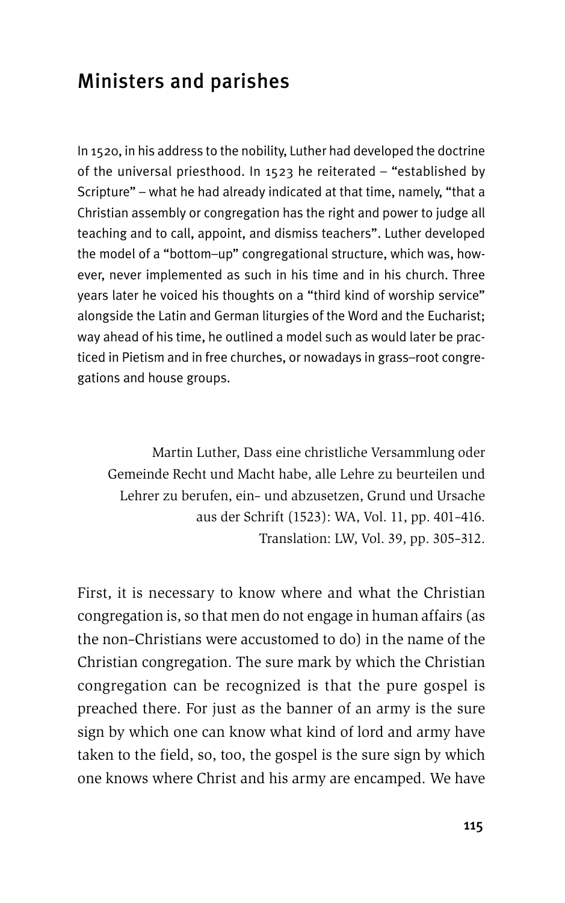## Ministers and parishes

In 1520, in his address to the nobility, Luther had developed the doctrine of the universal priesthood. In 1523 he reiterated – "established by Scripture" – what he had already indicated at that time, namely, "that a Christian assembly or congregation has the right and power to judge all teaching and to call, appoint, and dismiss teachers". Luther developed the model of a "bottom–up" congregational structure, which was, however, never implemented as such in his time and in his church. Three years later he voiced his thoughts on a "third kind of worship service" alongside the Latin and German liturgies of the Word and the Eucharist; way ahead of his time, he outlined a model such as would later be practiced in Pietism and in free churches, or nowadays in grass–root congregations and house groups.

Martin Luther, Dass eine christliche Versammlung oder Gemeinde Recht und Macht habe, alle Lehre zu beurteilen und Lehrer zu berufen, ein- und abzusetzen, Grund und Ursache aus der Schrift (1523): WA, Vol. 11, pp. 401–416.
Translation: LW, Vol. 39, pp. 305–312.

First, it is necessary to know where and what the Christian congregation is, so that men do not engage in human affairs (as the non-Christians were accustomed to do) in the name of the Christian congregation. The sure mark by which the Christian congregation can be recognized is that the pure gospel is preached there. For just as the banner of an army is the sure sign by which one can know what kind of lord and army have taken to the field, so, too, the gospel is the sure sign by which one knows where Christ and his army are encamped. We have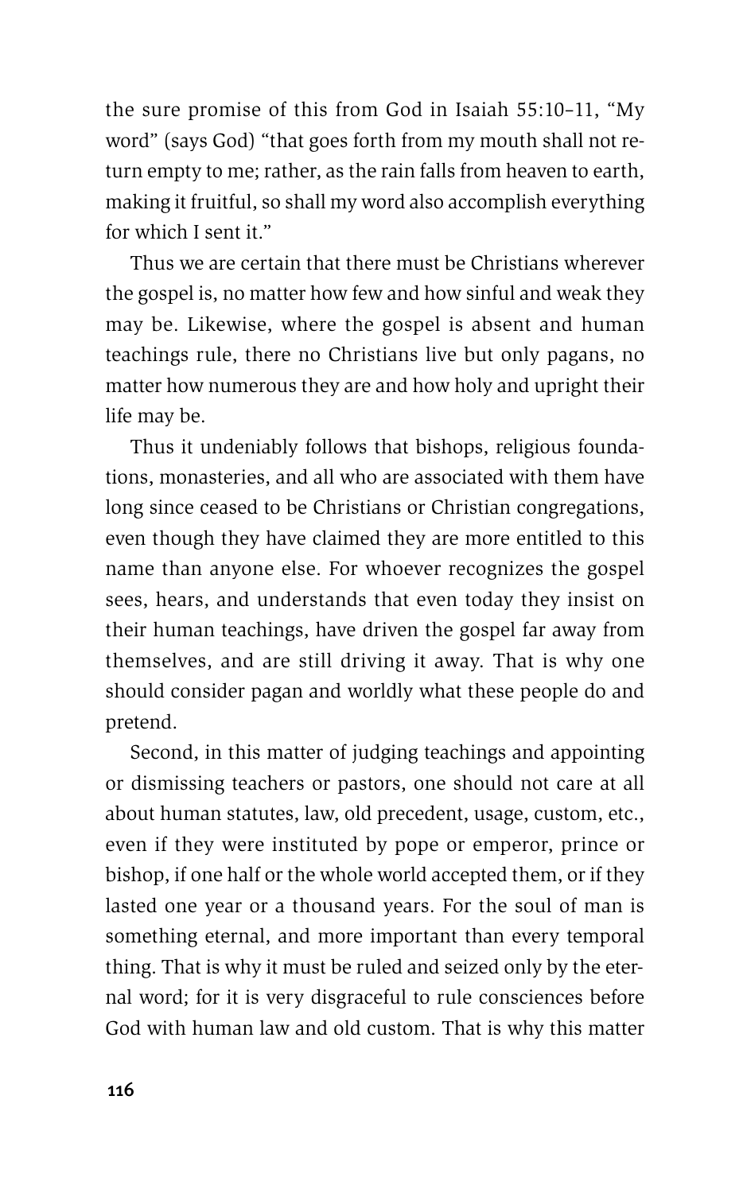the sure promise of this from God in Isaiah 55:10–11, "My word" (says God) "that goes forth from my mouth shall not return empty to me; rather, as the rain falls from heaven to earth, making it fruitful, so shall my word also accomplish everything for which I sent it."

Thus we are certain that there must be Christians wherever the gospel is, no matter how few and how sinful and weak they may be. Likewise, where the gospel is absent and human teachings rule, there no Christians live but only pagans, no matter how numerous they are and how holy and upright their life may be.

Thus it undeniably follows that bishops, religious foundations, monasteries, and all who are associated with them have long since ceased to be Christians or Christian congregations, even though they have claimed they are more entitled to this name than anyone else. For whoever recognizes the gospel sees, hears, and understands that even today they insist on their human teachings, have driven the gospel far away from themselves, and are still driving it away. That is why one should consider pagan and worldly what these people do and pretend.

Second, in this matter of judging teachings and appointing or dismissing teachers or pastors, one should not care at all about human statutes, law, old precedent, usage, custom, etc., even if they were instituted by pope or emperor, prince or bishop, if one half or the whole world accepted them, or if they lasted one year or a thousand years. For the soul of man is something eternal, and more important than every temporal thing. That is why it must be ruled and seized only by the eternal word; for it is very disgraceful to rule consciences before God with human law and old custom. That is why this matter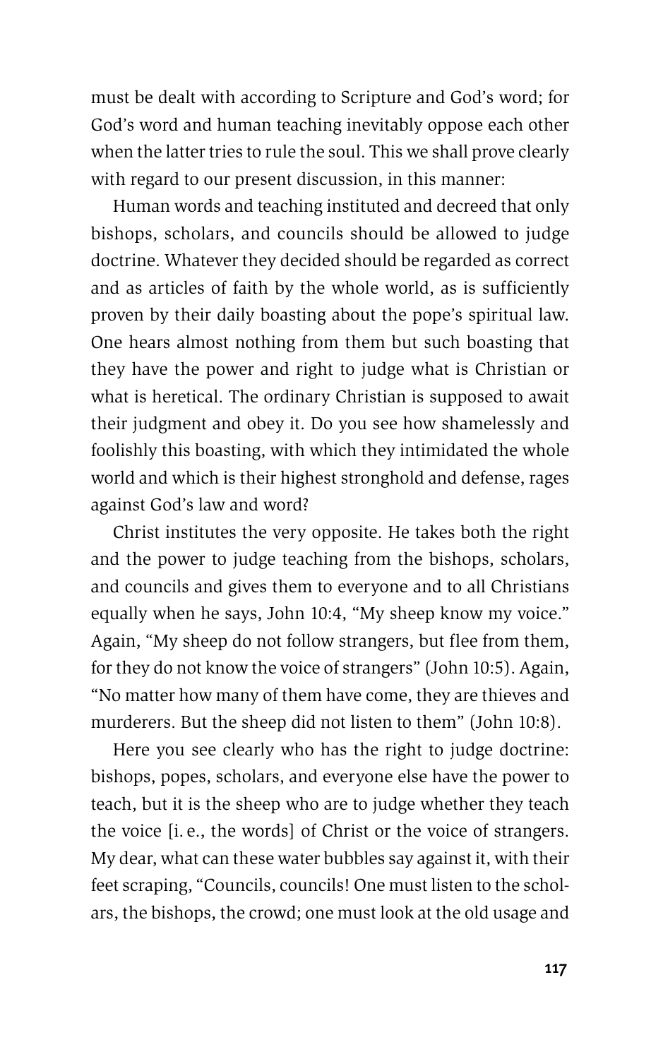must be dealt with according to Scripture and God's word; for God's word and human teaching inevitably oppose each other when the latter tries to rule the soul. This we shall prove clearly with regard to our present discussion, in this manner:

Human words and teaching instituted and decreed that only bishops, scholars, and councils should be allowed to judge doctrine. Whatever they decided should be regarded as correct and as articles of faith by the whole world, as is sufficiently proven by their daily boasting about the pope's spiritual law. One hears almost nothing from them but such boasting that they have the power and right to judge what is Christian or what is heretical. The ordinary Christian is supposed to await their judgment and obey it. Do you see how shamelessly and foolishly this boasting, with which they intimidated the whole world and which is their highest stronghold and defense, rages against God's law and word?

Christ institutes the very opposite. He takes both the right and the power to judge teaching from the bishops, scholars, and councils and gives them to everyone and to all Christians equally when he says, John 10:4, "My sheep know my voice." Again, "My sheep do not follow strangers, but flee from them, for they do not know the voice of strangers" (John 10:5). Again, "No matter how many of them have come, they are thieves and murderers. But the sheep did not listen to them" (John 10:8).

Here you see clearly who has the right to judge doctrine: bishops, popes, scholars, and everyone else have the power to teach, but it is the sheep who are to judge whether they teach the voice [i. e., the words] of Christ or the voice of strangers. My dear, what can these water bubbles say against it, with their feet scraping, "Councils, councils! One must listen to the scholars, the bishops, the crowd; one must look at the old usage and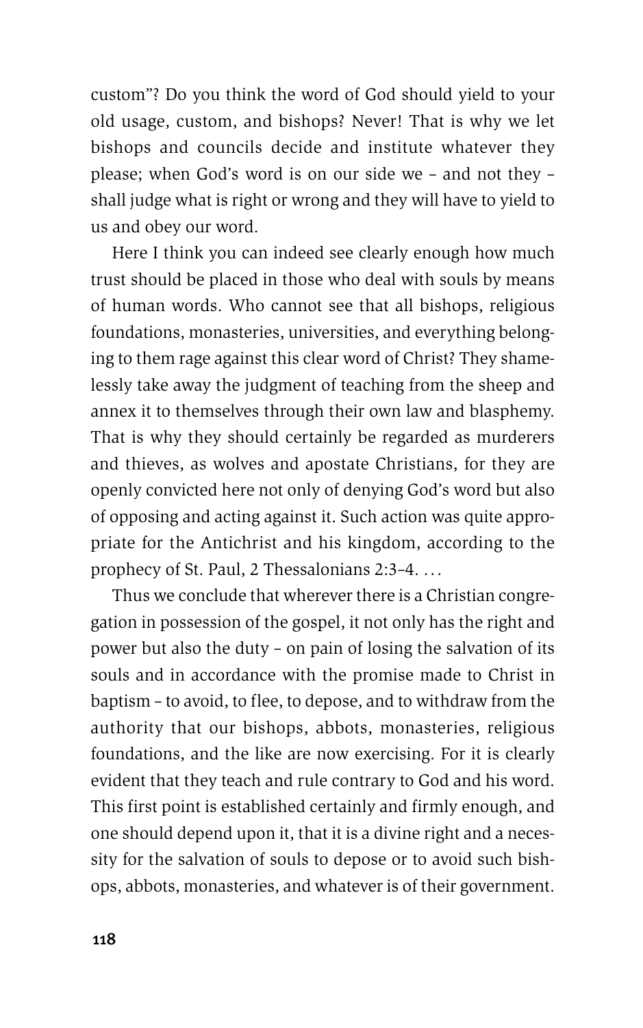custom"? Do you think the word of God should yield to your old usage, custom, and bishops? Never! That is why we let bishops and councils decide and institute whatever they please; when God's word is on our side we – and not they – shall judge what is right or wrong and they will have to yield to us and obey our word.

Here I think you can indeed see clearly enough how much trust should be placed in those who deal with souls by means of human words. Who cannot see that all bishops, religious foundations, monasteries, universities, and everything belonging to them rage against this clear word of Christ? They shamelessly take away the judgment of teaching from the sheep and annex it to themselves through their own law and blasphemy. That is why they should certainly be regarded as murderers and thieves, as wolves and apostate Christians, for they are openly convicted here not only of denying God's word but also of opposing and acting against it. Such action was quite appropriate for the Antichrist and his kingdom, according to the prophecy of St. Paul, 2 Thessalonians 2:3–4. . . .

Thus we conclude that wherever there is a Christian congregation in possession of the gospel, it not only has the right and power but also the duty – on pain of losing the salvation of its souls and in accordance with the promise made to Christ in baptism – to avoid, to flee, to depose, and to withdraw from the authority that our bishops, abbots, monasteries, religious foundations, and the like are now exercising. For it is clearly evident that they teach and rule contrary to God and his word. This first point is established certainly and firmly enough, and one should depend upon it, that it is a divine right and a necessity for the salvation of souls to depose or to avoid such bishops, abbots, monasteries, and whatever is of their government.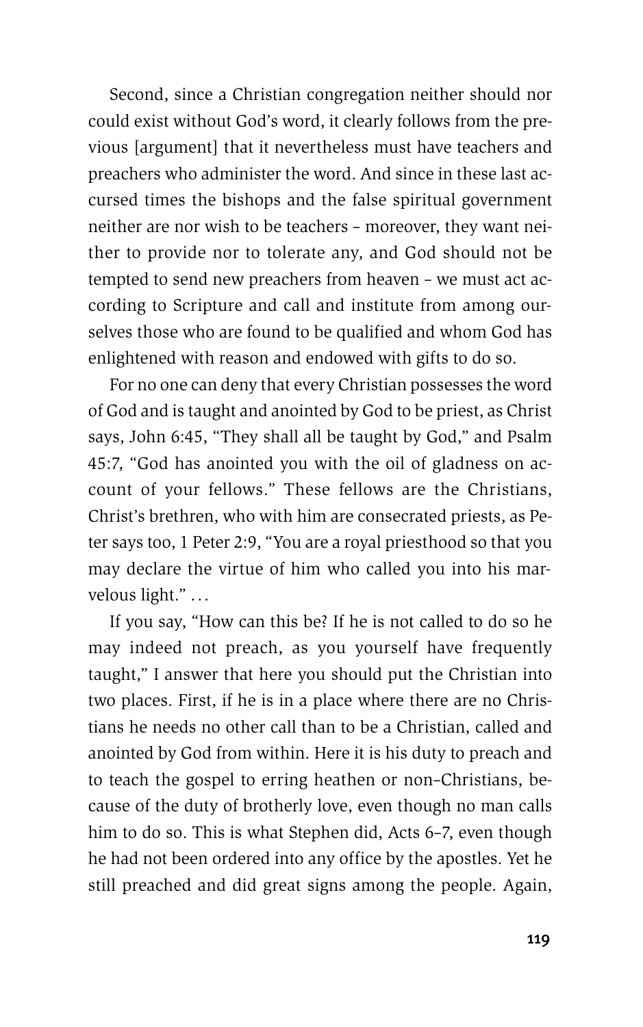Second, since a Christian congregation neither should nor could exist without God's word, it clearly follows from the previous [argument] that it nevertheless must have teachers and preachers who administer the word. And since in these last accursed times the bishops and the false spiritual government neither are nor wish to be teachers – moreover, they want neither to provide nor to tolerate any, and God should not be tempted to send new preachers from heaven – we must act according to Scripture and call and institute from among ourselves those who are found to be qualified and whom God has enlightened with reason and endowed with gifts to do so.

For no one can deny that every Christian possesses the word of God and is taught and anointed by God to be priest, as Christ says, John 6:45, "They shall all be taught by God," and Psalm 45:7, "God has anointed you with the oil of gladness on account of your fellows." These fellows are the Christians, Christ's brethren, who with him are consecrated priests, as Peter says too, 1 Peter 2:9, "You are a royal priesthood so that you may declare the virtue of him who called you into his marvelous light." ...

If you say, "How can this be? If he is not called to do so he may indeed not preach, as you yourself have frequently taught," I answer that here you should put the Christian into two places. First, if he is in a place where there are no Christians he needs no other call than to be a Christian, called and anointed by God from within. Here it is his duty to preach and to teach the gospel to erring heathen or non-Christians, because of the duty of brotherly love, even though no man calls him to do so. This is what Stephen did, Acts 6–7, even though he had not been ordered into any office by the apostles. Yet he still preached and did great signs among the people. Again,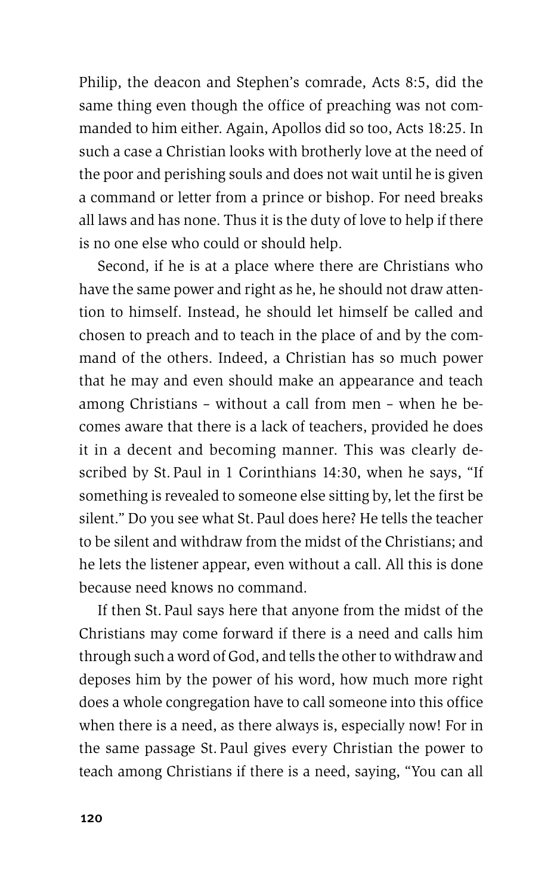Philip, the deacon and Stephen's comrade, Acts 8:5, did the same thing even though the office of preaching was not commanded to him either. Again, Apollos did so too, Acts 18:25. In such a case a Christian looks with brotherly love at the need of the poor and perishing souls and does not wait until he is given a command or letter from a prince or bishop. For need breaks all laws and has none. Thus it is the duty of love to help if there is no one else who could or should help.

Second, if he is at a place where there are Christians who have the same power and right as he, he should not draw attention to himself. Instead, he should let himself be called and chosen to preach and to teach in the place of and by the command of the others. Indeed, a Christian has so much power that he may and even should make an appearance and teach among Christians – without a call from men – when he becomes aware that there is a lack of teachers, provided he does it in a decent and becoming manner. This was clearly described by St. Paul in 1 Corinthians 14:30, when he says, "If something is revealed to someone else sitting by, let the first be silent." Do you see what St. Paul does here? He tells the teacher to be silent and withdraw from the midst of the Christians; and he lets the listener appear, even without a call. All this is done because need knows no command.

If then St. Paul says here that anyone from the midst of the Christians may come forward if there is a need and calls him through such a word of God, and tells the other to withdraw and deposes him by the power of his word, how much more right does a whole congregation have to call someone into this office when there is a need, as there always is, especially now! For in the same passage St. Paul gives every Christian the power to teach among Christians if there is a need, saying, "You can all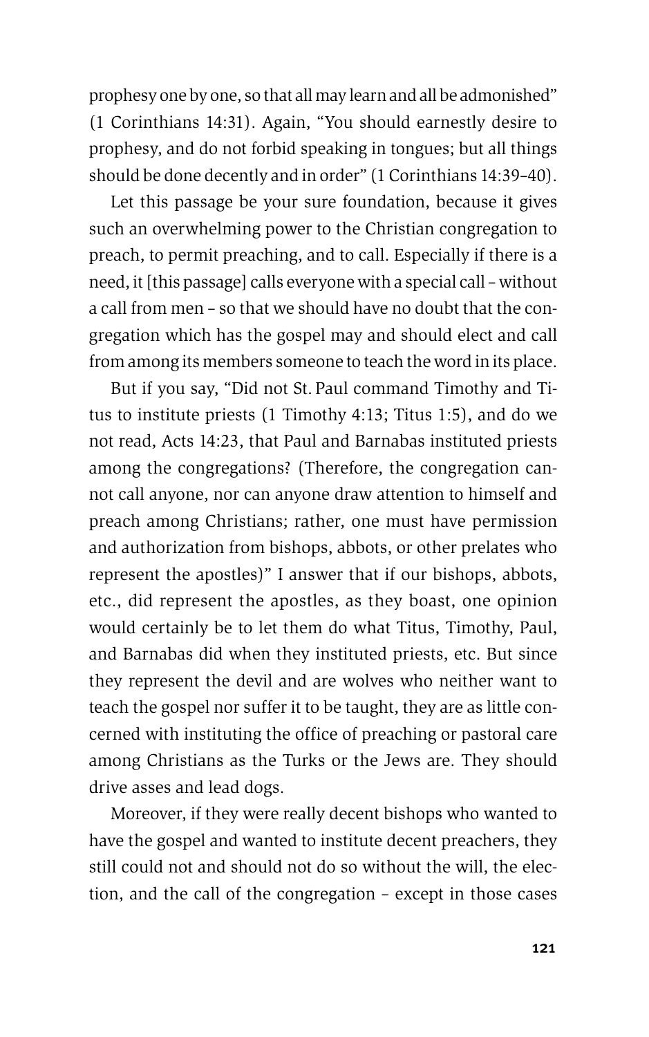prophesy one by one, so that all may learn and all be admonished" (1 Corinthians 14:31). Again, "You should earnestly desire to prophesy, and do not forbid speaking in tongues; but all things should be done decently and in order" (1 Corinthians 14:39–40).

Let this passage be your sure foundation, because it gives such an overwhelming power to the Christian congregation to preach, to permit preaching, and to call. Especially if there is a need, it [this passage] calls everyone with a special call – without a call from men – so that we should have no doubt that the congregation which has the gospel may and should elect and call from among its members someone to teach the word in its place.

But if you say, "Did not St. Paul command Timothy and Titus to institute priests (1 Timothy 4:13; Titus 1:5), and do we not read, Acts 14:23, that Paul and Barnabas instituted priests among the congregations? (Therefore, the congregation cannot call anyone, nor can anyone draw attention to himself and preach among Christians; rather, one must have permission and authorization from bishops, abbots, or other prelates who represent the apostles)" I answer that if our bishops, abbots, etc., did represent the apostles, as they boast, one opinion would certainly be to let them do what Titus, Timothy, Paul, and Barnabas did when they instituted priests, etc. But since they represent the devil and are wolves who neither want to teach the gospel nor suffer it to be taught, they are as little concerned with instituting the office of preaching or pastoral care among Christians as the Turks or the Jews are. They should drive asses and lead dogs.

Moreover, if they were really decent bishops who wanted to have the gospel and wanted to institute decent preachers, they still could not and should not do so without the will, the election, and the call of the congregation – except in those cases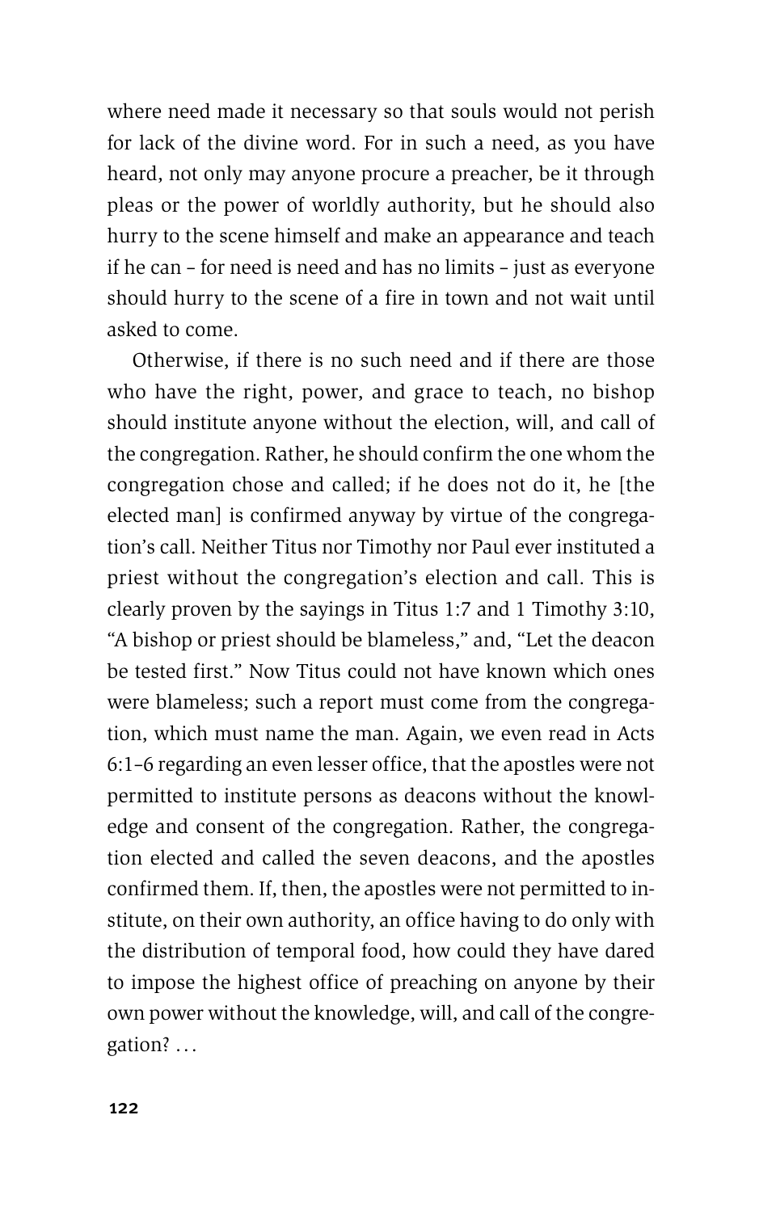where need made it necessary so that souls would not perish for lack of the divine word. For in such a need, as you have heard, not only may anyone procure a preacher, be it through pleas or the power of worldly authority, but he should also hurry to the scene himself and make an appearance and teach if he can – for need is need and has no limits – just as everyone should hurry to the scene of a fire in town and not wait until asked to come.

Otherwise, if there is no such need and if there are those who have the right, power, and grace to teach, no bishop should institute anyone without the election, will, and call of the congregation. Rather, he should confirm the one whom the congregation chose and called; if he does not do it, he [the elected man] is confirmed anyway by virtue of the congregation's call. Neither Titus nor Timothy nor Paul ever instituted a priest without the congregation's election and call. This is clearly proven by the sayings in Titus 1:7 and 1 Timothy 3:10, "A bishop or priest should be blameless," and, "Let the deacon be tested first." Now Titus could not have known which ones were blameless; such a report must come from the congregation, which must name the man. Again, we even read in Acts 6:1–6 regarding an even lesser office, that the apostles were not permitted to institute persons as deacons without the knowledge and consent of the congregation. Rather, the congregation elected and called the seven deacons, and the apostles confirmed them. If, then, the apostles were not permitted to institute, on their own authority, an office having to do only with the distribution of temporal food, how could they have dared to impose the highest office of preaching on anyone by their own power without the knowledge, will, and call of the congregation? …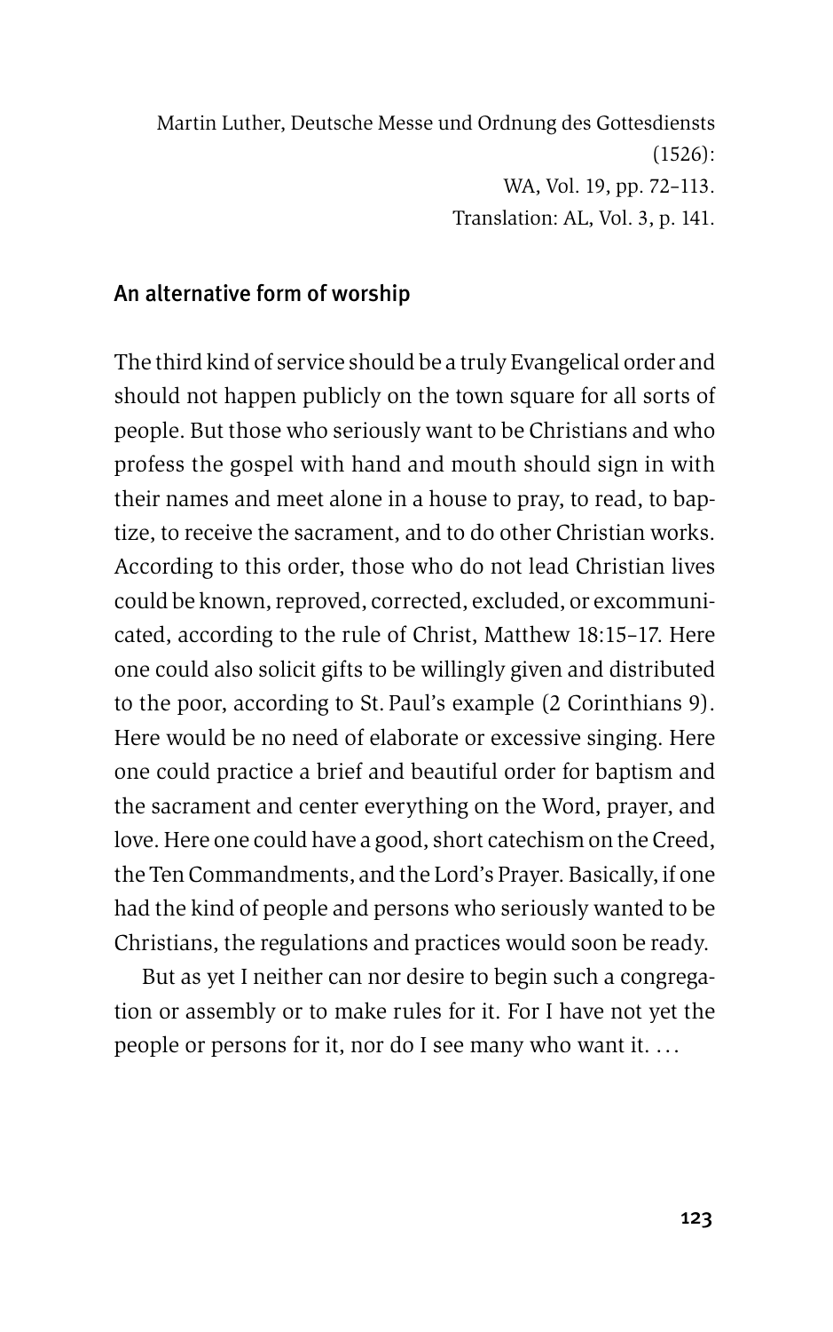Martin Luther, Deutsche Messe und Ordnung des Gottesdiensts (1526):
WA, Vol. 19, pp. 72–113.
Translation: AL, Vol. 3, p. 141.

## An alternative form of worship

The third kind of service should be a truly Evangelical order and should not happen publicly on the town square for all sorts of people. But those who seriously want to be Christians and who profess the gospel with hand and mouth should sign in with their names and meet alone in a house to pray, to read, to baptize, to receive the sacrament, and to do other Christian works. According to this order, those who do not lead Christian lives could be known, reproved, corrected, excluded, or excommunicated, according to the rule of Christ, Matthew 18:15–17. Here one could also solicit gifts to be willingly given and distributed to the poor, according to St. Paul's example (2 Corinthians 9). Here would be no need of elaborate or excessive singing. Here one could practice a brief and beautiful order for baptism and the sacrament and center everything on the Word, prayer, and love. Here one could have a good, short catechism on the Creed, the Ten Commandments, and the Lord's Prayer. Basically, if one had the kind of people and persons who seriously wanted to be Christians, the regulations and practices would soon be ready.

But as yet I neither can nor desire to begin such a congregation or assembly or to make rules for it. For I have not yet the people or persons for it, nor do I see many who want it. …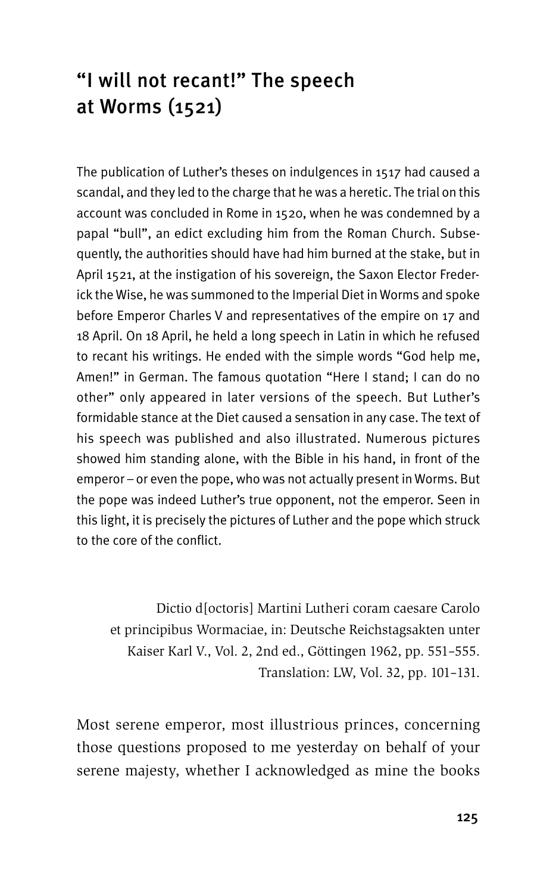# "I will not recant!" The speech at Worms (1521)

The publication of Luther's theses on indulgences in 1517 had caused a scandal, and they led to the charge that he was a heretic. The trial on this account was concluded in Rome in 1520, when he was condemned by a papal "bull", an edict excluding him from the Roman Church. Subsequently, the authorities should have had him burned at the stake, but in April 1521, at the instigation of his sovereign, the Saxon Elector Frederick the Wise, he was summoned to the Imperial Diet in Worms and spoke before Emperor Charles V and representatives of the empire on 17 and 18 April. On 18 April, he held a long speech in Latin in which he refused to recant his writings. He ended with the simple words "God help me, Amen!" in German. The famous quotation "Here I stand; I can do no other" only appeared in later versions of the speech. But Luther's formidable stance at the Diet caused a sensation in any case. The text of his speech was published and also illustrated. Numerous pictures showed him standing alone, with the Bible in his hand, in front of the emperor – or even the pope, who was not actually present in Worms. But the pope was indeed Luther's true opponent, not the emperor. Seen in this light, it is precisely the pictures of Luther and the pope which struck to the core of the conflict.

Dictio d[octoris] Martini Lutheri coram caesare Carolo et principibus Wormaciae, in: Deutsche Reichstagsakten unter Kaiser Karl V., Vol. 2, 2nd ed., Göttingen 1962, pp. 551–555. Translation: LW, Vol. 32, pp. 101–131.

Most serene emperor, most illustrious princes, concerning those questions proposed to me yesterday on behalf of your serene majesty, whether I acknowledged as mine the books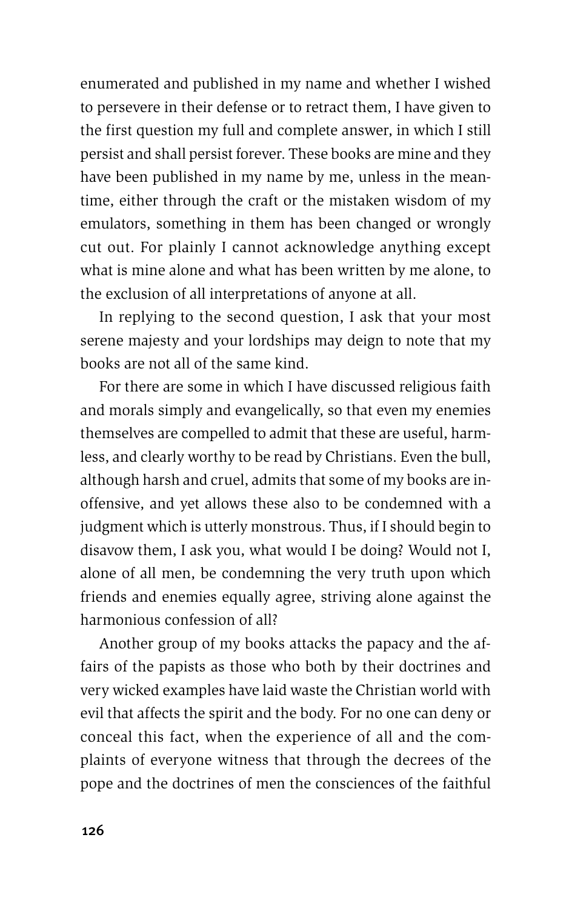enumerated and published in my name and whether I wished to persevere in their defense or to retract them, I have given to the first question my full and complete answer, in which I still persist and shall persist forever. These books are mine and they have been published in my name by me, unless in the meantime, either through the craft or the mistaken wisdom of my emulators, something in them has been changed or wrongly cut out. For plainly I cannot acknowledge anything except what is mine alone and what has been written by me alone, to the exclusion of all interpretations of anyone at all.

In replying to the second question, I ask that your most serene majesty and your lordships may deign to note that my books are not all of the same kind.

For there are some in which I have discussed religious faith and morals simply and evangelically, so that even my enemies themselves are compelled to admit that these are useful, harmless, and clearly worthy to be read by Christians. Even the bull, although harsh and cruel, admits that some of my books are inoffensive, and yet allows these also to be condemned with a judgment which is utterly monstrous. Thus, if I should begin to disavow them, I ask you, what would I be doing? Would not I, alone of all men, be condemning the very truth upon which friends and enemies equally agree, striving alone against the harmonious confession of all?

Another group of my books attacks the papacy and the affairs of the papists as those who both by their doctrines and very wicked examples have laid waste the Christian world with evil that affects the spirit and the body. For no one can deny or conceal this fact, when the experience of all and the complaints of everyone witness that through the decrees of the pope and the doctrines of men the consciences of the faithful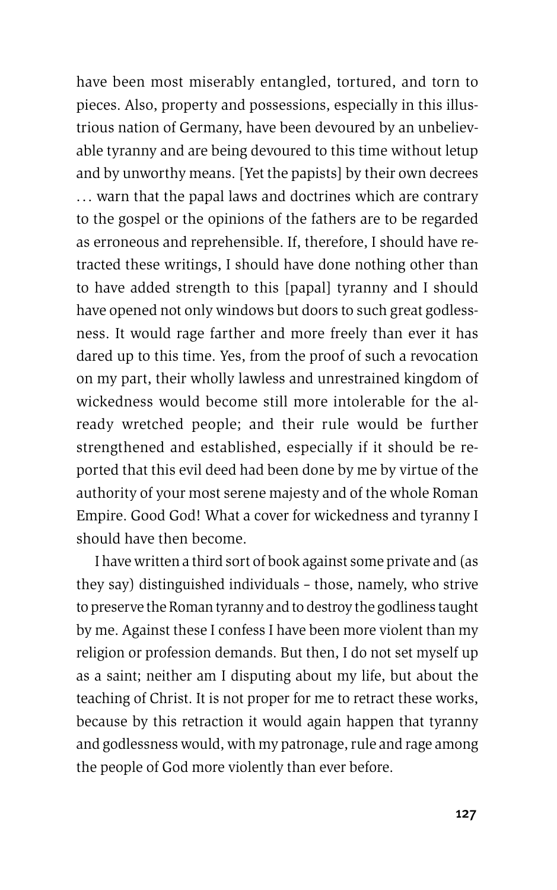have been most miserably entangled, tortured, and torn to pieces. Also, property and possessions, especially in this illustrious nation of Germany, have been devoured by an unbelievable tyranny and are being devoured to this time without letup and by unworthy means. [Yet the papists] by their own decrees ... warn that the papal laws and doctrines which are contrary to the gospel or the opinions of the fathers are to be regarded as erroneous and reprehensible. If, therefore, I should have retracted these writings, I should have done nothing other than to have added strength to this [papal] tyranny and I should have opened not only windows but doors to such great godlessness. It would rage farther and more freely than ever it has dared up to this time. Yes, from the proof of such a revocation on my part, their wholly lawless and unrestrained kingdom of wickedness would become still more intolerable for the already wretched people; and their rule would be further strengthened and established, especially if it should be reported that this evil deed had been done by me by virtue of the authority of your most serene majesty and of the whole Roman Empire. Good God! What a cover for wickedness and tyranny I should have then become.

I have written a third sort of book against some private and (as they say) distinguished individuals – those, namely, who strive to preserve the Roman tyranny and to destroy the godliness taught by me. Against these I confess I have been more violent than my religion or profession demands. But then, I do not set myself up as a saint; neither am I disputing about my life, but about the teaching of Christ. It is not proper for me to retract these works, because by this retraction it would again happen that tyranny and godlessness would, with my patronage, rule and rage among the people of God more violently than ever before.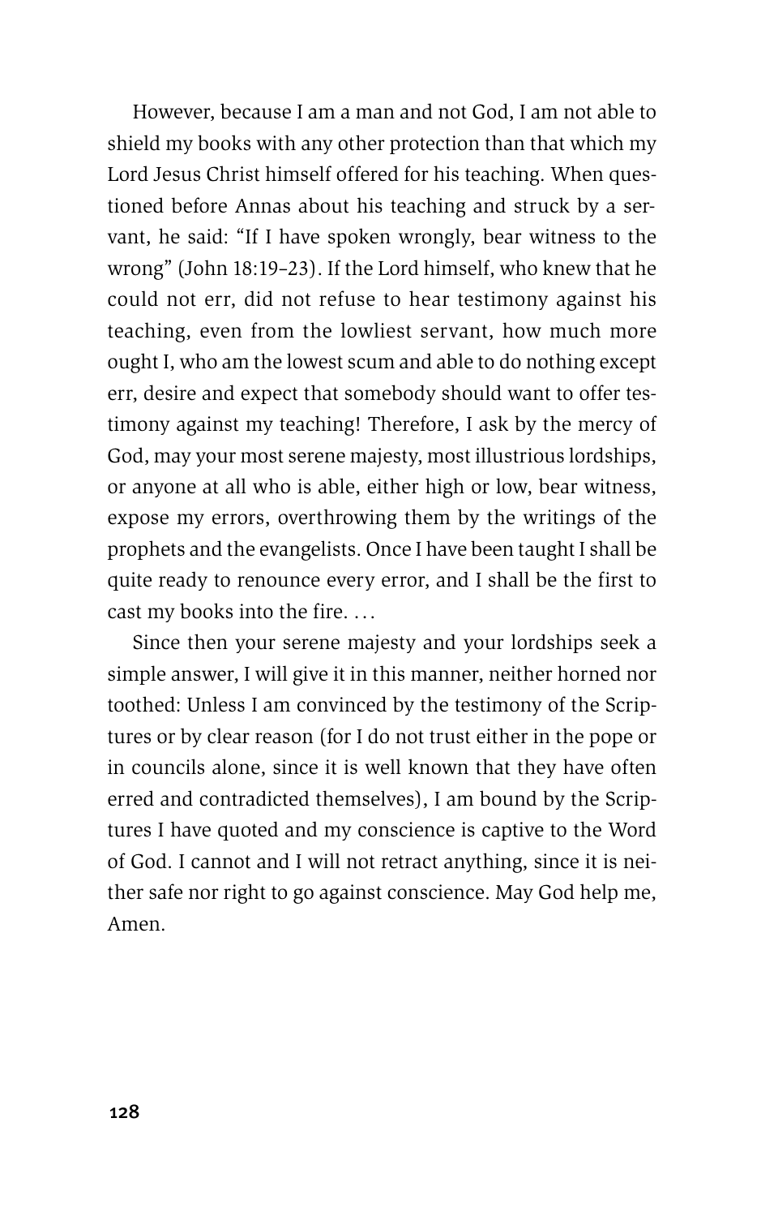However, because I am a man and not God, I am not able to shield my books with any other protection than that which my Lord Jesus Christ himself offered for his teaching. When questioned before Annas about his teaching and struck by a servant, he said: "If I have spoken wrongly, bear witness to the wrong" (John 18:19–23). If the Lord himself, who knew that he could not err, did not refuse to hear testimony against his teaching, even from the lowliest servant, how much more ought I, who am the lowest scum and able to do nothing except err, desire and expect that somebody should want to offer testimony against my teaching! Therefore, I ask by the mercy of God, may your most serene majesty, most illustrious lordships, or anyone at all who is able, either high or low, bear witness, expose my errors, overthrowing them by the writings of the prophets and the evangelists. Once I have been taught I shall be quite ready to renounce every error, and I shall be the first to cast my books into the fire. . . .

Since then your serene majesty and your lordships seek a simple answer, I will give it in this manner, neither horned nor toothed: Unless I am convinced by the testimony of the Scriptures or by clear reason (for I do not trust either in the pope or in councils alone, since it is well known that they have often erred and contradicted themselves), I am bound by the Scriptures I have quoted and my conscience is captive to the Word of God. I cannot and I will not retract anything, since it is neither safe nor right to go against conscience. May God help me, Amen.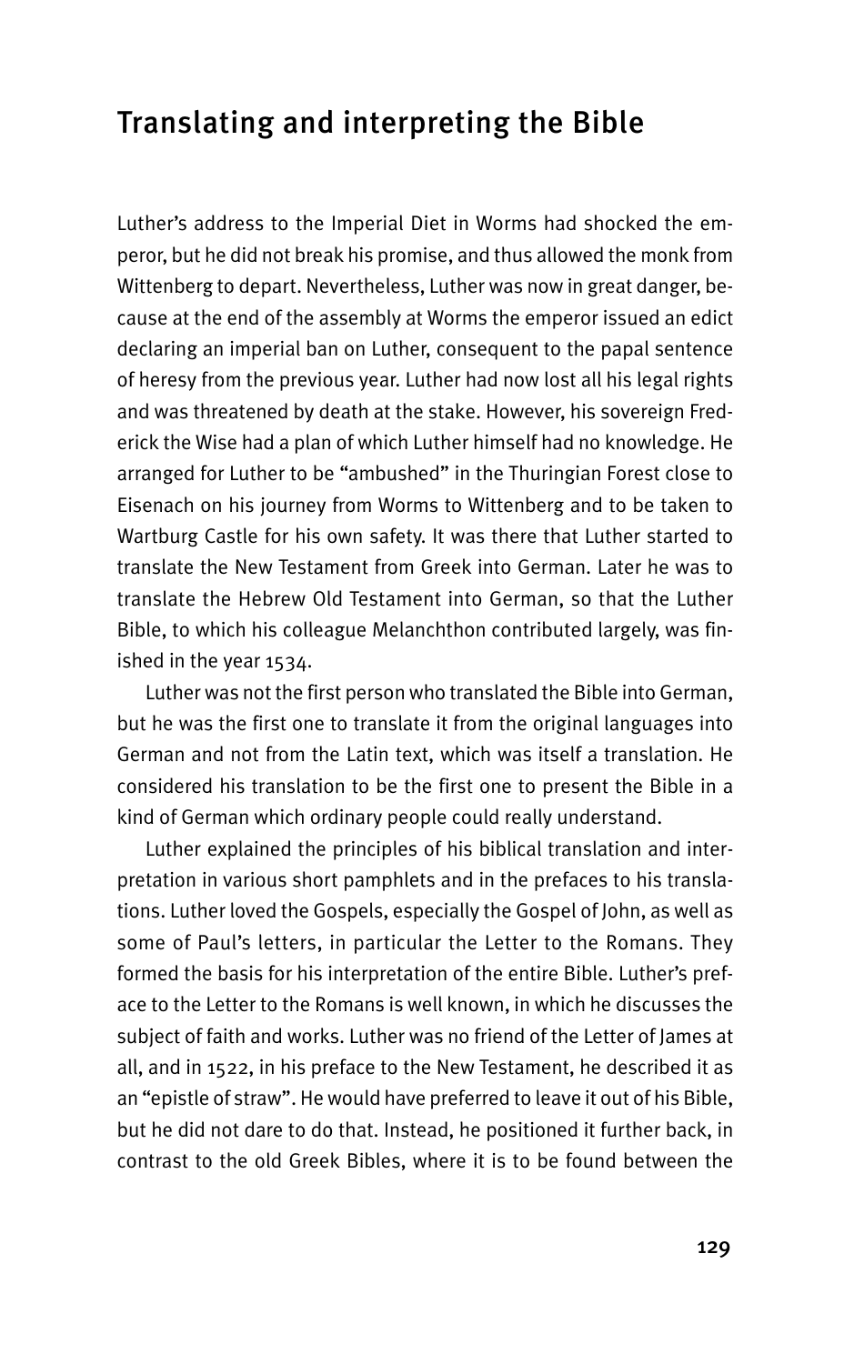## Translating and interpreting the Bible

Luther's address to the Imperial Diet in Worms had shocked the emperor, but he did not break his promise, and thus allowed the monk from Wittenberg to depart. Nevertheless, Luther was now in great danger, because at the end of the assembly at Worms the emperor issued an edict declaring an imperial ban on Luther, consequent to the papal sentence of heresy from the previous year. Luther had now lost all his legal rights and was threatened by death at the stake. However, his sovereign Frederick the Wise had a plan of which Luther himself had no knowledge. He arranged for Luther to be "ambushed" in the Thuringian Forest close to Eisenach on his journey from Worms to Wittenberg and to be taken to Wartburg Castle for his own safety. It was there that Luther started to translate the New Testament from Greek into German. Later he was to translate the Hebrew Old Testament into German, so that the Luther Bible, to which his colleague Melanchthon contributed largely, was finished in the year 1534.

Luther was not the first person who translated the Bible into German, but he was the first one to translate it from the original languages into German and not from the Latin text, which was itself a translation. He considered his translation to be the first one to present the Bible in a kind of German which ordinary people could really understand.

Luther explained the principles of his biblical translation and interpretation in various short pamphlets and in the prefaces to his translations. Luther loved the Gospels, especially the Gospel of John, as well as some of Paul's letters, in particular the Letter to the Romans. They formed the basis for his interpretation of the entire Bible. Luther's preface to the Letter to the Romans is well known, in which he discusses the subject of faith and works. Luther was no friend of the Letter of James at all, and in 1522, in his preface to the New Testament, he described it as an "epistle of straw". He would have preferred to leave it out of his Bible, but he did not dare to do that. Instead, he positioned it further back, in contrast to the old Greek Bibles, where it is to be found between the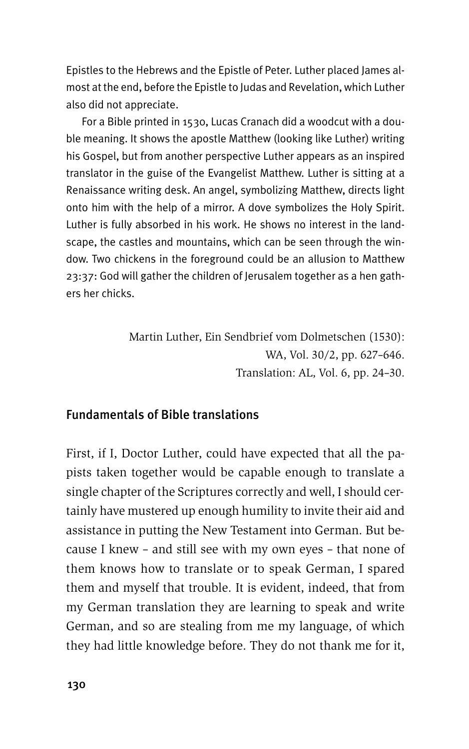Epistles to the Hebrews and the Epistle of Peter. Luther placed James almost at the end, before the Epistle to Judas and Revelation, which Luther also did not appreciate.

For a Bible printed in 1530, Lucas Cranach did a woodcut with a double meaning. It shows the apostle Matthew (looking like Luther) writing his Gospel, but from another perspective Luther appears as an inspired translator in the guise of the Evangelist Matthew. Luther is sitting at a Renaissance writing desk. An angel, symbolizing Matthew, directs light onto him with the help of a mirror. A dove symbolizes the Holy Spirit. Luther is fully absorbed in his work. He shows no interest in the landscape, the castles and mountains, which can be seen through the window. Two chickens in the foreground could be an allusion to Matthew 23:37: God will gather the children of Jerusalem together as a hen gathers her chicks.

Martin Luther, Ein Sendbrief vom Dolmetschen (1530):
WA, Vol. 30/2, pp. 627–646.
Translation: AL, Vol. 6, pp. 24–30.

## Fundamentals of Bible translations

First, if I, Doctor Luther, could have expected that all the papists taken together would be capable enough to translate a single chapter of the Scriptures correctly and well, I should certainly have mustered up enough humility to invite their aid and assistance in putting the New Testament into German. But because I knew – and still see with my own eyes – that none of them knows how to translate or to speak German, I spared them and myself that trouble. It is evident, indeed, that from my German translation they are learning to speak and write German, and so are stealing from me my language, of which they had little knowledge before. They do not thank me for it,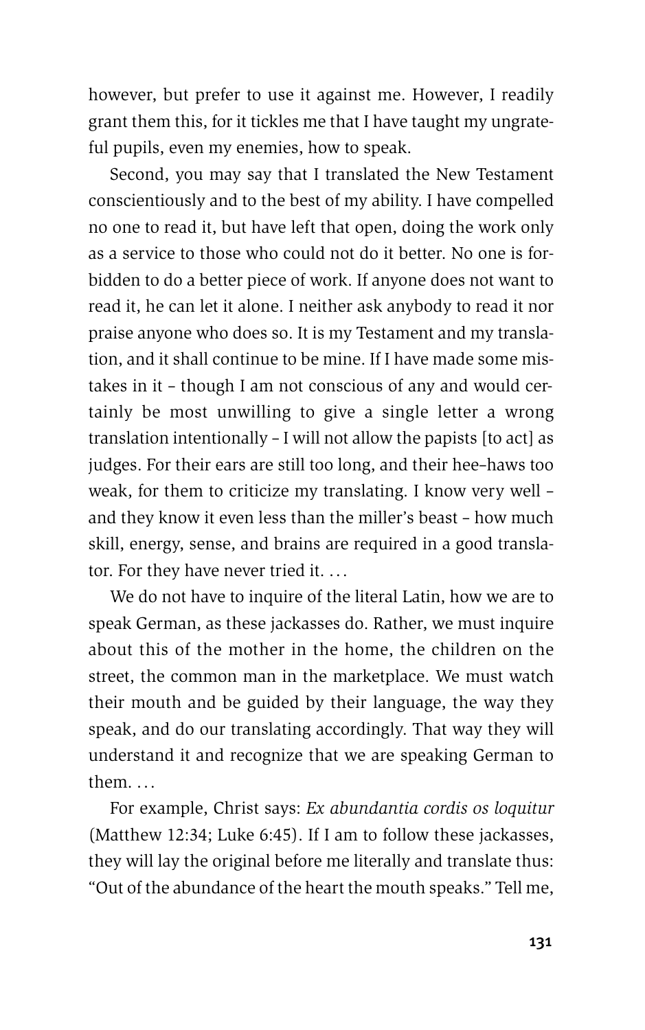however, but prefer to use it against me. However, I readily grant them this, for it tickles me that I have taught my ungrateful pupils, even my enemies, how to speak.

Second, you may say that I translated the New Testament conscientiously and to the best of my ability. I have compelled no one to read it, but have left that open, doing the work only as a service to those who could not do it better. No one is forbidden to do a better piece of work. If anyone does not want to read it, he can let it alone. I neither ask anybody to read it nor praise anyone who does so. It is my Testament and my translation, and it shall continue to be mine. If I have made some mistakes in it – though I am not conscious of any and would certainly be most unwilling to give a single letter a wrong translation intentionally – I will not allow the papists [to act] as judges. For their ears are still too long, and their hee-haws too weak, for them to criticize my translating. I know very well – and they know it even less than the miller's beast – how much skill, energy, sense, and brains are required in a good translator. For they have never tried it. …

We do not have to inquire of the literal Latin, how we are to speak German, as these jackasses do. Rather, we must inquire about this of the mother in the home, the children on the street, the common man in the marketplace. We must watch their mouth and be guided by their language, the way they speak, and do our translating accordingly. That way they will understand it and recognize that we are speaking German to them. …

For example, Christ says: *Ex abundantia cordis os loquitur* (Matthew 12:34; Luke 6:45). If I am to follow these jackasses, they will lay the original before me literally and translate thus: "Out of the abundance of the heart the mouth speaks." Tell me,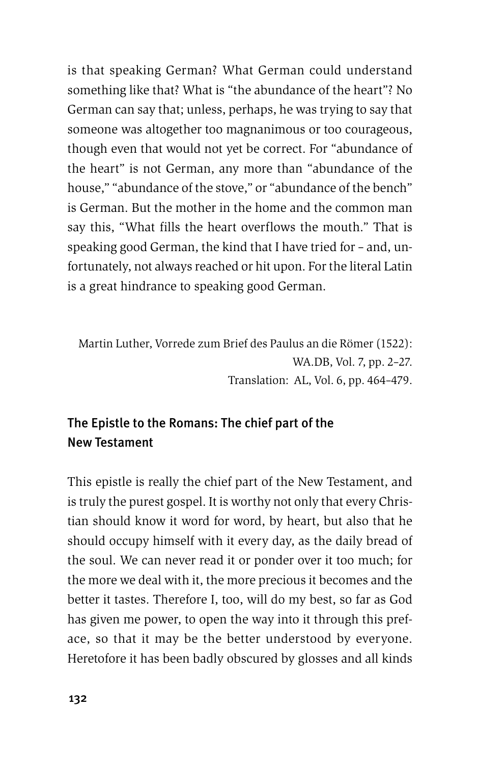is that speaking German? What German could understand something like that? What is "the abundance of the heart"? No German can say that; unless, perhaps, he was trying to say that someone was altogether too magnanimous or too courageous, though even that would not yet be correct. For "abundance of the heart" is not German, any more than "abundance of the house," "abundance of the stove," or "abundance of the bench" is German. But the mother in the home and the common man say this, "What fills the heart overflows the mouth." That is speaking good German, the kind that I have tried for – and, unfortunately, not always reached or hit upon. For the literal Latin is a great hindrance to speaking good German.

Martin Luther, Vorrede zum Brief des Paulus an die Römer (1522):
WA.DB, Vol. 7, pp. 2–27.
Translation: AL, Vol. 6, pp. 464–479.

## The Epistle to the Romans: The chief part of the New Testament

This epistle is really the chief part of the New Testament, and is truly the purest gospel. It is worthy not only that every Christian should know it word for word, by heart, but also that he should occupy himself with it every day, as the daily bread of the soul. We can never read it or ponder over it too much; for the more we deal with it, the more precious it becomes and the better it tastes. Therefore I, too, will do my best, so far as God has given me power, to open the way into it through this preface, so that it may be the better understood by everyone. Heretofore it has been badly obscured by glosses and all kinds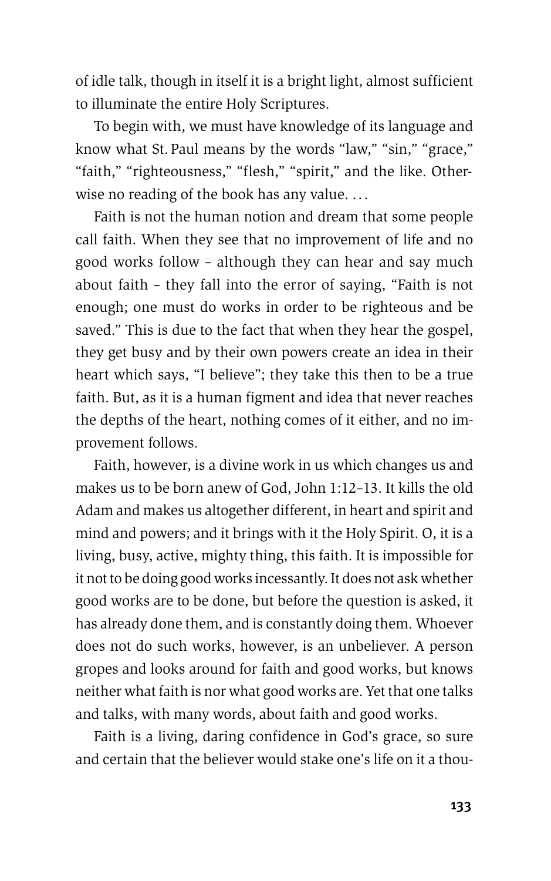of idle talk, though in itself it is a bright light, almost sufficient to illuminate the entire Holy Scriptures.

To begin with, we must have knowledge of its language and know what St. Paul means by the words "law," "sin," "grace," "faith," "righteousness," "flesh," "spirit," and the like. Otherwise no reading of the book has any value. . . .

Faith is not the human notion and dream that some people call faith. When they see that no improvement of life and no good works follow – although they can hear and say much about faith – they fall into the error of saying, "Faith is not enough; one must do works in order to be righteous and be saved." This is due to the fact that when they hear the gospel, they get busy and by their own powers create an idea in their heart which says, "I believe"; they take this then to be a true faith. But, as it is a human figment and idea that never reaches the depths of the heart, nothing comes of it either, and no improvement follows.

Faith, however, is a divine work in us which changes us and makes us to be born anew of God, John 1:12–13. It kills the old Adam and makes us altogether different, in heart and spirit and mind and powers; and it brings with it the Holy Spirit. O, it is a living, busy, active, mighty thing, this faith. It is impossible for it not to be doing good works incessantly. It does not ask whether good works are to be done, but before the question is asked, it has already done them, and is constantly doing them. Whoever does not do such works, however, is an unbeliever. A person gropes and looks around for faith and good works, but knows neither what faith is nor what good works are. Yet that one talks and talks, with many words, about faith and good works.

Faith is a living, daring confidence in God's grace, so sure and certain that the believer would stake one's life on it a thou-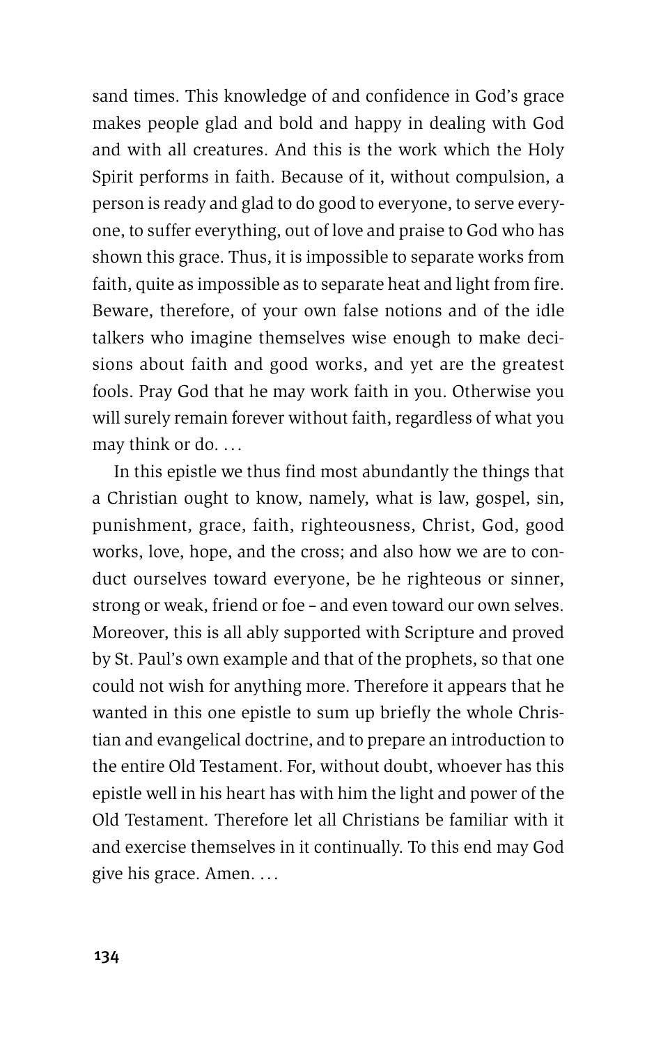sand times. This knowledge of and confidence in God's grace makes people glad and bold and happy in dealing with God and with all creatures. And this is the work which the Holy Spirit performs in faith. Because of it, without compulsion, a person is ready and glad to do good to everyone, to serve everyone, to suffer everything, out of love and praise to God who has shown this grace. Thus, it is impossible to separate works from faith, quite as impossible as to separate heat and light from fire. Beware, therefore, of your own false notions and of the idle talkers who imagine themselves wise enough to make decisions about faith and good works, and yet are the greatest fools. Pray God that he may work faith in you. Otherwise you will surely remain forever without faith, regardless of what you may think or do. …

In this epistle we thus find most abundantly the things that a Christian ought to know, namely, what is law, gospel, sin, punishment, grace, faith, righteousness, Christ, God, good works, love, hope, and the cross; and also how we are to conduct ourselves toward everyone, be he righteous or sinner, strong or weak, friend or foe – and even toward our own selves. Moreover, this is all ably supported with Scripture and proved by St. Paul's own example and that of the prophets, so that one could not wish for anything more. Therefore it appears that he wanted in this one epistle to sum up briefly the whole Christian and evangelical doctrine, and to prepare an introduction to the entire Old Testament. For, without doubt, whoever has this epistle well in his heart has with him the light and power of the Old Testament. Therefore let all Christians be familiar with it and exercise themselves in it continually. To this end may God give his grace. Amen. …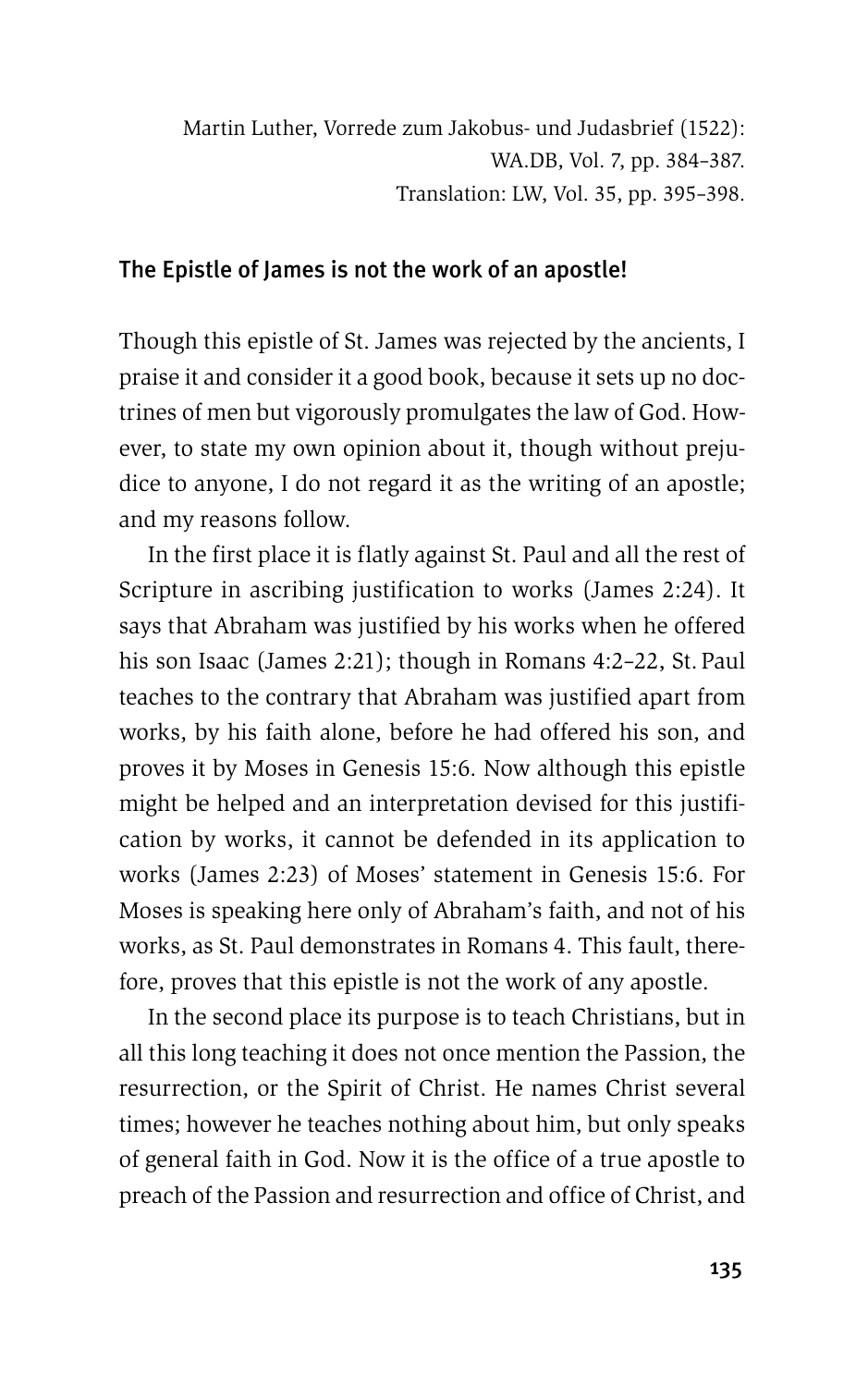Martin Luther, Vorrede zum Jakobus- und Judasbrief (1522):
WA.DB, Vol. 7, pp. 384–387.
Translation: LW, Vol. 35, pp. 395–398.

## The Epistle of James is not the work of an apostle!

Though this epistle of St. James was rejected by the ancients, I praise it and consider it a good book, because it sets up no doctrines of men but vigorously promulgates the law of God. However, to state my own opinion about it, though without prejudice to anyone, I do not regard it as the writing of an apostle; and my reasons follow.

In the first place it is flatly against St. Paul and all the rest of Scripture in ascribing justification to works (James 2:24). It says that Abraham was justified by his works when he offered his son Isaac (James 2:21); though in Romans 4:2–22, St. Paul teaches to the contrary that Abraham was justified apart from works, by his faith alone, before he had offered his son, and proves it by Moses in Genesis 15:6. Now although this epistle might be helped and an interpretation devised for this justification by works, it cannot be defended in its application to works (James 2:23) of Moses' statement in Genesis 15:6. For Moses is speaking here only of Abraham's faith, and not of his works, as St. Paul demonstrates in Romans 4. This fault, therefore, proves that this epistle is not the work of any apostle.

In the second place its purpose is to teach Christians, but in all this long teaching it does not once mention the Passion, the resurrection, or the Spirit of Christ. He names Christ several times; however he teaches nothing about him, but only speaks of general faith in God. Now it is the office of a true apostle to preach of the Passion and resurrection and office of Christ, and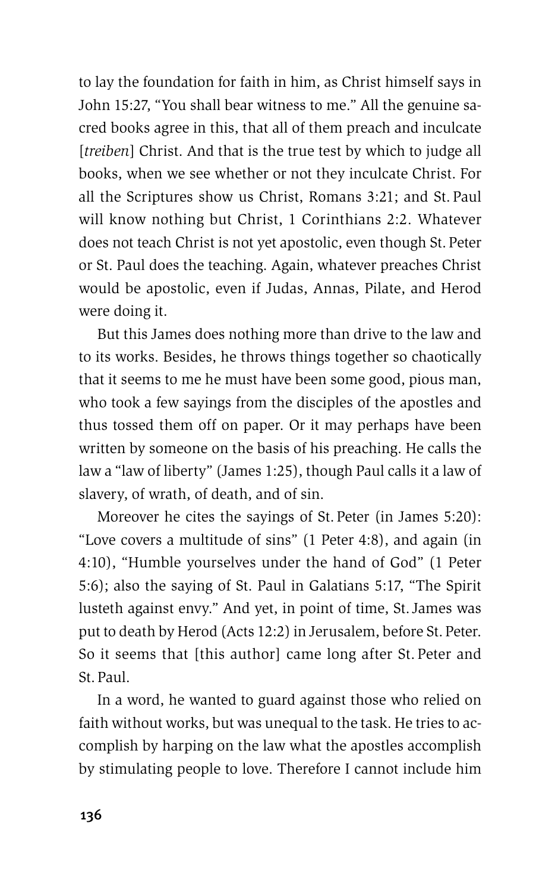to lay the foundation for faith in him, as Christ himself says in John 15:27, "You shall bear witness to me." All the genuine sacred books agree in this, that all of them preach and inculcate [*treiben*] Christ. And that is the true test by which to judge all books, when we see whether or not they inculcate Christ. For all the Scriptures show us Christ, Romans 3:21; and St. Paul will know nothing but Christ, 1 Corinthians 2:2. Whatever does not teach Christ is not yet apostolic, even though St. Peter or St. Paul does the teaching. Again, whatever preaches Christ would be apostolic, even if Judas, Annas, Pilate, and Herod were doing it.

But this James does nothing more than drive to the law and to its works. Besides, he throws things together so chaotically that it seems to me he must have been some good, pious man, who took a few sayings from the disciples of the apostles and thus tossed them off on paper. Or it may perhaps have been written by someone on the basis of his preaching. He calls the law a "law of liberty" (James 1:25), though Paul calls it a law of slavery, of wrath, of death, and of sin.

Moreover he cites the sayings of St. Peter (in James 5:20): "Love covers a multitude of sins" (1 Peter 4:8), and again (in 4:10), "Humble yourselves under the hand of God" (1 Peter 5:6); also the saying of St. Paul in Galatians 5:17, "The Spirit lusteth against envy." And yet, in point of time, St. James was put to death by Herod (Acts 12:2) in Jerusalem, before St. Peter. So it seems that [this author] came long after St. Peter and St. Paul.

In a word, he wanted to guard against those who relied on faith without works, but was unequal to the task. He tries to accomplish by harping on the law what the apostles accomplish by stimulating people to love. Therefore I cannot include him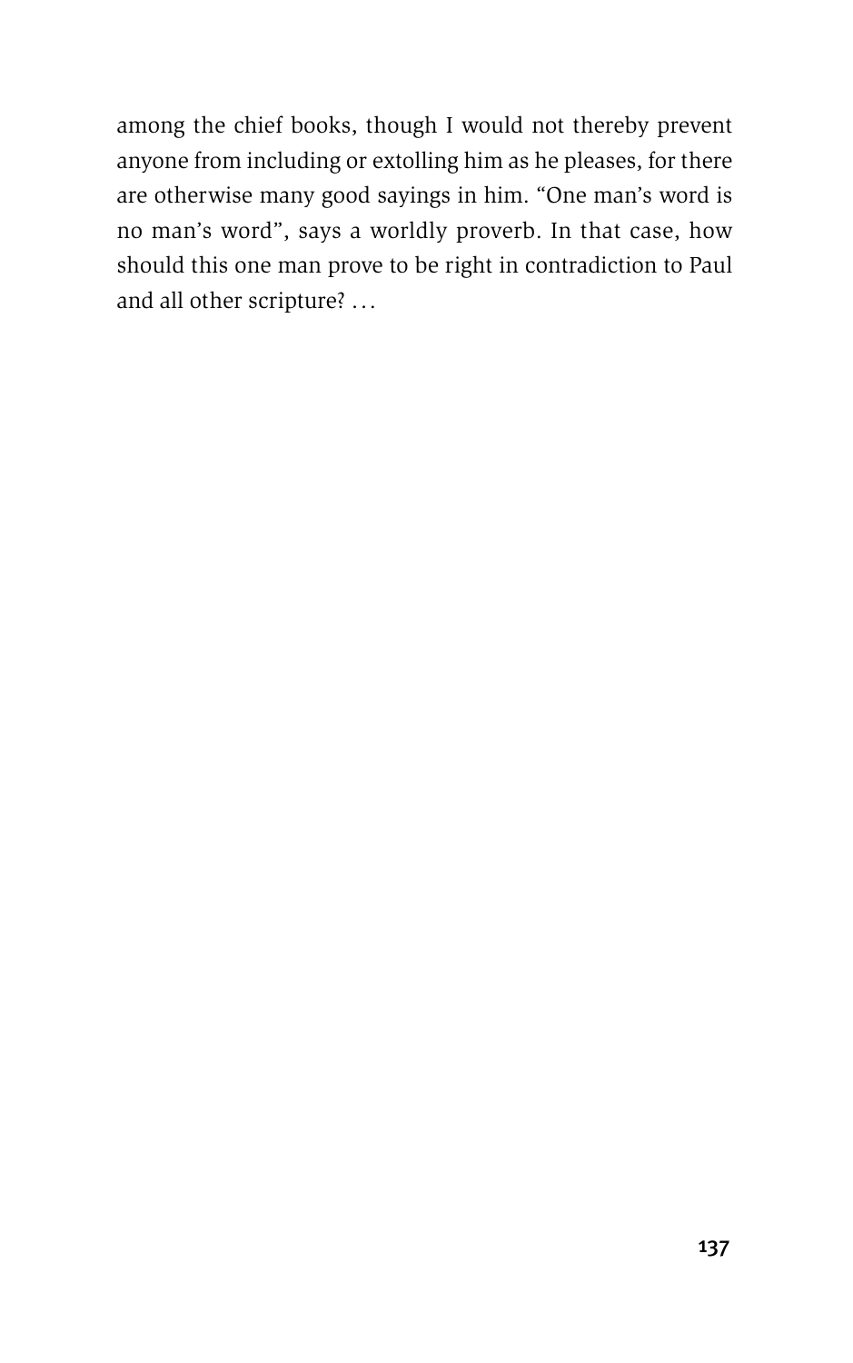among the chief books, though I would not thereby prevent anyone from including or extolling him as he pleases, for there are otherwise many good sayings in him. "One man's word is no man's word", says a worldly proverb. In that case, how should this one man prove to be right in contradiction to Paul and all other scripture? ...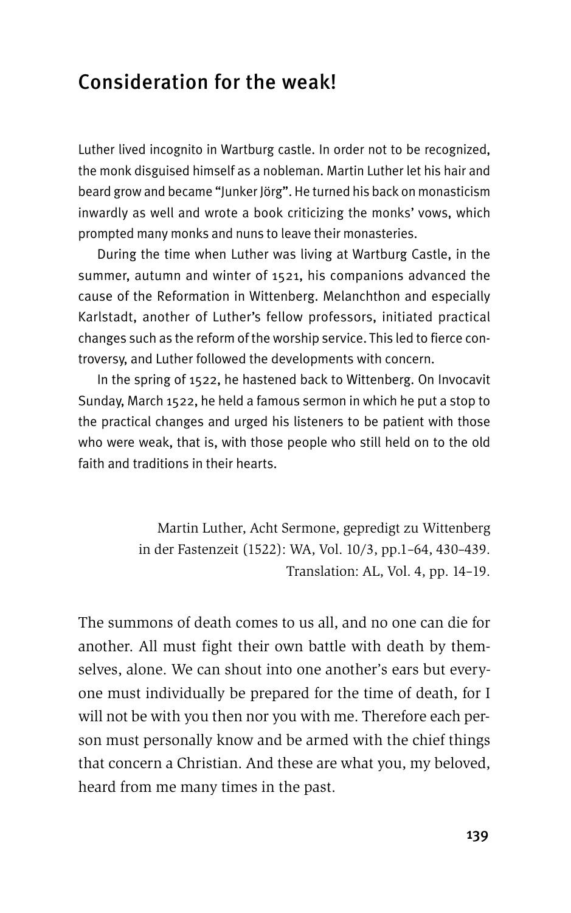## Consideration for the weak!

Luther lived incognito in Wartburg castle. In order not to be recognized, the monk disguised himself as a nobleman. Martin Luther let his hair and beard grow and became "Junker Jörg". He turned his back on monasticism inwardly as well and wrote a book criticizing the monks' vows, which prompted many monks and nuns to leave their monasteries.

During the time when Luther was living at Wartburg Castle, in the summer, autumn and winter of 1521, his companions advanced the cause of the Reformation in Wittenberg. Melanchthon and especially Karlstadt, another of Luther's fellow professors, initiated practical changes such as the reform of the worship service. This led to fierce controversy, and Luther followed the developments with concern.

In the spring of 1522, he hastened back to Wittenberg. On Invocavit Sunday, March 1522, he held a famous sermon in which he put a stop to the practical changes and urged his listeners to be patient with those who were weak, that is, with those people who still held on to the old faith and traditions in their hearts.

Martin Luther, Acht Sermone, gepredigt zu Wittenberg in der Fastenzeit (1522): WA, Vol. 10/3, pp.1–64, 430–439.
Translation: AL, Vol. 4, pp. 14–19.

The summons of death comes to us all, and no one can die for another. All must fight their own battle with death by themselves, alone. We can shout into one another's ears but everyone must individually be prepared for the time of death, for I will not be with you then nor you with me. Therefore each person must personally know and be armed with the chief things that concern a Christian. And these are what you, my beloved, heard from me many times in the past.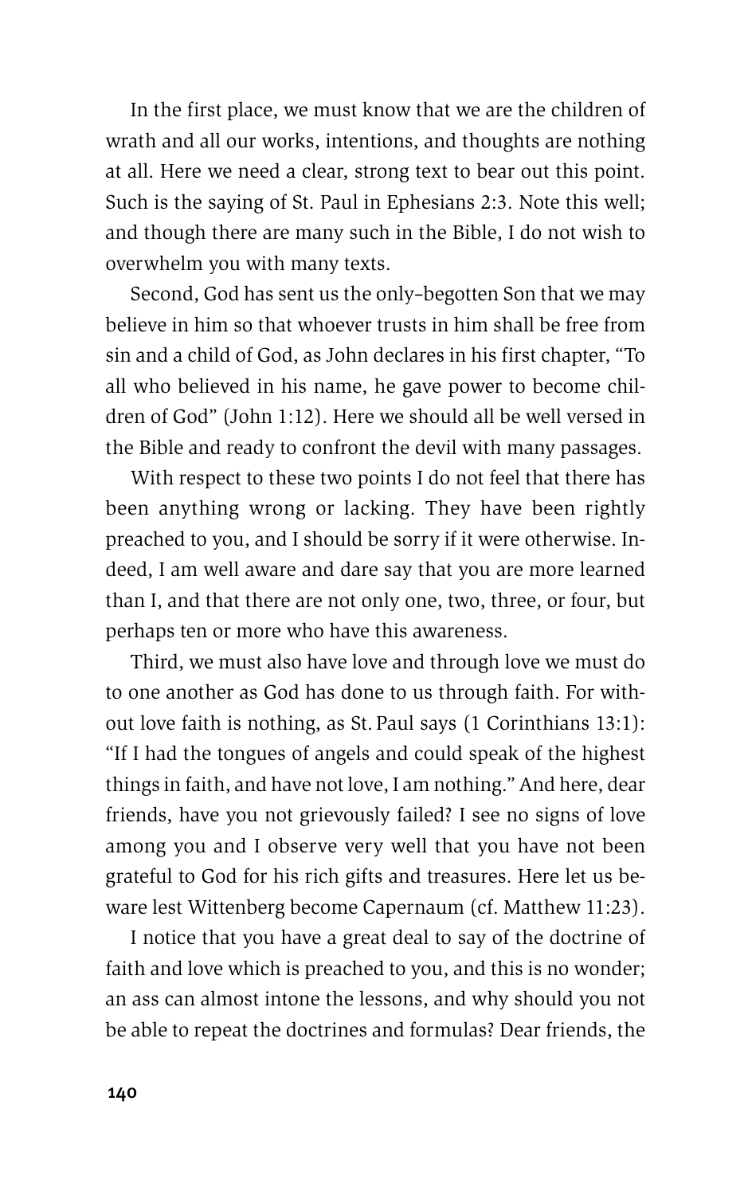In the first place, we must know that we are the children of wrath and all our works, intentions, and thoughts are nothing at all. Here we need a clear, strong text to bear out this point. Such is the saying of St. Paul in Ephesians 2:3. Note this well; and though there are many such in the Bible, I do not wish to overwhelm you with many texts.

Second, God has sent us the only-begotten Son that we may believe in him so that whoever trusts in him shall be free from sin and a child of God, as John declares in his first chapter, "To all who believed in his name, he gave power to become children of God" (John 1:12). Here we should all be well versed in the Bible and ready to confront the devil with many passages.

With respect to these two points I do not feel that there has been anything wrong or lacking. They have been rightly preached to you, and I should be sorry if it were otherwise. Indeed, I am well aware and dare say that you are more learned than I, and that there are not only one, two, three, or four, but perhaps ten or more who have this awareness.

Third, we must also have love and through love we must do to one another as God has done to us through faith. For without love faith is nothing, as St. Paul says (1 Corinthians 13:1): "If I had the tongues of angels and could speak of the highest things in faith, and have not love, I am nothing." And here, dear friends, have you not grievously failed? I see no signs of love among you and I observe very well that you have not been grateful to God for his rich gifts and treasures. Here let us beware lest Wittenberg become Capernaum (cf. Matthew 11:23).

I notice that you have a great deal to say of the doctrine of faith and love which is preached to you, and this is no wonder; an ass can almost intone the lessons, and why should you not be able to repeat the doctrines and formulas? Dear friends, the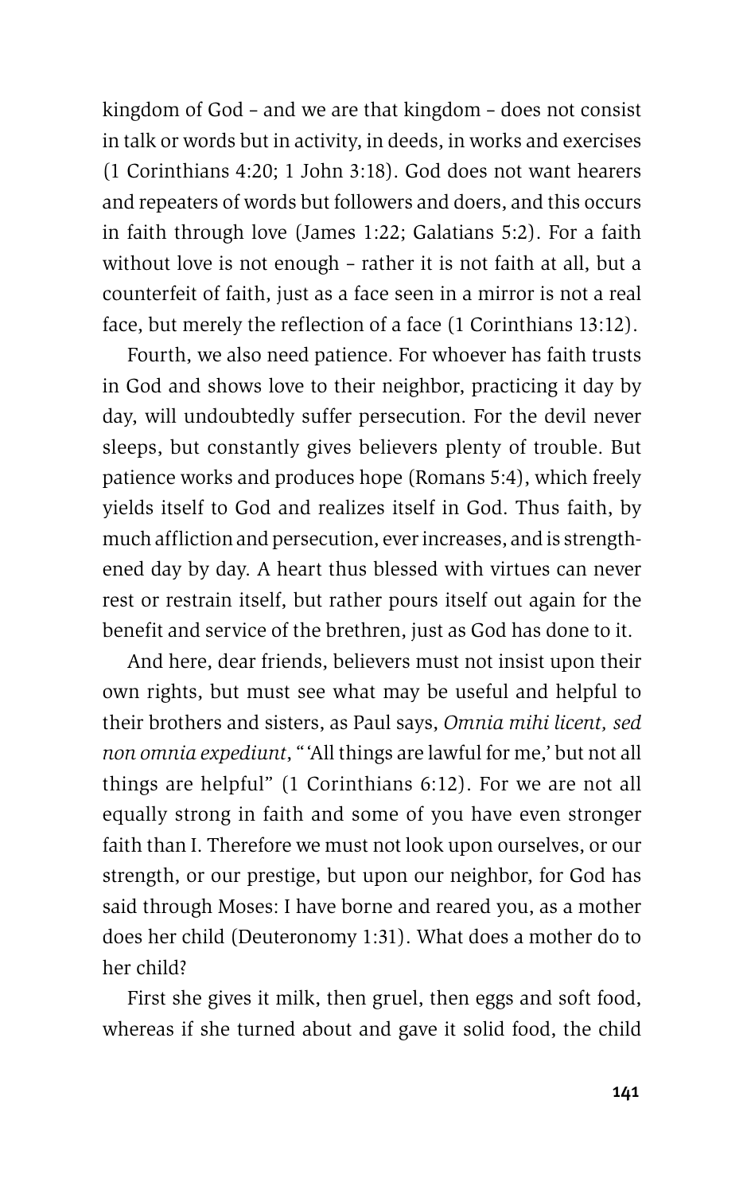kingdom of God – and we are that kingdom – does not consist in talk or words but in activity, in deeds, in works and exercises (1 Corinthians 4:20; 1 John 3:18). God does not want hearers and repeaters of words but followers and doers, and this occurs in faith through love (James 1:22; Galatians 5:2). For a faith without love is not enough – rather it is not faith at all, but a counterfeit of faith, just as a face seen in a mirror is not a real face, but merely the reflection of a face (1 Corinthians 13:12).

Fourth, we also need patience. For whoever has faith trusts in God and shows love to their neighbor, practicing it day by day, will undoubtedly suffer persecution. For the devil never sleeps, but constantly gives believers plenty of trouble. But patience works and produces hope (Romans 5:4), which freely yields itself to God and realizes itself in God. Thus faith, by much affliction and persecution, ever increases, and is strengthened day by day. A heart thus blessed with virtues can never rest or restrain itself, but rather pours itself out again for the benefit and service of the brethren, just as God has done to it.

And here, dear friends, believers must not insist upon their own rights, but must see what may be useful and helpful to their brothers and sisters, as Paul says, *Omnia mihi licent, sed non omnia expediunt*, "'All things are lawful for me,' but not all things are helpful" (1 Corinthians 6:12). For we are not all equally strong in faith and some of you have even stronger faith than I. Therefore we must not look upon ourselves, or our strength, or our prestige, but upon our neighbor, for God has said through Moses: I have borne and reared you, as a mother does her child (Deuteronomy 1:31). What does a mother do to her child?

First she gives it milk, then gruel, then eggs and soft food, whereas if she turned about and gave it solid food, the child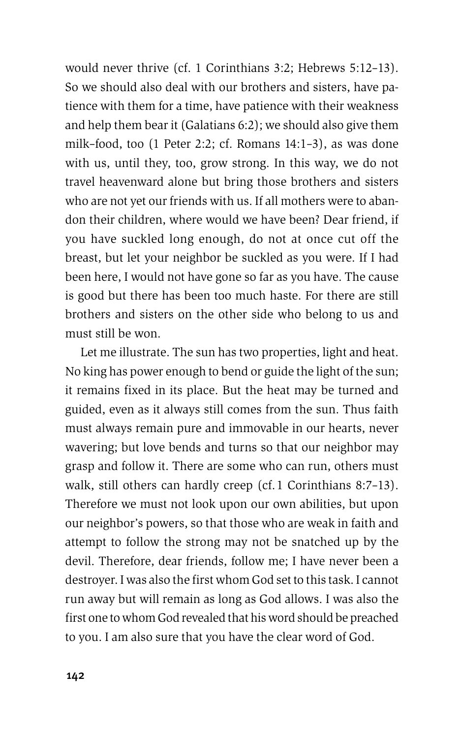would never thrive (cf. 1 Corinthians 3:2; Hebrews 5:12–13). So we should also deal with our brothers and sisters, have patience with them for a time, have patience with their weakness and help them bear it (Galatians 6:2); we should also give them milk-food, too (1 Peter 2:2; cf. Romans 14:1–3), as was done with us, until they, too, grow strong. In this way, we do not travel heavenward alone but bring those brothers and sisters who are not yet our friends with us. If all mothers were to abandon their children, where would we have been? Dear friend, if you have suckled long enough, do not at once cut off the breast, but let your neighbor be suckled as you were. If I had been here, I would not have gone so far as you have. The cause is good but there has been too much haste. For there are still brothers and sisters on the other side who belong to us and must still be won.

Let me illustrate. The sun has two properties, light and heat. No king has power enough to bend or guide the light of the sun; it remains fixed in its place. But the heat may be turned and guided, even as it always still comes from the sun. Thus faith must always remain pure and immovable in our hearts, never wavering; but love bends and turns so that our neighbor may grasp and follow it. There are some who can run, others must walk, still others can hardly creep (cf. 1 Corinthians 8:7–13). Therefore we must not look upon our own abilities, but upon our neighbor's powers, so that those who are weak in faith and attempt to follow the strong may not be snatched up by the devil. Therefore, dear friends, follow me; I have never been a destroyer. I was also the first whom God set to this task. I cannot run away but will remain as long as God allows. I was also the first one to whom God revealed that his word should be preached to you. I am also sure that you have the clear word of God.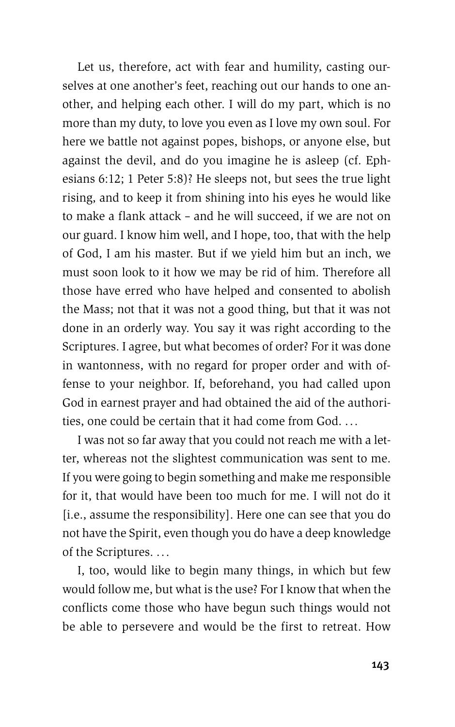Let us, therefore, act with fear and humility, casting ourselves at one another's feet, reaching out our hands to one another, and helping each other. I will do my part, which is no more than my duty, to love you even as I love my own soul. For here we battle not against popes, bishops, or anyone else, but against the devil, and do you imagine he is asleep (cf. Ephesians 6:12; 1 Peter 5:8)? He sleeps not, but sees the true light rising, and to keep it from shining into his eyes he would like to make a flank attack – and he will succeed, if we are not on our guard. I know him well, and I hope, too, that with the help of God, I am his master. But if we yield him but an inch, we must soon look to it how we may be rid of him. Therefore all those have erred who have helped and consented to abolish the Mass; not that it was not a good thing, but that it was not done in an orderly way. You say it was right according to the Scriptures. I agree, but what becomes of order? For it was done in wantonness, with no regard for proper order and with offense to your neighbor. If, beforehand, you had called upon God in earnest prayer and had obtained the aid of the authorities, one could be certain that it had come from God. …

I was not so far away that you could not reach me with a letter, whereas not the slightest communication was sent to me. If you were going to begin something and make me responsible for it, that would have been too much for me. I will not do it [i.e., assume the responsibility]. Here one can see that you do not have the Spirit, even though you do have a deep knowledge of the Scriptures. …

I, too, would like to begin many things, in which but few would follow me, but what is the use? For I know that when the conflicts come those who have begun such things would not be able to persevere and would be the first to retreat. How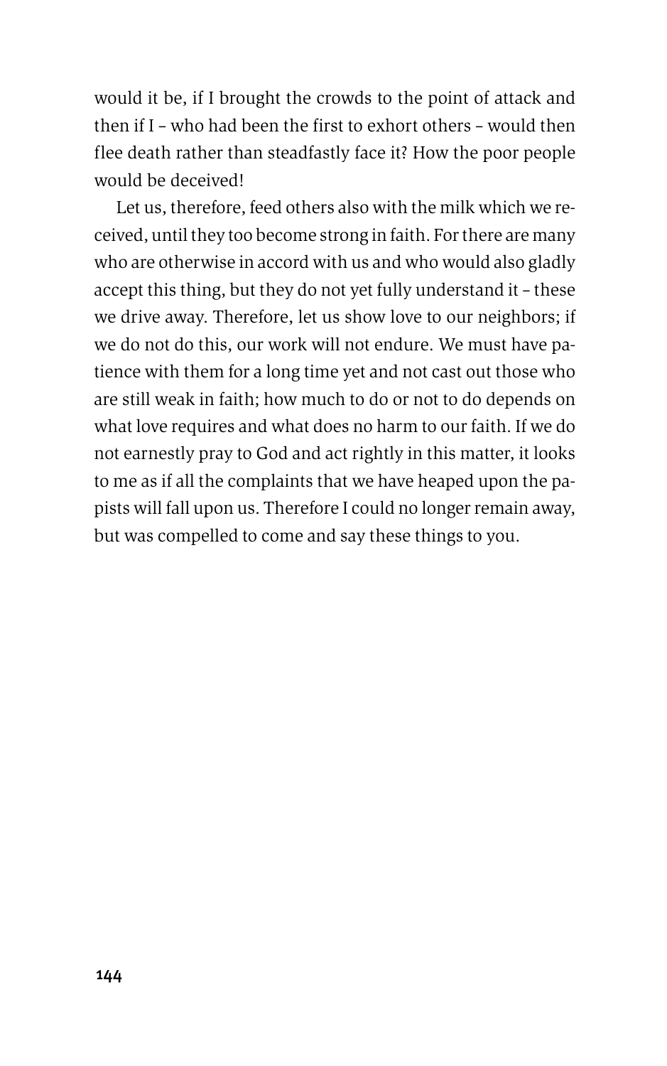would it be, if I brought the crowds to the point of attack and then if I – who had been the first to exhort others – would then flee death rather than steadfastly face it? How the poor people would be deceived!

Let us, therefore, feed others also with the milk which we received, until they too become strong in faith. For there are many who are otherwise in accord with us and who would also gladly accept this thing, but they do not yet fully understand it – these we drive away. Therefore, let us show love to our neighbors; if we do not do this, our work will not endure. We must have patience with them for a long time yet and not cast out those who are still weak in faith; how much to do or not to do depends on what love requires and what does no harm to our faith. If we do not earnestly pray to God and act rightly in this matter, it looks to me as if all the complaints that we have heaped upon the papists will fall upon us. Therefore I could no longer remain away, but was compelled to come and say these things to you.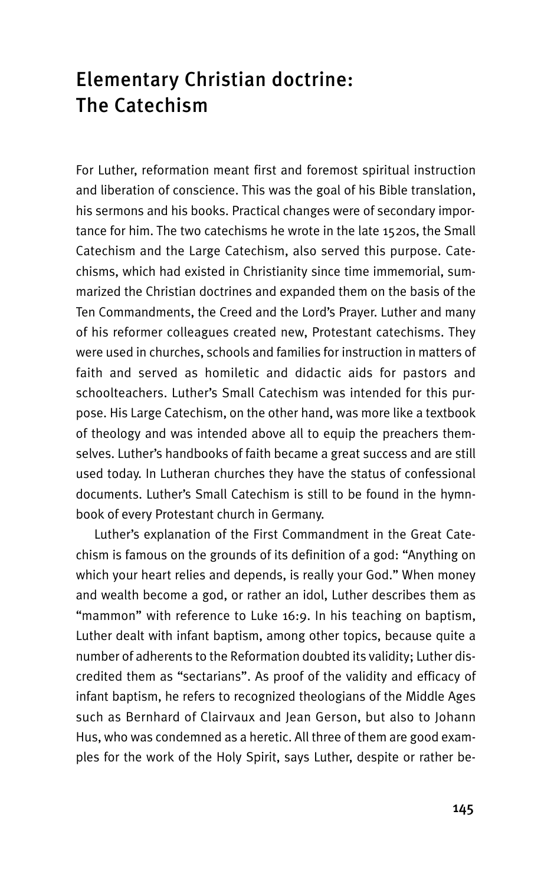# Elementary Christian doctrine: The Catechism

For Luther, reformation meant first and foremost spiritual instruction and liberation of conscience. This was the goal of his Bible translation, his sermons and his books. Practical changes were of secondary importance for him. The two catechisms he wrote in the late 1520s, the Small Catechism and the Large Catechism, also served this purpose. Catechisms, which had existed in Christianity since time immemorial, summarized the Christian doctrines and expanded them on the basis of the Ten Commandments, the Creed and the Lord's Prayer. Luther and many of his reformer colleagues created new, Protestant catechisms. They were used in churches, schools and families for instruction in matters of faith and served as homiletic and didactic aids for pastors and schoolteachers. Luther's Small Catechism was intended for this purpose. His Large Catechism, on the other hand, was more like a textbook of theology and was intended above all to equip the preachers themselves. Luther's handbooks of faith became a great success and are still used today. In Lutheran churches they have the status of confessional documents. Luther's Small Catechism is still to be found in the hymnbook of every Protestant church in Germany.

Luther's explanation of the First Commandment in the Great Catechism is famous on the grounds of its definition of a god: "Anything on which your heart relies and depends, is really your God." When money and wealth become a god, or rather an idol, Luther describes them as "mammon" with reference to Luke 16:9. In his teaching on baptism, Luther dealt with infant baptism, among other topics, because quite a number of adherents to the Reformation doubted its validity; Luther discredited them as "sectarians". As proof of the validity and efficacy of infant baptism, he refers to recognized theologians of the Middle Ages such as Bernhard of Clairvaux and Jean Gerson, but also to Johann Hus, who was condemned as a heretic. All three of them are good examples for the work of the Holy Spirit, says Luther, despite or rather be-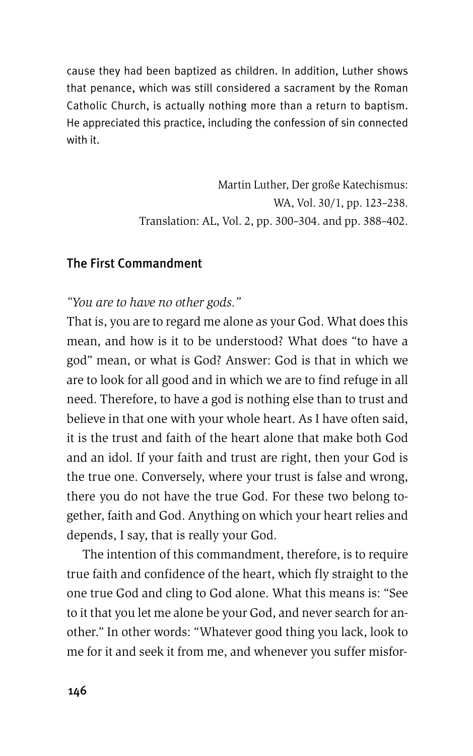cause they had been baptized as children. In addition, Luther shows that penance, which was still considered a sacrament by the Roman Catholic Church, is actually nothing more than a return to baptism. He appreciated this practice, including the confession of sin connected with it.

Martin Luther, Der große Katechismus:
WA, Vol. 30/1, pp. 123–238.
Translation: AL, Vol. 2, pp. 300–304. and pp. 388–402.

## The First Commandment

*"You are to have no other gods."*

That is, you are to regard me alone as your God. What does this mean, and how is it to be understood? What does "to have a god" mean, or what is God? Answer: God is that in which we are to look for all good and in which we are to find refuge in all need. Therefore, to have a god is nothing else than to trust and believe in that one with your whole heart. As I have often said, it is the trust and faith of the heart alone that make both God and an idol. If your faith and trust are right, then your God is the true one. Conversely, where your trust is false and wrong, there you do not have the true God. For these two belong together, faith and God. Anything on which your heart relies and depends, I say, that is really your God.

The intention of this commandment, therefore, is to require true faith and confidence of the heart, which fly straight to the one true God and cling to God alone. What this means is: "See to it that you let me alone be your God, and never search for another." In other words: "Whatever good thing you lack, look to me for it and seek it from me, and whenever you suffer misfor-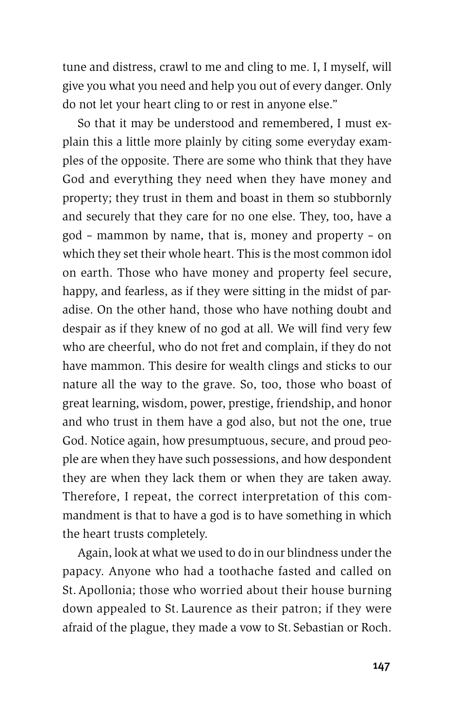tune and distress, crawl to me and cling to me. I, I myself, will give you what you need and help you out of every danger. Only do not let your heart cling to or rest in anyone else."

So that it may be understood and remembered, I must explain this a little more plainly by citing some everyday examples of the opposite. There are some who think that they have God and everything they need when they have money and property; they trust in them and boast in them so stubbornly and securely that they care for no one else. They, too, have a god – mammon by name, that is, money and property – on which they set their whole heart. This is the most common idol on earth. Those who have money and property feel secure, happy, and fearless, as if they were sitting in the midst of paradise. On the other hand, those who have nothing doubt and despair as if they knew of no god at all. We will find very few who are cheerful, who do not fret and complain, if they do not have mammon. This desire for wealth clings and sticks to our nature all the way to the grave. So, too, those who boast of great learning, wisdom, power, prestige, friendship, and honor and who trust in them have a god also, but not the one, true God. Notice again, how presumptuous, secure, and proud people are when they have such possessions, and how despondent they are when they lack them or when they are taken away. Therefore, I repeat, the correct interpretation of this commandment is that to have a god is to have something in which the heart trusts completely.

Again, look at what we used to do in our blindness under the papacy. Anyone who had a toothache fasted and called on St. Apollonia; those who worried about their house burning down appealed to St. Laurence as their patron; if they were afraid of the plague, they made a vow to St. Sebastian or Roch.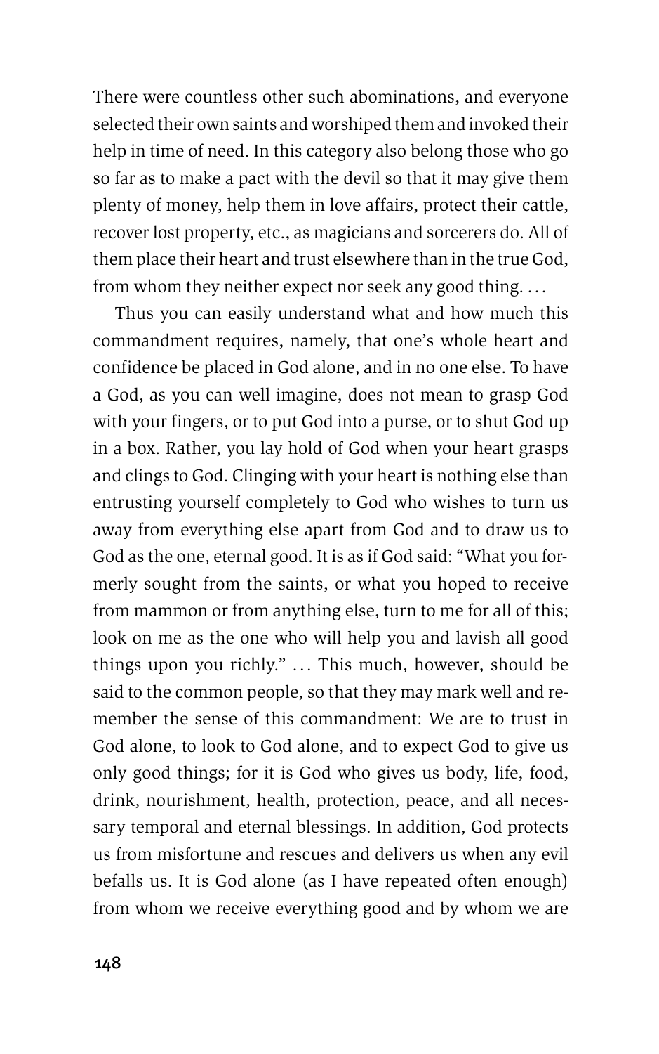There were countless other such abominations, and everyone selected their own saints and worshiped them and invoked their help in time of need. In this category also belong those who go so far as to make a pact with the devil so that it may give them plenty of money, help them in love affairs, protect their cattle, recover lost property, etc., as magicians and sorcerers do. All of them place their heart and trust elsewhere than in the true God, from whom they neither expect nor seek any good thing. . . .

Thus you can easily understand what and how much this commandment requires, namely, that one's whole heart and confidence be placed in God alone, and in no one else. To have a God, as you can well imagine, does not mean to grasp God with your fingers, or to put God into a purse, or to shut God up in a box. Rather, you lay hold of God when your heart grasps and clings to God. Clinging with your heart is nothing else than entrusting yourself completely to God who wishes to turn us away from everything else apart from God and to draw us to God as the one, eternal good. It is as if God said: "What you formerly sought from the saints, or what you hoped to receive from mammon or from anything else, turn to me for all of this; look on me as the one who will help you and lavish all good things upon you richly." . . . This much, however, should be said to the common people, so that they may mark well and remember the sense of this commandment: We are to trust in God alone, to look to God alone, and to expect God to give us only good things; for it is God who gives us body, life, food, drink, nourishment, health, protection, peace, and all necessary temporal and eternal blessings. In addition, God protects us from misfortune and rescues and delivers us when any evil befalls us. It is God alone (as I have repeated often enough) from whom we receive everything good and by whom we are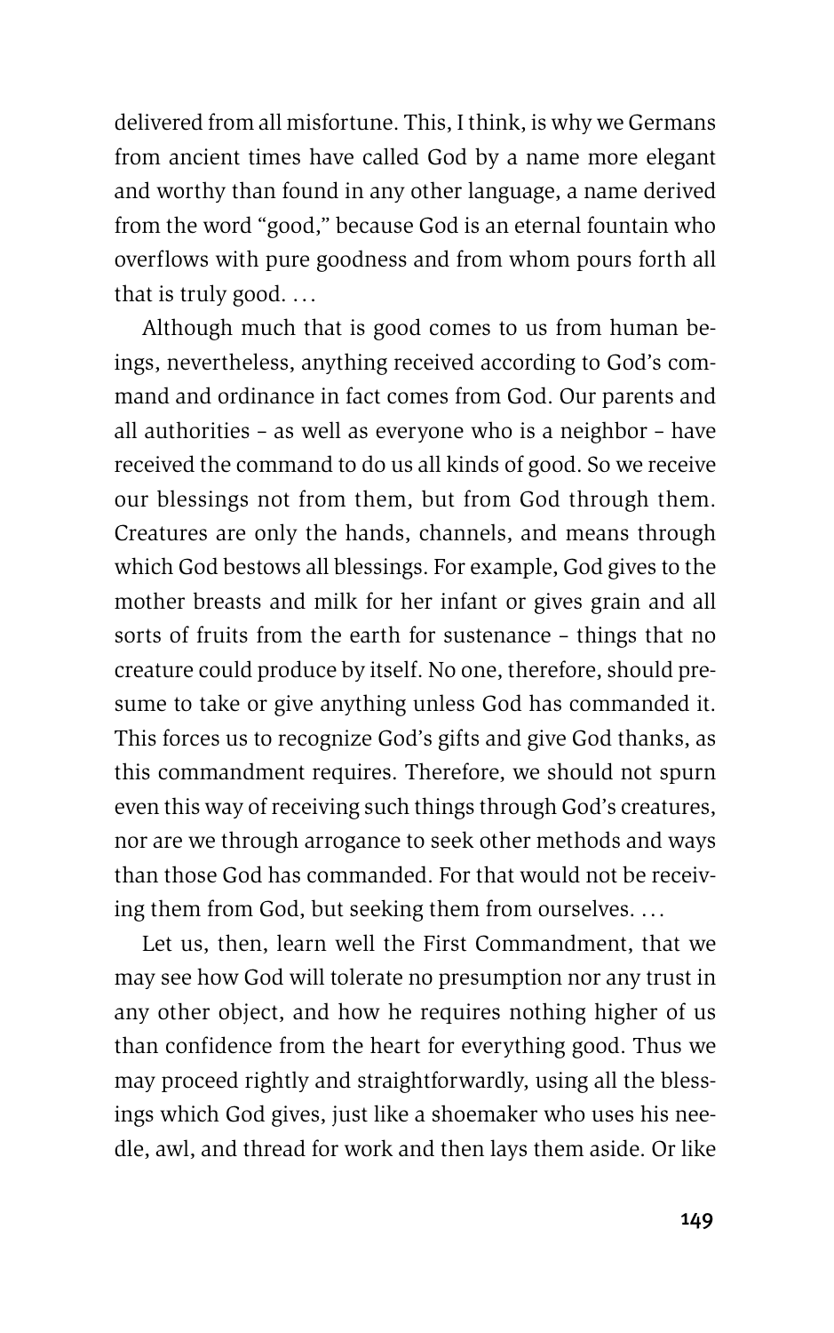delivered from all misfortune. This, I think, is why we Germans from ancient times have called God by a name more elegant and worthy than found in any other language, a name derived from the word "good," because God is an eternal fountain who overflows with pure goodness and from whom pours forth all that is truly good. ...

Although much that is good comes to us from human beings, nevertheless, anything received according to God's command and ordinance in fact comes from God. Our parents and all authorities – as well as everyone who is a neighbor – have received the command to do us all kinds of good. So we receive our blessings not from them, but from God through them. Creatures are only the hands, channels, and means through which God bestows all blessings. For example, God gives to the mother breasts and milk for her infant or gives grain and all sorts of fruits from the earth for sustenance – things that no creature could produce by itself. No one, therefore, should presume to take or give anything unless God has commanded it. This forces us to recognize God's gifts and give God thanks, as this commandment requires. Therefore, we should not spurn even this way of receiving such things through God's creatures, nor are we through arrogance to seek other methods and ways than those God has commanded. For that would not be receiving them from God, but seeking them from ourselves. ...

Let us, then, learn well the First Commandment, that we may see how God will tolerate no presumption nor any trust in any other object, and how he requires nothing higher of us than confidence from the heart for everything good. Thus we may proceed rightly and straightforwardly, using all the blessings which God gives, just like a shoemaker who uses his needle, awl, and thread for work and then lays them aside. Or like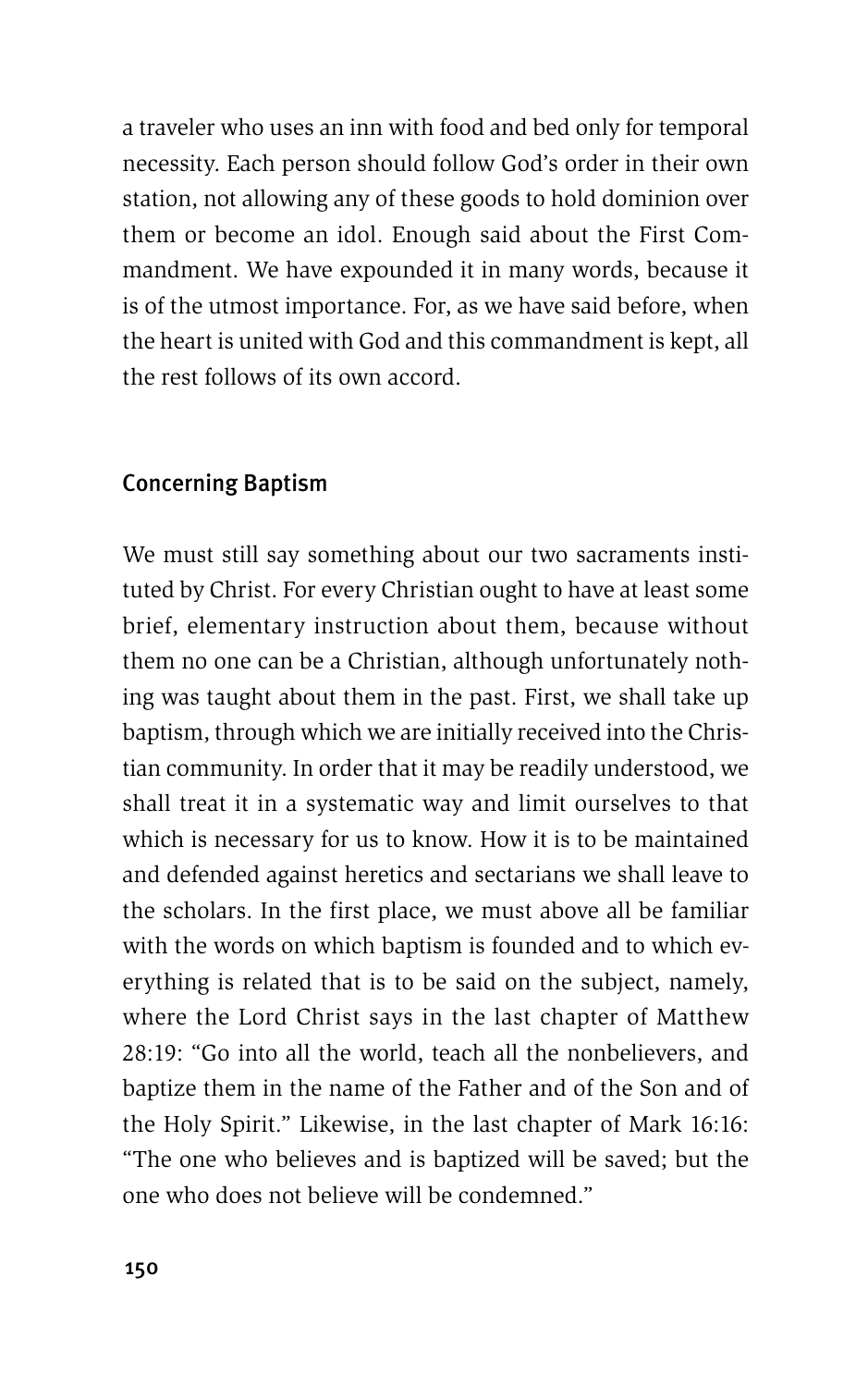a traveler who uses an inn with food and bed only for temporal necessity. Each person should follow God's order in their own station, not allowing any of these goods to hold dominion over them or become an idol. Enough said about the First Commandment. We have expounded it in many words, because it is of the utmost importance. For, as we have said before, when the heart is united with God and this commandment is kept, all the rest follows of its own accord.

### Concerning Baptism

We must still say something about our two sacraments instituted by Christ. For every Christian ought to have at least some brief, elementary instruction about them, because without them no one can be a Christian, although unfortunately nothing was taught about them in the past. First, we shall take up baptism, through which we are initially received into the Christian community. In order that it may be readily understood, we shall treat it in a systematic way and limit ourselves to that which is necessary for us to know. How it is to be maintained and defended against heretics and sectarians we shall leave to the scholars. In the first place, we must above all be familiar with the words on which baptism is founded and to which everything is related that is to be said on the subject, namely, where the Lord Christ says in the last chapter of Matthew 28:19: "Go into all the world, teach all the nonbelievers, and baptize them in the name of the Father and of the Son and of the Holy Spirit." Likewise, in the last chapter of Mark 16:16: "The one who believes and is baptized will be saved; but the one who does not believe will be condemned."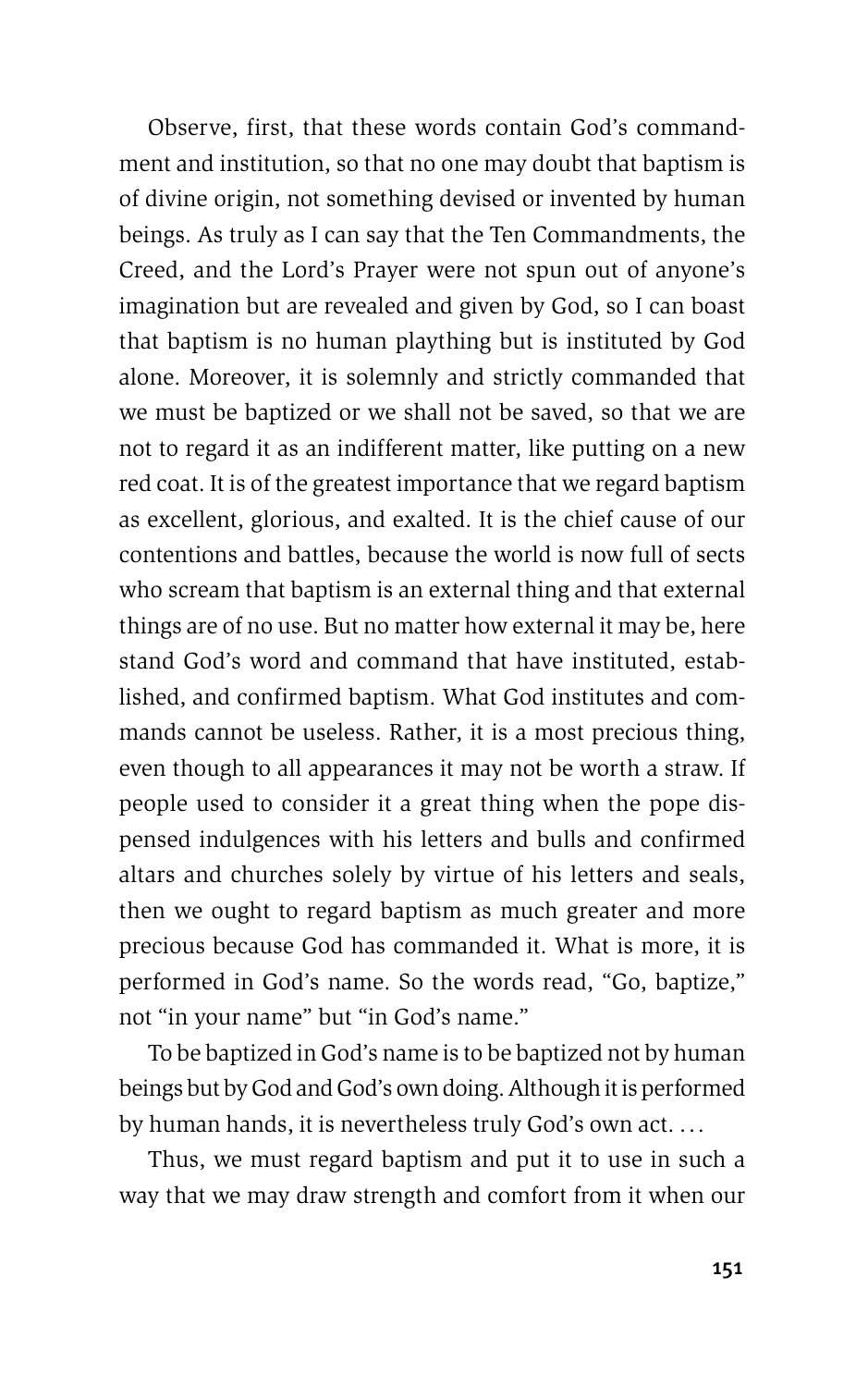Observe, first, that these words contain God's commandment and institution, so that no one may doubt that baptism is of divine origin, not something devised or invented by human beings. As truly as I can say that the Ten Commandments, the Creed, and the Lord's Prayer were not spun out of anyone's imagination but are revealed and given by God, so I can boast that baptism is no human plaything but is instituted by God alone. Moreover, it is solemnly and strictly commanded that we must be baptized or we shall not be saved, so that we are not to regard it as an indifferent matter, like putting on a new red coat. It is of the greatest importance that we regard baptism as excellent, glorious, and exalted. It is the chief cause of our contentions and battles, because the world is now full of sects who scream that baptism is an external thing and that external things are of no use. But no matter how external it may be, here stand God's word and command that have instituted, established, and confirmed baptism. What God institutes and commands cannot be useless. Rather, it is a most precious thing, even though to all appearances it may not be worth a straw. If people used to consider it a great thing when the pope dispensed indulgences with his letters and bulls and confirmed altars and churches solely by virtue of his letters and seals, then we ought to regard baptism as much greater and more precious because God has commanded it. What is more, it is performed in God's name. So the words read, "Go, baptize," not "in your name" but "in God's name."

To be baptized in God's name is to be baptized not by human beings but by God and God's own doing. Although it is performed by human hands, it is nevertheless truly God's own act. . . .

Thus, we must regard baptism and put it to use in such a way that we may draw strength and comfort from it when our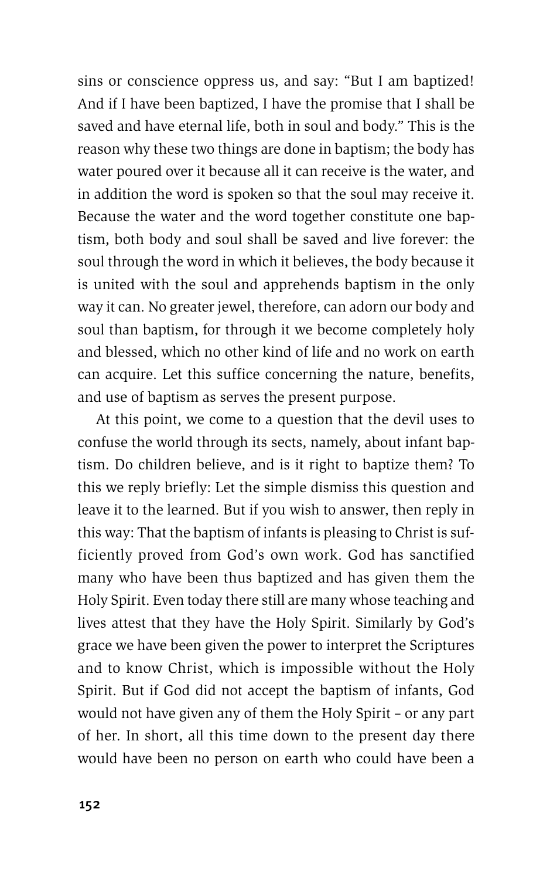sins or conscience oppress us, and say: "But I am baptized! And if I have been baptized, I have the promise that I shall be saved and have eternal life, both in soul and body." This is the reason why these two things are done in baptism; the body has water poured over it because all it can receive is the water, and in addition the word is spoken so that the soul may receive it. Because the water and the word together constitute one baptism, both body and soul shall be saved and live forever: the soul through the word in which it believes, the body because it is united with the soul and apprehends baptism in the only way it can. No greater jewel, therefore, can adorn our body and soul than baptism, for through it we become completely holy and blessed, which no other kind of life and no work on earth can acquire. Let this suffice concerning the nature, benefits, and use of baptism as serves the present purpose.

At this point, we come to a question that the devil uses to confuse the world through its sects, namely, about infant baptism. Do children believe, and is it right to baptize them? To this we reply briefly: Let the simple dismiss this question and leave it to the learned. But if you wish to answer, then reply in this way: That the baptism of infants is pleasing to Christ is sufficiently proved from God's own work. God has sanctified many who have been thus baptized and has given them the Holy Spirit. Even today there still are many whose teaching and lives attest that they have the Holy Spirit. Similarly by God's grace we have been given the power to interpret the Scriptures and to know Christ, which is impossible without the Holy Spirit. But if God did not accept the baptism of infants, God would not have given any of them the Holy Spirit – or any part of her. In short, all this time down to the present day there would have been no person on earth who could have been a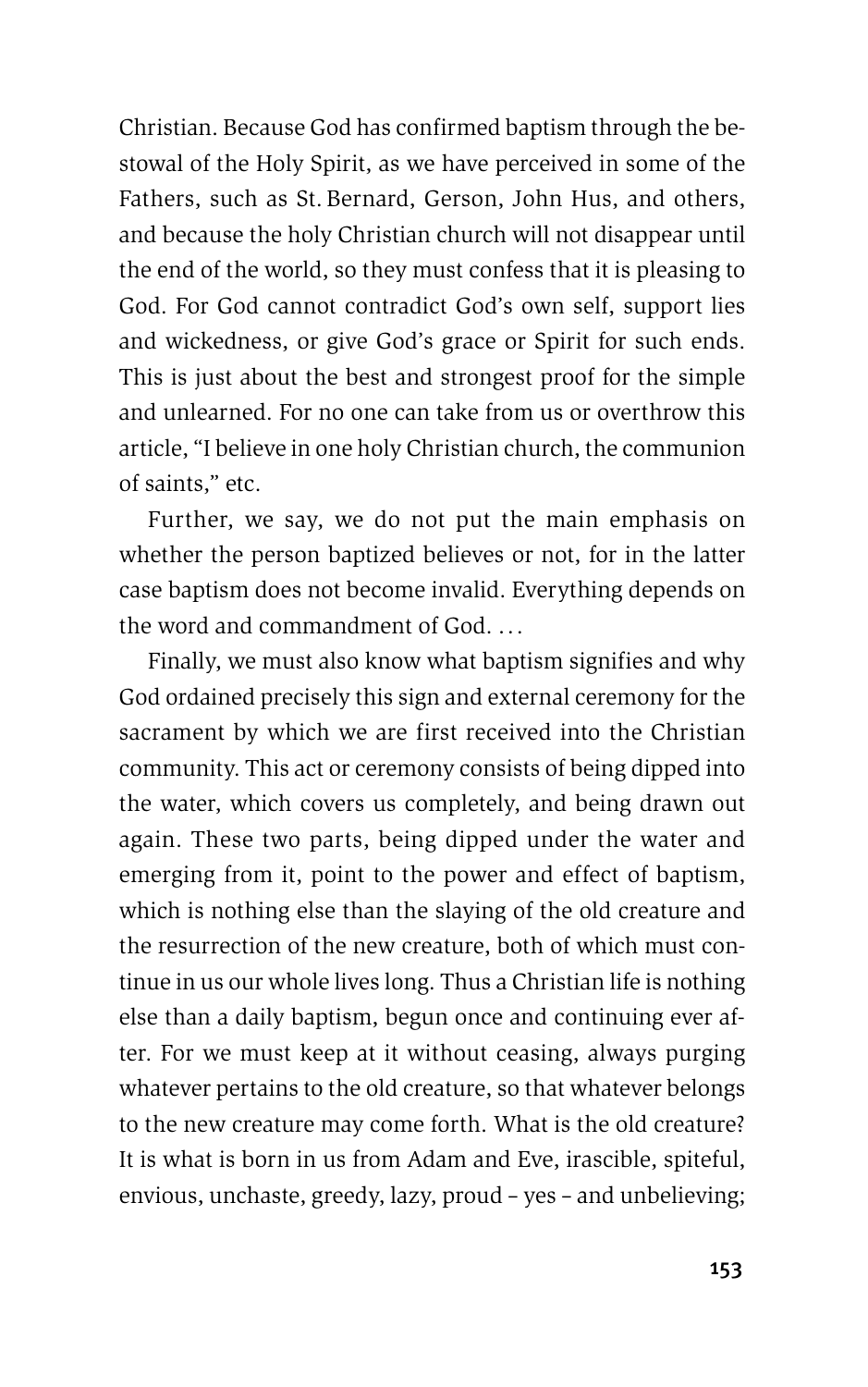Christian. Because God has confirmed baptism through the bestowal of the Holy Spirit, as we have perceived in some of the Fathers, such as St. Bernard, Gerson, John Hus, and others, and because the holy Christian church will not disappear until the end of the world, so they must confess that it is pleasing to God. For God cannot contradict God's own self, support lies and wickedness, or give God's grace or Spirit for such ends. This is just about the best and strongest proof for the simple and unlearned. For no one can take from us or overthrow this article, "I believe in one holy Christian church, the communion of saints," etc.

Further, we say, we do not put the main emphasis on whether the person baptized believes or not, for in the latter case baptism does not become invalid. Everything depends on the word and commandment of God. . . .

Finally, we must also know what baptism signifies and why God ordained precisely this sign and external ceremony for the sacrament by which we are first received into the Christian community. This act or ceremony consists of being dipped into the water, which covers us completely, and being drawn out again. These two parts, being dipped under the water and emerging from it, point to the power and effect of baptism, which is nothing else than the slaying of the old creature and the resurrection of the new creature, both of which must continue in us our whole lives long. Thus a Christian life is nothing else than a daily baptism, begun once and continuing ever after. For we must keep at it without ceasing, always purging whatever pertains to the old creature, so that whatever belongs to the new creature may come forth. What is the old creature? It is what is born in us from Adam and Eve, irascible, spiteful, envious, unchaste, greedy, lazy, proud – yes – and unbelieving;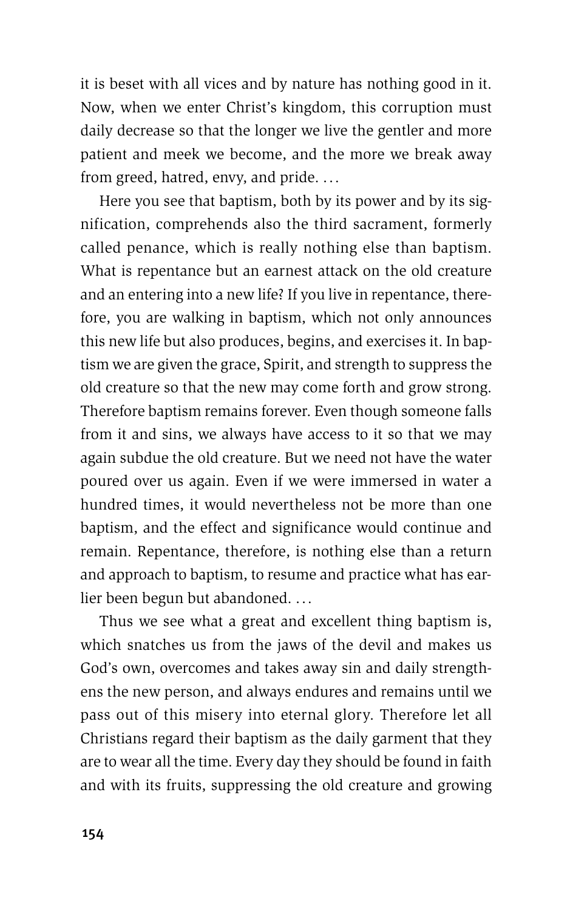it is beset with all vices and by nature has nothing good in it. Now, when we enter Christ's kingdom, this corruption must daily decrease so that the longer we live the gentler and more patient and meek we become, and the more we break away from greed, hatred, envy, and pride. . . .

Here you see that baptism, both by its power and by its signification, comprehends also the third sacrament, formerly called penance, which is really nothing else than baptism. What is repentance but an earnest attack on the old creature and an entering into a new life? If you live in repentance, therefore, you are walking in baptism, which not only announces this new life but also produces, begins, and exercises it. In baptism we are given the grace, Spirit, and strength to suppress the old creature so that the new may come forth and grow strong. Therefore baptism remains forever. Even though someone falls from it and sins, we always have access to it so that we may again subdue the old creature. But we need not have the water poured over us again. Even if we were immersed in water a hundred times, it would nevertheless not be more than one baptism, and the effect and significance would continue and remain. Repentance, therefore, is nothing else than a return and approach to baptism, to resume and practice what has earlier been begun but abandoned. . . .

Thus we see what a great and excellent thing baptism is, which snatches us from the jaws of the devil and makes us God's own, overcomes and takes away sin and daily strengthens the new person, and always endures and remains until we pass out of this misery into eternal glory. Therefore let all Christians regard their baptism as the daily garment that they are to wear all the time. Every day they should be found in faith and with its fruits, suppressing the old creature and growing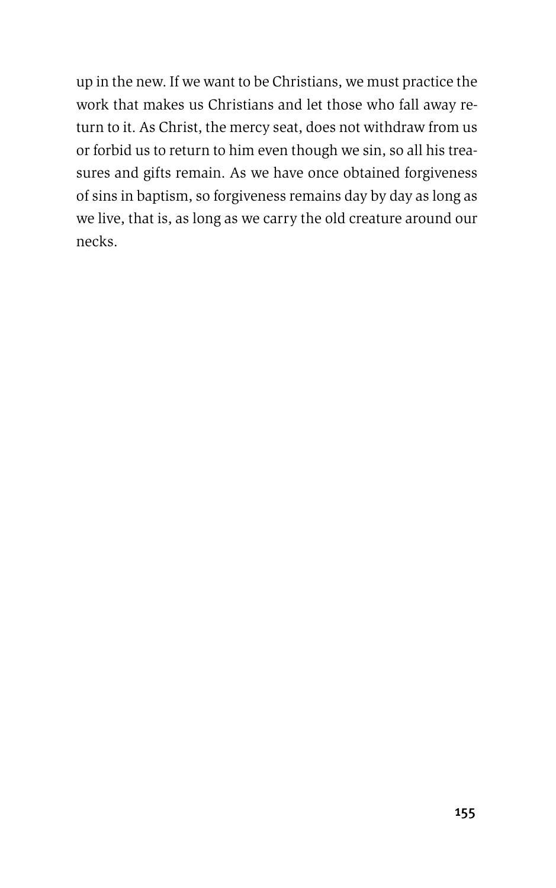up in the new. If we want to be Christians, we must practice the work that makes us Christians and let those who fall away return to it. As Christ, the mercy seat, does not withdraw from us or forbid us to return to him even though we sin, so all his treasures and gifts remain. As we have once obtained forgiveness of sins in baptism, so forgiveness remains day by day as long as we live, that is, as long as we carry the old creature around our necks.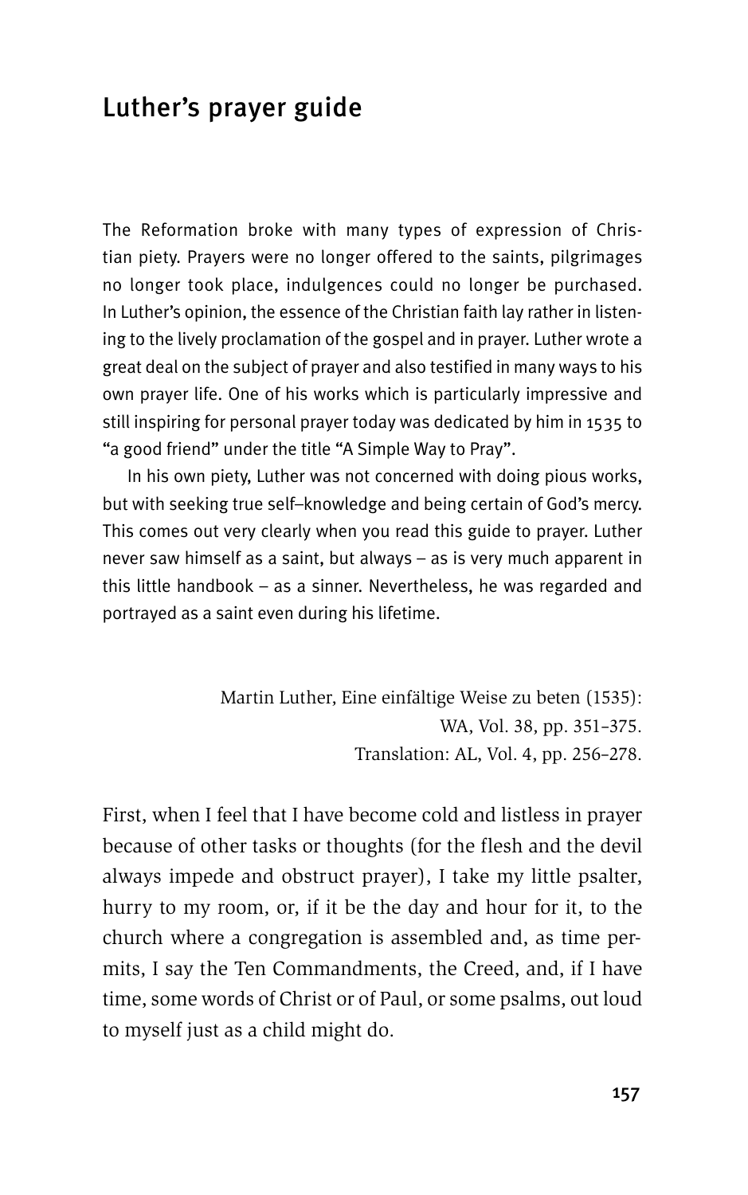# Luther's prayer guide

The Reformation broke with many types of expression of Christian piety. Prayers were no longer offered to the saints, pilgrimages no longer took place, indulgences could no longer be purchased. In Luther's opinion, the essence of the Christian faith lay rather in listening to the lively proclamation of the gospel and in prayer. Luther wrote a great deal on the subject of prayer and also testified in many ways to his own prayer life. One of his works which is particularly impressive and still inspiring for personal prayer today was dedicated by him in 1535 to "a good friend" under the title "A Simple Way to Pray".

In his own piety, Luther was not concerned with doing pious works, but with seeking true self–knowledge and being certain of God's mercy. This comes out very clearly when you read this guide to prayer. Luther never saw himself as a saint, but always – as is very much apparent in this little handbook – as a sinner. Nevertheless, he was regarded and portrayed as a saint even during his lifetime.

Martin Luther, Eine einfältige Weise zu beten (1535):
WA, Vol. 38, pp. 351–375.
Translation: AL, Vol. 4, pp. 256–278.

First, when I feel that I have become cold and listless in prayer because of other tasks or thoughts (for the flesh and the devil always impede and obstruct prayer), I take my little psalter, hurry to my room, or, if it be the day and hour for it, to the church where a congregation is assembled and, as time permits, I say the Ten Commandments, the Creed, and, if I have time, some words of Christ or of Paul, or some psalms, out loud to myself just as a child might do.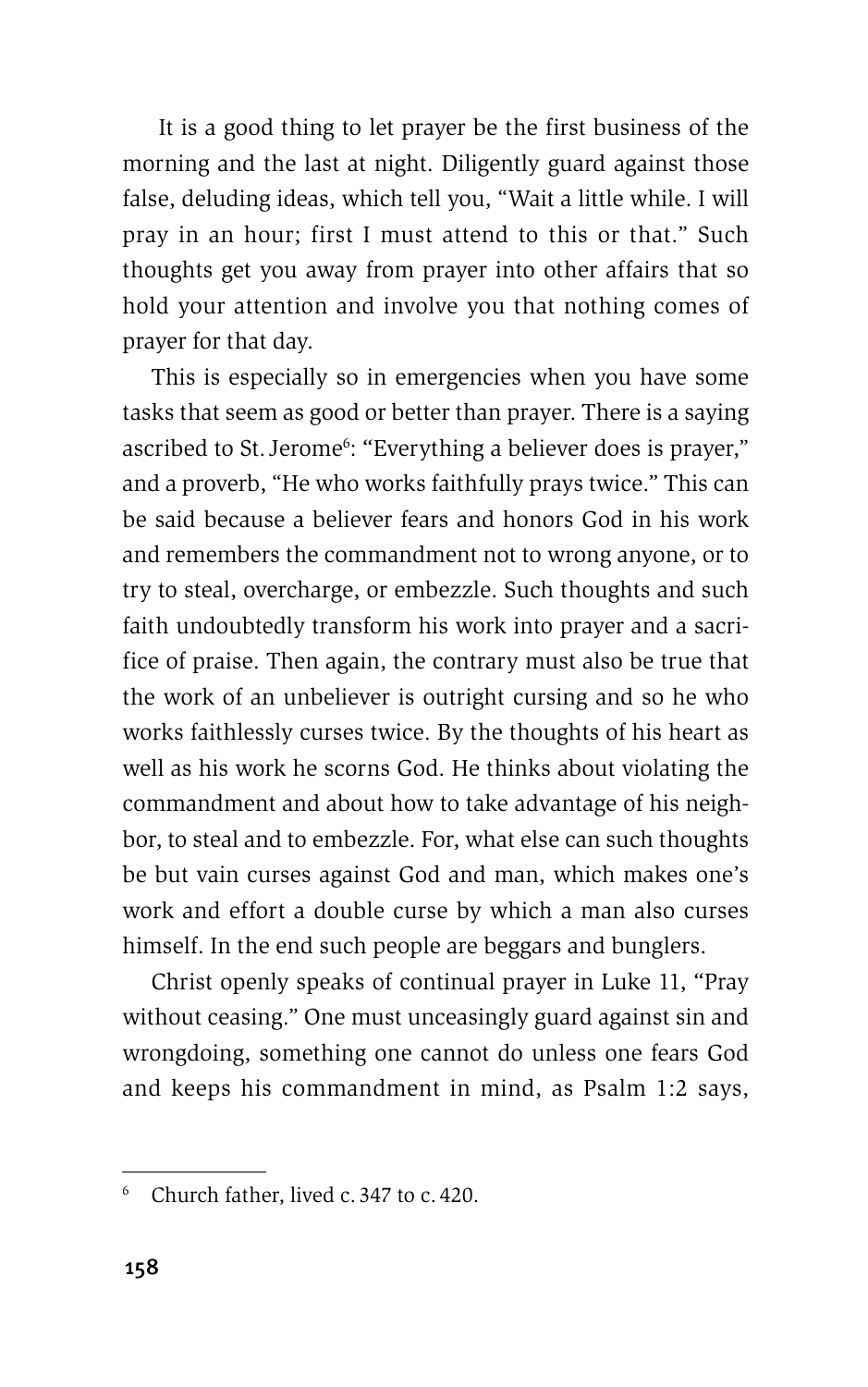It is a good thing to let prayer be the first business of the morning and the last at night. Diligently guard against those false, deluding ideas, which tell you, "Wait a little while. I will pray in an hour; first I must attend to this or that." Such thoughts get you away from prayer into other affairs that so hold your attention and involve you that nothing comes of prayer for that day.

This is especially so in emergencies when you have some tasks that seem as good or better than prayer. There is a saying ascribed to St. Jerome[6]: "Everything a believer does is prayer," and a proverb, "He who works faithfully prays twice." This can be said because a believer fears and honors God in his work and remembers the commandment not to wrong anyone, or to try to steal, overcharge, or embezzle. Such thoughts and such faith undoubtedly transform his work into prayer and a sacrifice of praise. Then again, the contrary must also be true that the work of an unbeliever is outright cursing and so he who works faithlessly curses twice. By the thoughts of his heart as well as his work he scorns God. He thinks about violating the commandment and about how to take advantage of his neighbor, to steal and to embezzle. For, what else can such thoughts be but vain curses against God and man, which makes one's work and effort a double curse by which a man also curses himself. In the end such people are beggars and bunglers.

Christ openly speaks of continual prayer in Luke 11, "Pray without ceasing." One must unceasingly guard against sin and wrongdoing, something one cannot do unless one fears God and keeps his commandment in mind, as Psalm 1:2 says,

---

[6] Church father, lived c. 347 to c. 420.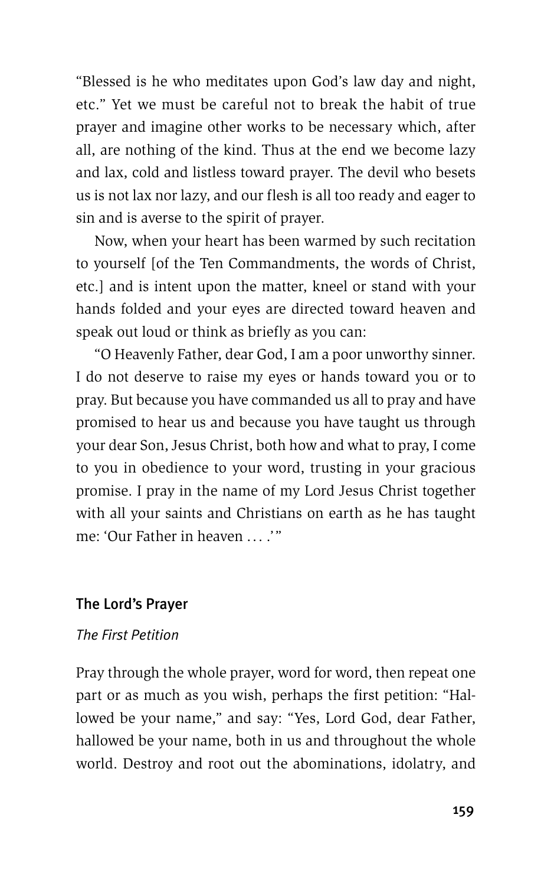"Blessed is he who meditates upon God's law day and night, etc." Yet we must be careful not to break the habit of true prayer and imagine other works to be necessary which, after all, are nothing of the kind. Thus at the end we become lazy and lax, cold and listless toward prayer. The devil who besets us is not lax nor lazy, and our flesh is all too ready and eager to sin and is averse to the spirit of prayer.

Now, when your heart has been warmed by such recitation to yourself [of the Ten Commandments, the words of Christ, etc.] and is intent upon the matter, kneel or stand with your hands folded and your eyes are directed toward heaven and speak out loud or think as briefly as you can:

"O Heavenly Father, dear God, I am a poor unworthy sinner. I do not deserve to raise my eyes or hands toward you or to pray. But because you have commanded us all to pray and have promised to hear us and because you have taught us through your dear Son, Jesus Christ, both how and what to pray, I come to you in obedience to your word, trusting in your gracious promise. I pray in the name of my Lord Jesus Christ together with all your saints and Christians on earth as he has taught me: 'Our Father in heaven . . . .'"

## The Lord's Prayer

### *The First Petition*

Pray through the whole prayer, word for word, then repeat one part or as much as you wish, perhaps the first petition: "Hallowed be your name," and say: "Yes, Lord God, dear Father, hallowed be your name, both in us and throughout the whole world. Destroy and root out the abominations, idolatry, and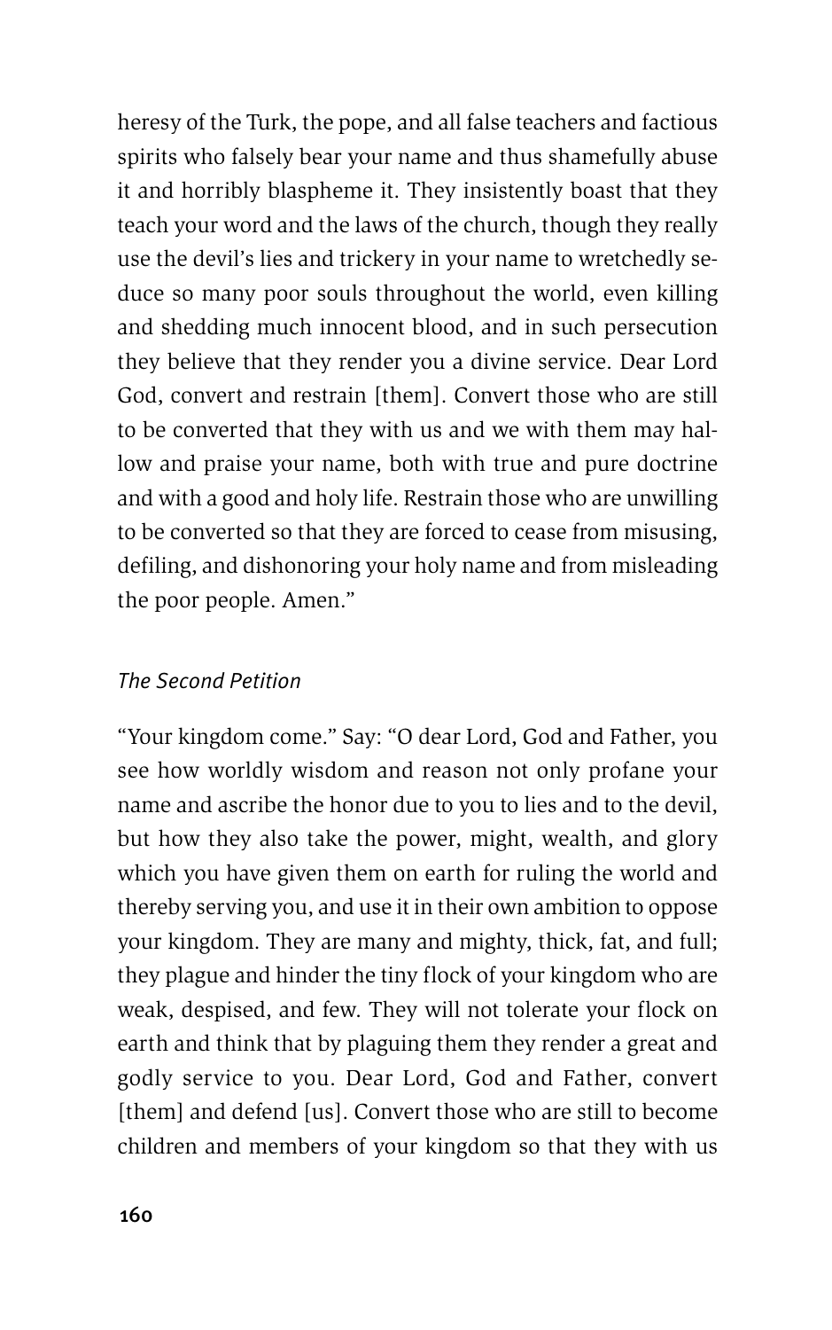heresy of the Turk, the pope, and all false teachers and factious spirits who falsely bear your name and thus shamefully abuse it and horribly blaspheme it. They insistently boast that they teach your word and the laws of the church, though they really use the devil's lies and trickery in your name to wretchedly seduce so many poor souls throughout the world, even killing and shedding much innocent blood, and in such persecution they believe that they render you a divine service. Dear Lord God, convert and restrain [them]. Convert those who are still to be converted that they with us and we with them may hallow and praise your name, both with true and pure doctrine and with a good and holy life. Restrain those who are unwilling to be converted so that they are forced to cease from misusing, defiling, and dishonoring your holy name and from misleading the poor people. Amen."

### *The Second Petition*

"Your kingdom come." Say: "O dear Lord, God and Father, you see how worldly wisdom and reason not only profane your name and ascribe the honor due to you to lies and to the devil, but how they also take the power, might, wealth, and glory which you have given them on earth for ruling the world and thereby serving you, and use it in their own ambition to oppose your kingdom. They are many and mighty, thick, fat, and full; they plague and hinder the tiny flock of your kingdom who are weak, despised, and few. They will not tolerate your flock on earth and think that by plaguing them they render a great and godly service to you. Dear Lord, God and Father, convert [them] and defend [us]. Convert those who are still to become children and members of your kingdom so that they with us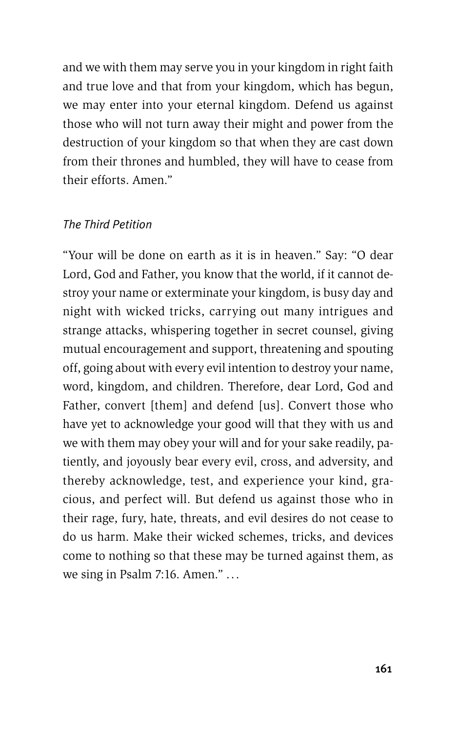and we with them may serve you in your kingdom in right faith and true love and that from your kingdom, which has begun, we may enter into your eternal kingdom. Defend us against those who will not turn away their might and power from the destruction of your kingdom so that when they are cast down from their thrones and humbled, they will have to cease from their efforts. Amen."

*The Third Petition*

"Your will be done on earth as it is in heaven." Say: "O dear Lord, God and Father, you know that the world, if it cannot destroy your name or exterminate your kingdom, is busy day and night with wicked tricks, carrying out many intrigues and strange attacks, whispering together in secret counsel, giving mutual encouragement and support, threatening and spouting off, going about with every evil intention to destroy your name, word, kingdom, and children. Therefore, dear Lord, God and Father, convert [them] and defend [us]. Convert those who have yet to acknowledge your good will that they with us and we with them may obey your will and for your sake readily, patiently, and joyously bear every evil, cross, and adversity, and thereby acknowledge, test, and experience your kind, gracious, and perfect will. But defend us against those who in their rage, fury, hate, threats, and evil desires do not cease to do us harm. Make their wicked schemes, tricks, and devices come to nothing so that these may be turned against them, as we sing in Psalm 7:16. Amen." …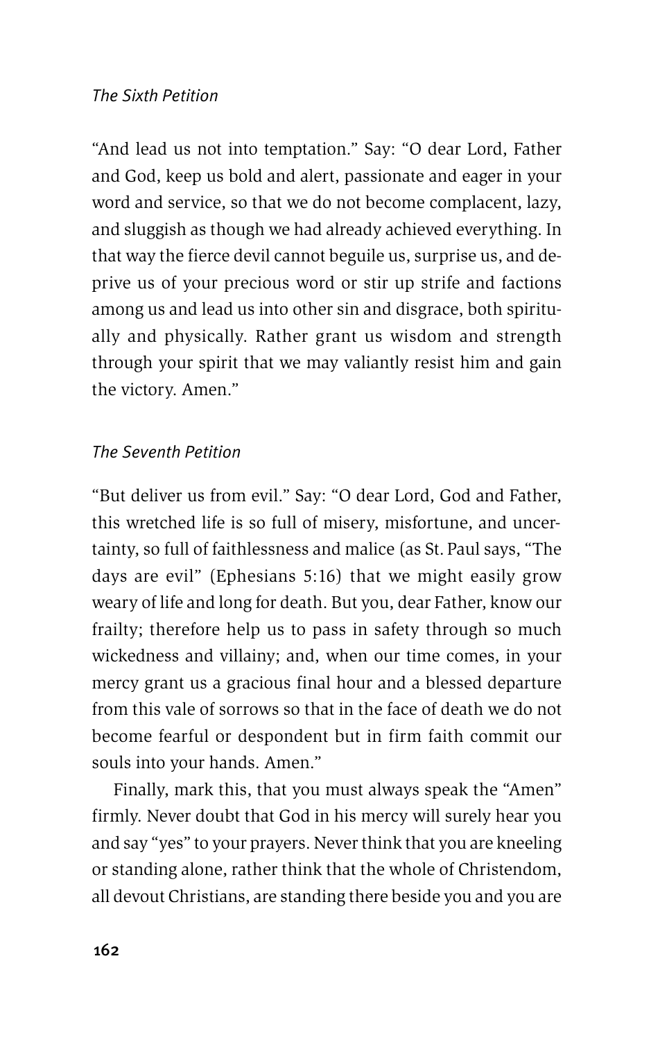*The Sixth Petition*

"And lead us not into temptation." Say: "O dear Lord, Father and God, keep us bold and alert, passionate and eager in your word and service, so that we do not become complacent, lazy, and sluggish as though we had already achieved everything. In that way the fierce devil cannot beguile us, surprise us, and deprive us of your precious word or stir up strife and factions among us and lead us into other sin and disgrace, both spiritually and physically. Rather grant us wisdom and strength through your spirit that we may valiantly resist him and gain the victory. Amen."

*The Seventh Petition*

"But deliver us from evil." Say: "O dear Lord, God and Father, this wretched life is so full of misery, misfortune, and uncertainty, so full of faithlessness and malice (as St. Paul says, "The days are evil" (Ephesians 5:16) that we might easily grow weary of life and long for death. But you, dear Father, know our frailty; therefore help us to pass in safety through so much wickedness and villainy; and, when our time comes, in your mercy grant us a gracious final hour and a blessed departure from this vale of sorrows so that in the face of death we do not become fearful or despondent but in firm faith commit our souls into your hands. Amen."

Finally, mark this, that you must always speak the "Amen" firmly. Never doubt that God in his mercy will surely hear you and say "yes" to your prayers. Never think that you are kneeling or standing alone, rather think that the whole of Christendom, all devout Christians, are standing there beside you and you are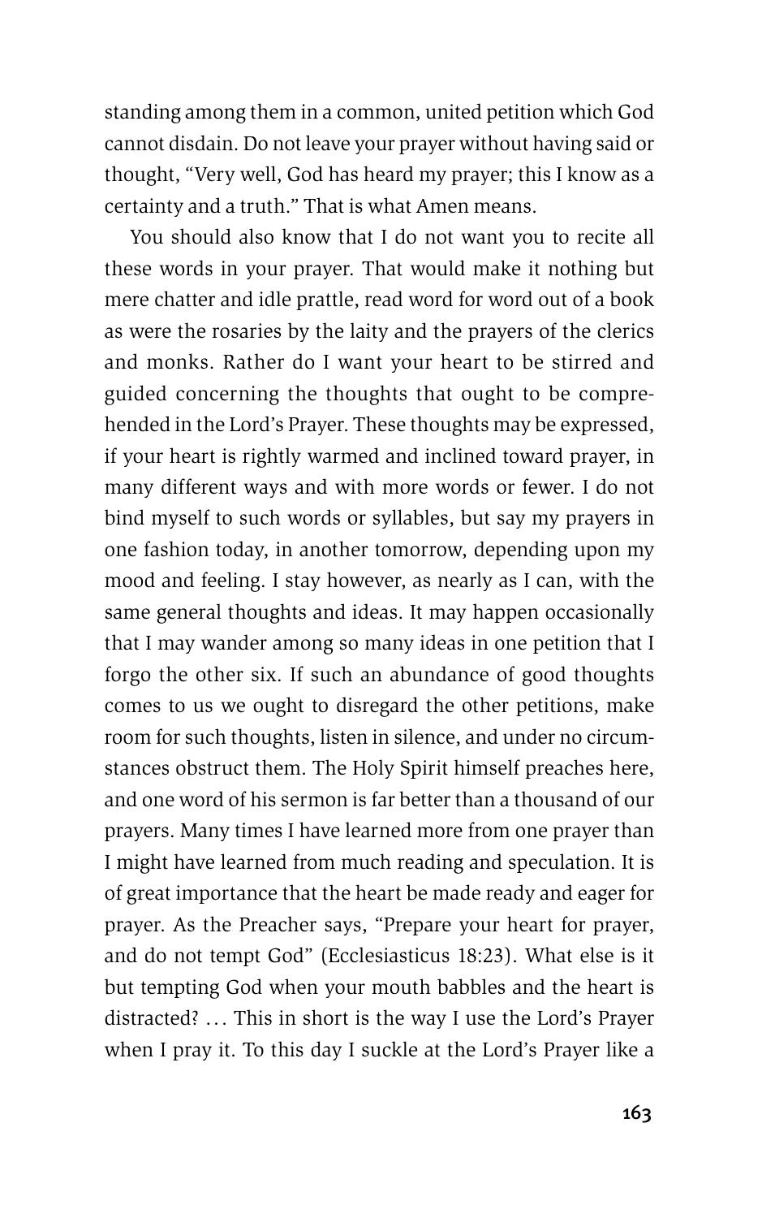standing among them in a common, united petition which God cannot disdain. Do not leave your prayer without having said or thought, "Very well, God has heard my prayer; this I know as a certainty and a truth." That is what Amen means.

You should also know that I do not want you to recite all these words in your prayer. That would make it nothing but mere chatter and idle prattle, read word for word out of a book as were the rosaries by the laity and the prayers of the clerics and monks. Rather do I want your heart to be stirred and guided concerning the thoughts that ought to be comprehended in the Lord's Prayer. These thoughts may be expressed, if your heart is rightly warmed and inclined toward prayer, in many different ways and with more words or fewer. I do not bind myself to such words or syllables, but say my prayers in one fashion today, in another tomorrow, depending upon my mood and feeling. I stay however, as nearly as I can, with the same general thoughts and ideas. It may happen occasionally that I may wander among so many ideas in one petition that I forgo the other six. If such an abundance of good thoughts comes to us we ought to disregard the other petitions, make room for such thoughts, listen in silence, and under no circumstances obstruct them. The Holy Spirit himself preaches here, and one word of his sermon is far better than a thousand of our prayers. Many times I have learned more from one prayer than I might have learned from much reading and speculation. It is of great importance that the heart be made ready and eager for prayer. As the Preacher says, "Prepare your heart for prayer, and do not tempt God" (Ecclesiasticus 18:23). What else is it but tempting God when your mouth babbles and the heart is distracted? . . . This in short is the way I use the Lord's Prayer when I pray it. To this day I suckle at the Lord's Prayer like a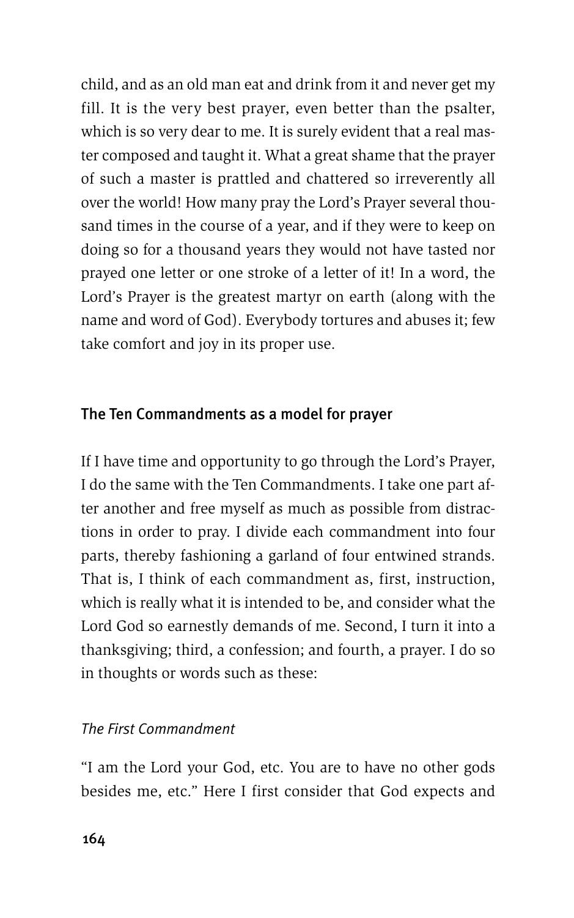child, and as an old man eat and drink from it and never get my fill. It is the very best prayer, even better than the psalter, which is so very dear to me. It is surely evident that a real master composed and taught it. What a great shame that the prayer of such a master is prattled and chattered so irreverently all over the world! How many pray the Lord's Prayer several thousand times in the course of a year, and if they were to keep on doing so for a thousand years they would not have tasted nor prayed one letter or one stroke of a letter of it! In a word, the Lord's Prayer is the greatest martyr on earth (along with the name and word of God). Everybody tortures and abuses it; few take comfort and joy in its proper use.

## The Ten Commandments as a model for prayer

If I have time and opportunity to go through the Lord's Prayer, I do the same with the Ten Commandments. I take one part after another and free myself as much as possible from distractions in order to pray. I divide each commandment into four parts, thereby fashioning a garland of four entwined strands. That is, I think of each commandment as, first, instruction, which is really what it is intended to be, and consider what the Lord God so earnestly demands of me. Second, I turn it into a thanksgiving; third, a confession; and fourth, a prayer. I do so in thoughts or words such as these:

### *The First Commandment*

"I am the Lord your God, etc. You are to have no other gods besides me, etc." Here I first consider that God expects and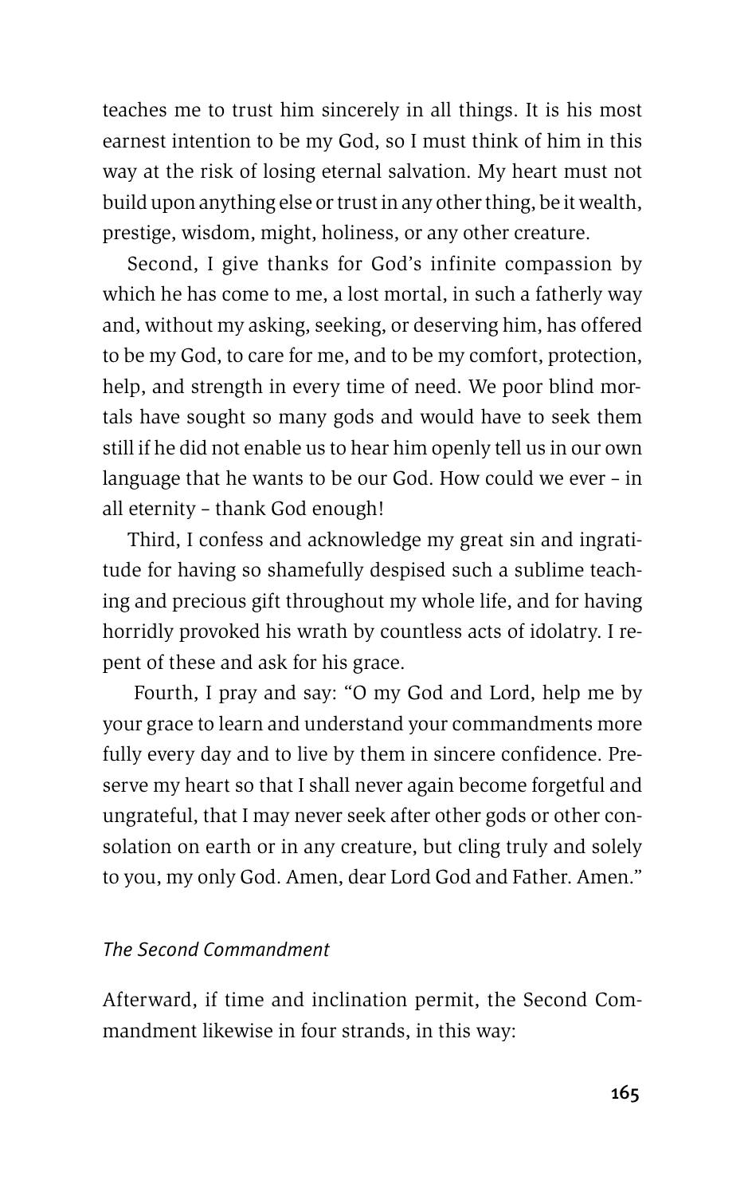teaches me to trust him sincerely in all things. It is his most earnest intention to be my God, so I must think of him in this way at the risk of losing eternal salvation. My heart must not build upon anything else or trust in any other thing, be it wealth, prestige, wisdom, might, holiness, or any other creature.

Second, I give thanks for God's infinite compassion by which he has come to me, a lost mortal, in such a fatherly way and, without my asking, seeking, or deserving him, has offered to be my God, to care for me, and to be my comfort, protection, help, and strength in every time of need. We poor blind mortals have sought so many gods and would have to seek them still if he did not enable us to hear him openly tell us in our own language that he wants to be our God. How could we ever – in all eternity – thank God enough!

Third, I confess and acknowledge my great sin and ingratitude for having so shamefully despised such a sublime teaching and precious gift throughout my whole life, and for having horridly provoked his wrath by countless acts of idolatry. I repent of these and ask for his grace.

Fourth, I pray and say: "O my God and Lord, help me by your grace to learn and understand your commandments more fully every day and to live by them in sincere confidence. Preserve my heart so that I shall never again become forgetful and ungrateful, that I may never seek after other gods or other consolation on earth or in any creature, but cling truly and solely to you, my only God. Amen, dear Lord God and Father. Amen."

### *The Second Commandment*

Afterward, if time and inclination permit, the Second Commandment likewise in four strands, in this way: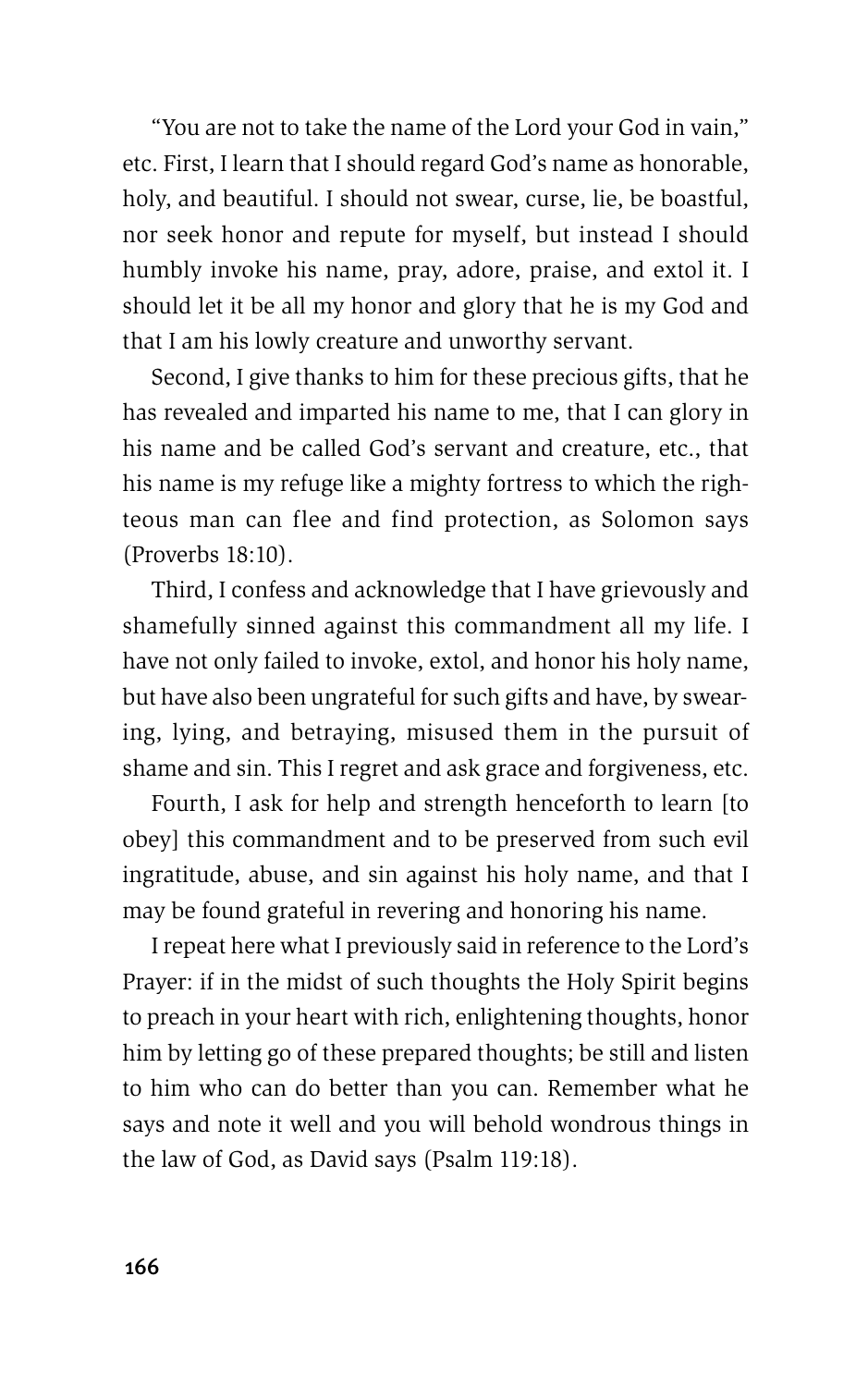"You are not to take the name of the Lord your God in vain," etc. First, I learn that I should regard God's name as honorable, holy, and beautiful. I should not swear, curse, lie, be boastful, nor seek honor and repute for myself, but instead I should humbly invoke his name, pray, adore, praise, and extol it. I should let it be all my honor and glory that he is my God and that I am his lowly creature and unworthy servant.

Second, I give thanks to him for these precious gifts, that he has revealed and imparted his name to me, that I can glory in his name and be called God's servant and creature, etc., that his name is my refuge like a mighty fortress to which the righteous man can flee and find protection, as Solomon says (Proverbs 18:10).

Third, I confess and acknowledge that I have grievously and shamefully sinned against this commandment all my life. I have not only failed to invoke, extol, and honor his holy name, but have also been ungrateful for such gifts and have, by swearing, lying, and betraying, misused them in the pursuit of shame and sin. This I regret and ask grace and forgiveness, etc.

Fourth, I ask for help and strength henceforth to learn [to obey] this commandment and to be preserved from such evil ingratitude, abuse, and sin against his holy name, and that I may be found grateful in revering and honoring his name.

I repeat here what I previously said in reference to the Lord's Prayer: if in the midst of such thoughts the Holy Spirit begins to preach in your heart with rich, enlightening thoughts, honor him by letting go of these prepared thoughts; be still and listen to him who can do better than you can. Remember what he says and note it well and you will behold wondrous things in the law of God, as David says (Psalm 119:18).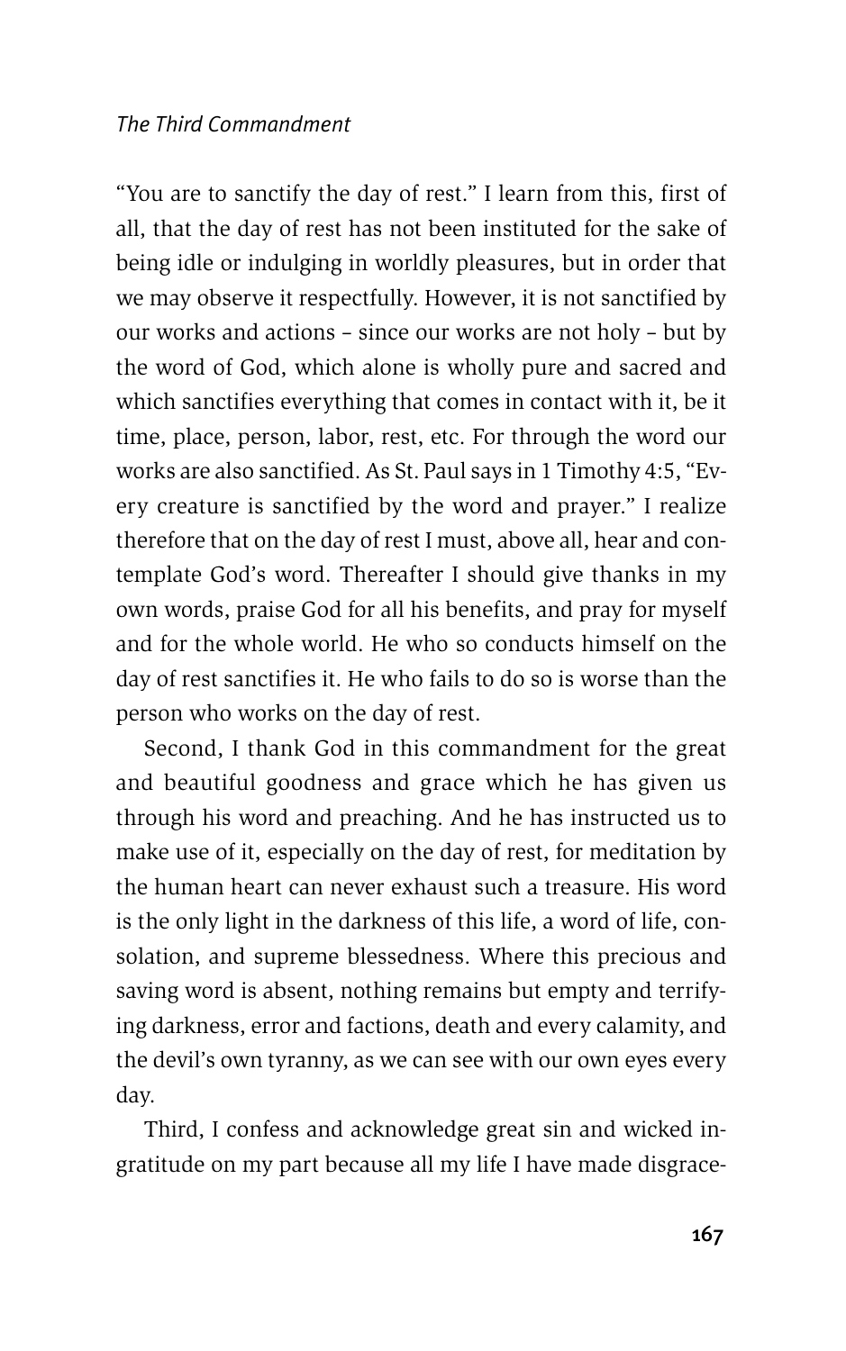“You are to sanctify the day of rest.” I learn from this, first of all, that the day of rest has not been instituted for the sake of being idle or indulging in worldly pleasures, but in order that we may observe it respectfully. However, it is not sanctified by our works and actions – since our works are not holy – but by the word of God, which alone is wholly pure and sacred and which sanctifies everything that comes in contact with it, be it time, place, person, labor, rest, etc. For through the word our works are also sanctified. As St. Paul says in 1 Timothy 4:5, “Every creature is sanctified by the word and prayer.” I realize therefore that on the day of rest I must, above all, hear and contemplate God’s word. Thereafter I should give thanks in my own words, praise God for all his benefits, and pray for myself and for the whole world. He who so conducts himself on the day of rest sanctifies it. He who fails to do so is worse than the person who works on the day of rest.

Second, I thank God in this commandment for the great and beautiful goodness and grace which he has given us through his word and preaching. And he has instructed us to make use of it, especially on the day of rest, for meditation by the human heart can never exhaust such a treasure. His word is the only light in the darkness of this life, a word of life, consolation, and supreme blessedness. Where this precious and saving word is absent, nothing remains but empty and terrifying darkness, error and factions, death and every calamity, and the devil’s own tyranny, as we can see with our own eyes every day.

Third, I confess and acknowledge great sin and wicked ingratitude on my part because all my life I have made disgrace-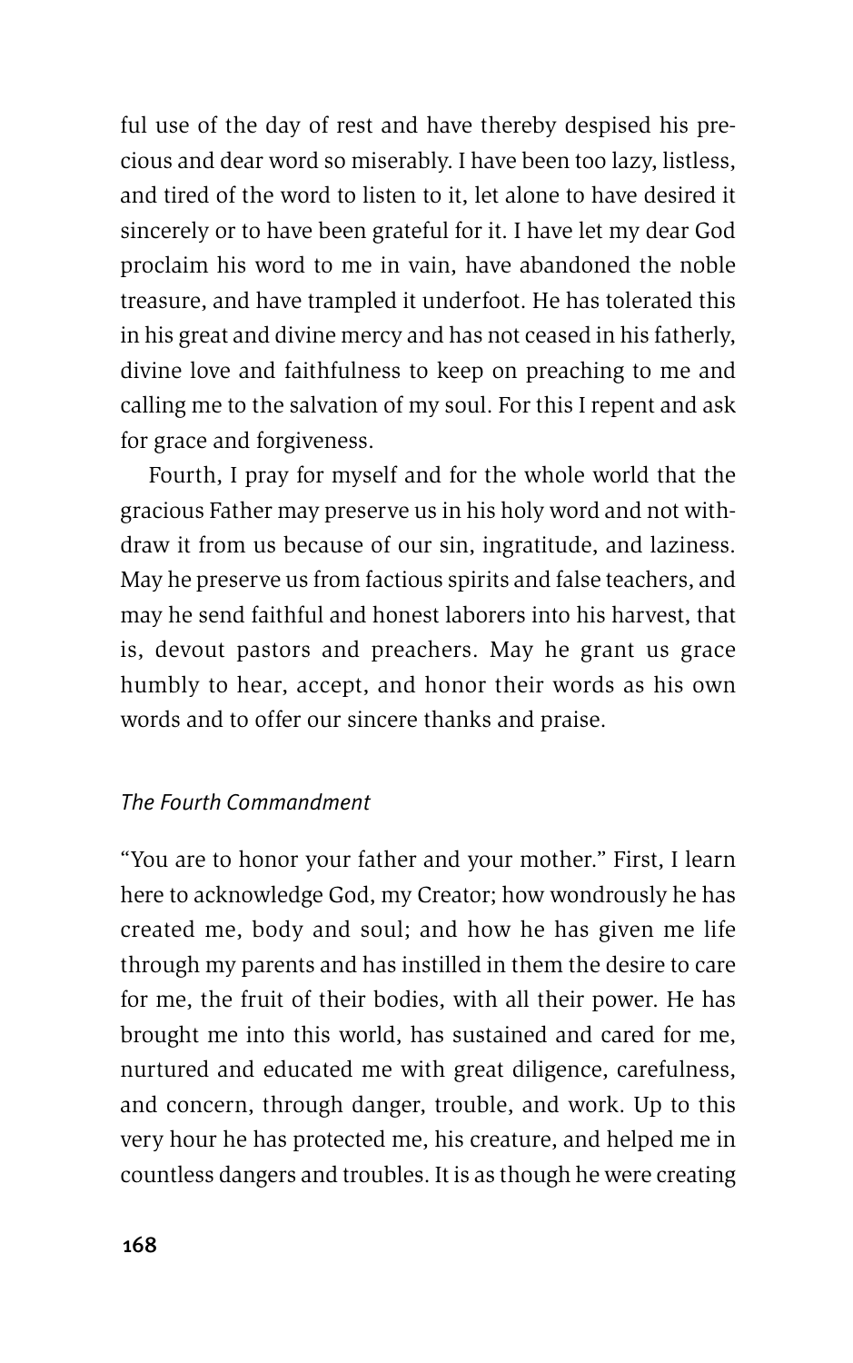ful use of the day of rest and have thereby despised his precious and dear word so miserably. I have been too lazy, listless, and tired of the word to listen to it, let alone to have desired it sincerely or to have been grateful for it. I have let my dear God proclaim his word to me in vain, have abandoned the noble treasure, and have trampled it underfoot. He has tolerated this in his great and divine mercy and has not ceased in his fatherly, divine love and faithfulness to keep on preaching to me and calling me to the salvation of my soul. For this I repent and ask for grace and forgiveness.

Fourth, I pray for myself and for the whole world that the gracious Father may preserve us in his holy word and not withdraw it from us because of our sin, ingratitude, and laziness. May he preserve us from factious spirits and false teachers, and may he send faithful and honest laborers into his harvest, that is, devout pastors and preachers. May he grant us grace humbly to hear, accept, and honor their words as his own words and to offer our sincere thanks and praise.

### *The Fourth Commandment*

"You are to honor your father and your mother." First, I learn here to acknowledge God, my Creator; how wondrously he has created me, body and soul; and how he has given me life through my parents and has instilled in them the desire to care for me, the fruit of their bodies, with all their power. He has brought me into this world, has sustained and cared for me, nurtured and educated me with great diligence, carefulness, and concern, through danger, trouble, and work. Up to this very hour he has protected me, his creature, and helped me in countless dangers and troubles. It is as though he were creating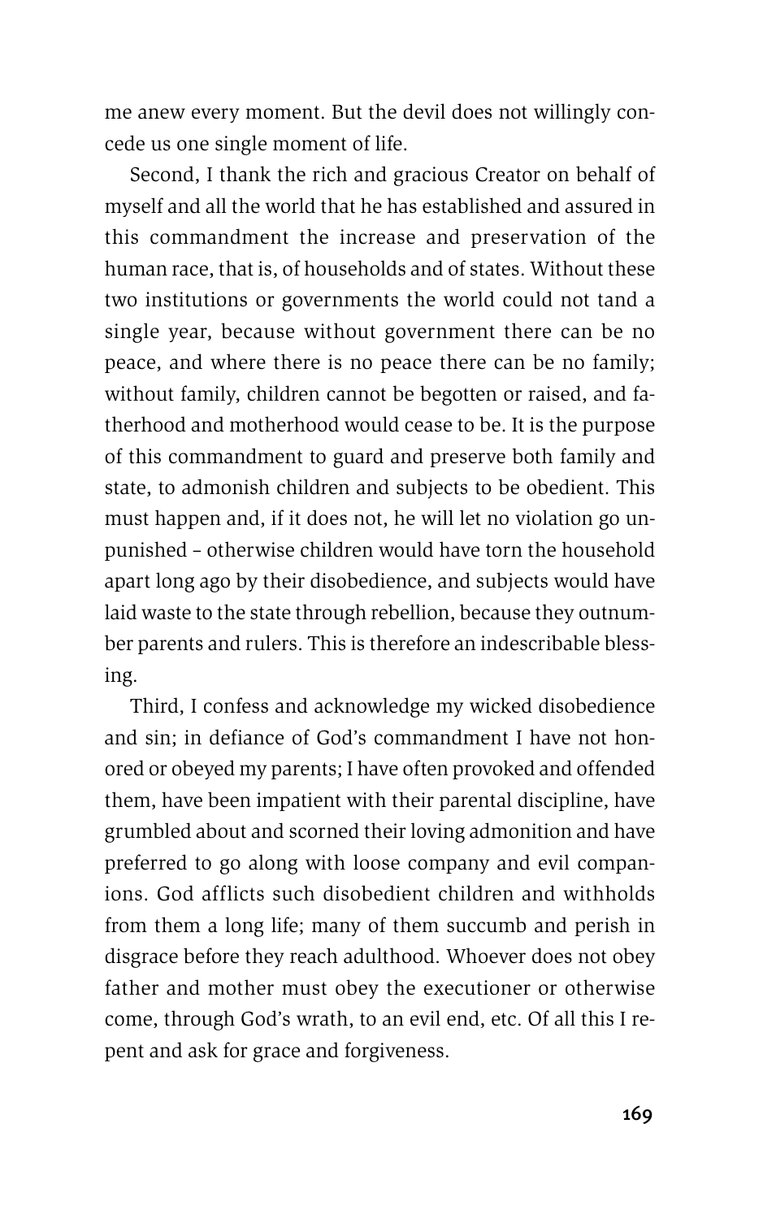me anew every moment. But the devil does not willingly concede us one single moment of life.

Second, I thank the rich and gracious Creator on behalf of myself and all the world that he has established and assured in this commandment the increase and preservation of the human race, that is, of households and of states. Without these two institutions or governments the world could not tand a single year, because without government there can be no peace, and where there is no peace there can be no family; without family, children cannot be begotten or raised, and fatherhood and motherhood would cease to be. It is the purpose of this commandment to guard and preserve both family and state, to admonish children and subjects to be obedient. This must happen and, if it does not, he will let no violation go unpunished – otherwise children would have torn the household apart long ago by their disobedience, and subjects would have laid waste to the state through rebellion, because they outnumber parents and rulers. This is therefore an indescribable blessing.

Third, I confess and acknowledge my wicked disobedience and sin; in defiance of God's commandment I have not honored or obeyed my parents; I have often provoked and offended them, have been impatient with their parental discipline, have grumbled about and scorned their loving admonition and have preferred to go along with loose company and evil companions. God afflicts such disobedient children and withholds from them a long life; many of them succumb and perish in disgrace before they reach adulthood. Whoever does not obey father and mother must obey the executioner or otherwise come, through God's wrath, to an evil end, etc. Of all this I repent and ask for grace and forgiveness.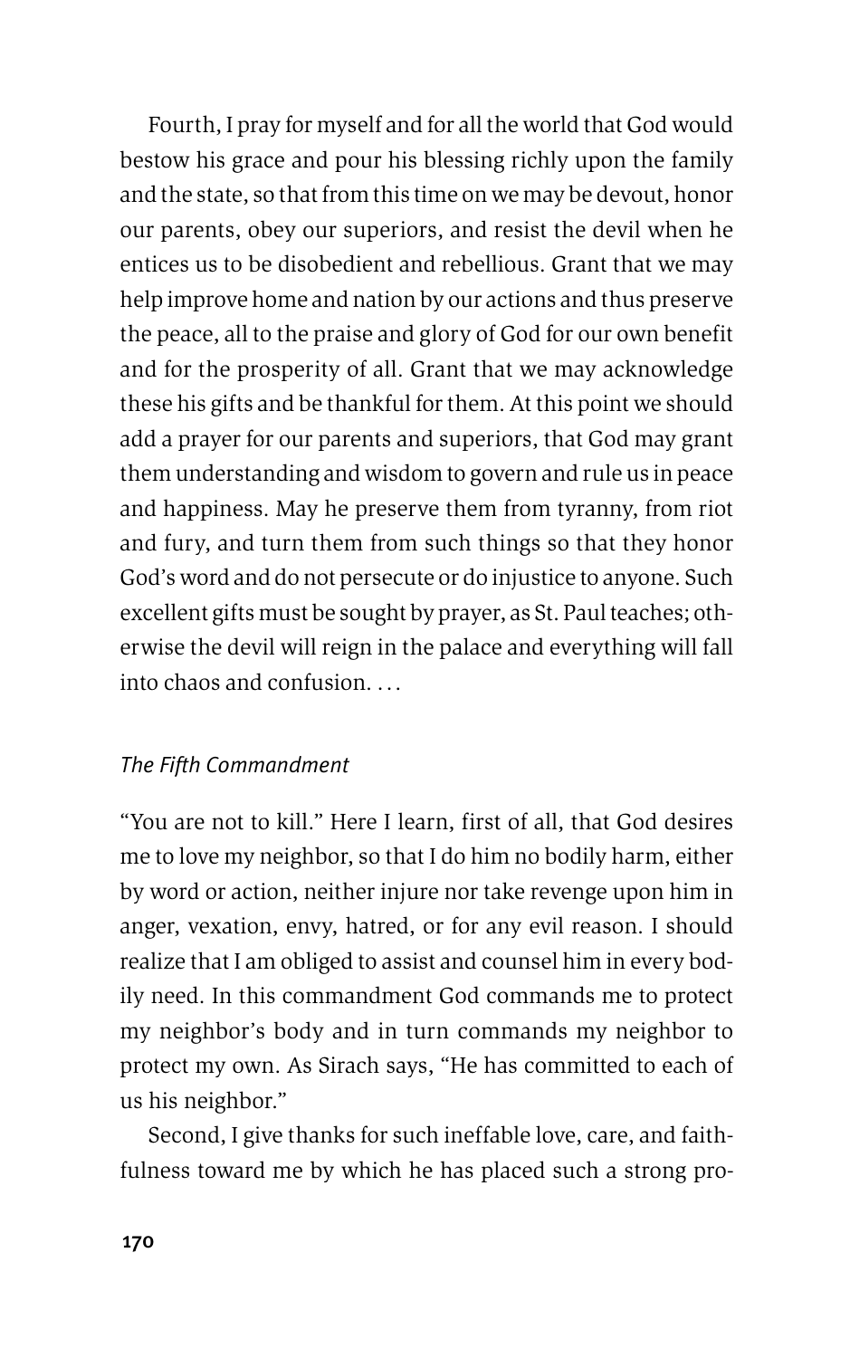Fourth, I pray for myself and for all the world that God would bestow his grace and pour his blessing richly upon the family and the state, so that from this time on we may be devout, honor our parents, obey our superiors, and resist the devil when he entices us to be disobedient and rebellious. Grant that we may help improve home and nation by our actions and thus preserve the peace, all to the praise and glory of God for our own benefit and for the prosperity of all. Grant that we may acknowledge these his gifts and be thankful for them. At this point we should add a prayer for our parents and superiors, that God may grant them understanding and wisdom to govern and rule us in peace and happiness. May he preserve them from tyranny, from riot and fury, and turn them from such things so that they honor God's word and do not persecute or do injustice to anyone. Such excellent gifts must be sought by prayer, as St. Paul teaches; otherwise the devil will reign in the palace and everything will fall into chaos and confusion. . . .

### *The Fifth Commandment*

"You are not to kill." Here I learn, first of all, that God desires me to love my neighbor, so that I do him no bodily harm, either by word or action, neither injure nor take revenge upon him in anger, vexation, envy, hatred, or for any evil reason. I should realize that I am obliged to assist and counsel him in every bodily need. In this commandment God commands me to protect my neighbor's body and in turn commands my neighbor to protect my own. As Sirach says, "He has committed to each of us his neighbor."

Second, I give thanks for such ineffable love, care, and faithfulness toward me by which he has placed such a strong pro-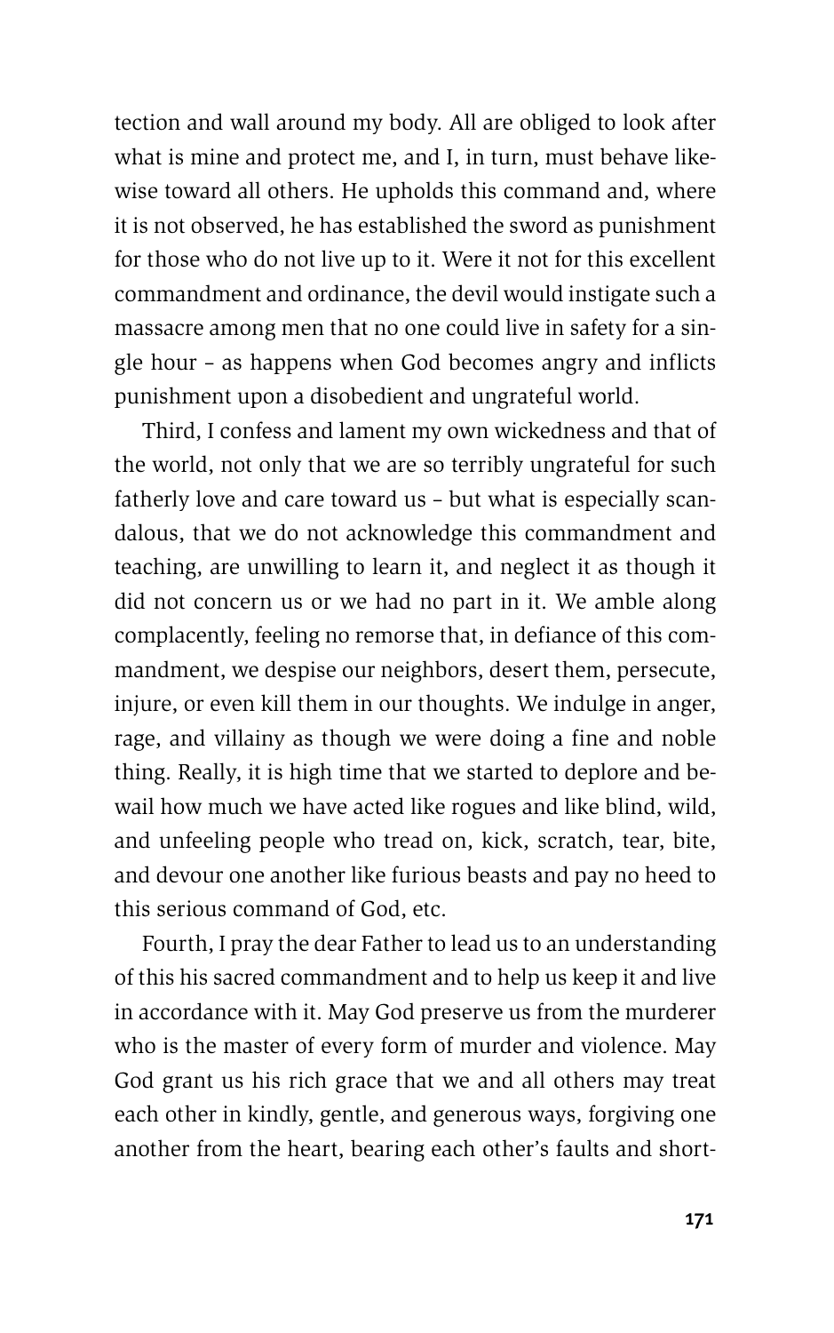tection and wall around my body. All are obliged to look after what is mine and protect me, and I, in turn, must behave likewise toward all others. He upholds this command and, where it is not observed, he has established the sword as punishment for those who do not live up to it. Were it not for this excellent commandment and ordinance, the devil would instigate such a massacre among men that no one could live in safety for a single hour – as happens when God becomes angry and inflicts punishment upon a disobedient and ungrateful world.

Third, I confess and lament my own wickedness and that of the world, not only that we are so terribly ungrateful for such fatherly love and care toward us – but what is especially scandalous, that we do not acknowledge this commandment and teaching, are unwilling to learn it, and neglect it as though it did not concern us or we had no part in it. We amble along complacently, feeling no remorse that, in defiance of this commandment, we despise our neighbors, desert them, persecute, injure, or even kill them in our thoughts. We indulge in anger, rage, and villainy as though we were doing a fine and noble thing. Really, it is high time that we started to deplore and bewail how much we have acted like rogues and like blind, wild, and unfeeling people who tread on, kick, scratch, tear, bite, and devour one another like furious beasts and pay no heed to this serious command of God, etc.

Fourth, I pray the dear Father to lead us to an understanding of this his sacred commandment and to help us keep it and live in accordance with it. May God preserve us from the murderer who is the master of every form of murder and violence. May God grant us his rich grace that we and all others may treat each other in kindly, gentle, and generous ways, forgiving one another from the heart, bearing each other's faults and short-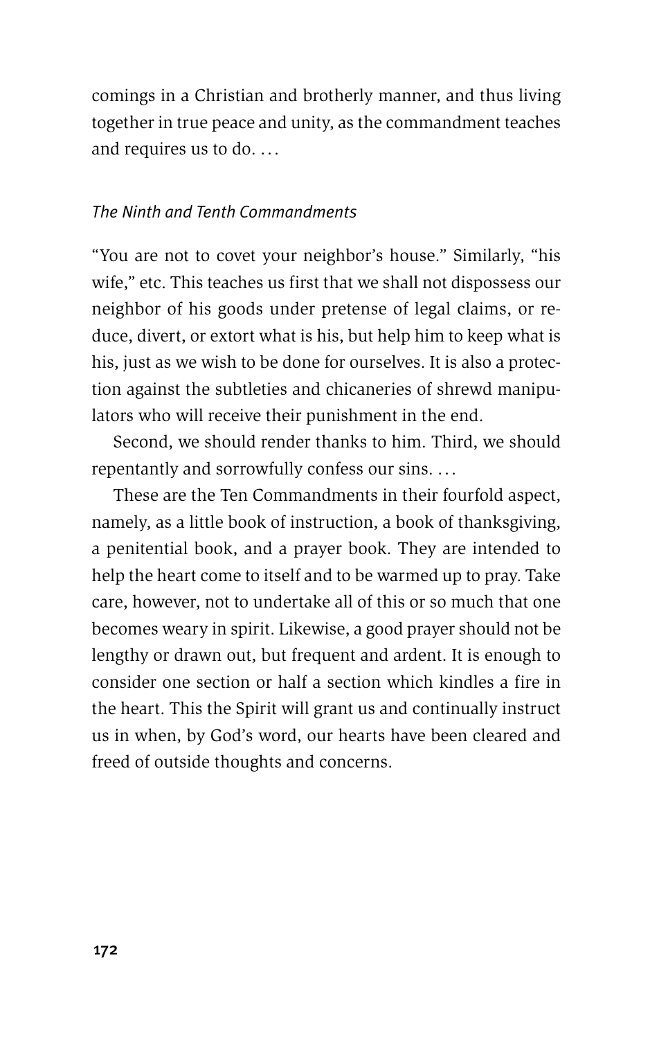comings in a Christian and brotherly manner, and thus living together in true peace and unity, as the commandment teaches and requires us to do. . . .

*The Ninth and Tenth Commandments*

"You are not to covet your neighbor's house." Similarly, "his wife," etc. This teaches us first that we shall not dispossess our neighbor of his goods under pretense of legal claims, or reduce, divert, or extort what is his, but help him to keep what is his, just as we wish to be done for ourselves. It is also a protection against the subtleties and chicaneries of shrewd manipulators who will receive their punishment in the end.

Second, we should render thanks to him. Third, we should repentantly and sorrowfully confess our sins. . . .

These are the Ten Commandments in their fourfold aspect, namely, as a little book of instruction, a book of thanksgiving, a penitential book, and a prayer book. They are intended to help the heart come to itself and to be warmed up to pray. Take care, however, not to undertake all of this or so much that one becomes weary in spirit. Likewise, a good prayer should not be lengthy or drawn out, but frequent and ardent. It is enough to consider one section or half a section which kindles a fire in the heart. This the Spirit will grant us and continually instruct us in when, by God's word, our hearts have been cleared and freed of outside thoughts and concerns.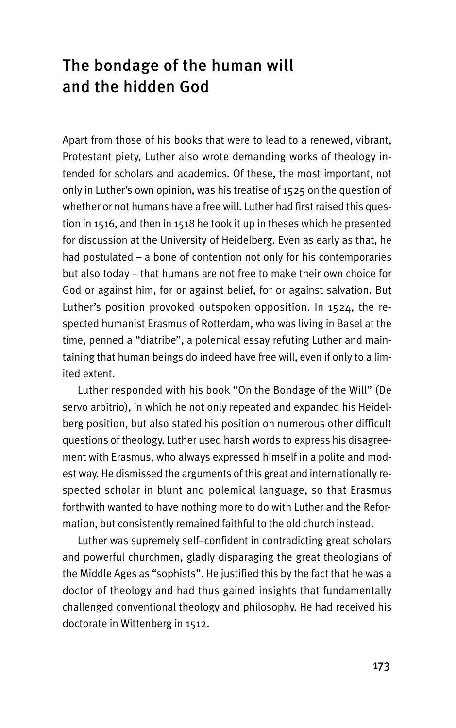# The bondage of the human will and the hidden God

Apart from those of his books that were to lead to a renewed, vibrant, Protestant piety, Luther also wrote demanding works of theology intended for scholars and academics. Of these, the most important, not only in Luther's own opinion, was his treatise of 1525 on the question of whether or not humans have a free will. Luther had first raised this question in 1516, and then in 1518 he took it up in theses which he presented for discussion at the University of Heidelberg. Even as early as that, he had postulated – a bone of contention not only for his contemporaries but also today – that humans are not free to make their own choice for God or against him, for or against belief, for or against salvation. But Luther's position provoked outspoken opposition. In 1524, the respected humanist Erasmus of Rotterdam, who was living in Basel at the time, penned a "diatribe", a polemical essay refuting Luther and maintaining that human beings do indeed have free will, even if only to a limited extent.

Luther responded with his book "On the Bondage of the Will" (De servo arbitrio), in which he not only repeated and expanded his Heidelberg position, but also stated his position on numerous other difficult questions of theology. Luther used harsh words to express his disagreement with Erasmus, who always expressed himself in a polite and modest way. He dismissed the arguments of this great and internationally respected scholar in blunt and polemical language, so that Erasmus forthwith wanted to have nothing more to do with Luther and the Reformation, but consistently remained faithful to the old church instead.

Luther was supremely self–confident in contradicting great scholars and powerful churchmen, gladly disparaging the great theologians of the Middle Ages as "sophists". He justified this by the fact that he was a doctor of theology and had thus gained insights that fundamentally challenged conventional theology and philosophy. He had received his doctorate in Wittenberg in 1512.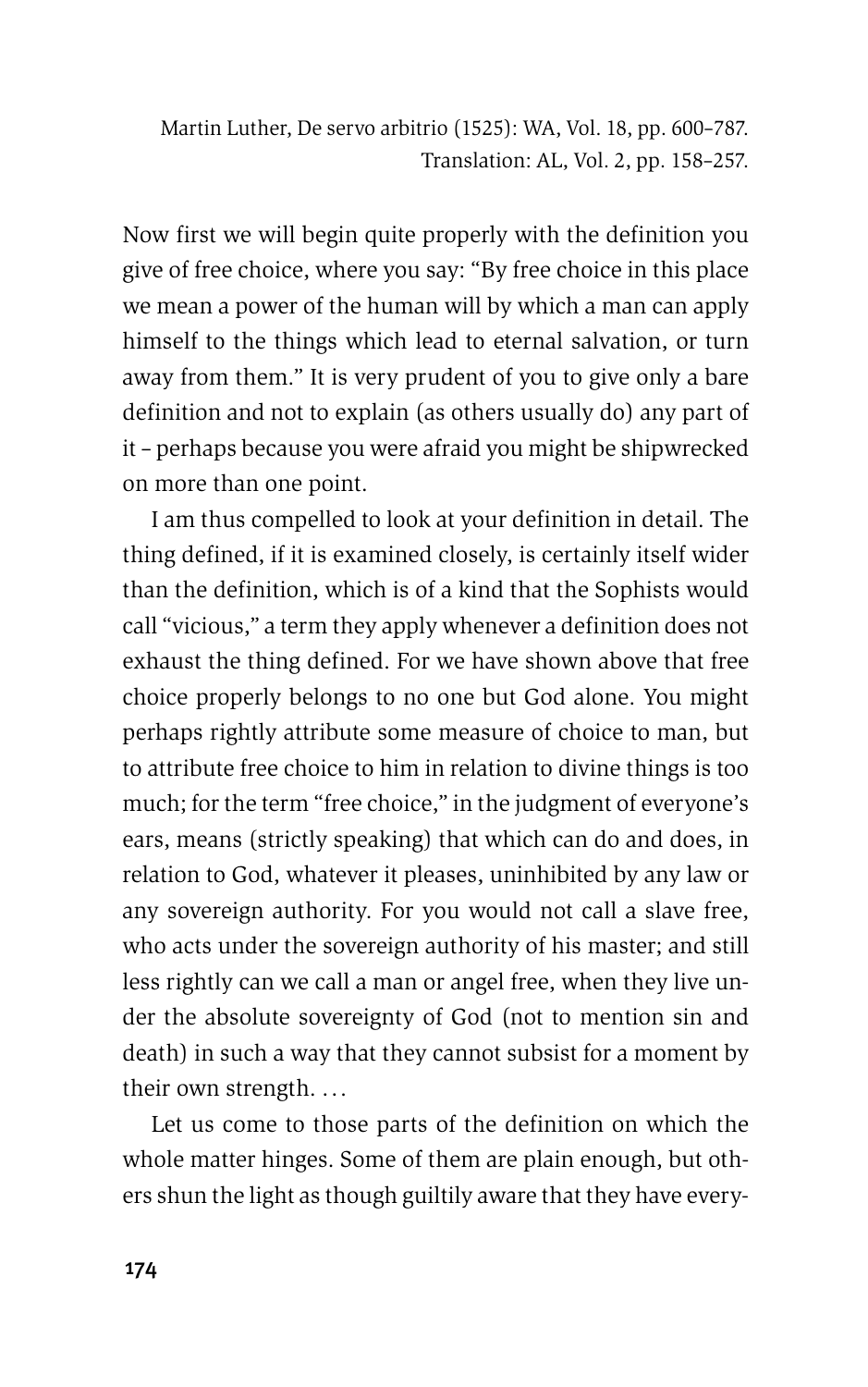Martin Luther, De servo arbitrio (1525): WA, Vol. 18, pp. 600–787.
Translation: AL, Vol. 2, pp. 158–257.

Now first we will begin quite properly with the definition you give of free choice, where you say: "By free choice in this place we mean a power of the human will by which a man can apply himself to the things which lead to eternal salvation, or turn away from them." It is very prudent of you to give only a bare definition and not to explain (as others usually do) any part of it – perhaps because you were afraid you might be shipwrecked on more than one point.

I am thus compelled to look at your definition in detail. The thing defined, if it is examined closely, is certainly itself wider than the definition, which is of a kind that the Sophists would call "vicious," a term they apply whenever a definition does not exhaust the thing defined. For we have shown above that free choice properly belongs to no one but God alone. You might perhaps rightly attribute some measure of choice to man, but to attribute free choice to him in relation to divine things is too much; for the term "free choice," in the judgment of everyone's ears, means (strictly speaking) that which can do and does, in relation to God, whatever it pleases, uninhibited by any law or any sovereign authority. For you would not call a slave free, who acts under the sovereign authority of his master; and still less rightly can we call a man or angel free, when they live under the absolute sovereignty of God (not to mention sin and death) in such a way that they cannot subsist for a moment by their own strength. …

Let us come to those parts of the definition on which the whole matter hinges. Some of them are plain enough, but others shun the light as though guiltily aware that they have every-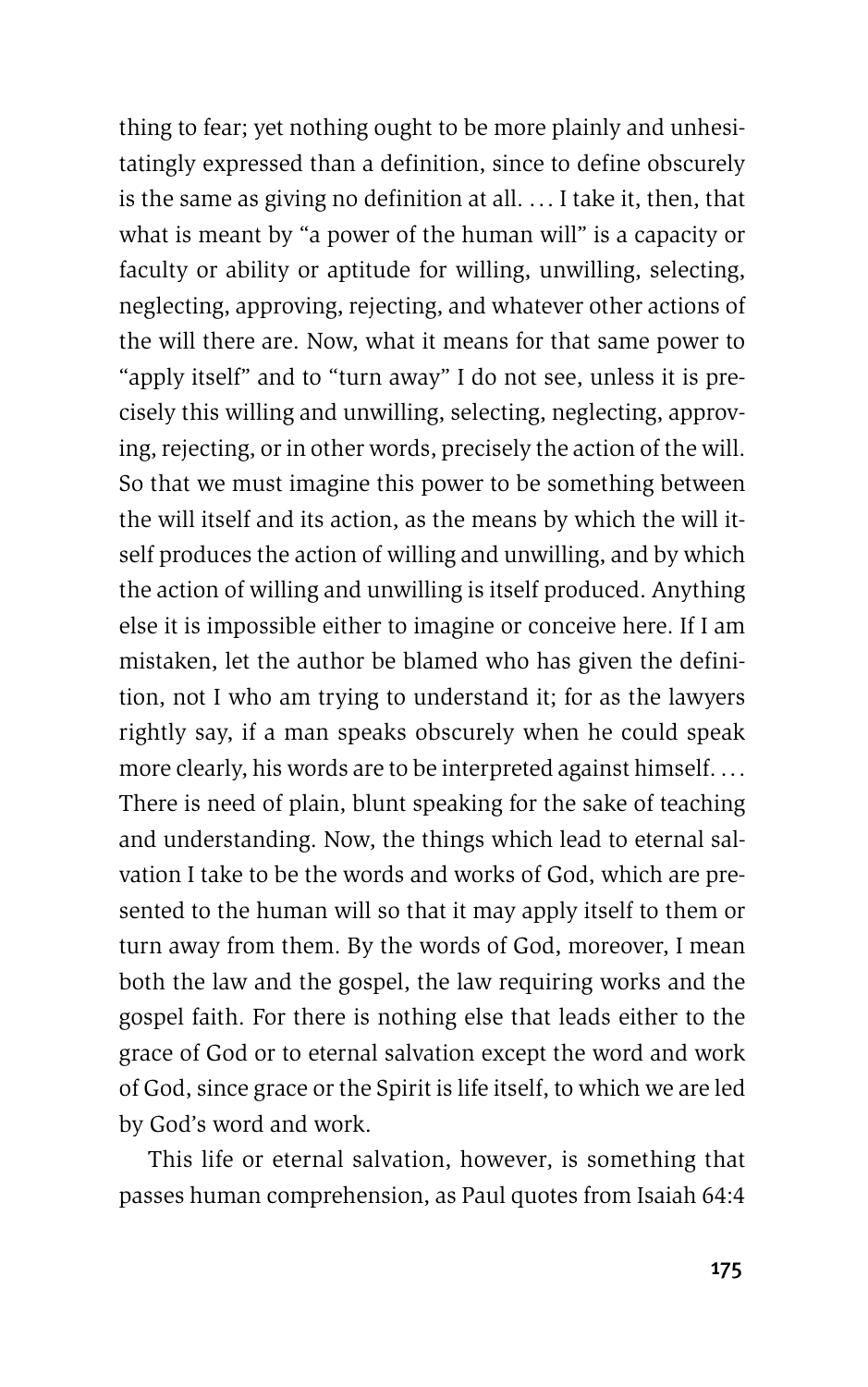thing to fear; yet nothing ought to be more plainly and unhesitatingly expressed than a definition, since to define obscurely is the same as giving no definition at all. . . . I take it, then, that what is meant by "a power of the human will" is a capacity or faculty or ability or aptitude for willing, unwilling, selecting, neglecting, approving, rejecting, and whatever other actions of the will there are. Now, what it means for that same power to "apply itself" and to "turn away" I do not see, unless it is precisely this willing and unwilling, selecting, neglecting, approving, rejecting, or in other words, precisely the action of the will. So that we must imagine this power to be something between the will itself and its action, as the means by which the will itself produces the action of willing and unwilling, and by which the action of willing and unwilling is itself produced. Anything else it is impossible either to imagine or conceive here. If I am mistaken, let the author be blamed who has given the definition, not I who am trying to understand it; for as the lawyers rightly say, if a man speaks obscurely when he could speak more clearly, his words are to be interpreted against himself. . . . There is need of plain, blunt speaking for the sake of teaching and understanding. Now, the things which lead to eternal salvation I take to be the words and works of God, which are presented to the human will so that it may apply itself to them or turn away from them. By the words of God, moreover, I mean both the law and the gospel, the law requiring works and the gospel faith. For there is nothing else that leads either to the grace of God or to eternal salvation except the word and work of God, since grace or the Spirit is life itself, to which we are led by God's word and work.

This life or eternal salvation, however, is something that passes human comprehension, as Paul quotes from Isaiah 64:4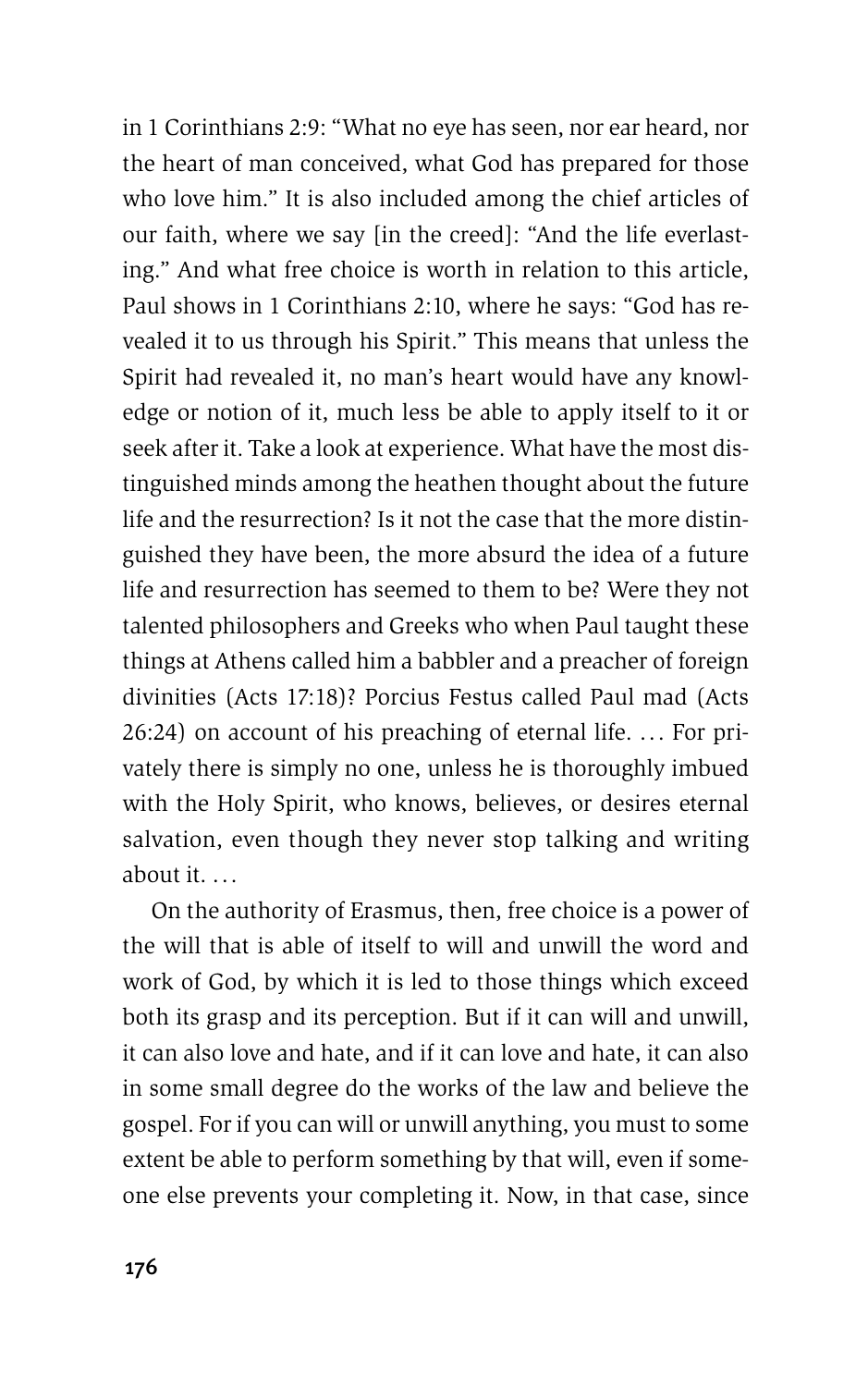in 1 Corinthians 2:9: "What no eye has seen, nor ear heard, nor the heart of man conceived, what God has prepared for those who love him." It is also included among the chief articles of our faith, where we say [in the creed]: "And the life everlasting." And what free choice is worth in relation to this article, Paul shows in 1 Corinthians 2:10, where he says: "God has revealed it to us through his Spirit." This means that unless the Spirit had revealed it, no man's heart would have any knowledge or notion of it, much less be able to apply itself to it or seek after it. Take a look at experience. What have the most distinguished minds among the heathen thought about the future life and the resurrection? Is it not the case that the more distinguished they have been, the more absurd the idea of a future life and resurrection has seemed to them to be? Were they not talented philosophers and Greeks who when Paul taught these things at Athens called him a babbler and a preacher of foreign divinities (Acts 17:18)? Porcius Festus called Paul mad (Acts 26:24) on account of his preaching of eternal life. ... For privately there is simply no one, unless he is thoroughly imbued with the Holy Spirit, who knows, believes, or desires eternal salvation, even though they never stop talking and writing about it. ...

On the authority of Erasmus, then, free choice is a power of the will that is able of itself to will and unwill the word and work of God, by which it is led to those things which exceed both its grasp and its perception. But if it can will and unwill, it can also love and hate, and if it can love and hate, it can also in some small degree do the works of the law and believe the gospel. For if you can will or unwill anything, you must to some extent be able to perform something by that will, even if someone else prevents your completing it. Now, in that case, since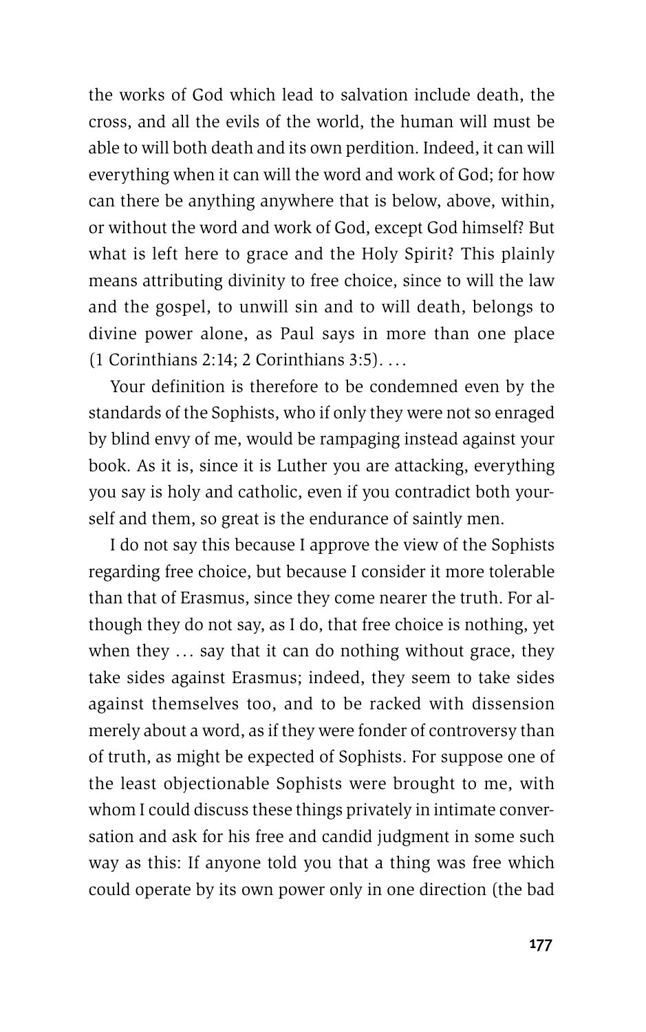the works of God which lead to salvation include death, the cross, and all the evils of the world, the human will must be able to will both death and its own perdition. Indeed, it can will everything when it can will the word and work of God; for how can there be anything anywhere that is below, above, within, or without the word and work of God, except God himself? But what is left here to grace and the Holy Spirit? This plainly means attributing divinity to free choice, since to will the law and the gospel, to unwill sin and to will death, belongs to divine power alone, as Paul says in more than one place (1 Corinthians 2:14; 2 Corinthians 3:5). . . .

Your definition is therefore to be condemned even by the standards of the Sophists, who if only they were not so enraged by blind envy of me, would be rampaging instead against your book. As it is, since it is Luther you are attacking, everything you say is holy and catholic, even if you contradict both yourself and them, so great is the endurance of saintly men.

I do not say this because I approve the view of the Sophists regarding free choice, but because I consider it more tolerable than that of Erasmus, since they come nearer the truth. For although they do not say, as I do, that free choice is nothing, yet when they . . . say that it can do nothing without grace, they take sides against Erasmus; indeed, they seem to take sides against themselves too, and to be racked with dissension merely about a word, as if they were fonder of controversy than of truth, as might be expected of Sophists. For suppose one of the least objectionable Sophists were brought to me, with whom I could discuss these things privately in intimate conversation and ask for his free and candid judgment in some such way as this: If anyone told you that a thing was free which could operate by its own power only in one direction (the bad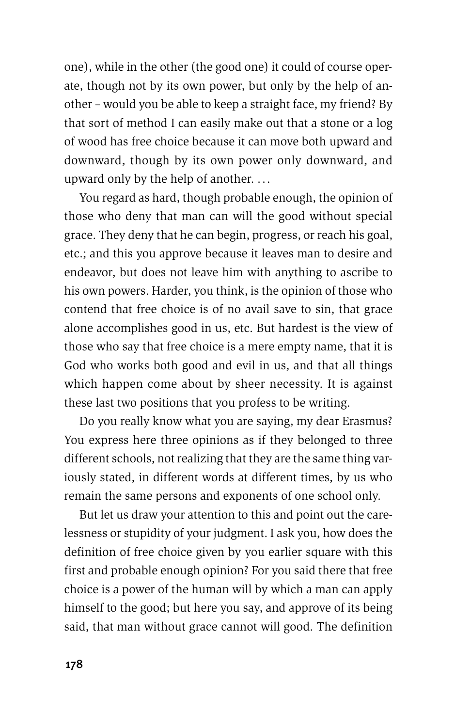one), while in the other (the good one) it could of course operate, though not by its own power, but only by the help of another – would you be able to keep a straight face, my friend? By that sort of method I can easily make out that a stone or a log of wood has free choice because it can move both upward and downward, though by its own power only downward, and upward only by the help of another. …

You regard as hard, though probable enough, the opinion of those who deny that man can will the good without special grace. They deny that he can begin, progress, or reach his goal, etc.; and this you approve because it leaves man to desire and endeavor, but does not leave him with anything to ascribe to his own powers. Harder, you think, is the opinion of those who contend that free choice is of no avail save to sin, that grace alone accomplishes good in us, etc. But hardest is the view of those who say that free choice is a mere empty name, that it is God who works both good and evil in us, and that all things which happen come about by sheer necessity. It is against these last two positions that you profess to be writing.

Do you really know what you are saying, my dear Erasmus? You express here three opinions as if they belonged to three different schools, not realizing that they are the same thing variously stated, in different words at different times, by us who remain the same persons and exponents of one school only.

But let us draw your attention to this and point out the carelessness or stupidity of your judgment. I ask you, how does the definition of free choice given by you earlier square with this first and probable enough opinion? For you said there that free choice is a power of the human will by which a man can apply himself to the good; but here you say, and approve of its being said, that man without grace cannot will good. The definition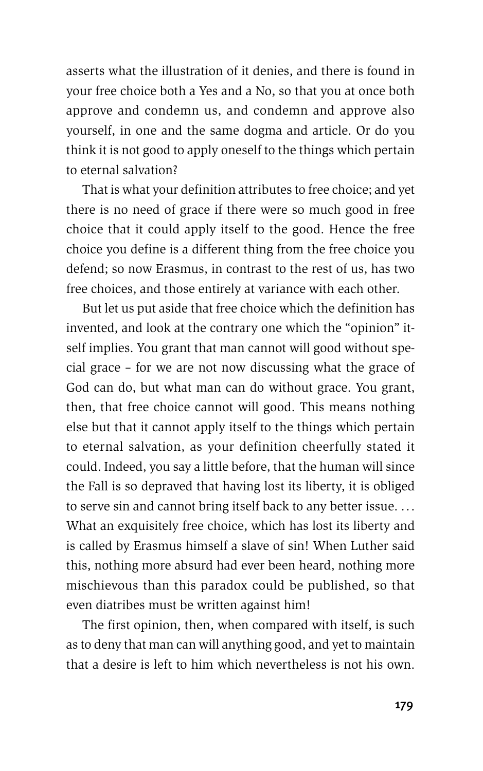asserts what the illustration of it denies, and there is found in your free choice both a Yes and a No, so that you at once both approve and condemn us, and condemn and approve also yourself, in one and the same dogma and article. Or do you think it is not good to apply oneself to the things which pertain to eternal salvation?

That is what your definition attributes to free choice; and yet there is no need of grace if there were so much good in free choice that it could apply itself to the good. Hence the free choice you define is a different thing from the free choice you defend; so now Erasmus, in contrast to the rest of us, has two free choices, and those entirely at variance with each other.

But let us put aside that free choice which the definition has invented, and look at the contrary one which the "opinion" itself implies. You grant that man cannot will good without special grace – for we are not now discussing what the grace of God can do, but what man can do without grace. You grant, then, that free choice cannot will good. This means nothing else but that it cannot apply itself to the things which pertain to eternal salvation, as your definition cheerfully stated it could. Indeed, you say a little before, that the human will since the Fall is so depraved that having lost its liberty, it is obliged to serve sin and cannot bring itself back to any better issue. ... What an exquisitely free choice, which has lost its liberty and is called by Erasmus himself a slave of sin! When Luther said this, nothing more absurd had ever been heard, nothing more mischievous than this paradox could be published, so that even diatribes must be written against him!

The first opinion, then, when compared with itself, is such as to deny that man can will anything good, and yet to maintain that a desire is left to him which nevertheless is not his own.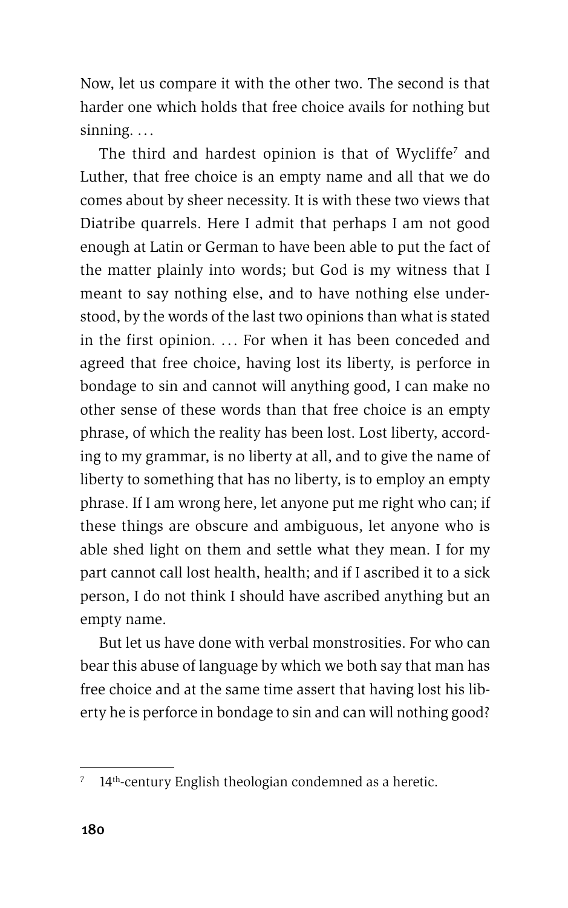Now, let us compare it with the other two. The second is that harder one which holds that free choice avails for nothing but sinning. …

The third and hardest opinion is that of Wycliffe[7] and Luther, that free choice is an empty name and all that we do comes about by sheer necessity. It is with these two views that Diatribe quarrels. Here I admit that perhaps I am not good enough at Latin or German to have been able to put the fact of the matter plainly into words; but God is my witness that I meant to say nothing else, and to have nothing else understood, by the words of the last two opinions than what is stated in the first opinion. … For when it has been conceded and agreed that free choice, having lost its liberty, is perforce in bondage to sin and cannot will anything good, I can make no other sense of these words than that free choice is an empty phrase, of which the reality has been lost. Lost liberty, according to my grammar, is no liberty at all, and to give the name of liberty to something that has no liberty, is to employ an empty phrase. If I am wrong here, let anyone put me right who can; if these things are obscure and ambiguous, let anyone who is able shed light on them and settle what they mean. I for my part cannot call lost health, health; and if I ascribed it to a sick person, I do not think I should have ascribed anything but an empty name.

But let us have done with verbal monstrosities. For who can bear this abuse of language by which we both say that man has free choice and at the same time assert that having lost his liberty he is perforce in bondage to sin and can will nothing good?

---

[7] 14th-century English theologian condemned as a heretic.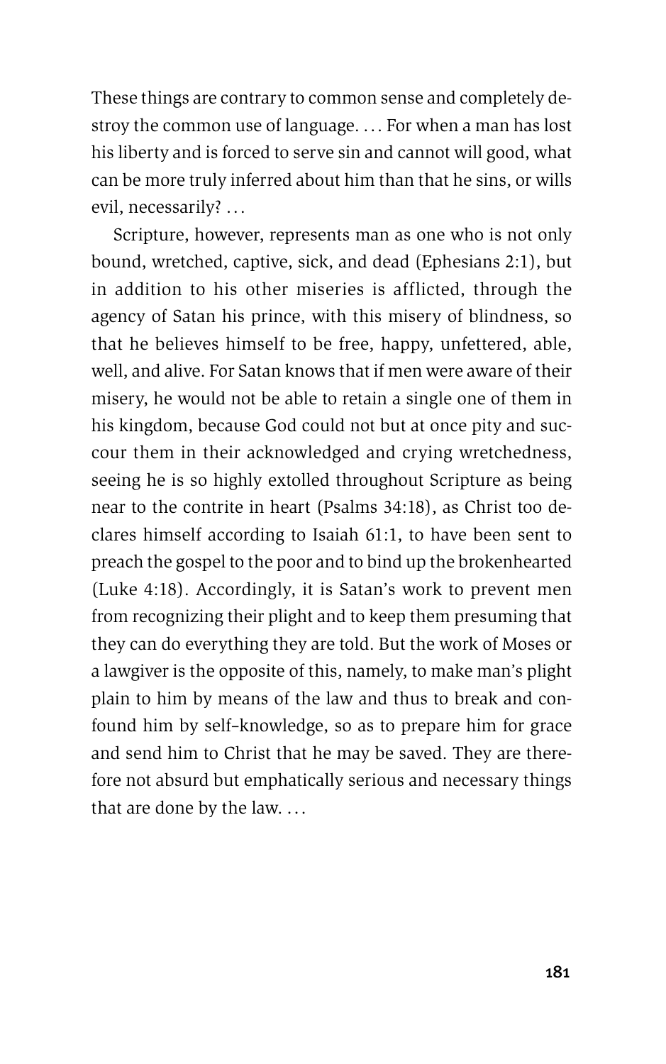These things are contrary to common sense and completely destroy the common use of language. . . . For when a man has lost his liberty and is forced to serve sin and cannot will good, what can be more truly inferred about him than that he sins, or wills evil, necessarily? . . .

Scripture, however, represents man as one who is not only bound, wretched, captive, sick, and dead (Ephesians 2:1), but in addition to his other miseries is afflicted, through the agency of Satan his prince, with this misery of blindness, so that he believes himself to be free, happy, unfettered, able, well, and alive. For Satan knows that if men were aware of their misery, he would not be able to retain a single one of them in his kingdom, because God could not but at once pity and succour them in their acknowledged and crying wretchedness, seeing he is so highly extolled throughout Scripture as being near to the contrite in heart (Psalms 34:18), as Christ too declares himself according to Isaiah 61:1, to have been sent to preach the gospel to the poor and to bind up the brokenhearted (Luke 4:18). Accordingly, it is Satan's work to prevent men from recognizing their plight and to keep them presuming that they can do everything they are told. But the work of Moses or a lawgiver is the opposite of this, namely, to make man's plight plain to him by means of the law and thus to break and confound him by self-knowledge, so as to prepare him for grace and send him to Christ that he may be saved. They are therefore not absurd but emphatically serious and necessary things that are done by the law. . . .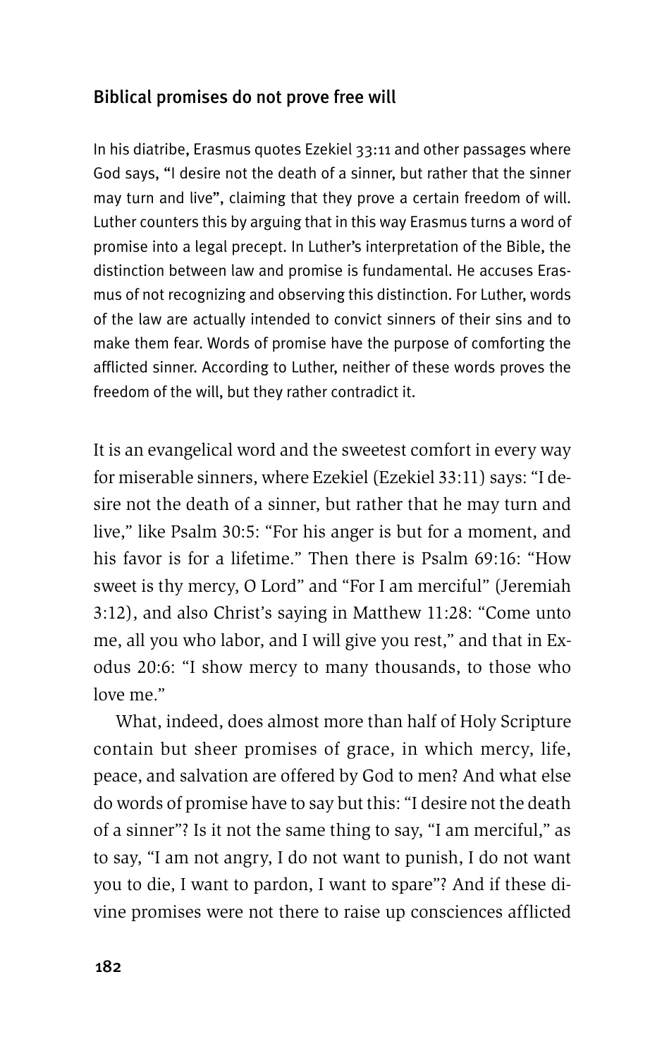### Biblical promises do not prove free will

In his diatribe, Erasmus quotes Ezekiel 33:11 and other passages where God says, "I desire not the death of a sinner, but rather that the sinner may turn and live", claiming that they prove a certain freedom of will. Luther counters this by arguing that in this way Erasmus turns a word of promise into a legal precept. In Luther's interpretation of the Bible, the distinction between law and promise is fundamental. He accuses Erasmus of not recognizing and observing this distinction. For Luther, words of the law are actually intended to convict sinners of their sins and to make them fear. Words of promise have the purpose of comforting the afflicted sinner. According to Luther, neither of these words proves the freedom of the will, but they rather contradict it.

It is an evangelical word and the sweetest comfort in every way for miserable sinners, where Ezekiel (Ezekiel 33:11) says: "I desire not the death of a sinner, but rather that he may turn and live," like Psalm 30:5: "For his anger is but for a moment, and his favor is for a lifetime." Then there is Psalm 69:16: "How sweet is thy mercy, O Lord" and "For I am merciful" (Jeremiah 3:12), and also Christ's saying in Matthew 11:28: "Come unto me, all you who labor, and I will give you rest," and that in Exodus 20:6: "I show mercy to many thousands, to those who love me."

What, indeed, does almost more than half of Holy Scripture contain but sheer promises of grace, in which mercy, life, peace, and salvation are offered by God to men? And what else do words of promise have to say but this: "I desire not the death of a sinner"? Is it not the same thing to say, "I am merciful," as to say, "I am not angry, I do not want to punish, I do not want you to die, I want to pardon, I want to spare"? And if these divine promises were not there to raise up consciences afflicted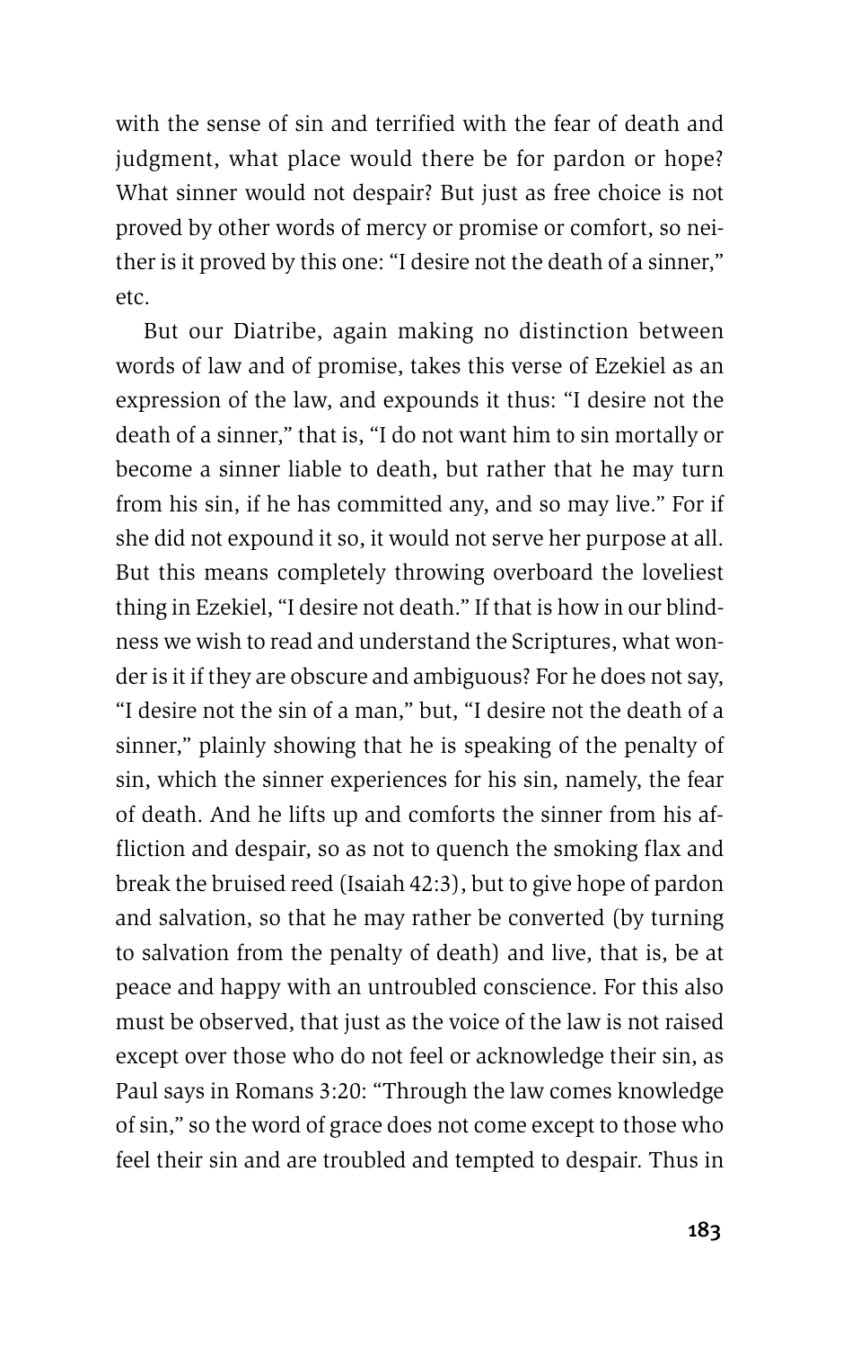with the sense of sin and terrified with the fear of death and judgment, what place would there be for pardon or hope? What sinner would not despair? But just as free choice is not proved by other words of mercy or promise or comfort, so neither is it proved by this one: "I desire not the death of a sinner," etc.

But our Diatribe, again making no distinction between words of law and of promise, takes this verse of Ezekiel as an expression of the law, and expounds it thus: "I desire not the death of a sinner," that is, "I do not want him to sin mortally or become a sinner liable to death, but rather that he may turn from his sin, if he has committed any, and so may live." For if she did not expound it so, it would not serve her purpose at all. But this means completely throwing overboard the loveliest thing in Ezekiel, "I desire not death." If that is how in our blindness we wish to read and understand the Scriptures, what wonder is it if they are obscure and ambiguous? For he does not say, "I desire not the sin of a man," but, "I desire not the death of a sinner," plainly showing that he is speaking of the penalty of sin, which the sinner experiences for his sin, namely, the fear of death. And he lifts up and comforts the sinner from his affliction and despair, so as not to quench the smoking flax and break the bruised reed (Isaiah 42:3), but to give hope of pardon and salvation, so that he may rather be converted (by turning to salvation from the penalty of death) and live, that is, be at peace and happy with an untroubled conscience. For this also must be observed, that just as the voice of the law is not raised except over those who do not feel or acknowledge their sin, as Paul says in Romans 3:20: "Through the law comes knowledge of sin," so the word of grace does not come except to those who feel their sin and are troubled and tempted to despair. Thus in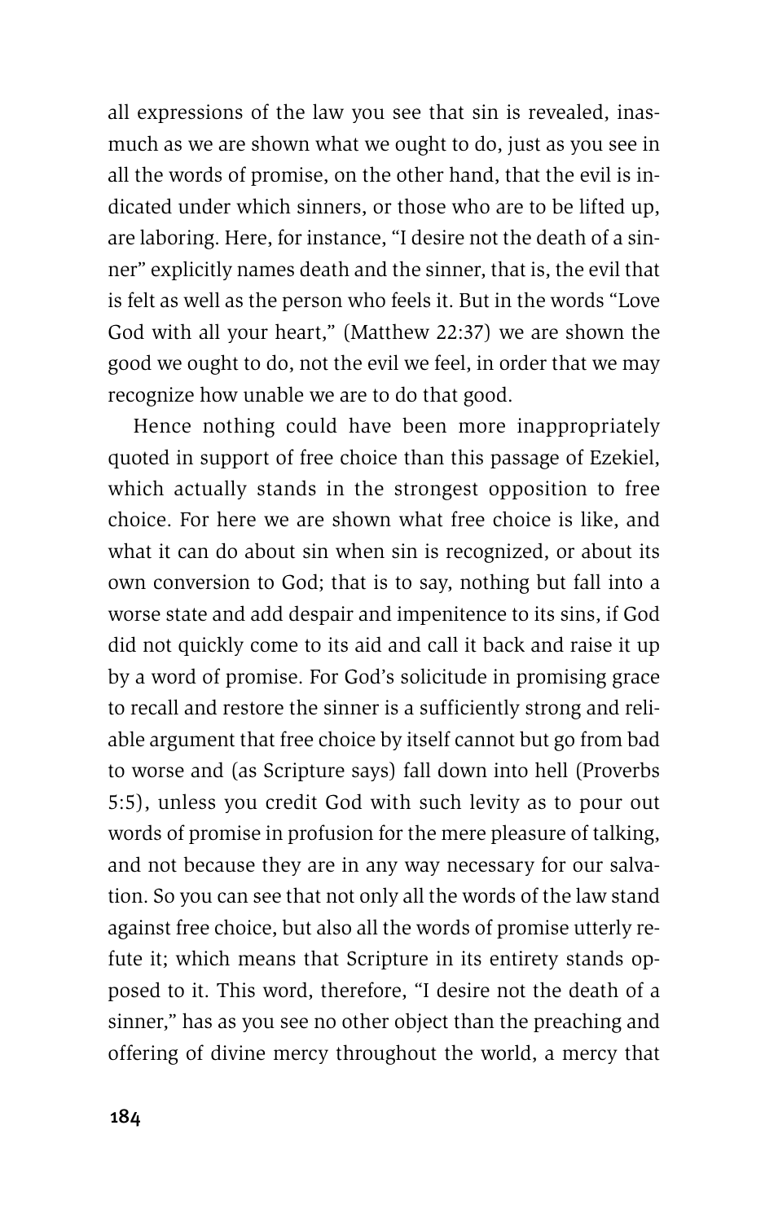all expressions of the law you see that sin is revealed, inasmuch as we are shown what we ought to do, just as you see in all the words of promise, on the other hand, that the evil is indicated under which sinners, or those who are to be lifted up, are laboring. Here, for instance, "I desire not the death of a sinner" explicitly names death and the sinner, that is, the evil that is felt as well as the person who feels it. But in the words "Love God with all your heart," (Matthew 22:37) we are shown the good we ought to do, not the evil we feel, in order that we may recognize how unable we are to do that good.

Hence nothing could have been more inappropriately quoted in support of free choice than this passage of Ezekiel, which actually stands in the strongest opposition to free choice. For here we are shown what free choice is like, and what it can do about sin when sin is recognized, or about its own conversion to God; that is to say, nothing but fall into a worse state and add despair and impenitence to its sins, if God did not quickly come to its aid and call it back and raise it up by a word of promise. For God's solicitude in promising grace to recall and restore the sinner is a sufficiently strong and reliable argument that free choice by itself cannot but go from bad to worse and (as Scripture says) fall down into hell (Proverbs 5:5), unless you credit God with such levity as to pour out words of promise in profusion for the mere pleasure of talking, and not because they are in any way necessary for our salvation. So you can see that not only all the words of the law stand against free choice, but also all the words of promise utterly refute it; which means that Scripture in its entirety stands opposed to it. This word, therefore, "I desire not the death of a sinner," has as you see no other object than the preaching and offering of divine mercy throughout the world, a mercy that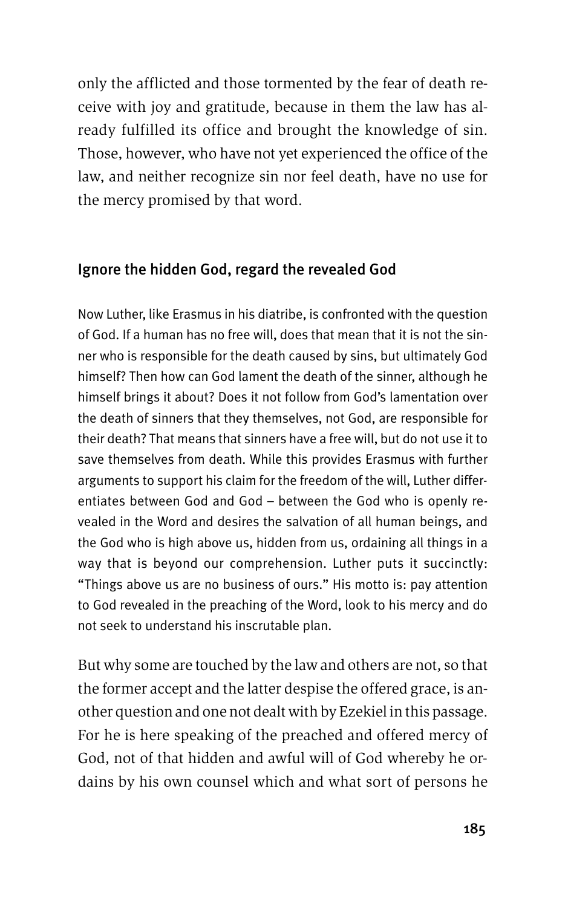only the afflicted and those tormented by the fear of death receive with joy and gratitude, because in them the law has already fulfilled its office and brought the knowledge of sin. Those, however, who have not yet experienced the office of the law, and neither recognize sin nor feel death, have no use for the mercy promised by that word.

## Ignore the hidden God, regard the revealed God

Now Luther, like Erasmus in his diatribe, is confronted with the question of God. If a human has no free will, does that mean that it is not the sinner who is responsible for the death caused by sins, but ultimately God himself? Then how can God lament the death of the sinner, although he himself brings it about? Does it not follow from God's lamentation over the death of sinners that they themselves, not God, are responsible for their death? That means that sinners have a free will, but do not use it to save themselves from death. While this provides Erasmus with further arguments to support his claim for the freedom of the will, Luther differentiates between God and God – between the God who is openly revealed in the Word and desires the salvation of all human beings, and the God who is high above us, hidden from us, ordaining all things in a way that is beyond our comprehension. Luther puts it succinctly: "Things above us are no business of ours." His motto is: pay attention to God revealed in the preaching of the Word, look to his mercy and do not seek to understand his inscrutable plan.

But why some are touched by the law and others are not, so that the former accept and the latter despise the offered grace, is another question and one not dealt with by Ezekiel in this passage. For he is here speaking of the preached and offered mercy of God, not of that hidden and awful will of God whereby he ordains by his own counsel which and what sort of persons he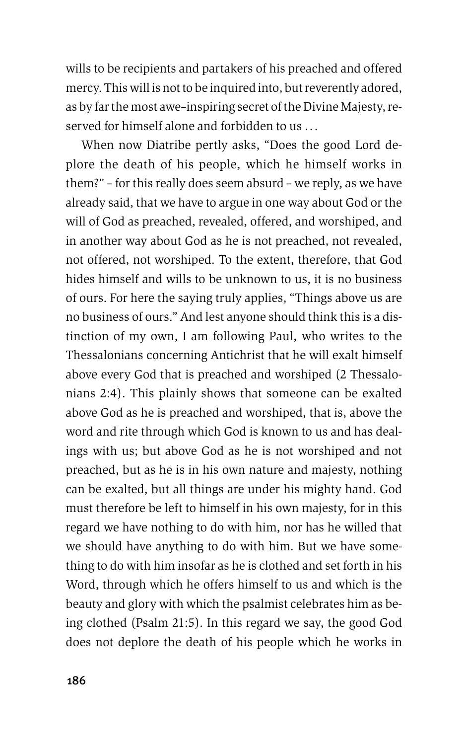wills to be recipients and partakers of his preached and offered mercy. This will is not to be inquired into, but reverently adored, as by far the most awe-inspiring secret of the Divine Majesty, reserved for himself alone and forbidden to us . . .

When now Diatribe pertly asks, "Does the good Lord deplore the death of his people, which he himself works in them?" – for this really does seem absurd – we reply, as we have already said, that we have to argue in one way about God or the will of God as preached, revealed, offered, and worshiped, and in another way about God as he is not preached, not revealed, not offered, not worshiped. To the extent, therefore, that God hides himself and wills to be unknown to us, it is no business of ours. For here the saying truly applies, "Things above us are no business of ours." And lest anyone should think this is a distinction of my own, I am following Paul, who writes to the Thessalonians concerning Antichrist that he will exalt himself above every God that is preached and worshiped (2 Thessalonians 2:4). This plainly shows that someone can be exalted above God as he is preached and worshiped, that is, above the word and rite through which God is known to us and has dealings with us; but above God as he is not worshiped and not preached, but as he is in his own nature and majesty, nothing can be exalted, but all things are under his mighty hand. God must therefore be left to himself in his own majesty, for in this regard we have nothing to do with him, nor has he willed that we should have anything to do with him. But we have something to do with him insofar as he is clothed and set forth in his Word, through which he offers himself to us and which is the beauty and glory with which the psalmist celebrates him as being clothed (Psalm 21:5). In this regard we say, the good God does not deplore the death of his people which he works in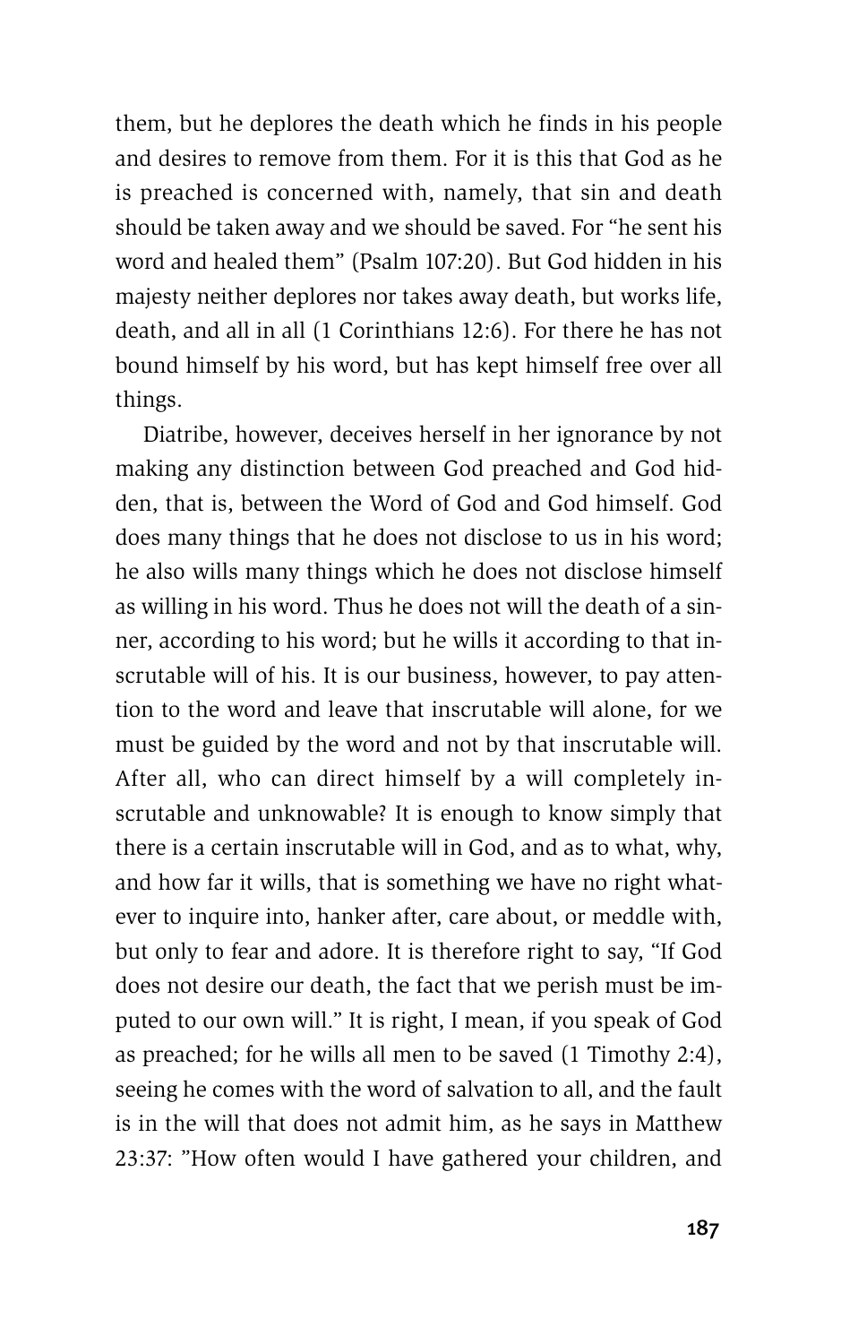them, but he deplores the death which he finds in his people and desires to remove from them. For it is this that God as he is preached is concerned with, namely, that sin and death should be taken away and we should be saved. For "he sent his word and healed them" (Psalm 107:20). But God hidden in his majesty neither deplores nor takes away death, but works life, death, and all in all (1 Corinthians 12:6). For there he has not bound himself by his word, but has kept himself free over all things.

Diatribe, however, deceives herself in her ignorance by not making any distinction between God preached and God hidden, that is, between the Word of God and God himself. God does many things that he does not disclose to us in his word; he also wills many things which he does not disclose himself as willing in his word. Thus he does not will the death of a sinner, according to his word; but he wills it according to that inscrutable will of his. It is our business, however, to pay attention to the word and leave that inscrutable will alone, for we must be guided by the word and not by that inscrutable will. After all, who can direct himself by a will completely inscrutable and unknowable? It is enough to know simply that there is a certain inscrutable will in God, and as to what, why, and how far it wills, that is something we have no right whatever to inquire into, hanker after, care about, or meddle with, but only to fear and adore. It is therefore right to say, "If God does not desire our death, the fact that we perish must be imputed to our own will." It is right, I mean, if you speak of God as preached; for he wills all men to be saved (1 Timothy 2:4), seeing he comes with the word of salvation to all, and the fault is in the will that does not admit him, as he says in Matthew 23:37: "How often would I have gathered your children, and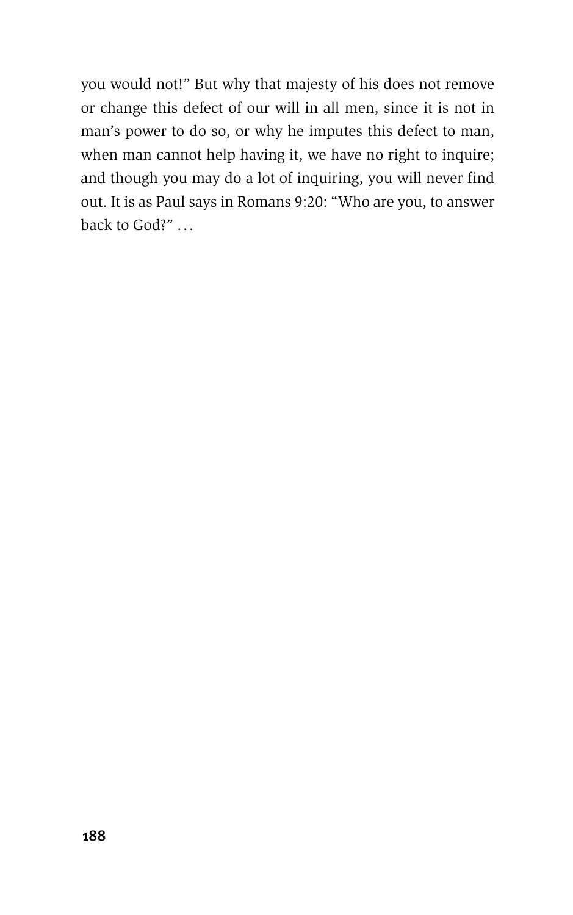you would not!" But why that majesty of his does not remove or change this defect of our will in all men, since it is not in man's power to do so, or why he imputes this defect to man, when man cannot help having it, we have no right to inquire; and though you may do a lot of inquiring, you will never find out. It is as Paul says in Romans 9:20: "Who are you, to answer back to God?" ...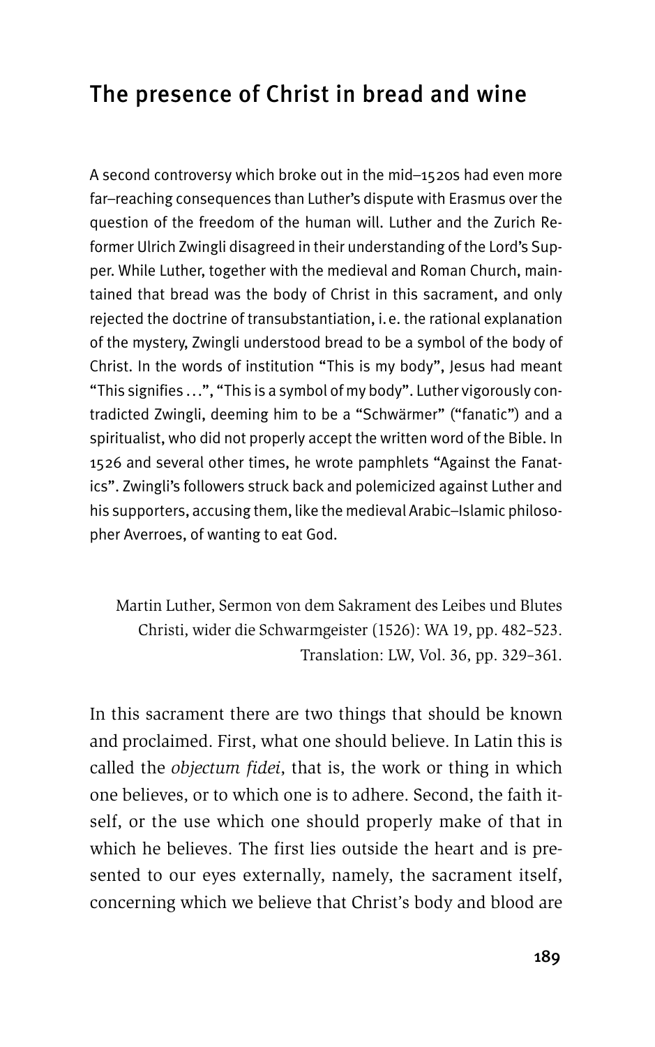## The presence of Christ in bread and wine

A second controversy which broke out in the mid–1520s had even more far–reaching consequences than Luther's dispute with Erasmus over the question of the freedom of the human will. Luther and the Zurich Reformer Ulrich Zwingli disagreed in their understanding of the Lord's Supper. While Luther, together with the medieval and Roman Church, maintained that bread was the body of Christ in this sacrament, and only rejected the doctrine of transubstantiation, i. e. the rational explanation of the mystery, Zwingli understood bread to be a symbol of the body of Christ. In the words of institution "This is my body", Jesus had meant "This signifies ...", "This is a symbol of my body". Luther vigorously contradicted Zwingli, deeming him to be a "Schwärmer" ("fanatic") and a spiritualist, who did not properly accept the written word of the Bible. In 1526 and several other times, he wrote pamphlets "Against the Fanatics". Zwingli's followers struck back and polemicized against Luther and his supporters, accusing them, like the medieval Arabic–Islamic philosopher Averroes, of wanting to eat God.

Martin Luther, Sermon von dem Sakrament des Leibes und Blutes Christi, wider die Schwarmgeister (1526): WA 19, pp. 482–523. Translation: LW, Vol. 36, pp. 329–361.

In this sacrament there are two things that should be known and proclaimed. First, what one should believe. In Latin this is called the *objectum fidei*, that is, the work or thing in which one believes, or to which one is to adhere. Second, the faith itself, or the use which one should properly make of that in which he believes. The first lies outside the heart and is presented to our eyes externally, namely, the sacrament itself, concerning which we believe that Christ's body and blood are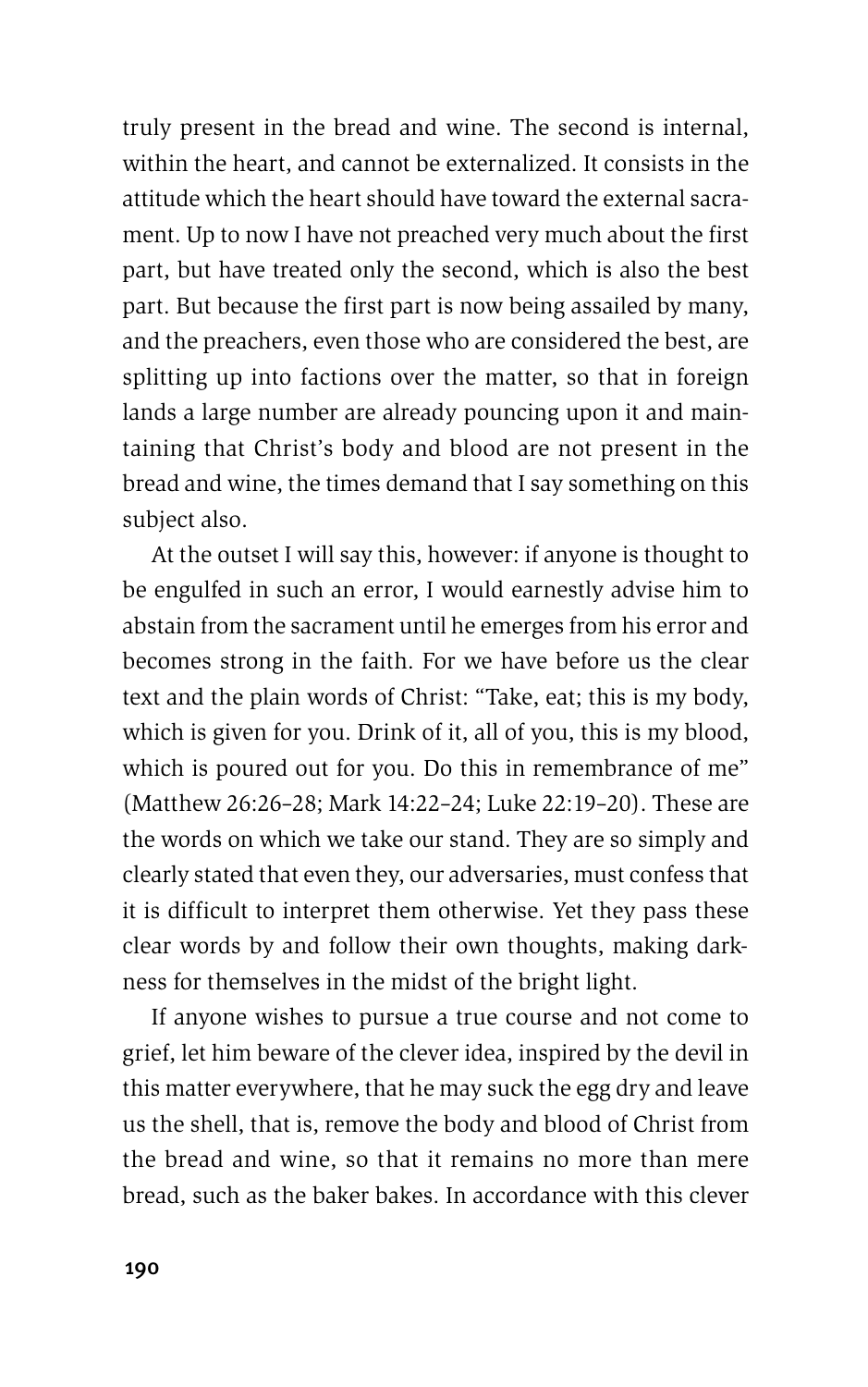truly present in the bread and wine. The second is internal, within the heart, and cannot be externalized. It consists in the attitude which the heart should have toward the external sacrament. Up to now I have not preached very much about the first part, but have treated only the second, which is also the best part. But because the first part is now being assailed by many, and the preachers, even those who are considered the best, are splitting up into factions over the matter, so that in foreign lands a large number are already pouncing upon it and maintaining that Christ's body and blood are not present in the bread and wine, the times demand that I say something on this subject also.

At the outset I will say this, however: if anyone is thought to be engulfed in such an error, I would earnestly advise him to abstain from the sacrament until he emerges from his error and becomes strong in the faith. For we have before us the clear text and the plain words of Christ: "Take, eat; this is my body, which is given for you. Drink of it, all of you, this is my blood, which is poured out for you. Do this in remembrance of me" (Matthew 26:26–28; Mark 14:22–24; Luke 22:19–20). These are the words on which we take our stand. They are so simply and clearly stated that even they, our adversaries, must confess that it is difficult to interpret them otherwise. Yet they pass these clear words by and follow their own thoughts, making darkness for themselves in the midst of the bright light.

If anyone wishes to pursue a true course and not come to grief, let him beware of the clever idea, inspired by the devil in this matter everywhere, that he may suck the egg dry and leave us the shell, that is, remove the body and blood of Christ from the bread and wine, so that it remains no more than mere bread, such as the baker bakes. In accordance with this clever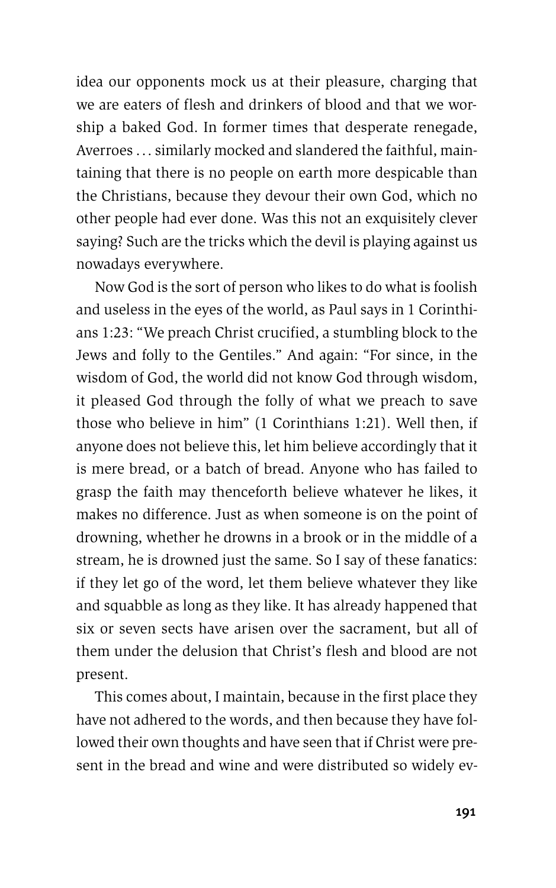idea our opponents mock us at their pleasure, charging that we are eaters of flesh and drinkers of blood and that we worship a baked God. In former times that desperate renegade, Averroes . . . similarly mocked and slandered the faithful, maintaining that there is no people on earth more despicable than the Christians, because they devour their own God, which no other people had ever done. Was this not an exquisitely clever saying? Such are the tricks which the devil is playing against us nowadays everywhere.

Now God is the sort of person who likes to do what is foolish and useless in the eyes of the world, as Paul says in 1 Corinthians 1:23: "We preach Christ crucified, a stumbling block to the Jews and folly to the Gentiles." And again: "For since, in the wisdom of God, the world did not know God through wisdom, it pleased God through the folly of what we preach to save those who believe in him" (1 Corinthians 1:21). Well then, if anyone does not believe this, let him believe accordingly that it is mere bread, or a batch of bread. Anyone who has failed to grasp the faith may thenceforth believe whatever he likes, it makes no difference. Just as when someone is on the point of drowning, whether he drowns in a brook or in the middle of a stream, he is drowned just the same. So I say of these fanatics: if they let go of the word, let them believe whatever they like and squabble as long as they like. It has already happened that six or seven sects have arisen over the sacrament, but all of them under the delusion that Christ's flesh and blood are not present.

This comes about, I maintain, because in the first place they have not adhered to the words, and then because they have followed their own thoughts and have seen that if Christ were present in the bread and wine and were distributed so widely ev-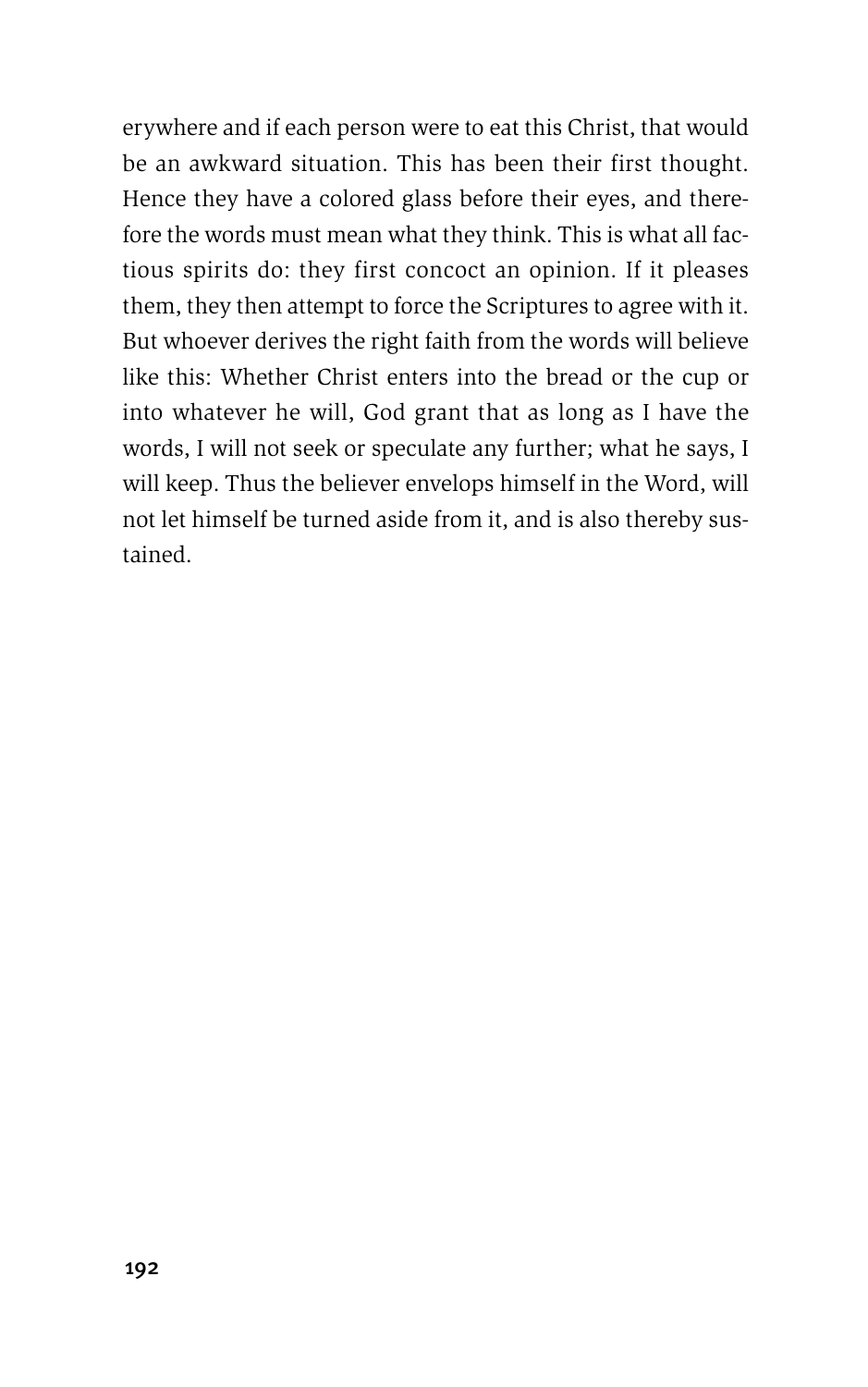erywhere and if each person were to eat this Christ, that would be an awkward situation. This has been their first thought. Hence they have a colored glass before their eyes, and therefore the words must mean what they think. This is what all factious spirits do: they first concoct an opinion. If it pleases them, they then attempt to force the Scriptures to agree with it. But whoever derives the right faith from the words will believe like this: Whether Christ enters into the bread or the cup or into whatever he will, God grant that as long as I have the words, I will not seek or speculate any further; what he says, I will keep. Thus the believer envelops himself in the Word, will not let himself be turned aside from it, and is also thereby sustained.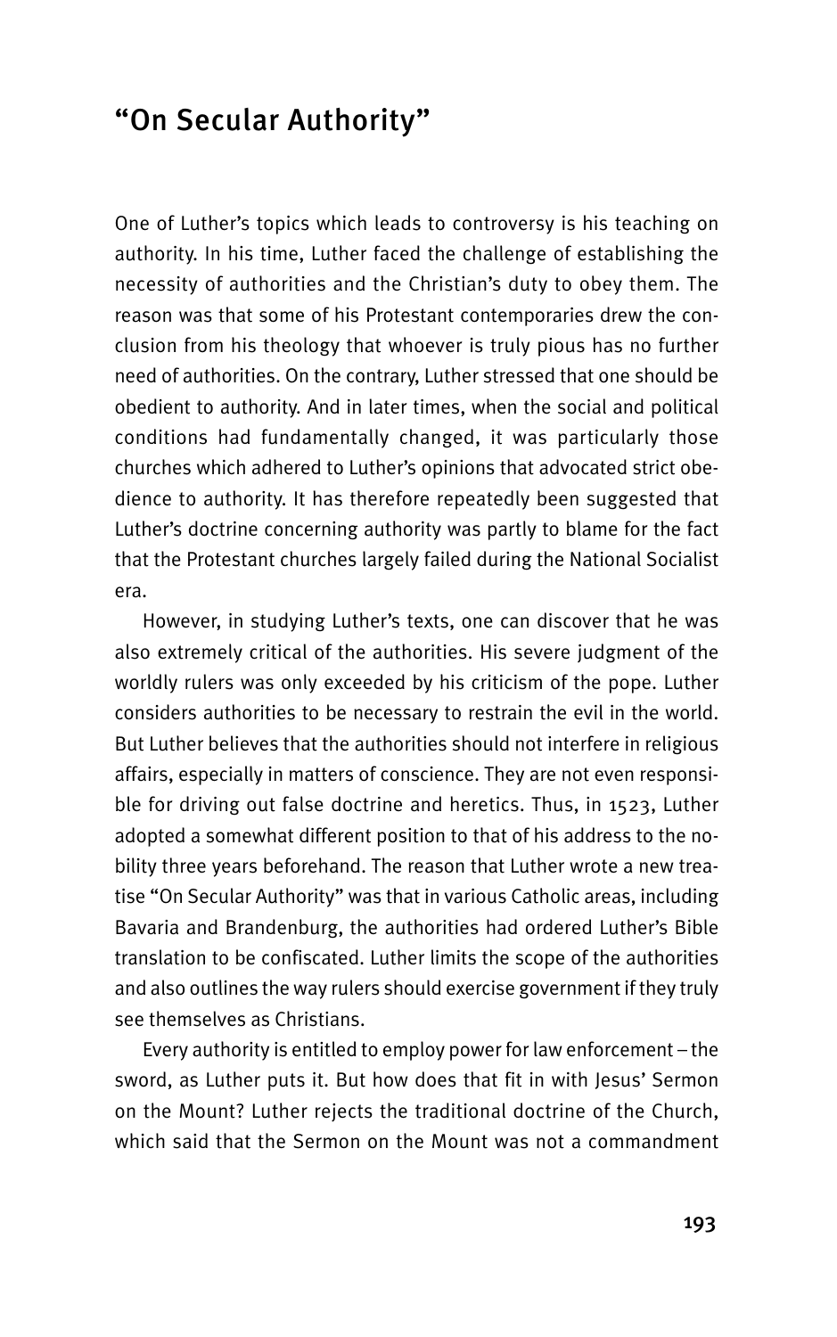## "On Secular Authority"

One of Luther's topics which leads to controversy is his teaching on authority. In his time, Luther faced the challenge of establishing the necessity of authorities and the Christian's duty to obey them. The reason was that some of his Protestant contemporaries drew the conclusion from his theology that whoever is truly pious has no further need of authorities. On the contrary, Luther stressed that one should be obedient to authority. And in later times, when the social and political conditions had fundamentally changed, it was particularly those churches which adhered to Luther's opinions that advocated strict obedience to authority. It has therefore repeatedly been suggested that Luther's doctrine concerning authority was partly to blame for the fact that the Protestant churches largely failed during the National Socialist era.

However, in studying Luther's texts, one can discover that he was also extremely critical of the authorities. His severe judgment of the worldly rulers was only exceeded by his criticism of the pope. Luther considers authorities to be necessary to restrain the evil in the world. But Luther believes that the authorities should not interfere in religious affairs, especially in matters of conscience. They are not even responsible for driving out false doctrine and heretics. Thus, in 1523, Luther adopted a somewhat different position to that of his address to the nobility three years beforehand. The reason that Luther wrote a new treatise "On Secular Authority" was that in various Catholic areas, including Bavaria and Brandenburg, the authorities had ordered Luther's Bible translation to be confiscated. Luther limits the scope of the authorities and also outlines the way rulers should exercise government if they truly see themselves as Christians.

Every authority is entitled to employ power for law enforcement – the sword, as Luther puts it. But how does that fit in with Jesus' Sermon on the Mount? Luther rejects the traditional doctrine of the Church, which said that the Sermon on the Mount was not a commandment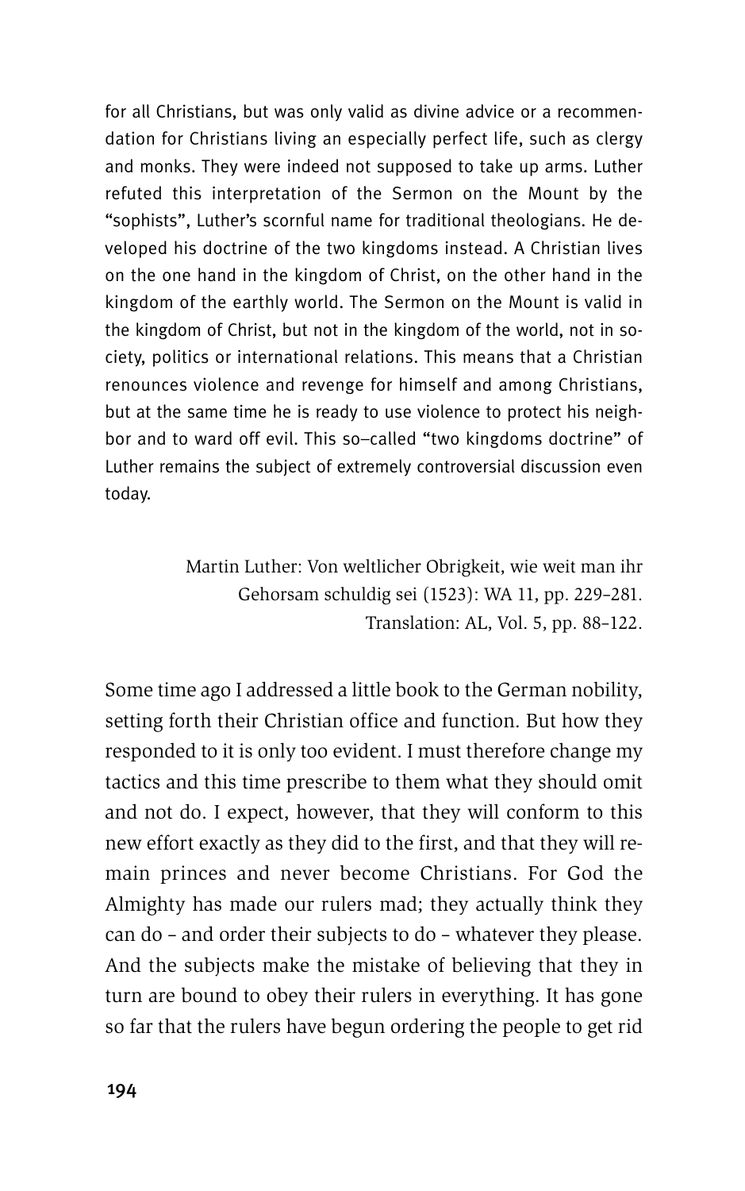for all Christians, but was only valid as divine advice or a recommendation for Christians living an especially perfect life, such as clergy and monks. They were indeed not supposed to take up arms. Luther refuted this interpretation of the Sermon on the Mount by the "sophists", Luther's scornful name for traditional theologians. He developed his doctrine of the two kingdoms instead. A Christian lives on the one hand in the kingdom of Christ, on the other hand in the kingdom of the earthly world. The Sermon on the Mount is valid in the kingdom of Christ, but not in the kingdom of the world, not in society, politics or international relations. This means that a Christian renounces violence and revenge for himself and among Christians, but at the same time he is ready to use violence to protect his neighbor and to ward off evil. This so–called "two kingdoms doctrine" of Luther remains the subject of extremely controversial discussion even today.

Martin Luther: Von weltlicher Obrigkeit, wie weit man ihr Gehorsam schuldig sei (1523): WA 11, pp. 229–281.
Translation: AL, Vol. 5, pp. 88–122.

Some time ago I addressed a little book to the German nobility, setting forth their Christian office and function. But how they responded to it is only too evident. I must therefore change my tactics and this time prescribe to them what they should omit and not do. I expect, however, that they will conform to this new effort exactly as they did to the first, and that they will remain princes and never become Christians. For God the Almighty has made our rulers mad; they actually think they can do – and order their subjects to do – whatever they please. And the subjects make the mistake of believing that they in turn are bound to obey their rulers in everything. It has gone so far that the rulers have begun ordering the people to get rid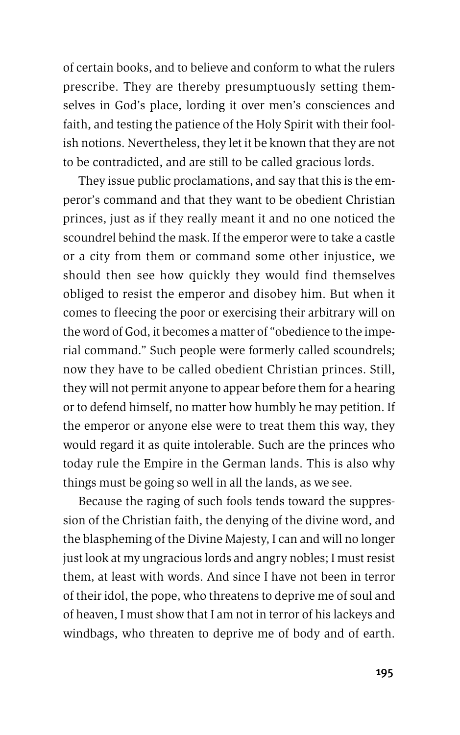of certain books, and to believe and conform to what the rulers prescribe. They are thereby presumptuously setting themselves in God's place, lording it over men's consciences and faith, and testing the patience of the Holy Spirit with their foolish notions. Nevertheless, they let it be known that they are not to be contradicted, and are still to be called gracious lords.

They issue public proclamations, and say that this is the emperor's command and that they want to be obedient Christian princes, just as if they really meant it and no one noticed the scoundrel behind the mask. If the emperor were to take a castle or a city from them or command some other injustice, we should then see how quickly they would find themselves obliged to resist the emperor and disobey him. But when it comes to fleecing the poor or exercising their arbitrary will on the word of God, it becomes a matter of "obedience to the imperial command." Such people were formerly called scoundrels; now they have to be called obedient Christian princes. Still, they will not permit anyone to appear before them for a hearing or to defend himself, no matter how humbly he may petition. If the emperor or anyone else were to treat them this way, they would regard it as quite intolerable. Such are the princes who today rule the Empire in the German lands. This is also why things must be going so well in all the lands, as we see.

Because the raging of such fools tends toward the suppression of the Christian faith, the denying of the divine word, and the blaspheming of the Divine Majesty, I can and will no longer just look at my ungracious lords and angry nobles; I must resist them, at least with words. And since I have not been in terror of their idol, the pope, who threatens to deprive me of soul and of heaven, I must show that I am not in terror of his lackeys and windbags, who threaten to deprive me of body and of earth.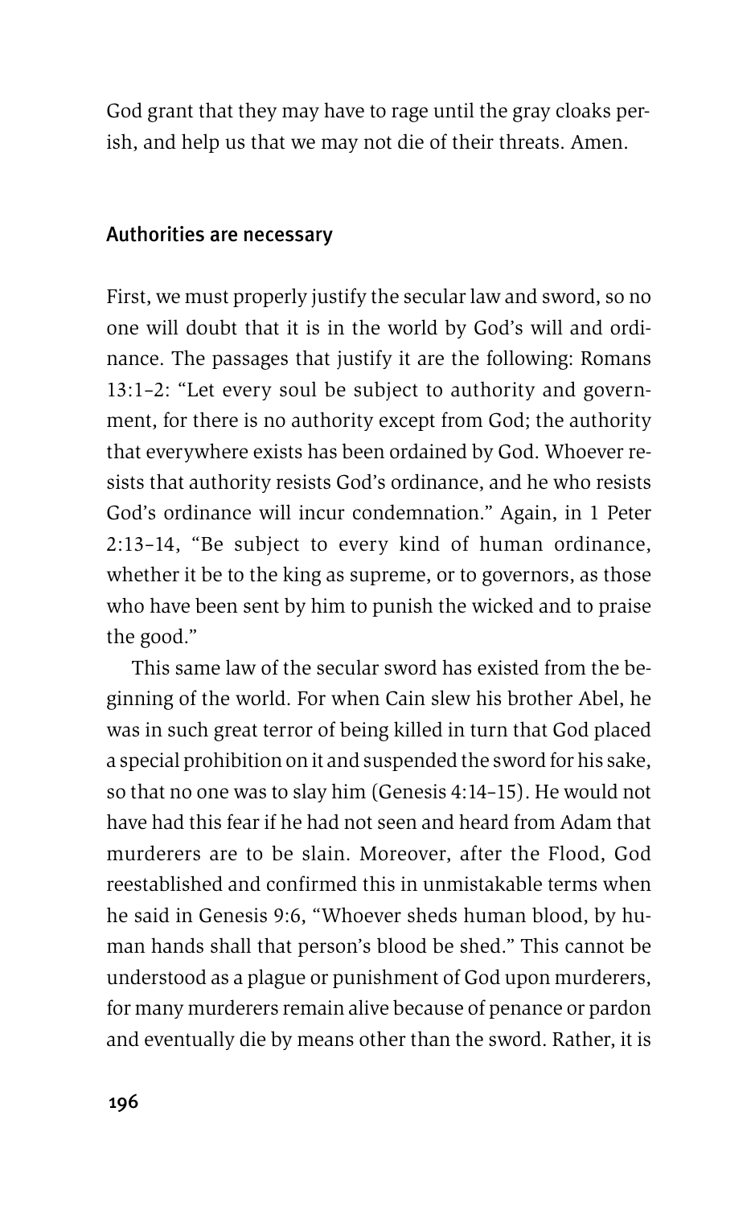God grant that they may have to rage until the gray cloaks perish, and help us that we may not die of their threats. Amen.

## Authorities are necessary

First, we must properly justify the secular law and sword, so no one will doubt that it is in the world by God's will and ordinance. The passages that justify it are the following: Romans 13:1–2: "Let every soul be subject to authority and government, for there is no authority except from God; the authority that everywhere exists has been ordained by God. Whoever resists that authority resists God's ordinance, and he who resists God's ordinance will incur condemnation." Again, in 1 Peter 2:13–14, "Be subject to every kind of human ordinance, whether it be to the king as supreme, or to governors, as those who have been sent by him to punish the wicked and to praise the good."

This same law of the secular sword has existed from the beginning of the world. For when Cain slew his brother Abel, he was in such great terror of being killed in turn that God placed a special prohibition on it and suspended the sword for his sake, so that no one was to slay him (Genesis 4:14–15). He would not have had this fear if he had not seen and heard from Adam that murderers are to be slain. Moreover, after the Flood, God reestablished and confirmed this in unmistakable terms when he said in Genesis 9:6, "Whoever sheds human blood, by human hands shall that person's blood be shed." This cannot be understood as a plague or punishment of God upon murderers, for many murderers remain alive because of penance or pardon and eventually die by means other than the sword. Rather, it is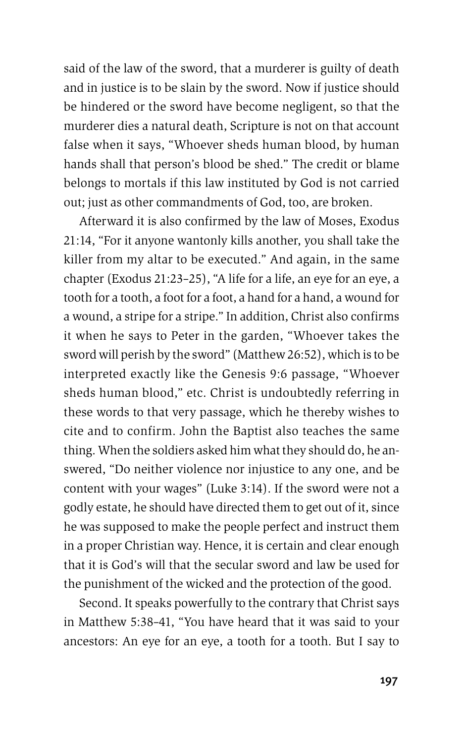said of the law of the sword, that a murderer is guilty of death and in justice is to be slain by the sword. Now if justice should be hindered or the sword have become negligent, so that the murderer dies a natural death, Scripture is not on that account false when it says, "Whoever sheds human blood, by human hands shall that person's blood be shed." The credit or blame belongs to mortals if this law instituted by God is not carried out; just as other commandments of God, too, are broken.

Afterward it is also confirmed by the law of Moses, Exodus 21:14, "For it anyone wantonly kills another, you shall take the killer from my altar to be executed." And again, in the same chapter (Exodus 21:23–25), "A life for a life, an eye for an eye, a tooth for a tooth, a foot for a foot, a hand for a hand, a wound for a wound, a stripe for a stripe." In addition, Christ also confirms it when he says to Peter in the garden, "Whoever takes the sword will perish by the sword" (Matthew 26:52), which is to be interpreted exactly like the Genesis 9:6 passage, "Whoever sheds human blood," etc. Christ is undoubtedly referring in these words to that very passage, which he thereby wishes to cite and to confirm. John the Baptist also teaches the same thing. When the soldiers asked him what they should do, he answered, "Do neither violence nor injustice to any one, and be content with your wages" (Luke 3:14). If the sword were not a godly estate, he should have directed them to get out of it, since he was supposed to make the people perfect and instruct them in a proper Christian way. Hence, it is certain and clear enough that it is God's will that the secular sword and law be used for the punishment of the wicked and the protection of the good.

Second. It speaks powerfully to the contrary that Christ says in Matthew 5:38–41, "You have heard that it was said to your ancestors: An eye for an eye, a tooth for a tooth. But I say to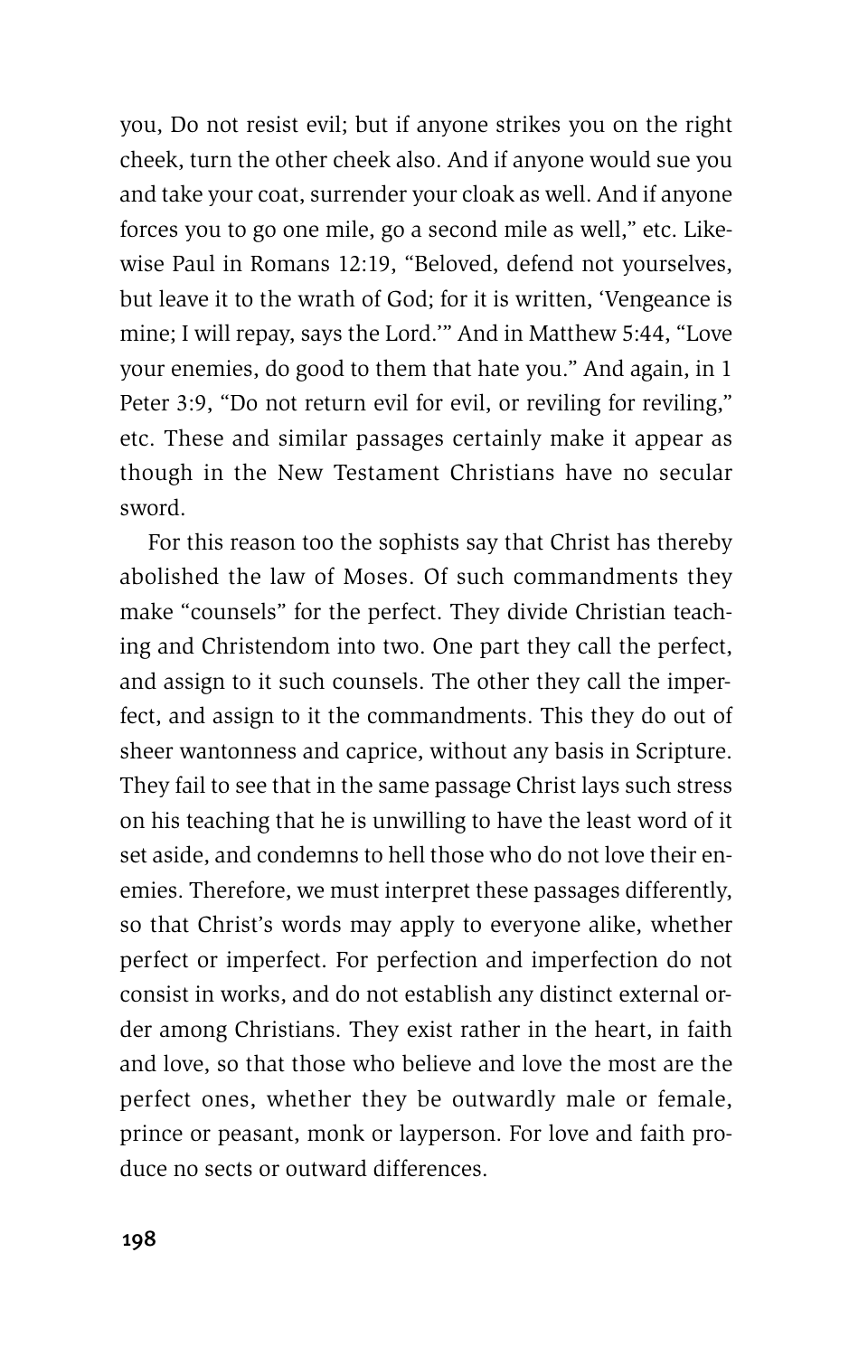you, Do not resist evil; but if anyone strikes you on the right cheek, turn the other cheek also. And if anyone would sue you and take your coat, surrender your cloak as well. And if anyone forces you to go one mile, go a second mile as well," etc. Likewise Paul in Romans 12:19, "Beloved, defend not yourselves, but leave it to the wrath of God; for it is written, 'Vengeance is mine; I will repay, says the Lord.'" And in Matthew 5:44, "Love your enemies, do good to them that hate you." And again, in 1 Peter 3:9, "Do not return evil for evil, or reviling for reviling," etc. These and similar passages certainly make it appear as though in the New Testament Christians have no secular sword.

For this reason too the sophists say that Christ has thereby abolished the law of Moses. Of such commandments they make "counsels" for the perfect. They divide Christian teaching and Christendom into two. One part they call the perfect, and assign to it such counsels. The other they call the imperfect, and assign to it the commandments. This they do out of sheer wantonness and caprice, without any basis in Scripture. They fail to see that in the same passage Christ lays such stress on his teaching that he is unwilling to have the least word of it set aside, and condemns to hell those who do not love their enemies. Therefore, we must interpret these passages differently, so that Christ's words may apply to everyone alike, whether perfect or imperfect. For perfection and imperfection do not consist in works, and do not establish any distinct external order among Christians. They exist rather in the heart, in faith and love, so that those who believe and love the most are the perfect ones, whether they be outwardly male or female, prince or peasant, monk or layperson. For love and faith produce no sects or outward differences.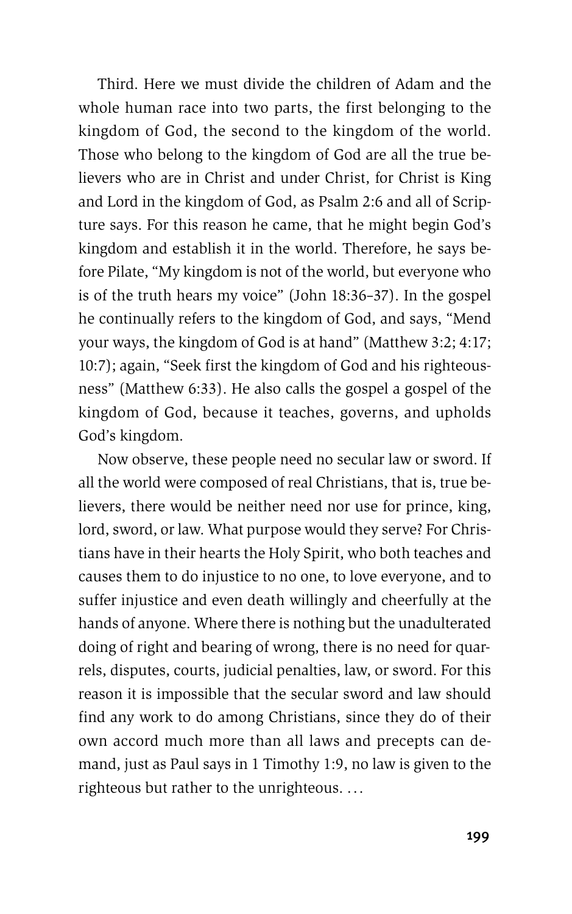Third. Here we must divide the children of Adam and the whole human race into two parts, the first belonging to the kingdom of God, the second to the kingdom of the world. Those who belong to the kingdom of God are all the true believers who are in Christ and under Christ, for Christ is King and Lord in the kingdom of God, as Psalm 2:6 and all of Scripture says. For this reason he came, that he might begin God's kingdom and establish it in the world. Therefore, he says before Pilate, "My kingdom is not of the world, but everyone who is of the truth hears my voice" (John 18:36–37). In the gospel he continually refers to the kingdom of God, and says, "Mend your ways, the kingdom of God is at hand" (Matthew 3:2; 4:17; 10:7); again, "Seek first the kingdom of God and his righteousness" (Matthew 6:33). He also calls the gospel a gospel of the kingdom of God, because it teaches, governs, and upholds God's kingdom.

Now observe, these people need no secular law or sword. If all the world were composed of real Christians, that is, true believers, there would be neither need nor use for prince, king, lord, sword, or law. What purpose would they serve? For Christians have in their hearts the Holy Spirit, who both teaches and causes them to do injustice to no one, to love everyone, and to suffer injustice and even death willingly and cheerfully at the hands of anyone. Where there is nothing but the unadulterated doing of right and bearing of wrong, there is no need for quarrels, disputes, courts, judicial penalties, law, or sword. For this reason it is impossible that the secular sword and law should find any work to do among Christians, since they do of their own accord much more than all laws and precepts can demand, just as Paul says in 1 Timothy 1:9, no law is given to the righteous but rather to the unrighteous. . . .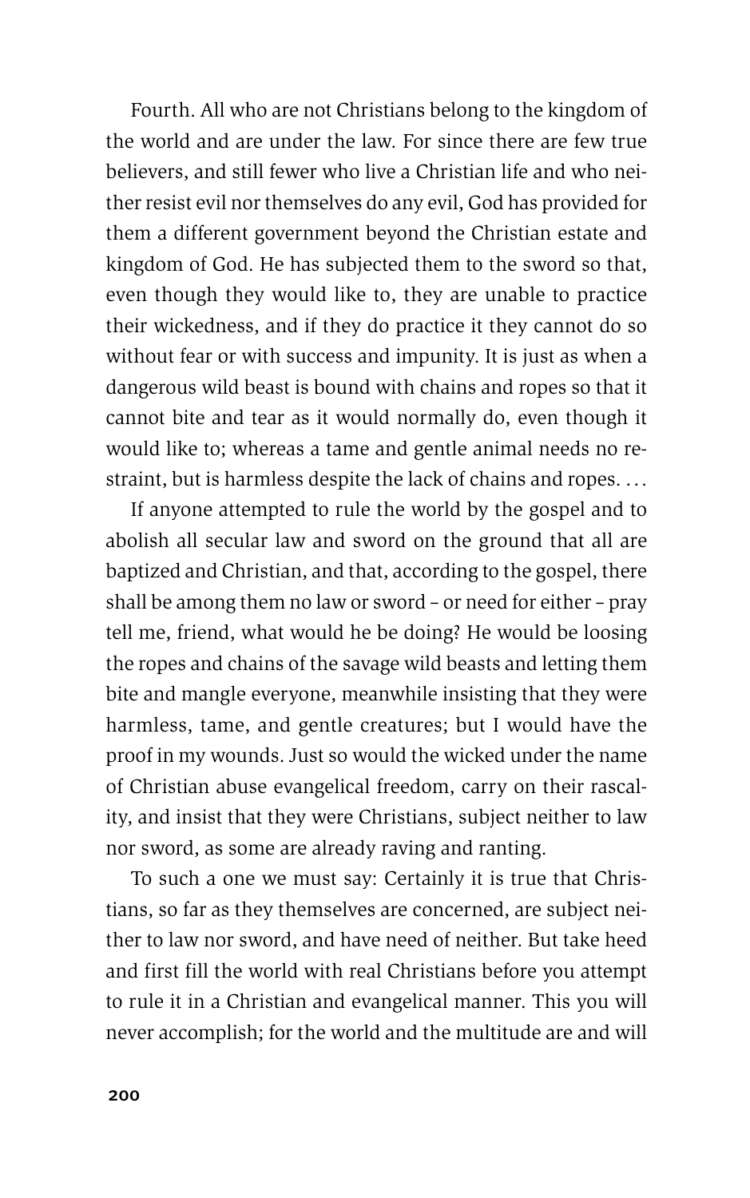Fourth. All who are not Christians belong to the kingdom of the world and are under the law. For since there are few true believers, and still fewer who live a Christian life and who neither resist evil nor themselves do any evil, God has provided for them a different government beyond the Christian estate and kingdom of God. He has subjected them to the sword so that, even though they would like to, they are unable to practice their wickedness, and if they do practice it they cannot do so without fear or with success and impunity. It is just as when a dangerous wild beast is bound with chains and ropes so that it cannot bite and tear as it would normally do, even though it would like to; whereas a tame and gentle animal needs no restraint, but is harmless despite the lack of chains and ropes. . . .

If anyone attempted to rule the world by the gospel and to abolish all secular law and sword on the ground that all are baptized and Christian, and that, according to the gospel, there shall be among them no law or sword – or need for either – pray tell me, friend, what would he be doing? He would be loosing the ropes and chains of the savage wild beasts and letting them bite and mangle everyone, meanwhile insisting that they were harmless, tame, and gentle creatures; but I would have the proof in my wounds. Just so would the wicked under the name of Christian abuse evangelical freedom, carry on their rascality, and insist that they were Christians, subject neither to law nor sword, as some are already raving and ranting.

To such a one we must say: Certainly it is true that Christians, so far as they themselves are concerned, are subject neither to law nor sword, and have need of neither. But take heed and first fill the world with real Christians before you attempt to rule it in a Christian and evangelical manner. This you will never accomplish; for the world and the multitude are and will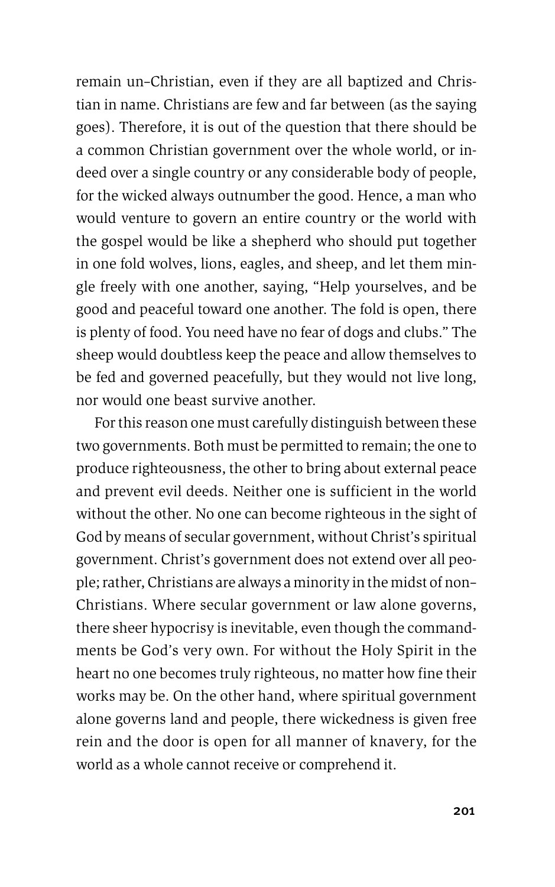remain un-Christian, even if they are all baptized and Christian in name. Christians are few and far between (as the saying goes). Therefore, it is out of the question that there should be a common Christian government over the whole world, or indeed over a single country or any considerable body of people, for the wicked always outnumber the good. Hence, a man who would venture to govern an entire country or the world with the gospel would be like a shepherd who should put together in one fold wolves, lions, eagles, and sheep, and let them mingle freely with one another, saying, "Help yourselves, and be good and peaceful toward one another. The fold is open, there is plenty of food. You need have no fear of dogs and clubs." The sheep would doubtless keep the peace and allow themselves to be fed and governed peacefully, but they would not live long, nor would one beast survive another.

For this reason one must carefully distinguish between these two governments. Both must be permitted to remain; the one to produce righteousness, the other to bring about external peace and prevent evil deeds. Neither one is sufficient in the world without the other. No one can become righteous in the sight of God by means of secular government, without Christ's spiritual government. Christ's government does not extend over all people; rather, Christians are always a minority in the midst of non-Christians. Where secular government or law alone governs, there sheer hypocrisy is inevitable, even though the commandments be God's very own. For without the Holy Spirit in the heart no one becomes truly righteous, no matter how fine their works may be. On the other hand, where spiritual government alone governs land and people, there wickedness is given free rein and the door is open for all manner of knavery, for the world as a whole cannot receive or comprehend it.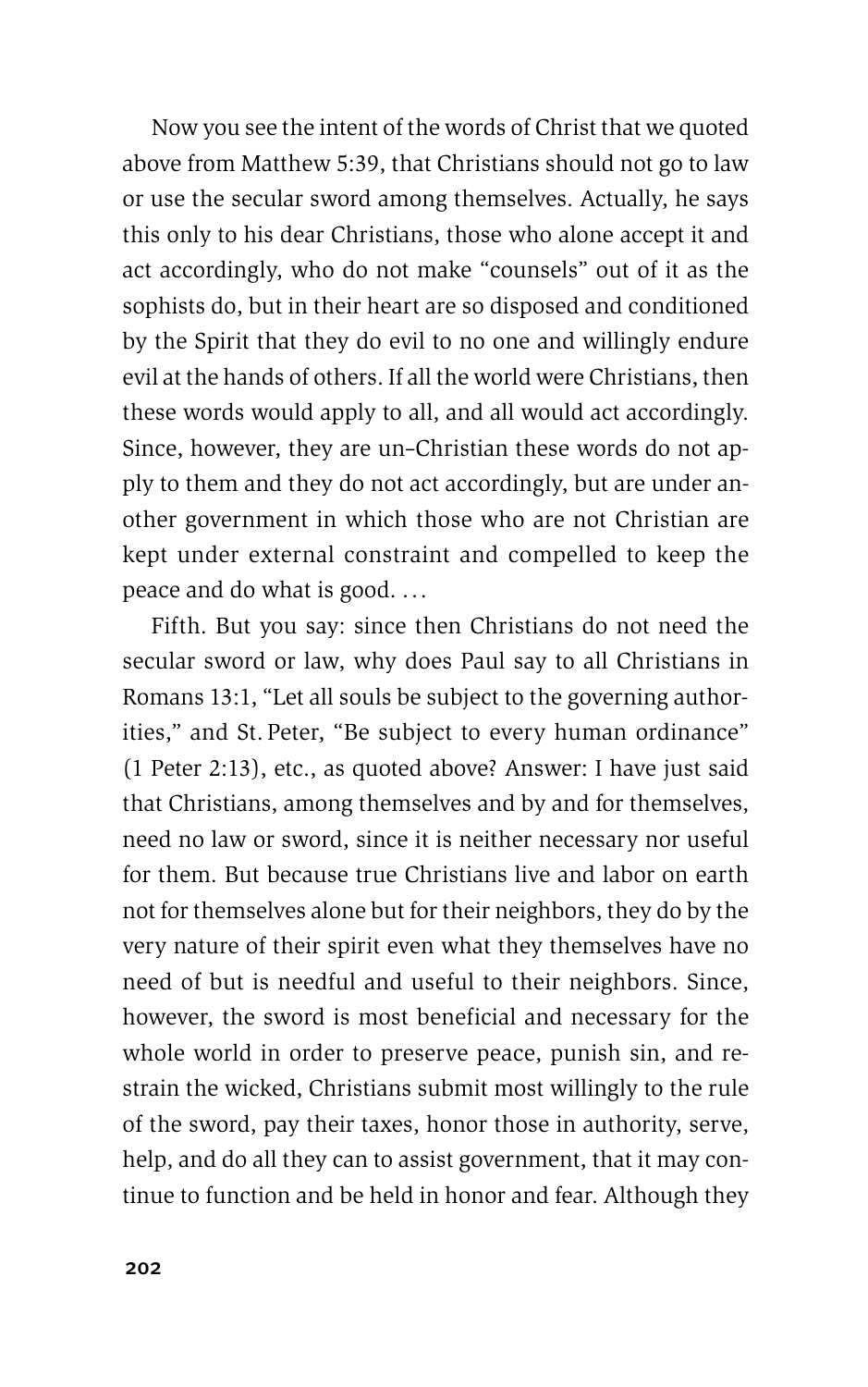Now you see the intent of the words of Christ that we quoted above from Matthew 5:39, that Christians should not go to law or use the secular sword among themselves. Actually, he says this only to his dear Christians, those who alone accept it and act accordingly, who do not make "counsels" out of it as the sophists do, but in their heart are so disposed and conditioned by the Spirit that they do evil to no one and willingly endure evil at the hands of others. If all the world were Christians, then these words would apply to all, and all would act accordingly. Since, however, they are un-Christian these words do not apply to them and they do not act accordingly, but are under another government in which those who are not Christian are kept under external constraint and compelled to keep the peace and do what is good. . . .

Fifth. But you say: since then Christians do not need the secular sword or law, why does Paul say to all Christians in Romans 13:1, "Let all souls be subject to the governing authorities," and St. Peter, "Be subject to every human ordinance" (1 Peter 2:13), etc., as quoted above? Answer: I have just said that Christians, among themselves and by and for themselves, need no law or sword, since it is neither necessary nor useful for them. But because true Christians live and labor on earth not for themselves alone but for their neighbors, they do by the very nature of their spirit even what they themselves have no need of but is needful and useful to their neighbors. Since, however, the sword is most beneficial and necessary for the whole world in order to preserve peace, punish sin, and restrain the wicked, Christians submit most willingly to the rule of the sword, pay their taxes, honor those in authority, serve, help, and do all they can to assist government, that it may continue to function and be held in honor and fear. Although they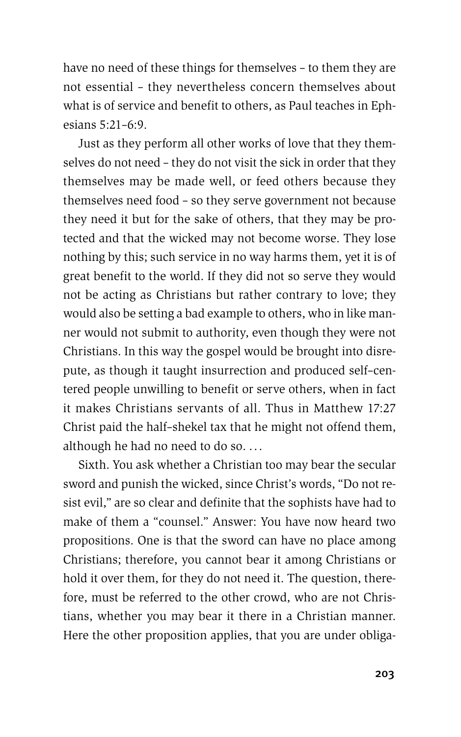have no need of these things for themselves – to them they are not essential – they nevertheless concern themselves about what is of service and benefit to others, as Paul teaches in Ephesians 5:21–6:9.

Just as they perform all other works of love that they themselves do not need – they do not visit the sick in order that they themselves may be made well, or feed others because they themselves need food – so they serve government not because they need it but for the sake of others, that they may be protected and that the wicked may not become worse. They lose nothing by this; such service in no way harms them, yet it is of great benefit to the world. If they did not so serve they would not be acting as Christians but rather contrary to love; they would also be setting a bad example to others, who in like manner would not submit to authority, even though they were not Christians. In this way the gospel would be brought into disrepute, as though it taught insurrection and produced self-centered people unwilling to benefit or serve others, when in fact it makes Christians servants of all. Thus in Matthew 17:27 Christ paid the half-shekel tax that he might not offend them, although he had no need to do so. . . .

Sixth. You ask whether a Christian too may bear the secular sword and punish the wicked, since Christ's words, "Do not resist evil," are so clear and definite that the sophists have had to make of them a "counsel." Answer: You have now heard two propositions. One is that the sword can have no place among Christians; therefore, you cannot bear it among Christians or hold it over them, for they do not need it. The question, therefore, must be referred to the other crowd, who are not Christians, whether you may bear it there in a Christian manner. Here the other proposition applies, that you are under obliga-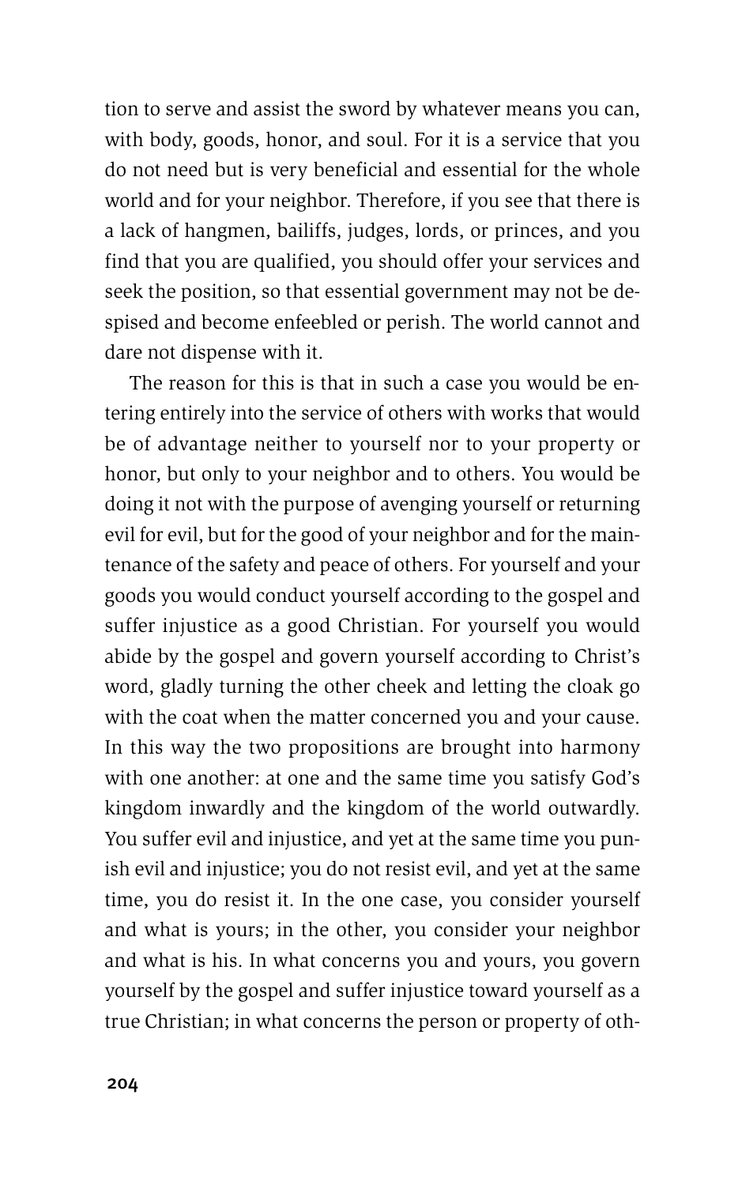tion to serve and assist the sword by whatever means you can, with body, goods, honor, and soul. For it is a service that you do not need but is very beneficial and essential for the whole world and for your neighbor. Therefore, if you see that there is a lack of hangmen, bailiffs, judges, lords, or princes, and you find that you are qualified, you should offer your services and seek the position, so that essential government may not be despised and become enfeebled or perish. The world cannot and dare not dispense with it.

The reason for this is that in such a case you would be entering entirely into the service of others with works that would be of advantage neither to yourself nor to your property or honor, but only to your neighbor and to others. You would be doing it not with the purpose of avenging yourself or returning evil for evil, but for the good of your neighbor and for the maintenance of the safety and peace of others. For yourself and your goods you would conduct yourself according to the gospel and suffer injustice as a good Christian. For yourself you would abide by the gospel and govern yourself according to Christ's word, gladly turning the other cheek and letting the cloak go with the coat when the matter concerned you and your cause. In this way the two propositions are brought into harmony with one another: at one and the same time you satisfy God's kingdom inwardly and the kingdom of the world outwardly. You suffer evil and injustice, and yet at the same time you punish evil and injustice; you do not resist evil, and yet at the same time, you do resist it. In the one case, you consider yourself and what is yours; in the other, you consider your neighbor and what is his. In what concerns you and yours, you govern yourself by the gospel and suffer injustice toward yourself as a true Christian; in what concerns the person or property of oth-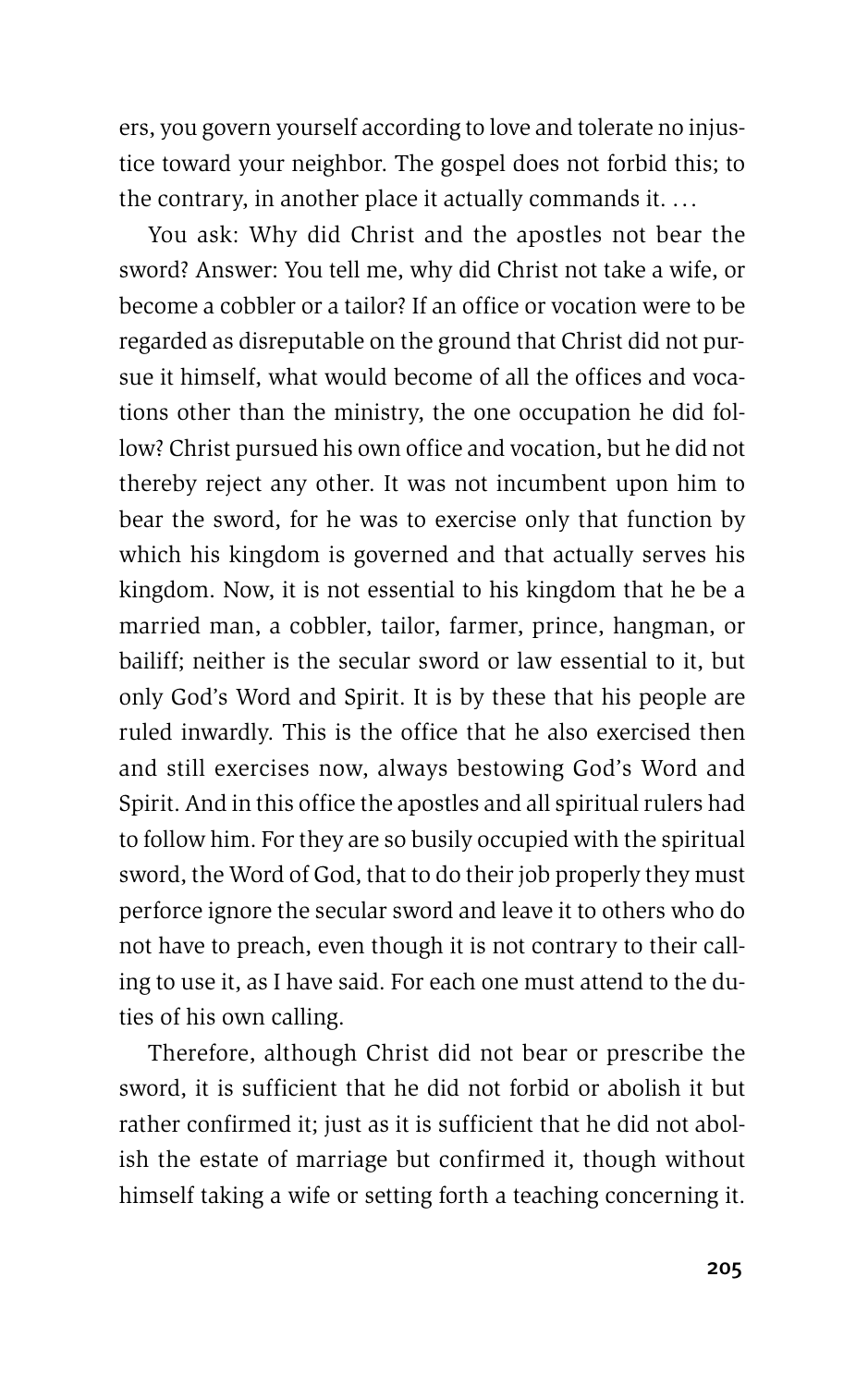ers, you govern yourself according to love and tolerate no injustice toward your neighbor. The gospel does not forbid this; to the contrary, in another place it actually commands it. . . .

You ask: Why did Christ and the apostles not bear the sword? Answer: You tell me, why did Christ not take a wife, or become a cobbler or a tailor? If an office or vocation were to be regarded as disreputable on the ground that Christ did not pursue it himself, what would become of all the offices and vocations other than the ministry, the one occupation he did follow? Christ pursued his own office and vocation, but he did not thereby reject any other. It was not incumbent upon him to bear the sword, for he was to exercise only that function by which his kingdom is governed and that actually serves his kingdom. Now, it is not essential to his kingdom that he be a married man, a cobbler, tailor, farmer, prince, hangman, or bailiff; neither is the secular sword or law essential to it, but only God's Word and Spirit. It is by these that his people are ruled inwardly. This is the office that he also exercised then and still exercises now, always bestowing God's Word and Spirit. And in this office the apostles and all spiritual rulers had to follow him. For they are so busily occupied with the spiritual sword, the Word of God, that to do their job properly they must perforce ignore the secular sword and leave it to others who do not have to preach, even though it is not contrary to their calling to use it, as I have said. For each one must attend to the duties of his own calling.

Therefore, although Christ did not bear or prescribe the sword, it is sufficient that he did not forbid or abolish it but rather confirmed it; just as it is sufficient that he did not abolish the estate of marriage but confirmed it, though without himself taking a wife or setting forth a teaching concerning it.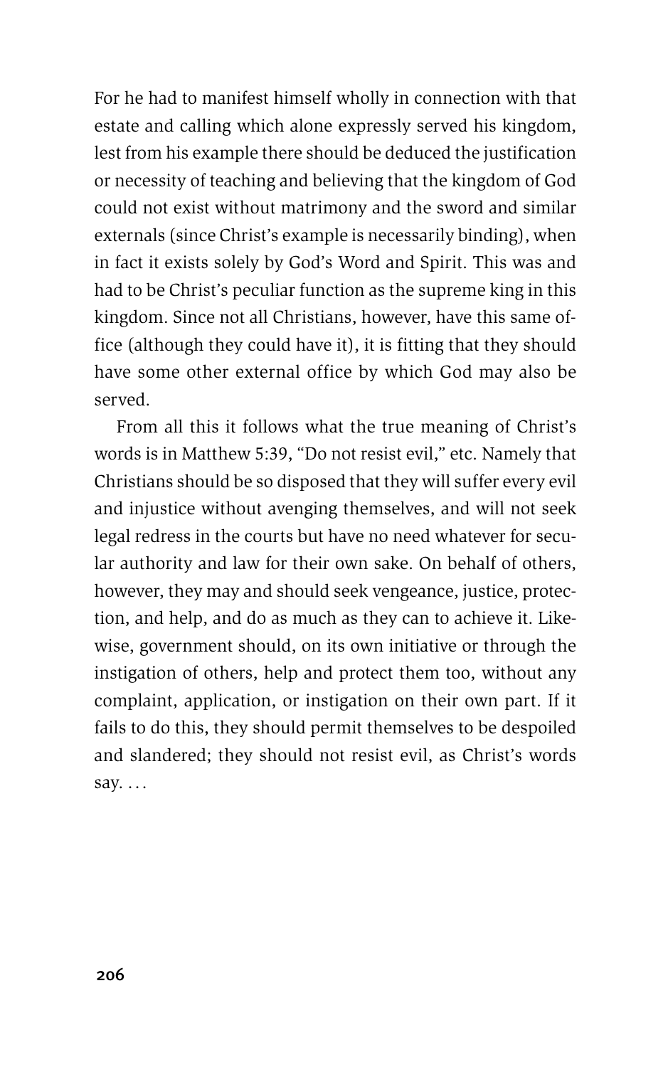For he had to manifest himself wholly in connection with that estate and calling which alone expressly served his kingdom, lest from his example there should be deduced the justification or necessity of teaching and believing that the kingdom of God could not exist without matrimony and the sword and similar externals (since Christ's example is necessarily binding), when in fact it exists solely by God's Word and Spirit. This was and had to be Christ's peculiar function as the supreme king in this kingdom. Since not all Christians, however, have this same office (although they could have it), it is fitting that they should have some other external office by which God may also be served.

From all this it follows what the true meaning of Christ's words is in Matthew 5:39, "Do not resist evil," etc. Namely that Christians should be so disposed that they will suffer every evil and injustice without avenging themselves, and will not seek legal redress in the courts but have no need whatever for secular authority and law for their own sake. On behalf of others, however, they may and should seek vengeance, justice, protection, and help, and do as much as they can to achieve it. Likewise, government should, on its own initiative or through the instigation of others, help and protect them too, without any complaint, application, or instigation on their own part. If it fails to do this, they should permit themselves to be despoiled and slandered; they should not resist evil, as Christ's words say. . . .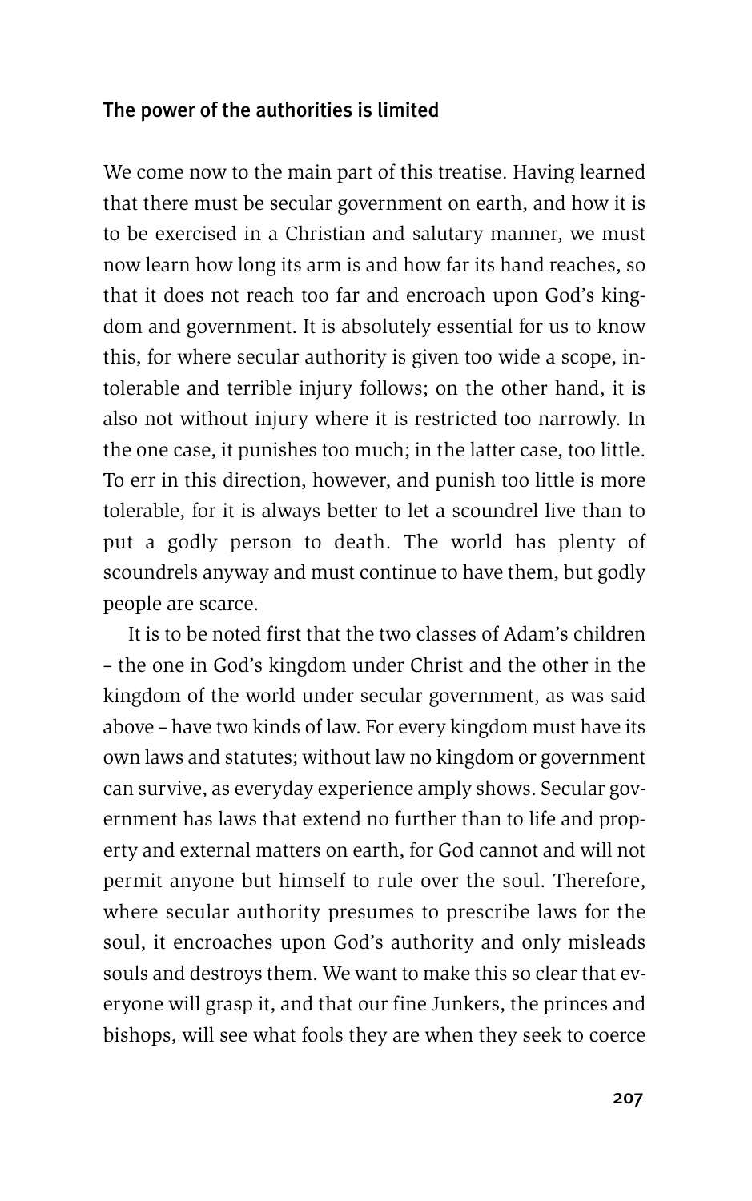### The power of the authorities is limited

We come now to the main part of this treatise. Having learned that there must be secular government on earth, and how it is to be exercised in a Christian and salutary manner, we must now learn how long its arm is and how far its hand reaches, so that it does not reach too far and encroach upon God's kingdom and government. It is absolutely essential for us to know this, for where secular authority is given too wide a scope, intolerable and terrible injury follows; on the other hand, it is also not without injury where it is restricted too narrowly. In the one case, it punishes too much; in the latter case, too little. To err in this direction, however, and punish too little is more tolerable, for it is always better to let a scoundrel live than to put a godly person to death. The world has plenty of scoundrels anyway and must continue to have them, but godly people are scarce.

It is to be noted first that the two classes of Adam's children – the one in God's kingdom under Christ and the other in the kingdom of the world under secular government, as was said above – have two kinds of law. For every kingdom must have its own laws and statutes; without law no kingdom or government can survive, as everyday experience amply shows. Secular government has laws that extend no further than to life and property and external matters on earth, for God cannot and will not permit anyone but himself to rule over the soul. Therefore, where secular authority presumes to prescribe laws for the soul, it encroaches upon God's authority and only misleads souls and destroys them. We want to make this so clear that everyone will grasp it, and that our fine Junkers, the princes and bishops, will see what fools they are when they seek to coerce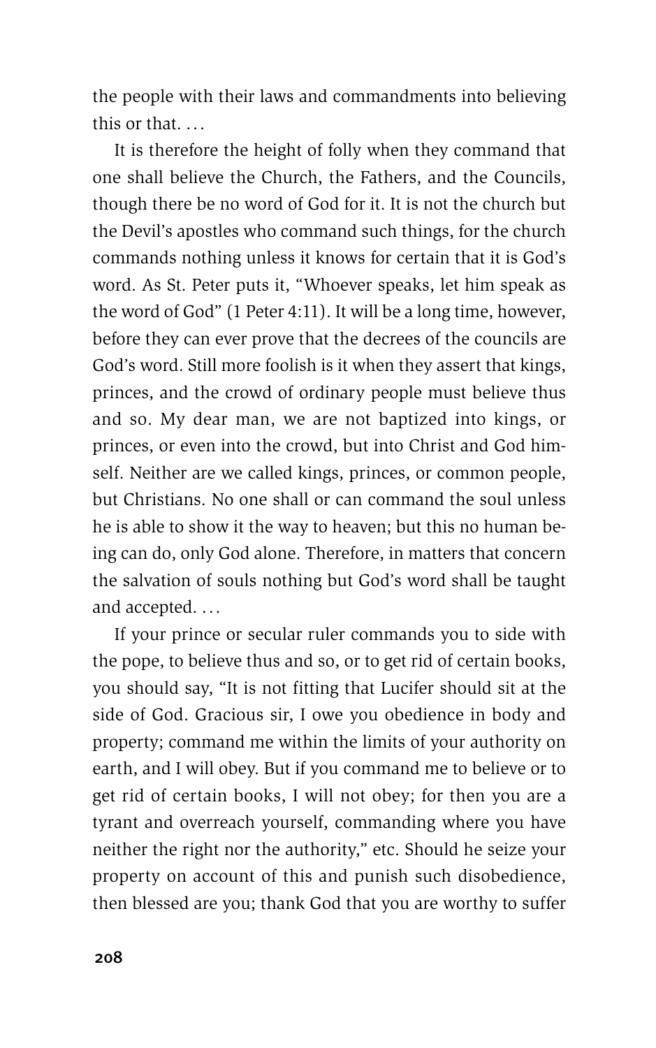the people with their laws and commandments into believing this or that. . . .

It is therefore the height of folly when they command that one shall believe the Church, the Fathers, and the Councils, though there be no word of God for it. It is not the church but the Devil's apostles who command such things, for the church commands nothing unless it knows for certain that it is God's word. As St. Peter puts it, "Whoever speaks, let him speak as the word of God" (1 Peter 4:11). It will be a long time, however, before they can ever prove that the decrees of the councils are God's word. Still more foolish is it when they assert that kings, princes, and the crowd of ordinary people must believe thus and so. My dear man, we are not baptized into kings, or princes, or even into the crowd, but into Christ and God himself. Neither are we called kings, princes, or common people, but Christians. No one shall or can command the soul unless he is able to show it the way to heaven; but this no human being can do, only God alone. Therefore, in matters that concern the salvation of souls nothing but God's word shall be taught and accepted. . . .

If your prince or secular ruler commands you to side with the pope, to believe thus and so, or to get rid of certain books, you should say, "It is not fitting that Lucifer should sit at the side of God. Gracious sir, I owe you obedience in body and property; command me within the limits of your authority on earth, and I will obey. But if you command me to believe or to get rid of certain books, I will not obey; for then you are a tyrant and overreach yourself, commanding where you have neither the right nor the authority," etc. Should he seize your property on account of this and punish such disobedience, then blessed are you; thank God that you are worthy to suffer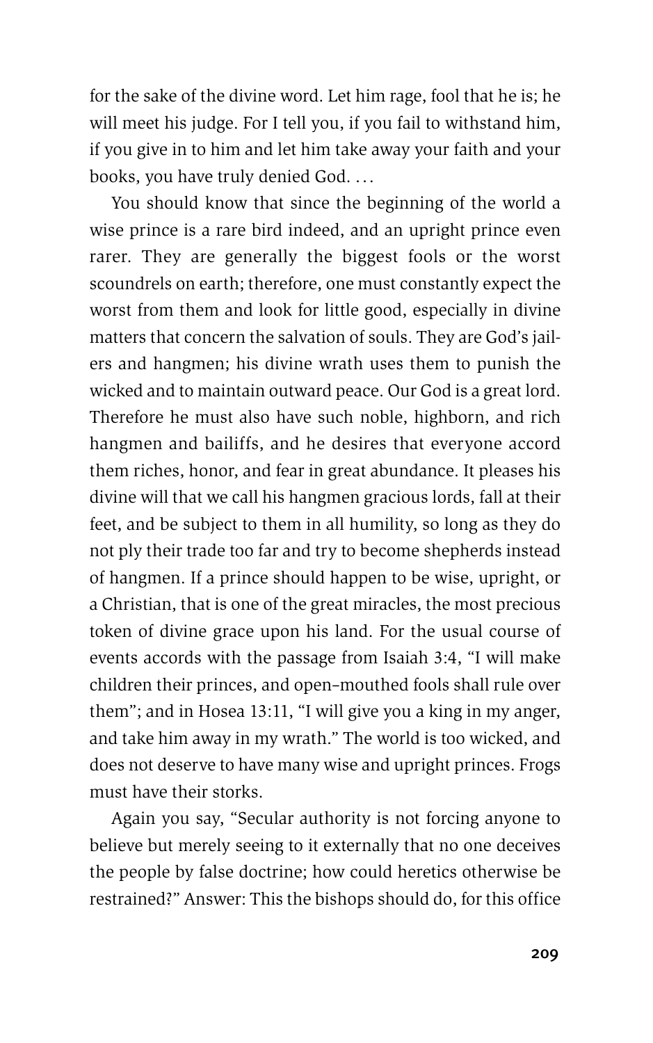for the sake of the divine word. Let him rage, fool that he is; he will meet his judge. For I tell you, if you fail to withstand him, if you give in to him and let him take away your faith and your books, you have truly denied God. . . .

You should know that since the beginning of the world a wise prince is a rare bird indeed, and an upright prince even rarer. They are generally the biggest fools or the worst scoundrels on earth; therefore, one must constantly expect the worst from them and look for little good, especially in divine matters that concern the salvation of souls. They are God's jailers and hangmen; his divine wrath uses them to punish the wicked and to maintain outward peace. Our God is a great lord. Therefore he must also have such noble, highborn, and rich hangmen and bailiffs, and he desires that everyone accord them riches, honor, and fear in great abundance. It pleases his divine will that we call his hangmen gracious lords, fall at their feet, and be subject to them in all humility, so long as they do not ply their trade too far and try to become shepherds instead of hangmen. If a prince should happen to be wise, upright, or a Christian, that is one of the great miracles, the most precious token of divine grace upon his land. For the usual course of events accords with the passage from Isaiah 3:4, "I will make children their princes, and open-mouthed fools shall rule over them"; and in Hosea 13:11, "I will give you a king in my anger, and take him away in my wrath." The world is too wicked, and does not deserve to have many wise and upright princes. Frogs must have their storks.

Again you say, "Secular authority is not forcing anyone to believe but merely seeing to it externally that no one deceives the people by false doctrine; how could heretics otherwise be restrained?" Answer: This the bishops should do, for this office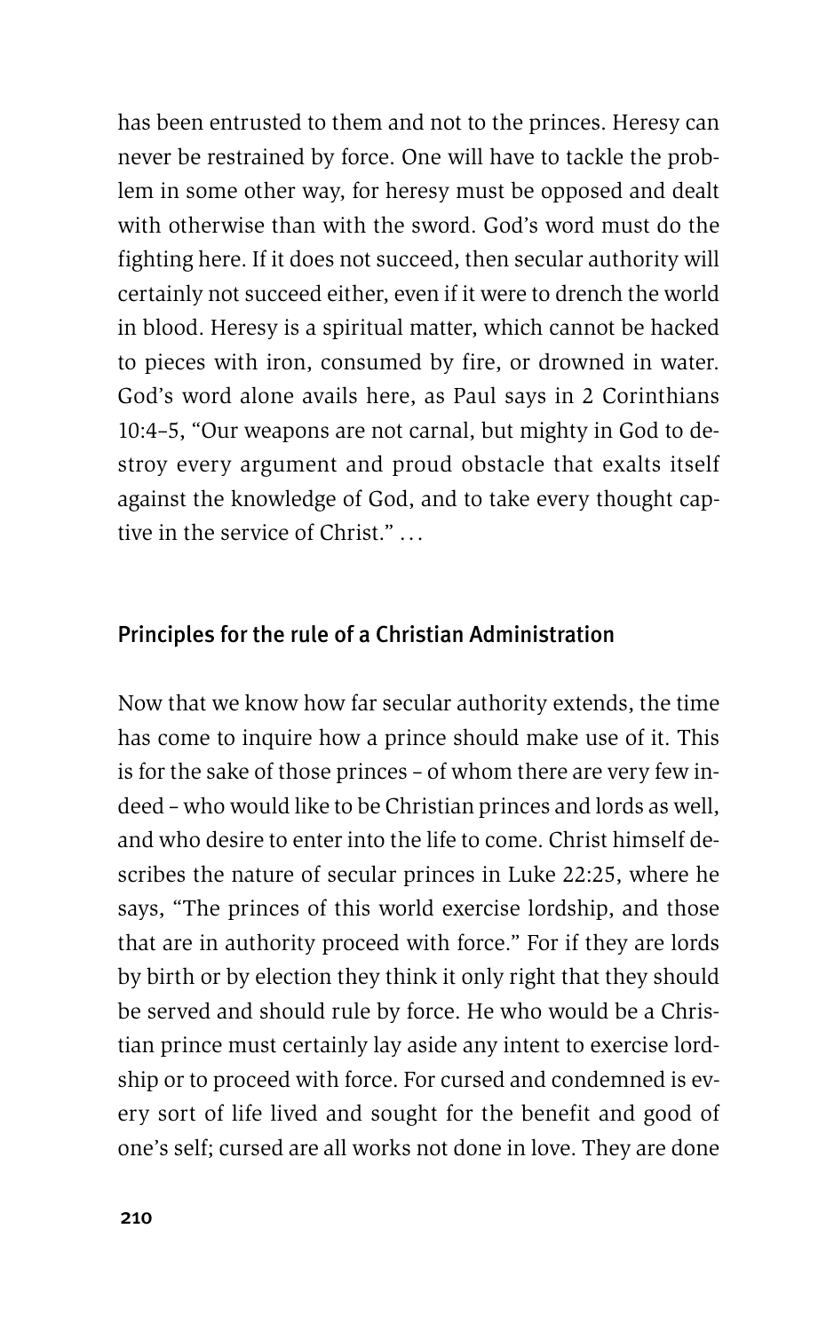has been entrusted to them and not to the princes. Heresy can never be restrained by force. One will have to tackle the problem in some other way, for heresy must be opposed and dealt with otherwise than with the sword. God's word must do the fighting here. If it does not succeed, then secular authority will certainly not succeed either, even if it were to drench the world in blood. Heresy is a spiritual matter, which cannot be hacked to pieces with iron, consumed by fire, or drowned in water. God's word alone avails here, as Paul says in 2 Corinthians 10:4–5, "Our weapons are not carnal, but mighty in God to destroy every argument and proud obstacle that exalts itself against the knowledge of God, and to take every thought captive in the service of Christ." …

## Principles for the rule of a Christian Administration

Now that we know how far secular authority extends, the time has come to inquire how a prince should make use of it. This is for the sake of those princes – of whom there are very few indeed – who would like to be Christian princes and lords as well, and who desire to enter into the life to come. Christ himself describes the nature of secular princes in Luke 22:25, where he says, "The princes of this world exercise lordship, and those that are in authority proceed with force." For if they are lords by birth or by election they think it only right that they should be served and should rule by force. He who would be a Christian prince must certainly lay aside any intent to exercise lordship or to proceed with force. For cursed and condemned is every sort of life lived and sought for the benefit and good of one's self; cursed are all works not done in love. They are done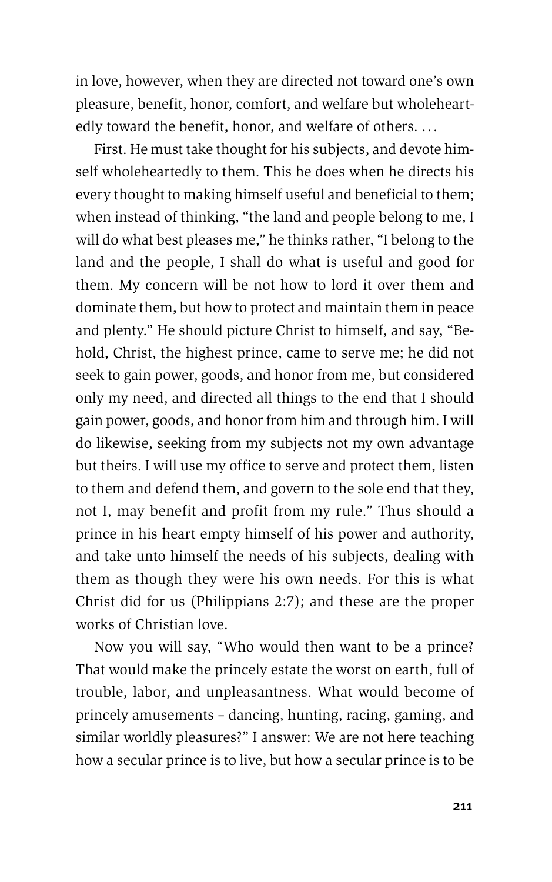in love, however, when they are directed not toward one's own pleasure, benefit, honor, comfort, and welfare but wholeheartedly toward the benefit, honor, and welfare of others. . . .

First. He must take thought for his subjects, and devote himself wholeheartedly to them. This he does when he directs his every thought to making himself useful and beneficial to them; when instead of thinking, "the land and people belong to me, I will do what best pleases me," he thinks rather, "I belong to the land and the people, I shall do what is useful and good for them. My concern will be not how to lord it over them and dominate them, but how to protect and maintain them in peace and plenty." He should picture Christ to himself, and say, "Behold, Christ, the highest prince, came to serve me; he did not seek to gain power, goods, and honor from me, but considered only my need, and directed all things to the end that I should gain power, goods, and honor from him and through him. I will do likewise, seeking from my subjects not my own advantage but theirs. I will use my office to serve and protect them, listen to them and defend them, and govern to the sole end that they, not I, may benefit and profit from my rule." Thus should a prince in his heart empty himself of his power and authority, and take unto himself the needs of his subjects, dealing with them as though they were his own needs. For this is what Christ did for us (Philippians 2:7); and these are the proper works of Christian love.

Now you will say, "Who would then want to be a prince? That would make the princely estate the worst on earth, full of trouble, labor, and unpleasantness. What would become of princely amusements – dancing, hunting, racing, gaming, and similar worldly pleasures?" I answer: We are not here teaching how a secular prince is to live, but how a secular prince is to be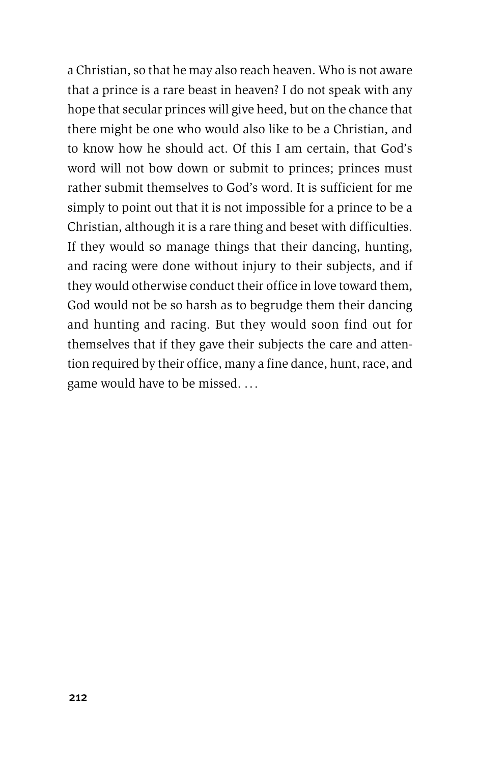a Christian, so that he may also reach heaven. Who is not aware that a prince is a rare beast in heaven? I do not speak with any hope that secular princes will give heed, but on the chance that there might be one who would also like to be a Christian, and to know how he should act. Of this I am certain, that God's word will not bow down or submit to princes; princes must rather submit themselves to God's word. It is sufficient for me simply to point out that it is not impossible for a prince to be a Christian, although it is a rare thing and beset with difficulties. If they would so manage things that their dancing, hunting, and racing were done without injury to their subjects, and if they would otherwise conduct their office in love toward them, God would not be so harsh as to begrudge them their dancing and hunting and racing. But they would soon find out for themselves that if they gave their subjects the care and attention required by their office, many a fine dance, hunt, race, and game would have to be missed. …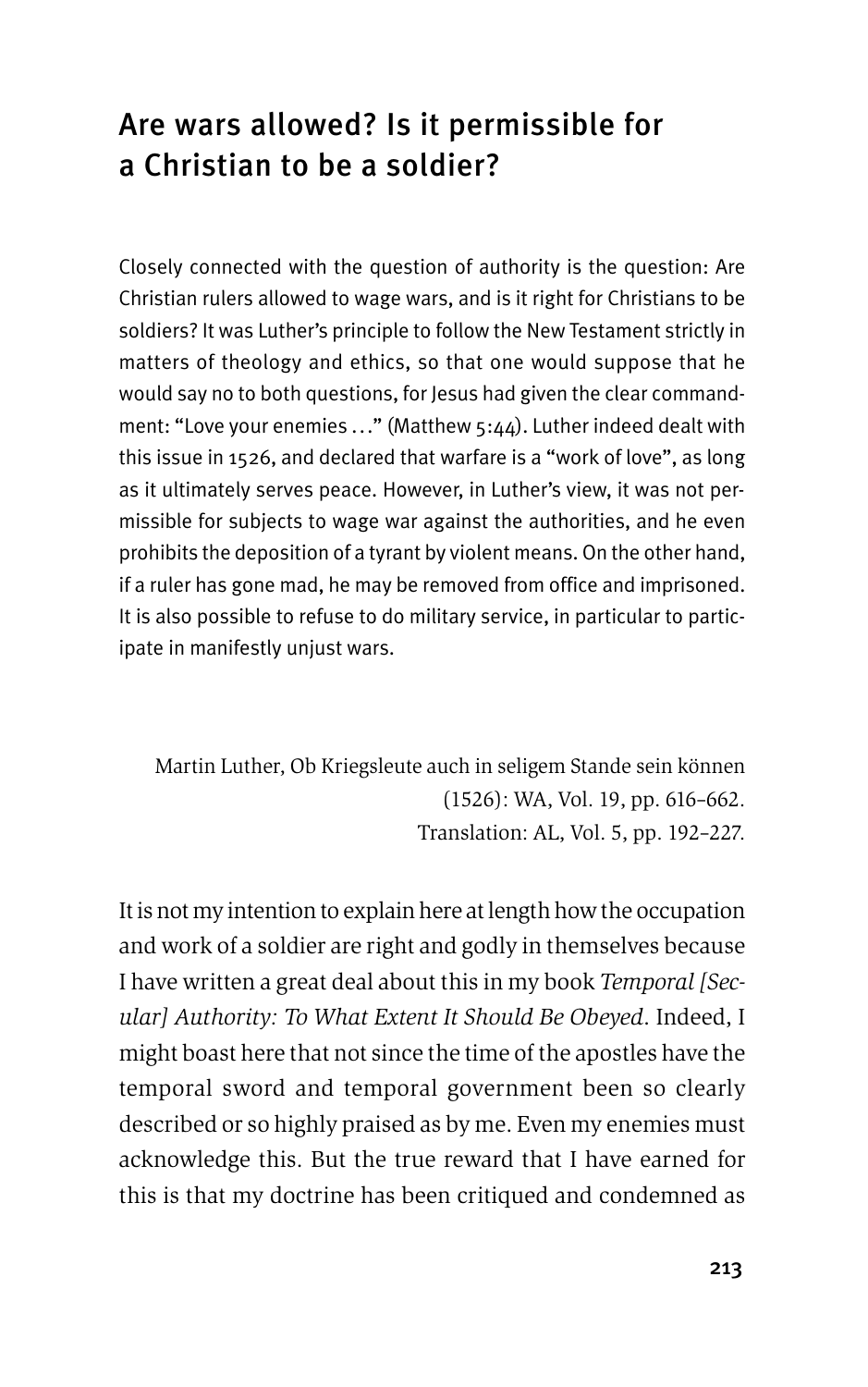## Are wars allowed? Is it permissible for a Christian to be a soldier?

Closely connected with the question of authority is the question: Are Christian rulers allowed to wage wars, and is it right for Christians to be soldiers? It was Luther's principle to follow the New Testament strictly in matters of theology and ethics, so that one would suppose that he would say no to both questions, for Jesus had given the clear commandment: "Love your enemies …" (Matthew 5:44). Luther indeed dealt with this issue in 1526, and declared that warfare is a "work of love", as long as it ultimately serves peace. However, in Luther's view, it was not permissible for subjects to wage war against the authorities, and he even prohibits the deposition of a tyrant by violent means. On the other hand, if a ruler has gone mad, he may be removed from office and imprisoned. It is also possible to refuse to do military service, in particular to participate in manifestly unjust wars.

Martin Luther, Ob Kriegsleute auch in seligem Stande sein können (1526): WA, Vol. 19, pp. 616–662.
Translation: AL, Vol. 5, pp. 192–227.

It is not my intention to explain here at length how the occupation and work of a soldier are right and godly in themselves because I have written a great deal about this in my book *Temporal [Secular] Authority: To What Extent It Should Be Obeyed*. Indeed, I might boast here that not since the time of the apostles have the temporal sword and temporal government been so clearly described or so highly praised as by me. Even my enemies must acknowledge this. But the true reward that I have earned for this is that my doctrine has been critiqued and condemned as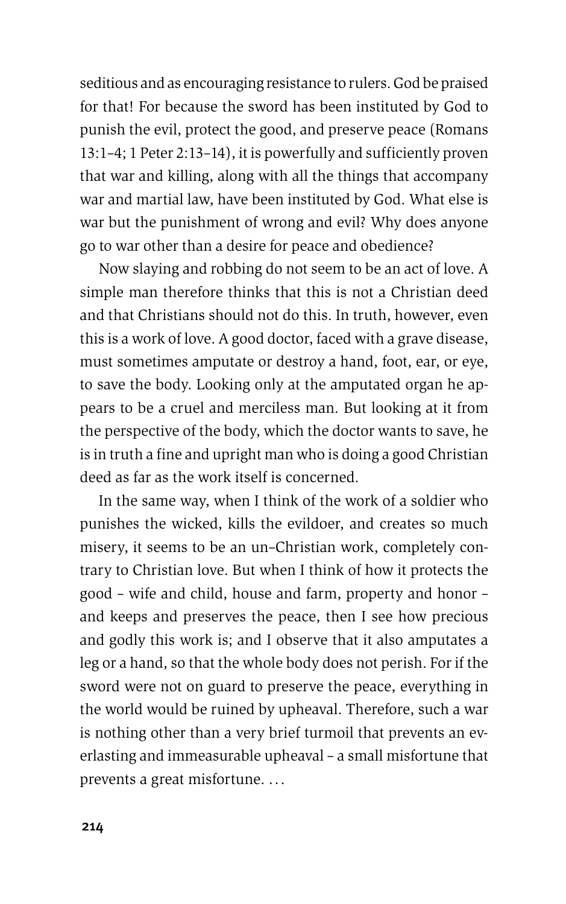seditious and as encouraging resistance to rulers. God be praised for that! For because the sword has been instituted by God to punish the evil, protect the good, and preserve peace (Romans 13:1–4; 1 Peter 2:13–14), it is powerfully and sufficiently proven that war and killing, along with all the things that accompany war and martial law, have been instituted by God. What else is war but the punishment of wrong and evil? Why does anyone go to war other than a desire for peace and obedience?

Now slaying and robbing do not seem to be an act of love. A simple man therefore thinks that this is not a Christian deed and that Christians should not do this. In truth, however, even this is a work of love. A good doctor, faced with a grave disease, must sometimes amputate or destroy a hand, foot, ear, or eye, to save the body. Looking only at the amputated organ he appears to be a cruel and merciless man. But looking at it from the perspective of the body, which the doctor wants to save, he is in truth a fine and upright man who is doing a good Christian deed as far as the work itself is concerned.

In the same way, when I think of the work of a soldier who punishes the wicked, kills the evildoer, and creates so much misery, it seems to be an un-Christian work, completely contrary to Christian love. But when I think of how it protects the good – wife and child, house and farm, property and honor – and keeps and preserves the peace, then I see how precious and godly this work is; and I observe that it also amputates a leg or a hand, so that the whole body does not perish. For if the sword were not on guard to preserve the peace, everything in the world would be ruined by upheaval. Therefore, such a war is nothing other than a very brief turmoil that prevents an everlasting and immeasurable upheaval – a small misfortune that prevents a great misfortune. …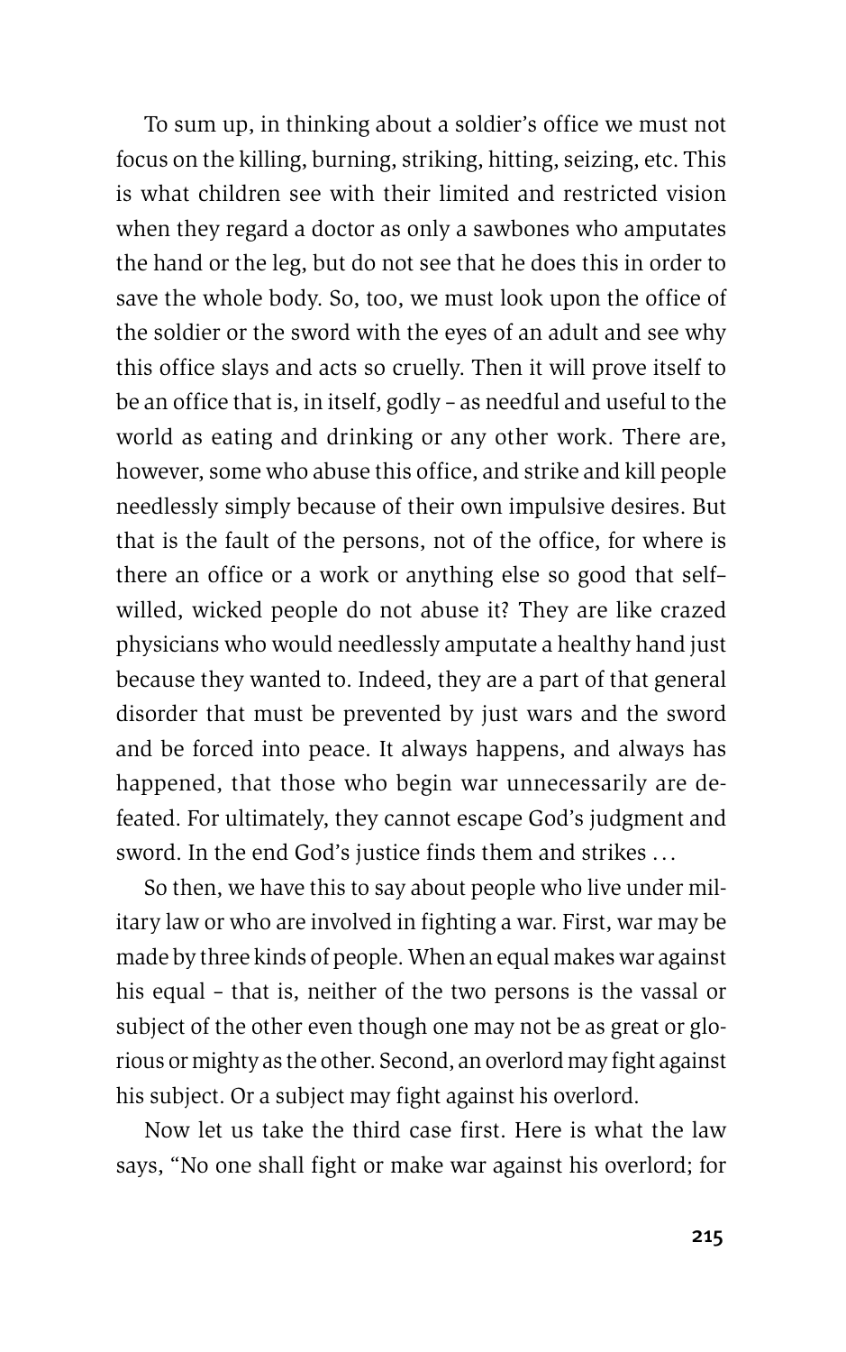To sum up, in thinking about a soldier's office we must not focus on the killing, burning, striking, hitting, seizing, etc. This is what children see with their limited and restricted vision when they regard a doctor as only a sawbones who amputates the hand or the leg, but do not see that he does this in order to save the whole body. So, too, we must look upon the office of the soldier or the sword with the eyes of an adult and see why this office slays and acts so cruelly. Then it will prove itself to be an office that is, in itself, godly – as needful and useful to the world as eating and drinking or any other work. There are, however, some who abuse this office, and strike and kill people needlessly simply because of their own impulsive desires. But that is the fault of the persons, not of the office, for where is there an office or a work or anything else so good that self-willed, wicked people do not abuse it? They are like crazed physicians who would needlessly amputate a healthy hand just because they wanted to. Indeed, they are a part of that general disorder that must be prevented by just wars and the sword and be forced into peace. It always happens, and always has happened, that those who begin war unnecessarily are defeated. For ultimately, they cannot escape God's judgment and sword. In the end God's justice finds them and strikes ...

So then, we have this to say about people who live under military law or who are involved in fighting a war. First, war may be made by three kinds of people. When an equal makes war against his equal – that is, neither of the two persons is the vassal or subject of the other even though one may not be as great or glorious or mighty as the other. Second, an overlord may fight against his subject. Or a subject may fight against his overlord.

Now let us take the third case first. Here is what the law says, "No one shall fight or make war against his overlord; for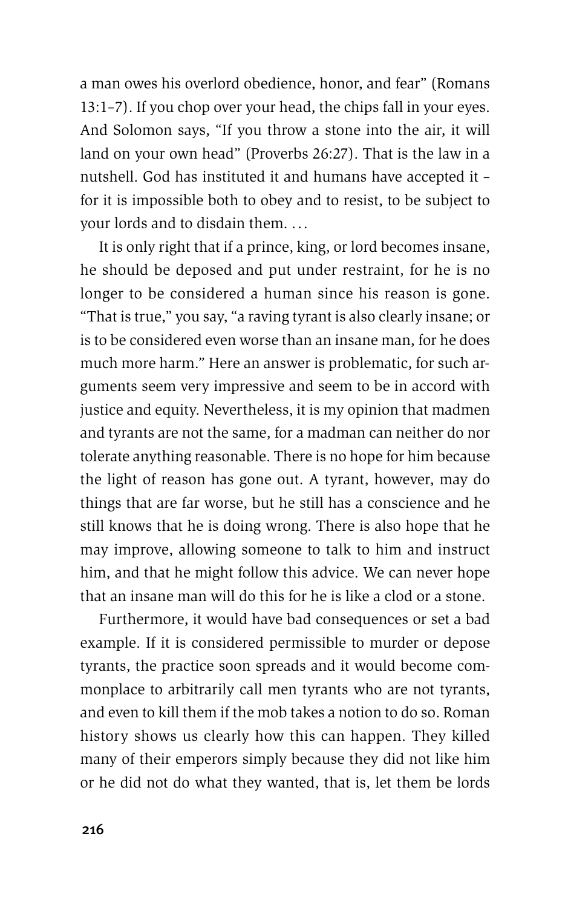a man owes his overlord obedience, honor, and fear" (Romans 13:1–7). If you chop over your head, the chips fall in your eyes. And Solomon says, "If you throw a stone into the air, it will land on your own head" (Proverbs 26:27). That is the law in a nutshell. God has instituted it and humans have accepted it – for it is impossible both to obey and to resist, to be subject to your lords and to disdain them. …

It is only right that if a prince, king, or lord becomes insane, he should be deposed and put under restraint, for he is no longer to be considered a human since his reason is gone. "That is true," you say, "a raving tyrant is also clearly insane; or is to be considered even worse than an insane man, for he does much more harm." Here an answer is problematic, for such arguments seem very impressive and seem to be in accord with justice and equity. Nevertheless, it is my opinion that madmen and tyrants are not the same, for a madman can neither do nor tolerate anything reasonable. There is no hope for him because the light of reason has gone out. A tyrant, however, may do things that are far worse, but he still has a conscience and he still knows that he is doing wrong. There is also hope that he may improve, allowing someone to talk to him and instruct him, and that he might follow this advice. We can never hope that an insane man will do this for he is like a clod or a stone.

Furthermore, it would have bad consequences or set a bad example. If it is considered permissible to murder or depose tyrants, the practice soon spreads and it would become commonplace to arbitrarily call men tyrants who are not tyrants, and even to kill them if the mob takes a notion to do so. Roman history shows us clearly how this can happen. They killed many of their emperors simply because they did not like him or he did not do what they wanted, that is, let them be lords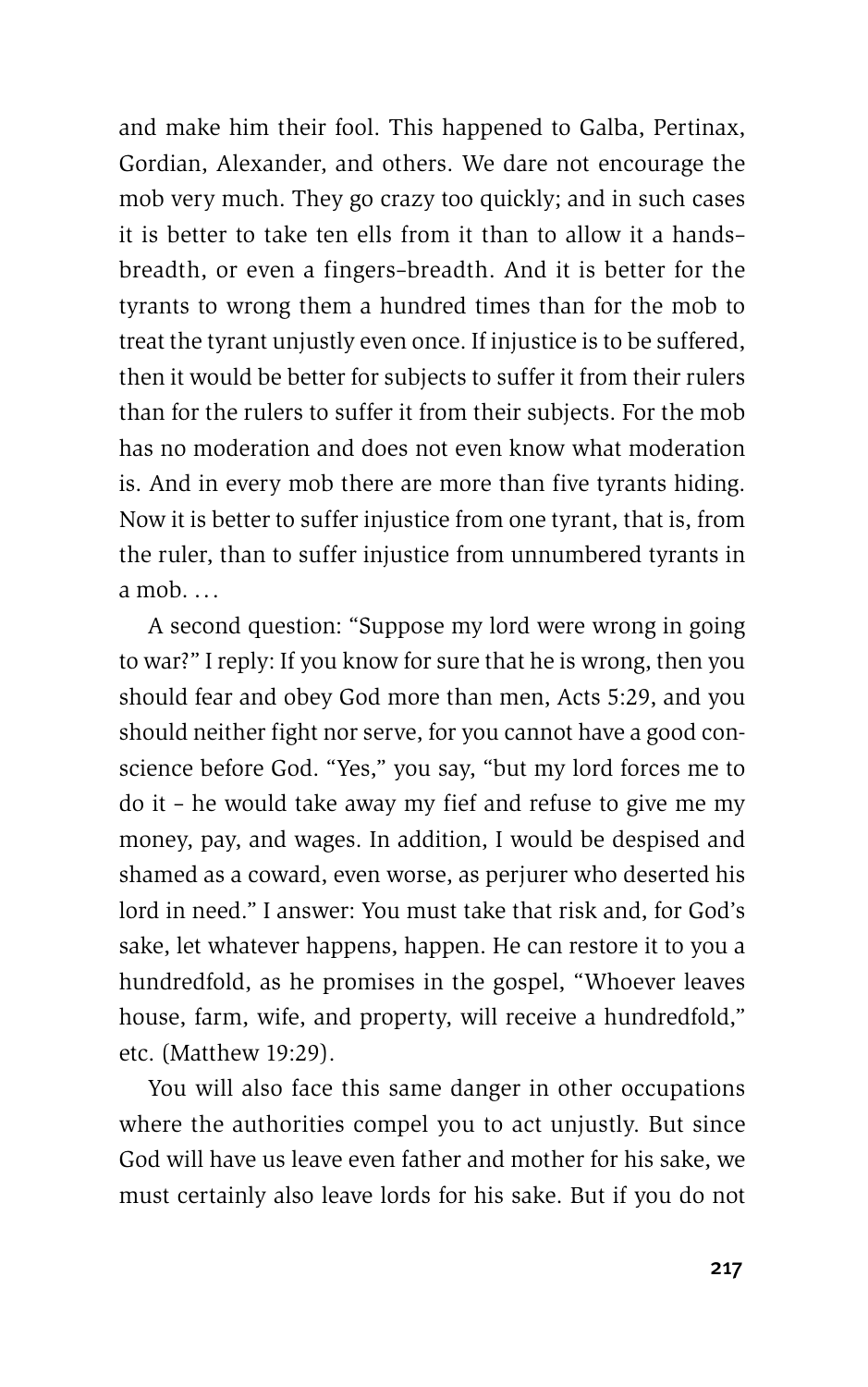and make him their fool. This happened to Galba, Pertinax, Gordian, Alexander, and others. We dare not encourage the mob very much. They go crazy too quickly; and in such cases it is better to take ten ells from it than to allow it a hands-breadth, or even a fingers-breadth. And it is better for the tyrants to wrong them a hundred times than for the mob to treat the tyrant unjustly even once. If injustice is to be suffered, then it would be better for subjects to suffer it from their rulers than for the rulers to suffer it from their subjects. For the mob has no moderation and does not even know what moderation is. And in every mob there are more than five tyrants hiding. Now it is better to suffer injustice from one tyrant, that is, from the ruler, than to suffer injustice from unnumbered tyrants in a mob. …

A second question: "Suppose my lord were wrong in going to war?" I reply: If you know for sure that he is wrong, then you should fear and obey God more than men, Acts 5:29, and you should neither fight nor serve, for you cannot have a good conscience before God. "Yes," you say, "but my lord forces me to do it – he would take away my fief and refuse to give me my money, pay, and wages. In addition, I would be despised and shamed as a coward, even worse, as perjurer who deserted his lord in need." I answer: You must take that risk and, for God's sake, let whatever happens, happen. He can restore it to you a hundredfold, as he promises in the gospel, "Whoever leaves house, farm, wife, and property, will receive a hundredfold," etc. (Matthew 19:29).

You will also face this same danger in other occupations where the authorities compel you to act unjustly. But since God will have us leave even father and mother for his sake, we must certainly also leave lords for his sake. But if you do not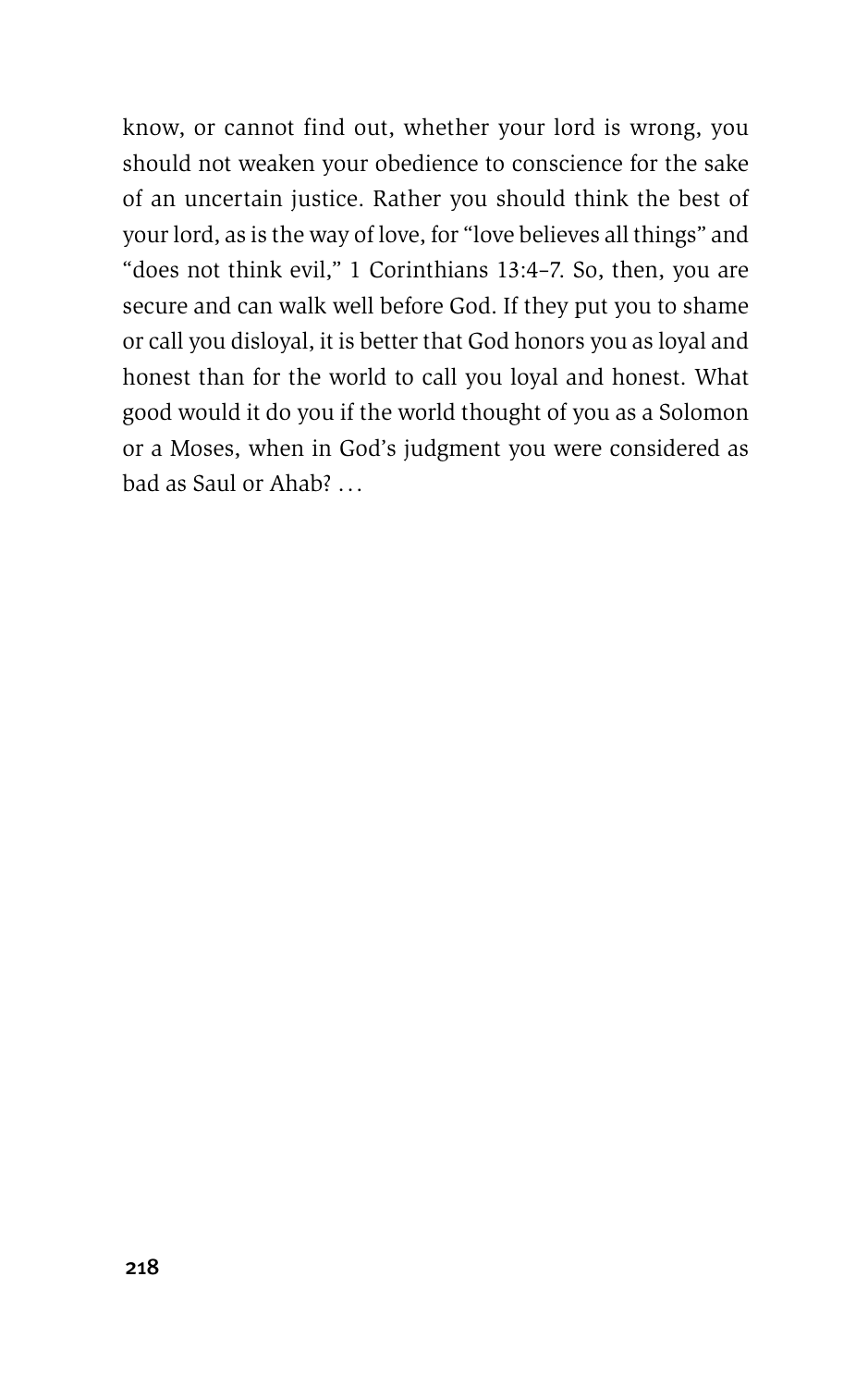know, or cannot find out, whether your lord is wrong, you should not weaken your obedience to conscience for the sake of an uncertain justice. Rather you should think the best of your lord, as is the way of love, for "love believes all things" and "does not think evil," 1 Corinthians 13:4–7. So, then, you are secure and can walk well before God. If they put you to shame or call you disloyal, it is better that God honors you as loyal and honest than for the world to call you loyal and honest. What good would it do you if the world thought of you as a Solomon or a Moses, when in God's judgment you were considered as bad as Saul or Ahab? . . .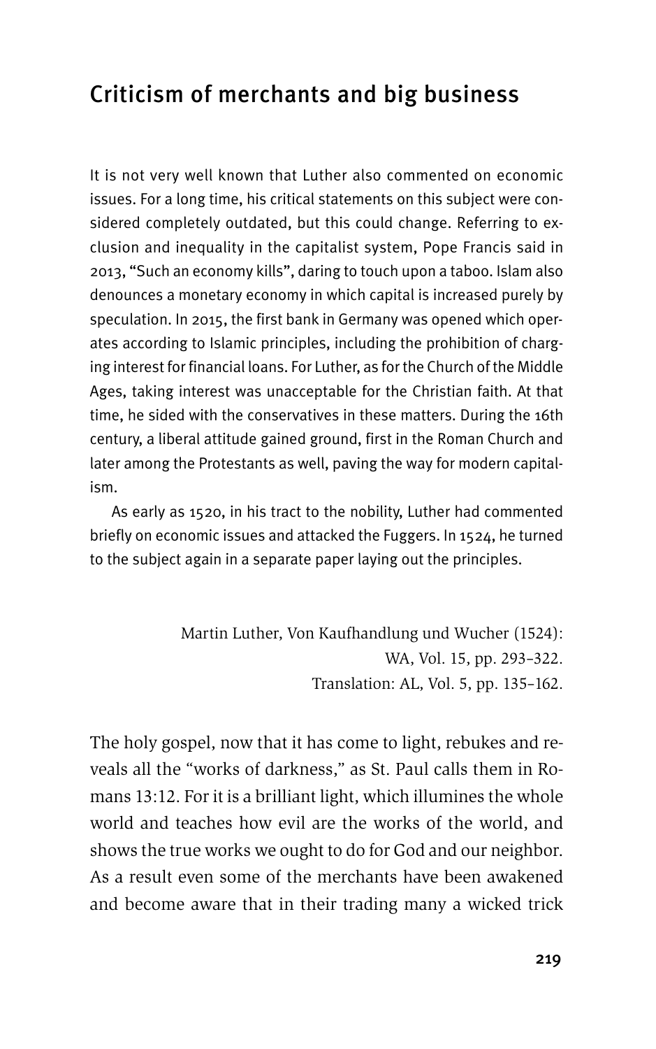## Criticism of merchants and big business

It is not very well known that Luther also commented on economic issues. For a long time, his critical statements on this subject were considered completely outdated, but this could change. Referring to exclusion and inequality in the capitalist system, Pope Francis said in 2013, "Such an economy kills", daring to touch upon a taboo. Islam also denounces a monetary economy in which capital is increased purely by speculation. In 2015, the first bank in Germany was opened which operates according to Islamic principles, including the prohibition of charging interest for financial loans. For Luther, as for the Church of the Middle Ages, taking interest was unacceptable for the Christian faith. At that time, he sided with the conservatives in these matters. During the 16th century, a liberal attitude gained ground, first in the Roman Church and later among the Protestants as well, paving the way for modern capitalism.

As early as 1520, in his tract to the nobility, Luther had commented briefly on economic issues and attacked the Fuggers. In 1524, he turned to the subject again in a separate paper laying out the principles.

Martin Luther, Von Kaufhandlung und Wucher (1524):
WA, Vol. 15, pp. 293–322.
Translation: AL, Vol. 5, pp. 135–162.

The holy gospel, now that it has come to light, rebukes and reveals all the "works of darkness," as St. Paul calls them in Romans 13:12. For it is a brilliant light, which illumines the whole world and teaches how evil are the works of the world, and shows the true works we ought to do for God and our neighbor. As a result even some of the merchants have been awakened and become aware that in their trading many a wicked trick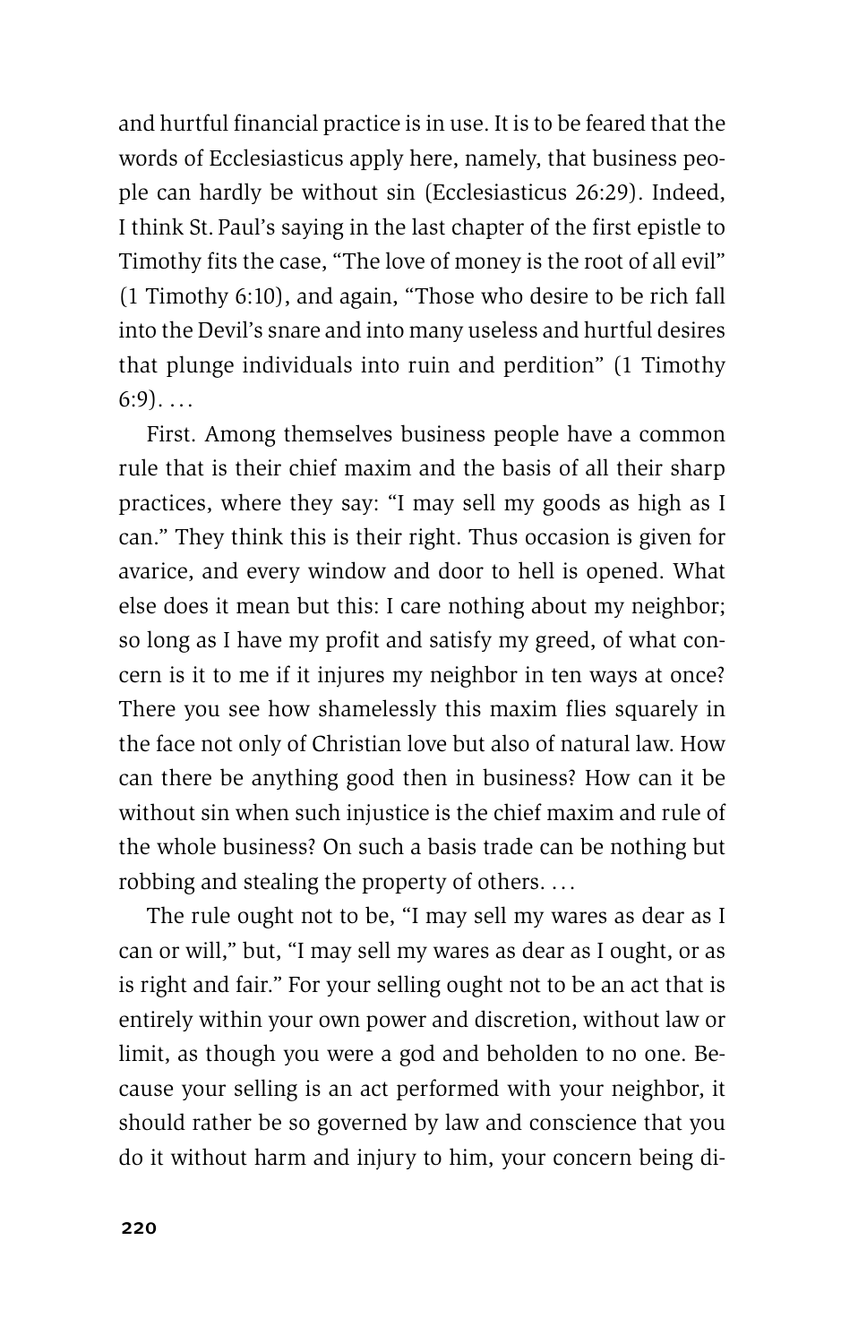and hurtful financial practice is in use. It is to be feared that the words of Ecclesiasticus apply here, namely, that business people can hardly be without sin (Ecclesiasticus 26:29). Indeed, I think St. Paul's saying in the last chapter of the first epistle to Timothy fits the case, "The love of money is the root of all evil" (1 Timothy 6:10), and again, "Those who desire to be rich fall into the Devil's snare and into many useless and hurtful desires that plunge individuals into ruin and perdition" (1 Timothy 6:9). ...

First. Among themselves business people have a common rule that is their chief maxim and the basis of all their sharp practices, where they say: "I may sell my goods as high as I can." They think this is their right. Thus occasion is given for avarice, and every window and door to hell is opened. What else does it mean but this: I care nothing about my neighbor; so long as I have my profit and satisfy my greed, of what concern is it to me if it injures my neighbor in ten ways at once? There you see how shamelessly this maxim flies squarely in the face not only of Christian love but also of natural law. How can there be anything good then in business? How can it be without sin when such injustice is the chief maxim and rule of the whole business? On such a basis trade can be nothing but robbing and stealing the property of others. ...

The rule ought not to be, "I may sell my wares as dear as I can or will," but, "I may sell my wares as dear as I ought, or as is right and fair." For your selling ought not to be an act that is entirely within your own power and discretion, without law or limit, as though you were a god and beholden to no one. Because your selling is an act performed with your neighbor, it should rather be so governed by law and conscience that you do it without harm and injury to him, your concern being di-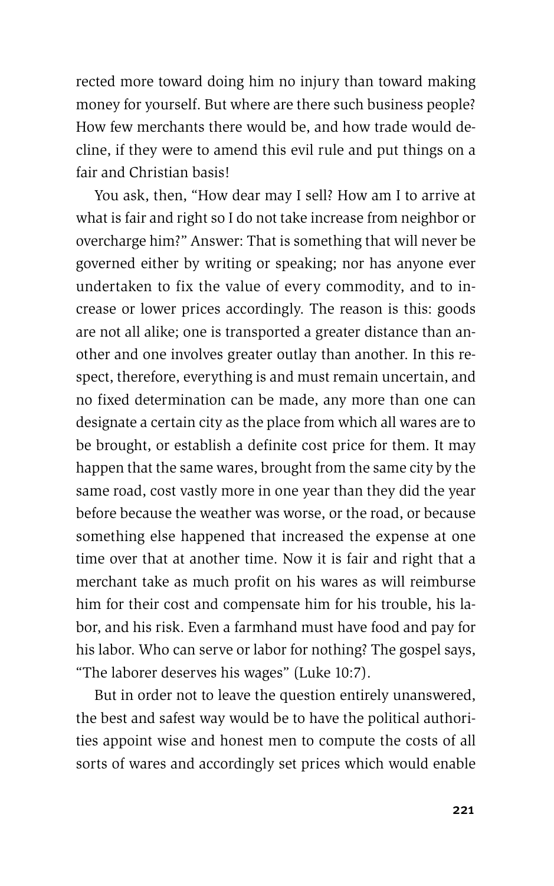rected more toward doing him no injury than toward making money for yourself. But where are there such business people? How few merchants there would be, and how trade would decline, if they were to amend this evil rule and put things on a fair and Christian basis!

You ask, then, "How dear may I sell? How am I to arrive at what is fair and right so I do not take increase from neighbor or overcharge him?" Answer: That is something that will never be governed either by writing or speaking; nor has anyone ever undertaken to fix the value of every commodity, and to increase or lower prices accordingly. The reason is this: goods are not all alike; one is transported a greater distance than another and one involves greater outlay than another. In this respect, therefore, everything is and must remain uncertain, and no fixed determination can be made, any more than one can designate a certain city as the place from which all wares are to be brought, or establish a definite cost price for them. It may happen that the same wares, brought from the same city by the same road, cost vastly more in one year than they did the year before because the weather was worse, or the road, or because something else happened that increased the expense at one time over that at another time. Now it is fair and right that a merchant take as much profit on his wares as will reimburse him for their cost and compensate him for his trouble, his labor, and his risk. Even a farmhand must have food and pay for his labor. Who can serve or labor for nothing? The gospel says, "The laborer deserves his wages" (Luke 10:7).

But in order not to leave the question entirely unanswered, the best and safest way would be to have the political authorities appoint wise and honest men to compute the costs of all sorts of wares and accordingly set prices which would enable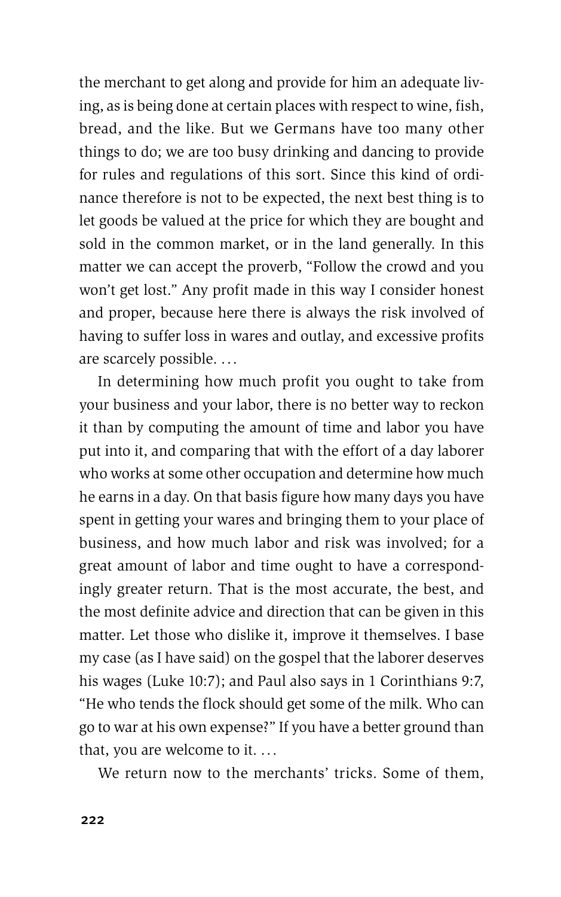the merchant to get along and provide for him an adequate living, as is being done at certain places with respect to wine, fish, bread, and the like. But we Germans have too many other things to do; we are too busy drinking and dancing to provide for rules and regulations of this sort. Since this kind of ordinance therefore is not to be expected, the next best thing is to let goods be valued at the price for which they are bought and sold in the common market, or in the land generally. In this matter we can accept the proverb, "Follow the crowd and you won't get lost." Any profit made in this way I consider honest and proper, because here there is always the risk involved of having to suffer loss in wares and outlay, and excessive profits are scarcely possible. . . .

In determining how much profit you ought to take from your business and your labor, there is no better way to reckon it than by computing the amount of time and labor you have put into it, and comparing that with the effort of a day laborer who works at some other occupation and determine how much he earns in a day. On that basis figure how many days you have spent in getting your wares and bringing them to your place of business, and how much labor and risk was involved; for a great amount of labor and time ought to have a correspondingly greater return. That is the most accurate, the best, and the most definite advice and direction that can be given in this matter. Let those who dislike it, improve it themselves. I base my case (as I have said) on the gospel that the laborer deserves his wages (Luke 10:7); and Paul also says in 1 Corinthians 9:7, "He who tends the flock should get some of the milk. Who can go to war at his own expense?" If you have a better ground than that, you are welcome to it. . . .

We return now to the merchants' tricks. Some of them,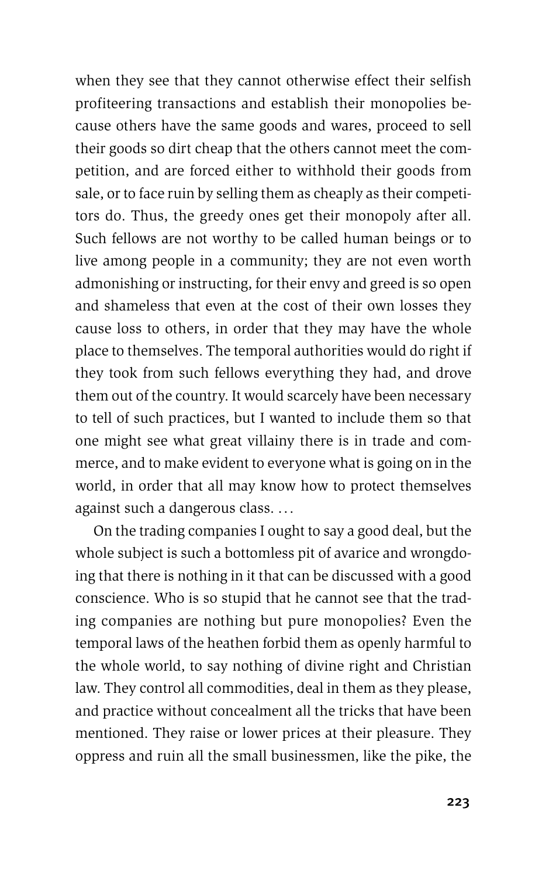when they see that they cannot otherwise effect their selfish profiteering transactions and establish their monopolies because others have the same goods and wares, proceed to sell their goods so dirt cheap that the others cannot meet the competition, and are forced either to withhold their goods from sale, or to face ruin by selling them as cheaply as their competitors do. Thus, the greedy ones get their monopoly after all. Such fellows are not worthy to be called human beings or to live among people in a community; they are not even worth admonishing or instructing, for their envy and greed is so open and shameless that even at the cost of their own losses they cause loss to others, in order that they may have the whole place to themselves. The temporal authorities would do right if they took from such fellows everything they had, and drove them out of the country. It would scarcely have been necessary to tell of such practices, but I wanted to include them so that one might see what great villainy there is in trade and commerce, and to make evident to everyone what is going on in the world, in order that all may know how to protect themselves against such a dangerous class. . . .

On the trading companies I ought to say a good deal, but the whole subject is such a bottomless pit of avarice and wrongdoing that there is nothing in it that can be discussed with a good conscience. Who is so stupid that he cannot see that the trading companies are nothing but pure monopolies? Even the temporal laws of the heathen forbid them as openly harmful to the whole world, to say nothing of divine right and Christian law. They control all commodities, deal in them as they please, and practice without concealment all the tricks that have been mentioned. They raise or lower prices at their pleasure. They oppress and ruin all the small businessmen, like the pike, the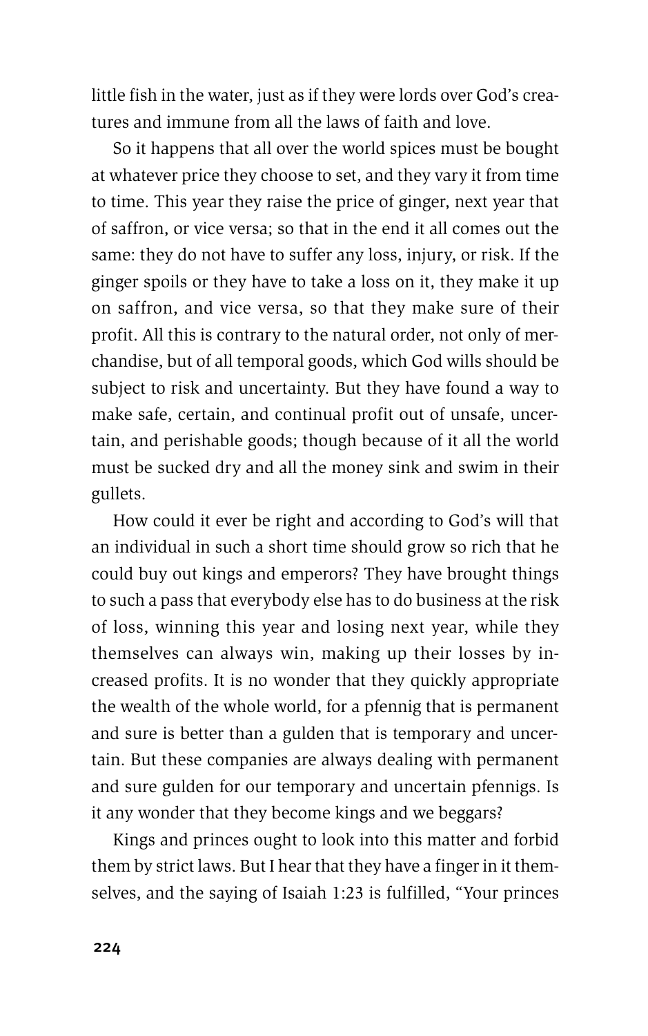little fish in the water, just as if they were lords over God's creatures and immune from all the laws of faith and love.

So it happens that all over the world spices must be bought at whatever price they choose to set, and they vary it from time to time. This year they raise the price of ginger, next year that of saffron, or vice versa; so that in the end it all comes out the same: they do not have to suffer any loss, injury, or risk. If the ginger spoils or they have to take a loss on it, they make it up on saffron, and vice versa, so that they make sure of their profit. All this is contrary to the natural order, not only of merchandise, but of all temporal goods, which God wills should be subject to risk and uncertainty. But they have found a way to make safe, certain, and continual profit out of unsafe, uncertain, and perishable goods; though because of it all the world must be sucked dry and all the money sink and swim in their gullets.

How could it ever be right and according to God's will that an individual in such a short time should grow so rich that he could buy out kings and emperors? They have brought things to such a pass that everybody else has to do business at the risk of loss, winning this year and losing next year, while they themselves can always win, making up their losses by increased profits. It is no wonder that they quickly appropriate the wealth of the whole world, for a pfennig that is permanent and sure is better than a gulden that is temporary and uncertain. But these companies are always dealing with permanent and sure gulden for our temporary and uncertain pfennigs. Is it any wonder that they become kings and we beggars?

Kings and princes ought to look into this matter and forbid them by strict laws. But I hear that they have a finger in it themselves, and the saying of Isaiah 1:23 is fulfilled, "Your princes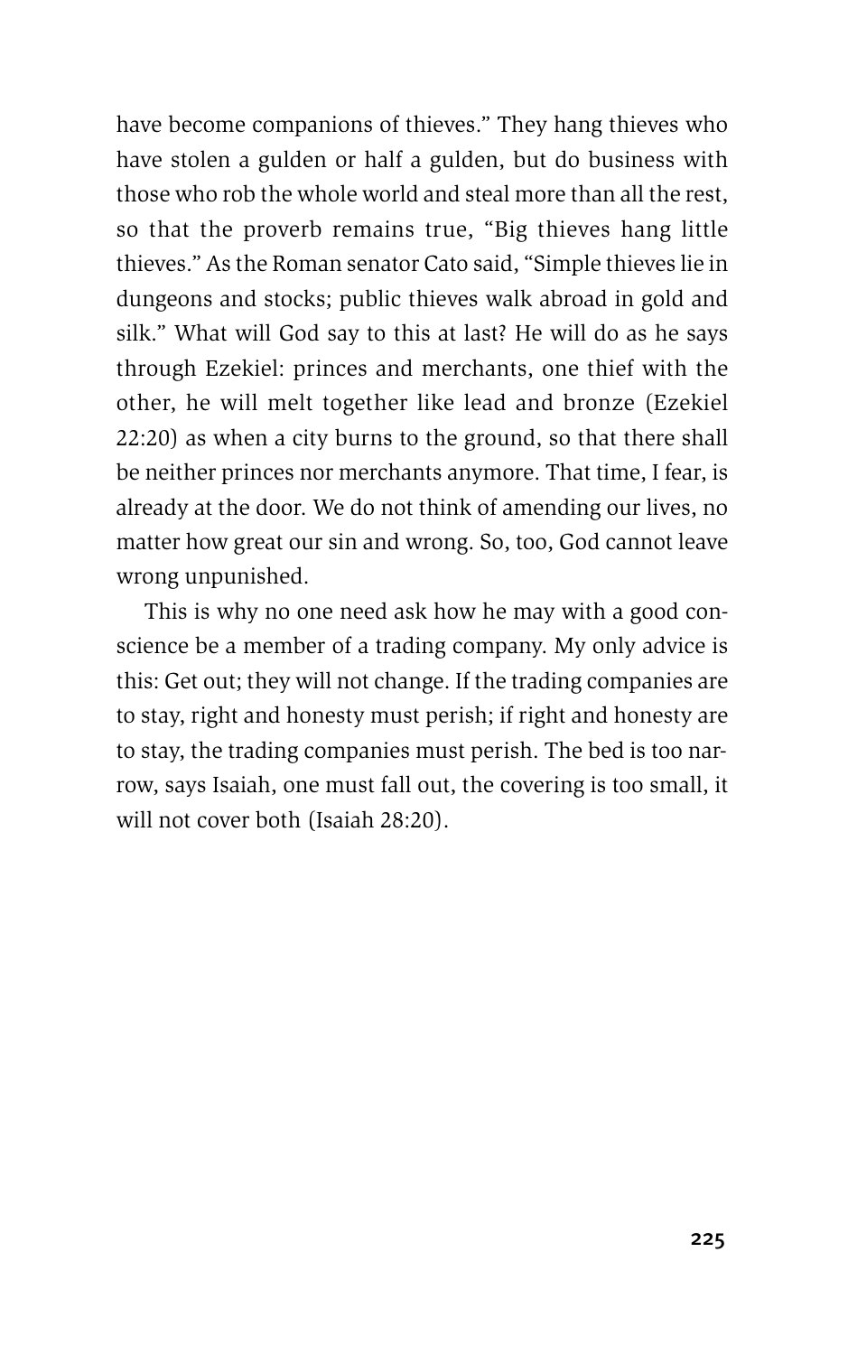have become companions of thieves." They hang thieves who have stolen a gulden or half a gulden, but do business with those who rob the whole world and steal more than all the rest, so that the proverb remains true, "Big thieves hang little thieves." As the Roman senator Cato said, "Simple thieves lie in dungeons and stocks; public thieves walk abroad in gold and silk." What will God say to this at last? He will do as he says through Ezekiel: princes and merchants, one thief with the other, he will melt together like lead and bronze (Ezekiel 22:20) as when a city burns to the ground, so that there shall be neither princes nor merchants anymore. That time, I fear, is already at the door. We do not think of amending our lives, no matter how great our sin and wrong. So, too, God cannot leave wrong unpunished.

This is why no one need ask how he may with a good conscience be a member of a trading company. My only advice is this: Get out; they will not change. If the trading companies are to stay, right and honesty must perish; if right and honesty are to stay, the trading companies must perish. The bed is too narrow, says Isaiah, one must fall out, the covering is too small, it will not cover both (Isaiah 28:20).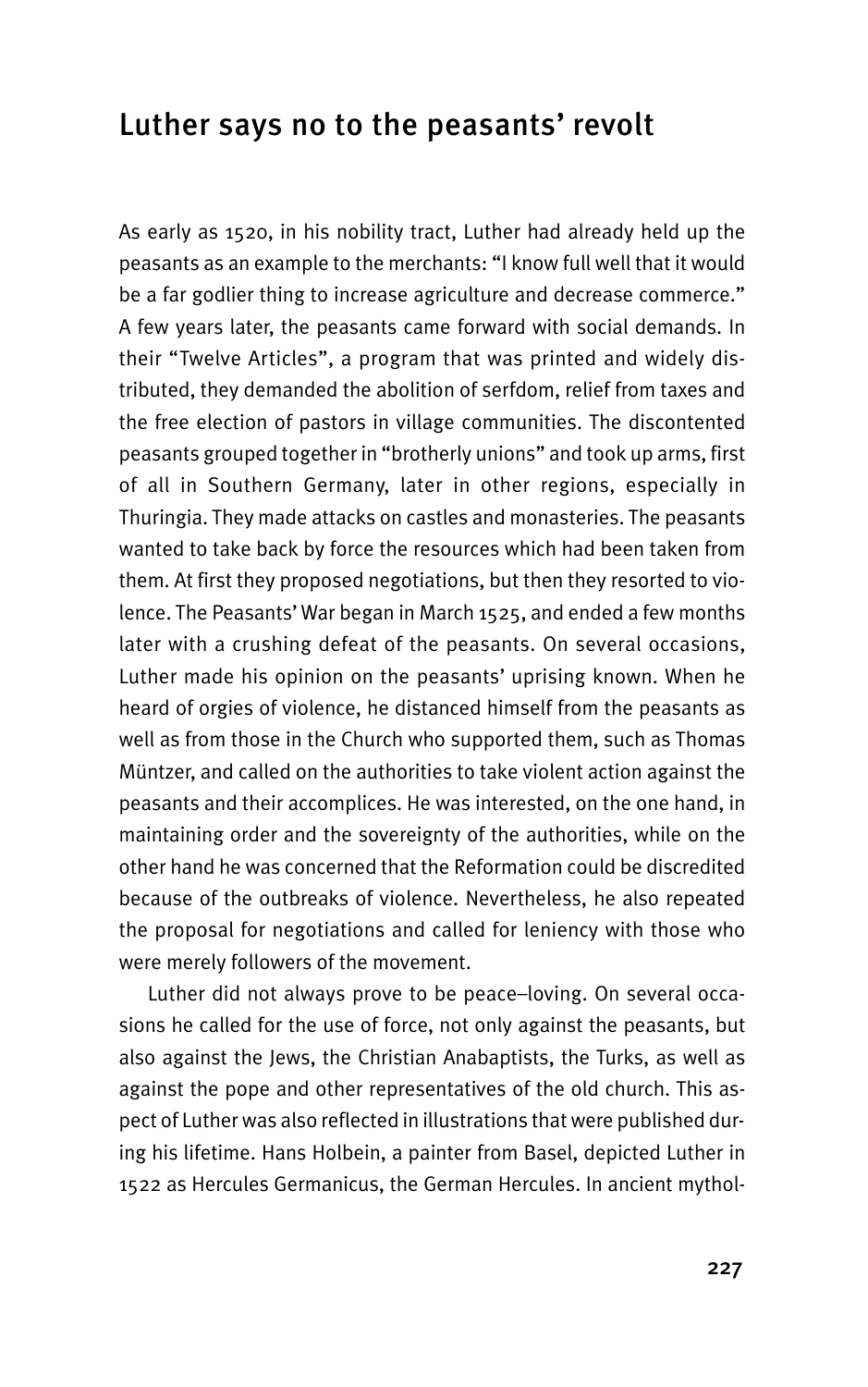## Luther says no to the peasants' revolt

As early as 1520, in his nobility tract, Luther had already held up the peasants as an example to the merchants: "I know full well that it would be a far godlier thing to increase agriculture and decrease commerce." A few years later, the peasants came forward with social demands. In their "Twelve Articles", a program that was printed and widely distributed, they demanded the abolition of serfdom, relief from taxes and the free election of pastors in village communities. The discontented peasants grouped together in "brotherly unions" and took up arms, first of all in Southern Germany, later in other regions, especially in Thuringia. They made attacks on castles and monasteries. The peasants wanted to take back by force the resources which had been taken from them. At first they proposed negotiations, but then they resorted to violence. The Peasants' War began in March 1525, and ended a few months later with a crushing defeat of the peasants. On several occasions, Luther made his opinion on the peasants' uprising known. When he heard of orgies of violence, he distanced himself from the peasants as well as from those in the Church who supported them, such as Thomas Müntzer, and called on the authorities to take violent action against the peasants and their accomplices. He was interested, on the one hand, in maintaining order and the sovereignty of the authorities, while on the other hand he was concerned that the Reformation could be discredited because of the outbreaks of violence. Nevertheless, he also repeated the proposal for negotiations and called for leniency with those who were merely followers of the movement.

Luther did not always prove to be peace–loving. On several occasions he called for the use of force, not only against the peasants, but also against the Jews, the Christian Anabaptists, the Turks, as well as against the pope and other representatives of the old church. This aspect of Luther was also reflected in illustrations that were published during his lifetime. Hans Holbein, a painter from Basel, depicted Luther in 1522 as Hercules Germanicus, the German Hercules. In ancient mythol-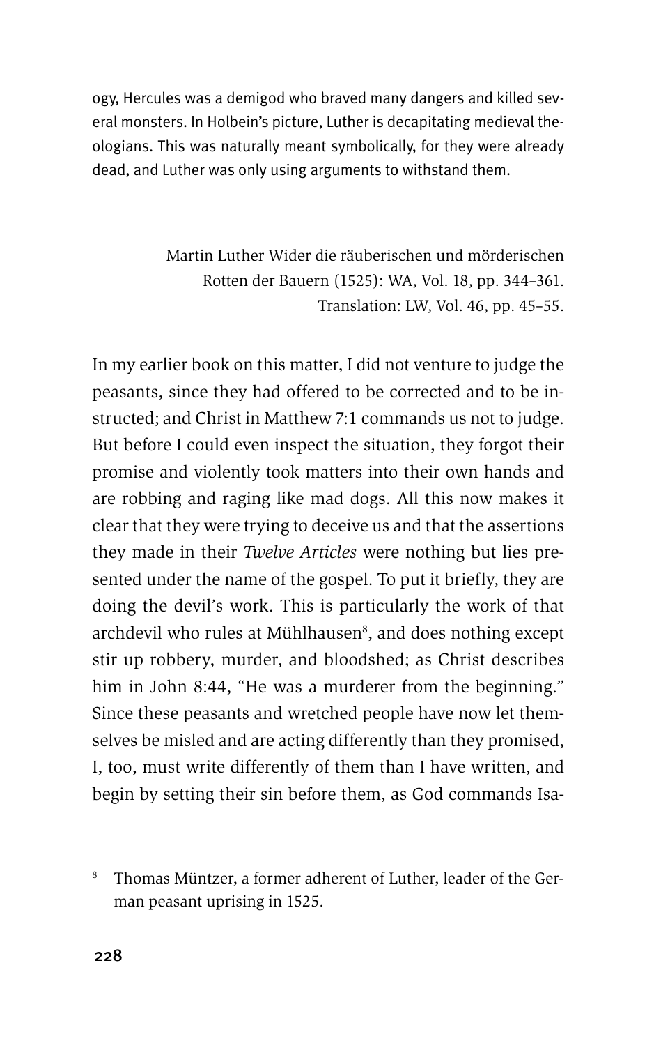ogy, Hercules was a demigod who braved many dangers and killed several monsters. In Holbein's picture, Luther is decapitating medieval theologians. This was naturally meant symbolically, for they were already dead, and Luther was only using arguments to withstand them.

Martin Luther Wider die räuberischen und mörderischen Rotten der Bauern (1525): WA, Vol. 18, pp. 344–361.
Translation: LW, Vol. 46, pp. 45–55.

In my earlier book on this matter, I did not venture to judge the peasants, since they had offered to be corrected and to be instructed; and Christ in Matthew 7:1 commands us not to judge. But before I could even inspect the situation, they forgot their promise and violently took matters into their own hands and are robbing and raging like mad dogs. All this now makes it clear that they were trying to deceive us and that the assertions they made in their *Twelve Articles* were nothing but lies presented under the name of the gospel. To put it briefly, they are doing the devil's work. This is particularly the work of that archdevil who rules at Mühlhausen[8], and does nothing except stir up robbery, murder, and bloodshed; as Christ describes him in John 8:44, "He was a murderer from the beginning." Since these peasants and wretched people have now let themselves be misled and are acting differently than they promised, I, too, must write differently of them than I have written, and begin by setting their sin before them, as God commands Isa-

[8] Thomas Müntzer, a former adherent of Luther, leader of the German peasant uprising in 1525.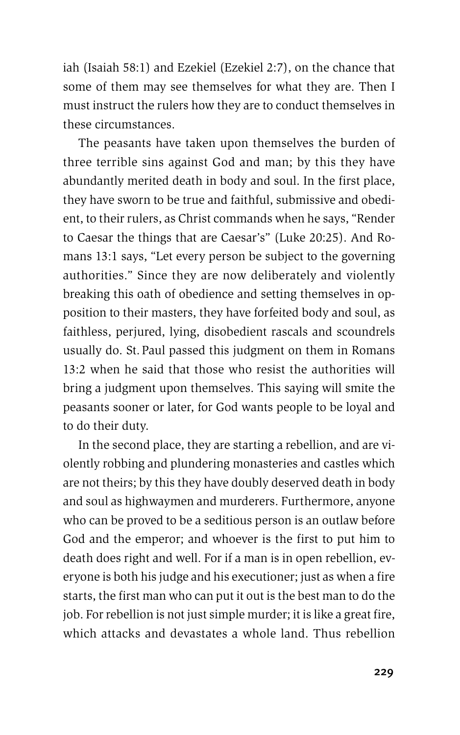iah (Isaiah 58:1) and Ezekiel (Ezekiel 2:7), on the chance that some of them may see themselves for what they are. Then I must instruct the rulers how they are to conduct themselves in these circumstances.

The peasants have taken upon themselves the burden of three terrible sins against God and man; by this they have abundantly merited death in body and soul. In the first place, they have sworn to be true and faithful, submissive and obedient, to their rulers, as Christ commands when he says, "Render to Caesar the things that are Caesar's" (Luke 20:25). And Romans 13:1 says, "Let every person be subject to the governing authorities." Since they are now deliberately and violently breaking this oath of obedience and setting themselves in opposition to their masters, they have forfeited body and soul, as faithless, perjured, lying, disobedient rascals and scoundrels usually do. St. Paul passed this judgment on them in Romans 13:2 when he said that those who resist the authorities will bring a judgment upon themselves. This saying will smite the peasants sooner or later, for God wants people to be loyal and to do their duty.

In the second place, they are starting a rebellion, and are violently robbing and plundering monasteries and castles which are not theirs; by this they have doubly deserved death in body and soul as highwaymen and murderers. Furthermore, anyone who can be proved to be a seditious person is an outlaw before God and the emperor; and whoever is the first to put him to death does right and well. For if a man is in open rebellion, everyone is both his judge and his executioner; just as when a fire starts, the first man who can put it out is the best man to do the job. For rebellion is not just simple murder; it is like a great fire, which attacks and devastates a whole land. Thus rebellion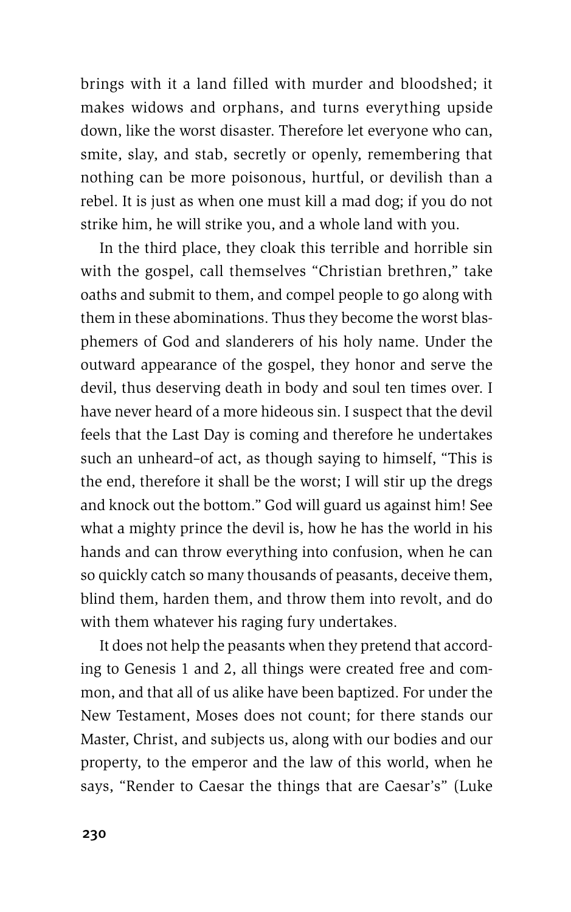brings with it a land filled with murder and bloodshed; it makes widows and orphans, and turns everything upside down, like the worst disaster. Therefore let everyone who can, smite, slay, and stab, secretly or openly, remembering that nothing can be more poisonous, hurtful, or devilish than a rebel. It is just as when one must kill a mad dog; if you do not strike him, he will strike you, and a whole land with you.

In the third place, they cloak this terrible and horrible sin with the gospel, call themselves "Christian brethren," take oaths and submit to them, and compel people to go along with them in these abominations. Thus they become the worst blasphemers of God and slanderers of his holy name. Under the outward appearance of the gospel, they honor and serve the devil, thus deserving death in body and soul ten times over. I have never heard of a more hideous sin. I suspect that the devil feels that the Last Day is coming and therefore he undertakes such an unheard-of act, as though saying to himself, "This is the end, therefore it shall be the worst; I will stir up the dregs and knock out the bottom." God will guard us against him! See what a mighty prince the devil is, how he has the world in his hands and can throw everything into confusion, when he can so quickly catch so many thousands of peasants, deceive them, blind them, harden them, and throw them into revolt, and do with them whatever his raging fury undertakes.

It does not help the peasants when they pretend that according to Genesis 1 and 2, all things were created free and common, and that all of us alike have been baptized. For under the New Testament, Moses does not count; for there stands our Master, Christ, and subjects us, along with our bodies and our property, to the emperor and the law of this world, when he says, "Render to Caesar the things that are Caesar's" (Luke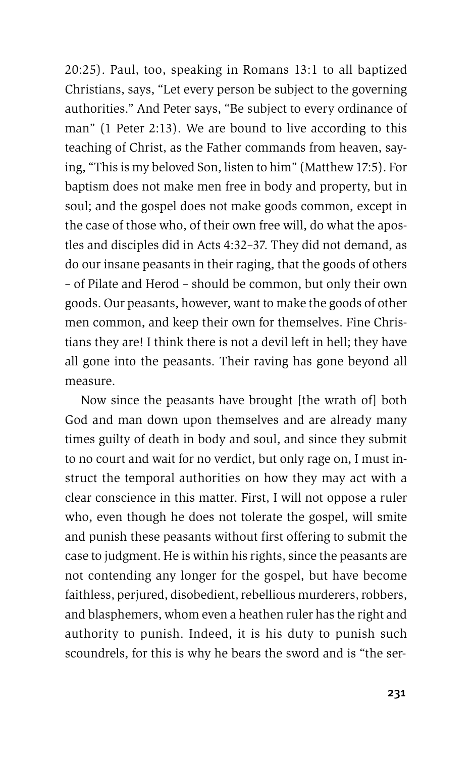20:25). Paul, too, speaking in Romans 13:1 to all baptized Christians, says, "Let every person be subject to the governing authorities." And Peter says, "Be subject to every ordinance of man" (1 Peter 2:13). We are bound to live according to this teaching of Christ, as the Father commands from heaven, saying, "This is my beloved Son, listen to him" (Matthew 17:5). For baptism does not make men free in body and property, but in soul; and the gospel does not make goods common, except in the case of those who, of their own free will, do what the apostles and disciples did in Acts 4:32–37. They did not demand, as do our insane peasants in their raging, that the goods of others – of Pilate and Herod – should be common, but only their own goods. Our peasants, however, want to make the goods of other men common, and keep their own for themselves. Fine Christians they are! I think there is not a devil left in hell; they have all gone into the peasants. Their raving has gone beyond all measure.

Now since the peasants have brought [the wrath of] both God and man down upon themselves and are already many times guilty of death in body and soul, and since they submit to no court and wait for no verdict, but only rage on, I must instruct the temporal authorities on how they may act with a clear conscience in this matter. First, I will not oppose a ruler who, even though he does not tolerate the gospel, will smite and punish these peasants without first offering to submit the case to judgment. He is within his rights, since the peasants are not contending any longer for the gospel, but have become faithless, perjured, disobedient, rebellious murderers, robbers, and blasphemers, whom even a heathen ruler has the right and authority to punish. Indeed, it is his duty to punish such scoundrels, for this is why he bears the sword and is "the ser-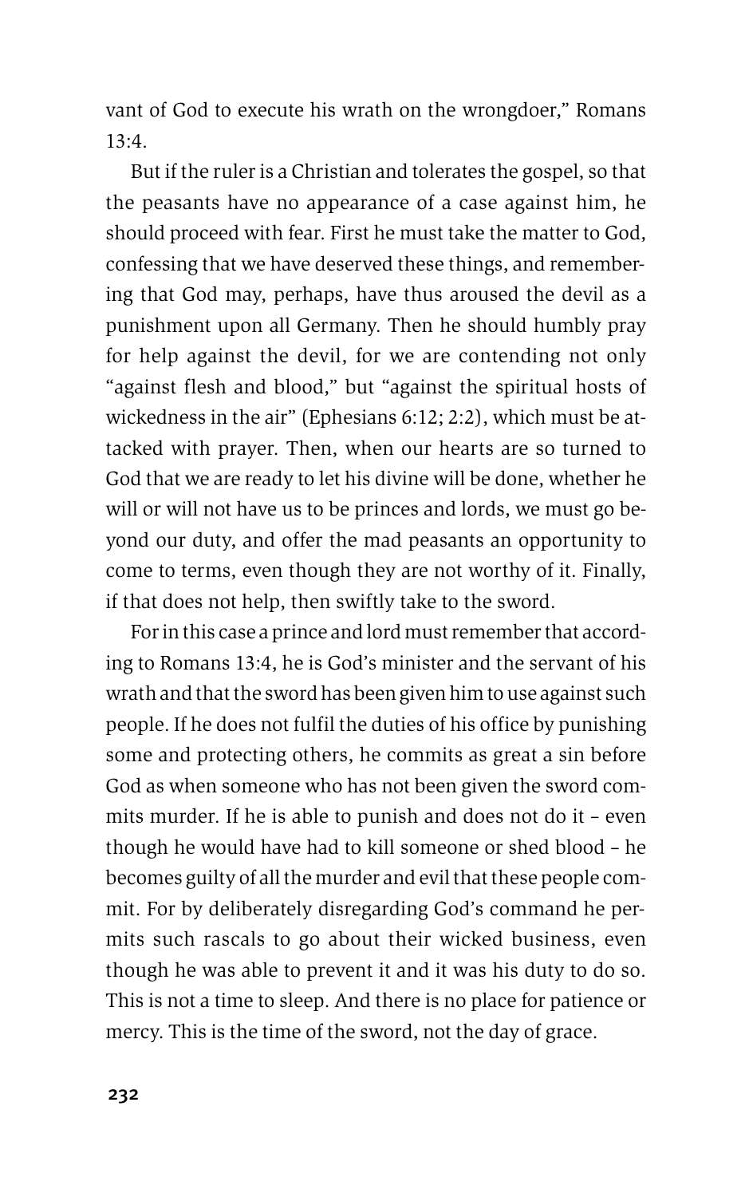vant of God to execute his wrath on the wrongdoer," Romans 13:4.

But if the ruler is a Christian and tolerates the gospel, so that the peasants have no appearance of a case against him, he should proceed with fear. First he must take the matter to God, confessing that we have deserved these things, and remembering that God may, perhaps, have thus aroused the devil as a punishment upon all Germany. Then he should humbly pray for help against the devil, for we are contending not only "against flesh and blood," but "against the spiritual hosts of wickedness in the air" (Ephesians 6:12; 2:2), which must be attacked with prayer. Then, when our hearts are so turned to God that we are ready to let his divine will be done, whether he will or will not have us to be princes and lords, we must go beyond our duty, and offer the mad peasants an opportunity to come to terms, even though they are not worthy of it. Finally, if that does not help, then swiftly take to the sword.

For in this case a prince and lord must remember that according to Romans 13:4, he is God's minister and the servant of his wrath and that the sword has been given him to use against such people. If he does not fulfil the duties of his office by punishing some and protecting others, he commits as great a sin before God as when someone who has not been given the sword commits murder. If he is able to punish and does not do it – even though he would have had to kill someone or shed blood – he becomes guilty of all the murder and evil that these people commit. For by deliberately disregarding God's command he permits such rascals to go about their wicked business, even though he was able to prevent it and it was his duty to do so. This is not a time to sleep. And there is no place for patience or mercy. This is the time of the sword, not the day of grace.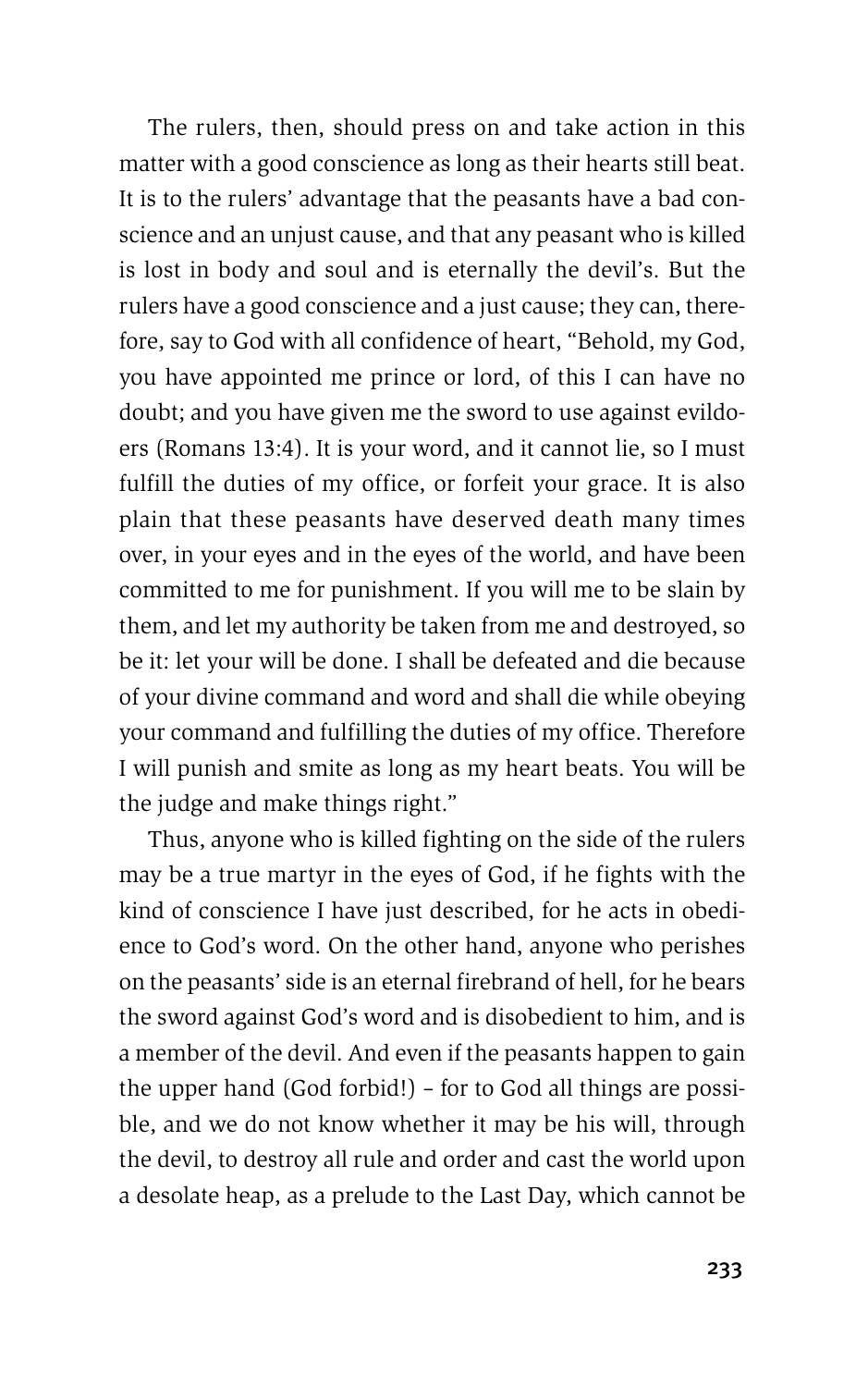The rulers, then, should press on and take action in this matter with a good conscience as long as their hearts still beat. It is to the rulers' advantage that the peasants have a bad conscience and an unjust cause, and that any peasant who is killed is lost in body and soul and is eternally the devil's. But the rulers have a good conscience and a just cause; they can, therefore, say to God with all confidence of heart, "Behold, my God, you have appointed me prince or lord, of this I can have no doubt; and you have given me the sword to use against evildoers (Romans 13:4). It is your word, and it cannot lie, so I must fulfill the duties of my office, or forfeit your grace. It is also plain that these peasants have deserved death many times over, in your eyes and in the eyes of the world, and have been committed to me for punishment. If you will me to be slain by them, and let my authority be taken from me and destroyed, so be it: let your will be done. I shall be defeated and die because of your divine command and word and shall die while obeying your command and fulfilling the duties of my office. Therefore I will punish and smite as long as my heart beats. You will be the judge and make things right."

Thus, anyone who is killed fighting on the side of the rulers may be a true martyr in the eyes of God, if he fights with the kind of conscience I have just described, for he acts in obedience to God's word. On the other hand, anyone who perishes on the peasants' side is an eternal firebrand of hell, for he bears the sword against God's word and is disobedient to him, and is a member of the devil. And even if the peasants happen to gain the upper hand (God forbid!) – for to God all things are possible, and we do not know whether it may be his will, through the devil, to destroy all rule and order and cast the world upon a desolate heap, as a prelude to the Last Day, which cannot be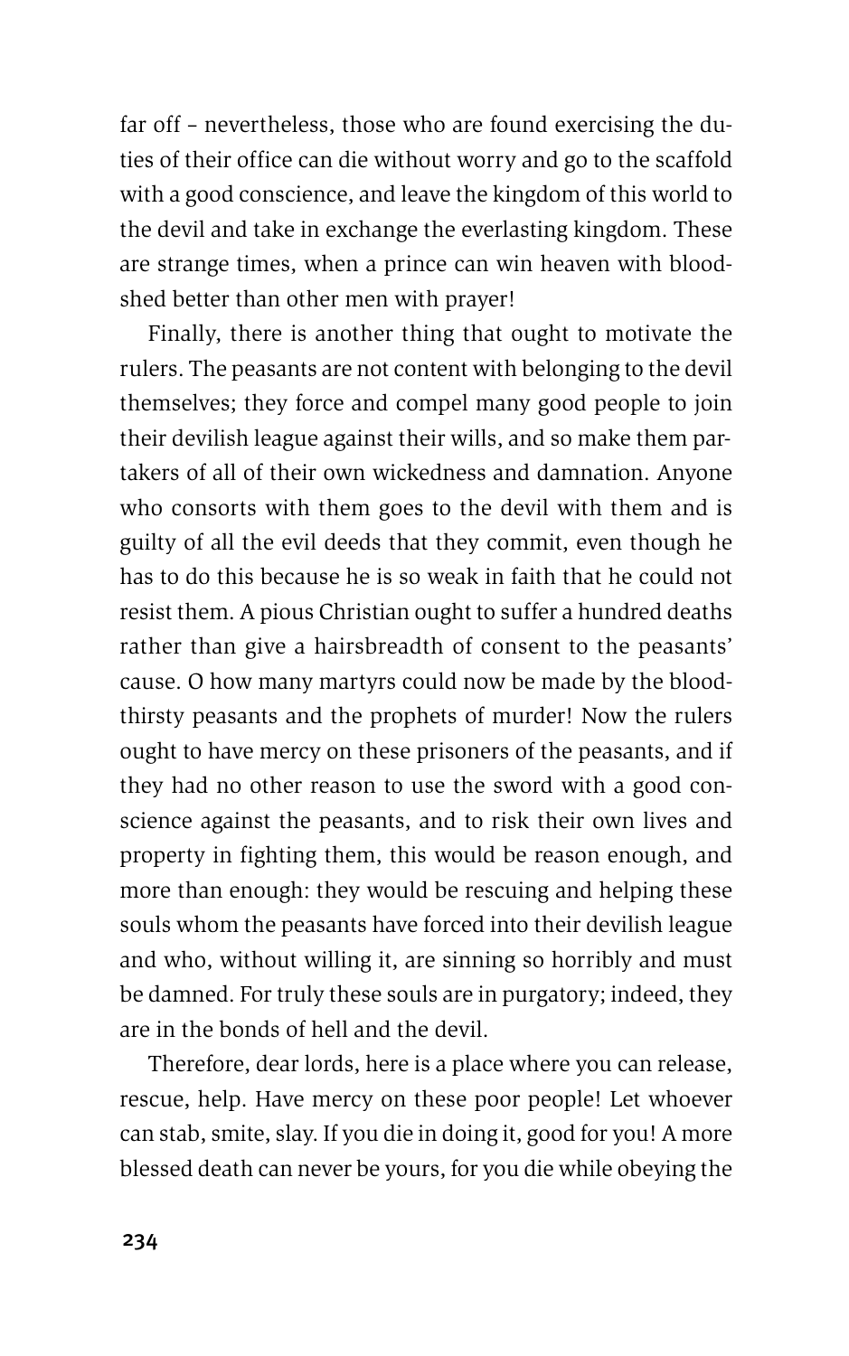far off – nevertheless, those who are found exercising the duties of their office can die without worry and go to the scaffold with a good conscience, and leave the kingdom of this world to the devil and take in exchange the everlasting kingdom. These are strange times, when a prince can win heaven with bloodshed better than other men with prayer!

Finally, there is another thing that ought to motivate the rulers. The peasants are not content with belonging to the devil themselves; they force and compel many good people to join their devilish league against their wills, and so make them partakers of all of their own wickedness and damnation. Anyone who consorts with them goes to the devil with them and is guilty of all the evil deeds that they commit, even though he has to do this because he is so weak in faith that he could not resist them. A pious Christian ought to suffer a hundred deaths rather than give a hairsbreadth of consent to the peasants' cause. O how many martyrs could now be made by the bloodthirsty peasants and the prophets of murder! Now the rulers ought to have mercy on these prisoners of the peasants, and if they had no other reason to use the sword with a good conscience against the peasants, and to risk their own lives and property in fighting them, this would be reason enough, and more than enough: they would be rescuing and helping these souls whom the peasants have forced into their devilish league and who, without willing it, are sinning so horribly and must be damned. For truly these souls are in purgatory; indeed, they are in the bonds of hell and the devil.

Therefore, dear lords, here is a place where you can release, rescue, help. Have mercy on these poor people! Let whoever can stab, smite, slay. If you die in doing it, good for you! A more blessed death can never be yours, for you die while obeying the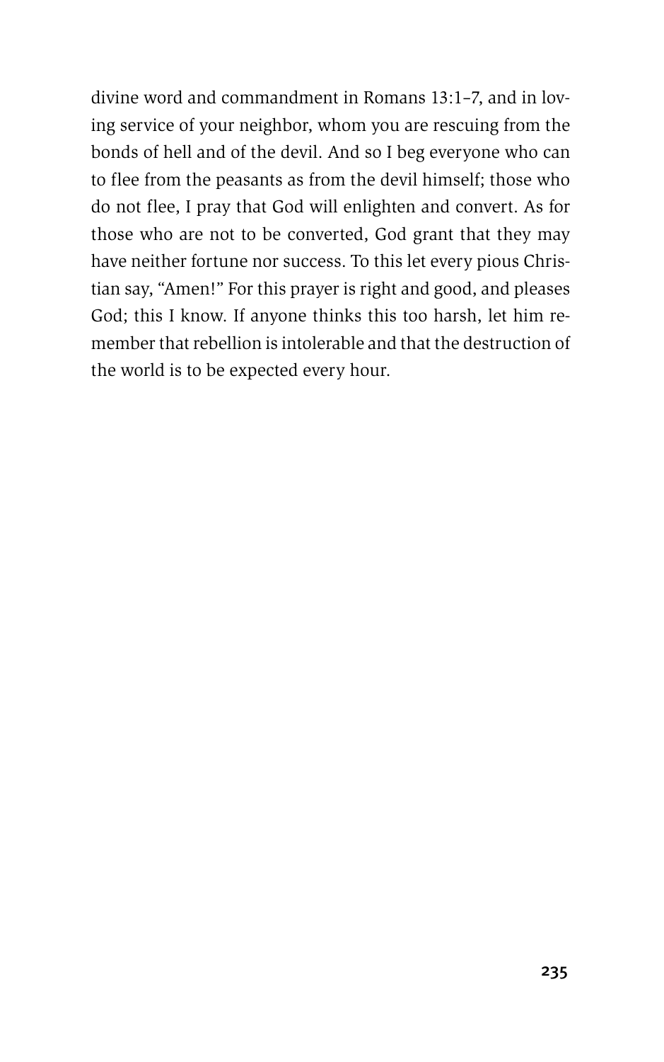divine word and commandment in Romans 13:1–7, and in loving service of your neighbor, whom you are rescuing from the bonds of hell and of the devil. And so I beg everyone who can to flee from the peasants as from the devil himself; those who do not flee, I pray that God will enlighten and convert. As for those who are not to be converted, God grant that they may have neither fortune nor success. To this let every pious Christian say, "Amen!" For this prayer is right and good, and pleases God; this I know. If anyone thinks this too harsh, let him remember that rebellion is intolerable and that the destruction of the world is to be expected every hour.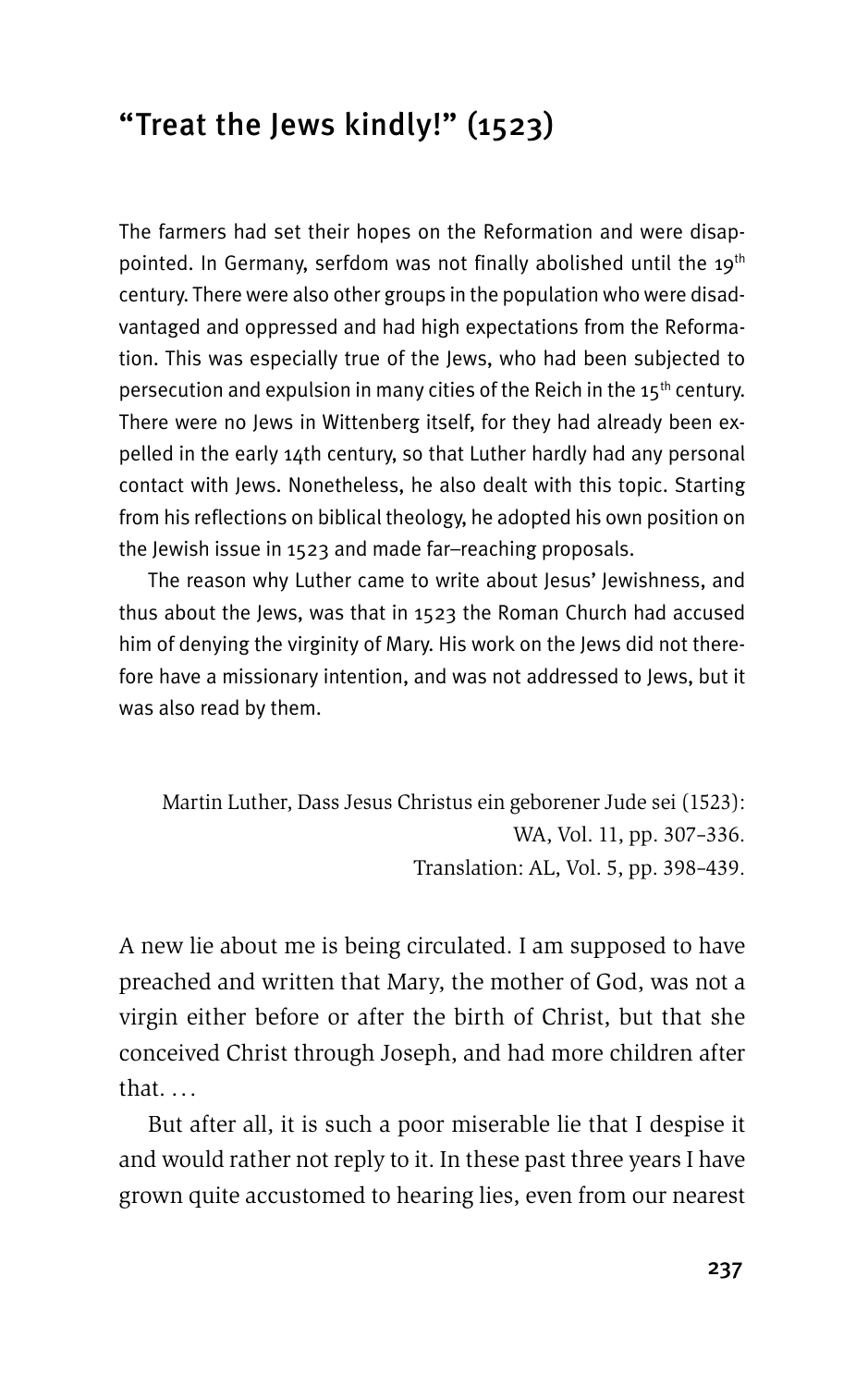# "Treat the Jews kindly!" (1523)

The farmers had set their hopes on the Reformation and were disappointed. In Germany, serfdom was not finally abolished until the 19th century. There were also other groups in the population who were disadvantaged and oppressed and had high expectations from the Reformation. This was especially true of the Jews, who had been subjected to persecution and expulsion in many cities of the Reich in the 15th century. There were no Jews in Wittenberg itself, for they had already been expelled in the early 14th century, so that Luther hardly had any personal contact with Jews. Nonetheless, he also dealt with this topic. Starting from his reflections on biblical theology, he adopted his own position on the Jewish issue in 1523 and made far–reaching proposals.

The reason why Luther came to write about Jesus' Jewishness, and thus about the Jews, was that in 1523 the Roman Church had accused him of denying the virginity of Mary. His work on the Jews did not therefore have a missionary intention, and was not addressed to Jews, but it was also read by them.

Martin Luther, Dass Jesus Christus ein geborener Jude sei (1523):
WA, Vol. 11, pp. 307–336.
Translation: AL, Vol. 5, pp. 398–439.

A new lie about me is being circulated. I am supposed to have preached and written that Mary, the mother of God, was not a virgin either before or after the birth of Christ, but that she conceived Christ through Joseph, and had more children after that. …

But after all, it is such a poor miserable lie that I despise it and would rather not reply to it. In these past three years I have grown quite accustomed to hearing lies, even from our nearest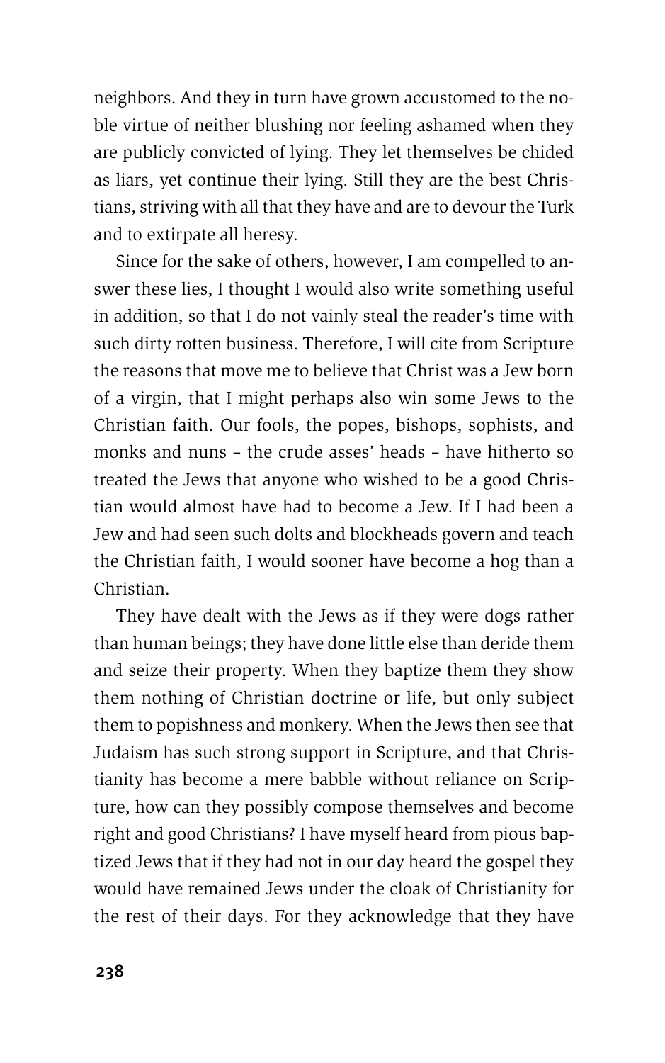neighbors. And they in turn have grown accustomed to the noble virtue of neither blushing nor feeling ashamed when they are publicly convicted of lying. They let themselves be chided as liars, yet continue their lying. Still they are the best Christians, striving with all that they have and are to devour the Turk and to extirpate all heresy.

Since for the sake of others, however, I am compelled to answer these lies, I thought I would also write something useful in addition, so that I do not vainly steal the reader's time with such dirty rotten business. Therefore, I will cite from Scripture the reasons that move me to believe that Christ was a Jew born of a virgin, that I might perhaps also win some Jews to the Christian faith. Our fools, the popes, bishops, sophists, and monks and nuns – the crude asses' heads – have hitherto so treated the Jews that anyone who wished to be a good Christian would almost have had to become a Jew. If I had been a Jew and had seen such dolts and blockheads govern and teach the Christian faith, I would sooner have become a hog than a Christian.

They have dealt with the Jews as if they were dogs rather than human beings; they have done little else than deride them and seize their property. When they baptize them they show them nothing of Christian doctrine or life, but only subject them to popishness and monkery. When the Jews then see that Judaism has such strong support in Scripture, and that Christianity has become a mere babble without reliance on Scripture, how can they possibly compose themselves and become right and good Christians? I have myself heard from pious baptized Jews that if they had not in our day heard the gospel they would have remained Jews under the cloak of Christianity for the rest of their days. For they acknowledge that they have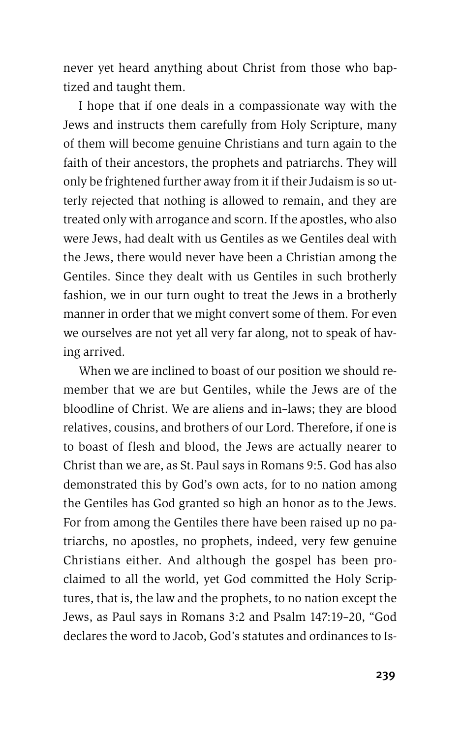never yet heard anything about Christ from those who baptized and taught them.

I hope that if one deals in a compassionate way with the Jews and instructs them carefully from Holy Scripture, many of them will become genuine Christians and turn again to the faith of their ancestors, the prophets and patriarchs. They will only be frightened further away from it if their Judaism is so utterly rejected that nothing is allowed to remain, and they are treated only with arrogance and scorn. If the apostles, who also were Jews, had dealt with us Gentiles as we Gentiles deal with the Jews, there would never have been a Christian among the Gentiles. Since they dealt with us Gentiles in such brotherly fashion, we in our turn ought to treat the Jews in a brotherly manner in order that we might convert some of them. For even we ourselves are not yet all very far along, not to speak of having arrived.

When we are inclined to boast of our position we should remember that we are but Gentiles, while the Jews are of the bloodline of Christ. We are aliens and in-laws; they are blood relatives, cousins, and brothers of our Lord. Therefore, if one is to boast of flesh and blood, the Jews are actually nearer to Christ than we are, as St. Paul says in Romans 9:5. God has also demonstrated this by God's own acts, for to no nation among the Gentiles has God granted so high an honor as to the Jews. For from among the Gentiles there have been raised up no patriarchs, no apostles, no prophets, indeed, very few genuine Christians either. And although the gospel has been proclaimed to all the world, yet God committed the Holy Scriptures, that is, the law and the prophets, to no nation except the Jews, as Paul says in Romans 3:2 and Psalm 147:19–20, "God declares the word to Jacob, God's statutes and ordinances to Is-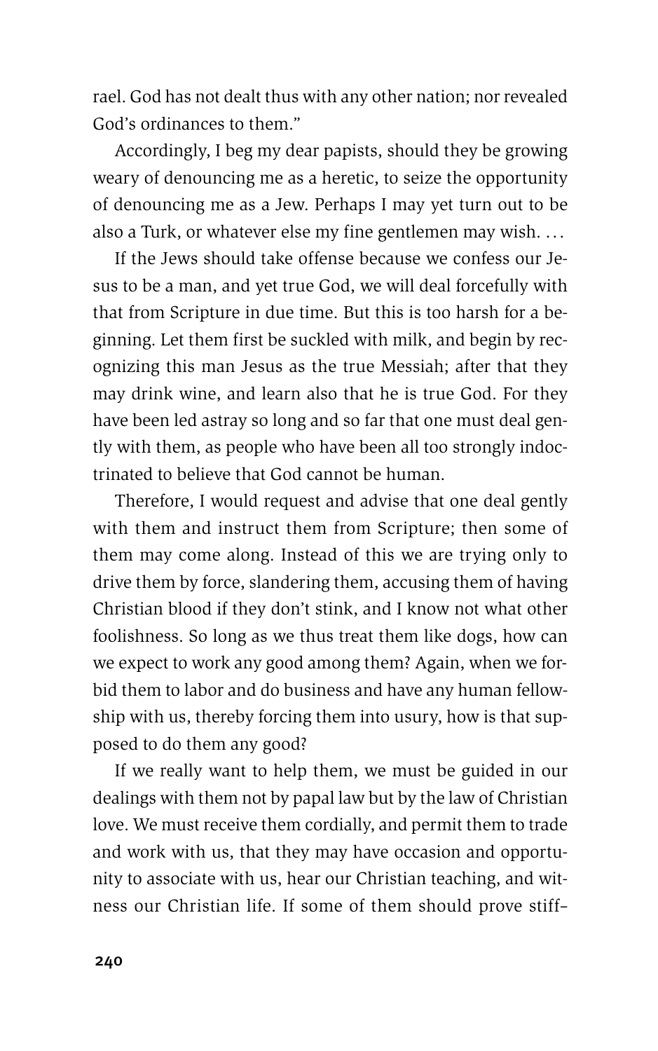rael. God has not dealt thus with any other nation; nor revealed God's ordinances to them."

Accordingly, I beg my dear papists, should they be growing weary of denouncing me as a heretic, to seize the opportunity of denouncing me as a Jew. Perhaps I may yet turn out to be also a Turk, or whatever else my fine gentlemen may wish. . . .

If the Jews should take offense because we confess our Jesus to be a man, and yet true God, we will deal forcefully with that from Scripture in due time. But this is too harsh for a beginning. Let them first be suckled with milk, and begin by recognizing this man Jesus as the true Messiah; after that they may drink wine, and learn also that he is true God. For they have been led astray so long and so far that one must deal gently with them, as people who have been all too strongly indoctrinated to believe that God cannot be human.

Therefore, I would request and advise that one deal gently with them and instruct them from Scripture; then some of them may come along. Instead of this we are trying only to drive them by force, slandering them, accusing them of having Christian blood if they don't stink, and I know not what other foolishness. So long as we thus treat them like dogs, how can we expect to work any good among them? Again, when we forbid them to labor and do business and have any human fellowship with us, thereby forcing them into usury, how is that supposed to do them any good?

If we really want to help them, we must be guided in our dealings with them not by papal law but by the law of Christian love. We must receive them cordially, and permit them to trade and work with us, that they may have occasion and opportunity to associate with us, hear our Christian teaching, and witness our Christian life. If some of them should prove stiff-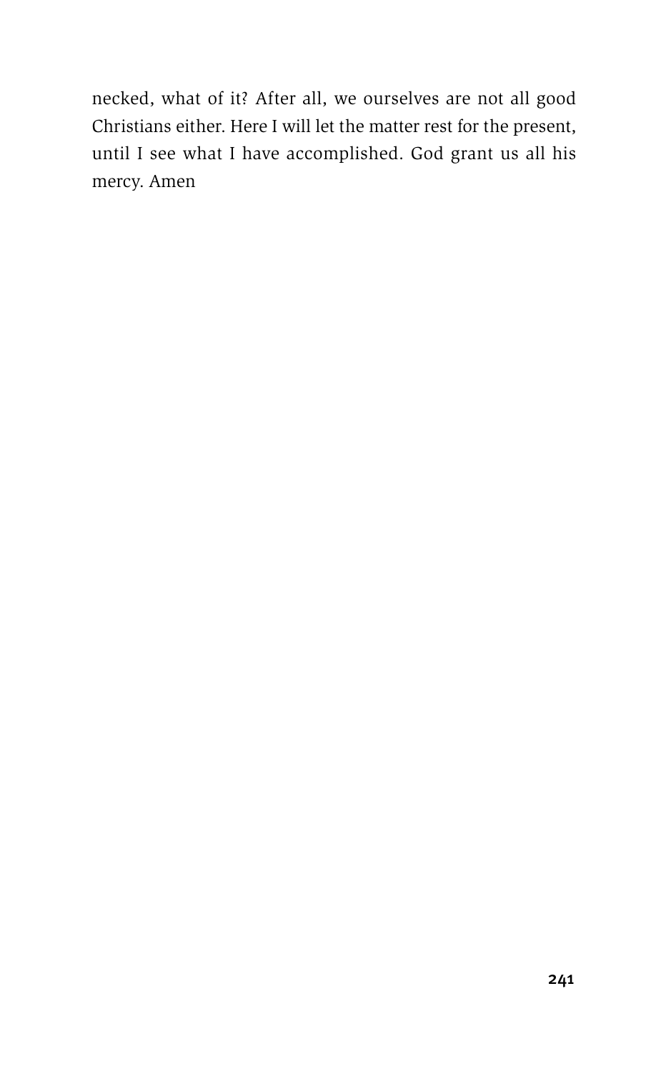necked, what of it? After all, we ourselves are not all good Christians either. Here I will let the matter rest for the present, until I see what I have accomplished. God grant us all his mercy. Amen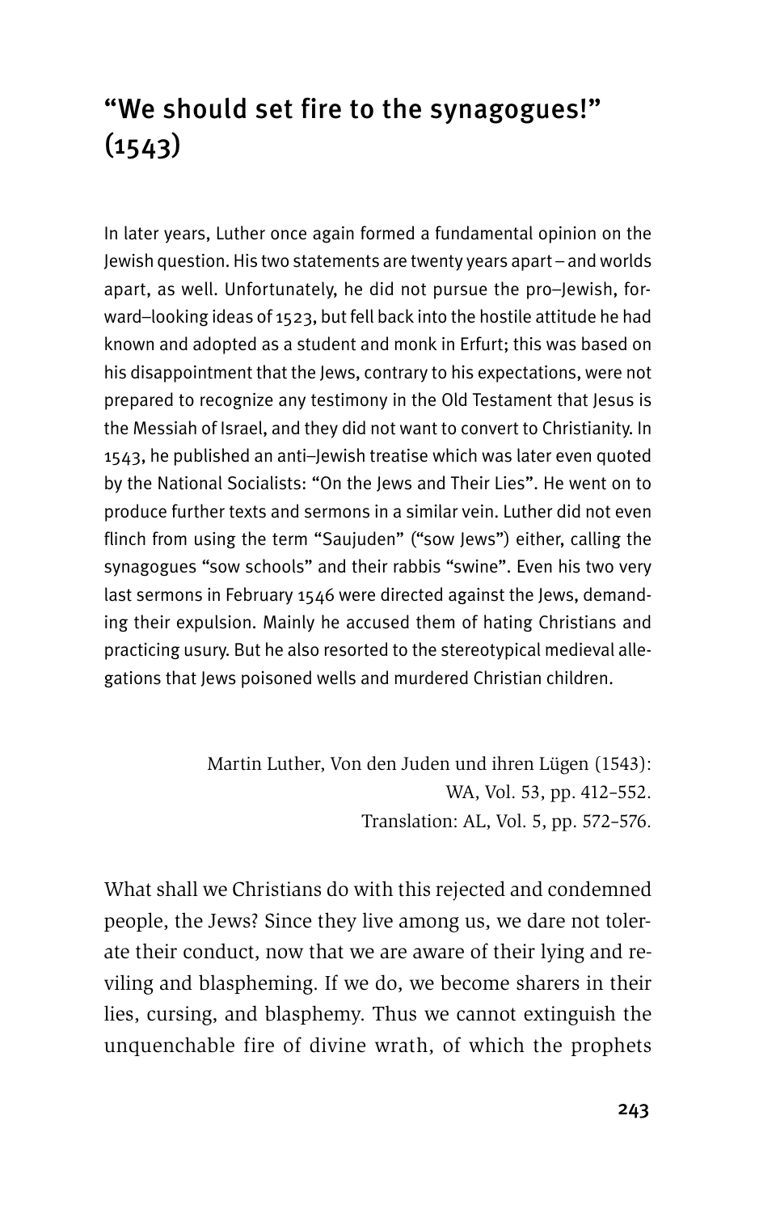# "We should set fire to the synagogues!" (1543)

In later years, Luther once again formed a fundamental opinion on the Jewish question. His two statements are twenty years apart – and worlds apart, as well. Unfortunately, he did not pursue the pro–Jewish, forward–looking ideas of 1523, but fell back into the hostile attitude he had known and adopted as a student and monk in Erfurt; this was based on his disappointment that the Jews, contrary to his expectations, were not prepared to recognize any testimony in the Old Testament that Jesus is the Messiah of Israel, and they did not want to convert to Christianity. In 1543, he published an anti–Jewish treatise which was later even quoted by the National Socialists: "On the Jews and Their Lies". He went on to produce further texts and sermons in a similar vein. Luther did not even flinch from using the term "Saujuden" ("sow Jews") either, calling the synagogues "sow schools" and their rabbis "swine". Even his two very last sermons in February 1546 were directed against the Jews, demanding their expulsion. Mainly he accused them of hating Christians and practicing usury. But he also resorted to the stereotypical medieval allegations that Jews poisoned wells and murdered Christian children.

Martin Luther, Von den Juden und ihren Lügen (1543):
WA, Vol. 53, pp. 412–552.
Translation: AL, Vol. 5, pp. 572–576.

What shall we Christians do with this rejected and condemned people, the Jews? Since they live among us, we dare not tolerate their conduct, now that we are aware of their lying and reviling and blaspheming. If we do, we become sharers in their lies, cursing, and blasphemy. Thus we cannot extinguish the unquenchable fire of divine wrath, of which the prophets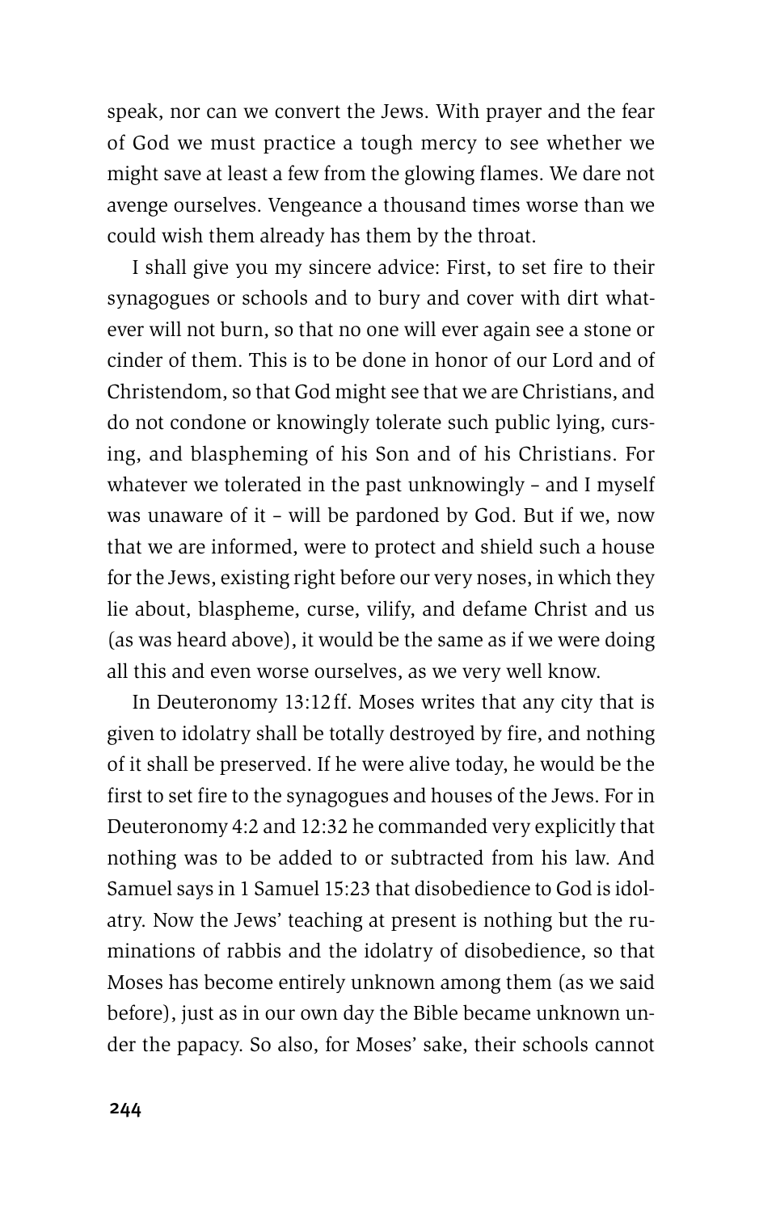speak, nor can we convert the Jews. With prayer and the fear of God we must practice a tough mercy to see whether we might save at least a few from the glowing flames. We dare not avenge ourselves. Vengeance a thousand times worse than we could wish them already has them by the throat.

I shall give you my sincere advice: First, to set fire to their synagogues or schools and to bury and cover with dirt whatever will not burn, so that no one will ever again see a stone or cinder of them. This is to be done in honor of our Lord and of Christendom, so that God might see that we are Christians, and do not condone or knowingly tolerate such public lying, cursing, and blaspheming of his Son and of his Christians. For whatever we tolerated in the past unknowingly – and I myself was unaware of it – will be pardoned by God. But if we, now that we are informed, were to protect and shield such a house for the Jews, existing right before our very noses, in which they lie about, blaspheme, curse, vilify, and defame Christ and us (as was heard above), it would be the same as if we were doing all this and even worse ourselves, as we very well know.

In Deuteronomy 13:12 ff. Moses writes that any city that is given to idolatry shall be totally destroyed by fire, and nothing of it shall be preserved. If he were alive today, he would be the first to set fire to the synagogues and houses of the Jews. For in Deuteronomy 4:2 and 12:32 he commanded very explicitly that nothing was to be added to or subtracted from his law. And Samuel says in 1 Samuel 15:23 that disobedience to God is idolatry. Now the Jews' teaching at present is nothing but the ruminations of rabbis and the idolatry of disobedience, so that Moses has become entirely unknown among them (as we said before), just as in our own day the Bible became unknown under the papacy. So also, for Moses' sake, their schools cannot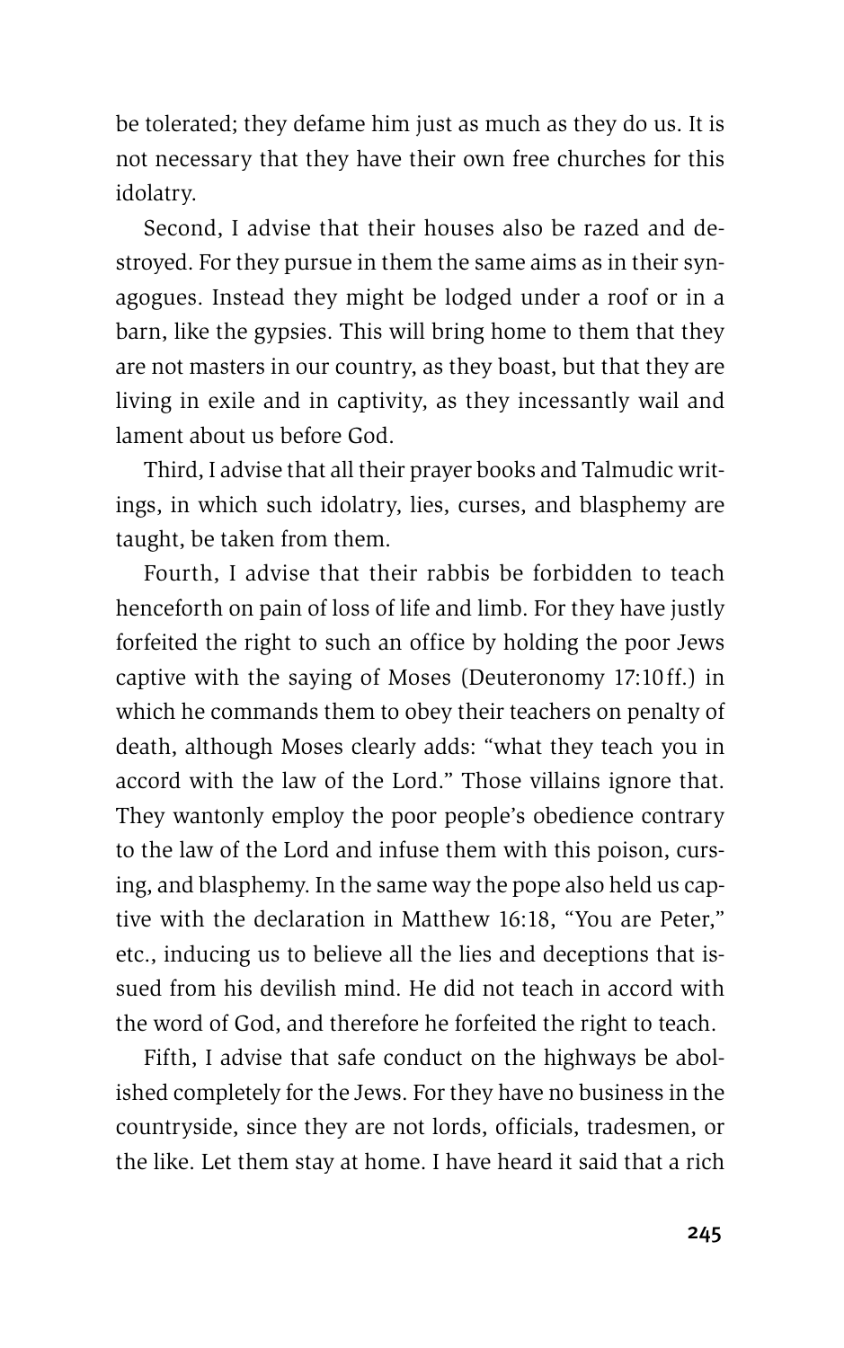be tolerated; they defame him just as much as they do us. It is not necessary that they have their own free churches for this idolatry.

Second, I advise that their houses also be razed and destroyed. For they pursue in them the same aims as in their synagogues. Instead they might be lodged under a roof or in a barn, like the gypsies. This will bring home to them that they are not masters in our country, as they boast, but that they are living in exile and in captivity, as they incessantly wail and lament about us before God.

Third, I advise that all their prayer books and Talmudic writings, in which such idolatry, lies, curses, and blasphemy are taught, be taken from them.

Fourth, I advise that their rabbis be forbidden to teach henceforth on pain of loss of life and limb. For they have justly forfeited the right to such an office by holding the poor Jews captive with the saying of Moses (Deuteronomy 17:10 ff.) in which he commands them to obey their teachers on penalty of death, although Moses clearly adds: "what they teach you in accord with the law of the Lord." Those villains ignore that. They wantonly employ the poor people's obedience contrary to the law of the Lord and infuse them with this poison, cursing, and blasphemy. In the same way the pope also held us captive with the declaration in Matthew 16:18, "You are Peter," etc., inducing us to believe all the lies and deceptions that issued from his devilish mind. He did not teach in accord with the word of God, and therefore he forfeited the right to teach.

Fifth, I advise that safe conduct on the highways be abolished completely for the Jews. For they have no business in the countryside, since they are not lords, officials, tradesmen, or the like. Let them stay at home. I have heard it said that a rich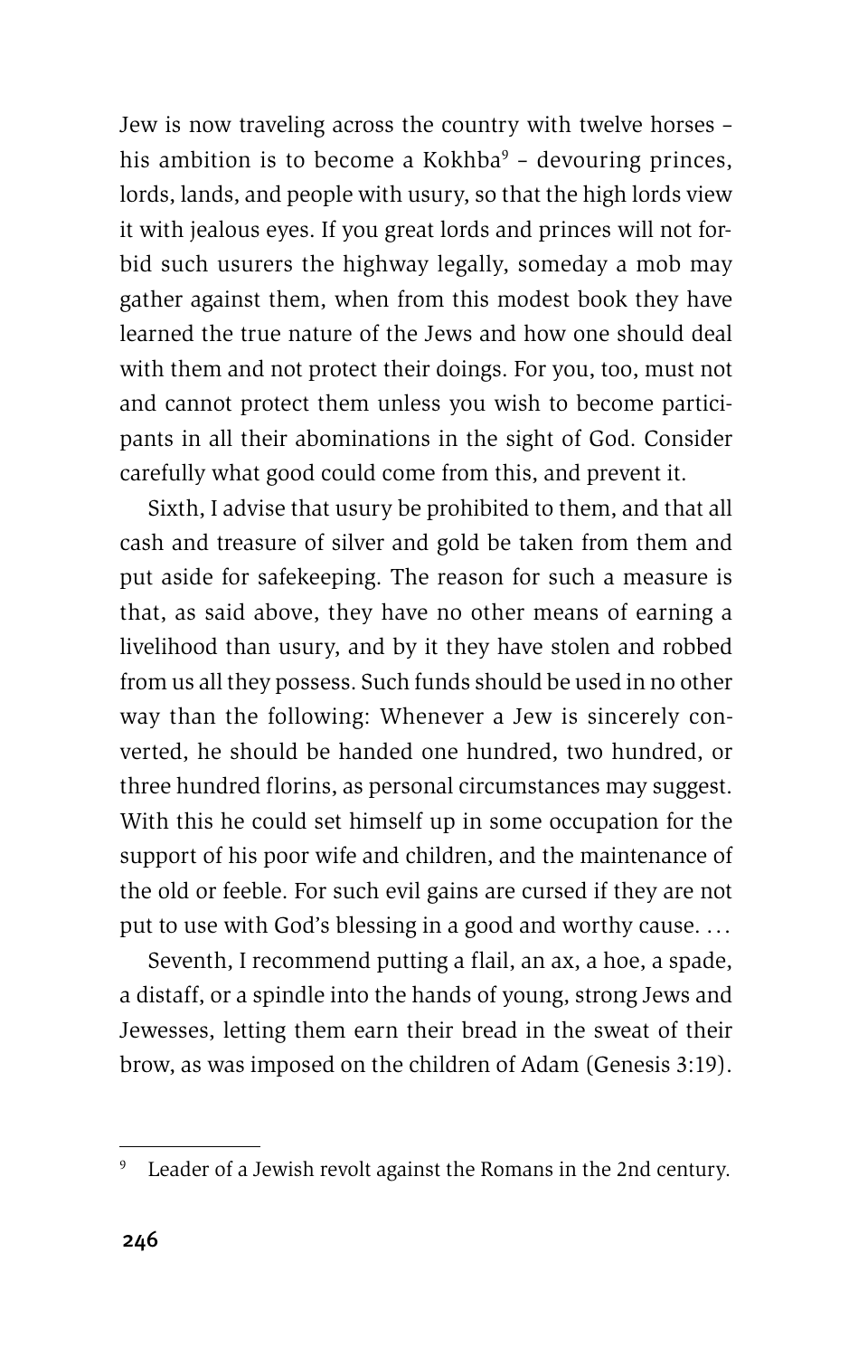Jew is now traveling across the country with twelve horses – his ambition is to become a Kokhba[9] – devouring princes, lords, lands, and people with usury, so that the high lords view it with jealous eyes. If you great lords and princes will not forbid such usurers the highway legally, someday a mob may gather against them, when from this modest book they have learned the true nature of the Jews and how one should deal with them and not protect their doings. For you, too, must not and cannot protect them unless you wish to become participants in all their abominations in the sight of God. Consider carefully what good could come from this, and prevent it.

Sixth, I advise that usury be prohibited to them, and that all cash and treasure of silver and gold be taken from them and put aside for safekeeping. The reason for such a measure is that, as said above, they have no other means of earning a livelihood than usury, and by it they have stolen and robbed from us all they possess. Such funds should be used in no other way than the following: Whenever a Jew is sincerely converted, he should be handed one hundred, two hundred, or three hundred florins, as personal circumstances may suggest. With this he could set himself up in some occupation for the support of his poor wife and children, and the maintenance of the old or feeble. For such evil gains are cursed if they are not put to use with God's blessing in a good and worthy cause. …

Seventh, I recommend putting a flail, an ax, a hoe, a spade, a distaff, or a spindle into the hands of young, strong Jews and Jewesses, letting them earn their bread in the sweat of their brow, as was imposed on the children of Adam (Genesis 3:19).

---

[9] Leader of a Jewish revolt against the Romans in the 2nd century.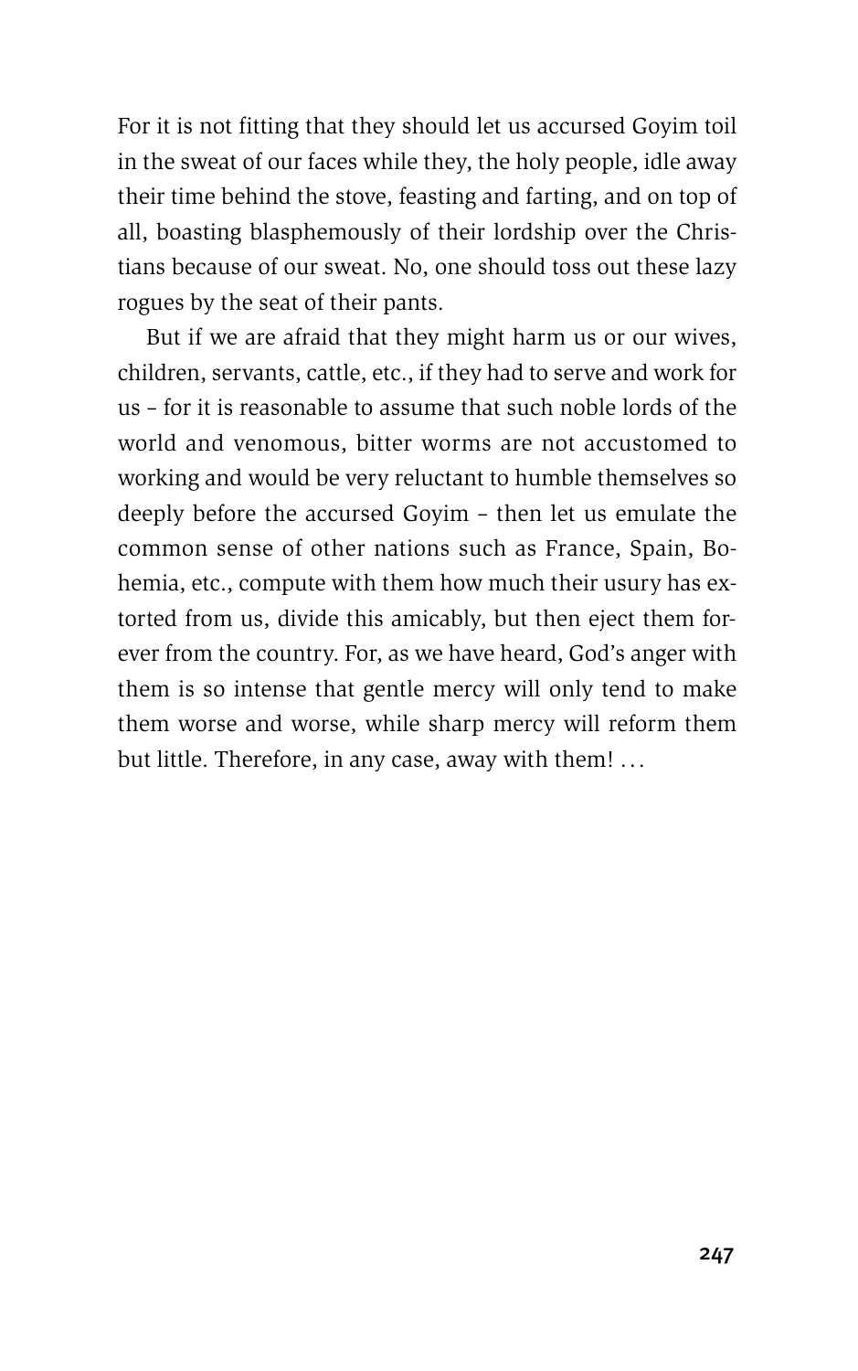For it is not fitting that they should let us accursed Goyim toil in the sweat of our faces while they, the holy people, idle away their time behind the stove, feasting and farting, and on top of all, boasting blasphemously of their lordship over the Christians because of our sweat. No, one should toss out these lazy rogues by the seat of their pants.

But if we are afraid that they might harm us or our wives, children, servants, cattle, etc., if they had to serve and work for us – for it is reasonable to assume that such noble lords of the world and venomous, bitter worms are not accustomed to working and would be very reluctant to humble themselves so deeply before the accursed Goyim – then let us emulate the common sense of other nations such as France, Spain, Bohemia, etc., compute with them how much their usury has extorted from us, divide this amicably, but then eject them forever from the country. For, as we have heard, God's anger with them is so intense that gentle mercy will only tend to make them worse and worse, while sharp mercy will reform them but little. Therefore, in any case, away with them! …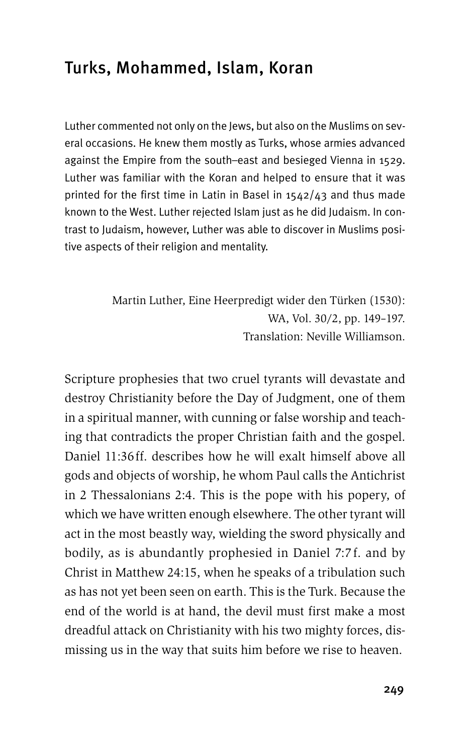# Turks, Mohammed, Islam, Koran

Luther commented not only on the Jews, but also on the Muslims on several occasions. He knew them mostly as Turks, whose armies advanced against the Empire from the south–east and besieged Vienna in 1529. Luther was familiar with the Koran and helped to ensure that it was printed for the first time in Latin in Basel in 1542/43 and thus made known to the West. Luther rejected Islam just as he did Judaism. In contrast to Judaism, however, Luther was able to discover in Muslims positive aspects of their religion and mentality.

Martin Luther, Eine Heerpredigt wider den Türken (1530):
WA, Vol. 30/2, pp. 149–197.
Translation: Neville Williamson.

Scripture prophesies that two cruel tyrants will devastate and destroy Christianity before the Day of Judgment, one of them in a spiritual manner, with cunning or false worship and teaching that contradicts the proper Christian faith and the gospel. Daniel 11:36ff. describes how he will exalt himself above all gods and objects of worship, he whom Paul calls the Antichrist in 2 Thessalonians 2:4. This is the pope with his popery, of which we have written enough elsewhere. The other tyrant will act in the most beastly way, wielding the sword physically and bodily, as is abundantly prophesied in Daniel 7:7f. and by Christ in Matthew 24:15, when he speaks of a tribulation such as has not yet been seen on earth. This is the Turk. Because the end of the world is at hand, the devil must first make a most dreadful attack on Christianity with his two mighty forces, dismissing us in the way that suits him before we rise to heaven.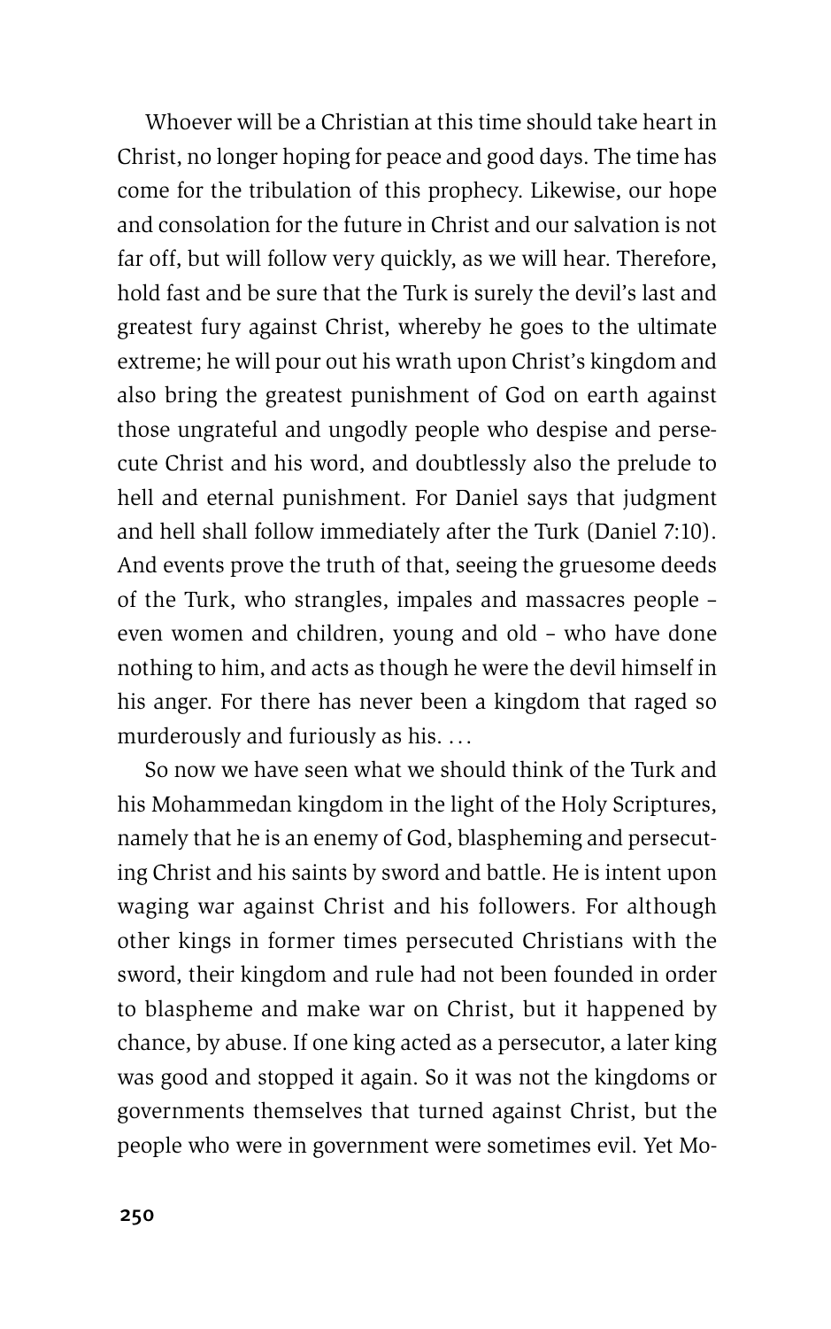Whoever will be a Christian at this time should take heart in Christ, no longer hoping for peace and good days. The time has come for the tribulation of this prophecy. Likewise, our hope and consolation for the future in Christ and our salvation is not far off, but will follow very quickly, as we will hear. Therefore, hold fast and be sure that the Turk is surely the devil's last and greatest fury against Christ, whereby he goes to the ultimate extreme; he will pour out his wrath upon Christ's kingdom and also bring the greatest punishment of God on earth against those ungrateful and ungodly people who despise and persecute Christ and his word, and doubtlessly also the prelude to hell and eternal punishment. For Daniel says that judgment and hell shall follow immediately after the Turk (Daniel 7:10). And events prove the truth of that, seeing the gruesome deeds of the Turk, who strangles, impales and massacres people – even women and children, young and old – who have done nothing to him, and acts as though he were the devil himself in his anger. For there has never been a kingdom that raged so murderously and furiously as his. . . .

So now we have seen what we should think of the Turk and his Mohammedan kingdom in the light of the Holy Scriptures, namely that he is an enemy of God, blaspheming and persecuting Christ and his saints by sword and battle. He is intent upon waging war against Christ and his followers. For although other kings in former times persecuted Christians with the sword, their kingdom and rule had not been founded in order to blaspheme and make war on Christ, but it happened by chance, by abuse. If one king acted as a persecutor, a later king was good and stopped it again. So it was not the kingdoms or governments themselves that turned against Christ, but the people who were in government were sometimes evil. Yet Mo-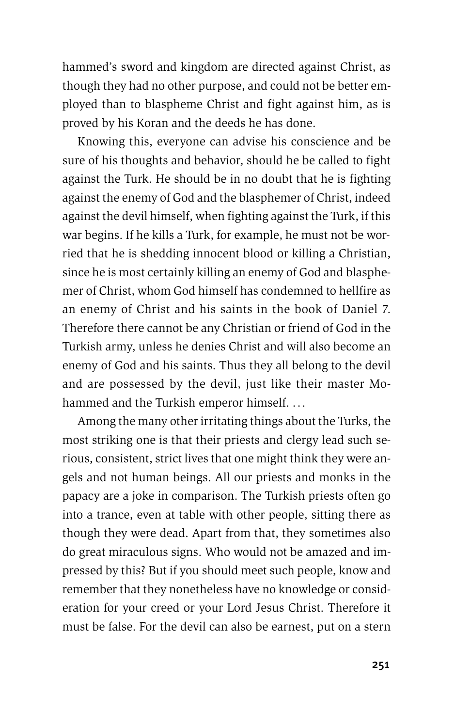hammed's sword and kingdom are directed against Christ, as though they had no other purpose, and could not be better employed than to blaspheme Christ and fight against him, as is proved by his Koran and the deeds he has done.

Knowing this, everyone can advise his conscience and be sure of his thoughts and behavior, should he be called to fight against the Turk. He should be in no doubt that he is fighting against the enemy of God and the blasphemer of Christ, indeed against the devil himself, when fighting against the Turk, if this war begins. If he kills a Turk, for example, he must not be worried that he is shedding innocent blood or killing a Christian, since he is most certainly killing an enemy of God and blasphemer of Christ, whom God himself has condemned to hellfire as an enemy of Christ and his saints in the book of Daniel 7. Therefore there cannot be any Christian or friend of God in the Turkish army, unless he denies Christ and will also become an enemy of God and his saints. Thus they all belong to the devil and are possessed by the devil, just like their master Mohammed and the Turkish emperor himself. . . .

Among the many other irritating things about the Turks, the most striking one is that their priests and clergy lead such serious, consistent, strict lives that one might think they were angels and not human beings. All our priests and monks in the papacy are a joke in comparison. The Turkish priests often go into a trance, even at table with other people, sitting there as though they were dead. Apart from that, they sometimes also do great miraculous signs. Who would not be amazed and impressed by this? But if you should meet such people, know and remember that they nonetheless have no knowledge or consideration for your creed or your Lord Jesus Christ. Therefore it must be false. For the devil can also be earnest, put on a stern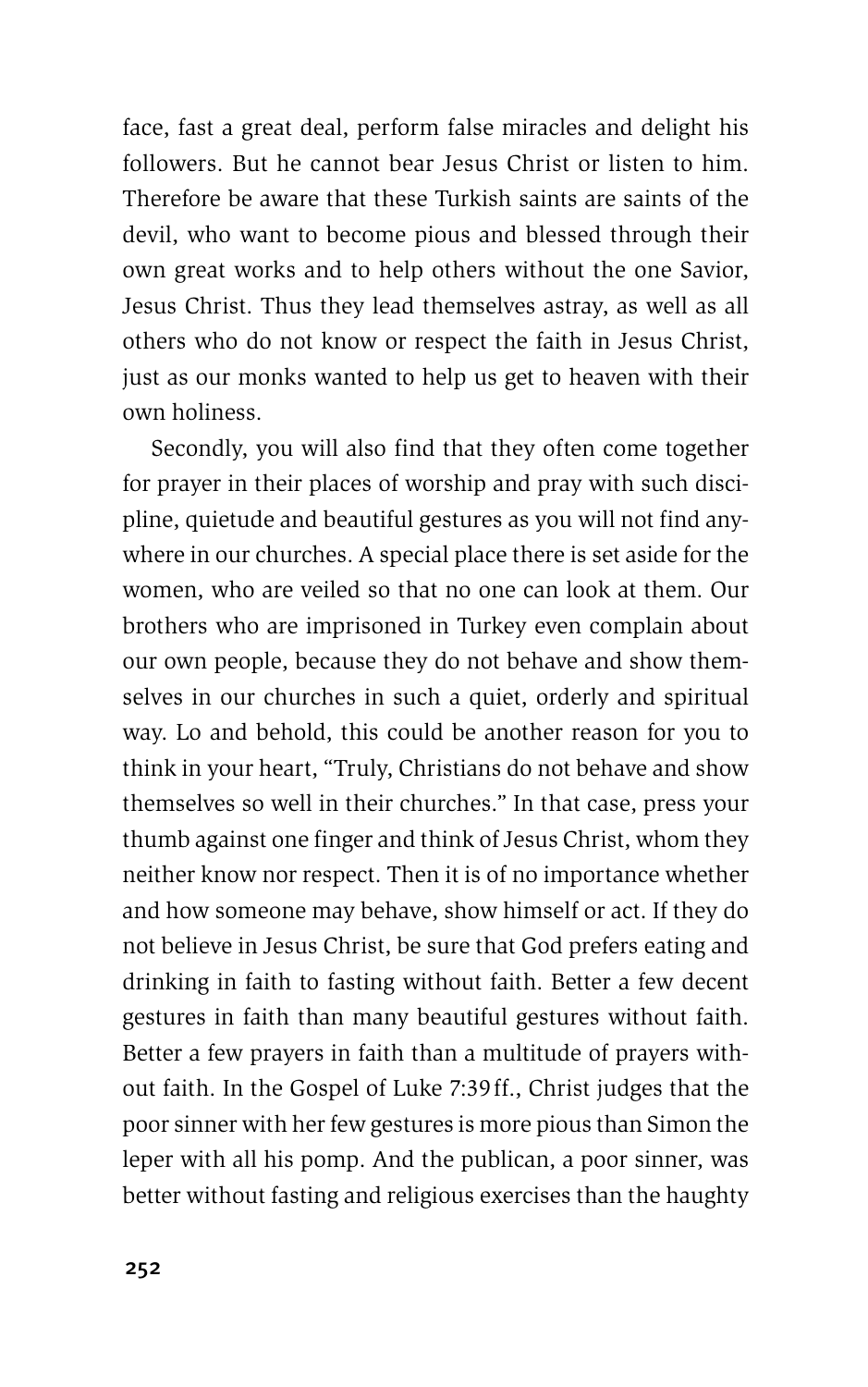face, fast a great deal, perform false miracles and delight his followers. But he cannot bear Jesus Christ or listen to him. Therefore be aware that these Turkish saints are saints of the devil, who want to become pious and blessed through their own great works and to help others without the one Savior, Jesus Christ. Thus they lead themselves astray, as well as all others who do not know or respect the faith in Jesus Christ, just as our monks wanted to help us get to heaven with their own holiness.

Secondly, you will also find that they often come together for prayer in their places of worship and pray with such discipline, quietude and beautiful gestures as you will not find anywhere in our churches. A special place there is set aside for the women, who are veiled so that no one can look at them. Our brothers who are imprisoned in Turkey even complain about our own people, because they do not behave and show themselves in our churches in such a quiet, orderly and spiritual way. Lo and behold, this could be another reason for you to think in your heart, "Truly, Christians do not behave and show themselves so well in their churches." In that case, press your thumb against one finger and think of Jesus Christ, whom they neither know nor respect. Then it is of no importance whether and how someone may behave, show himself or act. If they do not believe in Jesus Christ, be sure that God prefers eating and drinking in faith to fasting without faith. Better a few decent gestures in faith than many beautiful gestures without faith. Better a few prayers in faith than a multitude of prayers without faith. In the Gospel of Luke 7:39 ff., Christ judges that the poor sinner with her few gestures is more pious than Simon the leper with all his pomp. And the publican, a poor sinner, was better without fasting and religious exercises than the haughty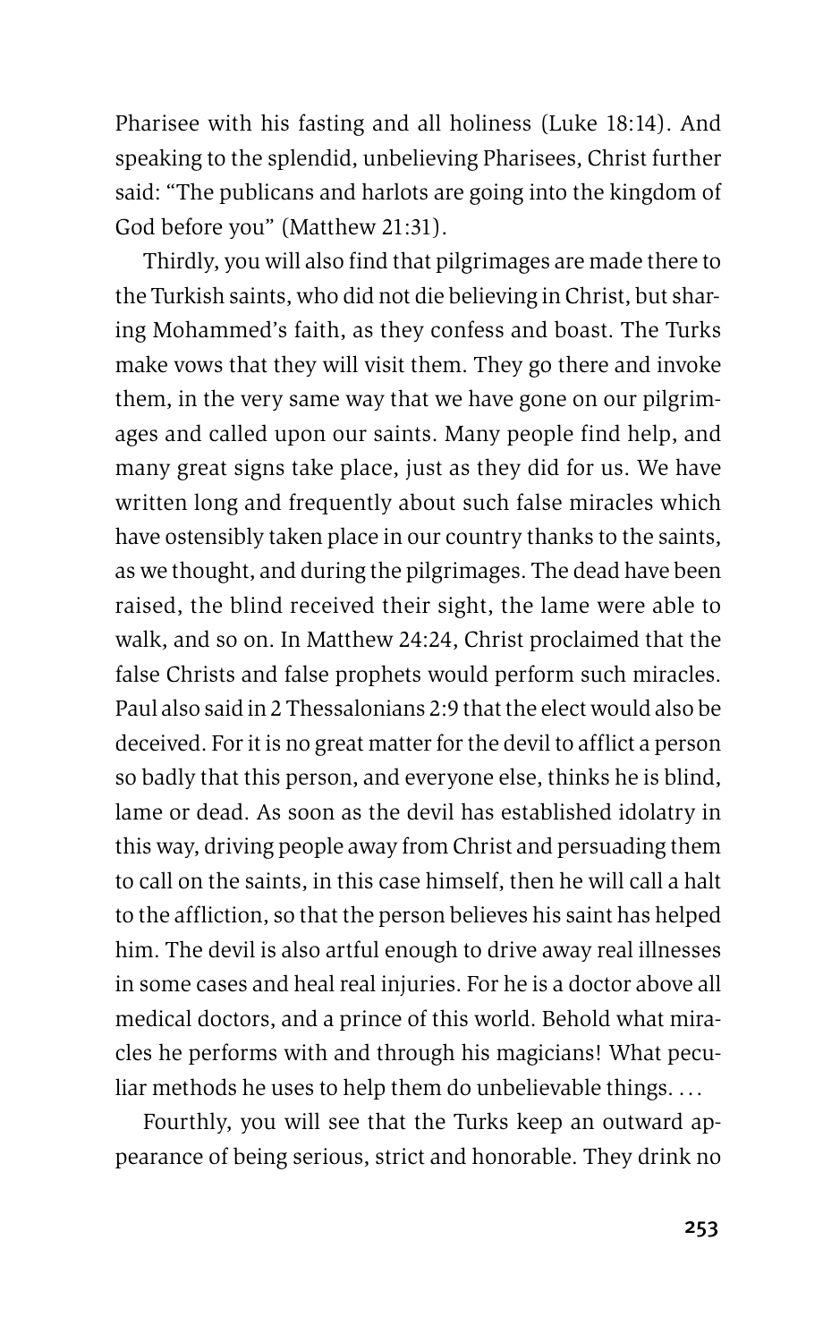Pharisee with his fasting and all holiness (Luke 18:14). And speaking to the splendid, unbelieving Pharisees, Christ further said: "The publicans and harlots are going into the kingdom of God before you" (Matthew 21:31).

Thirdly, you will also find that pilgrimages are made there to the Turkish saints, who did not die believing in Christ, but sharing Mohammed's faith, as they confess and boast. The Turks make vows that they will visit them. They go there and invoke them, in the very same way that we have gone on our pilgrimages and called upon our saints. Many people find help, and many great signs take place, just as they did for us. We have written long and frequently about such false miracles which have ostensibly taken place in our country thanks to the saints, as we thought, and during the pilgrimages. The dead have been raised, the blind received their sight, the lame were able to walk, and so on. In Matthew 24:24, Christ proclaimed that the false Christs and false prophets would perform such miracles. Paul also said in 2 Thessalonians 2:9 that the elect would also be deceived. For it is no great matter for the devil to afflict a person so badly that this person, and everyone else, thinks he is blind, lame or dead. As soon as the devil has established idolatry in this way, driving people away from Christ and persuading them to call on the saints, in this case himself, then he will call a halt to the affliction, so that the person believes his saint has helped him. The devil is also artful enough to drive away real illnesses in some cases and heal real injuries. For he is a doctor above all medical doctors, and a prince of this world. Behold what miracles he performs with and through his magicians! What peculiar methods he uses to help them do unbelievable things. . . .

Fourthly, you will see that the Turks keep an outward appearance of being serious, strict and honorable. They drink no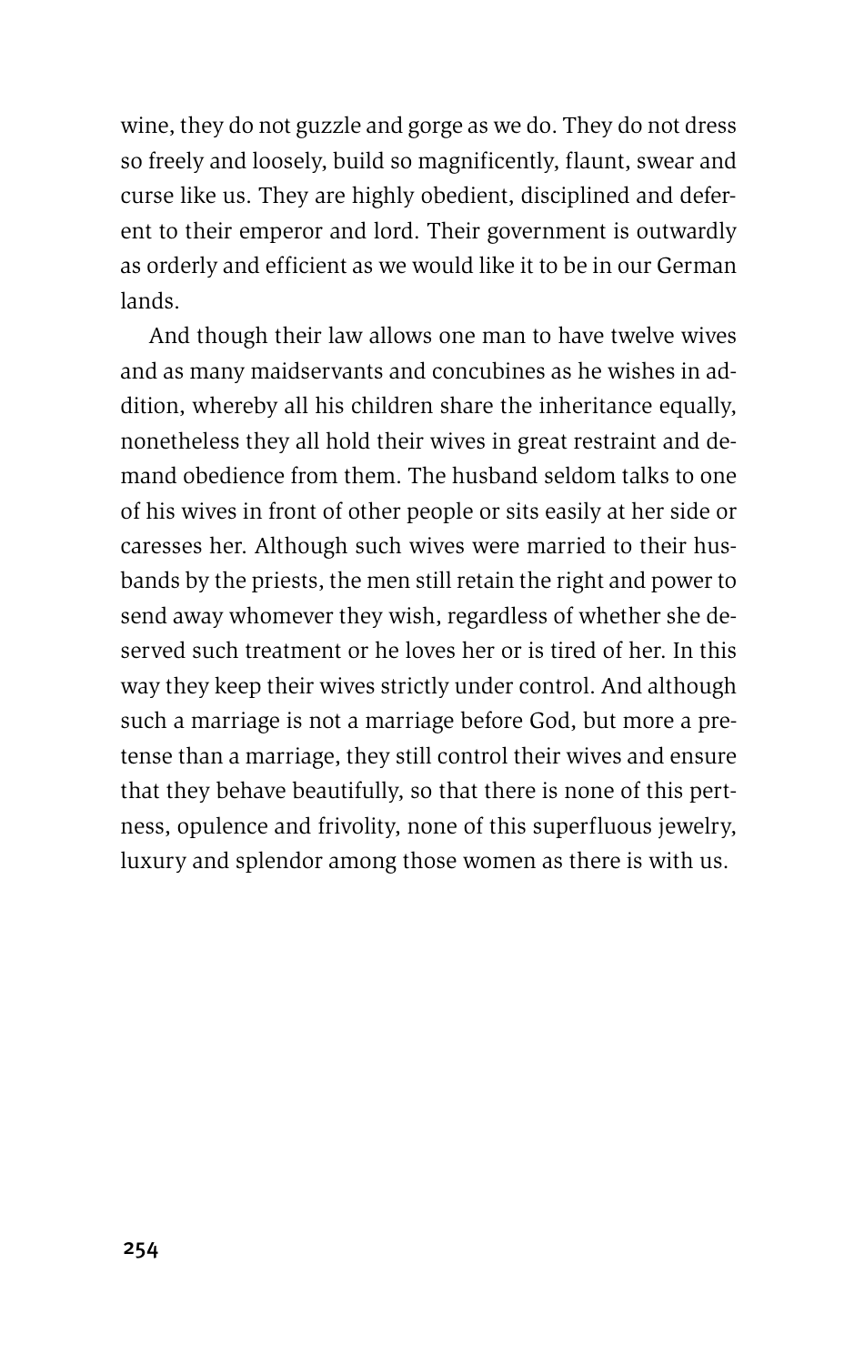wine, they do not guzzle and gorge as we do. They do not dress so freely and loosely, build so magnificently, flaunt, swear and curse like us. They are highly obedient, disciplined and deferent to their emperor and lord. Their government is outwardly as orderly and efficient as we would like it to be in our German lands.

And though their law allows one man to have twelve wives and as many maidservants and concubines as he wishes in addition, whereby all his children share the inheritance equally, nonetheless they all hold their wives in great restraint and demand obedience from them. The husband seldom talks to one of his wives in front of other people or sits easily at her side or caresses her. Although such wives were married to their husbands by the priests, the men still retain the right and power to send away whomever they wish, regardless of whether she deserved such treatment or he loves her or is tired of her. In this way they keep their wives strictly under control. And although such a marriage is not a marriage before God, but more a pretense than a marriage, they still control their wives and ensure that they behave beautifully, so that there is none of this pertness, opulence and frivolity, none of this superfluous jewelry, luxury and splendor among those women as there is with us.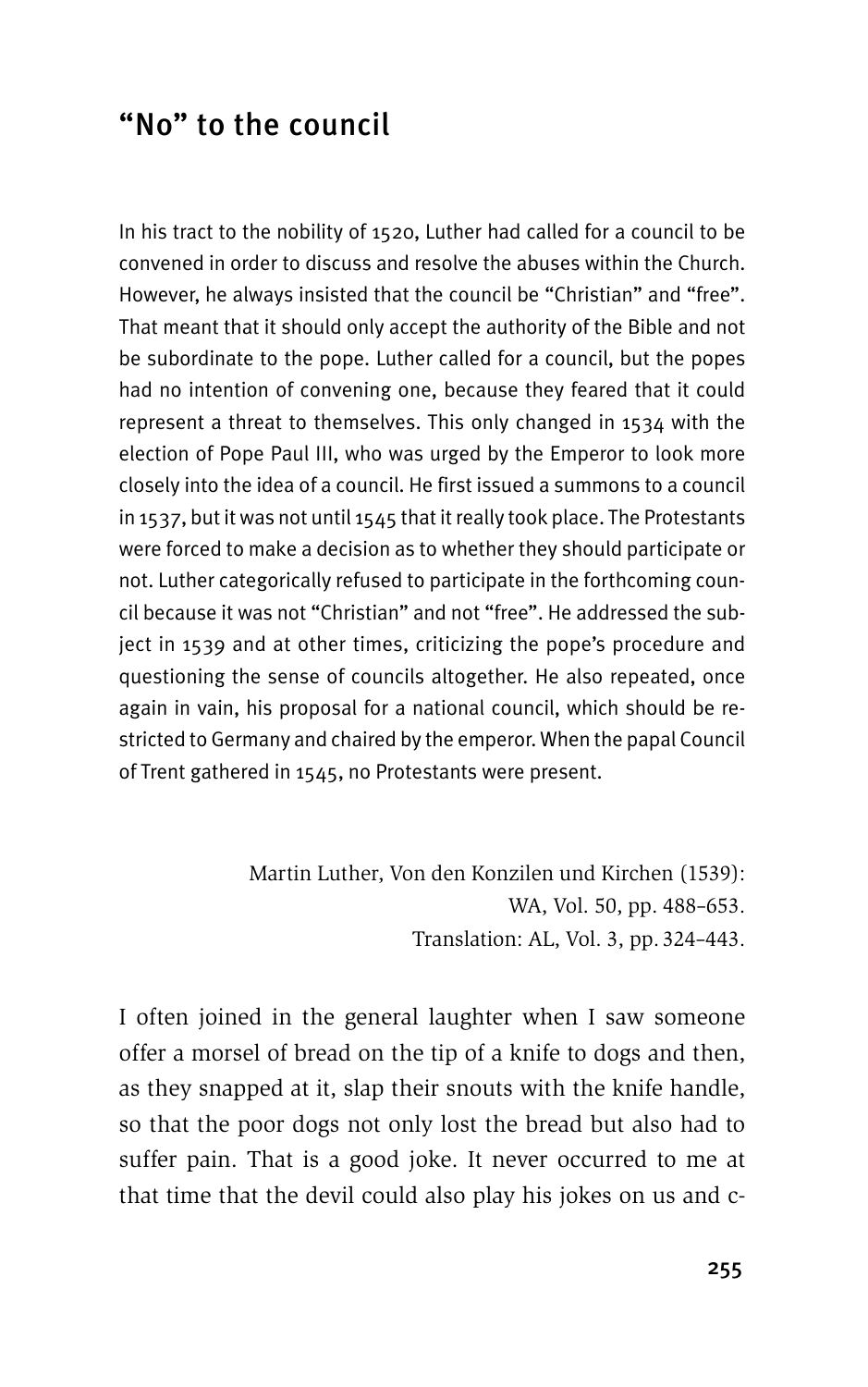# "No" to the council

In his tract to the nobility of 1520, Luther had called for a council to be convened in order to discuss and resolve the abuses within the Church. However, he always insisted that the council be "Christian" and "free". That meant that it should only accept the authority of the Bible and not be subordinate to the pope. Luther called for a council, but the popes had no intention of convening one, because they feared that it could represent a threat to themselves. This only changed in 1534 with the election of Pope Paul III, who was urged by the Emperor to look more closely into the idea of a council. He first issued a summons to a council in 1537, but it was not until 1545 that it really took place. The Protestants were forced to make a decision as to whether they should participate or not. Luther categorically refused to participate in the forthcoming council because it was not "Christian" and not "free". He addressed the subject in 1539 and at other times, criticizing the pope's procedure and questioning the sense of councils altogether. He also repeated, once again in vain, his proposal for a national council, which should be restricted to Germany and chaired by the emperor. When the papal Council of Trent gathered in 1545, no Protestants were present.

Martin Luther, Von den Konzilen und Kirchen (1539):
WA, Vol. 50, pp. 488–653.
Translation: AL, Vol. 3, pp. 324–443.

I often joined in the general laughter when I saw someone offer a morsel of bread on the tip of a knife to dogs and then, as they snapped at it, slap their snouts with the knife handle, so that the poor dogs not only lost the bread but also had to suffer pain. That is a good joke. It never occurred to me at that time that the devil could also play his jokes on us and c-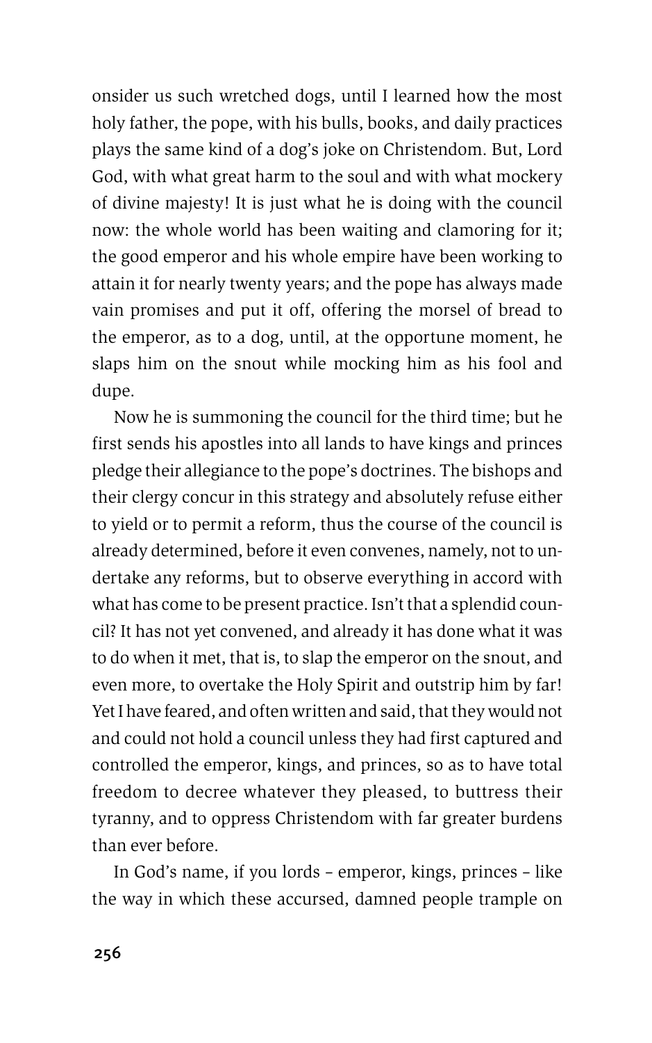onsider us such wretched dogs, until I learned how the most holy father, the pope, with his bulls, books, and daily practices plays the same kind of a dog's joke on Christendom. But, Lord God, with what great harm to the soul and with what mockery of divine majesty! It is just what he is doing with the council now: the whole world has been waiting and clamoring for it; the good emperor and his whole empire have been working to attain it for nearly twenty years; and the pope has always made vain promises and put it off, offering the morsel of bread to the emperor, as to a dog, until, at the opportune moment, he slaps him on the snout while mocking him as his fool and dupe.

Now he is summoning the council for the third time; but he first sends his apostles into all lands to have kings and princes pledge their allegiance to the pope's doctrines. The bishops and their clergy concur in this strategy and absolutely refuse either to yield or to permit a reform, thus the course of the council is already determined, before it even convenes, namely, not to undertake any reforms, but to observe everything in accord with what has come to be present practice. Isn't that a splendid council? It has not yet convened, and already it has done what it was to do when it met, that is, to slap the emperor on the snout, and even more, to overtake the Holy Spirit and outstrip him by far! Yet I have feared, and often written and said, that they would not and could not hold a council unless they had first captured and controlled the emperor, kings, and princes, so as to have total freedom to decree whatever they pleased, to buttress their tyranny, and to oppress Christendom with far greater burdens than ever before.

In God's name, if you lords – emperor, kings, princes – like the way in which these accursed, damned people trample on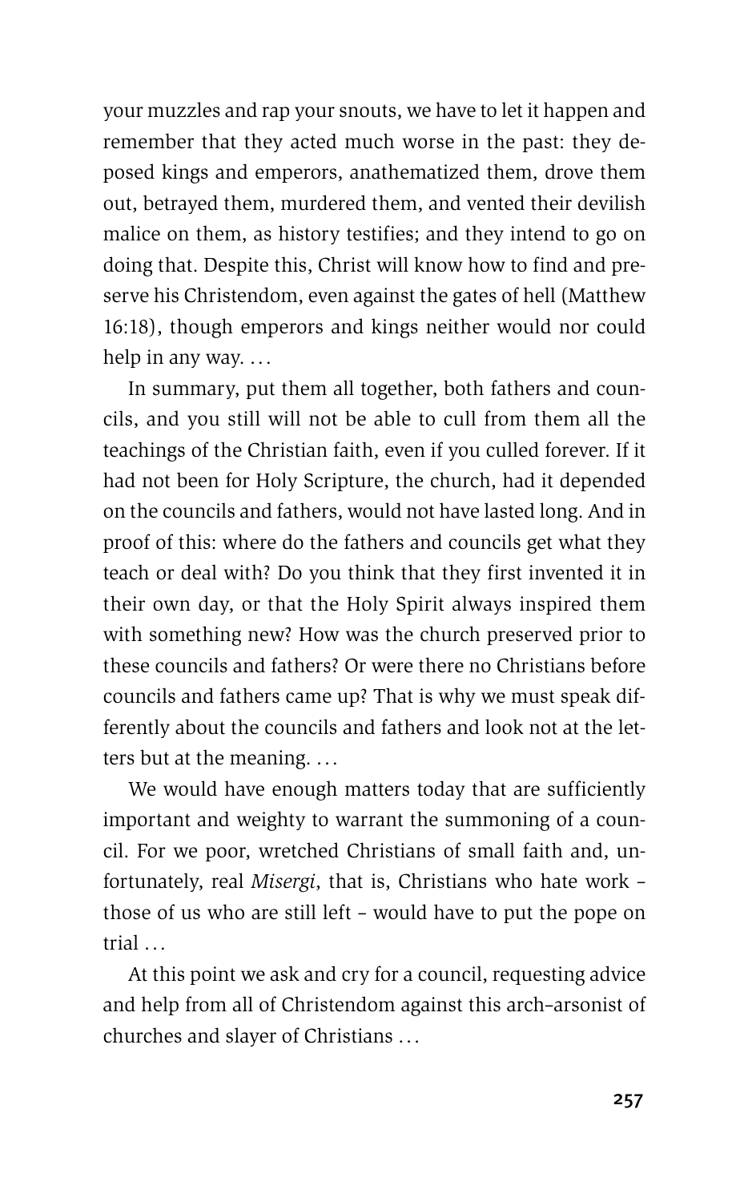your muzzles and rap your snouts, we have to let it happen and remember that they acted much worse in the past: they deposed kings and emperors, anathematized them, drove them out, betrayed them, murdered them, and vented their devilish malice on them, as history testifies; and they intend to go on doing that. Despite this, Christ will know how to find and preserve his Christendom, even against the gates of hell (Matthew 16:18), though emperors and kings neither would nor could help in any way. …

In summary, put them all together, both fathers and councils, and you still will not be able to cull from them all the teachings of the Christian faith, even if you culled forever. If it had not been for Holy Scripture, the church, had it depended on the councils and fathers, would not have lasted long. And in proof of this: where do the fathers and councils get what they teach or deal with? Do you think that they first invented it in their own day, or that the Holy Spirit always inspired them with something new? How was the church preserved prior to these councils and fathers? Or were there no Christians before councils and fathers came up? That is why we must speak differently about the councils and fathers and look not at the letters but at the meaning. …

We would have enough matters today that are sufficiently important and weighty to warrant the summoning of a council. For we poor, wretched Christians of small faith and, unfortunately, real *Misergi*, that is, Christians who hate work – those of us who are still left – would have to put the pope on trial …

At this point we ask and cry for a council, requesting advice and help from all of Christendom against this arch-arsonist of churches and slayer of Christians …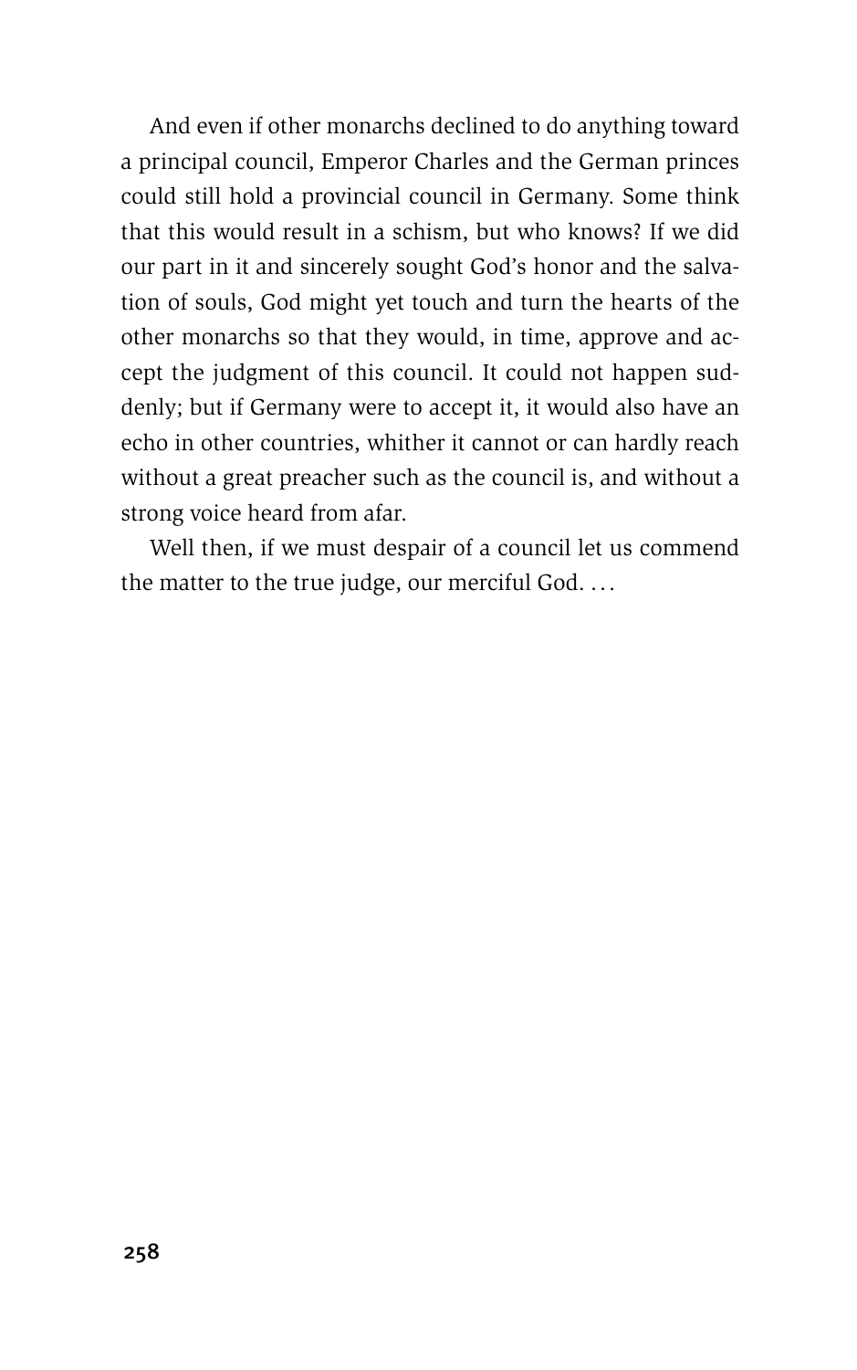And even if other monarchs declined to do anything toward a principal council, Emperor Charles and the German princes could still hold a provincial council in Germany. Some think that this would result in a schism, but who knows? If we did our part in it and sincerely sought God's honor and the salvation of souls, God might yet touch and turn the hearts of the other monarchs so that they would, in time, approve and accept the judgment of this council. It could not happen suddenly; but if Germany were to accept it, it would also have an echo in other countries, whither it cannot or can hardly reach without a great preacher such as the council is, and without a strong voice heard from afar.

Well then, if we must despair of a council let us commend the matter to the true judge, our merciful God. . . .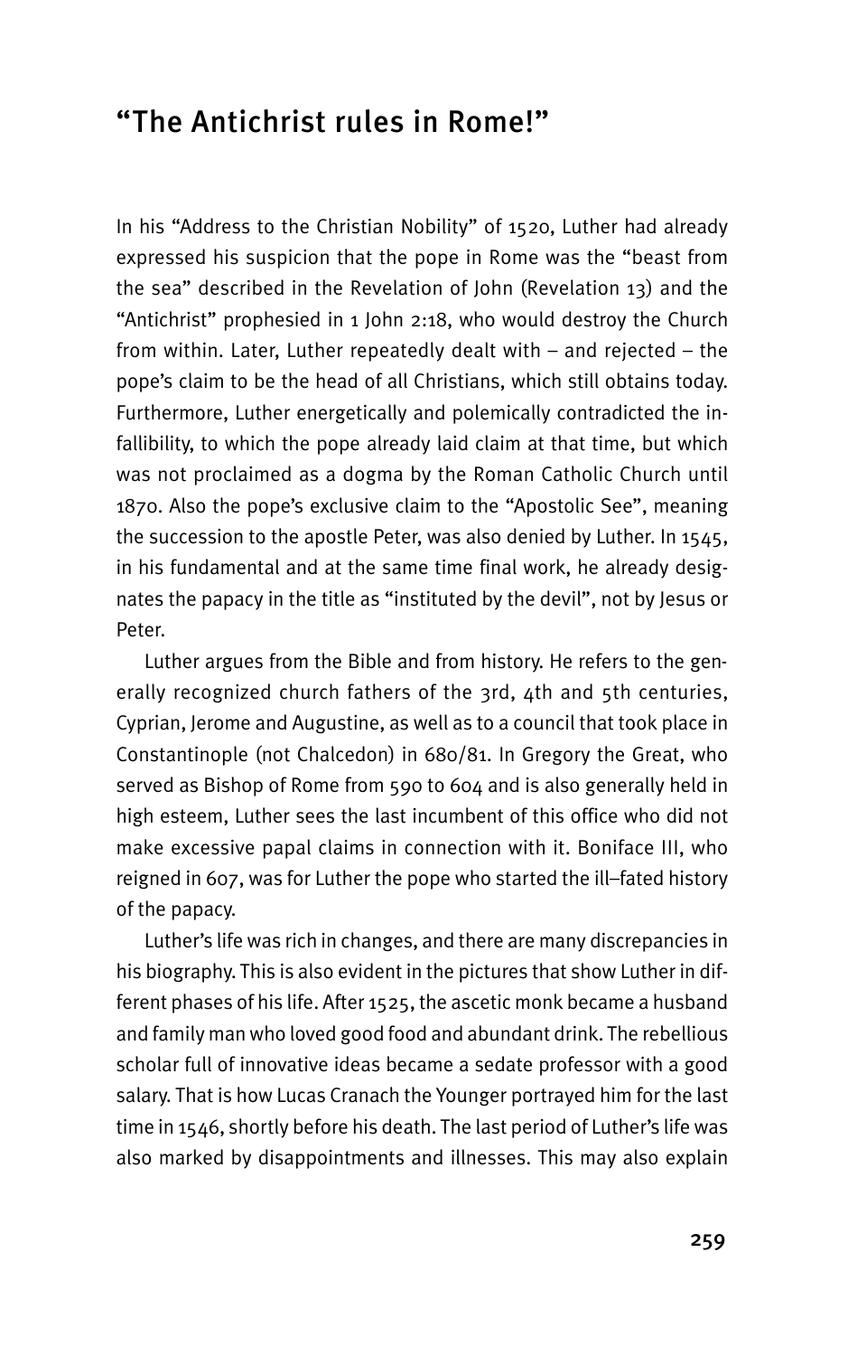## "The Antichrist rules in Rome!"

In his "Address to the Christian Nobility" of 1520, Luther had already expressed his suspicion that the pope in Rome was the "beast from the sea" described in the Revelation of John (Revelation 13) and the "Antichrist" prophesied in 1 John 2:18, who would destroy the Church from within. Later, Luther repeatedly dealt with – and rejected – the pope's claim to be the head of all Christians, which still obtains today. Furthermore, Luther energetically and polemically contradicted the infallibility, to which the pope already laid claim at that time, but which was not proclaimed as a dogma by the Roman Catholic Church until 1870. Also the pope's exclusive claim to the "Apostolic See", meaning the succession to the apostle Peter, was also denied by Luther. In 1545, in his fundamental and at the same time final work, he already designates the papacy in the title as "instituted by the devil", not by Jesus or Peter.

Luther argues from the Bible and from history. He refers to the generally recognized church fathers of the 3rd, 4th and 5th centuries, Cyprian, Jerome and Augustine, as well as to a council that took place in Constantinople (not Chalcedon) in 680/81. In Gregory the Great, who served as Bishop of Rome from 590 to 604 and is also generally held in high esteem, Luther sees the last incumbent of this office who did not make excessive papal claims in connection with it. Boniface III, who reigned in 607, was for Luther the pope who started the ill–fated history of the papacy.

Luther's life was rich in changes, and there are many discrepancies in his biography. This is also evident in the pictures that show Luther in different phases of his life. After 1525, the ascetic monk became a husband and family man who loved good food and abundant drink. The rebellious scholar full of innovative ideas became a sedate professor with a good salary. That is how Lucas Cranach the Younger portrayed him for the last time in 1546, shortly before his death. The last period of Luther's life was also marked by disappointments and illnesses. This may also explain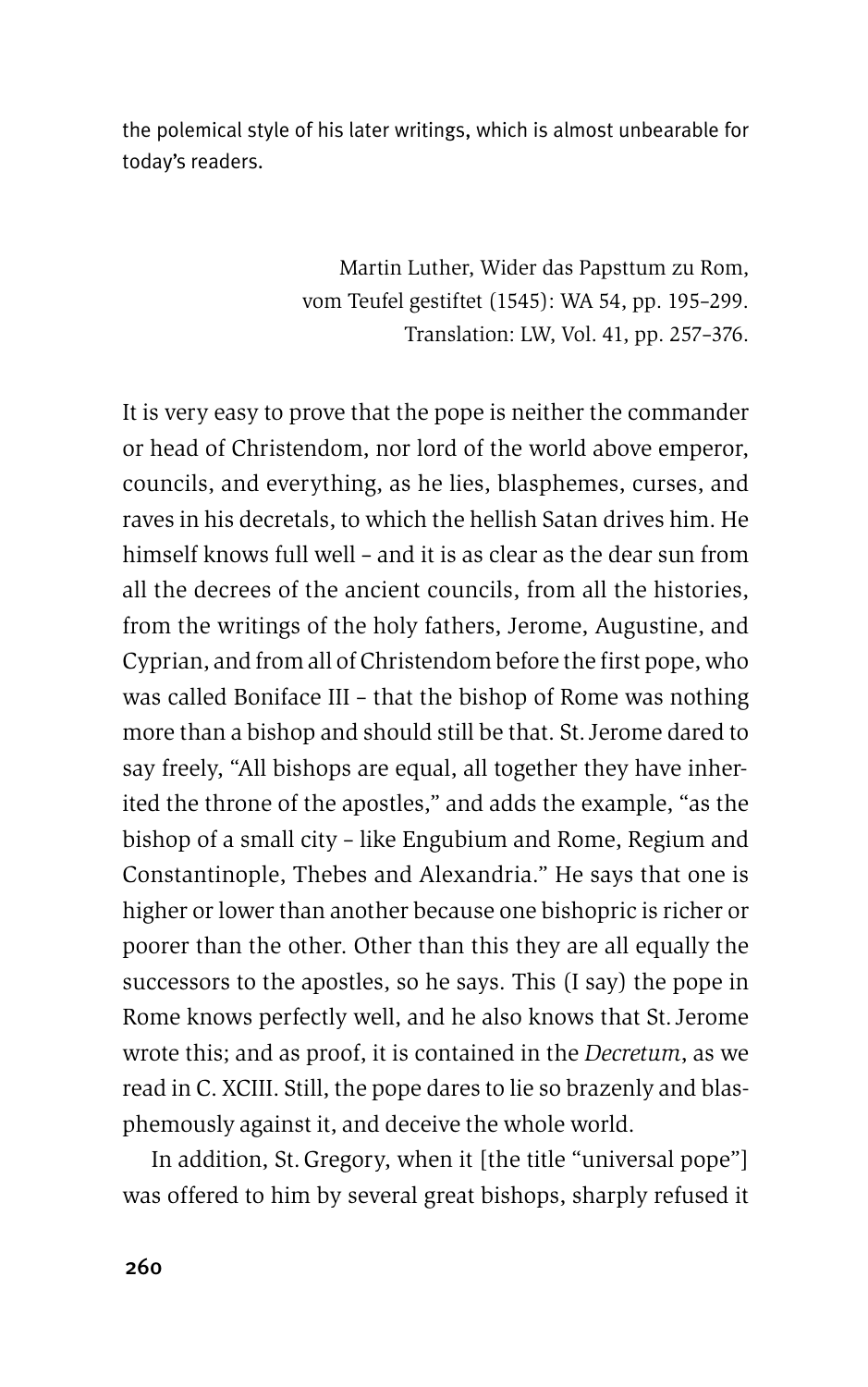the polemical style of his later writings, which is almost unbearable for today's readers.

Martin Luther, Wider das Papsttum zu Rom, vom Teufel gestiftet (1545): WA 54, pp. 195–299. Translation: LW, Vol. 41, pp. 257–376.

It is very easy to prove that the pope is neither the commander or head of Christendom, nor lord of the world above emperor, councils, and everything, as he lies, blasphemes, curses, and raves in his decretals, to which the hellish Satan drives him. He himself knows full well – and it is as clear as the dear sun from all the decrees of the ancient councils, from all the histories, from the writings of the holy fathers, Jerome, Augustine, and Cyprian, and from all of Christendom before the first pope, who was called Boniface III – that the bishop of Rome was nothing more than a bishop and should still be that. St. Jerome dared to say freely, "All bishops are equal, all together they have inherited the throne of the apostles," and adds the example, "as the bishop of a small city – like Engubium and Rome, Regium and Constantinople, Thebes and Alexandria." He says that one is higher or lower than another because one bishopric is richer or poorer than the other. Other than this they are all equally the successors to the apostles, so he says. This (I say) the pope in Rome knows perfectly well, and he also knows that St. Jerome wrote this; and as proof, it is contained in the *Decretum*, as we read in C. XCIII. Still, the pope dares to lie so brazenly and blasphemously against it, and deceive the whole world.

In addition, St. Gregory, when it [the title "universal pope"] was offered to him by several great bishops, sharply refused it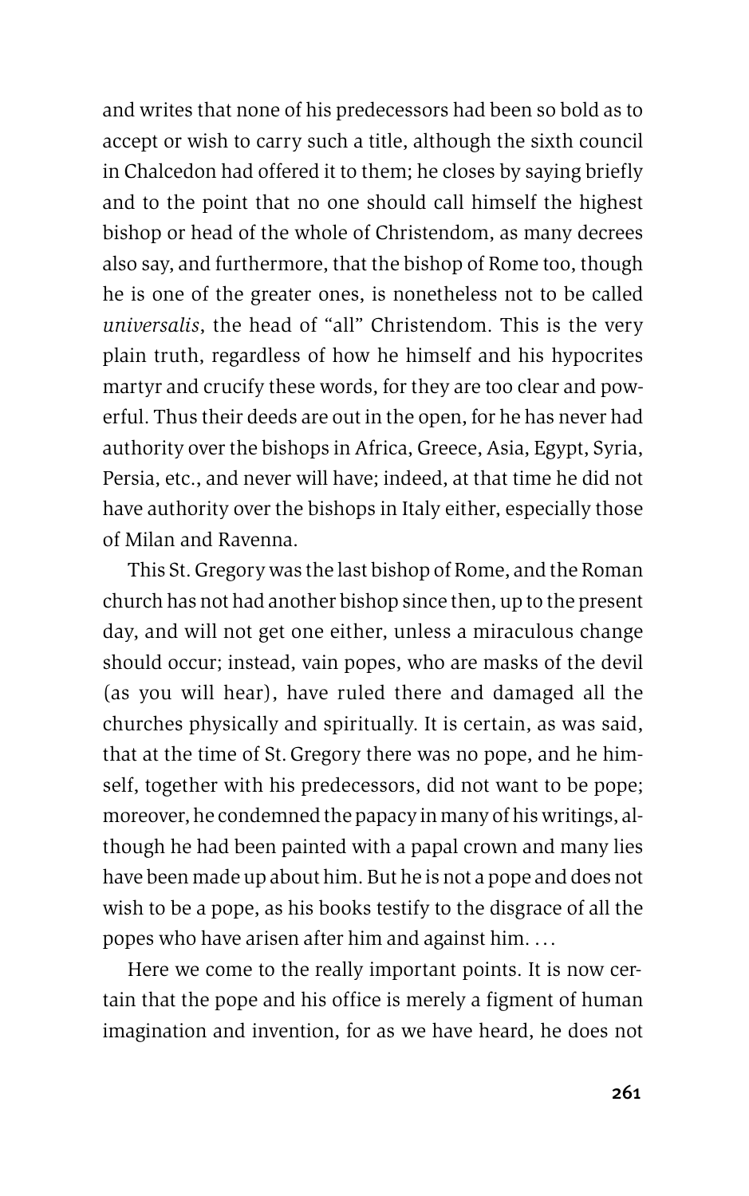and writes that none of his predecessors had been so bold as to accept or wish to carry such a title, although the sixth council in Chalcedon had offered it to them; he closes by saying briefly and to the point that no one should call himself the highest bishop or head of the whole of Christendom, as many decrees also say, and furthermore, that the bishop of Rome too, though he is one of the greater ones, is nonetheless not to be called *universalis*, the head of "all" Christendom. This is the very plain truth, regardless of how he himself and his hypocrites martyr and crucify these words, for they are too clear and powerful. Thus their deeds are out in the open, for he has never had authority over the bishops in Africa, Greece, Asia, Egypt, Syria, Persia, etc., and never will have; indeed, at that time he did not have authority over the bishops in Italy either, especially those of Milan and Ravenna.

This St. Gregory was the last bishop of Rome, and the Roman church has not had another bishop since then, up to the present day, and will not get one either, unless a miraculous change should occur; instead, vain popes, who are masks of the devil (as you will hear), have ruled there and damaged all the churches physically and spiritually. It is certain, as was said, that at the time of St. Gregory there was no pope, and he himself, together with his predecessors, did not want to be pope; moreover, he condemned the papacy in many of his writings, although he had been painted with a papal crown and many lies have been made up about him. But he is not a pope and does not wish to be a pope, as his books testify to the disgrace of all the popes who have arisen after him and against him. . . .

Here we come to the really important points. It is now certain that the pope and his office is merely a figment of human imagination and invention, for as we have heard, he does not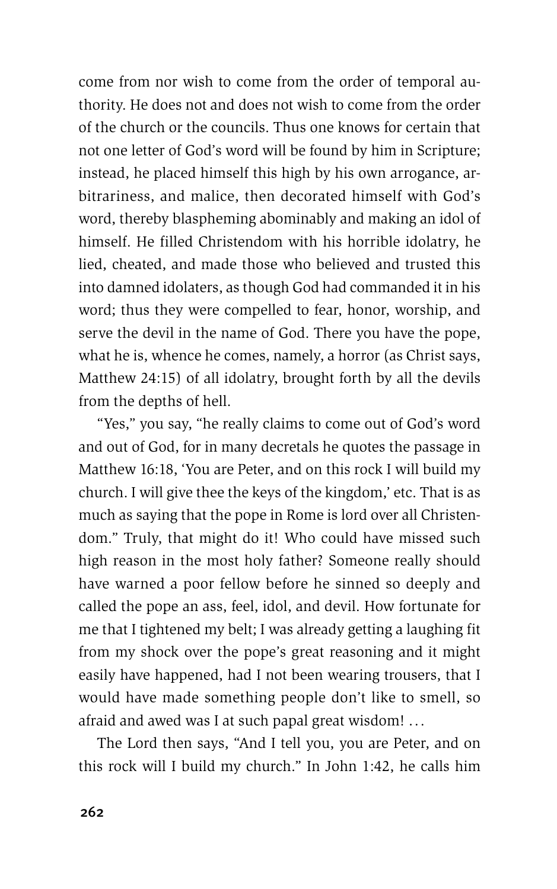come from nor wish to come from the order of temporal authority. He does not and does not wish to come from the order of the church or the councils. Thus one knows for certain that not one letter of God's word will be found by him in Scripture; instead, he placed himself this high by his own arrogance, arbitrariness, and malice, then decorated himself with God's word, thereby blaspheming abominably and making an idol of himself. He filled Christendom with his horrible idolatry, he lied, cheated, and made those who believed and trusted this into damned idolaters, as though God had commanded it in his word; thus they were compelled to fear, honor, worship, and serve the devil in the name of God. There you have the pope, what he is, whence he comes, namely, a horror (as Christ says, Matthew 24:15) of all idolatry, brought forth by all the devils from the depths of hell.

"Yes," you say, "he really claims to come out of God's word and out of God, for in many decretals he quotes the passage in Matthew 16:18, 'You are Peter, and on this rock I will build my church. I will give thee the keys of the kingdom,' etc. That is as much as saying that the pope in Rome is lord over all Christendom." Truly, that might do it! Who could have missed such high reason in the most holy father? Someone really should have warned a poor fellow before he sinned so deeply and called the pope an ass, feel, idol, and devil. How fortunate for me that I tightened my belt; I was already getting a laughing fit from my shock over the pope's great reasoning and it might easily have happened, had I not been wearing trousers, that I would have made something people don't like to smell, so afraid and awed was I at such papal great wisdom! ...

The Lord then says, "And I tell you, you are Peter, and on this rock will I build my church." In John 1:42, he calls him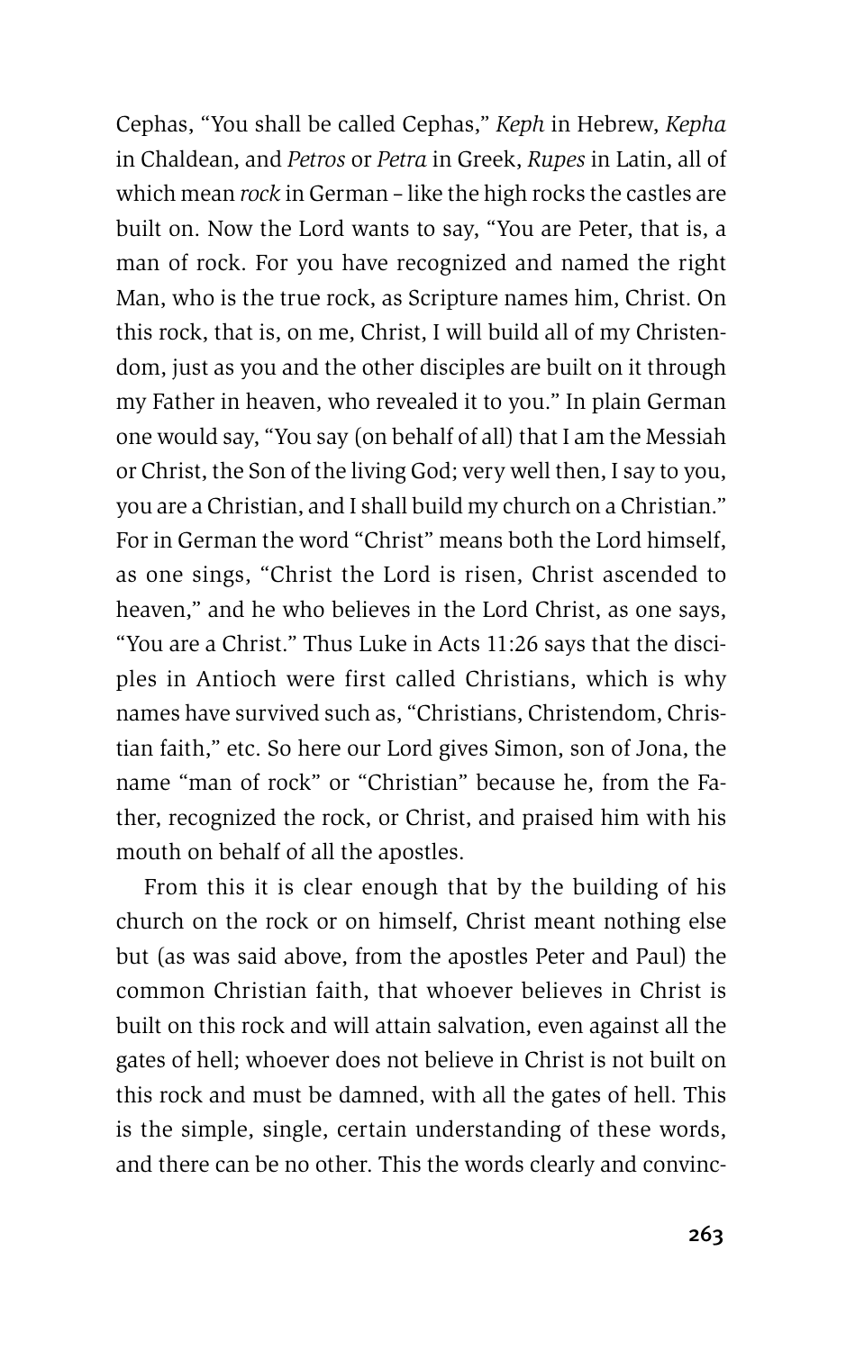Cephas, "You shall be called Cephas," *Keph* in Hebrew, *Kepha* in Chaldean, and *Petros* or *Petra* in Greek, *Rupes* in Latin, all of which mean *rock* in German – like the high rocks the castles are built on. Now the Lord wants to say, "You are Peter, that is, a man of rock. For you have recognized and named the right Man, who is the true rock, as Scripture names him, Christ. On this rock, that is, on me, Christ, I will build all of my Christendom, just as you and the other disciples are built on it through my Father in heaven, who revealed it to you." In plain German one would say, "You say (on behalf of all) that I am the Messiah or Christ, the Son of the living God; very well then, I say to you, you are a Christian, and I shall build my church on a Christian." For in German the word "Christ" means both the Lord himself, as one sings, "Christ the Lord is risen, Christ ascended to heaven," and he who believes in the Lord Christ, as one says, "You are a Christ." Thus Luke in Acts 11:26 says that the disciples in Antioch were first called Christians, which is why names have survived such as, "Christians, Christendom, Christian faith," etc. So here our Lord gives Simon, son of Jona, the name "man of rock" or "Christian" because he, from the Father, recognized the rock, or Christ, and praised him with his mouth on behalf of all the apostles.

From this it is clear enough that by the building of his church on the rock or on himself, Christ meant nothing else but (as was said above, from the apostles Peter and Paul) the common Christian faith, that whoever believes in Christ is built on this rock and will attain salvation, even against all the gates of hell; whoever does not believe in Christ is not built on this rock and must be damned, with all the gates of hell. This is the simple, single, certain understanding of these words, and there can be no other. This the words clearly and convinc-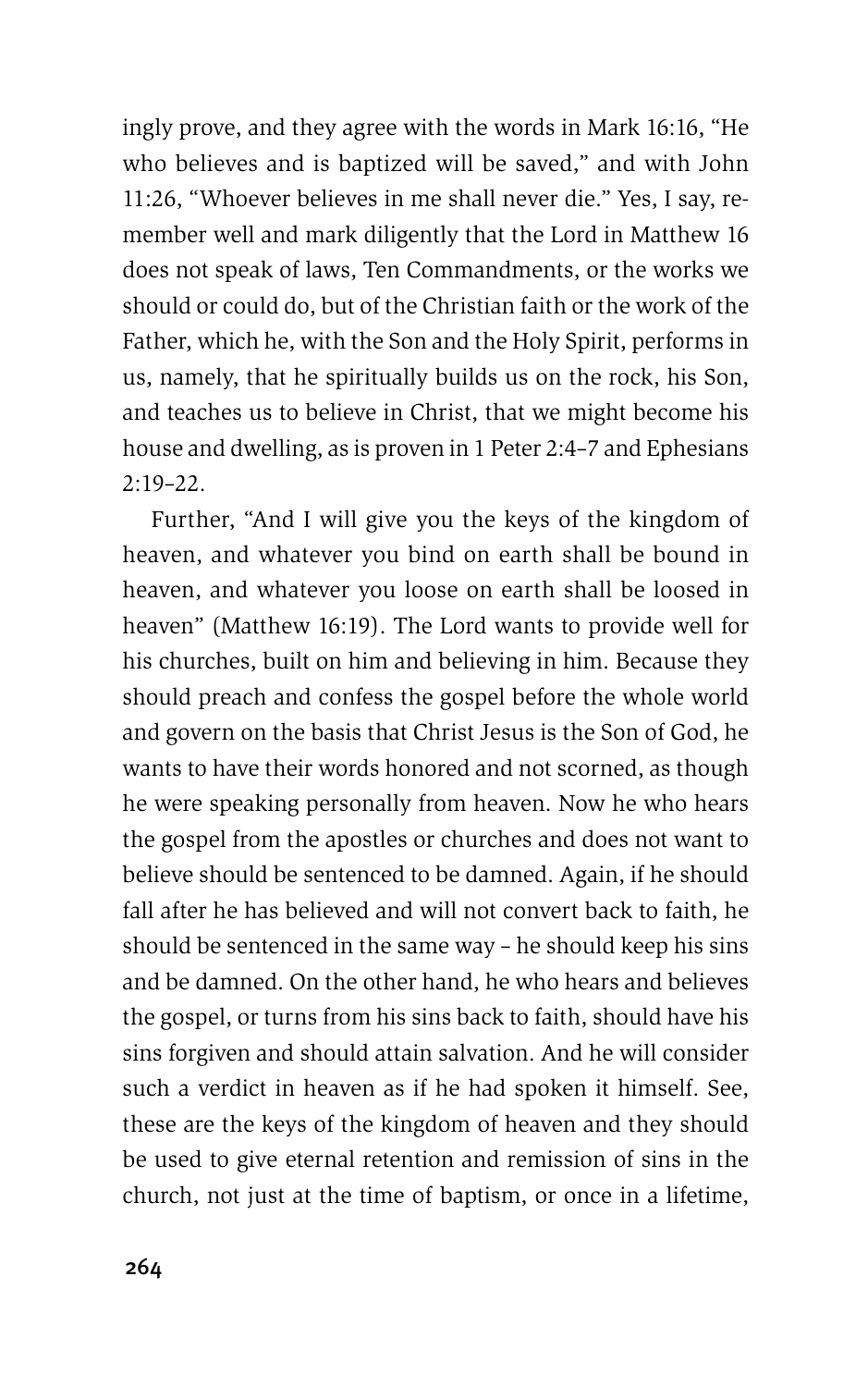ingly prove, and they agree with the words in Mark 16:16, "He who believes and is baptized will be saved," and with John 11:26, "Whoever believes in me shall never die." Yes, I say, remember well and mark diligently that the Lord in Matthew 16 does not speak of laws, Ten Commandments, or the works we should or could do, but of the Christian faith or the work of the Father, which he, with the Son and the Holy Spirit, performs in us, namely, that he spiritually builds us on the rock, his Son, and teaches us to believe in Christ, that we might become his house and dwelling, as is proven in 1 Peter 2:4–7 and Ephesians 2:19–22.

Further, "And I will give you the keys of the kingdom of heaven, and whatever you bind on earth shall be bound in heaven, and whatever you loose on earth shall be loosed in heaven" (Matthew 16:19). The Lord wants to provide well for his churches, built on him and believing in him. Because they should preach and confess the gospel before the whole world and govern on the basis that Christ Jesus is the Son of God, he wants to have their words honored and not scorned, as though he were speaking personally from heaven. Now he who hears the gospel from the apostles or churches and does not want to believe should be sentenced to be damned. Again, if he should fall after he has believed and will not convert back to faith, he should be sentenced in the same way – he should keep his sins and be damned. On the other hand, he who hears and believes the gospel, or turns from his sins back to faith, should have his sins forgiven and should attain salvation. And he will consider such a verdict in heaven as if he had spoken it himself. See, these are the keys of the kingdom of heaven and they should be used to give eternal retention and remission of sins in the church, not just at the time of baptism, or once in a lifetime,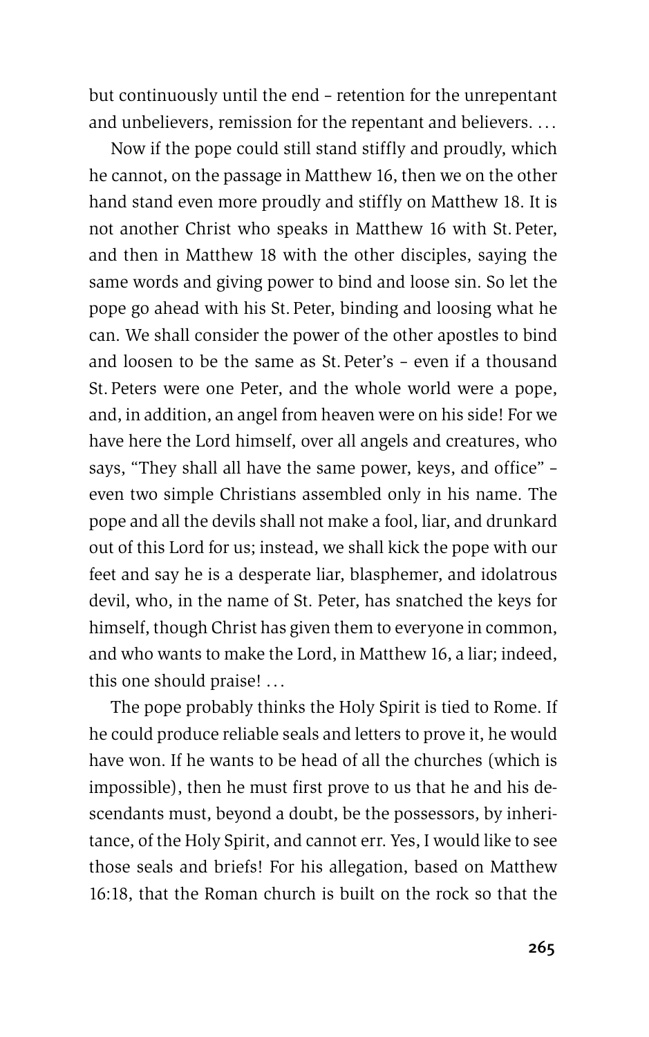but continuously until the end – retention for the unrepentant and unbelievers, remission for the repentant and believers. …

Now if the pope could still stand stiffly and proudly, which he cannot, on the passage in Matthew 16, then we on the other hand stand even more proudly and stiffly on Matthew 18. It is not another Christ who speaks in Matthew 16 with St. Peter, and then in Matthew 18 with the other disciples, saying the same words and giving power to bind and loose sin. So let the pope go ahead with his St. Peter, binding and loosing what he can. We shall consider the power of the other apostles to bind and loosen to be the same as St. Peter's – even if a thousand St. Peters were one Peter, and the whole world were a pope, and, in addition, an angel from heaven were on his side! For we have here the Lord himself, over all angels and creatures, who says, "They shall all have the same power, keys, and office" – even two simple Christians assembled only in his name. The pope and all the devils shall not make a fool, liar, and drunkard out of this Lord for us; instead, we shall kick the pope with our feet and say he is a desperate liar, blasphemer, and idolatrous devil, who, in the name of St. Peter, has snatched the keys for himself, though Christ has given them to everyone in common, and who wants to make the Lord, in Matthew 16, a liar; indeed, this one should praise! …

The pope probably thinks the Holy Spirit is tied to Rome. If he could produce reliable seals and letters to prove it, he would have won. If he wants to be head of all the churches (which is impossible), then he must first prove to us that he and his descendants must, beyond a doubt, be the possessors, by inheritance, of the Holy Spirit, and cannot err. Yes, I would like to see those seals and briefs! For his allegation, based on Matthew 16:18, that the Roman church is built on the rock so that the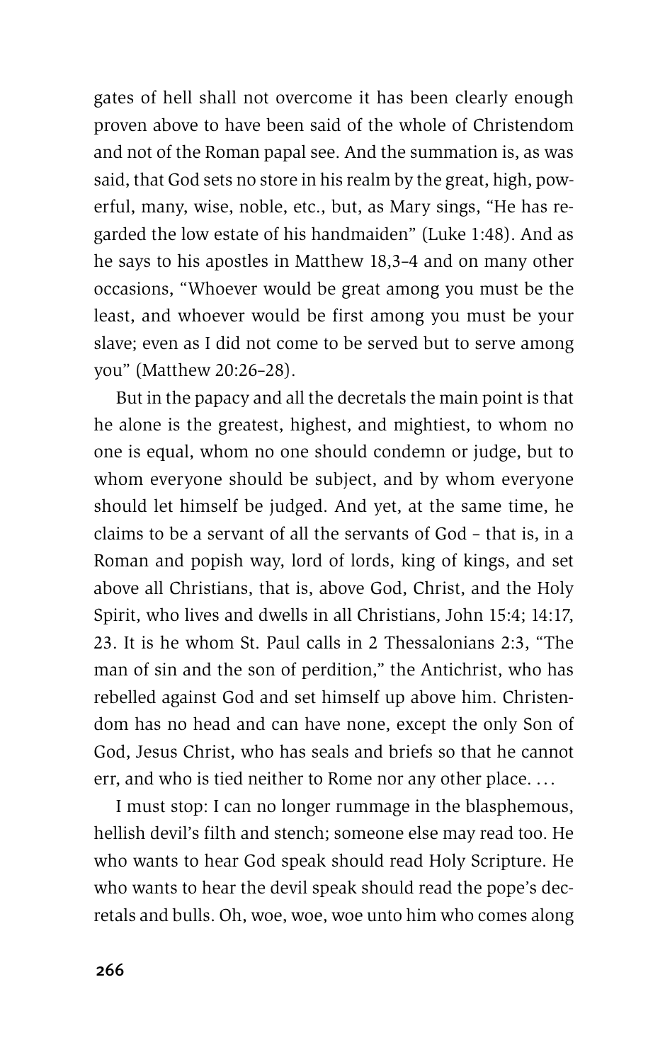gates of hell shall not overcome it has been clearly enough proven above to have been said of the whole of Christendom and not of the Roman papal see. And the summation is, as was said, that God sets no store in his realm by the great, high, powerful, many, wise, noble, etc., but, as Mary sings, "He has regarded the low estate of his handmaiden" (Luke 1:48). And as he says to his apostles in Matthew 18,3–4 and on many other occasions, "Whoever would be great among you must be the least, and whoever would be first among you must be your slave; even as I did not come to be served but to serve among you" (Matthew 20:26–28).

But in the papacy and all the decretals the main point is that he alone is the greatest, highest, and mightiest, to whom no one is equal, whom no one should condemn or judge, but to whom everyone should be subject, and by whom everyone should let himself be judged. And yet, at the same time, he claims to be a servant of all the servants of God – that is, in a Roman and popish way, lord of lords, king of kings, and set above all Christians, that is, above God, Christ, and the Holy Spirit, who lives and dwells in all Christians, John 15:4; 14:17, 23. It is he whom St. Paul calls in 2 Thessalonians 2:3, "The man of sin and the son of perdition," the Antichrist, who has rebelled against God and set himself up above him. Christendom has no head and can have none, except the only Son of God, Jesus Christ, who has seals and briefs so that he cannot err, and who is tied neither to Rome nor any other place. ...

I must stop: I can no longer rummage in the blasphemous, hellish devil's filth and stench; someone else may read too. He who wants to hear God speak should read Holy Scripture. He who wants to hear the devil speak should read the pope's decretals and bulls. Oh, woe, woe, woe unto him who comes along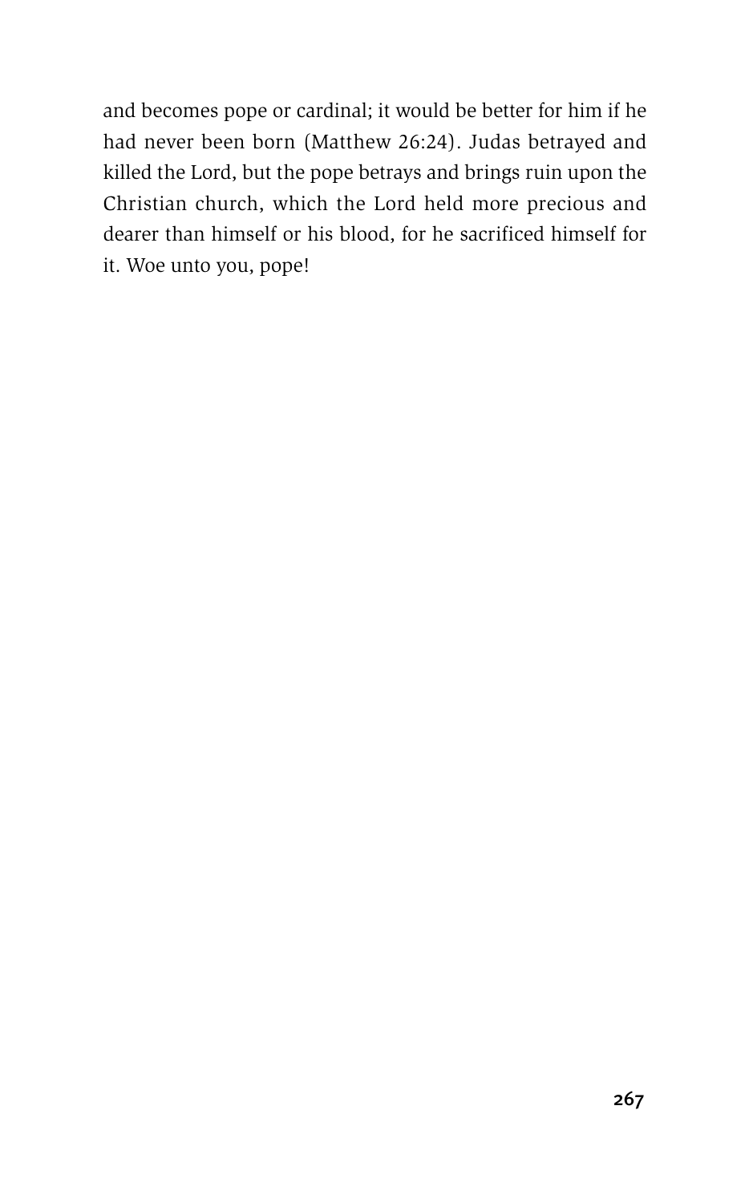and becomes pope or cardinal; it would be better for him if he had never been born (Matthew 26:24). Judas betrayed and killed the Lord, but the pope betrays and brings ruin upon the Christian church, which the Lord held more precious and dearer than himself or his blood, for he sacrificed himself for it. Woe unto you, pope!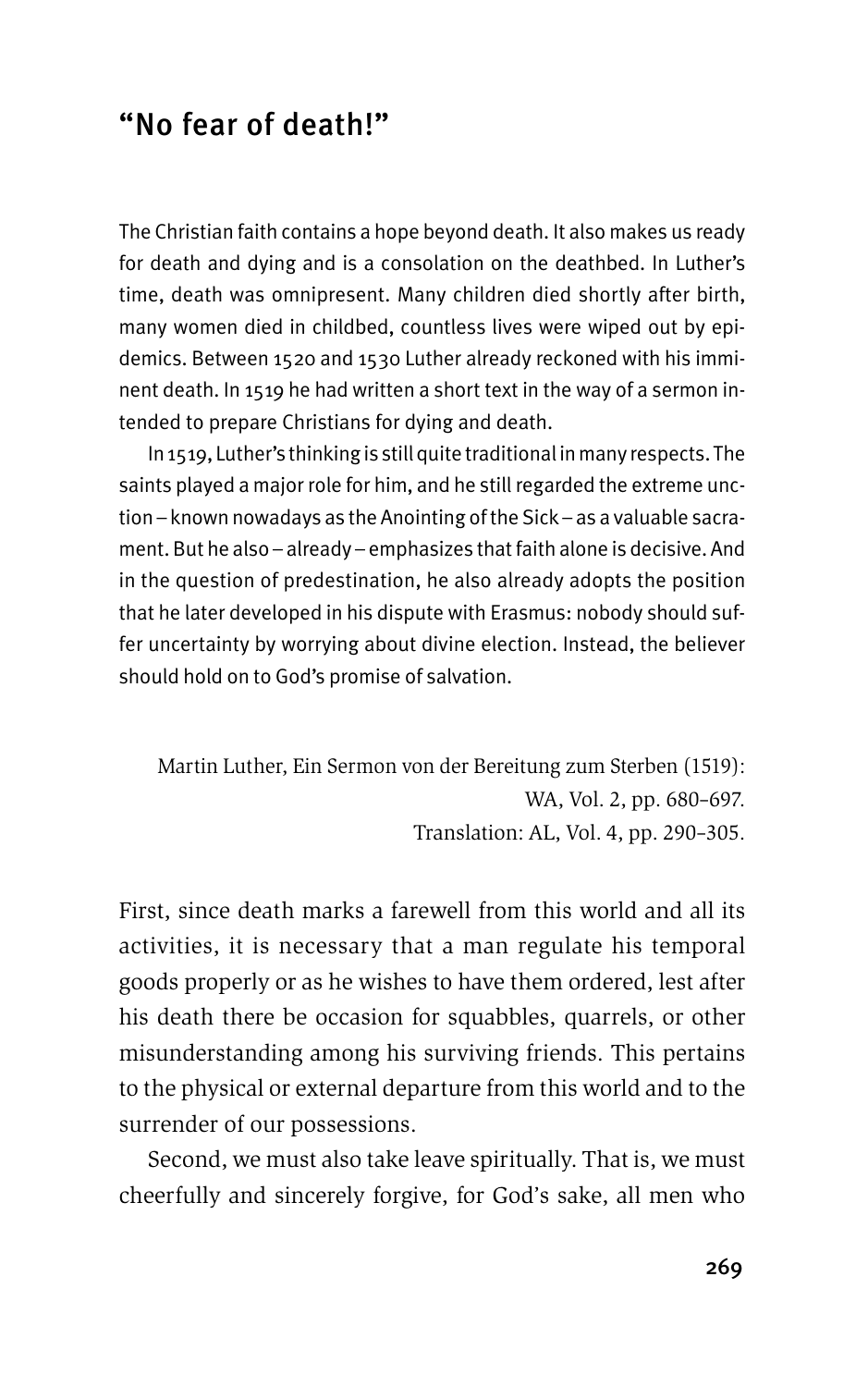## "No fear of death!"

The Christian faith contains a hope beyond death. It also makes us ready for death and dying and is a consolation on the deathbed. In Luther's time, death was omnipresent. Many children died shortly after birth, many women died in childbed, countless lives were wiped out by epidemics. Between 1520 and 1530 Luther already reckoned with his imminent death. In 1519 he had written a short text in the way of a sermon intended to prepare Christians for dying and death.

In 1519, Luther's thinking is still quite traditional in many respects. The saints played a major role for him, and he still regarded the extreme unction – known nowadays as the Anointing of the Sick – as a valuable sacrament. But he also – already – emphasizes that faith alone is decisive. And in the question of predestination, he also already adopts the position that he later developed in his dispute with Erasmus: nobody should suffer uncertainty by worrying about divine election. Instead, the believer should hold on to God's promise of salvation.

Martin Luther, Ein Sermon von der Bereitung zum Sterben (1519):
WA, Vol. 2, pp. 680–697.
Translation: AL, Vol. 4, pp. 290–305.

First, since death marks a farewell from this world and all its activities, it is necessary that a man regulate his temporal goods properly or as he wishes to have them ordered, lest after his death there be occasion for squabbles, quarrels, or other misunderstanding among his surviving friends. This pertains to the physical or external departure from this world and to the surrender of our possessions.

Second, we must also take leave spiritually. That is, we must cheerfully and sincerely forgive, for God's sake, all men who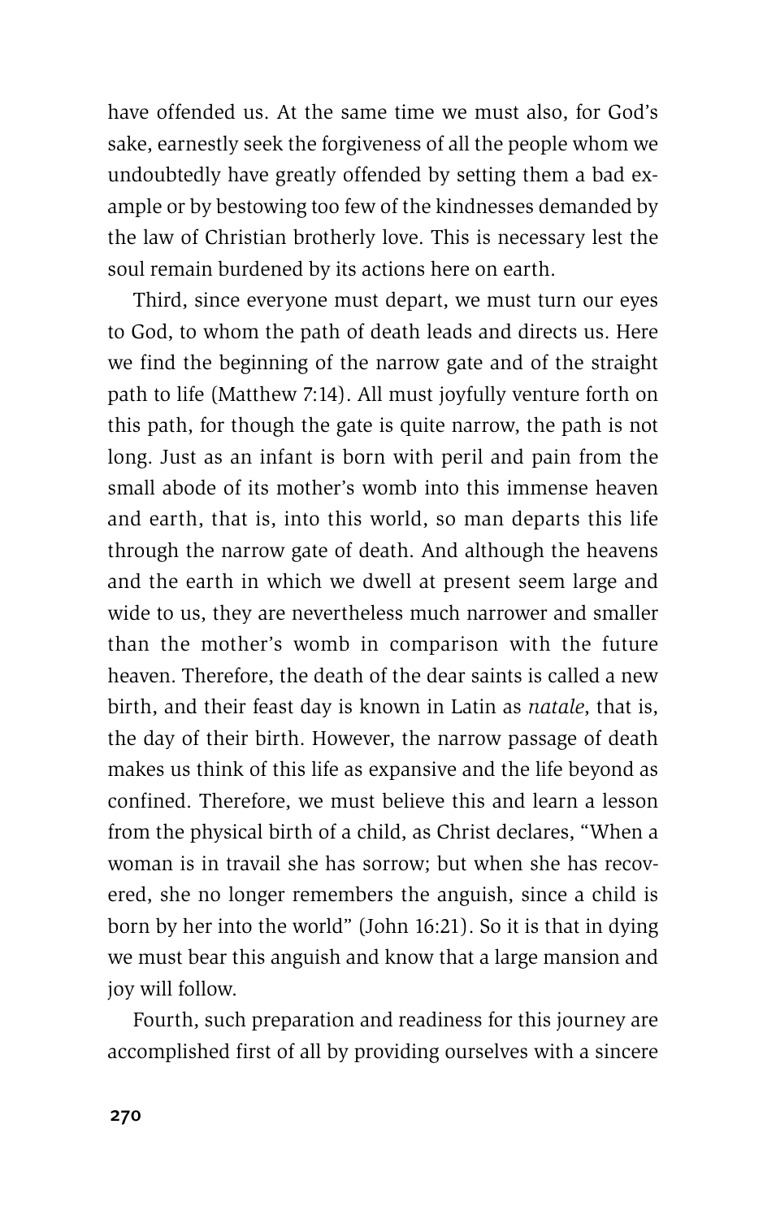have offended us. At the same time we must also, for God's sake, earnestly seek the forgiveness of all the people whom we undoubtedly have greatly offended by setting them a bad example or by bestowing too few of the kindnesses demanded by the law of Christian brotherly love. This is necessary lest the soul remain burdened by its actions here on earth.

Third, since everyone must depart, we must turn our eyes to God, to whom the path of death leads and directs us. Here we find the beginning of the narrow gate and of the straight path to life (Matthew 7:14). All must joyfully venture forth on this path, for though the gate is quite narrow, the path is not long. Just as an infant is born with peril and pain from the small abode of its mother's womb into this immense heaven and earth, that is, into this world, so man departs this life through the narrow gate of death. And although the heavens and the earth in which we dwell at present seem large and wide to us, they are nevertheless much narrower and smaller than the mother's womb in comparison with the future heaven. Therefore, the death of the dear saints is called a new birth, and their feast day is known in Latin as *natale*, that is, the day of their birth. However, the narrow passage of death makes us think of this life as expansive and the life beyond as confined. Therefore, we must believe this and learn a lesson from the physical birth of a child, as Christ declares, "When a woman is in travail she has sorrow; but when she has recovered, she no longer remembers the anguish, since a child is born by her into the world" (John 16:21). So it is that in dying we must bear this anguish and know that a large mansion and joy will follow.

Fourth, such preparation and readiness for this journey are accomplished first of all by providing ourselves with a sincere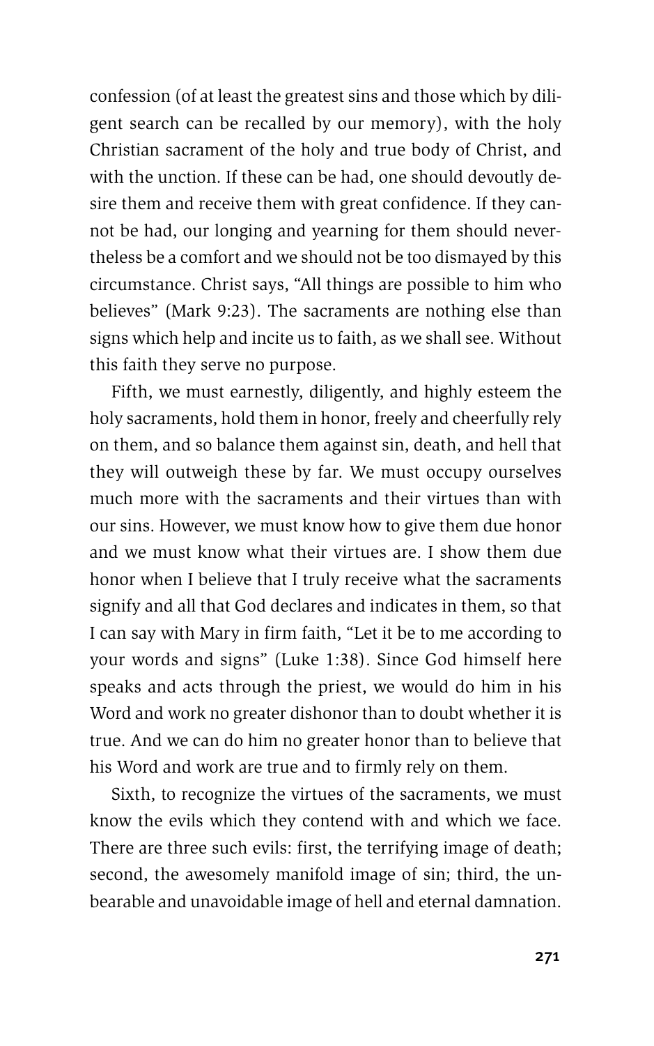confession (of at least the greatest sins and those which by diligent search can be recalled by our memory), with the holy Christian sacrament of the holy and true body of Christ, and with the unction. If these can be had, one should devoutly desire them and receive them with great confidence. If they cannot be had, our longing and yearning for them should nevertheless be a comfort and we should not be too dismayed by this circumstance. Christ says, "All things are possible to him who believes" (Mark 9:23). The sacraments are nothing else than signs which help and incite us to faith, as we shall see. Without this faith they serve no purpose.

Fifth, we must earnestly, diligently, and highly esteem the holy sacraments, hold them in honor, freely and cheerfully rely on them, and so balance them against sin, death, and hell that they will outweigh these by far. We must occupy ourselves much more with the sacraments and their virtues than with our sins. However, we must know how to give them due honor and we must know what their virtues are. I show them due honor when I believe that I truly receive what the sacraments signify and all that God declares and indicates in them, so that I can say with Mary in firm faith, "Let it be to me according to your words and signs" (Luke 1:38). Since God himself here speaks and acts through the priest, we would do him in his Word and work no greater dishonor than to doubt whether it is true. And we can do him no greater honor than to believe that his Word and work are true and to firmly rely on them.

Sixth, to recognize the virtues of the sacraments, we must know the evils which they contend with and which we face. There are three such evils: first, the terrifying image of death; second, the awesomely manifold image of sin; third, the unbearable and unavoidable image of hell and eternal damnation.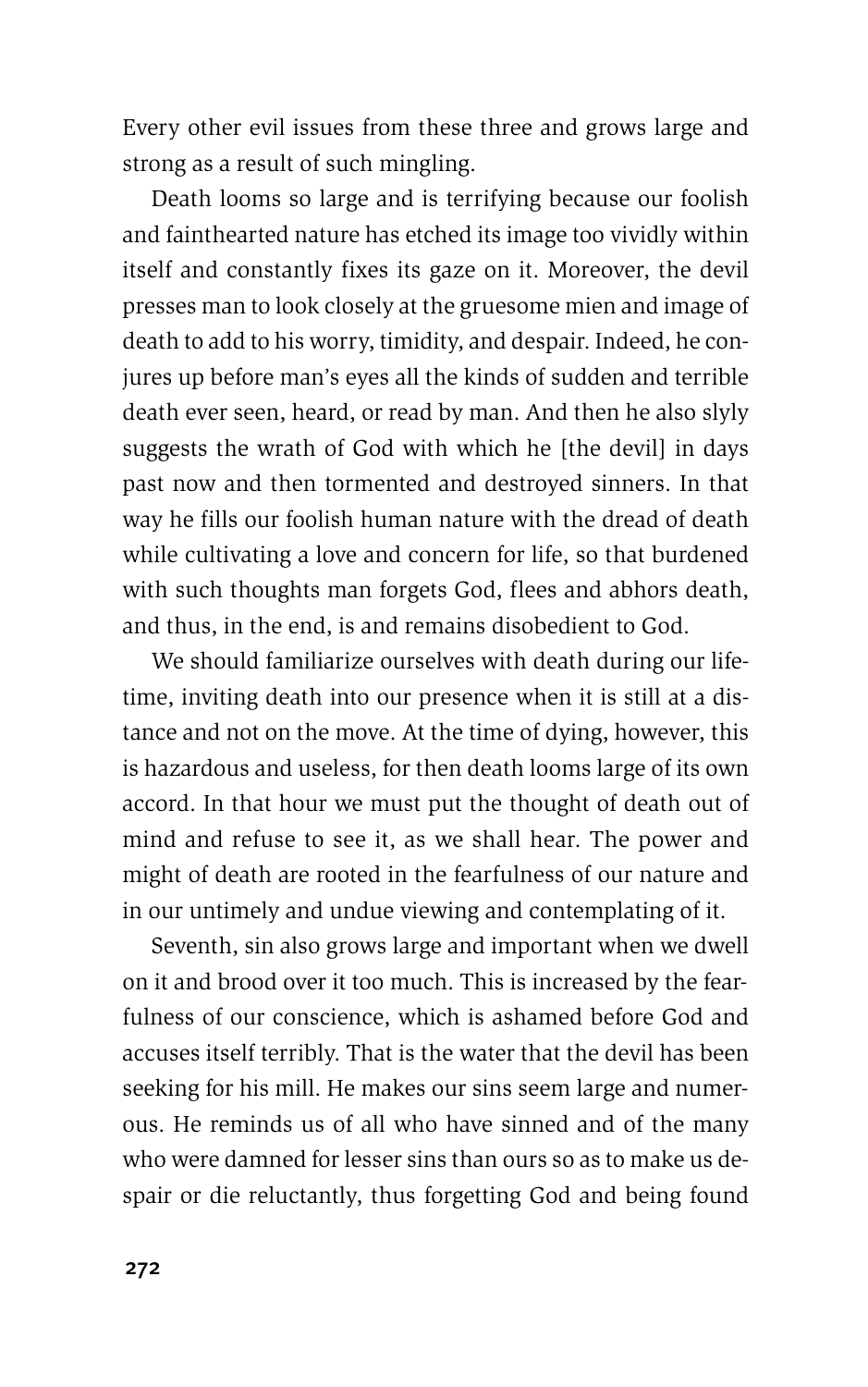Every other evil issues from these three and grows large and strong as a result of such mingling.

Death looms so large and is terrifying because our foolish and fainthearted nature has etched its image too vividly within itself and constantly fixes its gaze on it. Moreover, the devil presses man to look closely at the gruesome mien and image of death to add to his worry, timidity, and despair. Indeed, he conjures up before man's eyes all the kinds of sudden and terrible death ever seen, heard, or read by man. And then he also slyly suggests the wrath of God with which he [the devil] in days past now and then tormented and destroyed sinners. In that way he fills our foolish human nature with the dread of death while cultivating a love and concern for life, so that burdened with such thoughts man forgets God, flees and abhors death, and thus, in the end, is and remains disobedient to God.

We should familiarize ourselves with death during our lifetime, inviting death into our presence when it is still at a distance and not on the move. At the time of dying, however, this is hazardous and useless, for then death looms large of its own accord. In that hour we must put the thought of death out of mind and refuse to see it, as we shall hear. The power and might of death are rooted in the fearfulness of our nature and in our untimely and undue viewing and contemplating of it.

Seventh, sin also grows large and important when we dwell on it and brood over it too much. This is increased by the fearfulness of our conscience, which is ashamed before God and accuses itself terribly. That is the water that the devil has been seeking for his mill. He makes our sins seem large and numerous. He reminds us of all who have sinned and of the many who were damned for lesser sins than ours so as to make us despair or die reluctantly, thus forgetting God and being found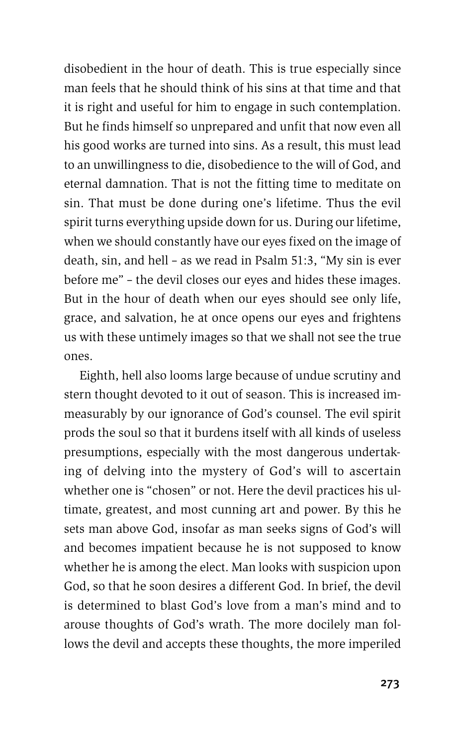disobedient in the hour of death. This is true especially since man feels that he should think of his sins at that time and that it is right and useful for him to engage in such contemplation. But he finds himself so unprepared and unfit that now even all his good works are turned into sins. As a result, this must lead to an unwillingness to die, disobedience to the will of God, and eternal damnation. That is not the fitting time to meditate on sin. That must be done during one's lifetime. Thus the evil spirit turns everything upside down for us. During our lifetime, when we should constantly have our eyes fixed on the image of death, sin, and hell – as we read in Psalm 51:3, "My sin is ever before me" – the devil closes our eyes and hides these images. But in the hour of death when our eyes should see only life, grace, and salvation, he at once opens our eyes and frightens us with these untimely images so that we shall not see the true ones.

Eighth, hell also looms large because of undue scrutiny and stern thought devoted to it out of season. This is increased immeasurably by our ignorance of God's counsel. The evil spirit prods the soul so that it burdens itself with all kinds of useless presumptions, especially with the most dangerous undertaking of delving into the mystery of God's will to ascertain whether one is "chosen" or not. Here the devil practices his ultimate, greatest, and most cunning art and power. By this he sets man above God, insofar as man seeks signs of God's will and becomes impatient because he is not supposed to know whether he is among the elect. Man looks with suspicion upon God, so that he soon desires a different God. In brief, the devil is determined to blast God's love from a man's mind and to arouse thoughts of God's wrath. The more docilely man follows the devil and accepts these thoughts, the more imperiled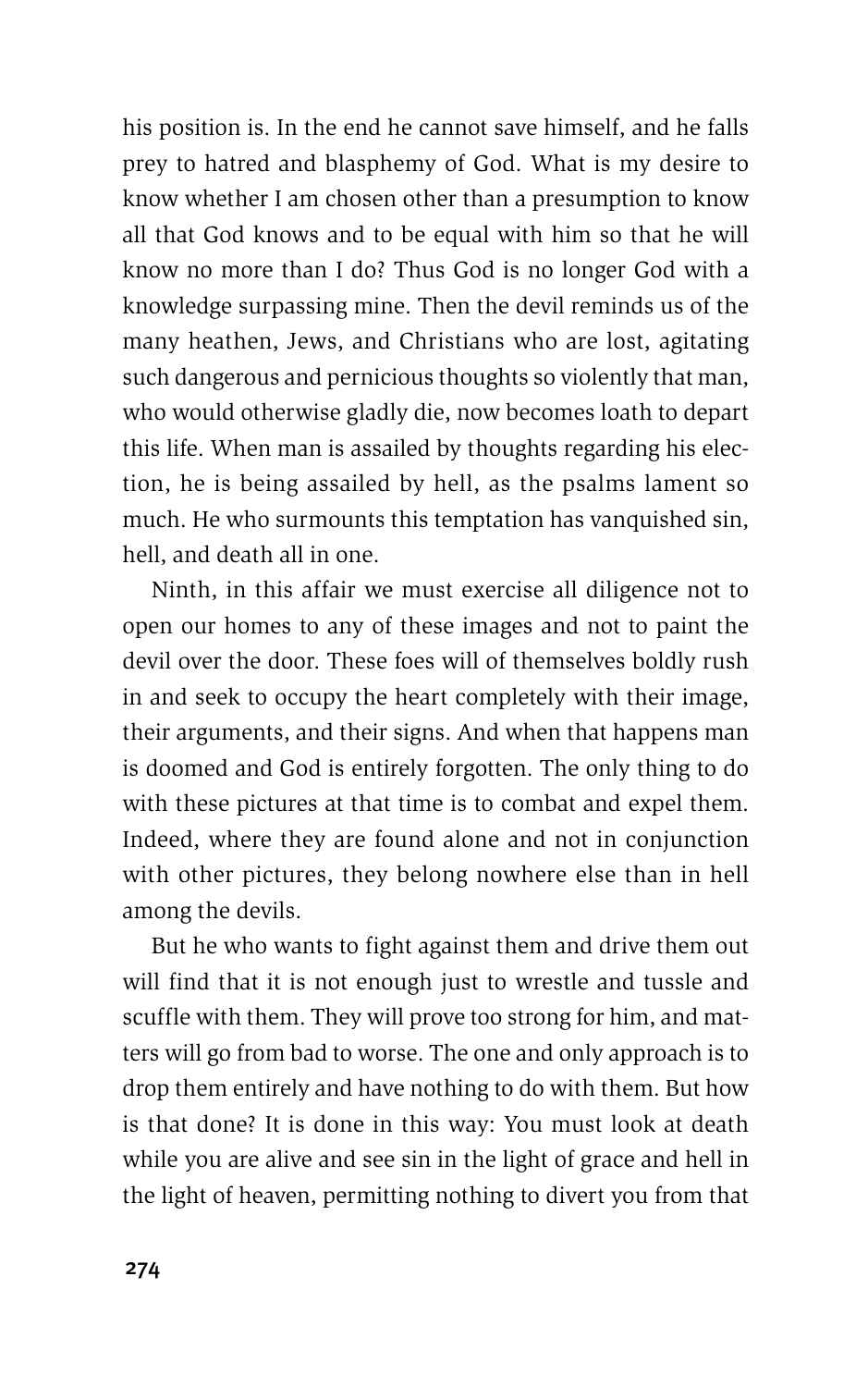his position is. In the end he cannot save himself, and he falls prey to hatred and blasphemy of God. What is my desire to know whether I am chosen other than a presumption to know all that God knows and to be equal with him so that he will know no more than I do? Thus God is no longer God with a knowledge surpassing mine. Then the devil reminds us of the many heathen, Jews, and Christians who are lost, agitating such dangerous and pernicious thoughts so violently that man, who would otherwise gladly die, now becomes loath to depart this life. When man is assailed by thoughts regarding his election, he is being assailed by hell, as the psalms lament so much. He who surmounts this temptation has vanquished sin, hell, and death all in one.

Ninth, in this affair we must exercise all diligence not to open our homes to any of these images and not to paint the devil over the door. These foes will of themselves boldly rush in and seek to occupy the heart completely with their image, their arguments, and their signs. And when that happens man is doomed and God is entirely forgotten. The only thing to do with these pictures at that time is to combat and expel them. Indeed, where they are found alone and not in conjunction with other pictures, they belong nowhere else than in hell among the devils.

But he who wants to fight against them and drive them out will find that it is not enough just to wrestle and tussle and scuffle with them. They will prove too strong for him, and matters will go from bad to worse. The one and only approach is to drop them entirely and have nothing to do with them. But how is that done? It is done in this way: You must look at death while you are alive and see sin in the light of grace and hell in the light of heaven, permitting nothing to divert you from that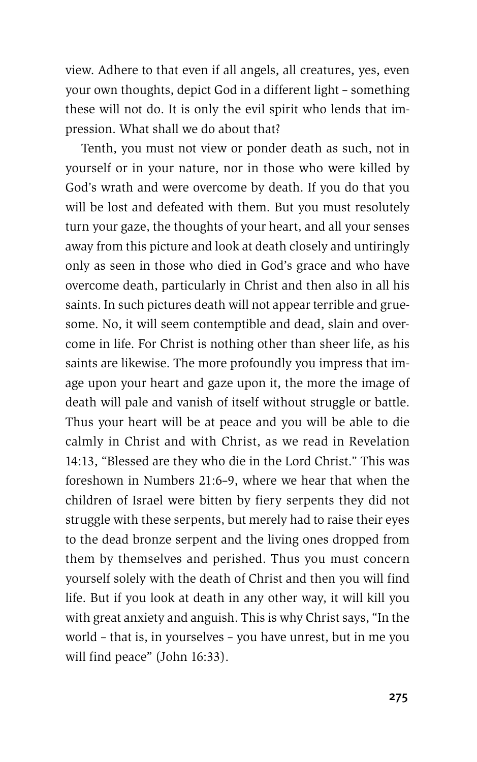view. Adhere to that even if all angels, all creatures, yes, even your own thoughts, depict God in a different light – something these will not do. It is only the evil spirit who lends that impression. What shall we do about that?

Tenth, you must not view or ponder death as such, not in yourself or in your nature, nor in those who were killed by God's wrath and were overcome by death. If you do that you will be lost and defeated with them. But you must resolutely turn your gaze, the thoughts of your heart, and all your senses away from this picture and look at death closely and untiringly only as seen in those who died in God's grace and who have overcome death, particularly in Christ and then also in all his saints. In such pictures death will not appear terrible and gruesome. No, it will seem contemptible and dead, slain and overcome in life. For Christ is nothing other than sheer life, as his saints are likewise. The more profoundly you impress that image upon your heart and gaze upon it, the more the image of death will pale and vanish of itself without struggle or battle. Thus your heart will be at peace and you will be able to die calmly in Christ and with Christ, as we read in Revelation 14:13, "Blessed are they who die in the Lord Christ." This was foreshown in Numbers 21:6–9, where we hear that when the children of Israel were bitten by fiery serpents they did not struggle with these serpents, but merely had to raise their eyes to the dead bronze serpent and the living ones dropped from them by themselves and perished. Thus you must concern yourself solely with the death of Christ and then you will find life. But if you look at death in any other way, it will kill you with great anxiety and anguish. This is why Christ says, "In the world – that is, in yourselves – you have unrest, but in me you will find peace" (John 16:33).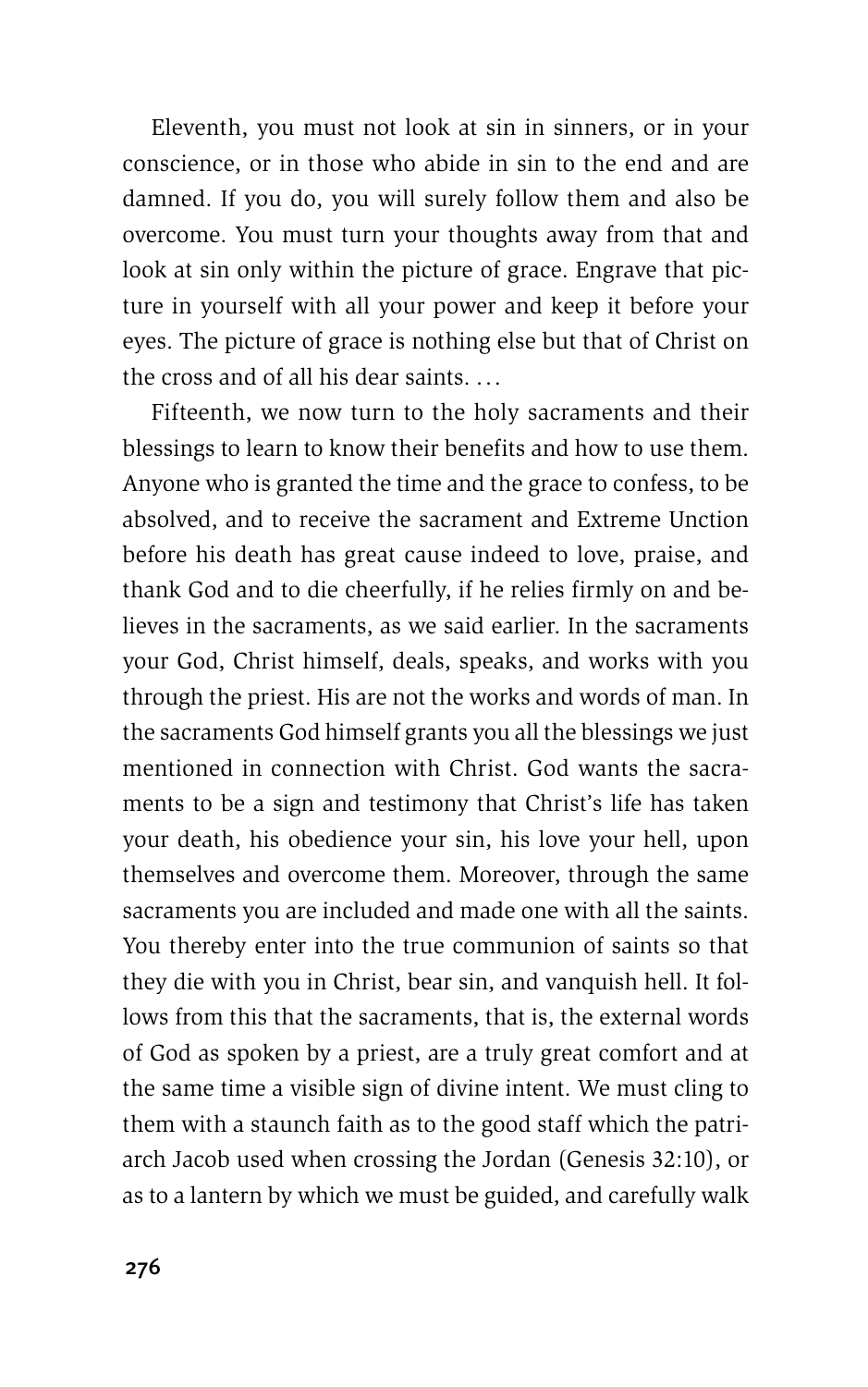Eleventh, you must not look at sin in sinners, or in your conscience, or in those who abide in sin to the end and are damned. If you do, you will surely follow them and also be overcome. You must turn your thoughts away from that and look at sin only within the picture of grace. Engrave that picture in yourself with all your power and keep it before your eyes. The picture of grace is nothing else but that of Christ on the cross and of all his dear saints. . . .

Fifteenth, we now turn to the holy sacraments and their blessings to learn to know their benefits and how to use them. Anyone who is granted the time and the grace to confess, to be absolved, and to receive the sacrament and Extreme Unction before his death has great cause indeed to love, praise, and thank God and to die cheerfully, if he relies firmly on and believes in the sacraments, as we said earlier. In the sacraments your God, Christ himself, deals, speaks, and works with you through the priest. His are not the works and words of man. In the sacraments God himself grants you all the blessings we just mentioned in connection with Christ. God wants the sacraments to be a sign and testimony that Christ's life has taken your death, his obedience your sin, his love your hell, upon themselves and overcome them. Moreover, through the same sacraments you are included and made one with all the saints. You thereby enter into the true communion of saints so that they die with you in Christ, bear sin, and vanquish hell. It follows from this that the sacraments, that is, the external words of God as spoken by a priest, are a truly great comfort and at the same time a visible sign of divine intent. We must cling to them with a staunch faith as to the good staff which the patriarch Jacob used when crossing the Jordan (Genesis 32:10), or as to a lantern by which we must be guided, and carefully walk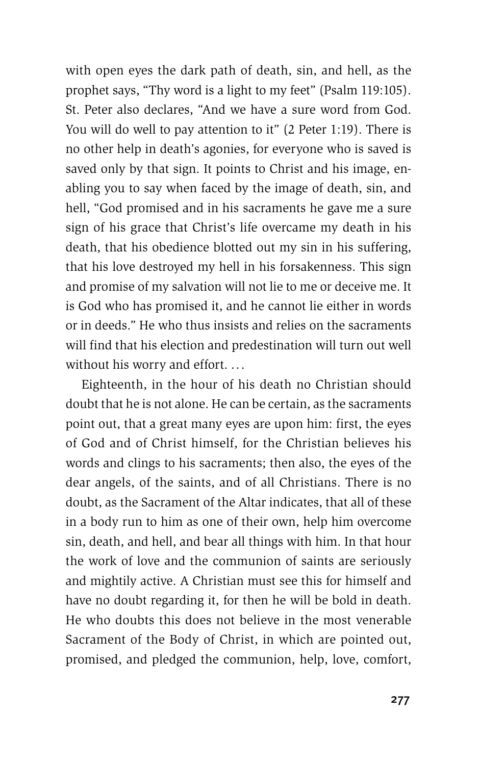with open eyes the dark path of death, sin, and hell, as the prophet says, "Thy word is a light to my feet" (Psalm 119:105). St. Peter also declares, "And we have a sure word from God. You will do well to pay attention to it" (2 Peter 1:19). There is no other help in death's agonies, for everyone who is saved is saved only by that sign. It points to Christ and his image, enabling you to say when faced by the image of death, sin, and hell, "God promised and in his sacraments he gave me a sure sign of his grace that Christ's life overcame my death in his death, that his obedience blotted out my sin in his suffering, that his love destroyed my hell in his forsakenness. This sign and promise of my salvation will not lie to me or deceive me. It is God who has promised it, and he cannot lie either in words or in deeds." He who thus insists and relies on the sacraments will find that his election and predestination will turn out well without his worry and effort. . . .

Eighteenth, in the hour of his death no Christian should doubt that he is not alone. He can be certain, as the sacraments point out, that a great many eyes are upon him: first, the eyes of God and of Christ himself, for the Christian believes his words and clings to his sacraments; then also, the eyes of the dear angels, of the saints, and of all Christians. There is no doubt, as the Sacrament of the Altar indicates, that all of these in a body run to him as one of their own, help him overcome sin, death, and hell, and bear all things with him. In that hour the work of love and the communion of saints are seriously and mightily active. A Christian must see this for himself and have no doubt regarding it, for then he will be bold in death. He who doubts this does not believe in the most venerable Sacrament of the Body of Christ, in which are pointed out, promised, and pledged the communion, help, love, comfort,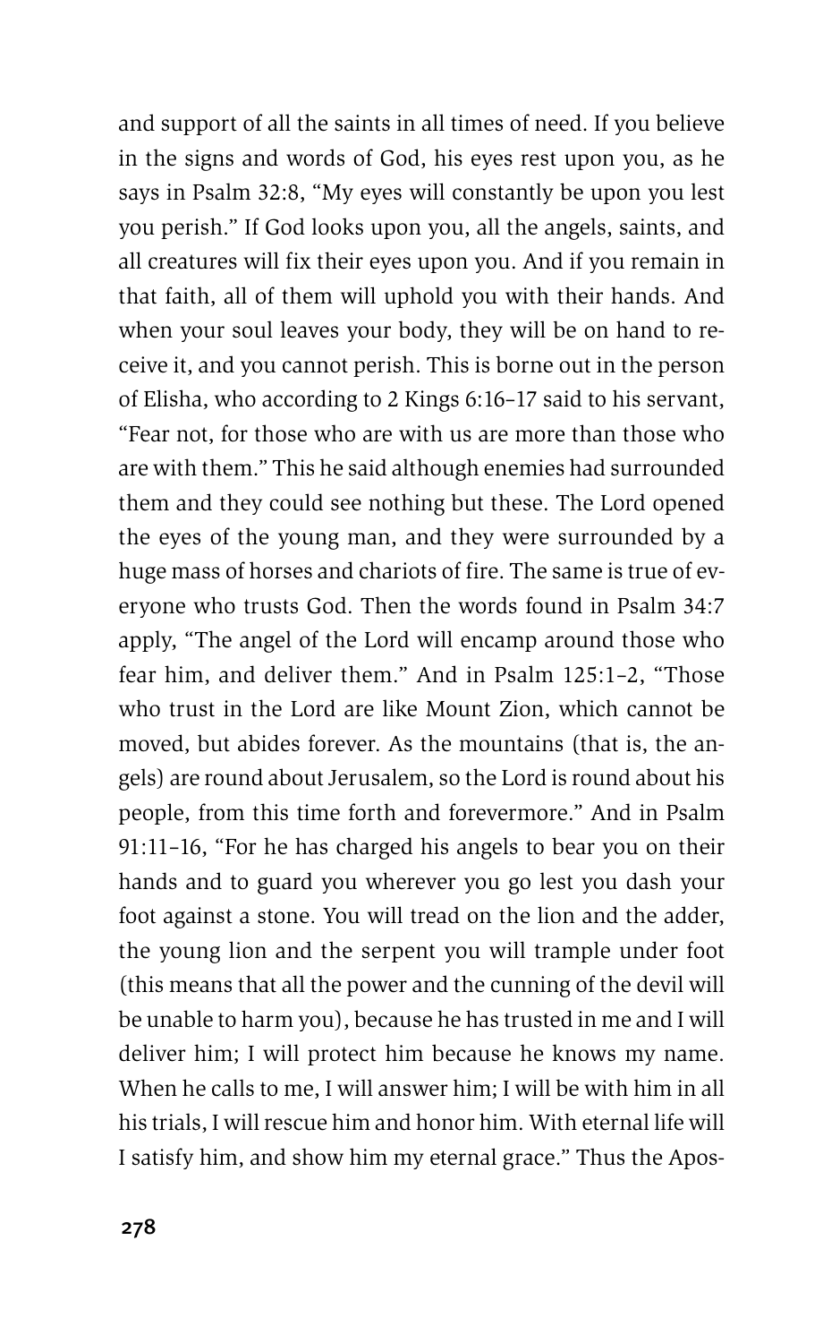and support of all the saints in all times of need. If you believe in the signs and words of God, his eyes rest upon you, as he says in Psalm 32:8, "My eyes will constantly be upon you lest you perish." If God looks upon you, all the angels, saints, and all creatures will fix their eyes upon you. And if you remain in that faith, all of them will uphold you with their hands. And when your soul leaves your body, they will be on hand to receive it, and you cannot perish. This is borne out in the person of Elisha, who according to 2 Kings 6:16–17 said to his servant, "Fear not, for those who are with us are more than those who are with them." This he said although enemies had surrounded them and they could see nothing but these. The Lord opened the eyes of the young man, and they were surrounded by a huge mass of horses and chariots of fire. The same is true of everyone who trusts God. Then the words found in Psalm 34:7 apply, "The angel of the Lord will encamp around those who fear him, and deliver them." And in Psalm 125:1–2, "Those who trust in the Lord are like Mount Zion, which cannot be moved, but abides forever. As the mountains (that is, the angels) are round about Jerusalem, so the Lord is round about his people, from this time forth and forevermore." And in Psalm 91:11–16, "For he has charged his angels to bear you on their hands and to guard you wherever you go lest you dash your foot against a stone. You will tread on the lion and the adder, the young lion and the serpent you will trample under foot (this means that all the power and the cunning of the devil will be unable to harm you), because he has trusted in me and I will deliver him; I will protect him because he knows my name. When he calls to me, I will answer him; I will be with him in all his trials, I will rescue him and honor him. With eternal life will I satisfy him, and show him my eternal grace." Thus the Apos-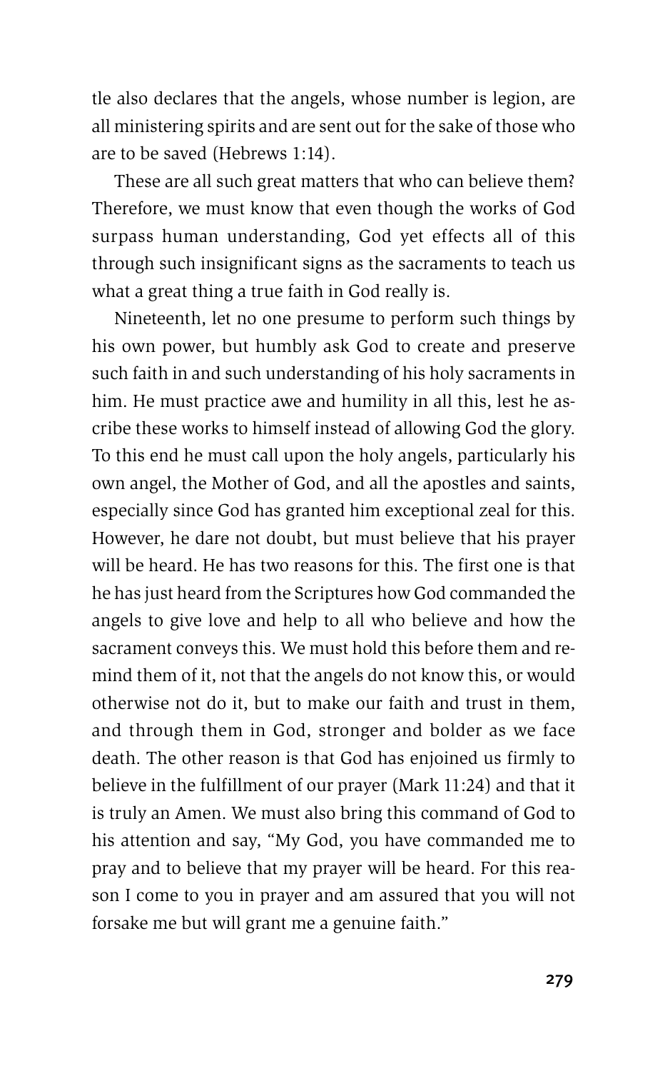tle also declares that the angels, whose number is legion, are all ministering spirits and are sent out for the sake of those who are to be saved (Hebrews 1:14).

These are all such great matters that who can believe them? Therefore, we must know that even though the works of God surpass human understanding, God yet effects all of this through such insignificant signs as the sacraments to teach us what a great thing a true faith in God really is.

Nineteenth, let no one presume to perform such things by his own power, but humbly ask God to create and preserve such faith in and such understanding of his holy sacraments in him. He must practice awe and humility in all this, lest he ascribe these works to himself instead of allowing God the glory. To this end he must call upon the holy angels, particularly his own angel, the Mother of God, and all the apostles and saints, especially since God has granted him exceptional zeal for this. However, he dare not doubt, but must believe that his prayer will be heard. He has two reasons for this. The first one is that he has just heard from the Scriptures how God commanded the angels to give love and help to all who believe and how the sacrament conveys this. We must hold this before them and remind them of it, not that the angels do not know this, or would otherwise not do it, but to make our faith and trust in them, and through them in God, stronger and bolder as we face death. The other reason is that God has enjoined us firmly to believe in the fulfillment of our prayer (Mark 11:24) and that it is truly an Amen. We must also bring this command of God to his attention and say, "My God, you have commanded me to pray and to believe that my prayer will be heard. For this reason I come to you in prayer and am assured that you will not forsake me but will grant me a genuine faith."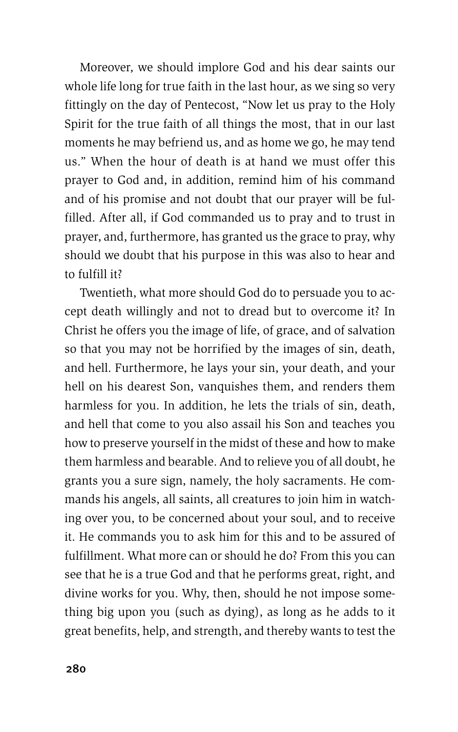Moreover, we should implore God and his dear saints our whole life long for true faith in the last hour, as we sing so very fittingly on the day of Pentecost, "Now let us pray to the Holy Spirit for the true faith of all things the most, that in our last moments he may befriend us, and as home we go, he may tend us." When the hour of death is at hand we must offer this prayer to God and, in addition, remind him of his command and of his promise and not doubt that our prayer will be fulfilled. After all, if God commanded us to pray and to trust in prayer, and, furthermore, has granted us the grace to pray, why should we doubt that his purpose in this was also to hear and to fulfill it?

Twentieth, what more should God do to persuade you to accept death willingly and not to dread but to overcome it? In Christ he offers you the image of life, of grace, and of salvation so that you may not be horrified by the images of sin, death, and hell. Furthermore, he lays your sin, your death, and your hell on his dearest Son, vanquishes them, and renders them harmless for you. In addition, he lets the trials of sin, death, and hell that come to you also assail his Son and teaches you how to preserve yourself in the midst of these and how to make them harmless and bearable. And to relieve you of all doubt, he grants you a sure sign, namely, the holy sacraments. He commands his angels, all saints, all creatures to join him in watching over you, to be concerned about your soul, and to receive it. He commands you to ask him for this and to be assured of fulfillment. What more can or should he do? From this you can see that he is a true God and that he performs great, right, and divine works for you. Why, then, should he not impose something big upon you (such as dying), as long as he adds to it great benefits, help, and strength, and thereby wants to test the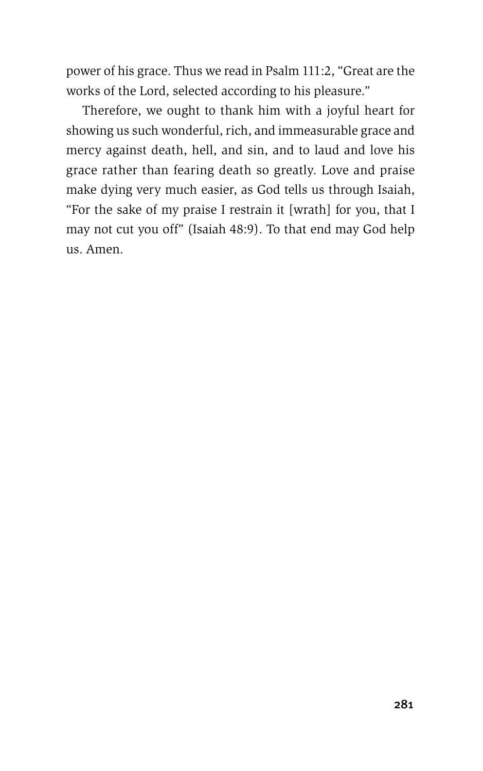power of his grace. Thus we read in Psalm 111:2, "Great are the works of the Lord, selected according to his pleasure."

Therefore, we ought to thank him with a joyful heart for showing us such wonderful, rich, and immeasurable grace and mercy against death, hell, and sin, and to laud and love his grace rather than fearing death so greatly. Love and praise make dying very much easier, as God tells us through Isaiah, "For the sake of my praise I restrain it [wrath] for you, that I may not cut you off" (Isaiah 48:9). To that end may God help us. Amen.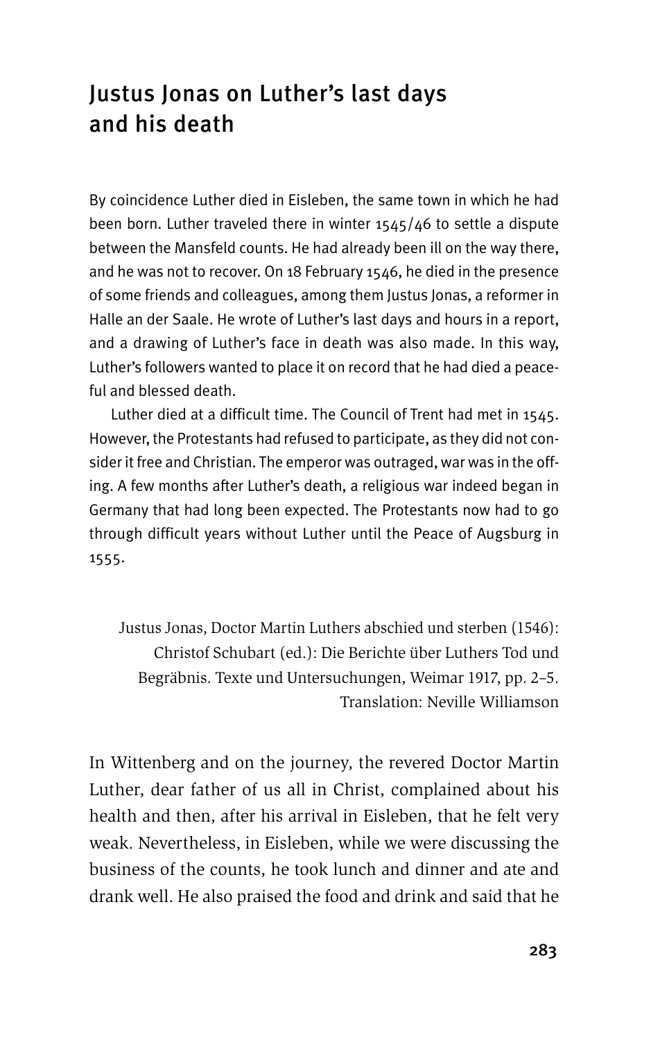# Justus Jonas on Luther's last days and his death

By coincidence Luther died in Eisleben, the same town in which he had been born. Luther traveled there in winter 1545/46 to settle a dispute between the Mansfeld counts. He had already been ill on the way there, and he was not to recover. On 18 February 1546, he died in the presence of some friends and colleagues, among them Justus Jonas, a reformer in Halle an der Saale. He wrote of Luther's last days and hours in a report, and a drawing of Luther's face in death was also made. In this way, Luther's followers wanted to place it on record that he had died a peaceful and blessed death.

Luther died at a difficult time. The Council of Trent had met in 1545. However, the Protestants had refused to participate, as they did not consider it free and Christian. The emperor was outraged, war was in the offing. A few months after Luther's death, a religious war indeed began in Germany that had long been expected. The Protestants now had to go through difficult years without Luther until the Peace of Augsburg in 1555.

Justus Jonas, Doctor Martin Luthers abschied und sterben (1546): Christof Schubart (ed.): Die Berichte über Luthers Tod und Begräbnis. Texte und Untersuchungen, Weimar 1917, pp. 2–5. Translation: Neville Williamson

In Wittenberg and on the journey, the revered Doctor Martin Luther, dear father of us all in Christ, complained about his health and then, after his arrival in Eisleben, that he felt very weak. Nevertheless, in Eisleben, while we were discussing the business of the counts, he took lunch and dinner and ate and drank well. He also praised the food and drink and said that he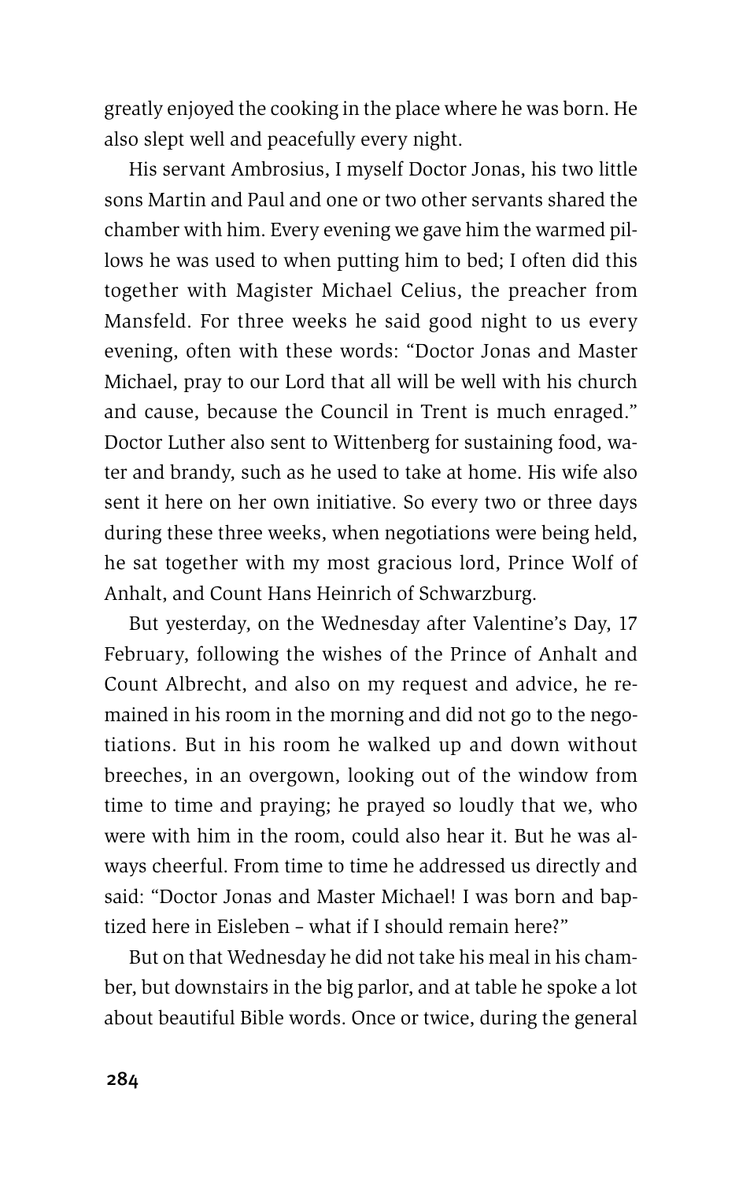greatly enjoyed the cooking in the place where he was born. He also slept well and peacefully every night.

His servant Ambrosius, I myself Doctor Jonas, his two little sons Martin and Paul and one or two other servants shared the chamber with him. Every evening we gave him the warmed pillows he was used to when putting him to bed; I often did this together with Magister Michael Celius, the preacher from Mansfeld. For three weeks he said good night to us every evening, often with these words: "Doctor Jonas and Master Michael, pray to our Lord that all will be well with his church and cause, because the Council in Trent is much enraged." Doctor Luther also sent to Wittenberg for sustaining food, water and brandy, such as he used to take at home. His wife also sent it here on her own initiative. So every two or three days during these three weeks, when negotiations were being held, he sat together with my most gracious lord, Prince Wolf of Anhalt, and Count Hans Heinrich of Schwarzburg.

But yesterday, on the Wednesday after Valentine's Day, 17 February, following the wishes of the Prince of Anhalt and Count Albrecht, and also on my request and advice, he remained in his room in the morning and did not go to the negotiations. But in his room he walked up and down without breeches, in an overgown, looking out of the window from time to time and praying; he prayed so loudly that we, who were with him in the room, could also hear it. But he was always cheerful. From time to time he addressed us directly and said: "Doctor Jonas and Master Michael! I was born and baptized here in Eisleben – what if I should remain here?"

But on that Wednesday he did not take his meal in his chamber, but downstairs in the big parlor, and at table he spoke a lot about beautiful Bible words. Once or twice, during the general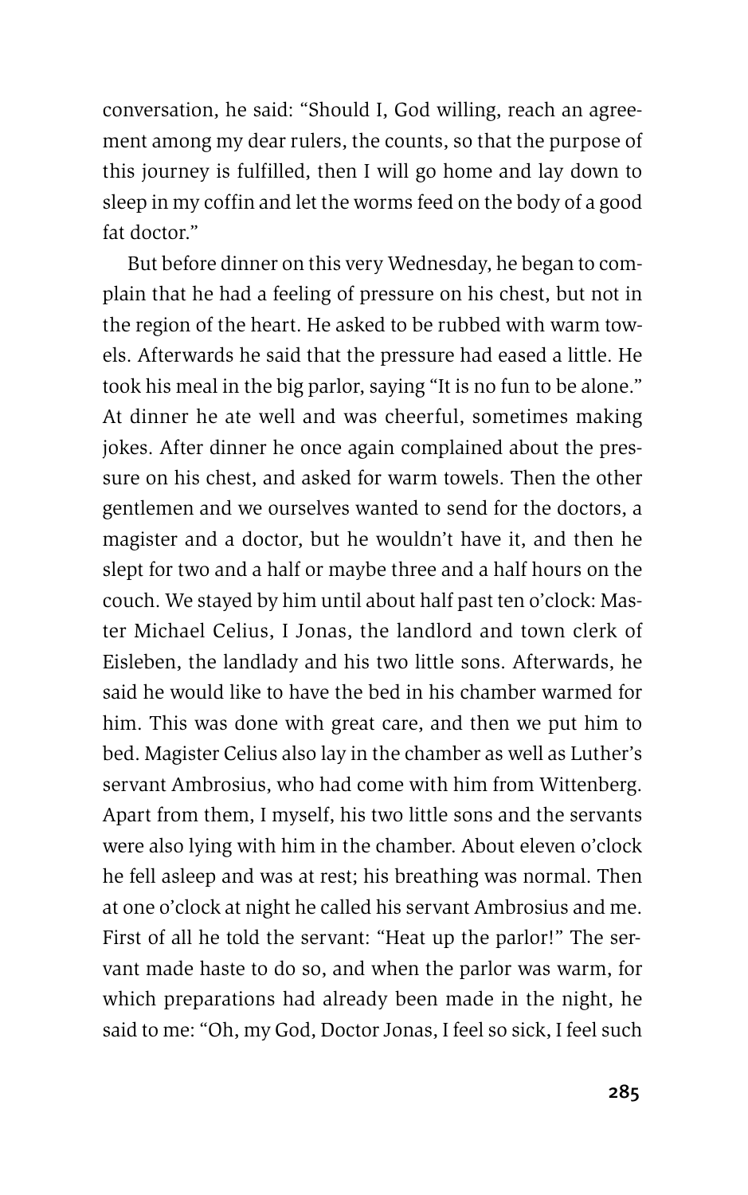conversation, he said: "Should I, God willing, reach an agreement among my dear rulers, the counts, so that the purpose of this journey is fulfilled, then I will go home and lay down to sleep in my coffin and let the worms feed on the body of a good fat doctor."

But before dinner on this very Wednesday, he began to complain that he had a feeling of pressure on his chest, but not in the region of the heart. He asked to be rubbed with warm towels. Afterwards he said that the pressure had eased a little. He took his meal in the big parlor, saying "It is no fun to be alone." At dinner he ate well and was cheerful, sometimes making jokes. After dinner he once again complained about the pressure on his chest, and asked for warm towels. Then the other gentlemen and we ourselves wanted to send for the doctors, a magister and a doctor, but he wouldn't have it, and then he slept for two and a half or maybe three and a half hours on the couch. We stayed by him until about half past ten o'clock: Master Michael Celius, I Jonas, the landlord and town clerk of Eisleben, the landlady and his two little sons. Afterwards, he said he would like to have the bed in his chamber warmed for him. This was done with great care, and then we put him to bed. Magister Celius also lay in the chamber as well as Luther's servant Ambrosius, who had come with him from Wittenberg. Apart from them, I myself, his two little sons and the servants were also lying with him in the chamber. About eleven o'clock he fell asleep and was at rest; his breathing was normal. Then at one o'clock at night he called his servant Ambrosius and me. First of all he told the servant: "Heat up the parlor!" The servant made haste to do so, and when the parlor was warm, for which preparations had already been made in the night, he said to me: "Oh, my God, Doctor Jonas, I feel so sick, I feel such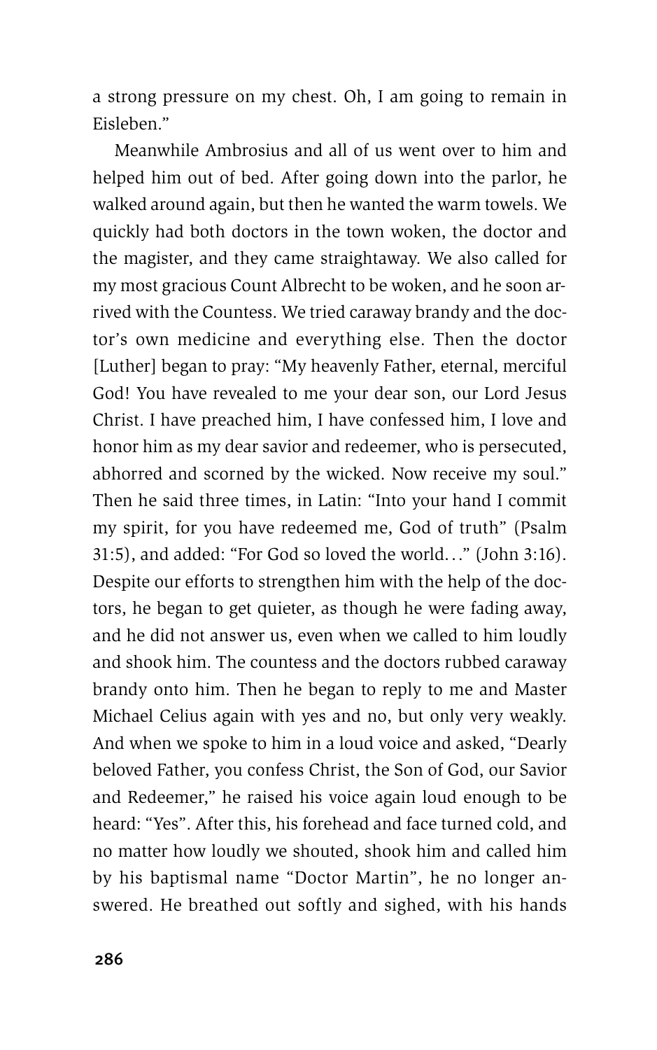a strong pressure on my chest. Oh, I am going to remain in Eisleben."

Meanwhile Ambrosius and all of us went over to him and helped him out of bed. After going down into the parlor, he walked around again, but then he wanted the warm towels. We quickly had both doctors in the town woken, the doctor and the magister, and they came straightaway. We also called for my most gracious Count Albrecht to be woken, and he soon arrived with the Countess. We tried caraway brandy and the doctor's own medicine and everything else. Then the doctor [Luther] began to pray: "My heavenly Father, eternal, merciful God! You have revealed to me your dear son, our Lord Jesus Christ. I have preached him, I have confessed him, I love and honor him as my dear savior and redeemer, who is persecuted, abhorred and scorned by the wicked. Now receive my soul." Then he said three times, in Latin: "Into your hand I commit my spirit, for you have redeemed me, God of truth" (Psalm 31:5), and added: "For God so loved the world…" (John 3:16). Despite our efforts to strengthen him with the help of the doctors, he began to get quieter, as though he were fading away, and he did not answer us, even when we called to him loudly and shook him. The countess and the doctors rubbed caraway brandy onto him. Then he began to reply to me and Master Michael Celius again with yes and no, but only very weakly. And when we spoke to him in a loud voice and asked, "Dearly beloved Father, you confess Christ, the Son of God, our Savior and Redeemer," he raised his voice again loud enough to be heard: "Yes". After this, his forehead and face turned cold, and no matter how loudly we shouted, shook him and called him by his baptismal name "Doctor Martin", he no longer answered. He breathed out softly and sighed, with his hands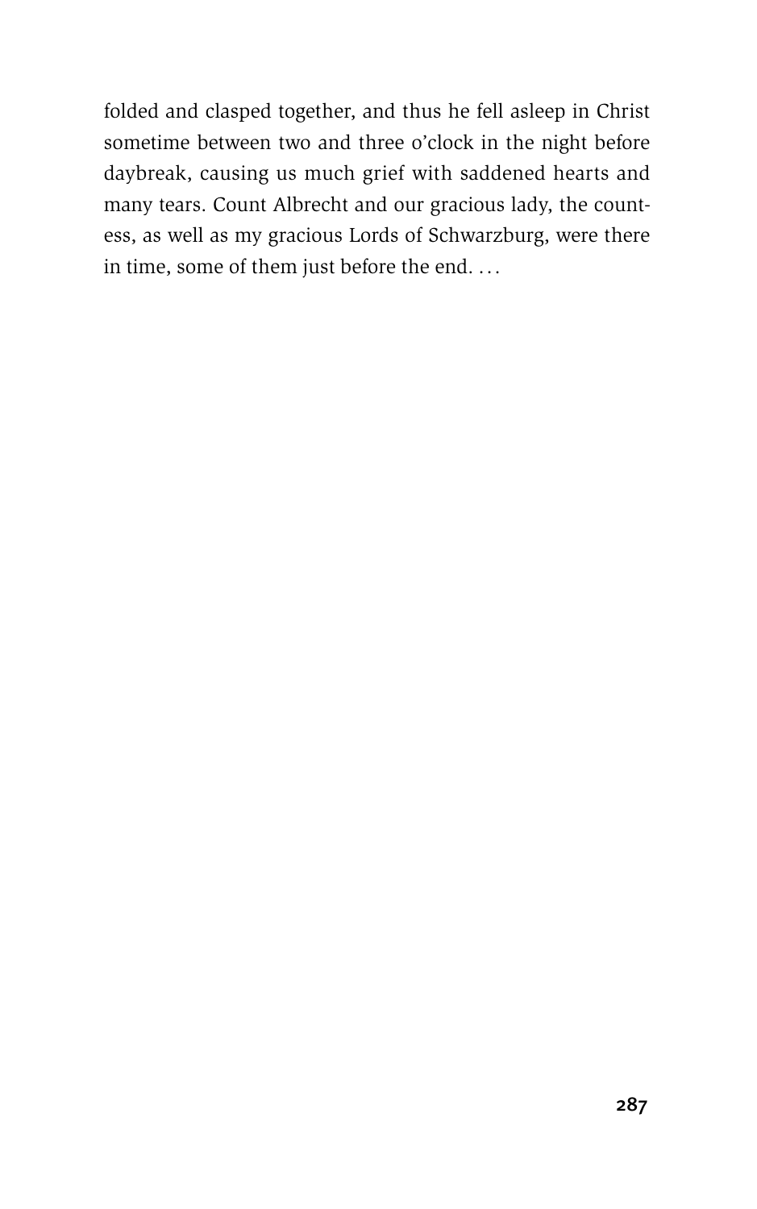folded and clasped together, and thus he fell asleep in Christ sometime between two and three o'clock in the night before daybreak, causing us much grief with saddened hearts and many tears. Count Albrecht and our gracious lady, the countess, as well as my gracious Lords of Schwarzburg, were there in time, some of them just before the end. . . .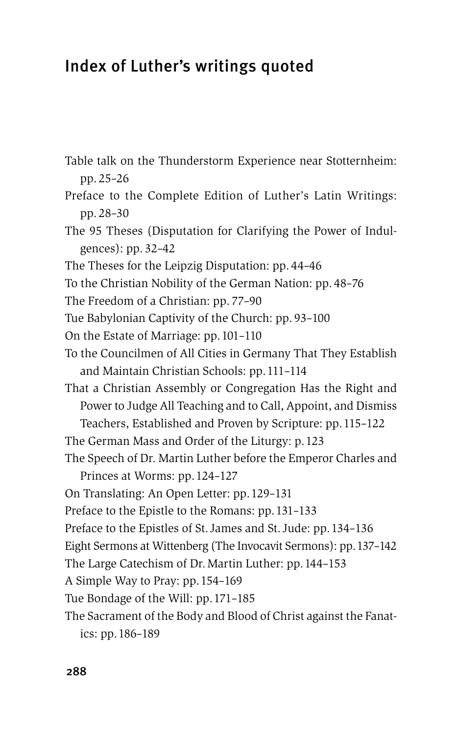# Index of Luther's writings quoted

Table talk on the Thunderstorm Experience near Stotternheim: pp. 25–26

Preface to the Complete Edition of Luther's Latin Writings: pp. 28–30

The 95 Theses (Disputation for Clarifying the Power of Indulgences): pp. 32–42

The Theses for the Leipzig Disputation: pp. 44–46

To the Christian Nobility of the German Nation: pp. 48–76

The Freedom of a Christian: pp. 77–90

Tue Babylonian Captivity of the Church: pp. 93–100

On the Estate of Marriage: pp. 101–110

To the Councilmen of All Cities in Germany That They Establish and Maintain Christian Schools: pp. 111–114

That a Christian Assembly or Congregation Has the Right and Power to Judge All Teaching and to Call, Appoint, and Dismiss Teachers, Established and Proven by Scripture: pp. 115–122

The German Mass and Order of the Liturgy: p. 123

The Speech of Dr. Martin Luther before the Emperor Charles and Princes at Worms: pp. 124–127

On Translating: An Open Letter: pp. 129–131

Preface to the Epistle to the Romans: pp. 131–133

Preface to the Epistles of St. James and St. Jude: pp. 134–136

Eight Sermons at Wittenberg (The Invocavit Sermons): pp. 137–142

The Large Catechism of Dr. Martin Luther: pp. 144–153

A Simple Way to Pray: pp. 154–169

Tue Bondage of the Will: pp. 171–185

The Sacrament of the Body and Blood of Christ against the Fanatics: pp. 186–189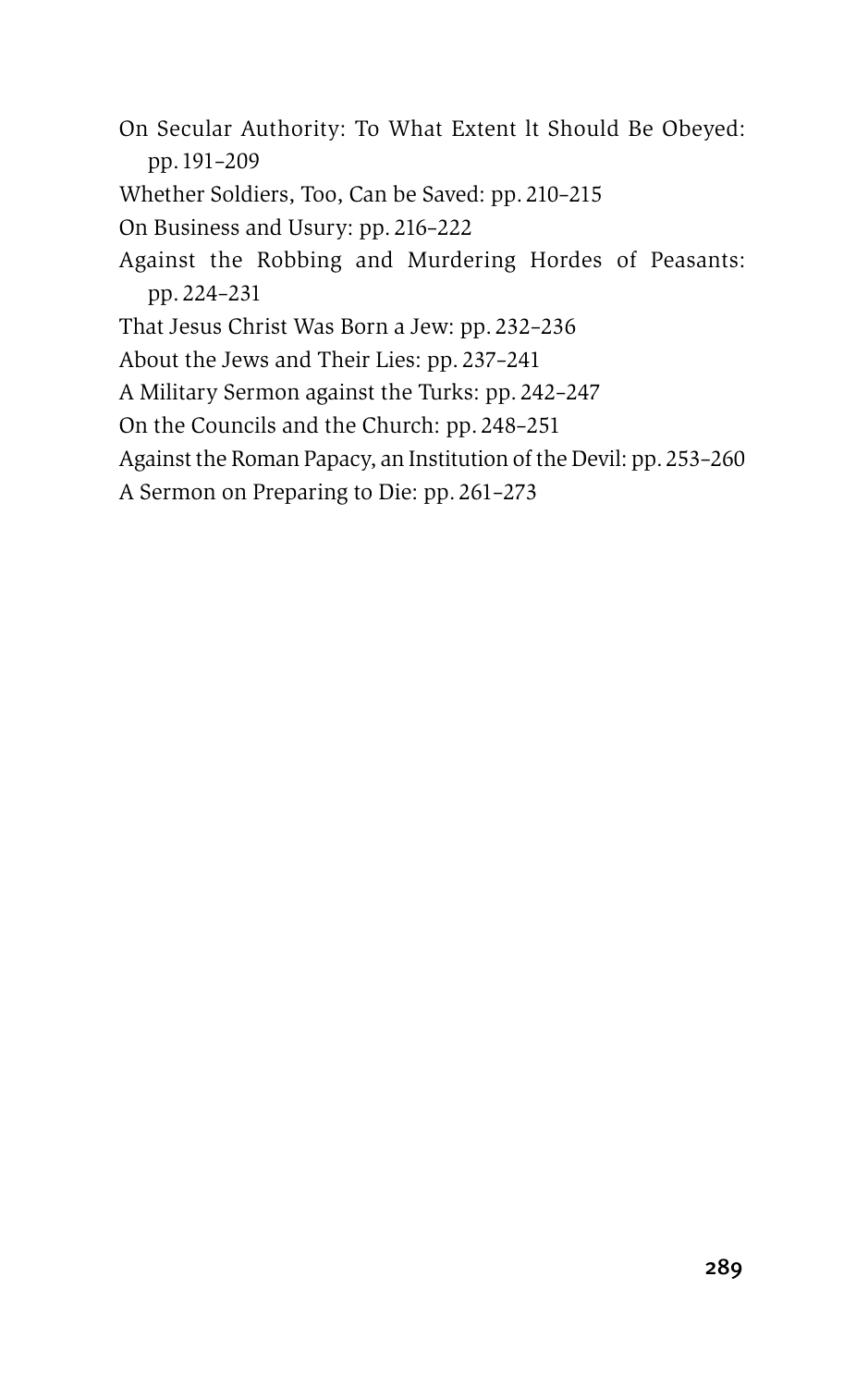On Secular Authority: To What Extent lt Should Be Obeyed: pp. 191–209

Whether Soldiers, Too, Can be Saved: pp. 210–215

On Business and Usury: pp. 216–222

Against the Robbing and Murdering Hordes of Peasants: pp. 224–231

That Jesus Christ Was Born a Jew: pp. 232–236

About the Jews and Their Lies: pp. 237–241

A Military Sermon against the Turks: pp. 242–247

On the Councils and the Church: pp. 248–251

Against the Roman Papacy, an Institution of the Devil: pp. 253–260

A Sermon on Preparing to Die: pp. 261–273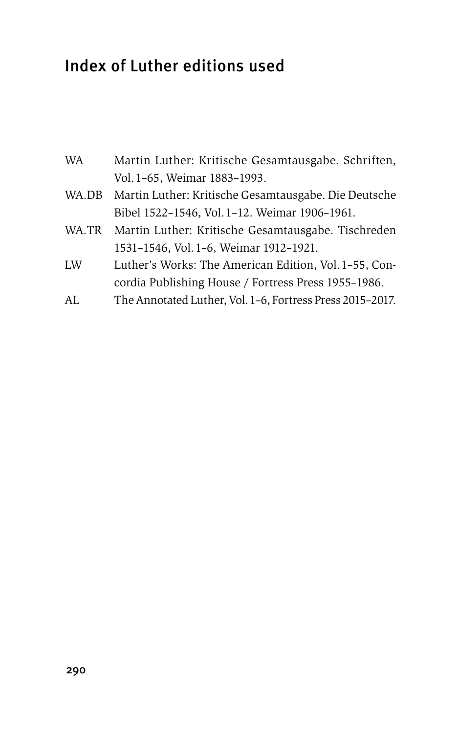# Index of Luther editions used

| | |
|---|---|
| WA | Martin Luther: Kritische Gesamtausgabe. Schriften, Vol. 1–65, Weimar 1883–1993. |
| WA.DB | Martin Luther: Kritische Gesamtausgabe. Die Deutsche Bibel 1522–1546, Vol. 1–12. Weimar 1906–1961. |
| WA.TR | Martin Luther: Kritische Gesamtausgabe. Tischreden 1531–1546, Vol. 1–6, Weimar 1912–1921. |
| LW | Luther's Works: The American Edition, Vol. 1–55, Concordia Publishing House / Fortress Press 1955–1986. |
| AL | The Annotated Luther, Vol. 1–6, Fortress Press 2015–2017. |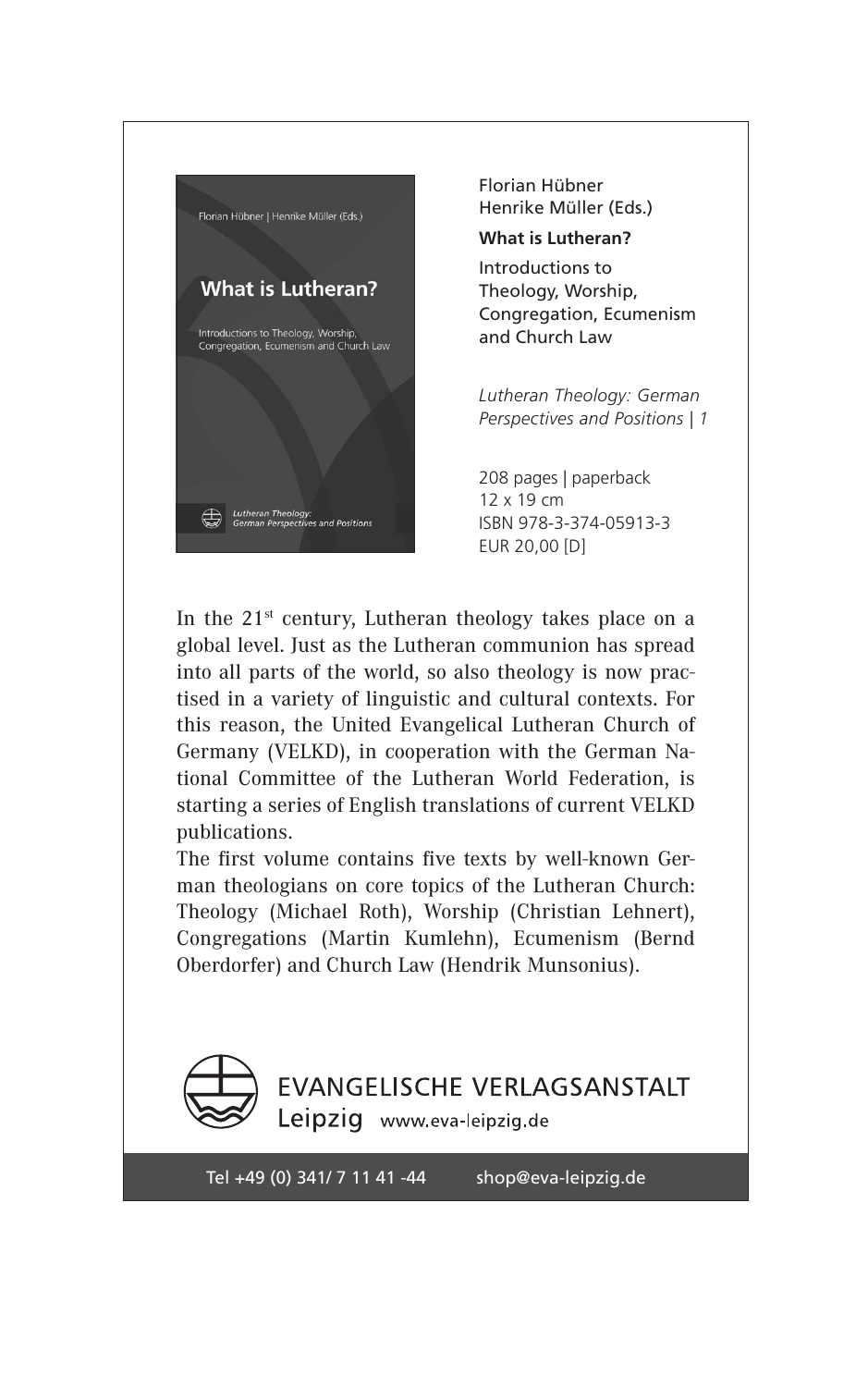Florian Hübner
Henrike Müller (Eds.)

**What is Lutheran?**

Introductions to Theology, Worship, Congregation, Ecumenism and Church Law

*Lutheran Theology: German Perspectives and Positions | 1*

208 pages | paperback
12 x 19 cm
ISBN 978-3-374-05913-3
EUR 20,00 [D]

In the 21st century, Lutheran theology takes place on a global level. Just as the Lutheran communion has spread into all parts of the world, so also theology is now practised in a variety of linguistic and cultural contexts. For this reason, the United Evangelical Lutheran Church of Germany (VELKD), in cooperation with the German National Committee of the Lutheran World Federation, is starting a series of English translations of current VELKD publications.

The first volume contains five texts by well-known German theologians on core topics of the Lutheran Church: Theology (Michael Roth), Worship (Christian Lehnert), Congregations (Martin Kumlehn), Ecumenism (Bernd Oberdorfer) and Church Law (Hendrik Munsonius).

EVANGELISCHE VERLAGSANSTALT
Leipzig www.eva-leipzig.de

Tel +49 (0) 341/ 7 11 41 -44 shop@eva-leipzig.de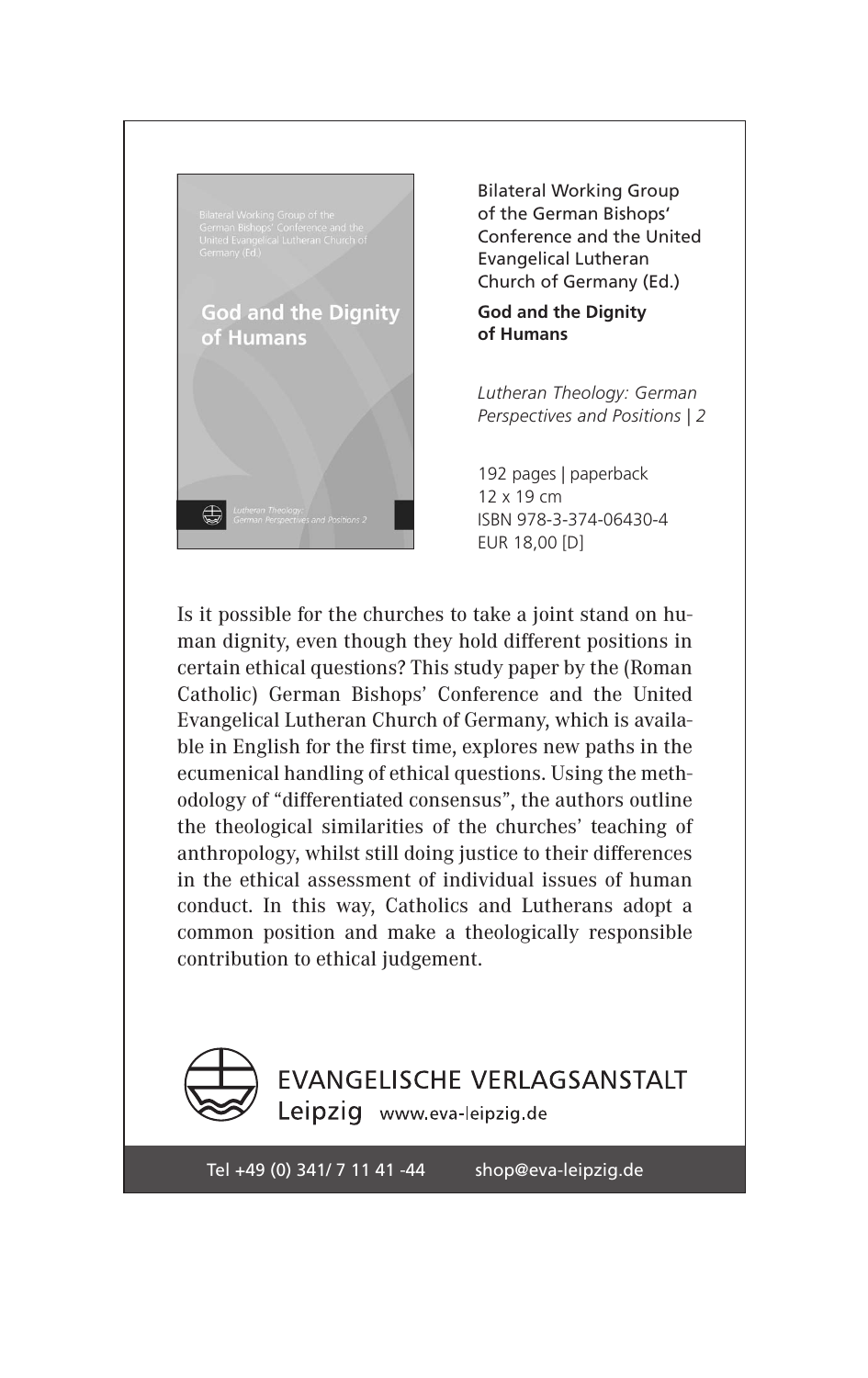Bilateral Working Group of the German Bishops' Conference and the United Evangelical Lutheran Church of Germany (Ed.)

**God and the Dignity of Humans**

*Lutheran Theology: German Perspectives and Positions | 2*

192 pages | paperback
12 x 19 cm
ISBN 978-3-374-06430-4
EUR 18,00 [D]

Is it possible for the churches to take a joint stand on human dignity, even though they hold different positions in certain ethical questions? This study paper by the (Roman Catholic) German Bishops' Conference and the United Evangelical Lutheran Church of Germany, which is available in English for the first time, explores new paths in the ecumenical handling of ethical questions. Using the methodology of "differentiated consensus", the authors outline the theological similarities of the churches' teaching of anthropology, whilst still doing justice to their differences in the ethical assessment of individual issues of human conduct. In this way, Catholics and Lutherans adopt a common position and make a theologically responsible contribution to ethical judgement.

EVANGELISCHE VERLAGSANSTALT
Leipzig www.eva-leipzig.de

Tel +49 (0) 341/ 7 11 41 -44 shop@eva-leipzig.de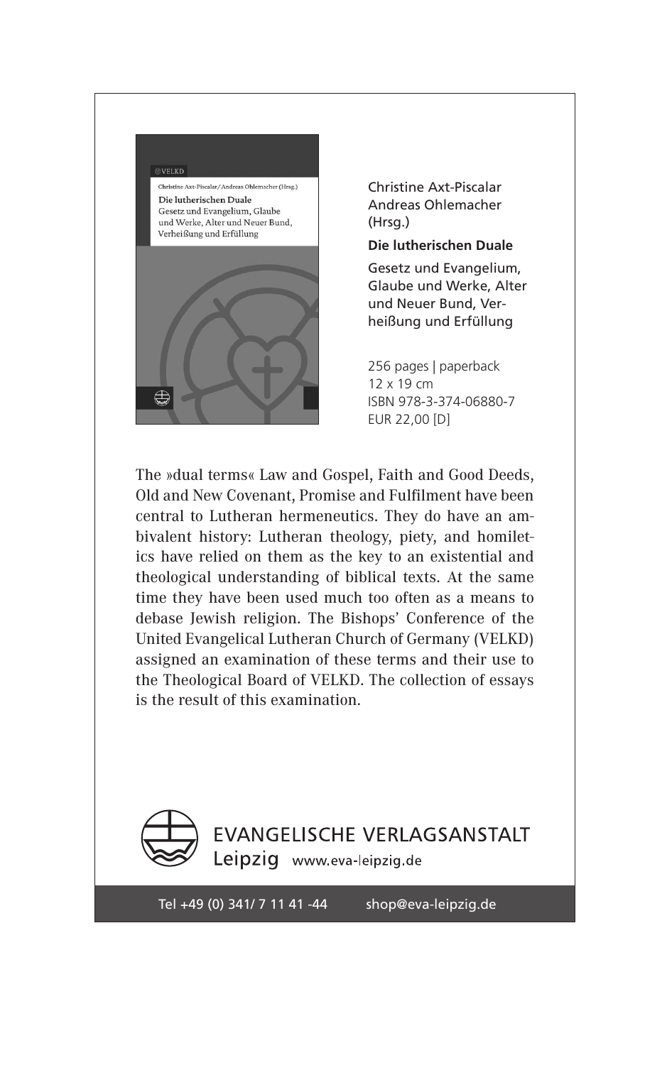Christine Axt-Piscalar
Andreas Ohlemacher
(Hrsg.)

**Die lutherischen Duale**

Gesetz und Evangelium, Glaube und Werke, Alter und Neuer Bund, Verheißung und Erfüllung

256 pages | paperback
12 x 19 cm
ISBN 978-3-374-06880-7
EUR 22,00 [D]

The »dual terms« Law and Gospel, Faith and Good Deeds, Old and New Covenant, Promise and Fulfilment have been central to Lutheran hermeneutics. They do have an ambivalent history: Lutheran theology, piety, and homiletics have relied on them as the key to an existential and theological understanding of biblical texts. At the same time they have been used much too often as a means to debase Jewish religion. The Bishops' Conference of the United Evangelical Lutheran Church of Germany (VELKD) assigned an examination of these terms and their use to the Theological Board of VELKD. The collection of essays is the result of this examination.

EVANGELISCHE VERLAGSANSTALT
Leipzig www.eva-leipzig.de

Tel +49 (0) 341/ 7 11 41 -44 shop@eva-leipzig.de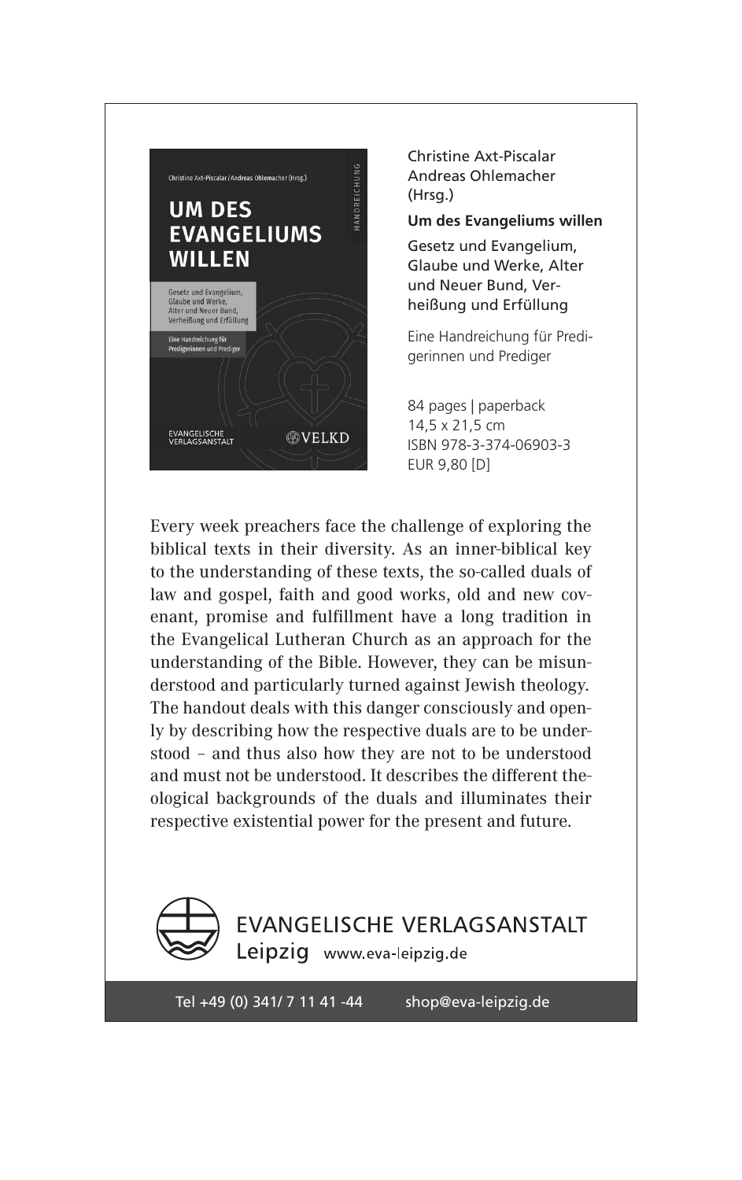Christine Axt-Piscalar
Andreas Ohlemacher
(Hrsg.)

**Um des Evangeliums willen**

Gesetz und Evangelium, Glaube und Werke, Alter und Neuer Bund, Verheißung und Erfüllung

Eine Handreichung für Predigerinnen und Prediger

84 pages | paperback
14,5 x 21,5 cm
ISBN 978-3-374-06903-3
EUR 9,80 [D]

Every week preachers face the challenge of exploring the biblical texts in their diversity. As an inner-biblical key to the understanding of these texts, the so-called duals of law and gospel, faith and good works, old and new covenant, promise and fulfillment have a long tradition in the Evangelical Lutheran Church as an approach for the understanding of the Bible. However, they can be misunderstood and particularly turned against Jewish theology. The handout deals with this danger consciously and openly by describing how the respective duals are to be understood – and thus also how they are not to be understood and must not be understood. It describes the different theological backgrounds of the duals and illuminates their respective existential power for the present and future.

EVANGELISCHE VERLAGSANSTALT
Leipzig www.eva-leipzig.de

Tel +49 (0) 341/ 7 11 41 -44 shop@eva-leipzig.de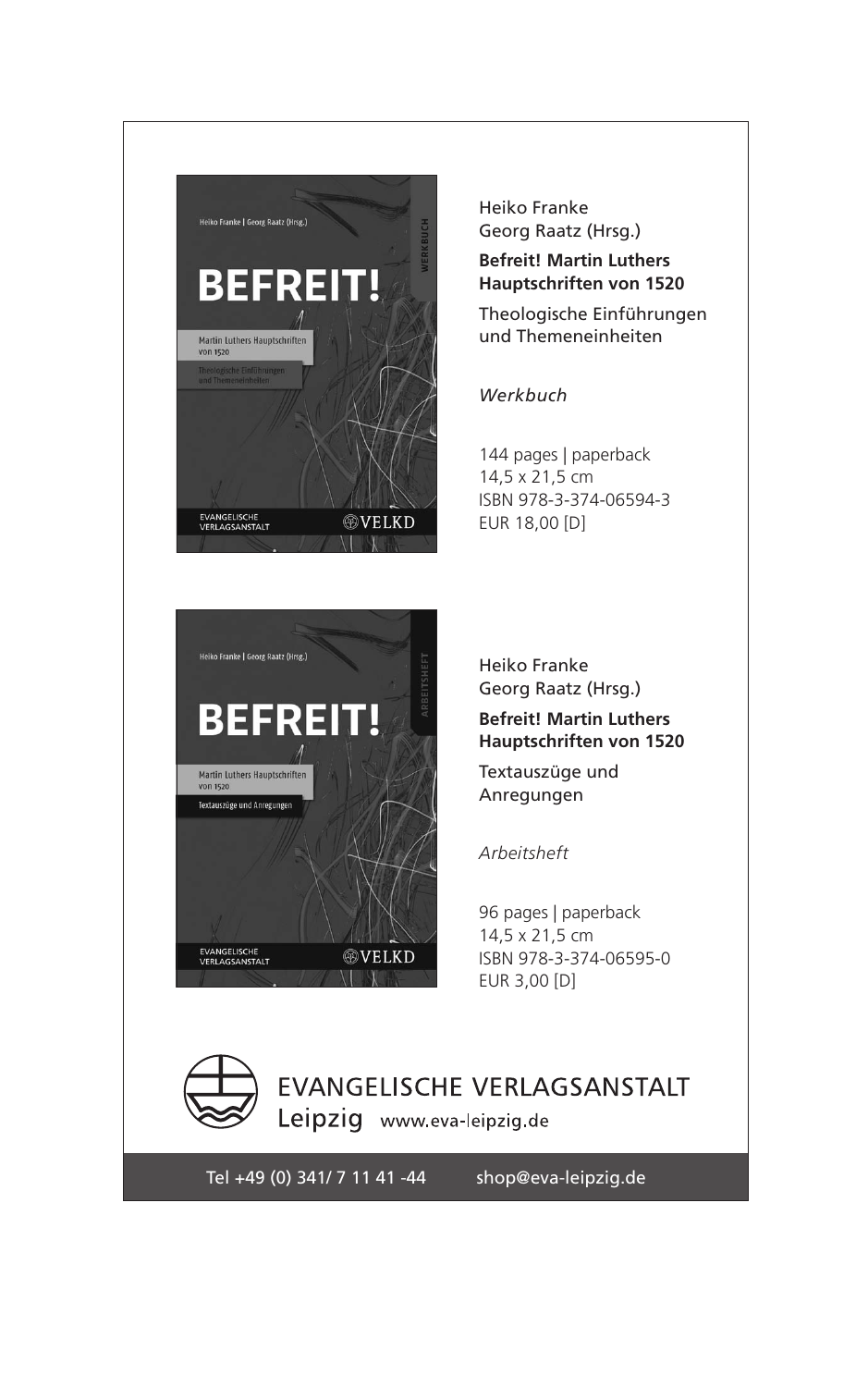Heiko Franke
Georg Raatz (Hrsg.)

**Befreit! Martin Luthers Hauptschriften von 1520**

Theologische Einführungen und Themeneinheiten

*Werkbuch*

144 pages | paperback
14,5 x 21,5 cm
ISBN 978-3-374-06594-3
EUR 18,00 [D]

Heiko Franke
Georg Raatz (Hrsg.)

**Befreit! Martin Luthers Hauptschriften von 1520**

Textauszüge und Anregungen

*Arbeitsheft*

96 pages | paperback
14,5 x 21,5 cm
ISBN 978-3-374-06595-0
EUR 3,00 [D]

EVANGELISCHE VERLAGSANSTALT
Leipzig www.eva-leipzig.de

Tel +49 (0) 341/ 7 11 41 -44 shop@eva-leipzig.de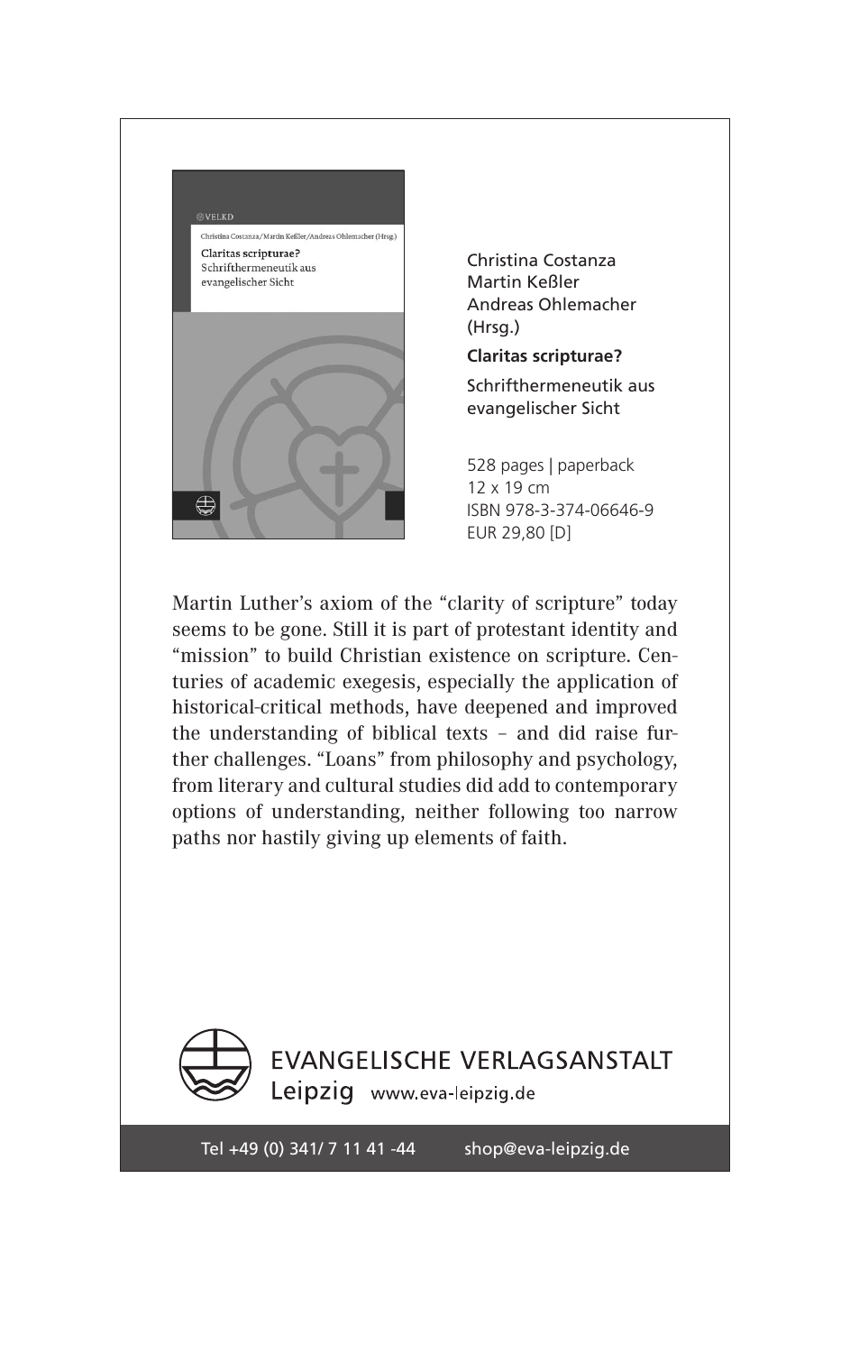Christina Costanza
Martin Keßler
Andreas Ohlemacher
(Hrsg.)

**Claritas scripturae?**

Schrifthermeneutik aus evangelischer Sicht

528 pages | paperback
12 x 19 cm
ISBN 978-3-374-06646-9
EUR 29,80 [D]

Martin Luther's axiom of the "clarity of scripture" today seems to be gone. Still it is part of protestant identity and "mission" to build Christian existence on scripture. Centuries of academic exegesis, especially the application of historical-critical methods, have deepened and improved the understanding of biblical texts – and did raise further challenges. "Loans" from philosophy and psychology, from literary and cultural studies did add to contemporary options of understanding, neither following too narrow paths nor hastily giving up elements of faith.

EVANGELISCHE VERLAGSANSTALT
Leipzig www.eva-leipzig.de

Tel +49 (0) 341/ 7 11 41 -44 shop@eva-leipzig.de